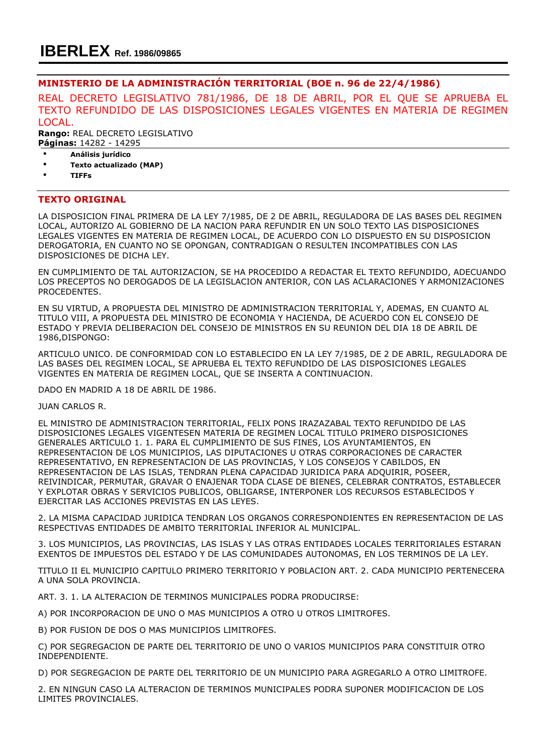# IBERLEX Ref. 1986/09865

## MINISTERIO DE LA ADMINISTRACIÓN TERRITORIAL (BOE n. 96 de 22/4/1986)

REAL DECRETO LEGISLATIVO 781/1986, DE 18 DE ABRIL, POR EL QUE SE APRUEBA EL TEXTO REFUNDIDO DE LAS DISPOSICIONES LEGALES VIGENTES EN MATERIA DE REGIMEN LOCAL.

**Rango:** REAL DECRETO LEGISLATIVO
**Páginas:** 14282 - 14295

- **Análisis jurídico**
- **Texto actualizado (MAP)**
- **TIFFs**

## TEXTO ORIGINAL

LA DISPOSICION FINAL PRIMERA DE LA LEY 7/1985, DE 2 DE ABRIL, REGULADORA DE LAS BASES DEL REGIMEN LOCAL, AUTORIZO AL GOBIERNO DE LA NACION PARA REFUNDIR EN UN SOLO TEXTO LAS DISPOSICIONES LEGALES VIGENTES EN MATERIA DE REGIMEN LOCAL, DE ACUERDO CON LO DISPUESTO EN SU DISPOSICION DEROGATORIA, EN CUANTO NO SE OPONGAN, CONTRADIGAN O RESULTEN INCOMPATIBLES CON LAS DISPOSICIONES DE DICHA LEY.

EN CUMPLIMIENTO DE TAL AUTORIZACION, SE HA PROCEDIDO A REDACTAR EL TEXTO REFUNDIDO, ADECUANDO LOS PRECEPTOS NO DEROGADOS DE LA LEGISLACION ANTERIOR, CON LAS ACLARACIONES Y ARMONIZACIONES PROCEDENTES.

EN SU VIRTUD, A PROPUESTA DEL MINISTRO DE ADMINISTRACION TERRITORIAL Y, ADEMAS, EN CUANTO AL TITULO VIII, A PROPUESTA DEL MINISTRO DE ECONOMIA Y HACIENDA, DE ACUERDO CON EL CONSEJO DE ESTADO Y PREVIA DELIBERACION DEL CONSEJO DE MINISTROS EN SU REUNION DEL DIA 18 DE ABRIL DE 1986,DISPONGO:

ARTICULO UNICO. DE CONFORMIDAD CON LO ESTABLECIDO EN LA LEY 7/1985, DE 2 DE ABRIL, REGULADORA DE LAS BASES DEL REGIMEN LOCAL, SE APRUEBA EL TEXTO REFUNDIDO DE LAS DISPOSICIONES LEGALES VIGENTES EN MATERIA DE REGIMEN LOCAL, QUE SE INSERTA A CONTINUACION.

DADO EN MADRID A 18 DE ABRIL DE 1986.

JUAN CARLOS R.

EL MINISTRO DE ADMINISTRACION TERRITORIAL, FELIX PONS IRAZAZABAL TEXTO REFUNDIDO DE LAS DISPOSICIONES LEGALES VIGENTESEN MATERIA DE REGIMEN LOCAL TITULO PRIMERO DISPOSICIONES GENERALES ARTICULO 1. 1. PARA EL CUMPLIMIENTO DE SUS FINES, LOS AYUNTAMIENTOS, EN REPRESENTACION DE LOS MUNICIPIOS, LAS DIPUTACIONES U OTRAS CORPORACIONES DE CARACTER REPRESENTATIVO, EN REPRESENTACION DE LAS PROVINCIAS, Y LOS CONSEJOS Y CABILDOS, EN REPRESENTACION DE LAS ISLAS, TENDRAN PLENA CAPACIDAD JURIDICA PARA ADQUIRIR, POSEER, REIVINDICAR, PERMUTAR, GRAVAR O ENAJENAR TODA CLASE DE BIENES, CELEBRAR CONTRATOS, ESTABLECER Y EXPLOTAR OBRAS Y SERVICIOS PUBLICOS, OBLIGARSE, INTERPONER LOS RECURSOS ESTABLECIDOS Y EJERCITAR LAS ACCIONES PREVISTAS EN LAS LEYES.

2. LA MISMA CAPACIDAD JURIDICA TENDRAN LOS ORGANOS CORRESPONDIENTES EN REPRESENTACION DE LAS RESPECTIVAS ENTIDADES DE AMBITO TERRITORIAL INFERIOR AL MUNICIPAL.

3. LOS MUNICIPIOS, LAS PROVINCIAS, LAS ISLAS Y LAS OTRAS ENTIDADES LOCALES TERRITORIALES ESTARAN EXENTOS DE IMPUESTOS DEL ESTADO Y DE LAS COMUNIDADES AUTONOMAS, EN LOS TERMINOS DE LA LEY.

TITULO II EL MUNICIPIO CAPITULO PRIMERO TERRITORIO Y POBLACION ART. 2. CADA MUNICIPIO PERTENECERA A UNA SOLA PROVINCIA.

ART. 3. 1. LA ALTERACION DE TERMINOS MUNICIPALES PODRA PRODUCIRSE:

A) POR INCORPORACION DE UNO O MAS MUNICIPIOS A OTRO U OTROS LIMITROFES.

B) POR FUSION DE DOS O MAS MUNICIPIOS LIMITROFES.

C) POR SEGREGACION DE PARTE DEL TERRITORIO DE UNO O VARIOS MUNICIPIOS PARA CONSTITUIR OTRO INDEPENDIENTE.

D) POR SEGREGACION DE PARTE DEL TERRITORIO DE UN MUNICIPIO PARA AGREGARLO A OTRO LIMITROFE.

2. EN NINGUN CASO LA ALTERACION DE TERMINOS MUNICIPALES PODRA SUPONER MODIFICACION DE LOS LIMITES PROVINCIALES.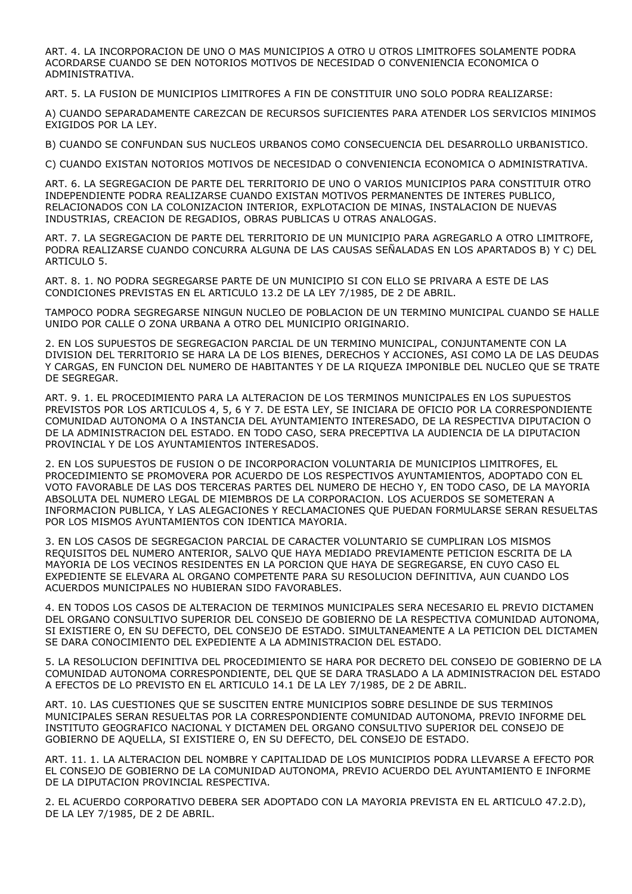ART. 4. LA INCORPORACION DE UNO O MAS MUNICIPIOS A OTRO U OTROS LIMITROFES SOLAMENTE PODRA ACORDARSE CUANDO SE DEN NOTORIOS MOTIVOS DE NECESIDAD O CONVENIENCIA ECONOMICA O ADMINISTRATIVA.

ART. 5. LA FUSION DE MUNICIPIOS LIMITROFES A FIN DE CONSTITUIR UNO SOLO PODRA REALIZARSE:

A) CUANDO SEPARADAMENTE CAREZCAN DE RECURSOS SUFICIENTES PARA ATENDER LOS SERVICIOS MINIMOS EXIGIDOS POR LA LEY.

B) CUANDO SE CONFUNDAN SUS NUCLEOS URBANOS COMO CONSECUENCIA DEL DESARROLLO URBANISTICO.

C) CUANDO EXISTAN NOTORIOS MOTIVOS DE NECESIDAD O CONVENIENCIA ECONOMICA O ADMINISTRATIVA.

ART. 6. LA SEGREGACION DE PARTE DEL TERRITORIO DE UNO O VARIOS MUNICIPIOS PARA CONSTITUIR OTRO INDEPENDIENTE PODRA REALIZARSE CUANDO EXISTAN MOTIVOS PERMANENTES DE INTERES PUBLICO, RELACIONADOS CON LA COLONIZACION INTERIOR, EXPLOTACION DE MINAS, INSTALACION DE NUEVAS INDUSTRIAS, CREACION DE REGADIOS, OBRAS PUBLICAS U OTRAS ANALOGAS.

ART. 7. LA SEGREGACION DE PARTE DEL TERRITORIO DE UN MUNICIPIO PARA AGREGARLO A OTRO LIMITROFE, PODRA REALIZARSE CUANDO CONCURRA ALGUNA DE LAS CAUSAS SEÑALADAS EN LOS APARTADOS B) Y C) DEL ARTICULO 5.

ART. 8. 1. NO PODRA SEGREGARSE PARTE DE UN MUNICIPIO SI CON ELLO SE PRIVARA A ESTE DE LAS CONDICIONES PREVISTAS EN EL ARTICULO 13.2 DE LA LEY 7/1985, DE 2 DE ABRIL.

TAMPOCO PODRA SEGREGARSE NINGUN NUCLEO DE POBLACION DE UN TERMINO MUNICIPAL CUANDO SE HALLE UNIDO POR CALLE O ZONA URBANA A OTRO DEL MUNICIPIO ORIGINARIO.

2. EN LOS SUPUESTOS DE SEGREGACION PARCIAL DE UN TERMINO MUNICIPAL, CONJUNTAMENTE CON LA DIVISION DEL TERRITORIO SE HARA LA DE LOS BIENES, DERECHOS Y ACCIONES, ASI COMO LA DE LAS DEUDAS Y CARGAS, EN FUNCION DEL NUMERO DE HABITANTES Y DE LA RIQUEZA IMPONIBLE DEL NUCLEO QUE SE TRATE DE SEGREGAR.

ART. 9. 1. EL PROCEDIMIENTO PARA LA ALTERACION DE LOS TERMINOS MUNICIPALES EN LOS SUPUESTOS PREVISTOS POR LOS ARTICULOS 4, 5, 6 Y 7. DE ESTA LEY, SE INICIARA DE OFICIO POR LA CORRESPONDIENTE COMUNIDAD AUTONOMA O A INSTANCIA DEL AYUNTAMIENTO INTERESADO, DE LA RESPECTIVA DIPUTACION O DE LA ADMINISTRACION DEL ESTADO. EN TODO CASO, SERA PRECEPTIVA LA AUDIENCIA DE LA DIPUTACION PROVINCIAL Y DE LOS AYUNTAMIENTOS INTERESADOS.

2. EN LOS SUPUESTOS DE FUSION O DE INCORPORACION VOLUNTARIA DE MUNICIPIOS LIMITROFES, EL PROCEDIMIENTO SE PROMOVERA POR ACUERDO DE LOS RESPECTIVOS AYUNTAMIENTOS, ADOPTADO CON EL VOTO FAVORABLE DE LAS DOS TERCERAS PARTES DEL NUMERO DE HECHO Y, EN TODO CASO, DE LA MAYORIA ABSOLUTA DEL NUMERO LEGAL DE MIEMBROS DE LA CORPORACION. LOS ACUERDOS SE SOMETERAN A INFORMACION PUBLICA, Y LAS ALEGACIONES Y RECLAMACIONES QUE PUEDAN FORMULARSE SERAN RESUELTAS POR LOS MISMOS AYUNTAMIENTOS CON IDENTICA MAYORIA.

3. EN LOS CASOS DE SEGREGACION PARCIAL DE CARACTER VOLUNTARIO SE CUMPLIRAN LOS MISMOS REQUISITOS DEL NUMERO ANTERIOR, SALVO QUE HAYA MEDIADO PREVIAMENTE PETICION ESCRITA DE LA MAYORIA DE LOS VECINOS RESIDENTES EN LA PORCION QUE HAYA DE SEGREGARSE, EN CUYO CASO EL EXPEDIENTE SE ELEVARA AL ORGANO COMPETENTE PARA SU RESOLUCION DEFINITIVA, AUN CUANDO LOS ACUERDOS MUNICIPALES NO HUBIERAN SIDO FAVORABLES.

4. EN TODOS LOS CASOS DE ALTERACION DE TERMINOS MUNICIPALES SERA NECESARIO EL PREVIO DICTAMEN DEL ORGANO CONSULTIVO SUPERIOR DEL CONSEJO DE GOBIERNO DE LA RESPECTIVA COMUNIDAD AUTONOMA, SI EXISTIERE O, EN SU DEFECTO, DEL CONSEJO DE ESTADO. SIMULTANEAMENTE A LA PETICION DEL DICTAMEN SE DARA CONOCIMIENTO DEL EXPEDIENTE A LA ADMINISTRACION DEL ESTADO.

5. LA RESOLUCION DEFINITIVA DEL PROCEDIMIENTO SE HARA POR DECRETO DEL CONSEJO DE GOBIERNO DE LA COMUNIDAD AUTONOMA CORRESPONDIENTE, DEL QUE SE DARA TRASLADO A LA ADMINISTRACION DEL ESTADO A EFECTOS DE LO PREVISTO EN EL ARTICULO 14.1 DE LA LEY 7/1985, DE 2 DE ABRIL.

ART. 10. LAS CUESTIONES QUE SE SUSCITEN ENTRE MUNICIPIOS SOBRE DESLINDE DE SUS TERMINOS MUNICIPALES SERAN RESUELTAS POR LA CORRESPONDIENTE COMUNIDAD AUTONOMA, PREVIO INFORME DEL INSTITUTO GEOGRAFICO NACIONAL Y DICTAMEN DEL ORGANO CONSULTIVO SUPERIOR DEL CONSEJO DE GOBIERNO DE AQUELLA, SI EXISTIERE O, EN SU DEFECTO, DEL CONSEJO DE ESTADO.

ART. 11. 1. LA ALTERACION DEL NOMBRE Y CAPITALIDAD DE LOS MUNICIPIOS PODRA LLEVARSE A EFECTO POR EL CONSEJO DE GOBIERNO DE LA COMUNIDAD AUTONOMA, PREVIO ACUERDO DEL AYUNTAMIENTO E INFORME DE LA DIPUTACION PROVINCIAL RESPECTIVA.

2. EL ACUERDO CORPORATIVO DEBERA SER ADOPTADO CON LA MAYORIA PREVISTA EN EL ARTICULO 47.2.D), DE LA LEY 7/1985, DE 2 DE ABRIL.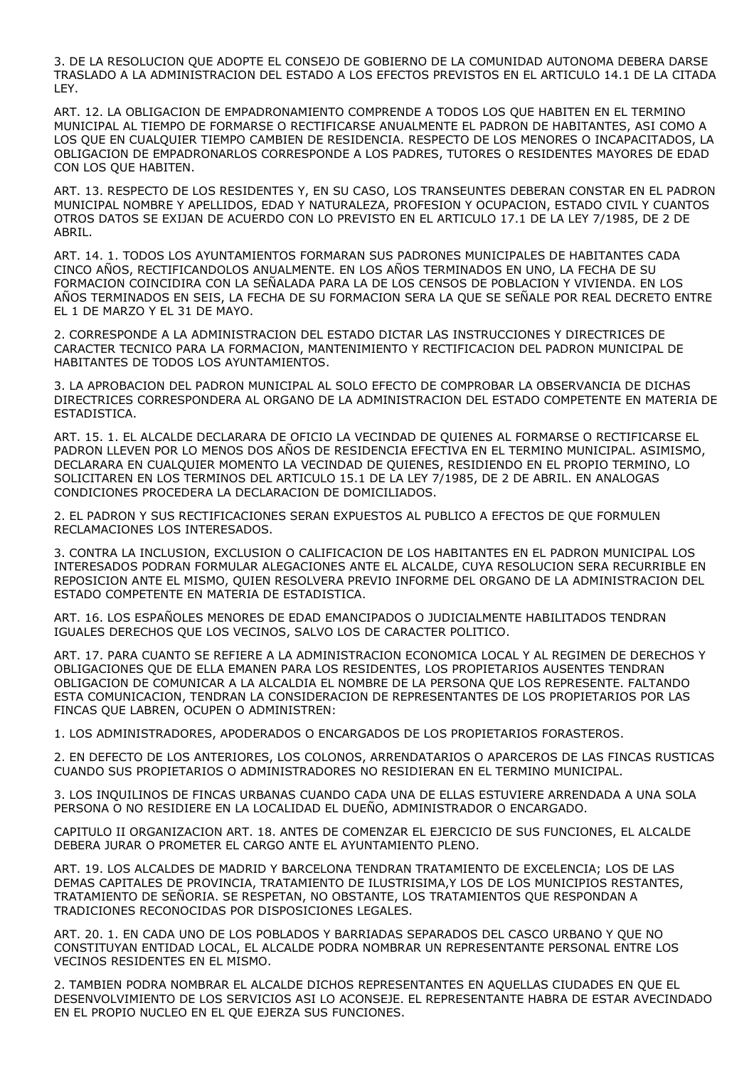3. DE LA RESOLUCION QUE ADOPTE EL CONSEJO DE GOBIERNO DE LA COMUNIDAD AUTONOMA DEBERA DARSE TRASLADO A LA ADMINISTRACION DEL ESTADO A LOS EFECTOS PREVISTOS EN EL ARTICULO 14.1 DE LA CITADA LEY.

ART. 12. LA OBLIGACION DE EMPADRONAMIENTO COMPRENDE A TODOS LOS QUE HABITEN EN EL TERMINO MUNICIPAL AL TIEMPO DE FORMARSE O RECTIFICARSE ANUALMENTE EL PADRON DE HABITANTES, ASI COMO A LOS QUE EN CUALQUIER TIEMPO CAMBIEN DE RESIDENCIA. RESPECTO DE LOS MENORES O INCAPACITADOS, LA OBLIGACION DE EMPADRONARLOS CORRESPONDE A LOS PADRES, TUTORES O RESIDENTES MAYORES DE EDAD CON LOS QUE HABITEN.

ART. 13. RESPECTO DE LOS RESIDENTES Y, EN SU CASO, LOS TRANSEUNTES DEBERAN CONSTAR EN EL PADRON MUNICIPAL NOMBRE Y APELLIDOS, EDAD Y NATURALEZA, PROFESION Y OCUPACION, ESTADO CIVIL Y CUANTOS OTROS DATOS SE EXIJAN DE ACUERDO CON LO PREVISTO EN EL ARTICULO 17.1 DE LA LEY 7/1985, DE 2 DE ABRIL.

ART. 14. 1. TODOS LOS AYUNTAMIENTOS FORMARAN SUS PADRONES MUNICIPALES DE HABITANTES CADA CINCO AÑOS, RECTIFICANDOLOS ANUALMENTE. EN LOS AÑOS TERMINADOS EN UNO, LA FECHA DE SU FORMACION COINCIDIRA CON LA SEÑALADA PARA LA DE LOS CENSOS DE POBLACION Y VIVIENDA. EN LOS AÑOS TERMINADOS EN SEIS, LA FECHA DE SU FORMACION SERA LA QUE SE SEÑALE POR REAL DECRETO ENTRE EL 1 DE MARZO Y EL 31 DE MAYO.

2. CORRESPONDE A LA ADMINISTRACION DEL ESTADO DICTAR LAS INSTRUCCIONES Y DIRECTRICES DE CARACTER TECNICO PARA LA FORMACION, MANTENIMIENTO Y RECTIFICACION DEL PADRON MUNICIPAL DE HABITANTES DE TODOS LOS AYUNTAMIENTOS.

3. LA APROBACION DEL PADRON MUNICIPAL AL SOLO EFECTO DE COMPROBAR LA OBSERVANCIA DE DICHAS DIRECTRICES CORRESPONDERA AL ORGANO DE LA ADMINISTRACION DEL ESTADO COMPETENTE EN MATERIA DE ESTADISTICA.

ART. 15. 1. EL ALCALDE DECLARARA DE OFICIO LA VECINDAD DE QUIENES AL FORMARSE O RECTIFICARSE EL PADRON LLEVEN POR LO MENOS DOS AÑOS DE RESIDENCIA EFECTIVA EN EL TERMINO MUNICIPAL. ASIMISMO, DECLARARA EN CUALQUIER MOMENTO LA VECINDAD DE QUIENES, RESIDIENDO EN EL PROPIO TERMINO, LO SOLICITAREN EN LOS TERMINOS DEL ARTICULO 15.1 DE LA LEY 7/1985, DE 2 DE ABRIL. EN ANALOGAS CONDICIONES PROCEDERA LA DECLARACION DE DOMICILIADOS.

2. EL PADRON Y SUS RECTIFICACIONES SERAN EXPUESTOS AL PUBLICO A EFECTOS DE QUE FORMULEN RECLAMACIONES LOS INTERESADOS.

3. CONTRA LA INCLUSION, EXCLUSION O CALIFICACION DE LOS HABITANTES EN EL PADRON MUNICIPAL LOS INTERESADOS PODRAN FORMULAR ALEGACIONES ANTE EL ALCALDE, CUYA RESOLUCION SERA RECURRIBLE EN REPOSICION ANTE EL MISMO, QUIEN RESOLVERA PREVIO INFORME DEL ORGANO DE LA ADMINISTRACION DEL ESTADO COMPETENTE EN MATERIA DE ESTADISTICA.

ART. 16. LOS ESPAÑOLES MENORES DE EDAD EMANCIPADOS O JUDICIALMENTE HABILITADOS TENDRAN IGUALES DERECHOS QUE LOS VECINOS, SALVO LOS DE CARACTER POLITICO.

ART. 17. PARA CUANTO SE REFIERE A LA ADMINISTRACION ECONOMICA LOCAL Y AL REGIMEN DE DERECHOS Y OBLIGACIONES QUE DE ELLA EMANEN PARA LOS RESIDENTES, LOS PROPIETARIOS AUSENTES TENDRAN OBLIGACION DE COMUNICAR A LA ALCALDIA EL NOMBRE DE LA PERSONA QUE LOS REPRESENTE. FALTANDO ESTA COMUNICACION, TENDRAN LA CONSIDERACION DE REPRESENTANTES DE LOS PROPIETARIOS POR LAS FINCAS QUE LABREN, OCUPEN O ADMINISTREN:

1. LOS ADMINISTRADORES, APODERADOS O ENCARGADOS DE LOS PROPIETARIOS FORASTEROS.

2. EN DEFECTO DE LOS ANTERIORES, LOS COLONOS, ARRENDATARIOS O APARCEROS DE LAS FINCAS RUSTICAS CUANDO SUS PROPIETARIOS O ADMINISTRADORES NO RESIDIERAN EN EL TERMINO MUNICIPAL.

3. LOS INQUILINOS DE FINCAS URBANAS CUANDO CADA UNA DE ELLAS ESTUVIERE ARRENDADA A UNA SOLA PERSONA O NO RESIDIERE EN LA LOCALIDAD EL DUEÑO, ADMINISTRADOR O ENCARGADO.

CAPITULO II ORGANIZACION ART. 18. ANTES DE COMENZAR EL EJERCICIO DE SUS FUNCIONES, EL ALCALDE DEBERA JURAR O PROMETER EL CARGO ANTE EL AYUNTAMIENTO PLENO.

ART. 19. LOS ALCALDES DE MADRID Y BARCELONA TENDRAN TRATAMIENTO DE EXCELENCIA; LOS DE LAS DEMAS CAPITALES DE PROVINCIA, TRATAMIENTO DE ILUSTRISIMA,Y LOS DE LOS MUNICIPIOS RESTANTES, TRATAMIENTO DE SEÑORIA. SE RESPETAN, NO OBSTANTE, LOS TRATAMIENTOS QUE RESPONDAN A TRADICIONES RECONOCIDAS POR DISPOSICIONES LEGALES.

ART. 20. 1. EN CADA UNO DE LOS POBLADOS Y BARRIADAS SEPARADOS DEL CASCO URBANO Y QUE NO CONSTITUYAN ENTIDAD LOCAL, EL ALCALDE PODRA NOMBRAR UN REPRESENTANTE PERSONAL ENTRE LOS VECINOS RESIDENTES EN EL MISMO.

2. TAMBIEN PODRA NOMBRAR EL ALCALDE DICHOS REPRESENTANTES EN AQUELLAS CIUDADES EN QUE EL DESENVOLVIMIENTO DE LOS SERVICIOS ASI LO ACONSEJE. EL REPRESENTANTE HABRA DE ESTAR AVECINDADO EN EL PROPIO NUCLEO EN EL QUE EJERZA SUS FUNCIONES.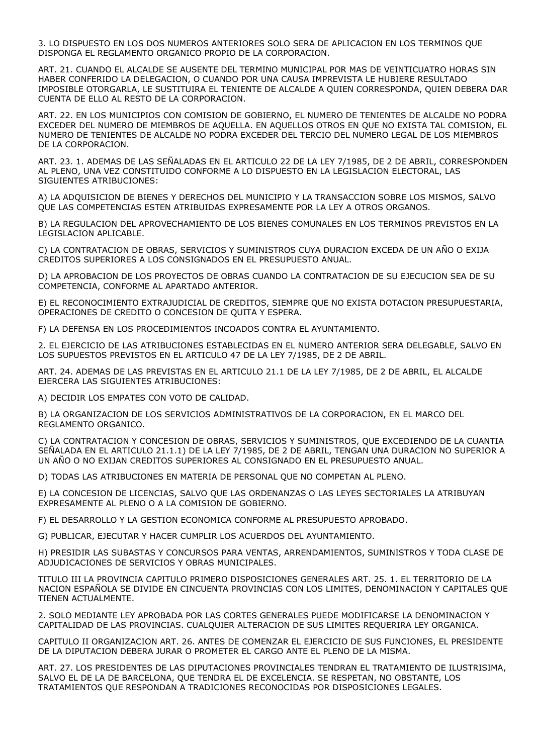3. LO DISPUESTO EN LOS DOS NUMEROS ANTERIORES SOLO SERA DE APLICACION EN LOS TERMINOS QUE DISPONGA EL REGLAMENTO ORGANICO PROPIO DE LA CORPORACION.

ART. 21. CUANDO EL ALCALDE SE AUSENTE DEL TERMINO MUNICIPAL POR MAS DE VEINTICUATRO HORAS SIN HABER CONFERIDO LA DELEGACION, O CUANDO POR UNA CAUSA IMPREVISTA LE HUBIERE RESULTADO IMPOSIBLE OTORGARLA, LE SUSTITUIRA EL TENIENTE DE ALCALDE A QUIEN CORRESPONDA, QUIEN DEBERA DAR CUENTA DE ELLO AL RESTO DE LA CORPORACION.

ART. 22. EN LOS MUNICIPIOS CON COMISION DE GOBIERNO, EL NUMERO DE TENIENTES DE ALCALDE NO PODRA EXCEDER DEL NUMERO DE MIEMBROS DE AQUELLA. EN AQUELLOS OTROS EN QUE NO EXISTA TAL COMISION, EL NUMERO DE TENIENTES DE ALCALDE NO PODRA EXCEDER DEL TERCIO DEL NUMERO LEGAL DE LOS MIEMBROS DE LA CORPORACION.

ART. 23. 1. ADEMAS DE LAS SEÑALADAS EN EL ARTICULO 22 DE LA LEY 7/1985, DE 2 DE ABRIL, CORRESPONDEN AL PLENO, UNA VEZ CONSTITUIDO CONFORME A LO DISPUESTO EN LA LEGISLACION ELECTORAL, LAS SIGUIENTES ATRIBUCIONES:

A) LA ADQUISICION DE BIENES Y DERECHOS DEL MUNICIPIO Y LA TRANSACCION SOBRE LOS MISMOS, SALVO QUE LAS COMPETENCIAS ESTEN ATRIBUIDAS EXPRESAMENTE POR LA LEY A OTROS ORGANOS.

B) LA REGULACION DEL APROVECHAMIENTO DE LOS BIENES COMUNALES EN LOS TERMINOS PREVISTOS EN LA LEGISLACION APLICABLE.

C) LA CONTRATACION DE OBRAS, SERVICIOS Y SUMINISTROS CUYA DURACION EXCEDA DE UN AÑO O EXIJA CREDITOS SUPERIORES A LOS CONSIGNADOS EN EL PRESUPUESTO ANUAL.

D) LA APROBACION DE LOS PROYECTOS DE OBRAS CUANDO LA CONTRATACION DE SU EJECUCION SEA DE SU COMPETENCIA, CONFORME AL APARTADO ANTERIOR.

E) EL RECONOCIMIENTO EXTRAJUDICIAL DE CREDITOS, SIEMPRE QUE NO EXISTA DOTACION PRESUPUESTARIA, OPERACIONES DE CREDITO O CONCESION DE QUITA Y ESPERA.

F) LA DEFENSA EN LOS PROCEDIMIENTOS INCOADOS CONTRA EL AYUNTAMIENTO.

2. EL EJERCICIO DE LAS ATRIBUCIONES ESTABLECIDAS EN EL NUMERO ANTERIOR SERA DELEGABLE, SALVO EN LOS SUPUESTOS PREVISTOS EN EL ARTICULO 47 DE LA LEY 7/1985, DE 2 DE ABRIL.

ART. 24. ADEMAS DE LAS PREVISTAS EN EL ARTICULO 21.1 DE LA LEY 7/1985, DE 2 DE ABRIL, EL ALCALDE EJERCERA LAS SIGUIENTES ATRIBUCIONES:

A) DECIDIR LOS EMPATES CON VOTO DE CALIDAD.

B) LA ORGANIZACION DE LOS SERVICIOS ADMINISTRATIVOS DE LA CORPORACION, EN EL MARCO DEL REGLAMENTO ORGANICO.

C) LA CONTRATACION Y CONCESION DE OBRAS, SERVICIOS Y SUMINISTROS, QUE EXCEDIENDO DE LA CUANTIA SEÑALADA EN EL ARTICULO 21.1.1) DE LA LEY 7/1985, DE 2 DE ABRIL, TENGAN UNA DURACION NO SUPERIOR A UN AÑO O NO EXIJAN CREDITOS SUPERIORES AL CONSIGNADO EN EL PRESUPUESTO ANUAL.

D) TODAS LAS ATRIBUCIONES EN MATERIA DE PERSONAL QUE NO COMPETAN AL PLENO.

E) LA CONCESION DE LICENCIAS, SALVO QUE LAS ORDENANZAS O LAS LEYES SECTORIALES LA ATRIBUYAN EXPRESAMENTE AL PLENO O A LA COMISION DE GOBIERNO.

F) EL DESARROLLO Y LA GESTION ECONOMICA CONFORME AL PRESUPUESTO APROBADO.

G) PUBLICAR, EJECUTAR Y HACER CUMPLIR LOS ACUERDOS DEL AYUNTAMIENTO.

H) PRESIDIR LAS SUBASTAS Y CONCURSOS PARA VENTAS, ARRENDAMIENTOS, SUMINISTROS Y TODA CLASE DE ADJUDICACIONES DE SERVICIOS Y OBRAS MUNICIPALES.

TITULO III LA PROVINCIA CAPITULO PRIMERO DISPOSICIONES GENERALES ART. 25. 1. EL TERRITORIO DE LA NACION ESPAÑOLA SE DIVIDE EN CINCUENTA PROVINCIAS CON LOS LIMITES, DENOMINACION Y CAPITALES QUE TIENEN ACTUALMENTE.

2. SOLO MEDIANTE LEY APROBADA POR LAS CORTES GENERALES PUEDE MODIFICARSE LA DENOMINACION Y CAPITALIDAD DE LAS PROVINCIAS. CUALQUIER ALTERACION DE SUS LIMITES REQUERIRA LEY ORGANICA.

CAPITULO II ORGANIZACION ART. 26. ANTES DE COMENZAR EL EJERCICIO DE SUS FUNCIONES, EL PRESIDENTE DE LA DIPUTACION DEBERA JURAR O PROMETER EL CARGO ANTE EL PLENO DE LA MISMA.

ART. 27. LOS PRESIDENTES DE LAS DIPUTACIONES PROVINCIALES TENDRAN EL TRATAMIENTO DE ILUSTRISIMA, SALVO EL DE LA DE BARCELONA, QUE TENDRA EL DE EXCELENCIA. SE RESPETAN, NO OBSTANTE, LOS TRATAMIENTOS QUE RESPONDAN A TRADICIONES RECONOCIDAS POR DISPOSICIONES LEGALES.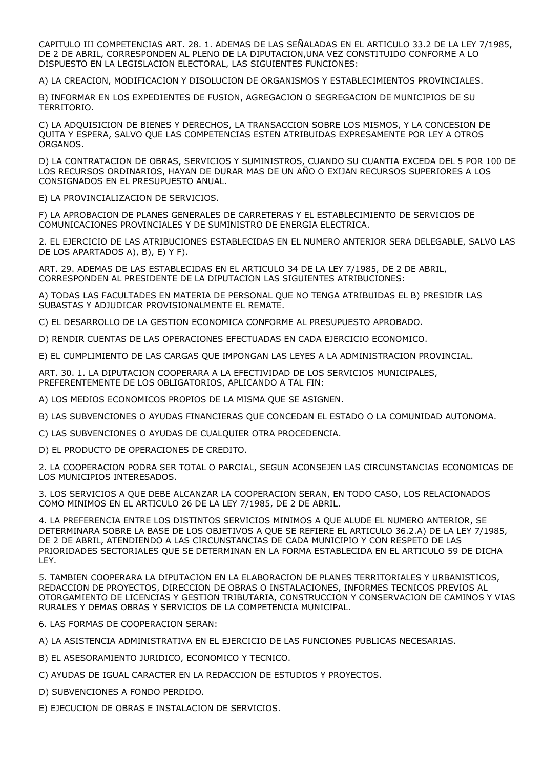CAPITULO III COMPETENCIAS ART. 28. 1. ADEMAS DE LAS SEÑALADAS EN EL ARTICULO 33.2 DE LA LEY 7/1985, DE 2 DE ABRIL, CORRESPONDEN AL PLENO DE LA DIPUTACION,UNA VEZ CONSTITUIDO CONFORME A LO DISPUESTO EN LA LEGISLACION ELECTORAL, LAS SIGUIENTES FUNCIONES:

A) LA CREACION, MODIFICACION Y DISOLUCION DE ORGANISMOS Y ESTABLECIMIENTOS PROVINCIALES.

B) INFORMAR EN LOS EXPEDIENTES DE FUSION, AGREGACION O SEGREGACION DE MUNICIPIOS DE SU TERRITORIO.

C) LA ADQUISICION DE BIENES Y DERECHOS, LA TRANSACCION SOBRE LOS MISMOS, Y LA CONCESION DE QUITA Y ESPERA, SALVO QUE LAS COMPETENCIAS ESTEN ATRIBUIDAS EXPRESAMENTE POR LEY A OTROS ORGANOS.

D) LA CONTRATACION DE OBRAS, SERVICIOS Y SUMINISTROS, CUANDO SU CUANTIA EXCEDA DEL 5 POR 100 DE LOS RECURSOS ORDINARIOS, HAYAN DE DURAR MAS DE UN AÑO O EXIJAN RECURSOS SUPERIORES A LOS CONSIGNADOS EN EL PRESUPUESTO ANUAL.

E) LA PROVINCIALIZACION DE SERVICIOS.

F) LA APROBACION DE PLANES GENERALES DE CARRETERAS Y EL ESTABLECIMIENTO DE SERVICIOS DE COMUNICACIONES PROVINCIALES Y DE SUMINISTRO DE ENERGIA ELECTRICA.

2. EL EJERCICIO DE LAS ATRIBUCIONES ESTABLECIDAS EN EL NUMERO ANTERIOR SERA DELEGABLE, SALVO LAS DE LOS APARTADOS A), B), E) Y F).

ART. 29. ADEMAS DE LAS ESTABLECIDAS EN EL ARTICULO 34 DE LA LEY 7/1985, DE 2 DE ABRIL, CORRESPONDEN AL PRESIDENTE DE LA DIPUTACION LAS SIGUIENTES ATRIBUCIONES:

A) TODAS LAS FACULTADES EN MATERIA DE PERSONAL QUE NO TENGA ATRIBUIDAS EL B) PRESIDIR LAS SUBASTAS Y ADJUDICAR PROVISIONALMENTE EL REMATE.

C) EL DESARROLLO DE LA GESTION ECONOMICA CONFORME AL PRESUPUESTO APROBADO.

D) RENDIR CUENTAS DE LAS OPERACIONES EFECTUADAS EN CADA EJERCICIO ECONOMICO.

E) EL CUMPLIMIENTO DE LAS CARGAS QUE IMPONGAN LAS LEYES A LA ADMINISTRACION PROVINCIAL.

ART. 30. 1. LA DIPUTACION COOPERARA A LA EFECTIVIDAD DE LOS SERVICIOS MUNICIPALES, PREFERENTEMENTE DE LOS OBLIGATORIOS, APLICANDO A TAL FIN:

A) LOS MEDIOS ECONOMICOS PROPIOS DE LA MISMA QUE SE ASIGNEN.

B) LAS SUBVENCIONES O AYUDAS FINANCIERAS QUE CONCEDAN EL ESTADO O LA COMUNIDAD AUTONOMA.

C) LAS SUBVENCIONES O AYUDAS DE CUALQUIER OTRA PROCEDENCIA.

D) EL PRODUCTO DE OPERACIONES DE CREDITO.

2. LA COOPERACION PODRA SER TOTAL O PARCIAL, SEGUN ACONSEJEN LAS CIRCUNSTANCIAS ECONOMICAS DE LOS MUNICIPIOS INTERESADOS.

3. LOS SERVICIOS A QUE DEBE ALCANZAR LA COOPERACION SERAN, EN TODO CASO, LOS RELACIONADOS COMO MINIMOS EN EL ARTICULO 26 DE LA LEY 7/1985, DE 2 DE ABRIL.

4. LA PREFERENCIA ENTRE LOS DISTINTOS SERVICIOS MINIMOS A QUE ALUDE EL NUMERO ANTERIOR, SE DETERMINARA SOBRE LA BASE DE LOS OBJETIVOS A QUE SE REFIERE EL ARTICULO 36.2.A) DE LA LEY 7/1985, DE 2 DE ABRIL, ATENDIENDO A LAS CIRCUNSTANCIAS DE CADA MUNICIPIO Y CON RESPETO DE LAS PRIORIDADES SECTORIALES QUE SE DETERMINAN EN LA FORMA ESTABLECIDA EN EL ARTICULO 59 DE DICHA LEY.

5. TAMBIEN COOPERARA LA DIPUTACION EN LA ELABORACION DE PLANES TERRITORIALES Y URBANISTICOS, REDACCION DE PROYECTOS, DIRECCION DE OBRAS O INSTALACIONES, INFORMES TECNICOS PREVIOS AL OTORGAMIENTO DE LICENCIAS Y GESTION TRIBUTARIA, CONSTRUCCION Y CONSERVACION DE CAMINOS Y VIAS RURALES Y DEMAS OBRAS Y SERVICIOS DE LA COMPETENCIA MUNICIPAL.

6. LAS FORMAS DE COOPERACION SERAN:

A) LA ASISTENCIA ADMINISTRATIVA EN EL EJERCICIO DE LAS FUNCIONES PUBLICAS NECESARIAS.

B) EL ASESORAMIENTO JURIDICO, ECONOMICO Y TECNICO.

C) AYUDAS DE IGUAL CARACTER EN LA REDACCION DE ESTUDIOS Y PROYECTOS.

D) SUBVENCIONES A FONDO PERDIDO.

E) EJECUCION DE OBRAS E INSTALACION DE SERVICIOS.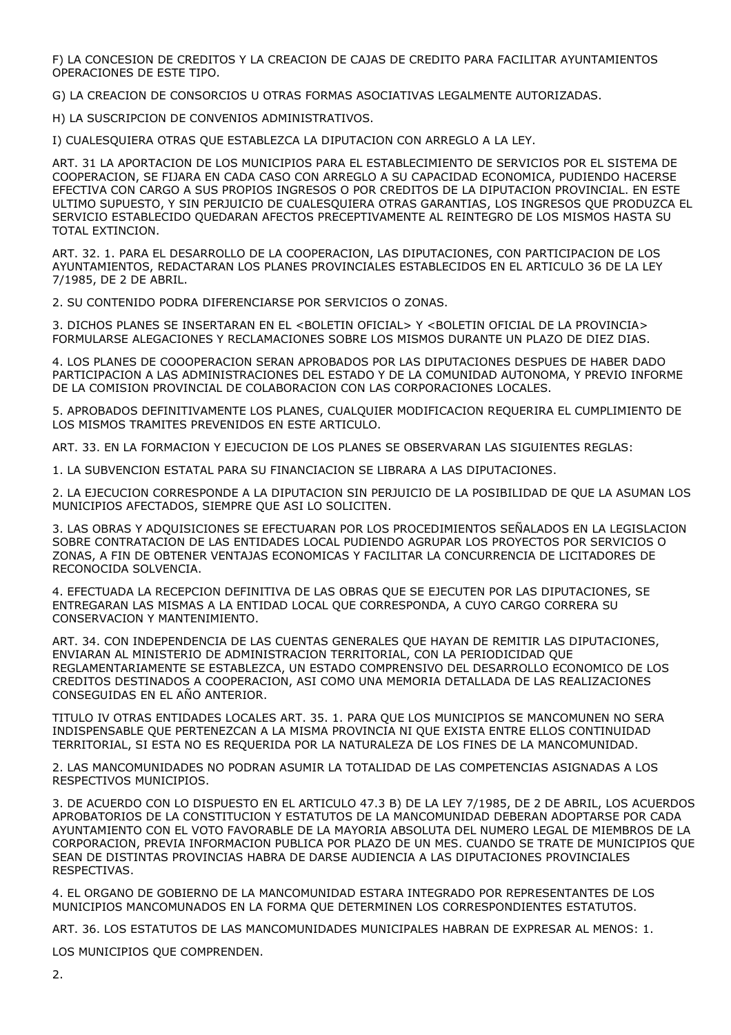F) LA CONCESION DE CREDITOS Y LA CREACION DE CAJAS DE CREDITO PARA FACILITAR AYUNTAMIENTOS OPERACIONES DE ESTE TIPO.

G) LA CREACION DE CONSORCIOS U OTRAS FORMAS ASOCIATIVAS LEGALMENTE AUTORIZADAS.

H) LA SUSCRIPCION DE CONVENIOS ADMINISTRATIVOS.

I) CUALESQUIERA OTRAS QUE ESTABLEZCA LA DIPUTACION CON ARREGLO A LA LEY.

ART. 31 LA APORTACION DE LOS MUNICIPIOS PARA EL ESTABLECIMIENTO DE SERVICIOS POR EL SISTEMA DE COOPERACION, SE FIJARA EN CADA CASO CON ARREGLO A SU CAPACIDAD ECONOMICA, PUDIENDO HACERSE EFECTIVA CON CARGO A SUS PROPIOS INGRESOS O POR CREDITOS DE LA DIPUTACION PROVINCIAL. EN ESTE ULTIMO SUPUESTO, Y SIN PERJUICIO DE CUALESQUIERA OTRAS GARANTIAS, LOS INGRESOS QUE PRODUZCA EL SERVICIO ESTABLECIDO QUEDARAN AFECTOS PRECEPTIVAMENTE AL REINTEGRO DE LOS MISMOS HASTA SU TOTAL EXTINCION.

ART. 32. 1. PARA EL DESARROLLO DE LA COOPERACION, LAS DIPUTACIONES, CON PARTICIPACION DE LOS AYUNTAMIENTOS, REDACTARAN LOS PLANES PROVINCIALES ESTABLECIDOS EN EL ARTICULO 36 DE LA LEY 7/1985, DE 2 DE ABRIL.

2. SU CONTENIDO PODRA DIFERENCIARSE POR SERVICIOS O ZONAS.

3. DICHOS PLANES SE INSERTARAN EN EL <BOLETIN OFICIAL> Y <BOLETIN OFICIAL DE LA PROVINCIA> FORMULARSE ALEGACIONES Y RECLAMACIONES SOBRE LOS MISMOS DURANTE UN PLAZO DE DIEZ DIAS.

4. LOS PLANES DE COOOPERACION SERAN APROBADOS POR LAS DIPUTACIONES DESPUES DE HABER DADO PARTICIPACION A LAS ADMINISTRACIONES DEL ESTADO Y DE LA COMUNIDAD AUTONOMA, Y PREVIO INFORME DE LA COMISION PROVINCIAL DE COLABORACION CON LAS CORPORACIONES LOCALES.

5. APROBADOS DEFINITIVAMENTE LOS PLANES, CUALQUIER MODIFICACION REQUERIRA EL CUMPLIMIENTO DE LOS MISMOS TRAMITES PREVENIDOS EN ESTE ARTICULO.

ART. 33. EN LA FORMACION Y EJECUCION DE LOS PLANES SE OBSERVARAN LAS SIGUIENTES REGLAS:

1. LA SUBVENCION ESTATAL PARA SU FINANCIACION SE LIBRARA A LAS DIPUTACIONES.

2. LA EJECUCION CORRESPONDE A LA DIPUTACION SIN PERJUICIO DE LA POSIBILIDAD DE QUE LA ASUMAN LOS MUNICIPIOS AFECTADOS, SIEMPRE QUE ASI LO SOLICITEN.

3. LAS OBRAS Y ADQUISICIONES SE EFECTUARAN POR LOS PROCEDIMIENTOS SEÑALADOS EN LA LEGISLACION SOBRE CONTRATACION DE LAS ENTIDADES LOCAL PUDIENDO AGRUPAR LOS PROYECTOS POR SERVICIOS O ZONAS, A FIN DE OBTENER VENTAJAS ECONOMICAS Y FACILITAR LA CONCURRENCIA DE LICITADORES DE RECONOCIDA SOLVENCIA.

4. EFECTUADA LA RECEPCION DEFINITIVA DE LAS OBRAS QUE SE EJECUTEN POR LAS DIPUTACIONES, SE ENTREGARAN LAS MISMAS A LA ENTIDAD LOCAL QUE CORRESPONDA, A CUYO CARGO CORRERA SU CONSERVACION Y MANTENIMIENTO.

ART. 34. CON INDEPENDENCIA DE LAS CUENTAS GENERALES QUE HAYAN DE REMITIR LAS DIPUTACIONES, ENVIARAN AL MINISTERIO DE ADMINISTRACION TERRITORIAL, CON LA PERIODICIDAD QUE REGLAMENTARIAMENTE SE ESTABLEZCA, UN ESTADO COMPRENSIVO DEL DESARROLLO ECONOMICO DE LOS CREDITOS DESTINADOS A COOPERACION, ASI COMO UNA MEMORIA DETALLADA DE LAS REALIZACIONES CONSEGUIDAS EN EL AÑO ANTERIOR.

TITULO IV OTRAS ENTIDADES LOCALES ART. 35. 1. PARA QUE LOS MUNICIPIOS SE MANCOMUNEN NO SERA INDISPENSABLE QUE PERTENEZCAN A LA MISMA PROVINCIA NI QUE EXISTA ENTRE ELLOS CONTINUIDAD TERRITORIAL, SI ESTA NO ES REQUERIDA POR LA NATURALEZA DE LOS FINES DE LA MANCOMUNIDAD.

2. LAS MANCOMUNIDADES NO PODRAN ASUMIR LA TOTALIDAD DE LAS COMPETENCIAS ASIGNADAS A LOS RESPECTIVOS MUNICIPIOS.

3. DE ACUERDO CON LO DISPUESTO EN EL ARTICULO 47.3 B) DE LA LEY 7/1985, DE 2 DE ABRIL, LOS ACUERDOS APROBATORIOS DE LA CONSTITUCION Y ESTATUTOS DE LA MANCOMUNIDAD DEBERAN ADOPTARSE POR CADA AYUNTAMIENTO CON EL VOTO FAVORABLE DE LA MAYORIA ABSOLUTA DEL NUMERO LEGAL DE MIEMBROS DE LA CORPORACION, PREVIA INFORMACION PUBLICA POR PLAZO DE UN MES. CUANDO SE TRATE DE MUNICIPIOS QUE SEAN DE DISTINTAS PROVINCIAS HABRA DE DARSE AUDIENCIA A LAS DIPUTACIONES PROVINCIALES RESPECTIVAS.

4. EL ORGANO DE GOBIERNO DE LA MANCOMUNIDAD ESTARA INTEGRADO POR REPRESENTANTES DE LOS MUNICIPIOS MANCOMUNADOS EN LA FORMA QUE DETERMINEN LOS CORRESPONDIENTES ESTATUTOS.

ART. 36. LOS ESTATUTOS DE LAS MANCOMUNIDADES MUNICIPALES HABRAN DE EXPRESAR AL MENOS: 1.

LOS MUNICIPIOS QUE COMPRENDEN.

2.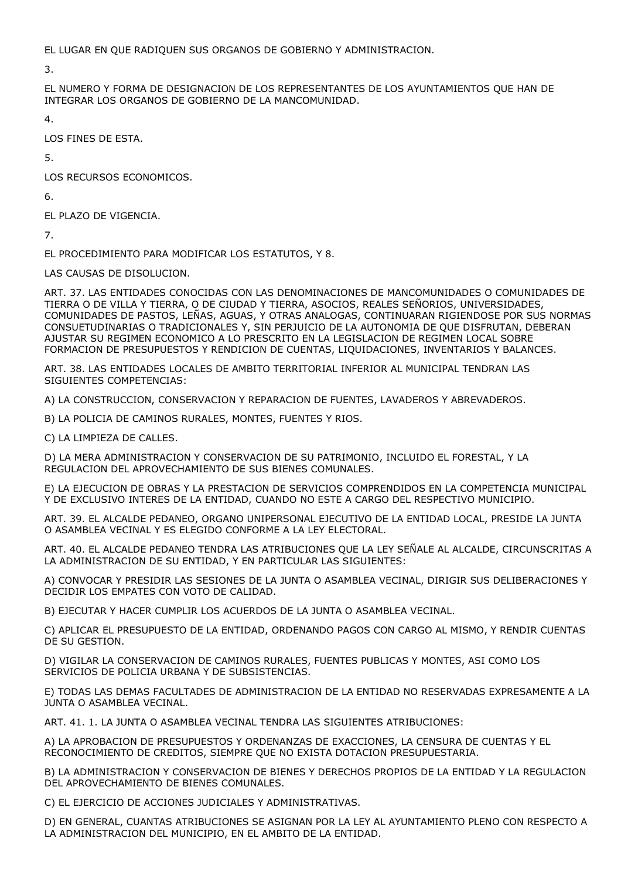EL LUGAR EN QUE RADIQUEN SUS ORGANOS DE GOBIERNO Y ADMINISTRACION.

3.

EL NUMERO Y FORMA DE DESIGNACION DE LOS REPRESENTANTES DE LOS AYUNTAMIENTOS QUE HAN DE INTEGRAR LOS ORGANOS DE GOBIERNO DE LA MANCOMUNIDAD.

4.

LOS FINES DE ESTA.

5.

LOS RECURSOS ECONOMICOS.

6.

EL PLAZO DE VIGENCIA.

7.

EL PROCEDIMIENTO PARA MODIFICAR LOS ESTATUTOS, Y 8.

LAS CAUSAS DE DISOLUCION.

ART. 37. LAS ENTIDADES CONOCIDAS CON LAS DENOMINACIONES DE MANCOMUNIDADES O COMUNIDADES DE TIERRA O DE VILLA Y TIERRA, O DE CIUDAD Y TIERRA, ASOCIOS, REALES SEÑORIOS, UNIVERSIDADES, COMUNIDADES DE PASTOS, LEÑAS, AGUAS, Y OTRAS ANALOGAS, CONTINUARAN RIGIENDOSE POR SUS NORMAS CONSUETUDINARIAS O TRADICIONALES Y, SIN PERJUICIO DE LA AUTONOMIA DE QUE DISFRUTAN, DEBERAN AJUSTAR SU REGIMEN ECONOMICO A LO PRESCRITO EN LA LEGISLACION DE REGIMEN LOCAL SOBRE FORMACION DE PRESUPUESTOS Y RENDICION DE CUENTAS, LIQUIDACIONES, INVENTARIOS Y BALANCES.

ART. 38. LAS ENTIDADES LOCALES DE AMBITO TERRITORIAL INFERIOR AL MUNICIPAL TENDRAN LAS SIGUIENTES COMPETENCIAS:

A) LA CONSTRUCCION, CONSERVACION Y REPARACION DE FUENTES, LAVADEROS Y ABREVADEROS.

B) LA POLICIA DE CAMINOS RURALES, MONTES, FUENTES Y RIOS.

C) LA LIMPIEZA DE CALLES.

D) LA MERA ADMINISTRACION Y CONSERVACION DE SU PATRIMONIO, INCLUIDO EL FORESTAL, Y LA REGULACION DEL APROVECHAMIENTO DE SUS BIENES COMUNALES.

E) LA EJECUCION DE OBRAS Y LA PRESTACION DE SERVICIOS COMPRENDIDOS EN LA COMPETENCIA MUNICIPAL Y DE EXCLUSIVO INTERES DE LA ENTIDAD, CUANDO NO ESTE A CARGO DEL RESPECTIVO MUNICIPIO.

ART. 39. EL ALCALDE PEDANEO, ORGANO UNIPERSONAL EJECUTIVO DE LA ENTIDAD LOCAL, PRESIDE LA JUNTA O ASAMBLEA VECINAL Y ES ELEGIDO CONFORME A LA LEY ELECTORAL.

ART. 40. EL ALCALDE PEDANEO TENDRA LAS ATRIBUCIONES QUE LA LEY SEÑALE AL ALCALDE, CIRCUNSCRITAS A LA ADMINISTRACION DE SU ENTIDAD, Y EN PARTICULAR LAS SIGUIENTES:

A) CONVOCAR Y PRESIDIR LAS SESIONES DE LA JUNTA O ASAMBLEA VECINAL, DIRIGIR SUS DELIBERACIONES Y DECIDIR LOS EMPATES CON VOTO DE CALIDAD.

B) EJECUTAR Y HACER CUMPLIR LOS ACUERDOS DE LA JUNTA O ASAMBLEA VECINAL.

C) APLICAR EL PRESUPUESTO DE LA ENTIDAD, ORDENANDO PAGOS CON CARGO AL MISMO, Y RENDIR CUENTAS DE SU GESTION.

D) VIGILAR LA CONSERVACION DE CAMINOS RURALES, FUENTES PUBLICAS Y MONTES, ASI COMO LOS SERVICIOS DE POLICIA URBANA Y DE SUBSISTENCIAS.

E) TODAS LAS DEMAS FACULTADES DE ADMINISTRACION DE LA ENTIDAD NO RESERVADAS EXPRESAMENTE A LA JUNTA O ASAMBLEA VECINAL.

ART. 41. 1. LA JUNTA O ASAMBLEA VECINAL TENDRA LAS SIGUIENTES ATRIBUCIONES:

A) LA APROBACION DE PRESUPUESTOS Y ORDENANZAS DE EXACCIONES, LA CENSURA DE CUENTAS Y EL RECONOCIMIENTO DE CREDITOS, SIEMPRE QUE NO EXISTA DOTACION PRESUPUESTARIA.

B) LA ADMINISTRACION Y CONSERVACION DE BIENES Y DERECHOS PROPIOS DE LA ENTIDAD Y LA REGULACION DEL APROVECHAMIENTO DE BIENES COMUNALES.

C) EL EJERCICIO DE ACCIONES JUDICIALES Y ADMINISTRATIVAS.

D) EN GENERAL, CUANTAS ATRIBUCIONES SE ASIGNAN POR LA LEY AL AYUNTAMIENTO PLENO CON RESPECTO A LA ADMINISTRACION DEL MUNICIPIO, EN EL AMBITO DE LA ENTIDAD.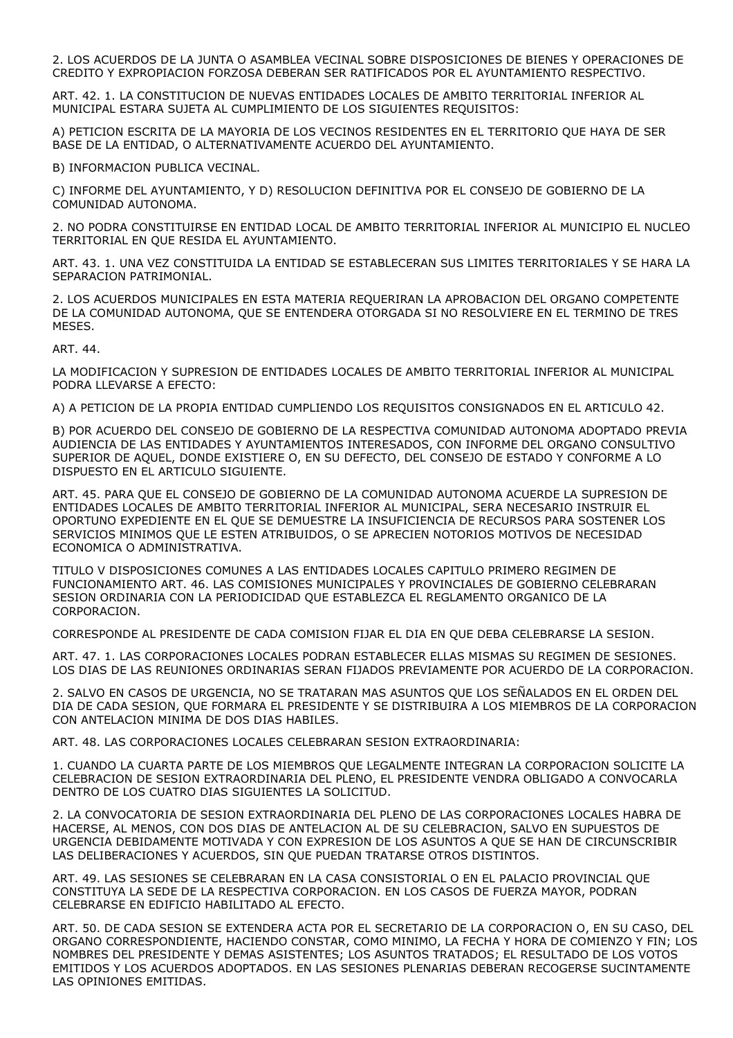2. LOS ACUERDOS DE LA JUNTA O ASAMBLEA VECINAL SOBRE DISPOSICIONES DE BIENES Y OPERACIONES DE CREDITO Y EXPROPIACION FORZOSA DEBERAN SER RATIFICADOS POR EL AYUNTAMIENTO RESPECTIVO.

ART. 42. 1. LA CONSTITUCION DE NUEVAS ENTIDADES LOCALES DE AMBITO TERRITORIAL INFERIOR AL MUNICIPAL ESTARA SUJETA AL CUMPLIMIENTO DE LOS SIGUIENTES REQUISITOS:

A) PETICION ESCRITA DE LA MAYORIA DE LOS VECINOS RESIDENTES EN EL TERRITORIO QUE HAYA DE SER BASE DE LA ENTIDAD, O ALTERNATIVAMENTE ACUERDO DEL AYUNTAMIENTO.

B) INFORMACION PUBLICA VECINAL.

C) INFORME DEL AYUNTAMIENTO, Y D) RESOLUCION DEFINITIVA POR EL CONSEJO DE GOBIERNO DE LA COMUNIDAD AUTONOMA.

2. NO PODRA CONSTITUIRSE EN ENTIDAD LOCAL DE AMBITO TERRITORIAL INFERIOR AL MUNICIPIO EL NUCLEO TERRITORIAL EN QUE RESIDA EL AYUNTAMIENTO.

ART. 43. 1. UNA VEZ CONSTITUIDA LA ENTIDAD SE ESTABLECERAN SUS LIMITES TERRITORIALES Y SE HARA LA SEPARACION PATRIMONIAL.

2. LOS ACUERDOS MUNICIPALES EN ESTA MATERIA REQUERIRAN LA APROBACION DEL ORGANO COMPETENTE DE LA COMUNIDAD AUTONOMA, QUE SE ENTENDERA OTORGADA SI NO RESOLVIERE EN EL TERMINO DE TRES MESES.

ART. 44.

LA MODIFICACION Y SUPRESION DE ENTIDADES LOCALES DE AMBITO TERRITORIAL INFERIOR AL MUNICIPAL PODRA LLEVARSE A EFECTO:

A) A PETICION DE LA PROPIA ENTIDAD CUMPLIENDO LOS REQUISITOS CONSIGNADOS EN EL ARTICULO 42.

B) POR ACUERDO DEL CONSEJO DE GOBIERNO DE LA RESPECTIVA COMUNIDAD AUTONOMA ADOPTADO PREVIA AUDIENCIA DE LAS ENTIDADES Y AYUNTAMIENTOS INTERESADOS, CON INFORME DEL ORGANO CONSULTIVO SUPERIOR DE AQUEL, DONDE EXISTIERE O, EN SU DEFECTO, DEL CONSEJO DE ESTADO Y CONFORME A LO DISPUESTO EN EL ARTICULO SIGUIENTE.

ART. 45. PARA QUE EL CONSEJO DE GOBIERNO DE LA COMUNIDAD AUTONOMA ACUERDE LA SUPRESION DE ENTIDADES LOCALES DE AMBITO TERRITORIAL INFERIOR AL MUNICIPAL, SERA NECESARIO INSTRUIR EL OPORTUNO EXPEDIENTE EN EL QUE SE DEMUESTRE LA INSUFICIENCIA DE RECURSOS PARA SOSTENER LOS SERVICIOS MINIMOS QUE LE ESTEN ATRIBUIDOS, O SE APRECIEN NOTORIOS MOTIVOS DE NECESIDAD ECONOMICA O ADMINISTRATIVA.

TITULO V DISPOSICIONES COMUNES A LAS ENTIDADES LOCALES CAPITULO PRIMERO REGIMEN DE FUNCIONAMIENTO ART. 46. LAS COMISIONES MUNICIPALES Y PROVINCIALES DE GOBIERNO CELEBRARAN SESION ORDINARIA CON LA PERIODICIDAD QUE ESTABLEZCA EL REGLAMENTO ORGANICO DE LA CORPORACION.

CORRESPONDE AL PRESIDENTE DE CADA COMISION FIJAR EL DIA EN QUE DEBA CELEBRARSE LA SESION.

ART. 47. 1. LAS CORPORACIONES LOCALES PODRAN ESTABLECER ELLAS MISMAS SU REGIMEN DE SESIONES. LOS DIAS DE LAS REUNIONES ORDINARIAS SERAN FIJADOS PREVIAMENTE POR ACUERDO DE LA CORPORACION.

2. SALVO EN CASOS DE URGENCIA, NO SE TRATARAN MAS ASUNTOS QUE LOS SEÑALADOS EN EL ORDEN DEL DIA DE CADA SESION, QUE FORMARA EL PRESIDENTE Y SE DISTRIBUIRA A LOS MIEMBROS DE LA CORPORACION CON ANTELACION MINIMA DE DOS DIAS HABILES.

ART. 48. LAS CORPORACIONES LOCALES CELEBRARAN SESION EXTRAORDINARIA:

1. CUANDO LA CUARTA PARTE DE LOS MIEMBROS QUE LEGALMENTE INTEGRAN LA CORPORACION SOLICITE LA CELEBRACION DE SESION EXTRAORDINARIA DEL PLENO, EL PRESIDENTE VENDRA OBLIGADO A CONVOCARLA DENTRO DE LOS CUATRO DIAS SIGUIENTES LA SOLICITUD.

2. LA CONVOCATORIA DE SESION EXTRAORDINARIA DEL PLENO DE LAS CORPORACIONES LOCALES HABRA DE HACERSE, AL MENOS, CON DOS DIAS DE ANTELACION AL DE SU CELEBRACION, SALVO EN SUPUESTOS DE URGENCIA DEBIDAMENTE MOTIVADA Y CON EXPRESION DE LOS ASUNTOS A QUE SE HAN DE CIRCUNSCRIBIR LAS DELIBERACIONES Y ACUERDOS, SIN QUE PUEDAN TRATARSE OTROS DISTINTOS.

ART. 49. LAS SESIONES SE CELEBRARAN EN LA CASA CONSISTORIAL O EN EL PALACIO PROVINCIAL QUE CONSTITUYA LA SEDE DE LA RESPECTIVA CORPORACION. EN LOS CASOS DE FUERZA MAYOR, PODRAN CELEBRARSE EN EDIFICIO HABILITADO AL EFECTO.

ART. 50. DE CADA SESION SE EXTENDERA ACTA POR EL SECRETARIO DE LA CORPORACION O, EN SU CASO, DEL ORGANO CORRESPONDIENTE, HACIENDO CONSTAR, COMO MINIMO, LA FECHA Y HORA DE COMIENZO Y FIN; LOS NOMBRES DEL PRESIDENTE Y DEMAS ASISTENTES; LOS ASUNTOS TRATADOS; EL RESULTADO DE LOS VOTOS EMITIDOS Y LOS ACUERDOS ADOPTADOS. EN LAS SESIONES PLENARIAS DEBERAN RECOGERSE SUCINTAMENTE LAS OPINIONES EMITIDAS.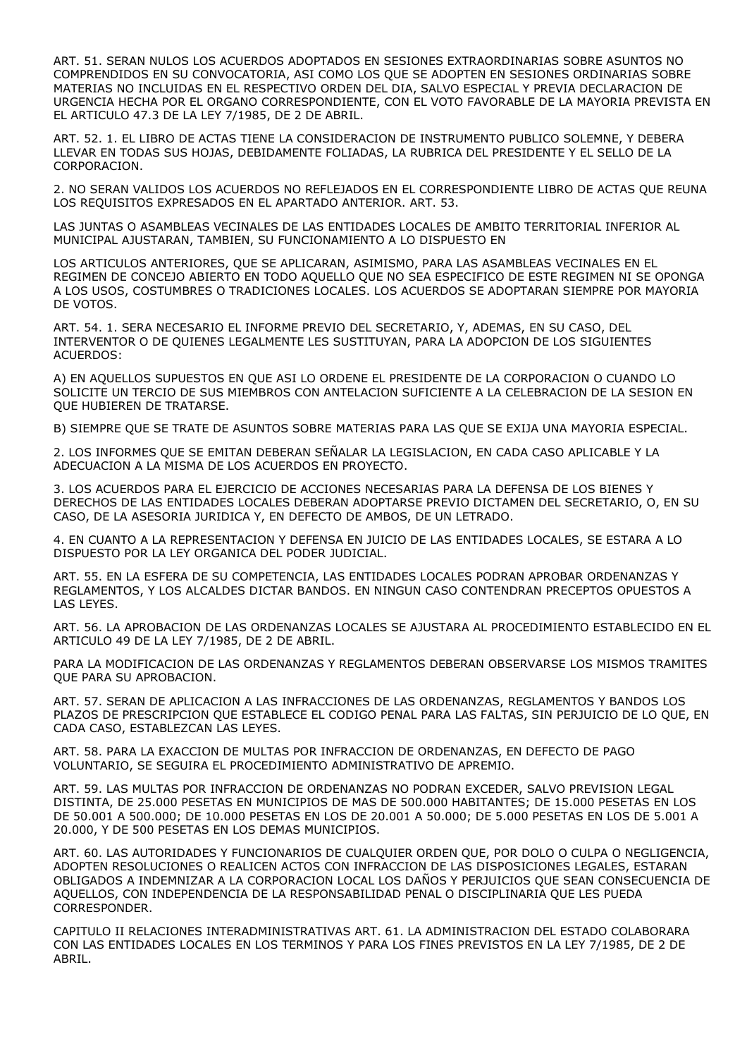ART. 51. SERAN NULOS LOS ACUERDOS ADOPTADOS EN SESIONES EXTRAORDINARIAS SOBRE ASUNTOS NO COMPRENDIDOS EN SU CONVOCATORIA, ASI COMO LOS QUE SE ADOPTEN EN SESIONES ORDINARIAS SOBRE MATERIAS NO INCLUIDAS EN EL RESPECTIVO ORDEN DEL DIA, SALVO ESPECIAL Y PREVIA DECLARACION DE URGENCIA HECHA POR EL ORGANO CORRESPONDIENTE, CON EL VOTO FAVORABLE DE LA MAYORIA PREVISTA EN EL ARTICULO 47.3 DE LA LEY 7/1985, DE 2 DE ABRIL.

ART. 52. 1. EL LIBRO DE ACTAS TIENE LA CONSIDERACION DE INSTRUMENTO PUBLICO SOLEMNE, Y DEBERA LLEVAR EN TODAS SUS HOJAS, DEBIDAMENTE FOLIADAS, LA RUBRICA DEL PRESIDENTE Y EL SELLO DE LA CORPORACION.

2. NO SERAN VALIDOS LOS ACUERDOS NO REFLEJADOS EN EL CORRESPONDIENTE LIBRO DE ACTAS QUE REUNA LOS REQUISITOS EXPRESADOS EN EL APARTADO ANTERIOR. ART. 53.

LAS JUNTAS O ASAMBLEAS VECINALES DE LAS ENTIDADES LOCALES DE AMBITO TERRITORIAL INFERIOR AL MUNICIPAL AJUSTARAN, TAMBIEN, SU FUNCIONAMIENTO A LO DISPUESTO EN

LOS ARTICULOS ANTERIORES, QUE SE APLICARAN, ASIMISMO, PARA LAS ASAMBLEAS VECINALES EN EL REGIMEN DE CONCEJO ABIERTO EN TODO AQUELLO QUE NO SEA ESPECIFICO DE ESTE REGIMEN NI SE OPONGA A LOS USOS, COSTUMBRES O TRADICIONES LOCALES. LOS ACUERDOS SE ADOPTARAN SIEMPRE POR MAYORIA DE VOTOS.

ART. 54. 1. SERA NECESARIO EL INFORME PREVIO DEL SECRETARIO, Y, ADEMAS, EN SU CASO, DEL INTERVENTOR O DE QUIENES LEGALMENTE LES SUSTITUYAN, PARA LA ADOPCION DE LOS SIGUIENTES ACUERDOS:

A) EN AQUELLOS SUPUESTOS EN QUE ASI LO ORDENE EL PRESIDENTE DE LA CORPORACION O CUANDO LO SOLICITE UN TERCIO DE SUS MIEMBROS CON ANTELACION SUFICIENTE A LA CELEBRACION DE LA SESION EN QUE HUBIEREN DE TRATARSE.

B) SIEMPRE QUE SE TRATE DE ASUNTOS SOBRE MATERIAS PARA LAS QUE SE EXIJA UNA MAYORIA ESPECIAL.

2. LOS INFORMES QUE SE EMITAN DEBERAN SEÑALAR LA LEGISLACION, EN CADA CASO APLICABLE Y LA ADECUACION A LA MISMA DE LOS ACUERDOS EN PROYECTO.

3. LOS ACUERDOS PARA EL EJERCICIO DE ACCIONES NECESARIAS PARA LA DEFENSA DE LOS BIENES Y DERECHOS DE LAS ENTIDADES LOCALES DEBERAN ADOPTARSE PREVIO DICTAMEN DEL SECRETARIO, O, EN SU CASO, DE LA ASESORIA JURIDICA Y, EN DEFECTO DE AMBOS, DE UN LETRADO.

4. EN CUANTO A LA REPRESENTACION Y DEFENSA EN JUICIO DE LAS ENTIDADES LOCALES, SE ESTARA A LO DISPUESTO POR LA LEY ORGANICA DEL PODER JUDICIAL.

ART. 55. EN LA ESFERA DE SU COMPETENCIA, LAS ENTIDADES LOCALES PODRAN APROBAR ORDENANZAS Y REGLAMENTOS, Y LOS ALCALDES DICTAR BANDOS. EN NINGUN CASO CONTENDRAN PRECEPTOS OPUESTOS A LAS LEYES.

ART. 56. LA APROBACION DE LAS ORDENANZAS LOCALES SE AJUSTARA AL PROCEDIMIENTO ESTABLECIDO EN EL ARTICULO 49 DE LA LEY 7/1985, DE 2 DE ABRIL.

PARA LA MODIFICACION DE LAS ORDENANZAS Y REGLAMENTOS DEBERAN OBSERVARSE LOS MISMOS TRAMITES QUE PARA SU APROBACION.

ART. 57. SERAN DE APLICACION A LAS INFRACCIONES DE LAS ORDENANZAS, REGLAMENTOS Y BANDOS LOS PLAZOS DE PRESCRIPCION QUE ESTABLECE EL CODIGO PENAL PARA LAS FALTAS, SIN PERJUICIO DE LO QUE, EN CADA CASO, ESTABLEZCAN LAS LEYES.

ART. 58. PARA LA EXACCION DE MULTAS POR INFRACCION DE ORDENANZAS, EN DEFECTO DE PAGO VOLUNTARIO, SE SEGUIRA EL PROCEDIMIENTO ADMINISTRATIVO DE APREMIO.

ART. 59. LAS MULTAS POR INFRACCION DE ORDENANZAS NO PODRAN EXCEDER, SALVO PREVISION LEGAL DISTINTA, DE 25.000 PESETAS EN MUNICIPIOS DE MAS DE 500.000 HABITANTES; DE 15.000 PESETAS EN LOS DE 50.001 A 500.000; DE 10.000 PESETAS EN LOS DE 20.001 A 50.000; DE 5.000 PESETAS EN LOS DE 5.001 A 20.000, Y DE 500 PESETAS EN LOS DEMAS MUNICIPIOS.

ART. 60. LAS AUTORIDADES Y FUNCIONARIOS DE CUALQUIER ORDEN QUE, POR DOLO O CULPA O NEGLIGENCIA, ADOPTEN RESOLUCIONES O REALICEN ACTOS CON INFRACCION DE LAS DISPOSICIONES LEGALES, ESTARAN OBLIGADOS A INDEMNIZAR A LA CORPORACION LOCAL LOS DAÑOS Y PERJUICIOS QUE SEAN CONSECUENCIA DE AQUELLOS, CON INDEPENDENCIA DE LA RESPONSABILIDAD PENAL O DISCIPLINARIA QUE LES PUEDA CORRESPONDER.

CAPITULO II RELACIONES INTERADMINISTRATIVAS ART. 61. LA ADMINISTRACION DEL ESTADO COLABORARA CON LAS ENTIDADES LOCALES EN LOS TERMINOS Y PARA LOS FINES PREVISTOS EN LA LEY 7/1985, DE 2 DE ABRIL.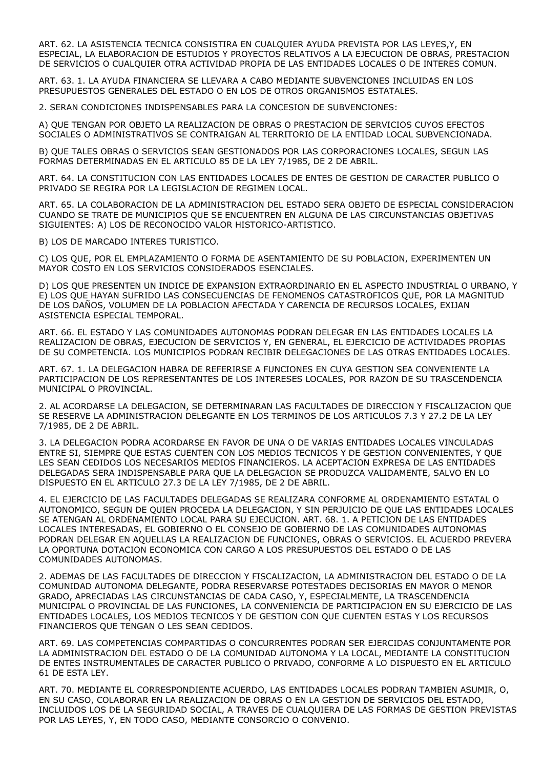ART. 62. LA ASISTENCIA TECNICA CONSISTIRA EN CUALQUIER AYUDA PREVISTA POR LAS LEYES,Y, EN ESPECIAL, LA ELABORACION DE ESTUDIOS Y PROYECTOS RELATIVOS A LA EJECUCION DE OBRAS, PRESTACION DE SERVICIOS O CUALQUIER OTRA ACTIVIDAD PROPIA DE LAS ENTIDADES LOCALES O DE INTERES COMUN.

ART. 63. 1. LA AYUDA FINANCIERA SE LLEVARA A CABO MEDIANTE SUBVENCIONES INCLUIDAS EN LOS PRESUPUESTOS GENERALES DEL ESTADO O EN LOS DE OTROS ORGANISMOS ESTATALES.

2. SERAN CONDICIONES INDISPENSABLES PARA LA CONCESION DE SUBVENCIONES:

A) QUE TENGAN POR OBJETO LA REALIZACION DE OBRAS O PRESTACION DE SERVICIOS CUYOS EFECTOS SOCIALES O ADMINISTRATIVOS SE CONTRAIGAN AL TERRITORIO DE LA ENTIDAD LOCAL SUBVENCIONADA.

B) QUE TALES OBRAS O SERVICIOS SEAN GESTIONADOS POR LAS CORPORACIONES LOCALES, SEGUN LAS FORMAS DETERMINADAS EN EL ARTICULO 85 DE LA LEY 7/1985, DE 2 DE ABRIL.

ART. 64. LA CONSTITUCION CON LAS ENTIDADES LOCALES DE ENTES DE GESTION DE CARACTER PUBLICO O PRIVADO SE REGIRA POR LA LEGISLACION DE REGIMEN LOCAL.

ART. 65. LA COLABORACION DE LA ADMINISTRACION DEL ESTADO SERA OBJETO DE ESPECIAL CONSIDERACION CUANDO SE TRATE DE MUNICIPIOS QUE SE ENCUENTREN EN ALGUNA DE LAS CIRCUNSTANCIAS OBJETIVAS SIGUIENTES: A) LOS DE RECONOCIDO VALOR HISTORICO-ARTISTICO.

B) LOS DE MARCADO INTERES TURISTICO.

C) LOS QUE, POR EL EMPLAZAMIENTO O FORMA DE ASENTAMIENTO DE SU POBLACION, EXPERIMENTEN UN MAYOR COSTO EN LOS SERVICIOS CONSIDERADOS ESENCIALES.

D) LOS QUE PRESENTEN UN INDICE DE EXPANSION EXTRAORDINARIO EN EL ASPECTO INDUSTRIAL O URBANO, Y E) LOS QUE HAYAN SUFRIDO LAS CONSECUENCIAS DE FENOMENOS CATASTROFICOS QUE, POR LA MAGNITUD DE LOS DAÑOS, VOLUMEN DE LA POBLACION AFECTADA Y CARENCIA DE RECURSOS LOCALES, EXIJAN ASISTENCIA ESPECIAL TEMPORAL.

ART. 66. EL ESTADO Y LAS COMUNIDADES AUTONOMAS PODRAN DELEGAR EN LAS ENTIDADES LOCALES LA REALIZACION DE OBRAS, EJECUCION DE SERVICIOS Y, EN GENERAL, EL EJERCICIO DE ACTIVIDADES PROPIAS DE SU COMPETENCIA. LOS MUNICIPIOS PODRAN RECIBIR DELEGACIONES DE LAS OTRAS ENTIDADES LOCALES.

ART. 67. 1. LA DELEGACION HABRA DE REFERIRSE A FUNCIONES EN CUYA GESTION SEA CONVENIENTE LA PARTICIPACION DE LOS REPRESENTANTES DE LOS INTERESES LOCALES, POR RAZON DE SU TRASCENDENCIA MUNICIPAL O PROVINCIAL.

2. AL ACORDARSE LA DELEGACION, SE DETERMINARAN LAS FACULTADES DE DIRECCION Y FISCALIZACION QUE SE RESERVE LA ADMINISTRACION DELEGANTE EN LOS TERMINOS DE LOS ARTICULOS 7.3 Y 27.2 DE LA LEY 7/1985, DE 2 DE ABRIL.

3. LA DELEGACION PODRA ACORDARSE EN FAVOR DE UNA O DE VARIAS ENTIDADES LOCALES VINCULADAS ENTRE SI, SIEMPRE QUE ESTAS CUENTEN CON LOS MEDIOS TECNICOS Y DE GESTION CONVENIENTES, Y QUE LES SEAN CEDIDOS LOS NECESARIOS MEDIOS FINANCIEROS. LA ACEPTACION EXPRESA DE LAS ENTIDADES DELEGADAS SERA INDISPENSABLE PARA QUE LA DELEGACION SE PRODUZCA VALIDAMENTE, SALVO EN LO DISPUESTO EN EL ARTICULO 27.3 DE LA LEY 7/1985, DE 2 DE ABRIL.

4. EL EJERCICIO DE LAS FACULTADES DELEGADAS SE REALIZARA CONFORME AL ORDENAMIENTO ESTATAL O AUTONOMICO, SEGUN DE QUIEN PROCEDA LA DELEGACION, Y SIN PERJUICIO DE QUE LAS ENTIDADES LOCALES SE ATENGAN AL ORDENAMIENTO LOCAL PARA SU EJECUCION. ART. 68. 1. A PETICION DE LAS ENTIDADES LOCALES INTERESADAS, EL GOBIERNO O EL CONSEJO DE GOBIERNO DE LAS COMUNIDADES AUTONOMAS PODRAN DELEGAR EN AQUELLAS LA REALIZACION DE FUNCIONES, OBRAS O SERVICIOS. EL ACUERDO PREVERA LA OPORTUNA DOTACION ECONOMICA CON CARGO A LOS PRESUPUESTOS DEL ESTADO O DE LAS COMUNIDADES AUTONOMAS.

2. ADEMAS DE LAS FACULTADES DE DIRECCION Y FISCALIZACION, LA ADMINISTRACION DEL ESTADO O DE LA COMUNIDAD AUTONOMA DELEGANTE, PODRA RESERVARSE POTESTADES DECISORIAS EN MAYOR O MENOR GRADO, APRECIADAS LAS CIRCUNSTANCIAS DE CADA CASO, Y, ESPECIALMENTE, LA TRASCENDENCIA MUNICIPAL O PROVINCIAL DE LAS FUNCIONES, LA CONVENIENCIA DE PARTICIPACION EN SU EJERCICIO DE LAS ENTIDADES LOCALES, LOS MEDIOS TECNICOS Y DE GESTION CON QUE CUENTEN ESTAS Y LOS RECURSOS FINANCIEROS QUE TENGAN O LES SEAN CEDIDOS.

ART. 69. LAS COMPETENCIAS COMPARTIDAS O CONCURRENTES PODRAN SER EJERCIDAS CONJUNTAMENTE POR LA ADMINISTRACION DEL ESTADO O DE LA COMUNIDAD AUTONOMA Y LA LOCAL, MEDIANTE LA CONSTITUCION DE ENTES INSTRUMENTALES DE CARACTER PUBLICO O PRIVADO, CONFORME A LO DISPUESTO EN EL ARTICULO 61 DE ESTA LEY.

ART. 70. MEDIANTE EL CORRESPONDIENTE ACUERDO, LAS ENTIDADES LOCALES PODRAN TAMBIEN ASUMIR, O, EN SU CASO, COLABORAR EN LA REALIZACION DE OBRAS O EN LA GESTION DE SERVICIOS DEL ESTADO, INCLUIDOS LOS DE LA SEGURIDAD SOCIAL, A TRAVES DE CUALQUIERA DE LAS FORMAS DE GESTION PREVISTAS POR LAS LEYES, Y, EN TODO CASO, MEDIANTE CONSORCIO O CONVENIO.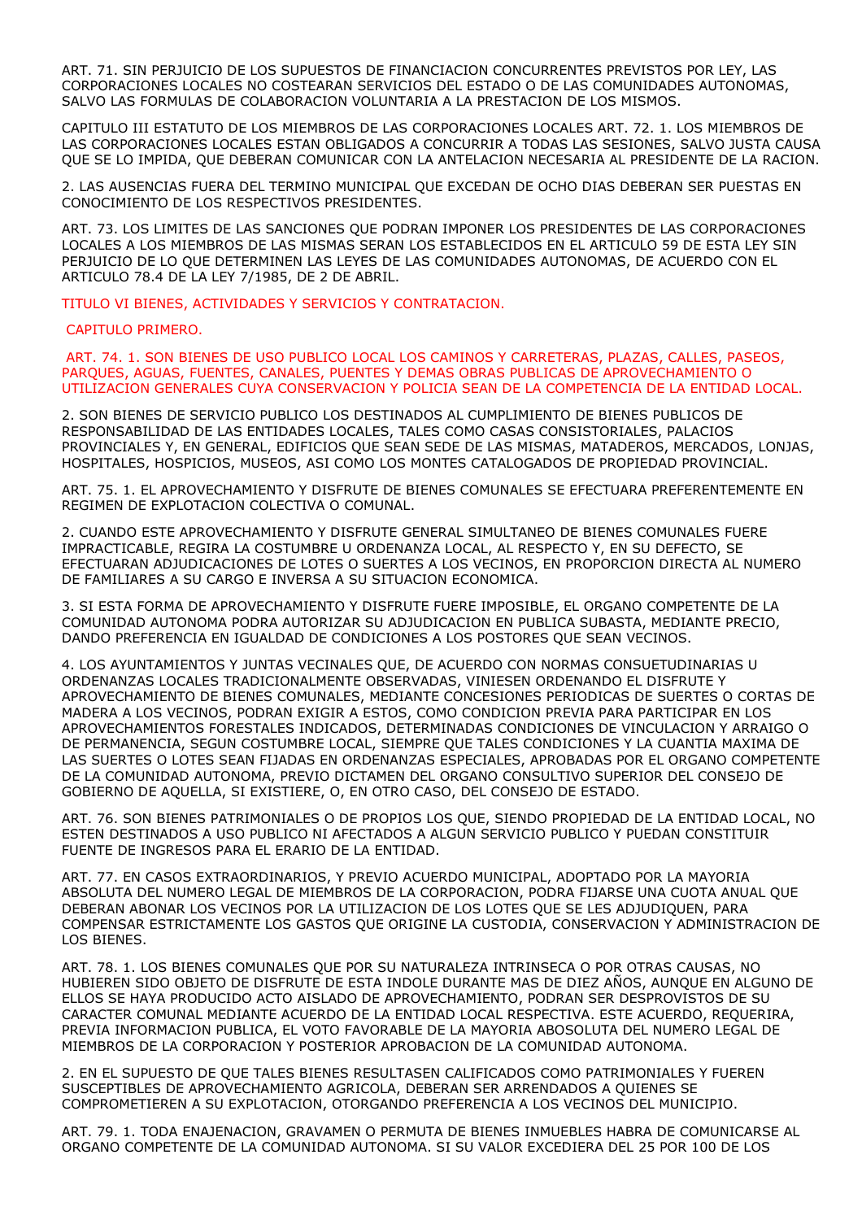ART. 71. SIN PERJUICIO DE LOS SUPUESTOS DE FINANCIACION CONCURRENTES PREVISTOS POR LEY, LAS CORPORACIONES LOCALES NO COSTEARAN SERVICIOS DEL ESTADO O DE LAS COMUNIDADES AUTONOMAS, SALVO LAS FORMULAS DE COLABORACION VOLUNTARIA A LA PRESTACION DE LOS MISMOS.

CAPITULO III ESTATUTO DE LOS MIEMBROS DE LAS CORPORACIONES LOCALES ART. 72. 1. LOS MIEMBROS DE LAS CORPORACIONES LOCALES ESTAN OBLIGADOS A CONCURRIR A TODAS LAS SESIONES, SALVO JUSTA CAUSA QUE SE LO IMPIDA, QUE DEBERAN COMUNICAR CON LA ANTELACION NECESARIA AL PRESIDENTE DE LA RACION.

2. LAS AUSENCIAS FUERA DEL TERMINO MUNICIPAL QUE EXCEDAN DE OCHO DIAS DEBERAN SER PUESTAS EN CONOCIMIENTO DE LOS RESPECTIVOS PRESIDENTES.

ART. 73. LOS LIMITES DE LAS SANCIONES QUE PODRAN IMPONER LOS PRESIDENTES DE LAS CORPORACIONES LOCALES A LOS MIEMBROS DE LAS MISMAS SERAN LOS ESTABLECIDOS EN EL ARTICULO 59 DE ESTA LEY SIN PERJUICIO DE LO QUE DETERMINEN LAS LEYES DE LAS COMUNIDADES AUTONOMAS, DE ACUERDO CON EL ARTICULO 78.4 DE LA LEY 7/1985, DE 2 DE ABRIL.

TITULO VI BIENES, ACTIVIDADES Y SERVICIOS Y CONTRATACION.

CAPITULO PRIMERO.

ART. 74. 1. SON BIENES DE USO PUBLICO LOCAL LOS CAMINOS Y CARRETERAS, PLAZAS, CALLES, PASEOS, PARQUES, AGUAS, FUENTES, CANALES, PUENTES Y DEMAS OBRAS PUBLICAS DE APROVECHAMIENTO O UTILIZACION GENERALES CUYA CONSERVACION Y POLICIA SEAN DE LA COMPETENCIA DE LA ENTIDAD LOCAL.

2. SON BIENES DE SERVICIO PUBLICO LOS DESTINADOS AL CUMPLIMIENTO DE BIENES PUBLICOS DE RESPONSABILIDAD DE LAS ENTIDADES LOCALES, TALES COMO CASAS CONSISTORIALES, PALACIOS PROVINCIALES Y, EN GENERAL, EDIFICIOS QUE SEAN SEDE DE LAS MISMAS, MATADEROS, MERCADOS, LONJAS, HOSPITALES, HOSPICIOS, MUSEOS, ASI COMO LOS MONTES CATALOGADOS DE PROPIEDAD PROVINCIAL.

ART. 75. 1. EL APROVECHAMIENTO Y DISFRUTE DE BIENES COMUNALES SE EFECTUARA PREFERENTEMENTE EN REGIMEN DE EXPLOTACION COLECTIVA O COMUNAL.

2. CUANDO ESTE APROVECHAMIENTO Y DISFRUTE GENERAL SIMULTANEO DE BIENES COMUNALES FUERE IMPRACTICABLE, REGIRA LA COSTUMBRE U ORDENANZA LOCAL, AL RESPECTO Y, EN SU DEFECTO, SE EFECTUARAN ADJUDICACIONES DE LOTES O SUERTES A LOS VECINOS, EN PROPORCION DIRECTA AL NUMERO DE FAMILIARES A SU CARGO E INVERSA A SU SITUACION ECONOMICA.

3. SI ESTA FORMA DE APROVECHAMIENTO Y DISFRUTE FUERE IMPOSIBLE, EL ORGANO COMPETENTE DE LA COMUNIDAD AUTONOMA PODRA AUTORIZAR SU ADJUDICACION EN PUBLICA SUBASTA, MEDIANTE PRECIO, DANDO PREFERENCIA EN IGUALDAD DE CONDICIONES A LOS POSTORES QUE SEAN VECINOS.

4. LOS AYUNTAMIENTOS Y JUNTAS VECINALES QUE, DE ACUERDO CON NORMAS CONSUETUDINARIAS U ORDENANZAS LOCALES TRADICIONALMENTE OBSERVADAS, VINIESEN ORDENANDO EL DISFRUTE Y APROVECHAMIENTO DE BIENES COMUNALES, MEDIANTE CONCESIONES PERIODICAS DE SUERTES O CORTAS DE MADERA A LOS VECINOS, PODRAN EXIGIR A ESTOS, COMO CONDICION PREVIA PARA PARTICIPAR EN LOS APROVECHAMIENTOS FORESTALES INDICADOS, DETERMINADAS CONDICIONES DE VINCULACION Y ARRAIGO O DE PERMANENCIA, SEGUN COSTUMBRE LOCAL, SIEMPRE QUE TALES CONDICIONES Y LA CUANTIA MAXIMA DE LAS SUERTES O LOTES SEAN FIJADAS EN ORDENANZAS ESPECIALES, APROBADAS POR EL ORGANO COMPETENTE DE LA COMUNIDAD AUTONOMA, PREVIO DICTAMEN DEL ORGANO CONSULTIVO SUPERIOR DEL CONSEJO DE GOBIERNO DE AQUELLA, SI EXISTIERE, O, EN OTRO CASO, DEL CONSEJO DE ESTADO.

ART. 76. SON BIENES PATRIMONIALES O DE PROPIOS LOS QUE, SIENDO PROPIEDAD DE LA ENTIDAD LOCAL, NO ESTEN DESTINADOS A USO PUBLICO NI AFECTADOS A ALGUN SERVICIO PUBLICO Y PUEDAN CONSTITUIR FUENTE DE INGRESOS PARA EL ERARIO DE LA ENTIDAD.

ART. 77. EN CASOS EXTRAORDINARIOS, Y PREVIO ACUERDO MUNICIPAL, ADOPTADO POR LA MAYORIA ABSOLUTA DEL NUMERO LEGAL DE MIEMBROS DE LA CORPORACION, PODRA FIJARSE UNA CUOTA ANUAL QUE DEBERAN ABONAR LOS VECINOS POR LA UTILIZACION DE LOS LOTES QUE SE LES ADJUDIQUEN, PARA COMPENSAR ESTRICTAMENTE LOS GASTOS QUE ORIGINE LA CUSTODIA, CONSERVACION Y ADMINISTRACION DE LOS BIENES.

ART. 78. 1. LOS BIENES COMUNALES QUE POR SU NATURALEZA INTRINSECA O POR OTRAS CAUSAS, NO HUBIEREN SIDO OBJETO DE DISFRUTE DE ESTA INDOLE DURANTE MAS DE DIEZ AÑOS, AUNQUE EN ALGUNO DE ELLOS SE HAYA PRODUCIDO ACTO AISLADO DE APROVECHAMIENTO, PODRAN SER DESPROVISTOS DE SU CARACTER COMUNAL MEDIANTE ACUERDO DE LA ENTIDAD LOCAL RESPECTIVA. ESTE ACUERDO, REQUERIRA, PREVIA INFORMACION PUBLICA, EL VOTO FAVORABLE DE LA MAYORIA ABOSOLUTA DEL NUMERO LEGAL DE MIEMBROS DE LA CORPORACION Y POSTERIOR APROBACION DE LA COMUNIDAD AUTONOMA.

2. EN EL SUPUESTO DE QUE TALES BIENES RESULTASEN CALIFICADOS COMO PATRIMONIALES Y FUEREN SUSCEPTIBLES DE APROVECHAMIENTO AGRICOLA, DEBERAN SER ARRENDADOS A QUIENES SE COMPROMETIEREN A SU EXPLOTACION, OTORGANDO PREFERENCIA A LOS VECINOS DEL MUNICIPIO.

ART. 79. 1. TODA ENAJENACION, GRAVAMEN O PERMUTA DE BIENES INMUEBLES HABRA DE COMUNICARSE AL ORGANO COMPETENTE DE LA COMUNIDAD AUTONOMA. SI SU VALOR EXCEDIERA DEL 25 POR 100 DE LOS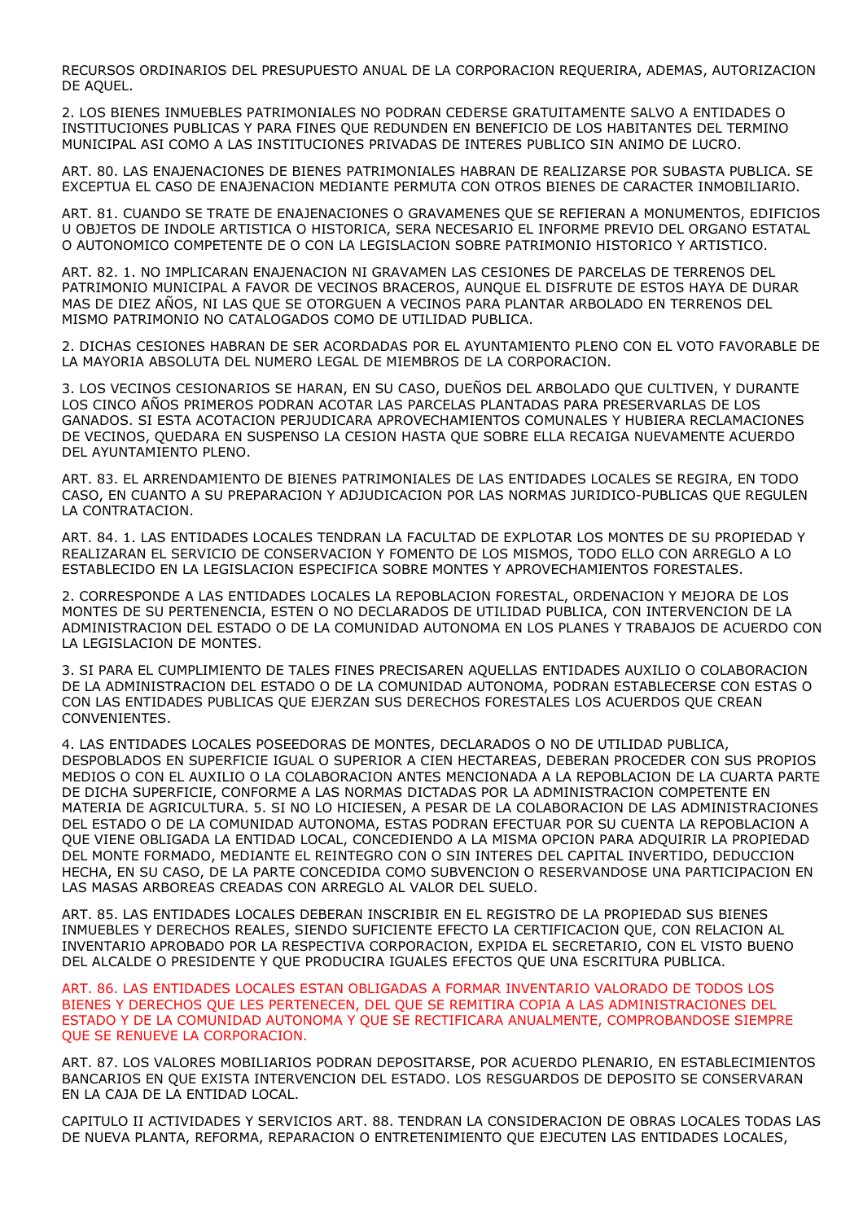RECURSOS ORDINARIOS DEL PRESUPUESTO ANUAL DE LA CORPORACION REQUERIRA, ADEMAS, AUTORIZACION DE AQUEL.

2. LOS BIENES INMUEBLES PATRIMONIALES NO PODRAN CEDERSE GRATUITAMENTE SALVO A ENTIDADES O INSTITUCIONES PUBLICAS Y PARA FINES QUE REDUNDEN EN BENEFICIO DE LOS HABITANTES DEL TERMINO MUNICIPAL ASI COMO A LAS INSTITUCIONES PRIVADAS DE INTERES PUBLICO SIN ANIMO DE LUCRO.

ART. 80. LAS ENAJENACIONES DE BIENES PATRIMONIALES HABRAN DE REALIZARSE POR SUBASTA PUBLICA. SE EXCEPTUA EL CASO DE ENAJENACION MEDIANTE PERMUTA CON OTROS BIENES DE CARACTER INMOBILIARIO.

ART. 81. CUANDO SE TRATE DE ENAJENACIONES O GRAVAMENES QUE SE REFIERAN A MONUMENTOS, EDIFICIOS U OBJETOS DE INDOLE ARTISTICA O HISTORICA, SERA NECESARIO EL INFORME PREVIO DEL ORGANO ESTATAL O AUTONOMICO COMPETENTE DE O CON LA LEGISLACION SOBRE PATRIMONIO HISTORICO Y ARTISTICO.

ART. 82. 1. NO IMPLICARAN ENAJENACION NI GRAVAMEN LAS CESIONES DE PARCELAS DE TERRENOS DEL PATRIMONIO MUNICIPAL A FAVOR DE VECINOS BRACEROS, AUNQUE EL DISFRUTE DE ESTOS HAYA DE DURAR MAS DE DIEZ AÑOS, NI LAS QUE SE OTORGUEN A VECINOS PARA PLANTAR ARBOLADO EN TERRENOS DEL MISMO PATRIMONIO NO CATALOGADOS COMO DE UTILIDAD PUBLICA.

2. DICHAS CESIONES HABRAN DE SER ACORDADAS POR EL AYUNTAMIENTO PLENO CON EL VOTO FAVORABLE DE LA MAYORIA ABSOLUTA DEL NUMERO LEGAL DE MIEMBROS DE LA CORPORACION.

3. LOS VECINOS CESIONARIOS SE HARAN, EN SU CASO, DUEÑOS DEL ARBOLADO QUE CULTIVEN, Y DURANTE LOS CINCO AÑOS PRIMEROS PODRAN ACOTAR LAS PARCELAS PLANTADAS PARA PRESERVARLAS DE LOS GANADOS. SI ESTA ACOTACION PERJUDICARA APROVECHAMIENTOS COMUNALES Y HUBIERA RECLAMACIONES DE VECINOS, QUEDARA EN SUSPENSO LA CESION HASTA QUE SOBRE ELLA RECAIGA NUEVAMENTE ACUERDO DEL AYUNTAMIENTO PLENO.

ART. 83. EL ARRENDAMIENTO DE BIENES PATRIMONIALES DE LAS ENTIDADES LOCALES SE REGIRA, EN TODO CASO, EN CUANTO A SU PREPARACION Y ADJUDICACION POR LAS NORMAS JURIDICO-PUBLICAS QUE REGULEN LA CONTRATACION.

ART. 84. 1. LAS ENTIDADES LOCALES TENDRAN LA FACULTAD DE EXPLOTAR LOS MONTES DE SU PROPIEDAD Y REALIZARAN EL SERVICIO DE CONSERVACION Y FOMENTO DE LOS MISMOS, TODO ELLO CON ARREGLO A LO ESTABLECIDO EN LA LEGISLACION ESPECIFICA SOBRE MONTES Y APROVECHAMIENTOS FORESTALES.

2. CORRESPONDE A LAS ENTIDADES LOCALES LA REPOBLACION FORESTAL, ORDENACION Y MEJORA DE LOS MONTES DE SU PERTENENCIA, ESTEN O NO DECLARADOS DE UTILIDAD PUBLICA, CON INTERVENCION DE LA ADMINISTRACION DEL ESTADO O DE LA COMUNIDAD AUTONOMA EN LOS PLANES Y TRABAJOS DE ACUERDO CON LA LEGISLACION DE MONTES.

3. SI PARA EL CUMPLIMIENTO DE TALES FINES PRECISAREN AQUELLAS ENTIDADES AUXILIO O COLABORACION DE LA ADMINISTRACION DEL ESTADO O DE LA COMUNIDAD AUTONOMA, PODRAN ESTABLECERSE CON ESTAS O CON LAS ENTIDADES PUBLICAS QUE EJERZAN SUS DERECHOS FORESTALES LOS ACUERDOS QUE CREAN CONVENIENTES.

4. LAS ENTIDADES LOCALES POSEEDORAS DE MONTES, DECLARADOS O NO DE UTILIDAD PUBLICA, DESPOBLADOS EN SUPERFICIE IGUAL O SUPERIOR A CIEN HECTAREAS, DEBERAN PROCEDER CON SUS PROPIOS MEDIOS O CON EL AUXILIO O LA COLABORACION ANTES MENCIONADA A LA REPOBLACION DE LA CUARTA PARTE DE DICHA SUPERFICIE, CONFORME A LAS NORMAS DICTADAS POR LA ADMINISTRACION COMPETENTE EN MATERIA DE AGRICULTURA. 5. SI NO LO HICIESEN, A PESAR DE LA COLABORACION DE LAS ADMINISTRACIONES DEL ESTADO O DE LA COMUNIDAD AUTONOMA, ESTAS PODRAN EFECTUAR POR SU CUENTA LA REPOBLACION A QUE VIENE OBLIGADA LA ENTIDAD LOCAL, CONCEDIENDO A LA MISMA OPCION PARA ADQUIRIR LA PROPIEDAD DEL MONTE FORMADO, MEDIANTE EL REINTEGRO CON O SIN INTERES DEL CAPITAL INVERTIDO, DEDUCCION HECHA, EN SU CASO, DE LA PARTE CONCEDIDA COMO SUBVENCION O RESERVANDOSE UNA PARTICIPACION EN LAS MASAS ARBOREAS CREADAS CON ARREGLO AL VALOR DEL SUELO.

ART. 85. LAS ENTIDADES LOCALES DEBERAN INSCRIBIR EN EL REGISTRO DE LA PROPIEDAD SUS BIENES INMUEBLES Y DERECHOS REALES, SIENDO SUFICIENTE EFECTO LA CERTIFICACION QUE, CON RELACION AL INVENTARIO APROBADO POR LA RESPECTIVA CORPORACION, EXPIDA EL SECRETARIO, CON EL VISTO BUENO DEL ALCALDE O PRESIDENTE Y QUE PRODUCIRA IGUALES EFECTOS QUE UNA ESCRITURA PUBLICA.

ART. 86. LAS ENTIDADES LOCALES ESTAN OBLIGADAS A FORMAR INVENTARIO VALORADO DE TODOS LOS BIENES Y DERECHOS QUE LES PERTENECEN, DEL QUE SE REMITIRA COPIA A LAS ADMINISTRACIONES DEL ESTADO Y DE LA COMUNIDAD AUTONOMA Y QUE SE RECTIFICARA ANUALMENTE, COMPROBANDOSE SIEMPRE QUE SE RENUEVE LA CORPORACION.

ART. 87. LOS VALORES MOBILIARIOS PODRAN DEPOSITARSE, POR ACUERDO PLENARIO, EN ESTABLECIMIENTOS BANCARIOS EN QUE EXISTA INTERVENCION DEL ESTADO. LOS RESGUARDOS DE DEPOSITO SE CONSERVARAN EN LA CAJA DE LA ENTIDAD LOCAL.

CAPITULO II ACTIVIDADES Y SERVICIOS ART. 88. TENDRAN LA CONSIDERACION DE OBRAS LOCALES TODAS LAS DE NUEVA PLANTA, REFORMA, REPARACION O ENTRETENIMIENTO QUE EJECUTEN LAS ENTIDADES LOCALES,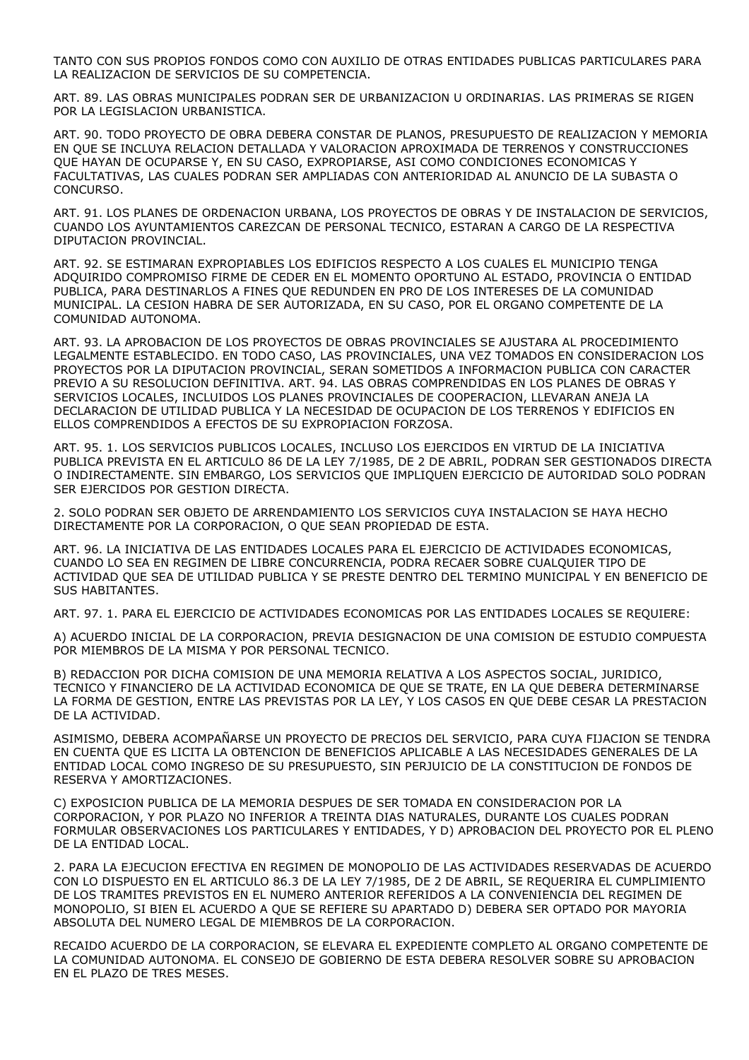TANTO CON SUS PROPIOS FONDOS COMO CON AUXILIO DE OTRAS ENTIDADES PUBLICAS PARTICULARES PARA LA REALIZACION DE SERVICIOS DE SU COMPETENCIA.

ART. 89. LAS OBRAS MUNICIPALES PODRAN SER DE URBANIZACION U ORDINARIAS. LAS PRIMERAS SE RIGEN POR LA LEGISLACION URBANISTICA.

ART. 90. TODO PROYECTO DE OBRA DEBERA CONSTAR DE PLANOS, PRESUPUESTO DE REALIZACION Y MEMORIA EN QUE SE INCLUYA RELACION DETALLADA Y VALORACION APROXIMADA DE TERRENOS Y CONSTRUCCIONES QUE HAYAN DE OCUPARSE Y, EN SU CASO, EXPROPIARSE, ASI COMO CONDICIONES ECONOMICAS Y FACULTATIVAS, LAS CUALES PODRAN SER AMPLIADAS CON ANTERIORIDAD AL ANUNCIO DE LA SUBASTA O CONCURSO.

ART. 91. LOS PLANES DE ORDENACION URBANA, LOS PROYECTOS DE OBRAS Y DE INSTALACION DE SERVICIOS, CUANDO LOS AYUNTAMIENTOS CAREZCAN DE PERSONAL TECNICO, ESTARAN A CARGO DE LA RESPECTIVA DIPUTACION PROVINCIAL.

ART. 92. SE ESTIMARAN EXPROPIABLES LOS EDIFICIOS RESPECTO A LOS CUALES EL MUNICIPIO TENGA ADQUIRIDO COMPROMISO FIRME DE CEDER EN EL MOMENTO OPORTUNO AL ESTADO, PROVINCIA O ENTIDAD PUBLICA, PARA DESTINARLOS A FINES QUE REDUNDEN EN PRO DE LOS INTERESES DE LA COMUNIDAD MUNICIPAL. LA CESION HABRA DE SER AUTORIZADA, EN SU CASO, POR EL ORGANO COMPETENTE DE LA COMUNIDAD AUTONOMA.

ART. 93. LA APROBACION DE LOS PROYECTOS DE OBRAS PROVINCIALES SE AJUSTARA AL PROCEDIMIENTO LEGALMENTE ESTABLECIDO. EN TODO CASO, LAS PROVINCIALES, UNA VEZ TOMADOS EN CONSIDERACION LOS PROYECTOS POR LA DIPUTACION PROVINCIAL, SERAN SOMETIDOS A INFORMACION PUBLICA CON CARACTER PREVIO A SU RESOLUCION DEFINITIVA. ART. 94. LAS OBRAS COMPRENDIDAS EN LOS PLANES DE OBRAS Y SERVICIOS LOCALES, INCLUIDOS LOS PLANES PROVINCIALES DE COOPERACION, LLEVARAN ANEJA LA DECLARACION DE UTILIDAD PUBLICA Y LA NECESIDAD DE OCUPACION DE LOS TERRENOS Y EDIFICIOS EN ELLOS COMPRENDIDOS A EFECTOS DE SU EXPROPIACION FORZOSA.

ART. 95. 1. LOS SERVICIOS PUBLICOS LOCALES, INCLUSO LOS EJERCIDOS EN VIRTUD DE LA INICIATIVA PUBLICA PREVISTA EN EL ARTICULO 86 DE LA LEY 7/1985, DE 2 DE ABRIL, PODRAN SER GESTIONADOS DIRECTA O INDIRECTAMENTE. SIN EMBARGO, LOS SERVICIOS QUE IMPLIQUEN EJERCICIO DE AUTORIDAD SOLO PODRAN SER EJERCIDOS POR GESTION DIRECTA.

2. SOLO PODRAN SER OBJETO DE ARRENDAMIENTO LOS SERVICIOS CUYA INSTALACION SE HAYA HECHO DIRECTAMENTE POR LA CORPORACION, O QUE SEAN PROPIEDAD DE ESTA.

ART. 96. LA INICIATIVA DE LAS ENTIDADES LOCALES PARA EL EJERCICIO DE ACTIVIDADES ECONOMICAS, CUANDO LO SEA EN REGIMEN DE LIBRE CONCURRENCIA, PODRA RECAER SOBRE CUALQUIER TIPO DE ACTIVIDAD QUE SEA DE UTILIDAD PUBLICA Y SE PRESTE DENTRO DEL TERMINO MUNICIPAL Y EN BENEFICIO DE SUS HABITANTES.

ART. 97. 1. PARA EL EJERCICIO DE ACTIVIDADES ECONOMICAS POR LAS ENTIDADES LOCALES SE REQUIERE:

A) ACUERDO INICIAL DE LA CORPORACION, PREVIA DESIGNACION DE UNA COMISION DE ESTUDIO COMPUESTA POR MIEMBROS DE LA MISMA Y POR PERSONAL TECNICO.

B) REDACCION POR DICHA COMISION DE UNA MEMORIA RELATIVA A LOS ASPECTOS SOCIAL, JURIDICO, TECNICO Y FINANCIERO DE LA ACTIVIDAD ECONOMICA DE QUE SE TRATE, EN LA QUE DEBERA DETERMINARSE LA FORMA DE GESTION, ENTRE LAS PREVISTAS POR LA LEY, Y LOS CASOS EN QUE DEBE CESAR LA PRESTACION DE LA ACTIVIDAD.

ASIMISMO, DEBERA ACOMPAÑARSE UN PROYECTO DE PRECIOS DEL SERVICIO, PARA CUYA FIJACION SE TENDRA EN CUENTA QUE ES LICITA LA OBTENCION DE BENEFICIOS APLICABLE A LAS NECESIDADES GENERALES DE LA ENTIDAD LOCAL COMO INGRESO DE SU PRESUPUESTO, SIN PERJUICIO DE LA CONSTITUCION DE FONDOS DE RESERVA Y AMORTIZACIONES.

C) EXPOSICION PUBLICA DE LA MEMORIA DESPUES DE SER TOMADA EN CONSIDERACION POR LA CORPORACION, Y POR PLAZO NO INFERIOR A TREINTA DIAS NATURALES, DURANTE LOS CUALES PODRAN FORMULAR OBSERVACIONES LOS PARTICULARES Y ENTIDADES, Y D) APROBACION DEL PROYECTO POR EL PLENO DE LA ENTIDAD LOCAL.

2. PARA LA EJECUCION EFECTIVA EN REGIMEN DE MONOPOLIO DE LAS ACTIVIDADES RESERVADAS DE ACUERDO CON LO DISPUESTO EN EL ARTICULO 86.3 DE LA LEY 7/1985, DE 2 DE ABRIL, SE REQUERIRA EL CUMPLIMIENTO DE LOS TRAMITES PREVISTOS EN EL NUMERO ANTERIOR REFERIDOS A LA CONVENIENCIA DEL REGIMEN DE MONOPOLIO, SI BIEN EL ACUERDO A QUE SE REFIERE SU APARTADO D) DEBERA SER OPTADO POR MAYORIA ABSOLUTA DEL NUMERO LEGAL DE MIEMBROS DE LA CORPORACION.

RECAIDO ACUERDO DE LA CORPORACION, SE ELEVARA EL EXPEDIENTE COMPLETO AL ORGANO COMPETENTE DE LA COMUNIDAD AUTONOMA. EL CONSEJO DE GOBIERNO DE ESTA DEBERA RESOLVER SOBRE SU APROBACION EN EL PLAZO DE TRES MESES.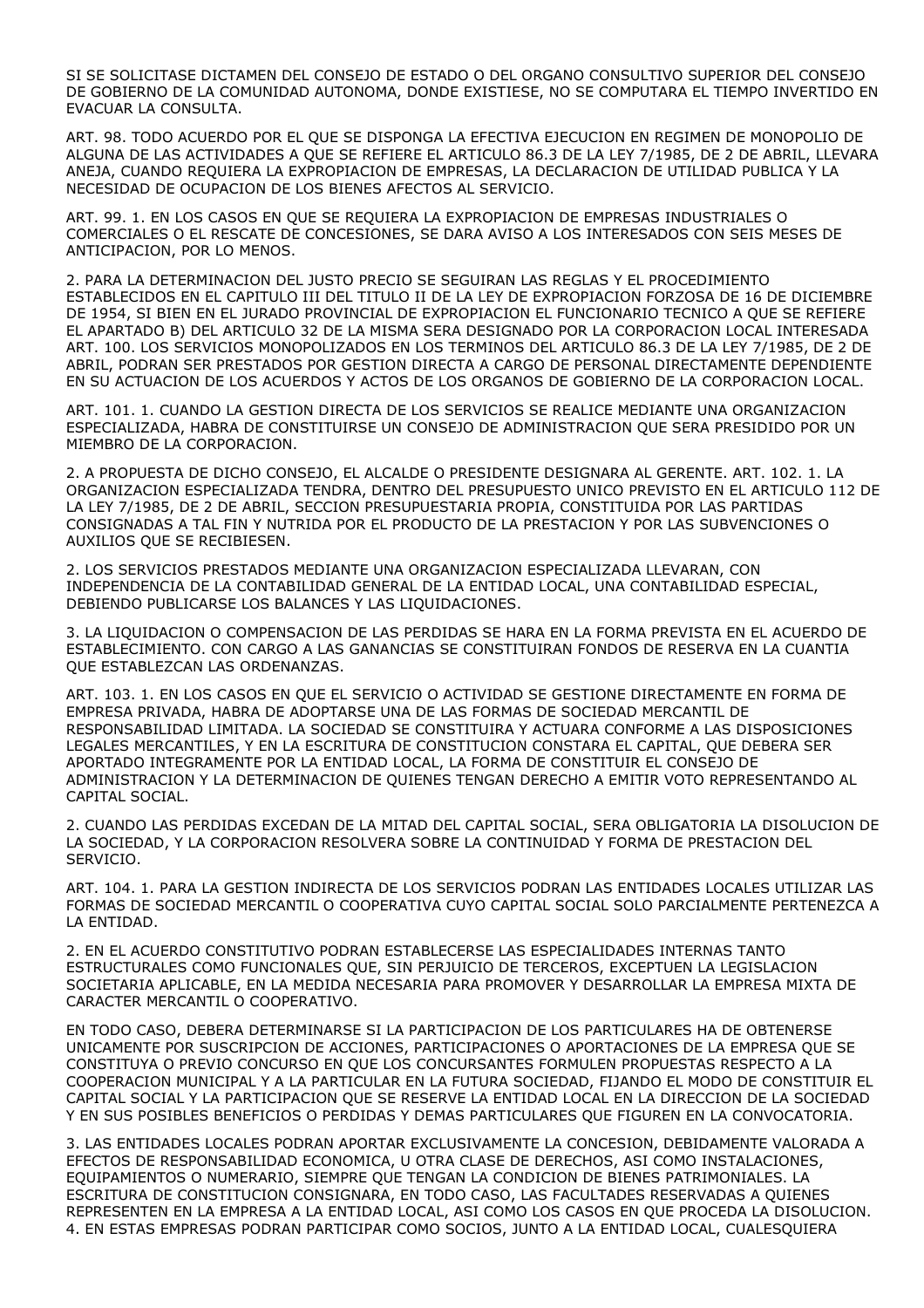SI SE SOLICITASE DICTAMEN DEL CONSEJO DE ESTADO O DEL ORGANO CONSULTIVO SUPERIOR DEL CONSEJO DE GOBIERNO DE LA COMUNIDAD AUTONOMA, DONDE EXISTIESE, NO SE COMPUTARA EL TIEMPO INVERTIDO EN EVACUAR LA CONSULTA.

ART. 98. TODO ACUERDO POR EL QUE SE DISPONGA LA EFECTIVA EJECUCION EN REGIMEN DE MONOPOLIO DE ALGUNA DE LAS ACTIVIDADES A QUE SE REFIERE EL ARTICULO 86.3 DE LA LEY 7/1985, DE 2 DE ABRIL, LLEVARA ANEJA, CUANDO REQUIERA LA EXPROPIACION DE EMPRESAS, LA DECLARACION DE UTILIDAD PUBLICA Y LA NECESIDAD DE OCUPACION DE LOS BIENES AFECTOS AL SERVICIO.

ART. 99. 1. EN LOS CASOS EN QUE SE REQUIERA LA EXPROPIACION DE EMPRESAS INDUSTRIALES O COMERCIALES O EL RESCATE DE CONCESIONES, SE DARA AVISO A LOS INTERESADOS CON SEIS MESES DE ANTICIPACION, POR LO MENOS.

2. PARA LA DETERMINACION DEL JUSTO PRECIO SE SEGUIRAN LAS REGLAS Y EL PROCEDIMIENTO ESTABLECIDOS EN EL CAPITULO III DEL TITULO II DE LA LEY DE EXPROPIACION FORZOSA DE 16 DE DICIEMBRE DE 1954, SI BIEN EN EL JURADO PROVINCIAL DE EXPROPIACION EL FUNCIONARIO TECNICO A QUE SE REFIERE EL APARTADO B) DEL ARTICULO 32 DE LA MISMA SERA DESIGNADO POR LA CORPORACION LOCAL INTERESADA ART. 100. LOS SERVICIOS MONOPOLIZADOS EN LOS TERMINOS DEL ARTICULO 86.3 DE LA LEY 7/1985, DE 2 DE ABRIL, PODRAN SER PRESTADOS POR GESTION DIRECTA A CARGO DE PERSONAL DIRECTAMENTE DEPENDIENTE EN SU ACTUACION DE LOS ACUERDOS Y ACTOS DE LOS ORGANOS DE GOBIERNO DE LA CORPORACION LOCAL.

ART. 101. 1. CUANDO LA GESTION DIRECTA DE LOS SERVICIOS SE REALICE MEDIANTE UNA ORGANIZACION ESPECIALIZADA, HABRA DE CONSTITUIRSE UN CONSEJO DE ADMINISTRACION QUE SERA PRESIDIDO POR UN MIEMBRO DE LA CORPORACION.

2. A PROPUESTA DE DICHO CONSEJO, EL ALCALDE O PRESIDENTE DESIGNARA AL GERENTE. ART. 102. 1. LA ORGANIZACION ESPECIALIZADA TENDRA, DENTRO DEL PRESUPUESTO UNICO PREVISTO EN EL ARTICULO 112 DE LA LEY 7/1985, DE 2 DE ABRIL, SECCION PRESUPUESTARIA PROPIA, CONSTITUIDA POR LAS PARTIDAS CONSIGNADAS A TAL FIN Y NUTRIDA POR EL PRODUCTO DE LA PRESTACION Y POR LAS SUBVENCIONES O AUXILIOS QUE SE RECIBIESEN.

2. LOS SERVICIOS PRESTADOS MEDIANTE UNA ORGANIZACION ESPECIALIZADA LLEVARAN, CON INDEPENDENCIA DE LA CONTABILIDAD GENERAL DE LA ENTIDAD LOCAL, UNA CONTABILIDAD ESPECIAL, DEBIENDO PUBLICARSE LOS BALANCES Y LAS LIQUIDACIONES.

3. LA LIQUIDACION O COMPENSACION DE LAS PERDIDAS SE HARA EN LA FORMA PREVISTA EN EL ACUERDO DE ESTABLECIMIENTO. CON CARGO A LAS GANANCIAS SE CONSTITUIRAN FONDOS DE RESERVA EN LA CUANTIA QUE ESTABLEZCAN LAS ORDENANZAS.

ART. 103. 1. EN LOS CASOS EN QUE EL SERVICIO O ACTIVIDAD SE GESTIONE DIRECTAMENTE EN FORMA DE EMPRESA PRIVADA, HABRA DE ADOPTARSE UNA DE LAS FORMAS DE SOCIEDAD MERCANTIL DE RESPONSABILIDAD LIMITADA. LA SOCIEDAD SE CONSTITUIRA Y ACTUARA CONFORME A LAS DISPOSICIONES LEGALES MERCANTILES, Y EN LA ESCRITURA DE CONSTITUCION CONSTARA EL CAPITAL, QUE DEBERA SER APORTADO INTEGRAMENTE POR LA ENTIDAD LOCAL, LA FORMA DE CONSTITUIR EL CONSEJO DE ADMINISTRACION Y LA DETERMINACION DE QUIENES TENGAN DERECHO A EMITIR VOTO REPRESENTANDO AL CAPITAL SOCIAL.

2. CUANDO LAS PERDIDAS EXCEDAN DE LA MITAD DEL CAPITAL SOCIAL, SERA OBLIGATORIA LA DISOLUCION DE LA SOCIEDAD, Y LA CORPORACION RESOLVERA SOBRE LA CONTINUIDAD Y FORMA DE PRESTACION DEL SERVICIO.

ART. 104. 1. PARA LA GESTION INDIRECTA DE LOS SERVICIOS PODRAN LAS ENTIDADES LOCALES UTILIZAR LAS FORMAS DE SOCIEDAD MERCANTIL O COOPERATIVA CUYO CAPITAL SOCIAL SOLO PARCIALMENTE PERTENEZCA A LA ENTIDAD.

2. EN EL ACUERDO CONSTITUTIVO PODRAN ESTABLECERSE LAS ESPECIALIDADES INTERNAS TANTO ESTRUCTURALES COMO FUNCIONALES QUE, SIN PERJUICIO DE TERCEROS, EXCEPTUEN LA LEGISLACION SOCIETARIA APLICABLE, EN LA MEDIDA NECESARIA PARA PROMOVER Y DESARROLLAR LA EMPRESA MIXTA DE CARACTER MERCANTIL O COOPERATIVO.

EN TODO CASO, DEBERA DETERMINARSE SI LA PARTICIPACION DE LOS PARTICULARES HA DE OBTENERSE UNICAMENTE POR SUSCRIPCION DE ACCIONES, PARTICIPACIONES O APORTACIONES DE LA EMPRESA QUE SE CONSTITUYA O PREVIO CONCURSO EN QUE LOS CONCURSANTES FORMULEN PROPUESTAS RESPECTO A LA COOPERACION MUNICIPAL Y A LA PARTICULAR EN LA FUTURA SOCIEDAD, FIJANDO EL MODO DE CONSTITUIR EL CAPITAL SOCIAL Y LA PARTICIPACION QUE SE RESERVE LA ENTIDAD LOCAL EN LA DIRECCION DE LA SOCIEDAD Y EN SUS POSIBLES BENEFICIOS O PERDIDAS Y DEMAS PARTICULARES QUE FIGUREN EN LA CONVOCATORIA.

3. LAS ENTIDADES LOCALES PODRAN APORTAR EXCLUSIVAMENTE LA CONCESION, DEBIDAMENTE VALORADA A EFECTOS DE RESPONSABILIDAD ECONOMICA, U OTRA CLASE DE DERECHOS, ASI COMO INSTALACIONES, EQUIPAMIENTOS O NUMERARIO, SIEMPRE QUE TENGAN LA CONDICION DE BIENES PATRIMONIALES. LA ESCRITURA DE CONSTITUCION CONSIGNARA, EN TODO CASO, LAS FACULTADES RESERVADAS A QUIENES REPRESENTEN EN LA EMPRESA A LA ENTIDAD LOCAL, ASI COMO LOS CASOS EN QUE PROCEDA LA DISOLUCION. 4. EN ESTAS EMPRESAS PODRAN PARTICIPAR COMO SOCIOS, JUNTO A LA ENTIDAD LOCAL, CUALESQUIERA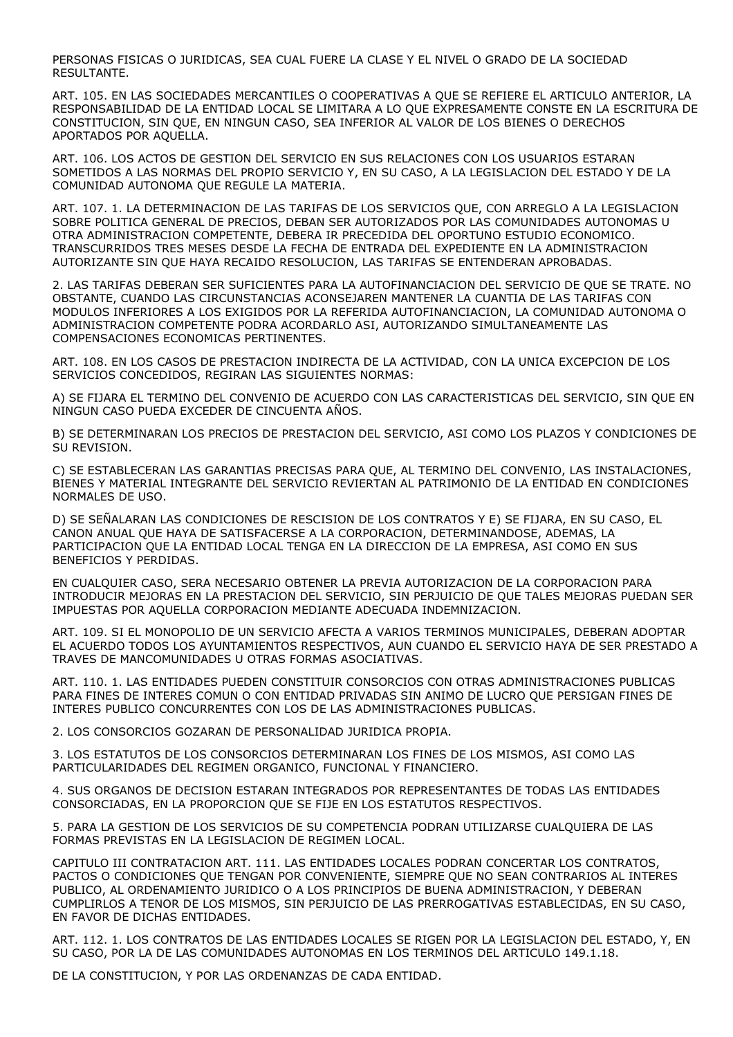PERSONAS FISICAS O JURIDICAS, SEA CUAL FUERE LA CLASE Y EL NIVEL O GRADO DE LA SOCIEDAD RESULTANTE.

ART. 105. EN LAS SOCIEDADES MERCANTILES O COOPERATIVAS A QUE SE REFIERE EL ARTICULO ANTERIOR, LA RESPONSABILIDAD DE LA ENTIDAD LOCAL SE LIMITARA A LO QUE EXPRESAMENTE CONSTE EN LA ESCRITURA DE CONSTITUCION, SIN QUE, EN NINGUN CASO, SEA INFERIOR AL VALOR DE LOS BIENES O DERECHOS APORTADOS POR AQUELLA.

ART. 106. LOS ACTOS DE GESTION DEL SERVICIO EN SUS RELACIONES CON LOS USUARIOS ESTARAN SOMETIDOS A LAS NORMAS DEL PROPIO SERVICIO Y, EN SU CASO, A LA LEGISLACION DEL ESTADO Y DE LA COMUNIDAD AUTONOMA QUE REGULE LA MATERIA.

ART. 107. 1. LA DETERMINACION DE LAS TARIFAS DE LOS SERVICIOS QUE, CON ARREGLO A LA LEGISLACION SOBRE POLITICA GENERAL DE PRECIOS, DEBAN SER AUTORIZADOS POR LAS COMUNIDADES AUTONOMAS U OTRA ADMINISTRACION COMPETENTE, DEBERA IR PRECEDIDA DEL OPORTUNO ESTUDIO ECONOMICO. TRANSCURRIDOS TRES MESES DESDE LA FECHA DE ENTRADA DEL EXPEDIENTE EN LA ADMINISTRACION AUTORIZANTE SIN QUE HAYA RECAIDO RESOLUCION, LAS TARIFAS SE ENTENDERAN APROBADAS.

2. LAS TARIFAS DEBERAN SER SUFICIENTES PARA LA AUTOFINANCIACION DEL SERVICIO DE QUE SE TRATE. NO OBSTANTE, CUANDO LAS CIRCUNSTANCIAS ACONSEJAREN MANTENER LA CUANTIA DE LAS TARIFAS CON MODULOS INFERIORES A LOS EXIGIDOS POR LA REFERIDA AUTOFINANCIACION, LA COMUNIDAD AUTONOMA O ADMINISTRACION COMPETENTE PODRA ACORDARLO ASI, AUTORIZANDO SIMULTANEAMENTE LAS COMPENSACIONES ECONOMICAS PERTINENTES.

ART. 108. EN LOS CASOS DE PRESTACION INDIRECTA DE LA ACTIVIDAD, CON LA UNICA EXCEPCION DE LOS SERVICIOS CONCEDIDOS, REGIRAN LAS SIGUIENTES NORMAS:

A) SE FIJARA EL TERMINO DEL CONVENIO DE ACUERDO CON LAS CARACTERISTICAS DEL SERVICIO, SIN QUE EN NINGUN CASO PUEDA EXCEDER DE CINCUENTA AÑOS.

B) SE DETERMINARAN LOS PRECIOS DE PRESTACION DEL SERVICIO, ASI COMO LOS PLAZOS Y CONDICIONES DE SU REVISION.

C) SE ESTABLECERAN LAS GARANTIAS PRECISAS PARA QUE, AL TERMINO DEL CONVENIO, LAS INSTALACIONES, BIENES Y MATERIAL INTEGRANTE DEL SERVICIO REVIERTAN AL PATRIMONIO DE LA ENTIDAD EN CONDICIONES NORMALES DE USO.

D) SE SEÑALARAN LAS CONDICIONES DE RESCISION DE LOS CONTRATOS Y E) SE FIJARA, EN SU CASO, EL CANON ANUAL QUE HAYA DE SATISFACERSE A LA CORPORACION, DETERMINANDOSE, ADEMAS, LA PARTICIPACION QUE LA ENTIDAD LOCAL TENGA EN LA DIRECCION DE LA EMPRESA, ASI COMO EN SUS BENEFICIOS Y PERDIDAS.

EN CUALQUIER CASO, SERA NECESARIO OBTENER LA PREVIA AUTORIZACION DE LA CORPORACION PARA INTRODUCIR MEJORAS EN LA PRESTACION DEL SERVICIO, SIN PERJUICIO DE QUE TALES MEJORAS PUEDAN SER IMPUESTAS POR AQUELLA CORPORACION MEDIANTE ADECUADA INDEMNIZACION.

ART. 109. SI EL MONOPOLIO DE UN SERVICIO AFECTA A VARIOS TERMINOS MUNICIPALES, DEBERAN ADOPTAR EL ACUERDO TODOS LOS AYUNTAMIENTOS RESPECTIVOS, AUN CUANDO EL SERVICIO HAYA DE SER PRESTADO A TRAVES DE MANCOMUNIDADES U OTRAS FORMAS ASOCIATIVAS.

ART. 110. 1. LAS ENTIDADES PUEDEN CONSTITUIR CONSORCIOS CON OTRAS ADMINISTRACIONES PUBLICAS PARA FINES DE INTERES COMUN O CON ENTIDAD PRIVADAS SIN ANIMO DE LUCRO QUE PERSIGAN FINES DE INTERES PUBLICO CONCURRENTES CON LOS DE LAS ADMINISTRACIONES PUBLICAS.

2. LOS CONSORCIOS GOZARAN DE PERSONALIDAD JURIDICA PROPIA.

3. LOS ESTATUTOS DE LOS CONSORCIOS DETERMINARAN LOS FINES DE LOS MISMOS, ASI COMO LAS PARTICULARIDADES DEL REGIMEN ORGANICO, FUNCIONAL Y FINANCIERO.

4. SUS ORGANOS DE DECISION ESTARAN INTEGRADOS POR REPRESENTANTES DE TODAS LAS ENTIDADES CONSORCIADAS, EN LA PROPORCION QUE SE FIJE EN LOS ESTATUTOS RESPECTIVOS.

5. PARA LA GESTION DE LOS SERVICIOS DE SU COMPETENCIA PODRAN UTILIZARSE CUALQUIERA DE LAS FORMAS PREVISTAS EN LA LEGISLACION DE REGIMEN LOCAL.

CAPITULO III CONTRATACION ART. 111. LAS ENTIDADES LOCALES PODRAN CONCERTAR LOS CONTRATOS, PACTOS O CONDICIONES QUE TENGAN POR CONVENIENTE, SIEMPRE QUE NO SEAN CONTRARIOS AL INTERES PUBLICO, AL ORDENAMIENTO JURIDICO O A LOS PRINCIPIOS DE BUENA ADMINISTRACION, Y DEBERAN CUMPLIRLOS A TENOR DE LOS MISMOS, SIN PERJUICIO DE LAS PRERROGATIVAS ESTABLECIDAS, EN SU CASO, EN FAVOR DE DICHAS ENTIDADES.

ART. 112. 1. LOS CONTRATOS DE LAS ENTIDADES LOCALES SE RIGEN POR LA LEGISLACION DEL ESTADO, Y, EN SU CASO, POR LA DE LAS COMUNIDADES AUTONOMAS EN LOS TERMINOS DEL ARTICULO 149.1.18.

DE LA CONSTITUCION, Y POR LAS ORDENANZAS DE CADA ENTIDAD.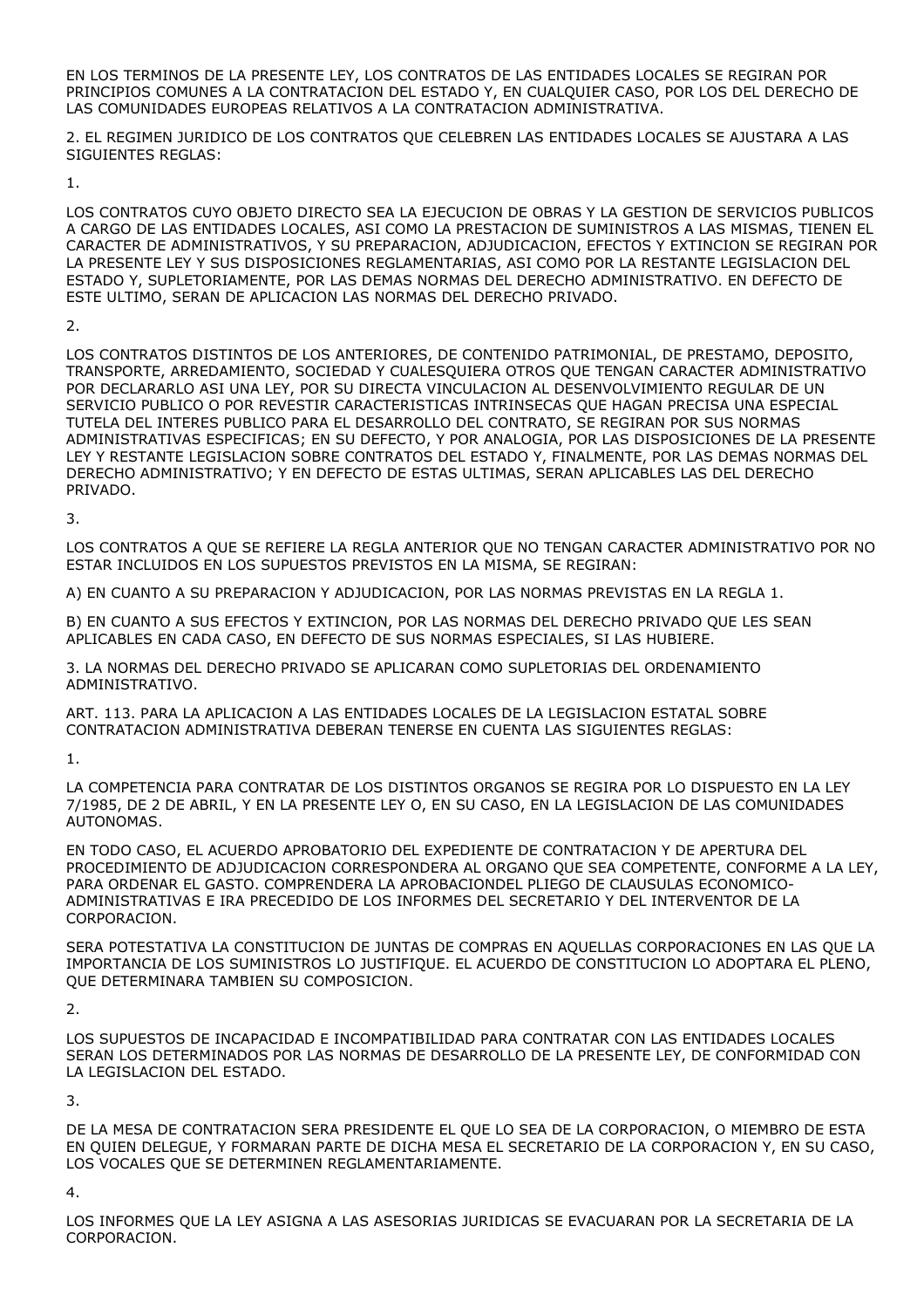EN LOS TERMINOS DE LA PRESENTE LEY, LOS CONTRATOS DE LAS ENTIDADES LOCALES SE REGIRAN POR PRINCIPIOS COMUNES A LA CONTRATACION DEL ESTADO Y, EN CUALQUIER CASO, POR LOS DEL DERECHO DE LAS COMUNIDADES EUROPEAS RELATIVOS A LA CONTRATACION ADMINISTRATIVA.

2. EL REGIMEN JURIDICO DE LOS CONTRATOS QUE CELEBREN LAS ENTIDADES LOCALES SE AJUSTARA A LAS SIGUIENTES REGLAS:

1.

LOS CONTRATOS CUYO OBJETO DIRECTO SEA LA EJECUCION DE OBRAS Y LA GESTION DE SERVICIOS PUBLICOS A CARGO DE LAS ENTIDADES LOCALES, ASI COMO LA PRESTACION DE SUMINISTROS A LAS MISMAS, TIENEN EL CARACTER DE ADMINISTRATIVOS, Y SU PREPARACION, ADJUDICACION, EFECTOS Y EXTINCION SE REGIRAN POR LA PRESENTE LEY Y SUS DISPOSICIONES REGLAMENTARIAS, ASI COMO POR LA RESTANTE LEGISLACION DEL ESTADO Y, SUPLETORIAMENTE, POR LAS DEMAS NORMAS DEL DERECHO ADMINISTRATIVO. EN DEFECTO DE ESTE ULTIMO, SERAN DE APLICACION LAS NORMAS DEL DERECHO PRIVADO.

2.

LOS CONTRATOS DISTINTOS DE LOS ANTERIORES, DE CONTENIDO PATRIMONIAL, DE PRESTAMO, DEPOSITO, TRANSPORTE, ARREDAMIENTO, SOCIEDAD Y CUALESQUIERA OTROS QUE TENGAN CARACTER ADMINISTRATIVO POR DECLARARLO ASI UNA LEY, POR SU DIRECTA VINCULACION AL DESENVOLVIMIENTO REGULAR DE UN SERVICIO PUBLICO O POR REVESTIR CARACTERISTICAS INTRINSECAS QUE HAGAN PRECISA UNA ESPECIAL TUTELA DEL INTERES PUBLICO PARA EL DESARROLLO DEL CONTRATO, SE REGIRAN POR SUS NORMAS ADMINISTRATIVAS ESPECIFICAS; EN SU DEFECTO, Y POR ANALOGIA, POR LAS DISPOSICIONES DE LA PRESENTE LEY Y RESTANTE LEGISLACION SOBRE CONTRATOS DEL ESTADO Y, FINALMENTE, POR LAS DEMAS NORMAS DEL DERECHO ADMINISTRATIVO; Y EN DEFECTO DE ESTAS ULTIMAS, SERAN APLICABLES LAS DEL DERECHO PRIVADO.

3.

LOS CONTRATOS A QUE SE REFIERE LA REGLA ANTERIOR QUE NO TENGAN CARACTER ADMINISTRATIVO POR NO ESTAR INCLUIDOS EN LOS SUPUESTOS PREVISTOS EN LA MISMA, SE REGIRAN:

A) EN CUANTO A SU PREPARACION Y ADJUDICACION, POR LAS NORMAS PREVISTAS EN LA REGLA 1.

B) EN CUANTO A SUS EFECTOS Y EXTINCION, POR LAS NORMAS DEL DERECHO PRIVADO QUE LES SEAN APLICABLES EN CADA CASO, EN DEFECTO DE SUS NORMAS ESPECIALES, SI LAS HUBIERE.

3. LA NORMAS DEL DERECHO PRIVADO SE APLICARAN COMO SUPLETORIAS DEL ORDENAMIENTO ADMINISTRATIVO.

ART. 113. PARA LA APLICACION A LAS ENTIDADES LOCALES DE LA LEGISLACION ESTATAL SOBRE CONTRATACION ADMINISTRATIVA DEBERAN TENERSE EN CUENTA LAS SIGUIENTES REGLAS:

1.

LA COMPETENCIA PARA CONTRATAR DE LOS DISTINTOS ORGANOS SE REGIRA POR LO DISPUESTO EN LA LEY 7/1985, DE 2 DE ABRIL, Y EN LA PRESENTE LEY O, EN SU CASO, EN LA LEGISLACION DE LAS COMUNIDADES AUTONOMAS.

EN TODO CASO, EL ACUERDO APROBATORIO DEL EXPEDIENTE DE CONTRATACION Y DE APERTURA DEL PROCEDIMIENTO DE ADJUDICACION CORRESPONDERA AL ORGANO QUE SEA COMPETENTE, CONFORME A LA LEY, PARA ORDENAR EL GASTO. COMPRENDERA LA APROBACIONDEL PLIEGO DE CLAUSULAS ECONOMICO-ADMINISTRATIVAS E IRA PRECEDIDO DE LOS INFORMES DEL SECRETARIO Y DEL INTERVENTOR DE LA CORPORACION.

SERA POTESTATIVA LA CONSTITUCION DE JUNTAS DE COMPRAS EN AQUELLAS CORPORACIONES EN LAS QUE LA IMPORTANCIA DE LOS SUMINISTROS LO JUSTIFIQUE. EL ACUERDO DE CONSTITUCION LO ADOPTARA EL PLENO, QUE DETERMINARA TAMBIEN SU COMPOSICION.

2.

LOS SUPUESTOS DE INCAPACIDAD E INCOMPATIBILIDAD PARA CONTRATAR CON LAS ENTIDADES LOCALES SERAN LOS DETERMINADOS POR LAS NORMAS DE DESARROLLO DE LA PRESENTE LEY, DE CONFORMIDAD CON LA LEGISLACION DEL ESTADO.

3.

DE LA MESA DE CONTRATACION SERA PRESIDENTE EL QUE LO SEA DE LA CORPORACION, O MIEMBRO DE ESTA EN QUIEN DELEGUE, Y FORMARAN PARTE DE DICHA MESA EL SECRETARIO DE LA CORPORACION Y, EN SU CASO, LOS VOCALES QUE SE DETERMINEN REGLAMENTARIAMENTE.

4.

LOS INFORMES QUE LA LEY ASIGNA A LAS ASESORIAS JURIDICAS SE EVACUARAN POR LA SECRETARIA DE LA CORPORACION.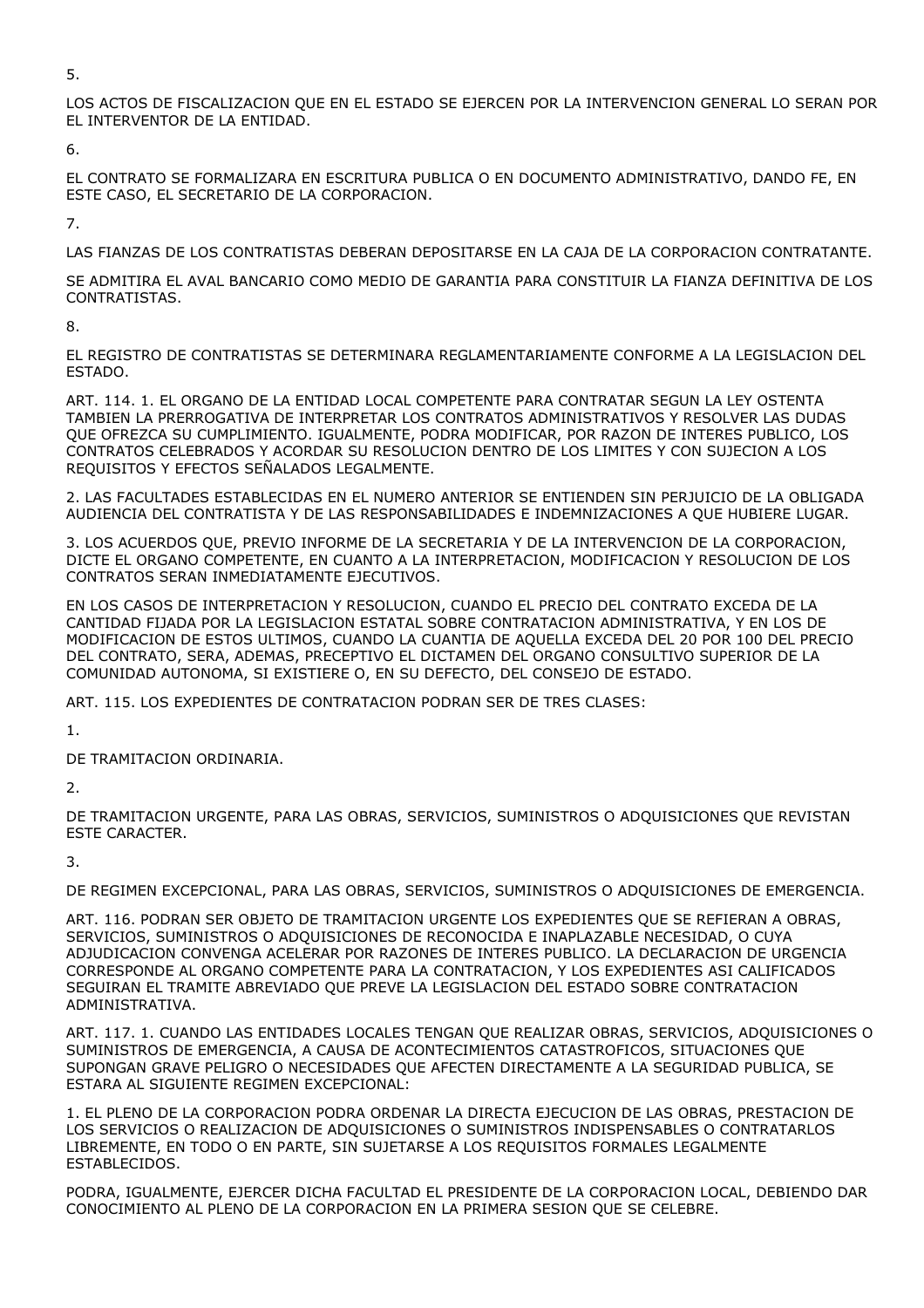5.

LOS ACTOS DE FISCALIZACION QUE EN EL ESTADO SE EJERCEN POR LA INTERVENCION GENERAL LO SERAN POR EL INTERVENTOR DE LA ENTIDAD.

6.

EL CONTRATO SE FORMALIZARA EN ESCRITURA PUBLICA O EN DOCUMENTO ADMINISTRATIVO, DANDO FE, EN ESTE CASO, EL SECRETARIO DE LA CORPORACION.

7.

LAS FIANZAS DE LOS CONTRATISTAS DEBERAN DEPOSITARSE EN LA CAJA DE LA CORPORACION CONTRATANTE.

SE ADMITIRA EL AVAL BANCARIO COMO MEDIO DE GARANTIA PARA CONSTITUIR LA FIANZA DEFINITIVA DE LOS CONTRATISTAS.

8.

EL REGISTRO DE CONTRATISTAS SE DETERMINARA REGLAMENTARIAMENTE CONFORME A LA LEGISLACION DEL ESTADO.

ART. 114. 1. EL ORGANO DE LA ENTIDAD LOCAL COMPETENTE PARA CONTRATAR SEGUN LA LEY OSTENTA TAMBIEN LA PRERROGATIVA DE INTERPRETAR LOS CONTRATOS ADMINISTRATIVOS Y RESOLVER LAS DUDAS QUE OFREZCA SU CUMPLIMIENTO. IGUALMENTE, PODRA MODIFICAR, POR RAZON DE INTERES PUBLICO, LOS CONTRATOS CELEBRADOS Y ACORDAR SU RESOLUCION DENTRO DE LOS LIMITES Y CON SUJECION A LOS REQUISITOS Y EFECTOS SEÑALADOS LEGALMENTE.

2. LAS FACULTADES ESTABLECIDAS EN EL NUMERO ANTERIOR SE ENTIENDEN SIN PERJUICIO DE LA OBLIGADA AUDIENCIA DEL CONTRATISTA Y DE LAS RESPONSABILIDADES E INDEMNIZACIONES A QUE HUBIERE LUGAR.

3. LOS ACUERDOS QUE, PREVIO INFORME DE LA SECRETARIA Y DE LA INTERVENCION DE LA CORPORACION, DICTE EL ORGANO COMPETENTE, EN CUANTO A LA INTERPRETACION, MODIFICACION Y RESOLUCION DE LOS CONTRATOS SERAN INMEDIATAMENTE EJECUTIVOS.

EN LOS CASOS DE INTERPRETACION Y RESOLUCION, CUANDO EL PRECIO DEL CONTRATO EXCEDA DE LA CANTIDAD FIJADA POR LA LEGISLACION ESTATAL SOBRE CONTRATACION ADMINISTRATIVA, Y EN LOS DE MODIFICACION DE ESTOS ULTIMOS, CUANDO LA CUANTIA DE AQUELLA EXCEDA DEL 20 POR 100 DEL PRECIO DEL CONTRATO, SERA, ADEMAS, PRECEPTIVO EL DICTAMEN DEL ORGANO CONSULTIVO SUPERIOR DE LA COMUNIDAD AUTONOMA, SI EXISTIERE O, EN SU DEFECTO, DEL CONSEJO DE ESTADO.

ART. 115. LOS EXPEDIENTES DE CONTRATACION PODRAN SER DE TRES CLASES:

1.

DE TRAMITACION ORDINARIA.

2.

DE TRAMITACION URGENTE, PARA LAS OBRAS, SERVICIOS, SUMINISTROS O ADQUISICIONES QUE REVISTAN ESTE CARACTER.

3.

DE REGIMEN EXCEPCIONAL, PARA LAS OBRAS, SERVICIOS, SUMINISTROS O ADQUISICIONES DE EMERGENCIA.

ART. 116. PODRAN SER OBJETO DE TRAMITACION URGENTE LOS EXPEDIENTES QUE SE REFIERAN A OBRAS, SERVICIOS, SUMINISTROS O ADQUISICIONES DE RECONOCIDA E INAPLAZABLE NECESIDAD, O CUYA ADJUDICACION CONVENGA ACELERAR POR RAZONES DE INTERES PUBLICO. LA DECLARACION DE URGENCIA CORRESPONDE AL ORGANO COMPETENTE PARA LA CONTRATACION, Y LOS EXPEDIENTES ASI CALIFICADOS SEGUIRAN EL TRAMITE ABREVIADO QUE PREVE LA LEGISLACION DEL ESTADO SOBRE CONTRATACION ADMINISTRATIVA.

ART. 117. 1. CUANDO LAS ENTIDADES LOCALES TENGAN QUE REALIZAR OBRAS, SERVICIOS, ADQUISICIONES O SUMINISTROS DE EMERGENCIA, A CAUSA DE ACONTECIMIENTOS CATASTROFICOS, SITUACIONES QUE SUPONGAN GRAVE PELIGRO O NECESIDADES QUE AFECTEN DIRECTAMENTE A LA SEGURIDAD PUBLICA, SE ESTARA AL SIGUIENTE REGIMEN EXCEPCIONAL:

1. EL PLENO DE LA CORPORACION PODRA ORDENAR LA DIRECTA EJECUCION DE LAS OBRAS, PRESTACION DE LOS SERVICIOS O REALIZACION DE ADQUISICIONES O SUMINISTROS INDISPENSABLES O CONTRATARLOS LIBREMENTE, EN TODO O EN PARTE, SIN SUJETARSE A LOS REQUISITOS FORMALES LEGALMENTE ESTABLECIDOS.

PODRA, IGUALMENTE, EJERCER DICHA FACULTAD EL PRESIDENTE DE LA CORPORACION LOCAL, DEBIENDO DAR CONOCIMIENTO AL PLENO DE LA CORPORACION EN LA PRIMERA SESION QUE SE CELEBRE.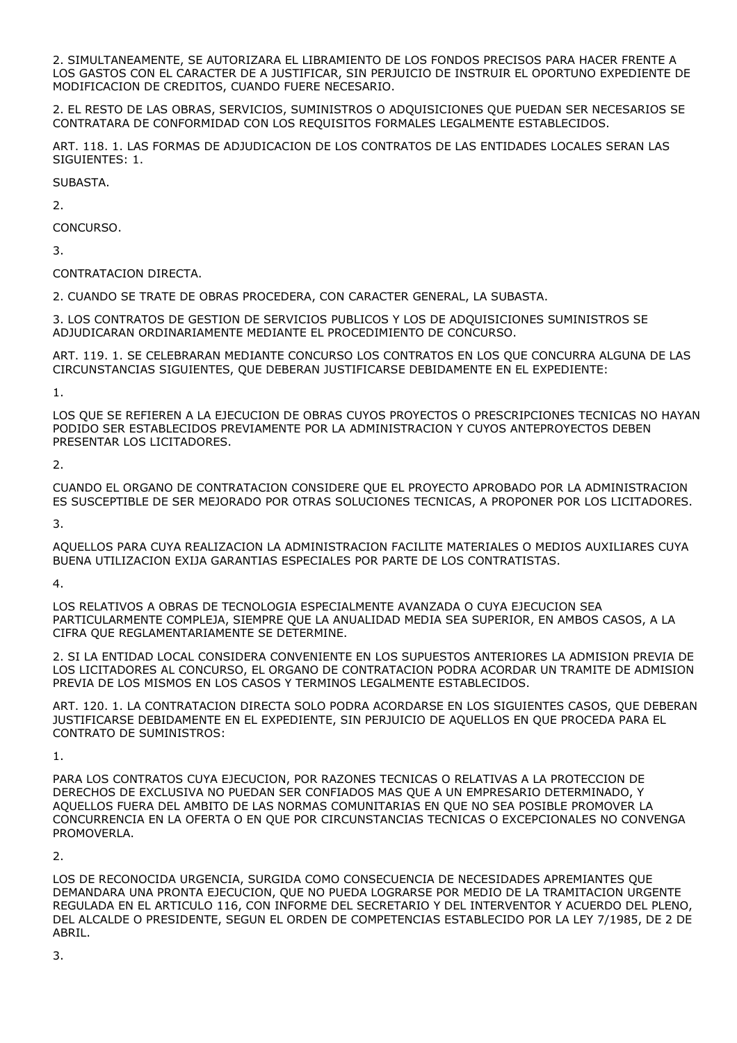2. SIMULTANEAMENTE, SE AUTORIZARA EL LIBRAMIENTO DE LOS FONDOS PRECISOS PARA HACER FRENTE A LOS GASTOS CON EL CARACTER DE A JUSTIFICAR, SIN PERJUICIO DE INSTRUIR EL OPORTUNO EXPEDIENTE DE MODIFICACION DE CREDITOS, CUANDO FUERE NECESARIO.

2. EL RESTO DE LAS OBRAS, SERVICIOS, SUMINISTROS O ADQUISICIONES QUE PUEDAN SER NECESARIOS SE CONTRATARA DE CONFORMIDAD CON LOS REQUISITOS FORMALES LEGALMENTE ESTABLECIDOS.

ART. 118. 1. LAS FORMAS DE ADJUDICACION DE LOS CONTRATOS DE LAS ENTIDADES LOCALES SERAN LAS SIGUIENTES: 1.

SUBASTA.

2.

CONCURSO.

3.

CONTRATACION DIRECTA.

2. CUANDO SE TRATE DE OBRAS PROCEDERA, CON CARACTER GENERAL, LA SUBASTA.

3. LOS CONTRATOS DE GESTION DE SERVICIOS PUBLICOS Y LOS DE ADQUISICIONES SUMINISTROS SE ADJUDICARAN ORDINARIAMENTE MEDIANTE EL PROCEDIMIENTO DE CONCURSO.

ART. 119. 1. SE CELEBRARAN MEDIANTE CONCURSO LOS CONTRATOS EN LOS QUE CONCURRA ALGUNA DE LAS CIRCUNSTANCIAS SIGUIENTES, QUE DEBERAN JUSTIFICARSE DEBIDAMENTE EN EL EXPEDIENTE:

1.

LOS QUE SE REFIEREN A LA EJECUCION DE OBRAS CUYOS PROYECTOS O PRESCRIPCIONES TECNICAS NO HAYAN PODIDO SER ESTABLECIDOS PREVIAMENTE POR LA ADMINISTRACION Y CUYOS ANTEPROYECTOS DEBEN PRESENTAR LOS LICITADORES.

2.

CUANDO EL ORGANO DE CONTRATACION CONSIDERE QUE EL PROYECTO APROBADO POR LA ADMINISTRACION ES SUSCEPTIBLE DE SER MEJORADO POR OTRAS SOLUCIONES TECNICAS, A PROPONER POR LOS LICITADORES.

3.

AQUELLOS PARA CUYA REALIZACION LA ADMINISTRACION FACILITE MATERIALES O MEDIOS AUXILIARES CUYA BUENA UTILIZACION EXIJA GARANTIAS ESPECIALES POR PARTE DE LOS CONTRATISTAS.

4.

LOS RELATIVOS A OBRAS DE TECNOLOGIA ESPECIALMENTE AVANZADA O CUYA EJECUCION SEA PARTICULARMENTE COMPLEJA, SIEMPRE QUE LA ANUALIDAD MEDIA SEA SUPERIOR, EN AMBOS CASOS, A LA CIFRA QUE REGLAMENTARIAMENTE SE DETERMINE.

2. SI LA ENTIDAD LOCAL CONSIDERA CONVENIENTE EN LOS SUPUESTOS ANTERIORES LA ADMISION PREVIA DE LOS LICITADORES AL CONCURSO, EL ORGANO DE CONTRATACION PODRA ACORDAR UN TRAMITE DE ADMISION PREVIA DE LOS MISMOS EN LOS CASOS Y TERMINOS LEGALMENTE ESTABLECIDOS.

ART. 120. 1. LA CONTRATACION DIRECTA SOLO PODRA ACORDARSE EN LOS SIGUIENTES CASOS, QUE DEBERAN JUSTIFICARSE DEBIDAMENTE EN EL EXPEDIENTE, SIN PERJUICIO DE AQUELLOS EN QUE PROCEDA PARA EL CONTRATO DE SUMINISTROS:

1.

PARA LOS CONTRATOS CUYA EJECUCION, POR RAZONES TECNICAS O RELATIVAS A LA PROTECCION DE DERECHOS DE EXCLUSIVA NO PUEDAN SER CONFIADOS MAS QUE A UN EMPRESARIO DETERMINADO, Y AQUELLOS FUERA DEL AMBITO DE LAS NORMAS COMUNITARIAS EN QUE NO SEA POSIBLE PROMOVER LA CONCURRENCIA EN LA OFERTA O EN QUE POR CIRCUNSTANCIAS TECNICAS O EXCEPCIONALES NO CONVENGA PROMOVERLA.

2.

LOS DE RECONOCIDA URGENCIA, SURGIDA COMO CONSECUENCIA DE NECESIDADES APREMIANTES QUE DEMANDARA UNA PRONTA EJECUCION, QUE NO PUEDA LOGRARSE POR MEDIO DE LA TRAMITACION URGENTE REGULADA EN EL ARTICULO 116, CON INFORME DEL SECRETARIO Y DEL INTERVENTOR Y ACUERDO DEL PLENO, DEL ALCALDE O PRESIDENTE, SEGUN EL ORDEN DE COMPETENCIAS ESTABLECIDO POR LA LEY 7/1985, DE 2 DE ABRIL.

3.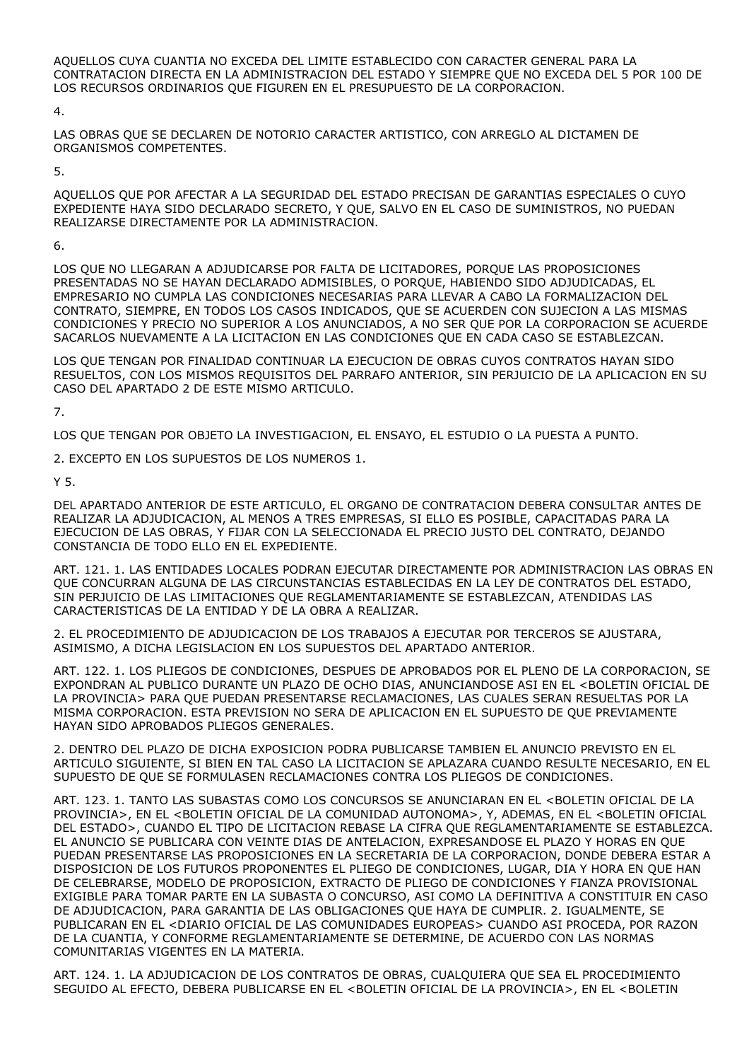AQUELLOS CUYA CUANTIA NO EXCEDA DEL LIMITE ESTABLECIDO CON CARACTER GENERAL PARA LA CONTRATACION DIRECTA EN LA ADMINISTRACION DEL ESTADO Y SIEMPRE QUE NO EXCEDA DEL 5 POR 100 DE LOS RECURSOS ORDINARIOS QUE FIGUREN EN EL PRESUPUESTO DE LA CORPORACION.

4.

LAS OBRAS QUE SE DECLAREN DE NOTORIO CARACTER ARTISTICO, CON ARREGLO AL DICTAMEN DE ORGANISMOS COMPETENTES.

5.

AQUELLOS QUE POR AFECTAR A LA SEGURIDAD DEL ESTADO PRECISAN DE GARANTIAS ESPECIALES O CUYO EXPEDIENTE HAYA SIDO DECLARADO SECRETO, Y QUE, SALVO EN EL CASO DE SUMINISTROS, NO PUEDAN REALIZARSE DIRECTAMENTE POR LA ADMINISTRACION.

6.

LOS QUE NO LLEGARAN A ADJUDICARSE POR FALTA DE LICITADORES, PORQUE LAS PROPOSICIONES PRESENTADAS NO SE HAYAN DECLARADO ADMISIBLES, O PORQUE, HABIENDO SIDO ADJUDICADAS, EL EMPRESARIO NO CUMPLA LAS CONDICIONES NECESARIAS PARA LLEVAR A CABO LA FORMALIZACION DEL CONTRATO, SIEMPRE, EN TODOS LOS CASOS INDICADOS, QUE SE ACUERDEN CON SUJECION A LAS MISMAS CONDICIONES Y PRECIO NO SUPERIOR A LOS ANUNCIADOS, A NO SER QUE POR LA CORPORACION SE ACUERDE SACARLOS NUEVAMENTE A LA LICITACION EN LAS CONDICIONES QUE EN CADA CASO SE ESTABLEZCAN.

LOS QUE TENGAN POR FINALIDAD CONTINUAR LA EJECUCION DE OBRAS CUYOS CONTRATOS HAYAN SIDO RESUELTOS, CON LOS MISMOS REQUISITOS DEL PARRAFO ANTERIOR, SIN PERJUICIO DE LA APLICACION EN SU CASO DEL APARTADO 2 DE ESTE MISMO ARTICULO.

7.

LOS QUE TENGAN POR OBJETO LA INVESTIGACION, EL ENSAYO, EL ESTUDIO O LA PUESTA A PUNTO.

2. EXCEPTO EN LOS SUPUESTOS DE LOS NUMEROS 1.

Y 5.

DEL APARTADO ANTERIOR DE ESTE ARTICULO, EL ORGANO DE CONTRATACION DEBERA CONSULTAR ANTES DE REALIZAR LA ADJUDICACION, AL MENOS A TRES EMPRESAS, SI ELLO ES POSIBLE, CAPACITADAS PARA LA EJECUCION DE LAS OBRAS, Y FIJAR CON LA SELECCIONADA EL PRECIO JUSTO DEL CONTRATO, DEJANDO CONSTANCIA DE TODO ELLO EN EL EXPEDIENTE.

ART. 121. 1. LAS ENTIDADES LOCALES PODRAN EJECUTAR DIRECTAMENTE POR ADMINISTRACION LAS OBRAS EN QUE CONCURRAN ALGUNA DE LAS CIRCUNSTANCIAS ESTABLECIDAS EN LA LEY DE CONTRATOS DEL ESTADO, SIN PERJUICIO DE LAS LIMITACIONES QUE REGLAMENTARIAMENTE SE ESTABLEZCAN, ATENDIDAS LAS CARACTERISTICAS DE LA ENTIDAD Y DE LA OBRA A REALIZAR.

2. EL PROCEDIMIENTO DE ADJUDICACION DE LOS TRABAJOS A EJECUTAR POR TERCEROS SE AJUSTARA, ASIMISMO, A DICHA LEGISLACION EN LOS SUPUESTOS DEL APARTADO ANTERIOR.

ART. 122. 1. LOS PLIEGOS DE CONDICIONES, DESPUES DE APROBADOS POR EL PLENO DE LA CORPORACION, SE EXPONDRAN AL PUBLICO DURANTE UN PLAZO DE OCHO DIAS, ANUNCIANDOSE ASI EN EL <BOLETIN OFICIAL DE LA PROVINCIA> PARA QUE PUEDAN PRESENTARSE RECLAMACIONES, LAS CUALES SERAN RESUELTAS POR LA MISMA CORPORACION. ESTA PREVISION NO SERA DE APLICACION EN EL SUPUESTO DE QUE PREVIAMENTE HAYAN SIDO APROBADOS PLIEGOS GENERALES.

2. DENTRO DEL PLAZO DE DICHA EXPOSICION PODRA PUBLICARSE TAMBIEN EL ANUNCIO PREVISTO EN EL ARTICULO SIGUIENTE, SI BIEN EN TAL CASO LA LICITACION SE APLAZARA CUANDO RESULTE NECESARIO, EN EL SUPUESTO DE QUE SE FORMULASEN RECLAMACIONES CONTRA LOS PLIEGOS DE CONDICIONES.

ART. 123. 1. TANTO LAS SUBASTAS COMO LOS CONCURSOS SE ANUNCIARAN EN EL <BOLETIN OFICIAL DE LA PROVINCIA>, EN EL <BOLETIN OFICIAL DE LA COMUNIDAD AUTONOMA>, Y, ADEMAS, EN EL <BOLETIN OFICIAL DEL ESTADO>, CUANDO EL TIPO DE LICITACION REBASE LA CIFRA QUE REGLAMENTARIAMENTE SE ESTABLEZCA. EL ANUNCIO SE PUBLICARA CON VEINTE DIAS DE ANTELACION, EXPRESANDOSE EL PLAZO Y HORAS EN QUE PUEDAN PRESENTARSE LAS PROPOSICIONES EN LA SECRETARIA DE LA CORPORACION, DONDE DEBERA ESTAR A DISPOSICION DE LOS FUTUROS PROPONENTES EL PLIEGO DE CONDICIONES, LUGAR, DIA Y HORA EN QUE HAN DE CELEBRARSE, MODELO DE PROPOSICION, EXTRACTO DE PLIEGO DE CONDICIONES Y FIANZA PROVISIONAL EXIGIBLE PARA TOMAR PARTE EN LA SUBASTA O CONCURSO, ASI COMO LA DEFINITIVA A CONSTITUIR EN CASO DE ADJUDICACION, PARA GARANTIA DE LAS OBLIGACIONES QUE HAYA DE CUMPLIR. 2. IGUALMENTE, SE PUBLICARAN EN EL <DIARIO OFICIAL DE LAS COMUNIDADES EUROPEAS> CUANDO ASI PROCEDA, POR RAZON DE LA CUANTIA, Y CONFORME REGLAMENTARIAMENTE SE DETERMINE, DE ACUERDO CON LAS NORMAS COMUNITARIAS VIGENTES EN LA MATERIA.

ART. 124. 1. LA ADJUDICACION DE LOS CONTRATOS DE OBRAS, CUALQUIERA QUE SEA EL PROCEDIMIENTO SEGUIDO AL EFECTO, DEBERA PUBLICARSE EN EL <BOLETIN OFICIAL DE LA PROVINCIA>, EN EL <BOLETIN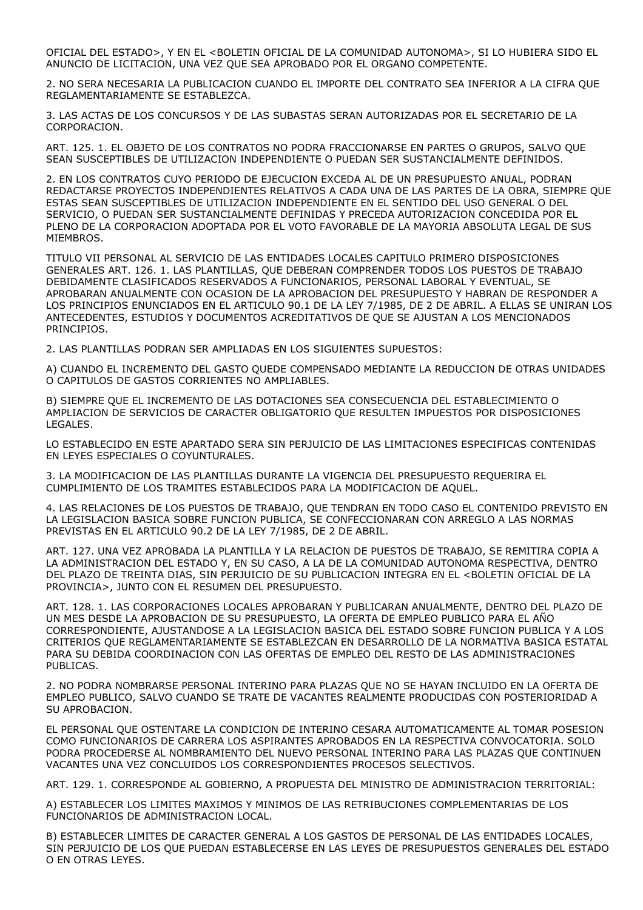OFICIAL DEL ESTADO>, Y EN EL <BOLETIN OFICIAL DE LA COMUNIDAD AUTONOMA>, SI LO HUBIERA SIDO EL ANUNCIO DE LICITACION, UNA VEZ QUE SEA APROBADO POR EL ORGANO COMPETENTE.

2. NO SERA NECESARIA LA PUBLICACION CUANDO EL IMPORTE DEL CONTRATO SEA INFERIOR A LA CIFRA QUE REGLAMENTARIAMENTE SE ESTABLEZCA.

3. LAS ACTAS DE LOS CONCURSOS Y DE LAS SUBASTAS SERAN AUTORIZADAS POR EL SECRETARIO DE LA CORPORACION.

ART. 125. 1. EL OBJETO DE LOS CONTRATOS NO PODRA FRACCIONARSE EN PARTES O GRUPOS, SALVO QUE SEAN SUSCEPTIBLES DE UTILIZACION INDEPENDIENTE O PUEDAN SER SUSTANCIALMENTE DEFINIDOS.

2. EN LOS CONTRATOS CUYO PERIODO DE EJECUCION EXCEDA AL DE UN PRESUPUESTO ANUAL, PODRAN REDACTARSE PROYECTOS INDEPENDIENTES RELATIVOS A CADA UNA DE LAS PARTES DE LA OBRA, SIEMPRE QUE ESTAS SEAN SUSCEPTIBLES DE UTILIZACION INDEPENDIENTE EN EL SENTIDO DEL USO GENERAL O DEL SERVICIO, O PUEDAN SER SUSTANCIALMENTE DEFINIDAS Y PRECEDA AUTORIZACION CONCEDIDA POR EL PLENO DE LA CORPORACION ADOPTADA POR EL VOTO FAVORABLE DE LA MAYORIA ABSOLUTA LEGAL DE SUS MIEMBROS.

TITULO VII PERSONAL AL SERVICIO DE LAS ENTIDADES LOCALES CAPITULO PRIMERO DISPOSICIONES GENERALES ART. 126. 1. LAS PLANTILLAS, QUE DEBERAN COMPRENDER TODOS LOS PUESTOS DE TRABAJO DEBIDAMENTE CLASIFICADOS RESERVADOS A FUNCIONARIOS, PERSONAL LABORAL Y EVENTUAL, SE APROBARAN ANUALMENTE CON OCASION DE LA APROBACION DEL PRESUPUESTO Y HABRAN DE RESPONDER A LOS PRINCIPIOS ENUNCIADOS EN EL ARTICULO 90.1 DE LA LEY 7/1985, DE 2 DE ABRIL. A ELLAS SE UNIRAN LOS ANTECEDENTES, ESTUDIOS Y DOCUMENTOS ACREDITATIVOS DE QUE SE AJUSTAN A LOS MENCIONADOS PRINCIPIOS.

2. LAS PLANTILLAS PODRAN SER AMPLIADAS EN LOS SIGUIENTES SUPUESTOS:

A) CUANDO EL INCREMENTO DEL GASTO QUEDE COMPENSADO MEDIANTE LA REDUCCION DE OTRAS UNIDADES O CAPITULOS DE GASTOS CORRIENTES NO AMPLIABLES.

B) SIEMPRE QUE EL INCREMENTO DE LAS DOTACIONES SEA CONSECUENCIA DEL ESTABLECIMIENTO O AMPLIACION DE SERVICIOS DE CARACTER OBLIGATORIO QUE RESULTEN IMPUESTOS POR DISPOSICIONES LEGALES.

LO ESTABLECIDO EN ESTE APARTADO SERA SIN PERJUICIO DE LAS LIMITACIONES ESPECIFICAS CONTENIDAS EN LEYES ESPECIALES O COYUNTURALES.

3. LA MODIFICACION DE LAS PLANTILLAS DURANTE LA VIGENCIA DEL PRESUPUESTO REQUERIRA EL CUMPLIMIENTO DE LOS TRAMITES ESTABLECIDOS PARA LA MODIFICACION DE AQUEL.

4. LAS RELACIONES DE LOS PUESTOS DE TRABAJO, QUE TENDRAN EN TODO CASO EL CONTENIDO PREVISTO EN LA LEGISLACION BASICA SOBRE FUNCION PUBLICA, SE CONFECCIONARAN CON ARREGLO A LAS NORMAS PREVISTAS EN EL ARTICULO 90.2 DE LA LEY 7/1985, DE 2 DE ABRIL.

ART. 127. UNA VEZ APROBADA LA PLANTILLA Y LA RELACION DE PUESTOS DE TRABAJO, SE REMITIRA COPIA A LA ADMINISTRACION DEL ESTADO Y, EN SU CASO, A LA DE LA COMUNIDAD AUTONOMA RESPECTIVA, DENTRO DEL PLAZO DE TREINTA DIAS, SIN PERJUICIO DE SU PUBLICACION INTEGRA EN EL <BOLETIN OFICIAL DE LA PROVINCIA>, JUNTO CON EL RESUMEN DEL PRESUPUESTO.

ART. 128. 1. LAS CORPORACIONES LOCALES APROBARAN Y PUBLICARAN ANUALMENTE, DENTRO DEL PLAZO DE UN MES DESDE LA APROBACION DE SU PRESUPUESTO, LA OFERTA DE EMPLEO PUBLICO PARA EL AÑO CORRESPONDIENTE, AJUSTANDOSE A LA LEGISLACION BASICA DEL ESTADO SOBRE FUNCION PUBLICA Y A LOS CRITERIOS QUE REGLAMENTARIAMENTE SE ESTABLEZCAN EN DESARROLLO DE LA NORMATIVA BASICA ESTATAL PARA SU DEBIDA COORDINACION CON LAS OFERTAS DE EMPLEO DEL RESTO DE LAS ADMINISTRACIONES PUBLICAS.

2. NO PODRA NOMBRARSE PERSONAL INTERINO PARA PLAZAS QUE NO SE HAYAN INCLUIDO EN LA OFERTA DE EMPLEO PUBLICO, SALVO CUANDO SE TRATE DE VACANTES REALMENTE PRODUCIDAS CON POSTERIORIDAD A SU APROBACION.

EL PERSONAL QUE OSTENTARE LA CONDICION DE INTERINO CESARA AUTOMATICAMENTE AL TOMAR POSESION COMO FUNCIONARIOS DE CARRERA LOS ASPIRANTES APROBADOS EN LA RESPECTIVA CONVOCATORIA. SOLO PODRA PROCEDERSE AL NOMBRAMIENTO DEL NUEVO PERSONAL INTERINO PARA LAS PLAZAS QUE CONTINUEN VACANTES UNA VEZ CONCLUIDOS LOS CORRESPONDIENTES PROCESOS SELECTIVOS.

ART. 129. 1. CORRESPONDE AL GOBIERNO, A PROPUESTA DEL MINISTRO DE ADMINISTRACION TERRITORIAL:

A) ESTABLECER LOS LIMITES MAXIMOS Y MINIMOS DE LAS RETRIBUCIONES COMPLEMENTARIAS DE LOS FUNCIONARIOS DE ADMINISTRACION LOCAL.

B) ESTABLECER LIMITES DE CARACTER GENERAL A LOS GASTOS DE PERSONAL DE LAS ENTIDADES LOCALES, SIN PERJUICIO DE LOS QUE PUEDAN ESTABLECERSE EN LAS LEYES DE PRESUPUESTOS GENERALES DEL ESTADO O EN OTRAS LEYES.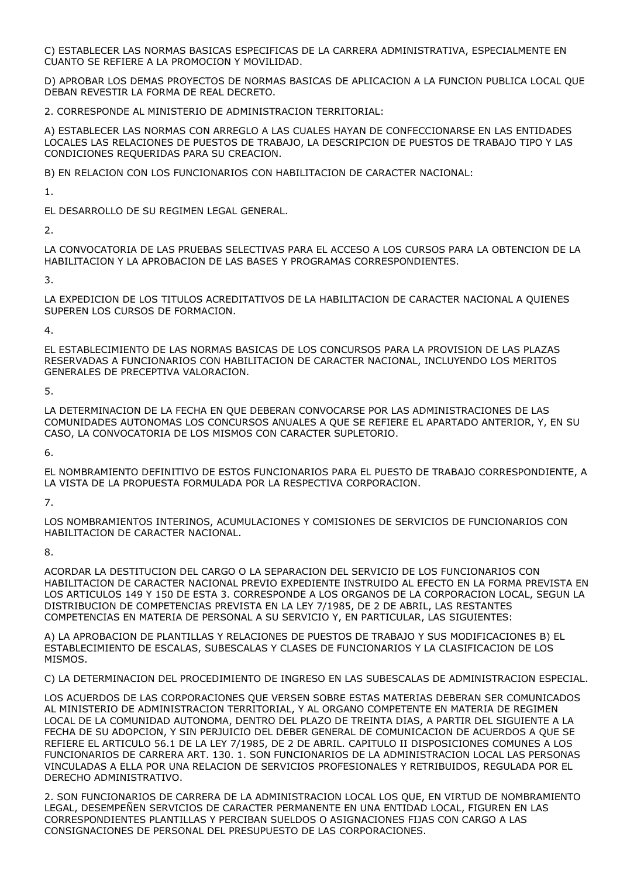C) ESTABLECER LAS NORMAS BASICAS ESPECIFICAS DE LA CARRERA ADMINISTRATIVA, ESPECIALMENTE EN CUANTO SE REFIERE A LA PROMOCION Y MOVILIDAD.

D) APROBAR LOS DEMAS PROYECTOS DE NORMAS BASICAS DE APLICACION A LA FUNCION PUBLICA LOCAL QUE DEBAN REVESTIR LA FORMA DE REAL DECRETO.

2. CORRESPONDE AL MINISTERIO DE ADMINISTRACION TERRITORIAL:

A) ESTABLECER LAS NORMAS CON ARREGLO A LAS CUALES HAYAN DE CONFECCIONARSE EN LAS ENTIDADES LOCALES LAS RELACIONES DE PUESTOS DE TRABAJO, LA DESCRIPCION DE PUESTOS DE TRABAJO TIPO Y LAS CONDICIONES REQUERIDAS PARA SU CREACION.

B) EN RELACION CON LOS FUNCIONARIOS CON HABILITACION DE CARACTER NACIONAL:

1.

EL DESARROLLO DE SU REGIMEN LEGAL GENERAL.

2.

LA CONVOCATORIA DE LAS PRUEBAS SELECTIVAS PARA EL ACCESO A LOS CURSOS PARA LA OBTENCION DE LA HABILITACION Y LA APROBACION DE LAS BASES Y PROGRAMAS CORRESPONDIENTES.

3.

LA EXPEDICION DE LOS TITULOS ACREDITATIVOS DE LA HABILITACION DE CARACTER NACIONAL A QUIENES SUPEREN LOS CURSOS DE FORMACION.

4.

EL ESTABLECIMIENTO DE LAS NORMAS BASICAS DE LOS CONCURSOS PARA LA PROVISION DE LAS PLAZAS RESERVADAS A FUNCIONARIOS CON HABILITACION DE CARACTER NACIONAL, INCLUYENDO LOS MERITOS GENERALES DE PRECEPTIVA VALORACION.

5.

LA DETERMINACION DE LA FECHA EN QUE DEBERAN CONVOCARSE POR LAS ADMINISTRACIONES DE LAS COMUNIDADES AUTONOMAS LOS CONCURSOS ANUALES A QUE SE REFIERE EL APARTADO ANTERIOR, Y, EN SU CASO, LA CONVOCATORIA DE LOS MISMOS CON CARACTER SUPLETORIO.

6.

EL NOMBRAMIENTO DEFINITIVO DE ESTOS FUNCIONARIOS PARA EL PUESTO DE TRABAJO CORRESPONDIENTE, A LA VISTA DE LA PROPUESTA FORMULADA POR LA RESPECTIVA CORPORACION.

7.

LOS NOMBRAMIENTOS INTERINOS, ACUMULACIONES Y COMISIONES DE SERVICIOS DE FUNCIONARIOS CON HABILITACION DE CARACTER NACIONAL.

8.

ACORDAR LA DESTITUCION DEL CARGO O LA SEPARACION DEL SERVICIO DE LOS FUNCIONARIOS CON HABILITACION DE CARACTER NACIONAL PREVIO EXPEDIENTE INSTRUIDO AL EFECTO EN LA FORMA PREVISTA EN LOS ARTICULOS 149 Y 150 DE ESTA 3. CORRESPONDE A LOS ORGANOS DE LA CORPORACION LOCAL, SEGUN LA DISTRIBUCION DE COMPETENCIAS PREVISTA EN LA LEY 7/1985, DE 2 DE ABRIL, LAS RESTANTES COMPETENCIAS EN MATERIA DE PERSONAL A SU SERVICIO Y, EN PARTICULAR, LAS SIGUIENTES:

A) LA APROBACION DE PLANTILLAS Y RELACIONES DE PUESTOS DE TRABAJO Y SUS MODIFICACIONES B) EL ESTABLECIMIENTO DE ESCALAS, SUBESCALAS Y CLASES DE FUNCIONARIOS Y LA CLASIFICACION DE LOS MISMOS.

C) LA DETERMINACION DEL PROCEDIMIENTO DE INGRESO EN LAS SUBESCALAS DE ADMINISTRACION ESPECIAL.

LOS ACUERDOS DE LAS CORPORACIONES QUE VERSEN SOBRE ESTAS MATERIAS DEBERAN SER COMUNICADOS AL MINISTERIO DE ADMINISTRACION TERRITORIAL, Y AL ORGANO COMPETENTE EN MATERIA DE REGIMEN LOCAL DE LA COMUNIDAD AUTONOMA, DENTRO DEL PLAZO DE TREINTA DIAS, A PARTIR DEL SIGUIENTE A LA FECHA DE SU ADOPCION, Y SIN PERJUICIO DEL DEBER GENERAL DE COMUNICACION DE ACUERDOS A QUE SE REFIERE EL ARTICULO 56.1 DE LA LEY 7/1985, DE 2 DE ABRIL. CAPITULO II DISPOSICIONES COMUNES A LOS FUNCIONARIOS DE CARRERA ART. 130. 1. SON FUNCIONARIOS DE LA ADMINISTRACION LOCAL LAS PERSONAS VINCULADAS A ELLA POR UNA RELACION DE SERVICIOS PROFESIONALES Y RETRIBUIDOS, REGULADA POR EL DERECHO ADMINISTRATIVO.

2. SON FUNCIONARIOS DE CARRERA DE LA ADMINISTRACION LOCAL LOS QUE, EN VIRTUD DE NOMBRAMIENTO LEGAL, DESEMPEÑEN SERVICIOS DE CARACTER PERMANENTE EN UNA ENTIDAD LOCAL, FIGUREN EN LAS CORRESPONDIENTES PLANTILLAS Y PERCIBAN SUELDOS O ASIGNACIONES FIJAS CON CARGO A LAS CONSIGNACIONES DE PERSONAL DEL PRESUPUESTO DE LAS CORPORACIONES.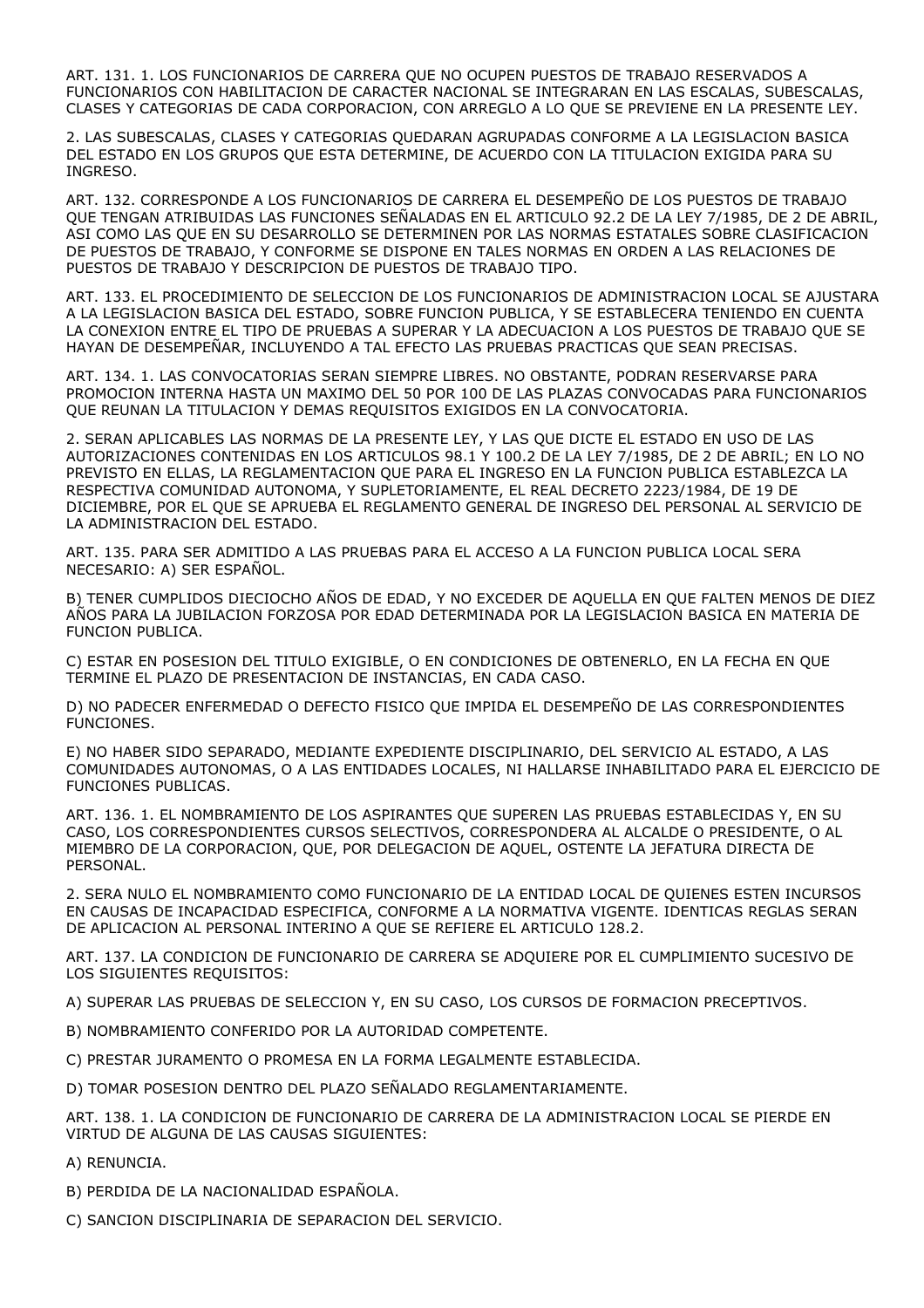ART. 131. 1. LOS FUNCIONARIOS DE CARRERA QUE NO OCUPEN PUESTOS DE TRABAJO RESERVADOS A FUNCIONARIOS CON HABILITACION DE CARACTER NACIONAL SE INTEGRARAN EN LAS ESCALAS, SUBESCALAS, CLASES Y CATEGORIAS DE CADA CORPORACION, CON ARREGLO A LO QUE SE PREVIENE EN LA PRESENTE LEY.

2. LAS SUBESCALAS, CLASES Y CATEGORIAS QUEDARAN AGRUPADAS CONFORME A LA LEGISLACION BASICA DEL ESTADO EN LOS GRUPOS QUE ESTA DETERMINE, DE ACUERDO CON LA TITULACION EXIGIDA PARA SU INGRESO.

ART. 132. CORRESPONDE A LOS FUNCIONARIOS DE CARRERA EL DESEMPEÑO DE LOS PUESTOS DE TRABAJO QUE TENGAN ATRIBUIDAS LAS FUNCIONES SEÑALADAS EN EL ARTICULO 92.2 DE LA LEY 7/1985, DE 2 DE ABRIL, ASI COMO LAS QUE EN SU DESARROLLO SE DETERMINEN POR LAS NORMAS ESTATALES SOBRE CLASIFICACION DE PUESTOS DE TRABAJO, Y CONFORME SE DISPONE EN TALES NORMAS EN ORDEN A LAS RELACIONES DE PUESTOS DE TRABAJO Y DESCRIPCION DE PUESTOS DE TRABAJO TIPO.

ART. 133. EL PROCEDIMIENTO DE SELECCION DE LOS FUNCIONARIOS DE ADMINISTRACION LOCAL SE AJUSTARA A LA LEGISLACION BASICA DEL ESTADO, SOBRE FUNCION PUBLICA, Y SE ESTABLECERA TENIENDO EN CUENTA LA CONEXION ENTRE EL TIPO DE PRUEBAS A SUPERAR Y LA ADECUACION A LOS PUESTOS DE TRABAJO QUE SE HAYAN DE DESEMPEÑAR, INCLUYENDO A TAL EFECTO LAS PRUEBAS PRACTICAS QUE SEAN PRECISAS.

ART. 134. 1. LAS CONVOCATORIAS SERAN SIEMPRE LIBRES. NO OBSTANTE, PODRAN RESERVARSE PARA PROMOCION INTERNA HASTA UN MAXIMO DEL 50 POR 100 DE LAS PLAZAS CONVOCADAS PARA FUNCIONARIOS QUE REUNAN LA TITULACION Y DEMAS REQUISITOS EXIGIDOS EN LA CONVOCATORIA.

2. SERAN APLICABLES LAS NORMAS DE LA PRESENTE LEY, Y LAS QUE DICTE EL ESTADO EN USO DE LAS AUTORIZACIONES CONTENIDAS EN LOS ARTICULOS 98.1 Y 100.2 DE LA LEY 7/1985, DE 2 DE ABRIL; EN LO NO PREVISTO EN ELLAS, LA REGLAMENTACION QUE PARA EL INGRESO EN LA FUNCION PUBLICA ESTABLEZCA LA RESPECTIVA COMUNIDAD AUTONOMA, Y SUPLETORIAMENTE, EL REAL DECRETO 2223/1984, DE 19 DE DICIEMBRE, POR EL QUE SE APRUEBA EL REGLAMENTO GENERAL DE INGRESO DEL PERSONAL AL SERVICIO DE LA ADMINISTRACION DEL ESTADO.

ART. 135. PARA SER ADMITIDO A LAS PRUEBAS PARA EL ACCESO A LA FUNCION PUBLICA LOCAL SERA NECESARIO: A) SER ESPAÑOL.

B) TENER CUMPLIDOS DIECIOCHO AÑOS DE EDAD, Y NO EXCEDER DE AQUELLA EN QUE FALTEN MENOS DE DIEZ AÑOS PARA LA JUBILACION FORZOSA POR EDAD DETERMINADA POR LA LEGISLACION BASICA EN MATERIA DE FUNCION PUBLICA.

C) ESTAR EN POSESION DEL TITULO EXIGIBLE, O EN CONDICIONES DE OBTENERLO, EN LA FECHA EN QUE TERMINE EL PLAZO DE PRESENTACION DE INSTANCIAS, EN CADA CASO.

D) NO PADECER ENFERMEDAD O DEFECTO FISICO QUE IMPIDA EL DESEMPEÑO DE LAS CORRESPONDIENTES FUNCIONES.

E) NO HABER SIDO SEPARADO, MEDIANTE EXPEDIENTE DISCIPLINARIO, DEL SERVICIO AL ESTADO, A LAS COMUNIDADES AUTONOMAS, O A LAS ENTIDADES LOCALES, NI HALLARSE INHABILITADO PARA EL EJERCICIO DE FUNCIONES PUBLICAS.

ART. 136. 1. EL NOMBRAMIENTO DE LOS ASPIRANTES QUE SUPEREN LAS PRUEBAS ESTABLECIDAS Y, EN SU CASO, LOS CORRESPONDIENTES CURSOS SELECTIVOS, CORRESPONDERA AL ALCALDE O PRESIDENTE, O AL MIEMBRO DE LA CORPORACION, QUE, POR DELEGACION DE AQUEL, OSTENTE LA JEFATURA DIRECTA DE PERSONAL.

2. SERA NULO EL NOMBRAMIENTO COMO FUNCIONARIO DE LA ENTIDAD LOCAL DE QUIENES ESTEN INCURSOS EN CAUSAS DE INCAPACIDAD ESPECIFICA, CONFORME A LA NORMATIVA VIGENTE. IDENTICAS REGLAS SERAN DE APLICACION AL PERSONAL INTERINO A QUE SE REFIERE EL ARTICULO 128.2.

ART. 137. LA CONDICION DE FUNCIONARIO DE CARRERA SE ADQUIERE POR EL CUMPLIMIENTO SUCESIVO DE LOS SIGUIENTES REQUISITOS:

A) SUPERAR LAS PRUEBAS DE SELECCION Y, EN SU CASO, LOS CURSOS DE FORMACION PRECEPTIVOS.

B) NOMBRAMIENTO CONFERIDO POR LA AUTORIDAD COMPETENTE.

C) PRESTAR JURAMENTO O PROMESA EN LA FORMA LEGALMENTE ESTABLECIDA.

D) TOMAR POSESION DENTRO DEL PLAZO SEÑALADO REGLAMENTARIAMENTE.

ART. 138. 1. LA CONDICION DE FUNCIONARIO DE CARRERA DE LA ADMINISTRACION LOCAL SE PIERDE EN VIRTUD DE ALGUNA DE LAS CAUSAS SIGUIENTES:

A) RENUNCIA.

B) PERDIDA DE LA NACIONALIDAD ESPAÑOLA.

C) SANCION DISCIPLINARIA DE SEPARACION DEL SERVICIO.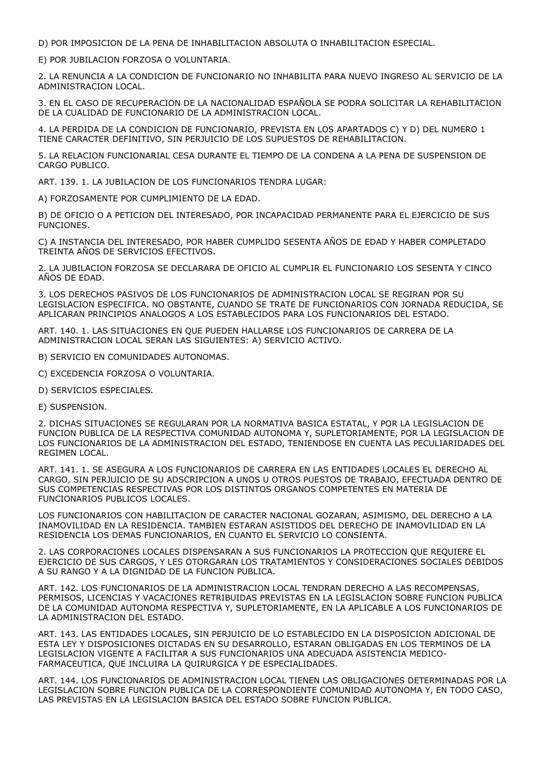D) POR IMPOSICION DE LA PENA DE INHABILITACION ABSOLUTA O INHABILITACION ESPECIAL.

E) POR JUBILACION FORZOSA O VOLUNTARIA.

2. LA RENUNCIA A LA CONDICION DE FUNCIONARIO NO INHABILITA PARA NUEVO INGRESO AL SERVICIO DE LA ADMINISTRACION LOCAL.

3. EN EL CASO DE RECUPERACION DE LA NACIONALIDAD ESPAÑOLA SE PODRA SOLICITAR LA REHABILITACION DE LA CUALIDAD DE FUNCIONARIO DE LA ADMINISTRACION LOCAL.

4. LA PERDIDA DE LA CONDICION DE FUNCIONARIO, PREVISTA EN LOS APARTADOS C) Y D) DEL NUMERO 1 TIENE CARACTER DEFINITIVO, SIN PERJUICIO DE LOS SUPUESTOS DE REHABILITACION.

5. LA RELACION FUNCIONARIAL CESA DURANTE EL TIEMPO DE LA CONDENA A LA PENA DE SUSPENSION DE CARGO PUBLICO.

ART. 139. 1. LA JUBILACION DE LOS FUNCIONARIOS TENDRA LUGAR:

A) FORZOSAMENTE POR CUMPLIMIENTO DE LA EDAD.

B) DE OFICIO O A PETICION DEL INTERESADO, POR INCAPACIDAD PERMANENTE PARA EL EJERCICIO DE SUS FUNCIONES.

C) A INSTANCIA DEL INTERESADO, POR HABER CUMPLIDO SESENTA AÑOS DE EDAD Y HABER COMPLETADO TREINTA AÑOS DE SERVICIOS EFECTIVOS.

2. LA JUBILACION FORZOSA SE DECLARARA DE OFICIO AL CUMPLIR EL FUNCIONARIO LOS SESENTA Y CINCO AÑOS DE EDAD.

3. LOS DERECHOS PASIVOS DE LOS FUNCIONARIOS DE ADMINISTRACION LOCAL SE REGIRAN POR SU LEGISLACION ESPECIFICA. NO OBSTANTE, CUANDO SE TRATE DE FUNCIONARIOS CON JORNADA REDUCIDA, SE APLICARAN PRINCIPIOS ANALOGOS A LOS ESTABLECIDOS PARA LOS FUNCIONARIOS DEL ESTADO.

ART. 140. 1. LAS SITUACIONES EN QUE PUEDEN HALLARSE LOS FUNCIONARIOS DE CARRERA DE LA ADMINISTRACION LOCAL SERAN LAS SIGUIENTES: A) SERVICIO ACTIVO.

B) SERVICIO EN COMUNIDADES AUTONOMAS.

C) EXCEDENCIA FORZOSA O VOLUNTARIA.

D) SERVICIOS ESPECIALES.

E) SUSPENSION.

2. DICHAS SITUACIONES SE REGULARAN POR LA NORMATIVA BASICA ESTATAL, Y POR LA LEGISLACION DE FUNCION PUBLICA DE LA RESPECTIVA COMUNIDAD AUTONOMA Y, SUPLETORIAMENTE, POR LA LEGISLACION DE LOS FUNCIONARIOS DE LA ADMINISTRACION DEL ESTADO, TENIENDOSE EN CUENTA LAS PECULIARIDADES DEL REGIMEN LOCAL.

ART. 141. 1. SE ASEGURA A LOS FUNCIONARIOS DE CARRERA EN LAS ENTIDADES LOCALES EL DERECHO AL CARGO, SIN PERJUICIO DE SU ADSCRIPCION A UNOS U OTROS PUESTOS DE TRABAJO, EFECTUADA DENTRO DE SUS COMPETENCIAS RESPECTIVAS POR LOS DISTINTOS ORGANOS COMPETENTES EN MATERIA DE FUNCIONARIOS PUBLICOS LOCALES.

LOS FUNCIONARIOS CON HABILITACION DE CARACTER NACIONAL GOZARAN, ASIMISMO, DEL DERECHO A LA INAMOVILIDAD EN LA RESIDENCIA. TAMBIEN ESTARAN ASISTIDOS DEL DERECHO DE INAMOVILIDAD EN LA RESIDENCIA LOS DEMAS FUNCIONARIOS, EN CUANTO EL SERVICIO LO CONSIENTA.

2. LAS CORPORACIONES LOCALES DISPENSARAN A SUS FUNCIONARIOS LA PROTECCION QUE REQUIERE EL EJERCICIO DE SUS CARGOS, Y LES OTORGARAN LOS TRATAMIENTOS Y CONSIDERACIONES SOCIALES DEBIDOS A SU RANGO Y A LA DIGNIDAD DE LA FUNCION PUBLICA.

ART. 142. LOS FUNCIONARIOS DE LA ADMINISTRACION LOCAL TENDRAN DERECHO A LAS RECOMPENSAS, PERMISOS, LICENCIAS Y VACACIONES RETRIBUIDAS PREVISTAS EN LA LEGISLACION SOBRE FUNCION PUBLICA DE LA COMUNIDAD AUTONOMA RESPECTIVA Y, SUPLETORIAMENTE, EN LA APLICABLE A LOS FUNCIONARIOS DE LA ADMINISTRACION DEL ESTADO.

ART. 143. LAS ENTIDADES LOCALES, SIN PERJUICIO DE LO ESTABLECIDO EN LA DISPOSICION ADICIONAL DE ESTA LEY Y DISPOSICIONES DICTADAS EN SU DESARROLLO, ESTARAN OBLIGADAS EN LOS TERMINOS DE LA LEGISLACION VIGENTE A FACILITAR A SUS FUNCIONARIOS UNA ADECUADA ASISTENCIA MEDICO-FARMACEUTICA, QUE INCLUIRA LA QUIRURGICA Y DE ESPECIALIDADES.

ART. 144. LOS FUNCIONARIOS DE ADMINISTRACION LOCAL TIENEN LAS OBLIGACIONES DETERMINADAS POR LA LEGISLACION SOBRE FUNCION PUBLICA DE LA CORRESPONDIENTE COMUNIDAD AUTONOMA Y, EN TODO CASO, LAS PREVISTAS EN LA LEGISLACION BASICA DEL ESTADO SOBRE FUNCION PUBLICA.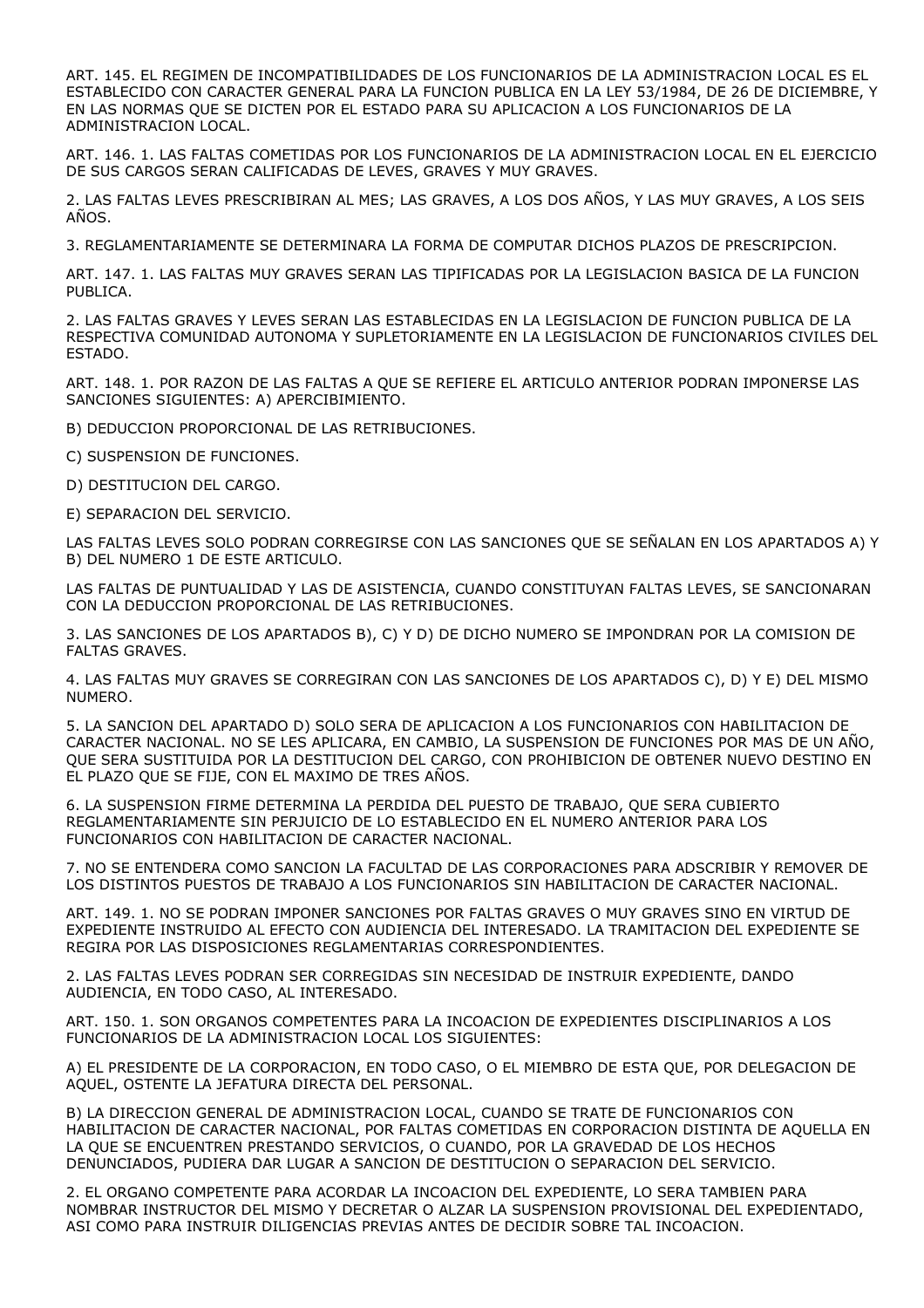ART. 145. EL REGIMEN DE INCOMPATIBILIDADES DE LOS FUNCIONARIOS DE LA ADMINISTRACION LOCAL ES EL ESTABLECIDO CON CARACTER GENERAL PARA LA FUNCION PUBLICA EN LA LEY 53/1984, DE 26 DE DICIEMBRE, Y EN LAS NORMAS QUE SE DICTEN POR EL ESTADO PARA SU APLICACION A LOS FUNCIONARIOS DE LA ADMINISTRACION LOCAL.

ART. 146. 1. LAS FALTAS COMETIDAS POR LOS FUNCIONARIOS DE LA ADMINISTRACION LOCAL EN EL EJERCICIO DE SUS CARGOS SERAN CALIFICADAS DE LEVES, GRAVES Y MUY GRAVES.

2. LAS FALTAS LEVES PRESCRIBIRAN AL MES; LAS GRAVES, A LOS DOS AÑOS, Y LAS MUY GRAVES, A LOS SEIS AÑOS.

3. REGLAMENTARIAMENTE SE DETERMINARA LA FORMA DE COMPUTAR DICHOS PLAZOS DE PRESCRIPCION.

ART. 147. 1. LAS FALTAS MUY GRAVES SERAN LAS TIPIFICADAS POR LA LEGISLACION BASICA DE LA FUNCION PUBLICA.

2. LAS FALTAS GRAVES Y LEVES SERAN LAS ESTABLECIDAS EN LA LEGISLACION DE FUNCION PUBLICA DE LA RESPECTIVA COMUNIDAD AUTONOMA Y SUPLETORIAMENTE EN LA LEGISLACION DE FUNCIONARIOS CIVILES DEL ESTADO.

ART. 148. 1. POR RAZON DE LAS FALTAS A QUE SE REFIERE EL ARTICULO ANTERIOR PODRAN IMPONERSE LAS SANCIONES SIGUIENTES: A) APERCIBIMIENTO.

B) DEDUCCION PROPORCIONAL DE LAS RETRIBUCIONES.

C) SUSPENSION DE FUNCIONES.

D) DESTITUCION DEL CARGO.

E) SEPARACION DEL SERVICIO.

LAS FALTAS LEVES SOLO PODRAN CORREGIRSE CON LAS SANCIONES QUE SE SEÑALAN EN LOS APARTADOS A) Y B) DEL NUMERO 1 DE ESTE ARTICULO.

LAS FALTAS DE PUNTUALIDAD Y LAS DE ASISTENCIA, CUANDO CONSTITUYAN FALTAS LEVES, SE SANCIONARAN CON LA DEDUCCION PROPORCIONAL DE LAS RETRIBUCIONES.

3. LAS SANCIONES DE LOS APARTADOS B), C) Y D) DE DICHO NUMERO SE IMPONDRAN POR LA COMISION DE FALTAS GRAVES.

4. LAS FALTAS MUY GRAVES SE CORREGIRAN CON LAS SANCIONES DE LOS APARTADOS C), D) Y E) DEL MISMO NUMERO.

5. LA SANCION DEL APARTADO D) SOLO SERA DE APLICACION A LOS FUNCIONARIOS CON HABILITACION DE CARACTER NACIONAL. NO SE LES APLICARA, EN CAMBIO, LA SUSPENSION DE FUNCIONES POR MAS DE UN AÑO, QUE SERA SUSTITUIDA POR LA DESTITUCION DEL CARGO, CON PROHIBICION DE OBTENER NUEVO DESTINO EN EL PLAZO QUE SE FIJE, CON EL MAXIMO DE TRES AÑOS.

6. LA SUSPENSION FIRME DETERMINA LA PERDIDA DEL PUESTO DE TRABAJO, QUE SERA CUBIERTO REGLAMENTARIAMENTE SIN PERJUICIO DE LO ESTABLECIDO EN EL NUMERO ANTERIOR PARA LOS FUNCIONARIOS CON HABILITACION DE CARACTER NACIONAL.

7. NO SE ENTENDERA COMO SANCION LA FACULTAD DE LAS CORPORACIONES PARA ADSCRIBIR Y REMOVER DE LOS DISTINTOS PUESTOS DE TRABAJO A LOS FUNCIONARIOS SIN HABILITACION DE CARACTER NACIONAL.

ART. 149. 1. NO SE PODRAN IMPONER SANCIONES POR FALTAS GRAVES O MUY GRAVES SINO EN VIRTUD DE EXPEDIENTE INSTRUIDO AL EFECTO CON AUDIENCIA DEL INTERESADO. LA TRAMITACION DEL EXPEDIENTE SE REGIRA POR LAS DISPOSICIONES REGLAMENTARIAS CORRESPONDIENTES.

2. LAS FALTAS LEVES PODRAN SER CORREGIDAS SIN NECESIDAD DE INSTRUIR EXPEDIENTE, DANDO AUDIENCIA, EN TODO CASO, AL INTERESADO.

ART. 150. 1. SON ORGANOS COMPETENTES PARA LA INCOACION DE EXPEDIENTES DISCIPLINARIOS A LOS FUNCIONARIOS DE LA ADMINISTRACION LOCAL LOS SIGUIENTES:

A) EL PRESIDENTE DE LA CORPORACION, EN TODO CASO, O EL MIEMBRO DE ESTA QUE, POR DELEGACION DE AQUEL, OSTENTE LA JEFATURA DIRECTA DEL PERSONAL.

B) LA DIRECCION GENERAL DE ADMINISTRACION LOCAL, CUANDO SE TRATE DE FUNCIONARIOS CON HABILITACION DE CARACTER NACIONAL, POR FALTAS COMETIDAS EN CORPORACION DISTINTA DE AQUELLA EN LA QUE SE ENCUENTREN PRESTANDO SERVICIOS, O CUANDO, POR LA GRAVEDAD DE LOS HECHOS DENUNCIADOS, PUDIERA DAR LUGAR A SANCION DE DESTITUCION O SEPARACION DEL SERVICIO.

2. EL ORGANO COMPETENTE PARA ACORDAR LA INCOACION DEL EXPEDIENTE, LO SERA TAMBIEN PARA NOMBRAR INSTRUCTOR DEL MISMO Y DECRETAR O ALZAR LA SUSPENSION PROVISIONAL DEL EXPEDIENTADO, ASI COMO PARA INSTRUIR DILIGENCIAS PREVIAS ANTES DE DECIDIR SOBRE TAL INCOACION.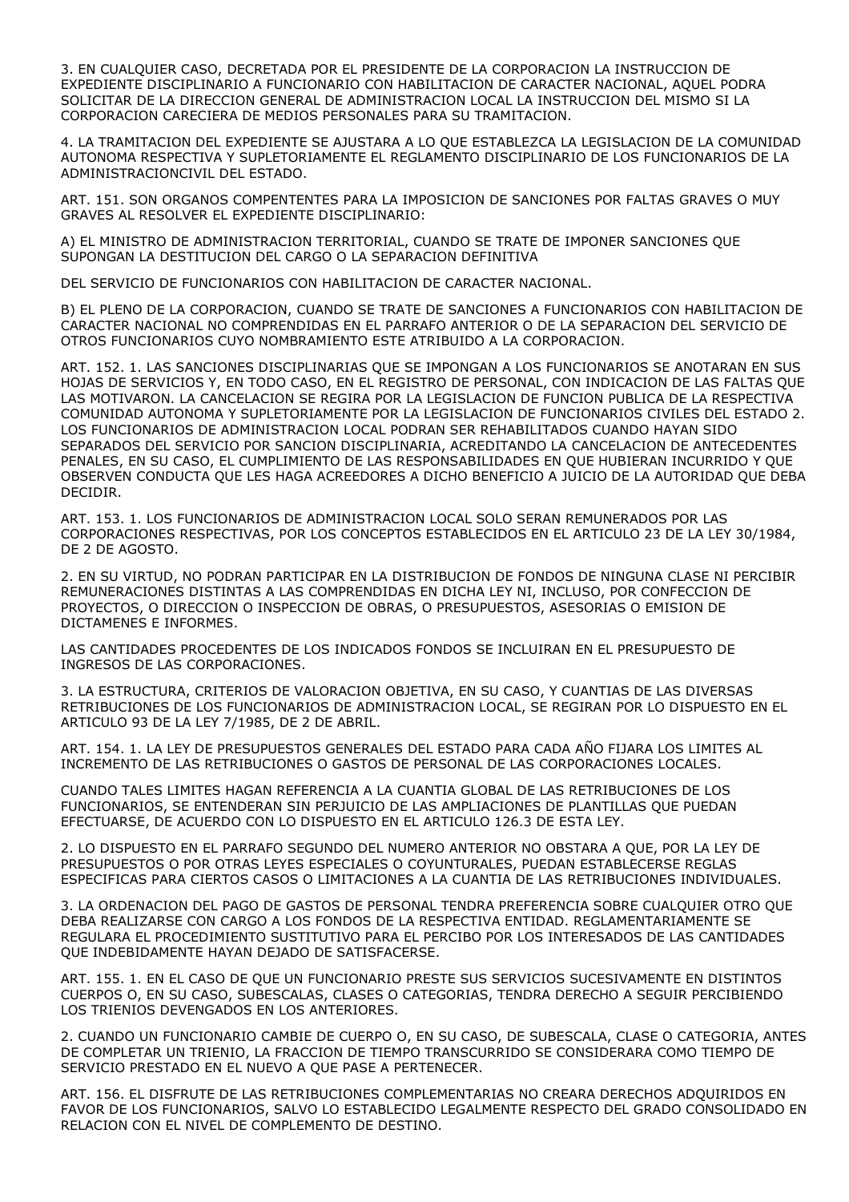3. EN CUALQUIER CASO, DECRETADA POR EL PRESIDENTE DE LA CORPORACION LA INSTRUCCION DE EXPEDIENTE DISCIPLINARIO A FUNCIONARIO CON HABILITACION DE CARACTER NACIONAL, AQUEL PODRA SOLICITAR DE LA DIRECCION GENERAL DE ADMINISTRACION LOCAL LA INSTRUCCION DEL MISMO SI LA CORPORACION CARECIERA DE MEDIOS PERSONALES PARA SU TRAMITACION.

4. LA TRAMITACION DEL EXPEDIENTE SE AJUSTARA A LO QUE ESTABLEZCA LA LEGISLACION DE LA COMUNIDAD AUTONOMA RESPECTIVA Y SUPLETORIAMENTE EL REGLAMENTO DISCIPLINARIO DE LOS FUNCIONARIOS DE LA ADMINISTRACIONCIVIL DEL ESTADO.

ART. 151. SON ORGANOS COMPENTENTES PARA LA IMPOSICION DE SANCIONES POR FALTAS GRAVES O MUY GRAVES AL RESOLVER EL EXPEDIENTE DISCIPLINARIO:

A) EL MINISTRO DE ADMINISTRACION TERRITORIAL, CUANDO SE TRATE DE IMPONER SANCIONES QUE SUPONGAN LA DESTITUCION DEL CARGO O LA SEPARACION DEFINITIVA

DEL SERVICIO DE FUNCIONARIOS CON HABILITACION DE CARACTER NACIONAL.

B) EL PLENO DE LA CORPORACION, CUANDO SE TRATE DE SANCIONES A FUNCIONARIOS CON HABILITACION DE CARACTER NACIONAL NO COMPRENDIDAS EN EL PARRAFO ANTERIOR O DE LA SEPARACION DEL SERVICIO DE OTROS FUNCIONARIOS CUYO NOMBRAMIENTO ESTE ATRIBUIDO A LA CORPORACION.

ART. 152. 1. LAS SANCIONES DISCIPLINARIAS QUE SE IMPONGAN A LOS FUNCIONARIOS SE ANOTARAN EN SUS HOJAS DE SERVICIOS Y, EN TODO CASO, EN EL REGISTRO DE PERSONAL, CON INDICACION DE LAS FALTAS QUE LAS MOTIVARON. LA CANCELACION SE REGIRA POR LA LEGISLACION DE FUNCION PUBLICA DE LA RESPECTIVA COMUNIDAD AUTONOMA Y SUPLETORIAMENTE POR LA LEGISLACION DE FUNCIONARIOS CIVILES DEL ESTADO 2. LOS FUNCIONARIOS DE ADMINISTRACION LOCAL PODRAN SER REHABILITADOS CUANDO HAYAN SIDO SEPARADOS DEL SERVICIO POR SANCION DISCIPLINARIA, ACREDITANDO LA CANCELACION DE ANTECEDENTES PENALES, EN SU CASO, EL CUMPLIMIENTO DE LAS RESPONSABILIDADES EN QUE HUBIERAN INCURRIDO Y QUE OBSERVEN CONDUCTA QUE LES HAGA ACREEDORES A DICHO BENEFICIO A JUICIO DE LA AUTORIDAD QUE DEBA DECIDIR.

ART. 153. 1. LOS FUNCIONARIOS DE ADMINISTRACION LOCAL SOLO SERAN REMUNERADOS POR LAS CORPORACIONES RESPECTIVAS, POR LOS CONCEPTOS ESTABLECIDOS EN EL ARTICULO 23 DE LA LEY 30/1984, DE 2 DE AGOSTO.

2. EN SU VIRTUD, NO PODRAN PARTICIPAR EN LA DISTRIBUCION DE FONDOS DE NINGUNA CLASE NI PERCIBIR REMUNERACIONES DISTINTAS A LAS COMPRENDIDAS EN DICHA LEY NI, INCLUSO, POR CONFECCION DE PROYECTOS, O DIRECCION O INSPECCION DE OBRAS, O PRESUPUESTOS, ASESORIAS O EMISION DE DICTAMENES E INFORMES.

LAS CANTIDADES PROCEDENTES DE LOS INDICADOS FONDOS SE INCLUIRAN EN EL PRESUPUESTO DE INGRESOS DE LAS CORPORACIONES.

3. LA ESTRUCTURA, CRITERIOS DE VALORACION OBJETIVA, EN SU CASO, Y CUANTIAS DE LAS DIVERSAS RETRIBUCIONES DE LOS FUNCIONARIOS DE ADMINISTRACION LOCAL, SE REGIRAN POR LO DISPUESTO EN EL ARTICULO 93 DE LA LEY 7/1985, DE 2 DE ABRIL.

ART. 154. 1. LA LEY DE PRESUPUESTOS GENERALES DEL ESTADO PARA CADA AÑO FIJARA LOS LIMITES AL INCREMENTO DE LAS RETRIBUCIONES O GASTOS DE PERSONAL DE LAS CORPORACIONES LOCALES.

CUANDO TALES LIMITES HAGAN REFERENCIA A LA CUANTIA GLOBAL DE LAS RETRIBUCIONES DE LOS FUNCIONARIOS, SE ENTENDERAN SIN PERJUICIO DE LAS AMPLIACIONES DE PLANTILLAS QUE PUEDAN EFECTUARSE, DE ACUERDO CON LO DISPUESTO EN EL ARTICULO 126.3 DE ESTA LEY.

2. LO DISPUESTO EN EL PARRAFO SEGUNDO DEL NUMERO ANTERIOR NO OBSTARA A QUE, POR LA LEY DE PRESUPUESTOS O POR OTRAS LEYES ESPECIALES O COYUNTURALES, PUEDAN ESTABLECERSE REGLAS ESPECIFICAS PARA CIERTOS CASOS O LIMITACIONES A LA CUANTIA DE LAS RETRIBUCIONES INDIVIDUALES.

3. LA ORDENACION DEL PAGO DE GASTOS DE PERSONAL TENDRA PREFERENCIA SOBRE CUALQUIER OTRO QUE DEBA REALIZARSE CON CARGO A LOS FONDOS DE LA RESPECTIVA ENTIDAD. REGLAMENTARIAMENTE SE REGULARA EL PROCEDIMIENTO SUSTITUTIVO PARA EL PERCIBO POR LOS INTERESADOS DE LAS CANTIDADES QUE INDEBIDAMENTE HAYAN DEJADO DE SATISFACERSE.

ART. 155. 1. EN EL CASO DE QUE UN FUNCIONARIO PRESTE SUS SERVICIOS SUCESIVAMENTE EN DISTINTOS CUERPOS O, EN SU CASO, SUBESCALAS, CLASES O CATEGORIAS, TENDRA DERECHO A SEGUIR PERCIBIENDO LOS TRIENIOS DEVENGADOS EN LOS ANTERIORES.

2. CUANDO UN FUNCIONARIO CAMBIE DE CUERPO O, EN SU CASO, DE SUBESCALA, CLASE O CATEGORIA, ANTES DE COMPLETAR UN TRIENIO, LA FRACCION DE TIEMPO TRANSCURRIDO SE CONSIDERARA COMO TIEMPO DE SERVICIO PRESTADO EN EL NUEVO A QUE PASE A PERTENECER.

ART. 156. EL DISFRUTE DE LAS RETRIBUCIONES COMPLEMENTARIAS NO CREARA DERECHOS ADQUIRIDOS EN FAVOR DE LOS FUNCIONARIOS, SALVO LO ESTABLECIDO LEGALMENTE RESPECTO DEL GRADO CONSOLIDADO EN RELACION CON EL NIVEL DE COMPLEMENTO DE DESTINO.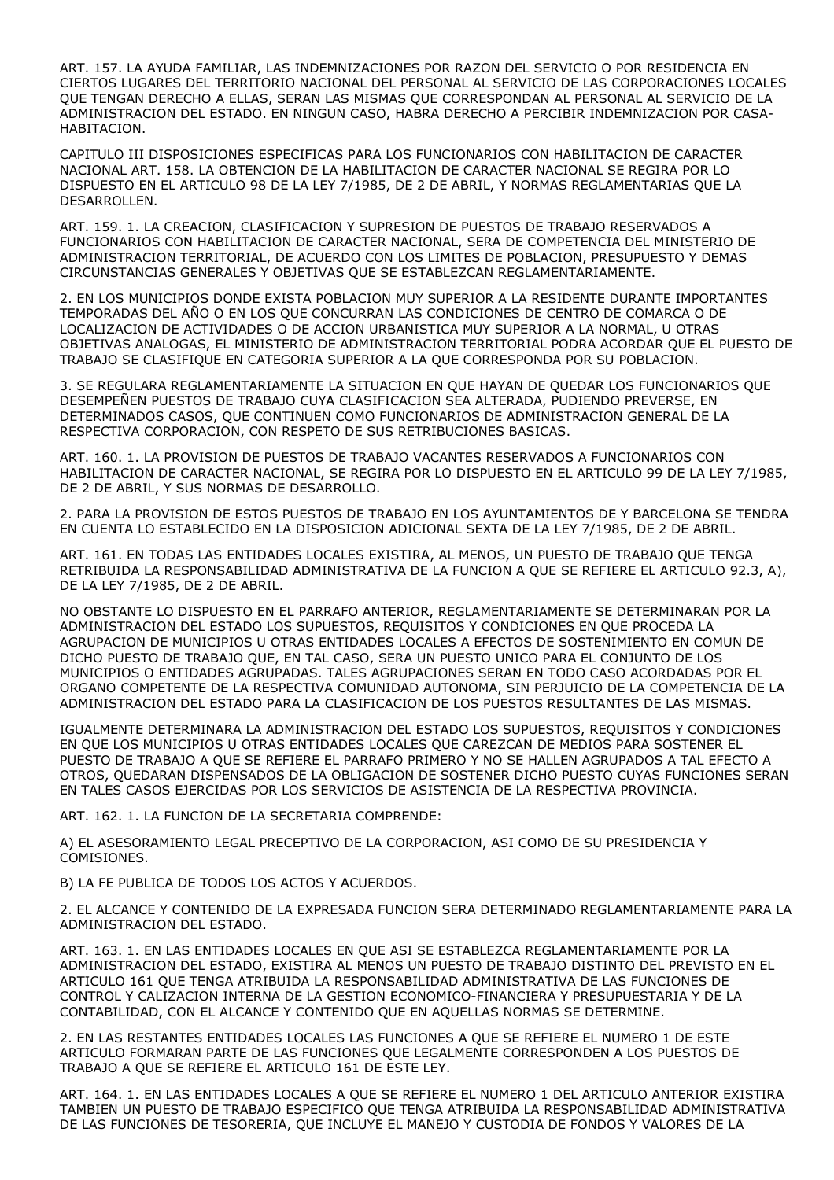ART. 157. LA AYUDA FAMILIAR, LAS INDEMNIZACIONES POR RAZON DEL SERVICIO O POR RESIDENCIA EN CIERTOS LUGARES DEL TERRITORIO NACIONAL DEL PERSONAL AL SERVICIO DE LAS CORPORACIONES LOCALES QUE TENGAN DERECHO A ELLAS, SERAN LAS MISMAS QUE CORRESPONDAN AL PERSONAL AL SERVICIO DE LA ADMINISTRACION DEL ESTADO. EN NINGUN CASO, HABRA DERECHO A PERCIBIR INDEMNIZACION POR CASA-HABITACION.

CAPITULO III DISPOSICIONES ESPECIFICAS PARA LOS FUNCIONARIOS CON HABILITACION DE CARACTER NACIONAL ART. 158. LA OBTENCION DE LA HABILITACION DE CARACTER NACIONAL SE REGIRA POR LO DISPUESTO EN EL ARTICULO 98 DE LA LEY 7/1985, DE 2 DE ABRIL, Y NORMAS REGLAMENTARIAS QUE LA DESARROLLEN.

ART. 159. 1. LA CREACION, CLASIFICACION Y SUPRESION DE PUESTOS DE TRABAJO RESERVADOS A FUNCIONARIOS CON HABILITACION DE CARACTER NACIONAL, SERA DE COMPETENCIA DEL MINISTERIO DE ADMINISTRACION TERRITORIAL, DE ACUERDO CON LOS LIMITES DE POBLACION, PRESUPUESTO Y DEMAS CIRCUNSTANCIAS GENERALES Y OBJETIVAS QUE SE ESTABLEZCAN REGLAMENTARIAMENTE.

2. EN LOS MUNICIPIOS DONDE EXISTA POBLACION MUY SUPERIOR A LA RESIDENTE DURANTE IMPORTANTES TEMPORADAS DEL AÑO O EN LOS QUE CONCURRAN LAS CONDICIONES DE CENTRO DE COMARCA O DE LOCALIZACION DE ACTIVIDADES O DE ACCION URBANISTICA MUY SUPERIOR A LA NORMAL, U OTRAS OBJETIVAS ANALOGAS, EL MINISTERIO DE ADMINISTRACION TERRITORIAL PODRA ACORDAR QUE EL PUESTO DE TRABAJO SE CLASIFIQUE EN CATEGORIA SUPERIOR A LA QUE CORRESPONDA POR SU POBLACION.

3. SE REGULARA REGLAMENTARIAMENTE LA SITUACION EN QUE HAYAN DE QUEDAR LOS FUNCIONARIOS QUE DESEMPEÑEN PUESTOS DE TRABAJO CUYA CLASIFICACION SEA ALTERADA, PUDIENDO PREVERSE, EN DETERMINADOS CASOS, QUE CONTINUEN COMO FUNCIONARIOS DE ADMINISTRACION GENERAL DE LA RESPECTIVA CORPORACION, CON RESPETO DE SUS RETRIBUCIONES BASICAS.

ART. 160. 1. LA PROVISION DE PUESTOS DE TRABAJO VACANTES RESERVADOS A FUNCIONARIOS CON HABILITACION DE CARACTER NACIONAL, SE REGIRA POR LO DISPUESTO EN EL ARTICULO 99 DE LA LEY 7/1985, DE 2 DE ABRIL, Y SUS NORMAS DE DESARROLLO.

2. PARA LA PROVISION DE ESTOS PUESTOS DE TRABAJO EN LOS AYUNTAMIENTOS DE Y BARCELONA SE TENDRA EN CUENTA LO ESTABLECIDO EN LA DISPOSICION ADICIONAL SEXTA DE LA LEY 7/1985, DE 2 DE ABRIL.

ART. 161. EN TODAS LAS ENTIDADES LOCALES EXISTIRA, AL MENOS, UN PUESTO DE TRABAJO QUE TENGA RETRIBUIDA LA RESPONSABILIDAD ADMINISTRATIVA DE LA FUNCION A QUE SE REFIERE EL ARTICULO 92.3, A), DE LA LEY 7/1985, DE 2 DE ABRIL.

NO OBSTANTE LO DISPUESTO EN EL PARRAFO ANTERIOR, REGLAMENTARIAMENTE SE DETERMINARAN POR LA ADMINISTRACION DEL ESTADO LOS SUPUESTOS, REQUISITOS Y CONDICIONES EN QUE PROCEDA LA AGRUPACION DE MUNICIPIOS U OTRAS ENTIDADES LOCALES A EFECTOS DE SOSTENIMIENTO EN COMUN DE DICHO PUESTO DE TRABAJO QUE, EN TAL CASO, SERA UN PUESTO UNICO PARA EL CONJUNTO DE LOS MUNICIPIOS O ENTIDADES AGRUPADAS. TALES AGRUPACIONES SERAN EN TODO CASO ACORDADAS POR EL ORGANO COMPETENTE DE LA RESPECTIVA COMUNIDAD AUTONOMA, SIN PERJUICIO DE LA COMPETENCIA DE LA ADMINISTRACION DEL ESTADO PARA LA CLASIFICACION DE LOS PUESTOS RESULTANTES DE LAS MISMAS.

IGUALMENTE DETERMINARA LA ADMINISTRACION DEL ESTADO LOS SUPUESTOS, REQUISITOS Y CONDICIONES EN QUE LOS MUNICIPIOS U OTRAS ENTIDADES LOCALES QUE CAREZCAN DE MEDIOS PARA SOSTENER EL PUESTO DE TRABAJO A QUE SE REFIERE EL PARRAFO PRIMERO Y NO SE HALLEN AGRUPADOS A TAL EFECTO A OTROS, QUEDARAN DISPENSADOS DE LA OBLIGACION DE SOSTENER DICHO PUESTO CUYAS FUNCIONES SERAN EN TALES CASOS EJERCIDAS POR LOS SERVICIOS DE ASISTENCIA DE LA RESPECTIVA PROVINCIA.

ART. 162. 1. LA FUNCION DE LA SECRETARIA COMPRENDE:

A) EL ASESORAMIENTO LEGAL PRECEPTIVO DE LA CORPORACION, ASI COMO DE SU PRESIDENCIA Y COMISIONES.

B) LA FE PUBLICA DE TODOS LOS ACTOS Y ACUERDOS.

2. EL ALCANCE Y CONTENIDO DE LA EXPRESADA FUNCION SERA DETERMINADO REGLAMENTARIAMENTE PARA LA ADMINISTRACION DEL ESTADO.

ART. 163. 1. EN LAS ENTIDADES LOCALES EN QUE ASI SE ESTABLEZCA REGLAMENTARIAMENTE POR LA ADMINISTRACION DEL ESTADO, EXISTIRA AL MENOS UN PUESTO DE TRABAJO DISTINTO DEL PREVISTO EN EL ARTICULO 161 QUE TENGA ATRIBUIDA LA RESPONSABILIDAD ADMINISTRATIVA DE LAS FUNCIONES DE CONTROL Y CALIZACION INTERNA DE LA GESTION ECONOMICO-FINANCIERA Y PRESUPUESTARIA Y DE LA CONTABILIDAD, CON EL ALCANCE Y CONTENIDO QUE EN AQUELLAS NORMAS SE DETERMINE.

2. EN LAS RESTANTES ENTIDADES LOCALES LAS FUNCIONES A QUE SE REFIERE EL NUMERO 1 DE ESTE ARTICULO FORMARAN PARTE DE LAS FUNCIONES QUE LEGALMENTE CORRESPONDEN A LOS PUESTOS DE TRABAJO A QUE SE REFIERE EL ARTICULO 161 DE ESTE LEY.

ART. 164. 1. EN LAS ENTIDADES LOCALES A QUE SE REFIERE EL NUMERO 1 DEL ARTICULO ANTERIOR EXISTIRA TAMBIEN UN PUESTO DE TRABAJO ESPECIFICO QUE TENGA ATRIBUIDA LA RESPONSABILIDAD ADMINISTRATIVA DE LAS FUNCIONES DE TESORERIA, QUE INCLUYE EL MANEJO Y CUSTODIA DE FONDOS Y VALORES DE LA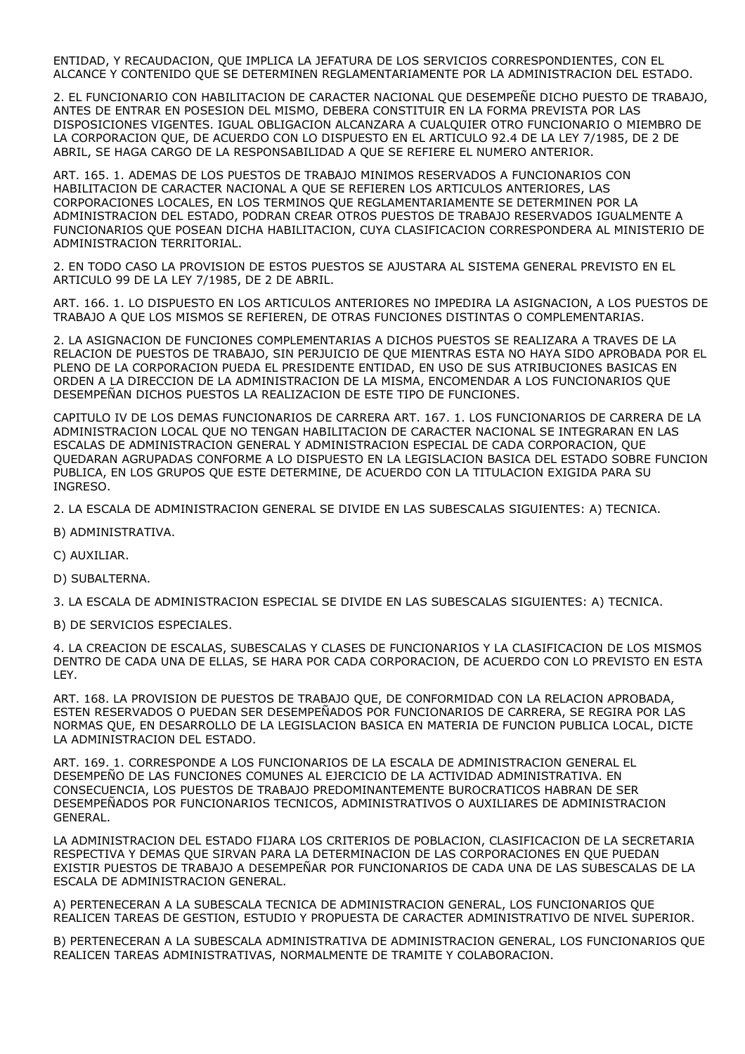ENTIDAD, Y RECAUDACION, QUE IMPLICA LA JEFATURA DE LOS SERVICIOS CORRESPONDIENTES, CON EL ALCANCE Y CONTENIDO QUE SE DETERMINEN REGLAMENTARIAMENTE POR LA ADMINISTRACION DEL ESTADO.

2. EL FUNCIONARIO CON HABILITACION DE CARACTER NACIONAL QUE DESEMPEÑE DICHO PUESTO DE TRABAJO, ANTES DE ENTRAR EN POSESION DEL MISMO, DEBERA CONSTITUIR EN LA FORMA PREVISTA POR LAS DISPOSICIONES VIGENTES. IGUAL OBLIGACION ALCANZARA A CUALQUIER OTRO FUNCIONARIO O MIEMBRO DE LA CORPORACION QUE, DE ACUERDO CON LO DISPUESTO EN EL ARTICULO 92.4 DE LA LEY 7/1985, DE 2 DE ABRIL, SE HAGA CARGO DE LA RESPONSABILIDAD A QUE SE REFIERE EL NUMERO ANTERIOR.

ART. 165. 1. ADEMAS DE LOS PUESTOS DE TRABAJO MINIMOS RESERVADOS A FUNCIONARIOS CON HABILITACION DE CARACTER NACIONAL A QUE SE REFIEREN LOS ARTICULOS ANTERIORES, LAS CORPORACIONES LOCALES, EN LOS TERMINOS QUE REGLAMENTARIAMENTE SE DETERMINEN POR LA ADMINISTRACION DEL ESTADO, PODRAN CREAR OTROS PUESTOS DE TRABAJO RESERVADOS IGUALMENTE A FUNCIONARIOS QUE POSEAN DICHA HABILITACION, CUYA CLASIFICACION CORRESPONDERA AL MINISTERIO DE ADMINISTRACION TERRITORIAL.

2. EN TODO CASO LA PROVISION DE ESTOS PUESTOS SE AJUSTARA AL SISTEMA GENERAL PREVISTO EN EL ARTICULO 99 DE LA LEY 7/1985, DE 2 DE ABRIL.

ART. 166. 1. LO DISPUESTO EN LOS ARTICULOS ANTERIORES NO IMPEDIRA LA ASIGNACION, A LOS PUESTOS DE TRABAJO A QUE LOS MISMOS SE REFIEREN, DE OTRAS FUNCIONES DISTINTAS O COMPLEMENTARIAS.

2. LA ASIGNACION DE FUNCIONES COMPLEMENTARIAS A DICHOS PUESTOS SE REALIZARA A TRAVES DE LA RELACION DE PUESTOS DE TRABAJO, SIN PERJUICIO DE QUE MIENTRAS ESTA NO HAYA SIDO APROBADA POR EL PLENO DE LA CORPORACION PUEDA EL PRESIDENTE ENTIDAD, EN USO DE SUS ATRIBUCIONES BASICAS EN ORDEN A LA DIRECCION DE LA ADMINISTRACION DE LA MISMA, ENCOMENDAR A LOS FUNCIONARIOS QUE DESEMPEÑAN DICHOS PUESTOS LA REALIZACION DE ESTE TIPO DE FUNCIONES.

CAPITULO IV DE LOS DEMAS FUNCIONARIOS DE CARRERA ART. 167. 1. LOS FUNCIONARIOS DE CARRERA DE LA ADMINISTRACION LOCAL QUE NO TENGAN HABILITACION DE CARACTER NACIONAL SE INTEGRARAN EN LAS ESCALAS DE ADMINISTRACION GENERAL Y ADMINISTRACION ESPECIAL DE CADA CORPORACION, QUE QUEDARAN AGRUPADAS CONFORME A LO DISPUESTO EN LA LEGISLACION BASICA DEL ESTADO SOBRE FUNCION PUBLICA, EN LOS GRUPOS QUE ESTE DETERMINE, DE ACUERDO CON LA TITULACION EXIGIDA PARA SU INGRESO.

2. LA ESCALA DE ADMINISTRACION GENERAL SE DIVIDE EN LAS SUBESCALAS SIGUIENTES: A) TECNICA.

B) ADMINISTRATIVA.

C) AUXILIAR.

D) SUBALTERNA.

3. LA ESCALA DE ADMINISTRACION ESPECIAL SE DIVIDE EN LAS SUBESCALAS SIGUIENTES: A) TECNICA.

B) DE SERVICIOS ESPECIALES.

4. LA CREACION DE ESCALAS, SUBESCALAS Y CLASES DE FUNCIONARIOS Y LA CLASIFICACION DE LOS MISMOS DENTRO DE CADA UNA DE ELLAS, SE HARA POR CADA CORPORACION, DE ACUERDO CON LO PREVISTO EN ESTA LEY.

ART. 168. LA PROVISION DE PUESTOS DE TRABAJO QUE, DE CONFORMIDAD CON LA RELACION APROBADA, ESTEN RESERVADOS O PUEDAN SER DESEMPEÑADOS POR FUNCIONARIOS DE CARRERA, SE REGIRA POR LAS NORMAS QUE, EN DESARROLLO DE LA LEGISLACION BASICA EN MATERIA DE FUNCION PUBLICA LOCAL, DICTE LA ADMINISTRACION DEL ESTADO.

ART. 169. 1. CORRESPONDE A LOS FUNCIONARIOS DE LA ESCALA DE ADMINISTRACION GENERAL EL DESEMPEÑO DE LAS FUNCIONES COMUNES AL EJERCICIO DE LA ACTIVIDAD ADMINISTRATIVA. EN CONSECUENCIA, LOS PUESTOS DE TRABAJO PREDOMINANTEMENTE BUROCRATICOS HABRAN DE SER DESEMPEÑADOS POR FUNCIONARIOS TECNICOS, ADMINISTRATIVOS O AUXILIARES DE ADMINISTRACION GENERAL.

LA ADMINISTRACION DEL ESTADO FIJARA LOS CRITERIOS DE POBLACION, CLASIFICACION DE LA SECRETARIA RESPECTIVA Y DEMAS QUE SIRVAN PARA LA DETERMINACION DE LAS CORPORACIONES EN QUE PUEDAN EXISTIR PUESTOS DE TRABAJO A DESEMPEÑAR POR FUNCIONARIOS DE CADA UNA DE LAS SUBESCALAS DE LA ESCALA DE ADMINISTRACION GENERAL.

A) PERTENECERAN A LA SUBESCALA TECNICA DE ADMINISTRACION GENERAL, LOS FUNCIONARIOS QUE REALICEN TAREAS DE GESTION, ESTUDIO Y PROPUESTA DE CARACTER ADMINISTRATIVO DE NIVEL SUPERIOR.

B) PERTENECERAN A LA SUBESCALA ADMINISTRATIVA DE ADMINISTRACION GENERAL, LOS FUNCIONARIOS QUE REALICEN TAREAS ADMINISTRATIVAS, NORMALMENTE DE TRAMITE Y COLABORACION.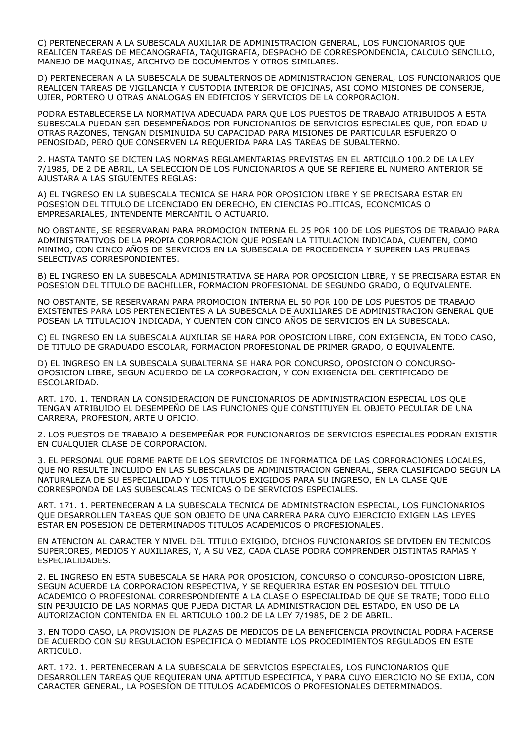C) PERTENECERAN A LA SUBESCALA AUXILIAR DE ADMINISTRACION GENERAL, LOS FUNCIONARIOS QUE REALICEN TAREAS DE MECANOGRAFIA, TAQUIGRAFIA, DESPACHO DE CORRESPONDENCIA, CALCULO SENCILLO, MANEJO DE MAQUINAS, ARCHIVO DE DOCUMENTOS Y OTROS SIMILARES.

D) PERTENECERAN A LA SUBESCALA DE SUBALTERNOS DE ADMINISTRACION GENERAL, LOS FUNCIONARIOS QUE REALICEN TAREAS DE VIGILANCIA Y CUSTODIA INTERIOR DE OFICINAS, ASI COMO MISIONES DE CONSERJE, UJIER, PORTERO U OTRAS ANALOGAS EN EDIFICIOS Y SERVICIOS DE LA CORPORACION.

PODRA ESTABLECERSE LA NORMATIVA ADECUADA PARA QUE LOS PUESTOS DE TRABAJO ATRIBUIDOS A ESTA SUBESCALA PUEDAN SER DESEMPEÑADOS POR FUNCIONARIOS DE SERVICIOS ESPECIALES QUE, POR EDAD U OTRAS RAZONES, TENGAN DISMINUIDA SU CAPACIDAD PARA MISIONES DE PARTICULAR ESFUERZO O PENOSIDAD, PERO QUE CONSERVEN LA REQUERIDA PARA LAS TAREAS DE SUBALTERNO.

2. HASTA TANTO SE DICTEN LAS NORMAS REGLAMENTARIAS PREVISTAS EN EL ARTICULO 100.2 DE LA LEY 7/1985, DE 2 DE ABRIL, LA SELECCION DE LOS FUNCIONARIOS A QUE SE REFIERE EL NUMERO ANTERIOR SE AJUSTARA A LAS SIGUIENTES REGLAS:

A) EL INGRESO EN LA SUBESCALA TECNICA SE HARA POR OPOSICION LIBRE Y SE PRECISARA ESTAR EN POSESION DEL TITULO DE LICENCIADO EN DERECHO, EN CIENCIAS POLITICAS, ECONOMICAS O EMPRESARIALES, INTENDENTE MERCANTIL O ACTUARIO.

NO OBSTANTE, SE RESERVARAN PARA PROMOCION INTERNA EL 25 POR 100 DE LOS PUESTOS DE TRABAJO PARA ADMINISTRATIVOS DE LA PROPIA CORPORACION QUE POSEAN LA TITULACION INDICADA, CUENTEN, COMO MINIMO, CON CINCO AÑOS DE SERVICIOS EN LA SUBESCALA DE PROCEDENCIA Y SUPEREN LAS PRUEBAS SELECTIVAS CORRESPONDIENTES.

B) EL INGRESO EN LA SUBESCALA ADMINISTRATIVA SE HARA POR OPOSICION LIBRE, Y SE PRECISARA ESTAR EN POSESION DEL TITULO DE BACHILLER, FORMACION PROFESIONAL DE SEGUNDO GRADO, O EQUIVALENTE.

NO OBSTANTE, SE RESERVARAN PARA PROMOCION INTERNA EL 50 POR 100 DE LOS PUESTOS DE TRABAJO EXISTENTES PARA LOS PERTENECIENTES A LA SUBESCALA DE AUXILIARES DE ADMINISTRACION GENERAL QUE POSEAN LA TITULACION INDICADA, Y CUENTEN CON CINCO AÑOS DE SERVICIOS EN LA SUBESCALA.

C) EL INGRESO EN LA SUBESCALA AUXILIAR SE HARA POR OPOSICION LIBRE, CON EXIGENCIA, EN TODO CASO, DE TITULO DE GRADUADO ESCOLAR, FORMACION PROFESIONAL DE PRIMER GRADO, O EQUIVALENTE.

D) EL INGRESO EN LA SUBESCALA SUBALTERNA SE HARA POR CONCURSO, OPOSICION O CONCURSO-OPOSICION LIBRE, SEGUN ACUERDO DE LA CORPORACION, Y CON EXIGENCIA DEL CERTIFICADO DE ESCOLARIDAD.

ART. 170. 1. TENDRAN LA CONSIDERACION DE FUNCIONARIOS DE ADMINISTRACION ESPECIAL LOS QUE TENGAN ATRIBUIDO EL DESEMPEÑO DE LAS FUNCIONES QUE CONSTITUYEN EL OBJETO PECULIAR DE UNA CARRERA, PROFESION, ARTE U OFICIO.

2. LOS PUESTOS DE TRABAJO A DESEMPEÑAR POR FUNCIONARIOS DE SERVICIOS ESPECIALES PODRAN EXISTIR EN CUALQUIER CLASE DE CORPORACION.

3. EL PERSONAL QUE FORME PARTE DE LOS SERVICIOS DE INFORMATICA DE LAS CORPORACIONES LOCALES, QUE NO RESULTE INCLUIDO EN LAS SUBESCALAS DE ADMINISTRACION GENERAL, SERA CLASIFICADO SEGUN LA NATURALEZA DE SU ESPECIALIDAD Y LOS TITULOS EXIGIDOS PARA SU INGRESO, EN LA CLASE QUE CORRESPONDA DE LAS SUBESCALAS TECNICAS O DE SERVICIOS ESPECIALES.

ART. 171. 1. PERTENECERAN A LA SUBESCALA TECNICA DE ADMINISTRACION ESPECIAL, LOS FUNCIONARIOS QUE DESARROLLEN TAREAS QUE SON OBJETO DE UNA CARRERA PARA CUYO EJERCICIO EXIGEN LAS LEYES ESTAR EN POSESION DE DETERMINADOS TITULOS ACADEMICOS O PROFESIONALES.

EN ATENCION AL CARACTER Y NIVEL DEL TITULO EXIGIDO, DICHOS FUNCIONARIOS SE DIVIDEN EN TECNICOS SUPERIORES, MEDIOS Y AUXILIARES, Y, A SU VEZ, CADA CLASE PODRA COMPRENDER DISTINTAS RAMAS Y ESPECIALIDADES.

2. EL INGRESO EN ESTA SUBESCALA SE HARA POR OPOSICION, CONCURSO O CONCURSO-OPOSICION LIBRE, SEGUN ACUERDE LA CORPORACION RESPECTIVA, Y SE REQUERIRA ESTAR EN POSESION DEL TITULO ACADEMICO O PROFESIONAL CORRESPONDIENTE A LA CLASE O ESPECIALIDAD DE QUE SE TRATE; TODO ELLO SIN PERJUICIO DE LAS NORMAS QUE PUEDA DICTAR LA ADMINISTRACION DEL ESTADO, EN USO DE LA AUTORIZACION CONTENIDA EN EL ARTICULO 100.2 DE LA LEY 7/1985, DE 2 DE ABRIL.

3. EN TODO CASO, LA PROVISION DE PLAZAS DE MEDICOS DE LA BENEFICENCIA PROVINCIAL PODRA HACERSE DE ACUERDO CON SU REGULACION ESPECIFICA O MEDIANTE LOS PROCEDIMIENTOS REGULADOS EN ESTE ARTICULO.

ART. 172. 1. PERTENECERAN A LA SUBESCALA DE SERVICIOS ESPECIALES, LOS FUNCIONARIOS QUE DESARROLLEN TAREAS QUE REQUIERAN UNA APTITUD ESPECIFICA, Y PARA CUYO EJERCICIO NO SE EXIJA, CON CARACTER GENERAL, LA POSESION DE TITULOS ACADEMICOS O PROFESIONALES DETERMINADOS.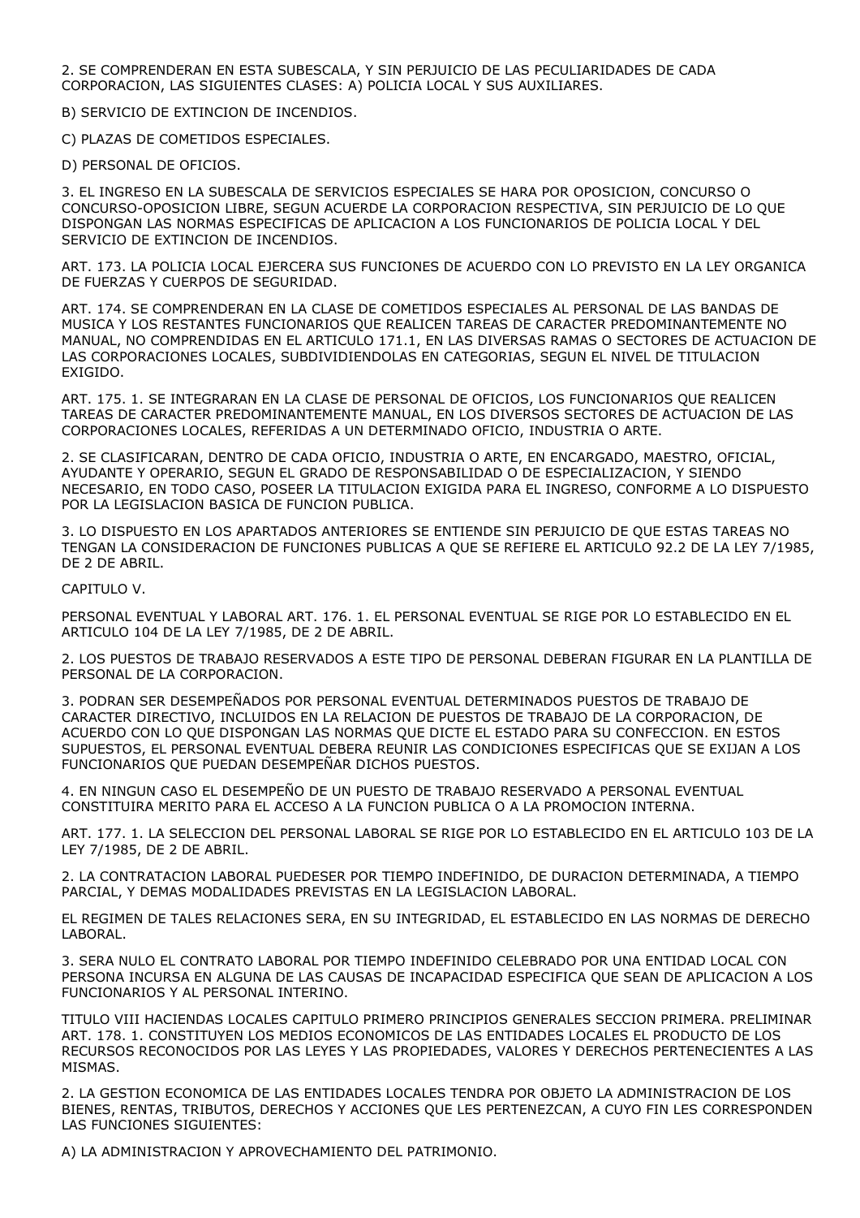2. SE COMPRENDERAN EN ESTA SUBESCALA, Y SIN PERJUICIO DE LAS PECULIARIDADES DE CADA CORPORACION, LAS SIGUIENTES CLASES: A) POLICIA LOCAL Y SUS AUXILIARES.

B) SERVICIO DE EXTINCION DE INCENDIOS.

C) PLAZAS DE COMETIDOS ESPECIALES.

D) PERSONAL DE OFICIOS.

3. EL INGRESO EN LA SUBESCALA DE SERVICIOS ESPECIALES SE HARA POR OPOSICION, CONCURSO O CONCURSO-OPOSICION LIBRE, SEGUN ACUERDE LA CORPORACION RESPECTIVA, SIN PERJUICIO DE LO QUE DISPONGAN LAS NORMAS ESPECIFICAS DE APLICACION A LOS FUNCIONARIOS DE POLICIA LOCAL Y DEL SERVICIO DE EXTINCION DE INCENDIOS.

ART. 173. LA POLICIA LOCAL EJERCERA SUS FUNCIONES DE ACUERDO CON LO PREVISTO EN LA LEY ORGANICA DE FUERZAS Y CUERPOS DE SEGURIDAD.

ART. 174. SE COMPRENDERAN EN LA CLASE DE COMETIDOS ESPECIALES AL PERSONAL DE LAS BANDAS DE MUSICA Y LOS RESTANTES FUNCIONARIOS QUE REALICEN TAREAS DE CARACTER PREDOMINANTEMENTE NO MANUAL, NO COMPRENDIDAS EN EL ARTICULO 171.1, EN LAS DIVERSAS RAMAS O SECTORES DE ACTUACION DE LAS CORPORACIONES LOCALES, SUBDIVIDIENDOLAS EN CATEGORIAS, SEGUN EL NIVEL DE TITULACION EXIGIDO.

ART. 175. 1. SE INTEGRARAN EN LA CLASE DE PERSONAL DE OFICIOS, LOS FUNCIONARIOS QUE REALICEN TAREAS DE CARACTER PREDOMINANTEMENTE MANUAL, EN LOS DIVERSOS SECTORES DE ACTUACION DE LAS CORPORACIONES LOCALES, REFERIDAS A UN DETERMINADO OFICIO, INDUSTRIA O ARTE.

2. SE CLASIFICARAN, DENTRO DE CADA OFICIO, INDUSTRIA O ARTE, EN ENCARGADO, MAESTRO, OFICIAL, AYUDANTE Y OPERARIO, SEGUN EL GRADO DE RESPONSABILIDAD O DE ESPECIALIZACION, Y SIENDO NECESARIO, EN TODO CASO, POSEER LA TITULACION EXIGIDA PARA EL INGRESO, CONFORME A LO DISPUESTO POR LA LEGISLACION BASICA DE FUNCION PUBLICA.

3. LO DISPUESTO EN LOS APARTADOS ANTERIORES SE ENTIENDE SIN PERJUICIO DE QUE ESTAS TAREAS NO TENGAN LA CONSIDERACION DE FUNCIONES PUBLICAS A QUE SE REFIERE EL ARTICULO 92.2 DE LA LEY 7/1985, DE 2 DE ABRIL.

CAPITULO V.

PERSONAL EVENTUAL Y LABORAL ART. 176. 1. EL PERSONAL EVENTUAL SE RIGE POR LO ESTABLECIDO EN EL ARTICULO 104 DE LA LEY 7/1985, DE 2 DE ABRIL.

2. LOS PUESTOS DE TRABAJO RESERVADOS A ESTE TIPO DE PERSONAL DEBERAN FIGURAR EN LA PLANTILLA DE PERSONAL DE LA CORPORACION.

3. PODRAN SER DESEMPEÑADOS POR PERSONAL EVENTUAL DETERMINADOS PUESTOS DE TRABAJO DE CARACTER DIRECTIVO, INCLUIDOS EN LA RELACION DE PUESTOS DE TRABAJO DE LA CORPORACION, DE ACUERDO CON LO QUE DISPONGAN LAS NORMAS QUE DICTE EL ESTADO PARA SU CONFECCION. EN ESTOS SUPUESTOS, EL PERSONAL EVENTUAL DEBERA REUNIR LAS CONDICIONES ESPECIFICAS QUE SE EXIJAN A LOS FUNCIONARIOS QUE PUEDAN DESEMPEÑAR DICHOS PUESTOS.

4. EN NINGUN CASO EL DESEMPEÑO DE UN PUESTO DE TRABAJO RESERVADO A PERSONAL EVENTUAL CONSTITUIRA MERITO PARA EL ACCESO A LA FUNCION PUBLICA O A LA PROMOCION INTERNA.

ART. 177. 1. LA SELECCION DEL PERSONAL LABORAL SE RIGE POR LO ESTABLECIDO EN EL ARTICULO 103 DE LA LEY 7/1985, DE 2 DE ABRIL.

2. LA CONTRATACION LABORAL PUEDESER POR TIEMPO INDEFINIDO, DE DURACION DETERMINADA, A TIEMPO PARCIAL, Y DEMAS MODALIDADES PREVISTAS EN LA LEGISLACION LABORAL.

EL REGIMEN DE TALES RELACIONES SERA, EN SU INTEGRIDAD, EL ESTABLECIDO EN LAS NORMAS DE DERECHO LABORAL.

3. SERA NULO EL CONTRATO LABORAL POR TIEMPO INDEFINIDO CELEBRADO POR UNA ENTIDAD LOCAL CON PERSONA INCURSA EN ALGUNA DE LAS CAUSAS DE INCAPACIDAD ESPECIFICA QUE SEAN DE APLICACION A LOS FUNCIONARIOS Y AL PERSONAL INTERINO.

TITULO VIII HACIENDAS LOCALES CAPITULO PRIMERO PRINCIPIOS GENERALES SECCION PRIMERA. PRELIMINAR ART. 178. 1. CONSTITUYEN LOS MEDIOS ECONOMICOS DE LAS ENTIDADES LOCALES EL PRODUCTO DE LOS RECURSOS RECONOCIDOS POR LAS LEYES Y LAS PROPIEDADES, VALORES Y DERECHOS PERTENECIENTES A LAS MISMAS.

2. LA GESTION ECONOMICA DE LAS ENTIDADES LOCALES TENDRA POR OBJETO LA ADMINISTRACION DE LOS BIENES, RENTAS, TRIBUTOS, DERECHOS Y ACCIONES QUE LES PERTENEZCAN, A CUYO FIN LES CORRESPONDEN LAS FUNCIONES SIGUIENTES:

A) LA ADMINISTRACION Y APROVECHAMIENTO DEL PATRIMONIO.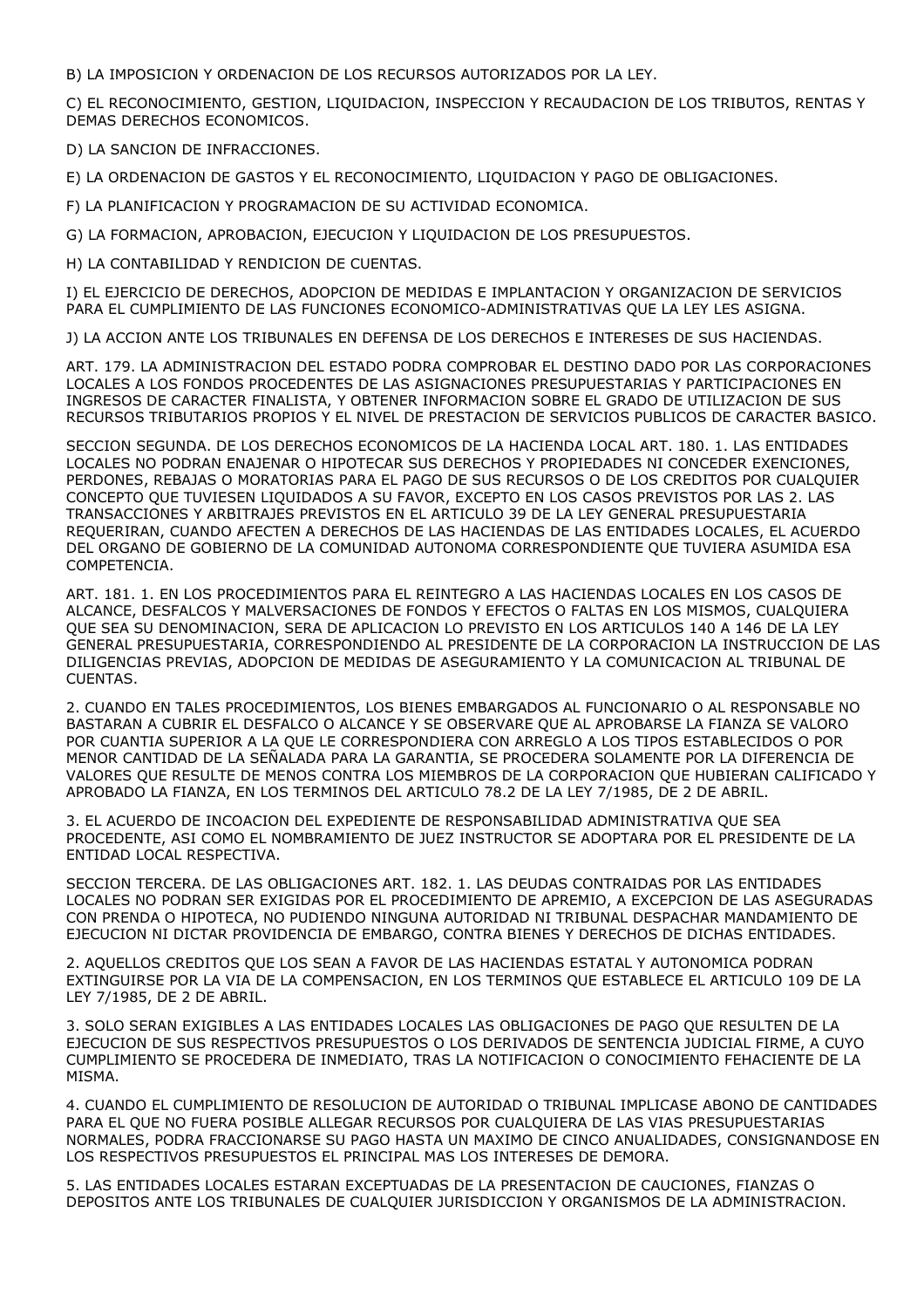B) LA IMPOSICION Y ORDENACION DE LOS RECURSOS AUTORIZADOS POR LA LEY.

C) EL RECONOCIMIENTO, GESTION, LIQUIDACION, INSPECCION Y RECAUDACION DE LOS TRIBUTOS, RENTAS Y DEMAS DERECHOS ECONOMICOS.

D) LA SANCION DE INFRACCIONES.

E) LA ORDENACION DE GASTOS Y EL RECONOCIMIENTO, LIQUIDACION Y PAGO DE OBLIGACIONES.

F) LA PLANIFICACION Y PROGRAMACION DE SU ACTIVIDAD ECONOMICA.

G) LA FORMACION, APROBACION, EJECUCION Y LIQUIDACION DE LOS PRESUPUESTOS.

H) LA CONTABILIDAD Y RENDICION DE CUENTAS.

I) EL EJERCICIO DE DERECHOS, ADOPCION DE MEDIDAS E IMPLANTACION Y ORGANIZACION DE SERVICIOS PARA EL CUMPLIMIENTO DE LAS FUNCIONES ECONOMICO-ADMINISTRATIVAS QUE LA LEY LES ASIGNA.

J) LA ACCION ANTE LOS TRIBUNALES EN DEFENSA DE LOS DERECHOS E INTERESES DE SUS HACIENDAS.

ART. 179. LA ADMINISTRACION DEL ESTADO PODRA COMPROBAR EL DESTINO DADO POR LAS CORPORACIONES LOCALES A LOS FONDOS PROCEDENTES DE LAS ASIGNACIONES PRESUPUESTARIAS Y PARTICIPACIONES EN INGRESOS DE CARACTER FINALISTA, Y OBTENER INFORMACION SOBRE EL GRADO DE UTILIZACION DE SUS RECURSOS TRIBUTARIOS PROPIOS Y EL NIVEL DE PRESTACION DE SERVICIOS PUBLICOS DE CARACTER BASICO.

SECCION SEGUNDA. DE LOS DERECHOS ECONOMICOS DE LA HACIENDA LOCAL ART. 180. 1. LAS ENTIDADES LOCALES NO PODRAN ENAJENAR O HIPOTECAR SUS DERECHOS Y PROPIEDADES NI CONCEDER EXENCIONES, PERDONES, REBAJAS O MORATORIAS PARA EL PAGO DE SUS RECURSOS O DE LOS CREDITOS POR CUALQUIER CONCEPTO QUE TUVIESEN LIQUIDADOS A SU FAVOR, EXCEPTO EN LOS CASOS PREVISTOS POR LAS 2. LAS TRANSACCIONES Y ARBITRAJES PREVISTOS EN EL ARTICULO 39 DE LA LEY GENERAL PRESUPUESTARIA REQUERIRAN, CUANDO AFECTEN A DERECHOS DE LAS HACIENDAS DE LAS ENTIDADES LOCALES, EL ACUERDO DEL ORGANO DE GOBIERNO DE LA COMUNIDAD AUTONOMA CORRESPONDIENTE QUE TUVIERA ASUMIDA ESA COMPETENCIA.

ART. 181. 1. EN LOS PROCEDIMIENTOS PARA EL REINTEGRO A LAS HACIENDAS LOCALES EN LOS CASOS DE ALCANCE, DESFALCOS Y MALVERSACIONES DE FONDOS Y EFECTOS O FALTAS EN LOS MISMOS, CUALQUIERA QUE SEA SU DENOMINACION, SERA DE APLICACION LO PREVISTO EN LOS ARTICULOS 140 A 146 DE LA LEY GENERAL PRESUPUESTARIA, CORRESPONDIENDO AL PRESIDENTE DE LA CORPORACION LA INSTRUCCION DE LAS DILIGENCIAS PREVIAS, ADOPCION DE MEDIDAS DE ASEGURAMIENTO Y LA COMUNICACION AL TRIBUNAL DE CUENTAS.

2. CUANDO EN TALES PROCEDIMIENTOS, LOS BIENES EMBARGADOS AL FUNCIONARIO O AL RESPONSABLE NO BASTARAN A CUBRIR EL DESFALCO O ALCANCE Y SE OBSERVARE QUE AL APROBARSE LA FIANZA SE VALORO POR CUANTIA SUPERIOR A LA QUE LE CORRESPONDIERA CON ARREGLO A LOS TIPOS ESTABLECIDOS O POR MENOR CANTIDAD DE LA SEÑALADA PARA LA GARANTIA, SE PROCEDERA SOLAMENTE POR LA DIFERENCIA DE VALORES QUE RESULTE DE MENOS CONTRA LOS MIEMBROS DE LA CORPORACION QUE HUBIERAN CALIFICADO Y APROBADO LA FIANZA, EN LOS TERMINOS DEL ARTICULO 78.2 DE LA LEY 7/1985, DE 2 DE ABRIL.

3. EL ACUERDO DE INCOACION DEL EXPEDIENTE DE RESPONSABILIDAD ADMINISTRATIVA QUE SEA PROCEDENTE, ASI COMO EL NOMBRAMIENTO DE JUEZ INSTRUCTOR SE ADOPTARA POR EL PRESIDENTE DE LA ENTIDAD LOCAL RESPECTIVA.

SECCION TERCERA. DE LAS OBLIGACIONES ART. 182. 1. LAS DEUDAS CONTRAIDAS POR LAS ENTIDADES LOCALES NO PODRAN SER EXIGIDAS POR EL PROCEDIMIENTO DE APREMIO, A EXCEPCION DE LAS ASEGURADAS CON PRENDA O HIPOTECA, NO PUDIENDO NINGUNA AUTORIDAD NI TRIBUNAL DESPACHAR MANDAMIENTO DE EJECUCION NI DICTAR PROVIDENCIA DE EMBARGO, CONTRA BIENES Y DERECHOS DE DICHAS ENTIDADES.

2. AQUELLOS CREDITOS QUE LOS SEAN A FAVOR DE LAS HACIENDAS ESTATAL Y AUTONOMICA PODRAN EXTINGUIRSE POR LA VIA DE LA COMPENSACION, EN LOS TERMINOS QUE ESTABLECE EL ARTICULO 109 DE LA LEY 7/1985, DE 2 DE ABRIL.

3. SOLO SERAN EXIGIBLES A LAS ENTIDADES LOCALES LAS OBLIGACIONES DE PAGO QUE RESULTEN DE LA EJECUCION DE SUS RESPECTIVOS PRESUPUESTOS O LOS DERIVADOS DE SENTENCIA JUDICIAL FIRME, A CUYO CUMPLIMIENTO SE PROCEDERA DE INMEDIATO, TRAS LA NOTIFICACION O CONOCIMIENTO FEHACIENTE DE LA MISMA.

4. CUANDO EL CUMPLIMIENTO DE RESOLUCION DE AUTORIDAD O TRIBUNAL IMPLICASE ABONO DE CANTIDADES PARA EL QUE NO FUERA POSIBLE ALLEGAR RECURSOS POR CUALQUIERA DE LAS VIAS PRESUPUESTARIAS NORMALES, PODRA FRACCIONARSE SU PAGO HASTA UN MAXIMO DE CINCO ANUALIDADES, CONSIGNANDOSE EN LOS RESPECTIVOS PRESUPUESTOS EL PRINCIPAL MAS LOS INTERESES DE DEMORA.

5. LAS ENTIDADES LOCALES ESTARAN EXCEPTUADAS DE LA PRESENTACION DE CAUCIONES, FIANZAS O DEPOSITOS ANTE LOS TRIBUNALES DE CUALQUIER JURISDICCION Y ORGANISMOS DE LA ADMINISTRACION.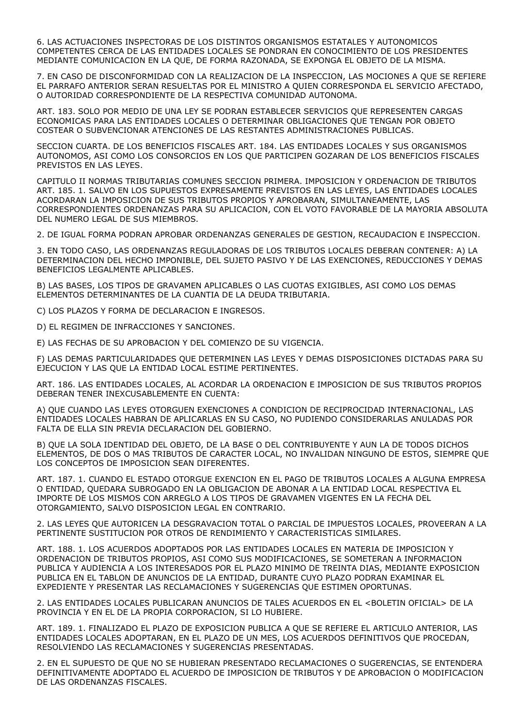6. LAS ACTUACIONES INSPECTORAS DE LOS DISTINTOS ORGANISMOS ESTATALES Y AUTONOMICOS COMPETENTES CERCA DE LAS ENTIDADES LOCALES SE PONDRAN EN CONOCIMIENTO DE LOS PRESIDENTES MEDIANTE COMUNICACION EN LA QUE, DE FORMA RAZONADA, SE EXPONGA EL OBJETO DE LA MISMA.

7. EN CASO DE DISCONFORMIDAD CON LA REALIZACION DE LA INSPECCION, LAS MOCIONES A QUE SE REFIERE EL PARRAFO ANTERIOR SERAN RESUELTAS POR EL MINISTRO A QUIEN CORRESPONDA EL SERVICIO AFECTADO, O AUTORIDAD CORRESPONDIENTE DE LA RESPECTIVA COMUNIDAD AUTONOMA.

ART. 183. SOLO POR MEDIO DE UNA LEY SE PODRAN ESTABLECER SERVICIOS QUE REPRESENTEN CARGAS ECONOMICAS PARA LAS ENTIDADES LOCALES O DETERMINAR OBLIGACIONES QUE TENGAN POR OBJETO COSTEAR O SUBVENCIONAR ATENCIONES DE LAS RESTANTES ADMINISTRACIONES PUBLICAS.

SECCION CUARTA. DE LOS BENEFICIOS FISCALES ART. 184. LAS ENTIDADES LOCALES Y SUS ORGANISMOS AUTONOMOS, ASI COMO LOS CONSORCIOS EN LOS QUE PARTICIPEN GOZARAN DE LOS BENEFICIOS FISCALES PREVISTOS EN LAS LEYES.

CAPITULO II NORMAS TRIBUTARIAS COMUNES SECCION PRIMERA. IMPOSICION Y ORDENACION DE TRIBUTOS ART. 185. 1. SALVO EN LOS SUPUESTOS EXPRESAMENTE PREVISTOS EN LAS LEYES, LAS ENTIDADES LOCALES ACORDARAN LA IMPOSICION DE SUS TRIBUTOS PROPIOS Y APROBARAN, SIMULTANEAMENTE, LAS CORRESPONDIENTES ORDENANZAS PARA SU APLICACION, CON EL VOTO FAVORABLE DE LA MAYORIA ABSOLUTA DEL NUMERO LEGAL DE SUS MIEMBROS.

2. DE IGUAL FORMA PODRAN APROBAR ORDENANZAS GENERALES DE GESTION, RECAUDACION E INSPECCION.

3. EN TODO CASO, LAS ORDENANZAS REGULADORAS DE LOS TRIBUTOS LOCALES DEBERAN CONTENER: A) LA DETERMINACION DEL HECHO IMPONIBLE, DEL SUJETO PASIVO Y DE LAS EXENCIONES, REDUCCIONES Y DEMAS BENEFICIOS LEGALMENTE APLICABLES.

B) LAS BASES, LOS TIPOS DE GRAVAMEN APLICABLES O LAS CUOTAS EXIGIBLES, ASI COMO LOS DEMAS ELEMENTOS DETERMINANTES DE LA CUANTIA DE LA DEUDA TRIBUTARIA.

C) LOS PLAZOS Y FORMA DE DECLARACION E INGRESOS.

D) EL REGIMEN DE INFRACCIONES Y SANCIONES.

E) LAS FECHAS DE SU APROBACION Y DEL COMIENZO DE SU VIGENCIA.

F) LAS DEMAS PARTICULARIDADES QUE DETERMINEN LAS LEYES Y DEMAS DISPOSICIONES DICTADAS PARA SU EJECUCION Y LAS QUE LA ENTIDAD LOCAL ESTIME PERTINENTES.

ART. 186. LAS ENTIDADES LOCALES, AL ACORDAR LA ORDENACION E IMPOSICION DE SUS TRIBUTOS PROPIOS DEBERAN TENER INEXCUSABLEMENTE EN CUENTA:

A) QUE CUANDO LAS LEYES OTORGUEN EXENCIONES A CONDICION DE RECIPROCIDAD INTERNACIONAL, LAS ENTIDADES LOCALES HABRAN DE APLICARLAS EN SU CASO, NO PUDIENDO CONSIDERARLAS ANULADAS POR FALTA DE ELLA SIN PREVIA DECLARACION DEL GOBIERNO.

B) QUE LA SOLA IDENTIDAD DEL OBJETO, DE LA BASE O DEL CONTRIBUYENTE Y AUN LA DE TODOS DICHOS ELEMENTOS, DE DOS O MAS TRIBUTOS DE CARACTER LOCAL, NO INVALIDAN NINGUNO DE ESTOS, SIEMPRE QUE LOS CONCEPTOS DE IMPOSICION SEAN DIFERENTES.

ART. 187. 1. CUANDO EL ESTADO OTORGUE EXENCION EN EL PAGO DE TRIBUTOS LOCALES A ALGUNA EMPRESA O ENTIDAD, QUEDARA SUBROGADO EN LA OBLIGACION DE ABONAR A LA ENTIDAD LOCAL RESPECTIVA EL IMPORTE DE LOS MISMOS CON ARREGLO A LOS TIPOS DE GRAVAMEN VIGENTES EN LA FECHA DEL OTORGAMIENTO, SALVO DISPOSICION LEGAL EN CONTRARIO.

2. LAS LEYES QUE AUTORICEN LA DESGRAVACION TOTAL O PARCIAL DE IMPUESTOS LOCALES, PROVEERAN A LA PERTINENTE SUSTITUCION POR OTROS DE RENDIMIENTO Y CARACTERISTICAS SIMILARES.

ART. 188. 1. LOS ACUERDOS ADOPTADOS POR LAS ENTIDADES LOCALES EN MATERIA DE IMPOSICION Y ORDENACION DE TRIBUTOS PROPIOS, ASI COMO SUS MODIFICACIONES, SE SOMETERAN A INFORMACION PUBLICA Y AUDIENCIA A LOS INTERESADOS POR EL PLAZO MINIMO DE TREINTA DIAS, MEDIANTE EXPOSICION PUBLICA EN EL TABLON DE ANUNCIOS DE LA ENTIDAD, DURANTE CUYO PLAZO PODRAN EXAMINAR EL EXPEDIENTE Y PRESENTAR LAS RECLAMACIONES Y SUGERENCIAS QUE ESTIMEN OPORTUNAS.

2. LAS ENTIDADES LOCALES PUBLICARAN ANUNCIOS DE TALES ACUERDOS EN EL <BOLETIN OFICIAL> DE LA PROVINCIA Y EN EL DE LA PROPIA CORPORACION, SI LO HUBIERE.

ART. 189. 1. FINALIZADO EL PLAZO DE EXPOSICION PUBLICA A QUE SE REFIERE EL ARTICULO ANTERIOR, LAS ENTIDADES LOCALES ADOPTARAN, EN EL PLAZO DE UN MES, LOS ACUERDOS DEFINITIVOS QUE PROCEDAN, RESOLVIENDO LAS RECLAMACIONES Y SUGERENCIAS PRESENTADAS.

2. EN EL SUPUESTO DE QUE NO SE HUBIERAN PRESENTADO RECLAMACIONES O SUGERENCIAS, SE ENTENDERA DEFINITIVAMENTE ADOPTADO EL ACUERDO DE IMPOSICION DE TRIBUTOS Y DE APROBACION O MODIFICACION DE LAS ORDENANZAS FISCALES.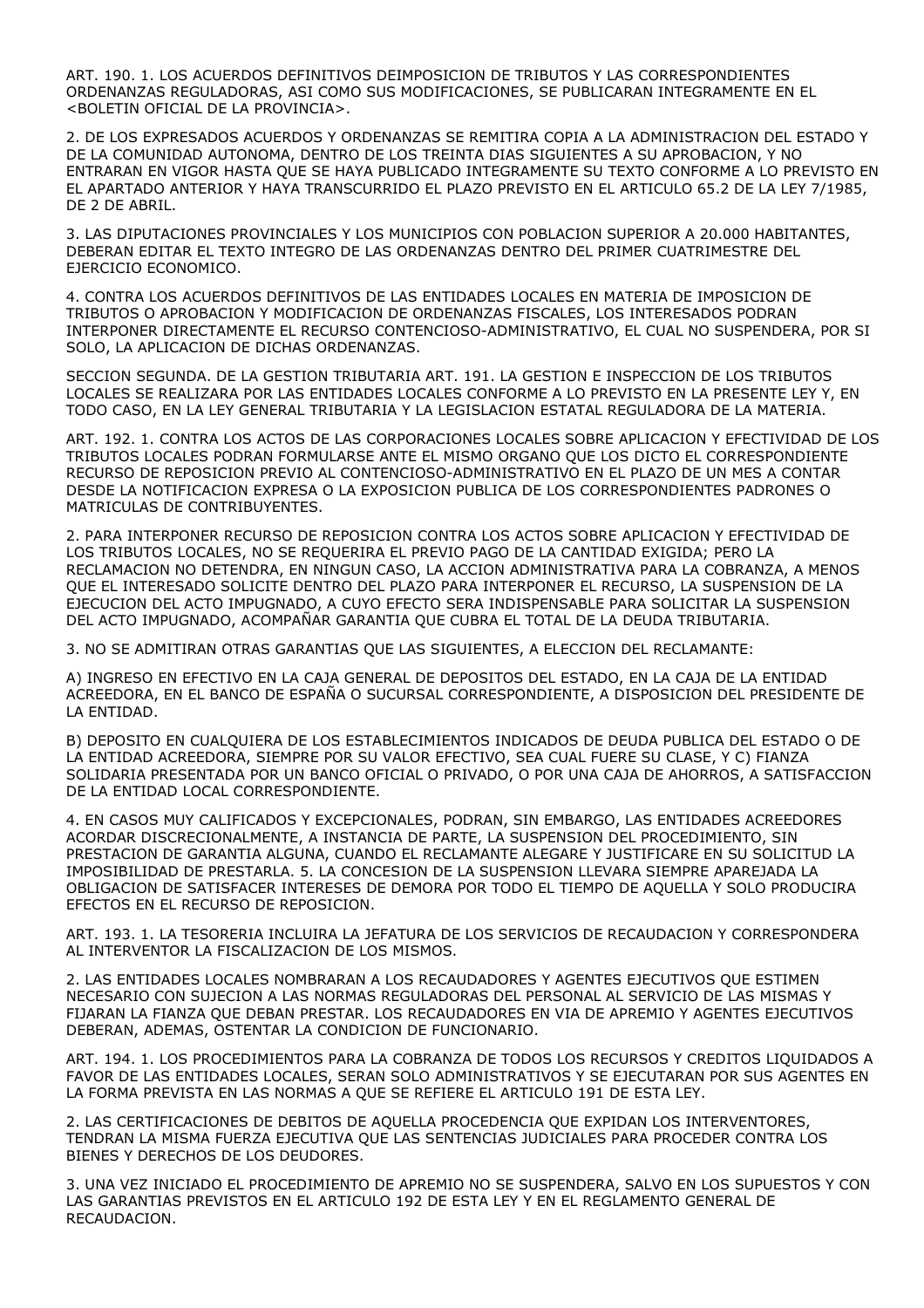ART. 190. 1. LOS ACUERDOS DEFINITIVOS DEIMPOSICION DE TRIBUTOS Y LAS CORRESPONDIENTES ORDENANZAS REGULADORAS, ASI COMO SUS MODIFICACIONES, SE PUBLICARAN INTEGRAMENTE EN EL <BOLETIN OFICIAL DE LA PROVINCIA>.

2. DE LOS EXPRESADOS ACUERDOS Y ORDENANZAS SE REMITIRA COPIA A LA ADMINISTRACION DEL ESTADO Y DE LA COMUNIDAD AUTONOMA, DENTRO DE LOS TREINTA DIAS SIGUIENTES A SU APROBACION, Y NO ENTRARAN EN VIGOR HASTA QUE SE HAYA PUBLICADO INTEGRAMENTE SU TEXTO CONFORME A LO PREVISTO EN EL APARTADO ANTERIOR Y HAYA TRANSCURRIDO EL PLAZO PREVISTO EN EL ARTICULO 65.2 DE LA LEY 7/1985, DE 2 DE ABRIL.

3. LAS DIPUTACIONES PROVINCIALES Y LOS MUNICIPIOS CON POBLACION SUPERIOR A 20.000 HABITANTES, DEBERAN EDITAR EL TEXTO INTEGRO DE LAS ORDENANZAS DENTRO DEL PRIMER CUATRIMESTRE DEL EJERCICIO ECONOMICO.

4. CONTRA LOS ACUERDOS DEFINITIVOS DE LAS ENTIDADES LOCALES EN MATERIA DE IMPOSICION DE TRIBUTOS O APROBACION Y MODIFICACION DE ORDENANZAS FISCALES, LOS INTERESADOS PODRAN INTERPONER DIRECTAMENTE EL RECURSO CONTENCIOSO-ADMINISTRATIVO, EL CUAL NO SUSPENDERA, POR SI SOLO, LA APLICACION DE DICHAS ORDENANZAS.

SECCION SEGUNDA. DE LA GESTION TRIBUTARIA ART. 191. LA GESTION E INSPECCION DE LOS TRIBUTOS LOCALES SE REALIZARA POR LAS ENTIDADES LOCALES CONFORME A LO PREVISTO EN LA PRESENTE LEY Y, EN TODO CASO, EN LA LEY GENERAL TRIBUTARIA Y LA LEGISLACION ESTATAL REGULADORA DE LA MATERIA.

ART. 192. 1. CONTRA LOS ACTOS DE LAS CORPORACIONES LOCALES SOBRE APLICACION Y EFECTIVIDAD DE LOS TRIBUTOS LOCALES PODRAN FORMULARSE ANTE EL MISMO ORGANO QUE LOS DICTO EL CORRESPONDIENTE RECURSO DE REPOSICION PREVIO AL CONTENCIOSO-ADMINISTRATIVO EN EL PLAZO DE UN MES A CONTAR DESDE LA NOTIFICACION EXPRESA O LA EXPOSICION PUBLICA DE LOS CORRESPONDIENTES PADRONES O MATRICULAS DE CONTRIBUYENTES.

2. PARA INTERPONER RECURSO DE REPOSICION CONTRA LOS ACTOS SOBRE APLICACION Y EFECTIVIDAD DE LOS TRIBUTOS LOCALES, NO SE REQUERIRA EL PREVIO PAGO DE LA CANTIDAD EXIGIDA; PERO LA RECLAMACION NO DETENDRA, EN NINGUN CASO, LA ACCION ADMINISTRATIVA PARA LA COBRANZA, A MENOS QUE EL INTERESADO SOLICITE DENTRO DEL PLAZO PARA INTERPONER EL RECURSO, LA SUSPENSION DE LA EJECUCION DEL ACTO IMPUGNADO, A CUYO EFECTO SERA INDISPENSABLE PARA SOLICITAR LA SUSPENSION DEL ACTO IMPUGNADO, ACOMPAÑAR GARANTIA QUE CUBRA EL TOTAL DE LA DEUDA TRIBUTARIA.

3. NO SE ADMITIRAN OTRAS GARANTIAS QUE LAS SIGUIENTES, A ELECCION DEL RECLAMANTE:

A) INGRESO EN EFECTIVO EN LA CAJA GENERAL DE DEPOSITOS DEL ESTADO, EN LA CAJA DE LA ENTIDAD ACREEDORA, EN EL BANCO DE ESPAÑA O SUCURSAL CORRESPONDIENTE, A DISPOSICION DEL PRESIDENTE DE LA ENTIDAD.

B) DEPOSITO EN CUALQUIERA DE LOS ESTABLECIMIENTOS INDICADOS DE DEUDA PUBLICA DEL ESTADO O DE LA ENTIDAD ACREEDORA, SIEMPRE POR SU VALOR EFECTIVO, SEA CUAL FUERE SU CLASE, Y C) FIANZA SOLIDARIA PRESENTADA POR UN BANCO OFICIAL O PRIVADO, O POR UNA CAJA DE AHORROS, A SATISFACCION DE LA ENTIDAD LOCAL CORRESPONDIENTE.

4. EN CASOS MUY CALIFICADOS Y EXCEPCIONALES, PODRAN, SIN EMBARGO, LAS ENTIDADES ACREEDORES ACORDAR DISCRECIONALMENTE, A INSTANCIA DE PARTE, LA SUSPENSION DEL PROCEDIMIENTO, SIN PRESTACION DE GARANTIA ALGUNA, CUANDO EL RECLAMANTE ALEGARE Y JUSTIFICARE EN SU SOLICITUD LA IMPOSIBILIDAD DE PRESTARLA. 5. LA CONCESION DE LA SUSPENSION LLEVARA SIEMPRE APAREJADA LA OBLIGACION DE SATISFACER INTERESES DE DEMORA POR TODO EL TIEMPO DE AQUELLA Y SOLO PRODUCIRA EFECTOS EN EL RECURSO DE REPOSICION.

ART. 193. 1. LA TESORERIA INCLUIRA LA JEFATURA DE LOS SERVICIOS DE RECAUDACION Y CORRESPONDERA AL INTERVENTOR LA FISCALIZACION DE LOS MISMOS.

2. LAS ENTIDADES LOCALES NOMBRARAN A LOS RECAUDADORES Y AGENTES EJECUTIVOS QUE ESTIMEN NECESARIO CON SUJECION A LAS NORMAS REGULADORAS DEL PERSONAL AL SERVICIO DE LAS MISMAS Y FIJARAN LA FIANZA QUE DEBAN PRESTAR. LOS RECAUDADORES EN VIA DE APREMIO Y AGENTES EJECUTIVOS DEBERAN, ADEMAS, OSTENTAR LA CONDICION DE FUNCIONARIO.

ART. 194. 1. LOS PROCEDIMIENTOS PARA LA COBRANZA DE TODOS LOS RECURSOS Y CREDITOS LIQUIDADOS A FAVOR DE LAS ENTIDADES LOCALES, SERAN SOLO ADMINISTRATIVOS Y SE EJECUTARAN POR SUS AGENTES EN LA FORMA PREVISTA EN LAS NORMAS A QUE SE REFIERE EL ARTICULO 191 DE ESTA LEY.

2. LAS CERTIFICACIONES DE DEBITOS DE AQUELLA PROCEDENCIA QUE EXPIDAN LOS INTERVENTORES, TENDRAN LA MISMA FUERZA EJECUTIVA QUE LAS SENTENCIAS JUDICIALES PARA PROCEDER CONTRA LOS BIENES Y DERECHOS DE LOS DEUDORES.

3. UNA VEZ INICIADO EL PROCEDIMIENTO DE APREMIO NO SE SUSPENDERA, SALVO EN LOS SUPUESTOS Y CON LAS GARANTIAS PREVISTOS EN EL ARTICULO 192 DE ESTA LEY Y EN EL REGLAMENTO GENERAL DE RECAUDACION.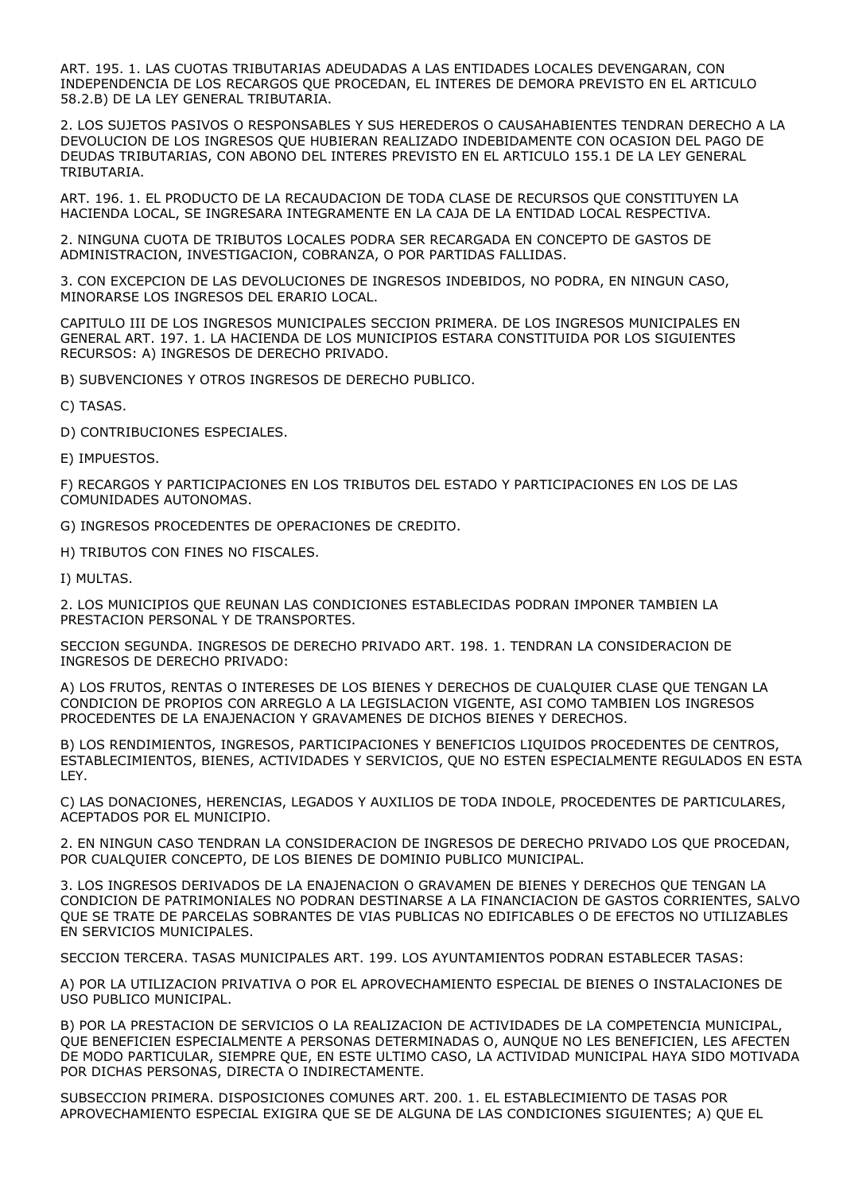ART. 195. 1. LAS CUOTAS TRIBUTARIAS ADEUDADAS A LAS ENTIDADES LOCALES DEVENGARAN, CON INDEPENDENCIA DE LOS RECARGOS QUE PROCEDAN, EL INTERES DE DEMORA PREVISTO EN EL ARTICULO 58.2.B) DE LA LEY GENERAL TRIBUTARIA.

2. LOS SUJETOS PASIVOS O RESPONSABLES Y SUS HEREDEROS O CAUSAHABIENTES TENDRAN DERECHO A LA DEVOLUCION DE LOS INGRESOS QUE HUBIERAN REALIZADO INDEBIDAMENTE CON OCASION DEL PAGO DE DEUDAS TRIBUTARIAS, CON ABONO DEL INTERES PREVISTO EN EL ARTICULO 155.1 DE LA LEY GENERAL TRIBUTARIA.

ART. 196. 1. EL PRODUCTO DE LA RECAUDACION DE TODA CLASE DE RECURSOS QUE CONSTITUYEN LA HACIENDA LOCAL, SE INGRESARA INTEGRAMENTE EN LA CAJA DE LA ENTIDAD LOCAL RESPECTIVA.

2. NINGUNA CUOTA DE TRIBUTOS LOCALES PODRA SER RECARGADA EN CONCEPTO DE GASTOS DE ADMINISTRACION, INVESTIGACION, COBRANZA, O POR PARTIDAS FALLIDAS.

3. CON EXCEPCION DE LAS DEVOLUCIONES DE INGRESOS INDEBIDOS, NO PODRA, EN NINGUN CASO, MINORARSE LOS INGRESOS DEL ERARIO LOCAL.

CAPITULO III DE LOS INGRESOS MUNICIPALES SECCION PRIMERA. DE LOS INGRESOS MUNICIPALES EN GENERAL ART. 197. 1. LA HACIENDA DE LOS MUNICIPIOS ESTARA CONSTITUIDA POR LOS SIGUIENTES RECURSOS: A) INGRESOS DE DERECHO PRIVADO.

B) SUBVENCIONES Y OTROS INGRESOS DE DERECHO PUBLICO.

C) TASAS.

D) CONTRIBUCIONES ESPECIALES.

E) IMPUESTOS.

F) RECARGOS Y PARTICIPACIONES EN LOS TRIBUTOS DEL ESTADO Y PARTICIPACIONES EN LOS DE LAS COMUNIDADES AUTONOMAS.

G) INGRESOS PROCEDENTES DE OPERACIONES DE CREDITO.

H) TRIBUTOS CON FINES NO FISCALES.

I) MULTAS.

2. LOS MUNICIPIOS QUE REUNAN LAS CONDICIONES ESTABLECIDAS PODRAN IMPONER TAMBIEN LA PRESTACION PERSONAL Y DE TRANSPORTES.

SECCION SEGUNDA. INGRESOS DE DERECHO PRIVADO ART. 198. 1. TENDRAN LA CONSIDERACION DE INGRESOS DE DERECHO PRIVADO:

A) LOS FRUTOS, RENTAS O INTERESES DE LOS BIENES Y DERECHOS DE CUALQUIER CLASE QUE TENGAN LA CONDICION DE PROPIOS CON ARREGLO A LA LEGISLACION VIGENTE, ASI COMO TAMBIEN LOS INGRESOS PROCEDENTES DE LA ENAJENACION Y GRAVAMENES DE DICHOS BIENES Y DERECHOS.

B) LOS RENDIMIENTOS, INGRESOS, PARTICIPACIONES Y BENEFICIOS LIQUIDOS PROCEDENTES DE CENTROS, ESTABLECIMIENTOS, BIENES, ACTIVIDADES Y SERVICIOS, QUE NO ESTEN ESPECIALMENTE REGULADOS EN ESTA LEY.

C) LAS DONACIONES, HERENCIAS, LEGADOS Y AUXILIOS DE TODA INDOLE, PROCEDENTES DE PARTICULARES, ACEPTADOS POR EL MUNICIPIO.

2. EN NINGUN CASO TENDRAN LA CONSIDERACION DE INGRESOS DE DERECHO PRIVADO LOS QUE PROCEDAN, POR CUALQUIER CONCEPTO, DE LOS BIENES DE DOMINIO PUBLICO MUNICIPAL.

3. LOS INGRESOS DERIVADOS DE LA ENAJENACION O GRAVAMEN DE BIENES Y DERECHOS QUE TENGAN LA CONDICION DE PATRIMONIALES NO PODRAN DESTINARSE A LA FINANCIACION DE GASTOS CORRIENTES, SALVO QUE SE TRATE DE PARCELAS SOBRANTES DE VIAS PUBLICAS NO EDIFICABLES O DE EFECTOS NO UTILIZABLES EN SERVICIOS MUNICIPALES.

SECCION TERCERA. TASAS MUNICIPALES ART. 199. LOS AYUNTAMIENTOS PODRAN ESTABLECER TASAS:

A) POR LA UTILIZACION PRIVATIVA O POR EL APROVECHAMIENTO ESPECIAL DE BIENES O INSTALACIONES DE USO PUBLICO MUNICIPAL.

B) POR LA PRESTACION DE SERVICIOS O LA REALIZACION DE ACTIVIDADES DE LA COMPETENCIA MUNICIPAL, QUE BENEFICIEN ESPECIALMENTE A PERSONAS DETERMINADAS O, AUNQUE NO LES BENEFICIEN, LES AFECTEN DE MODO PARTICULAR, SIEMPRE QUE, EN ESTE ULTIMO CASO, LA ACTIVIDAD MUNICIPAL HAYA SIDO MOTIVADA POR DICHAS PERSONAS, DIRECTA O INDIRECTAMENTE.

SUBSECCION PRIMERA. DISPOSICIONES COMUNES ART. 200. 1. EL ESTABLECIMIENTO DE TASAS POR APROVECHAMIENTO ESPECIAL EXIGIRA QUE SE DE ALGUNA DE LAS CONDICIONES SIGUIENTES; A) QUE EL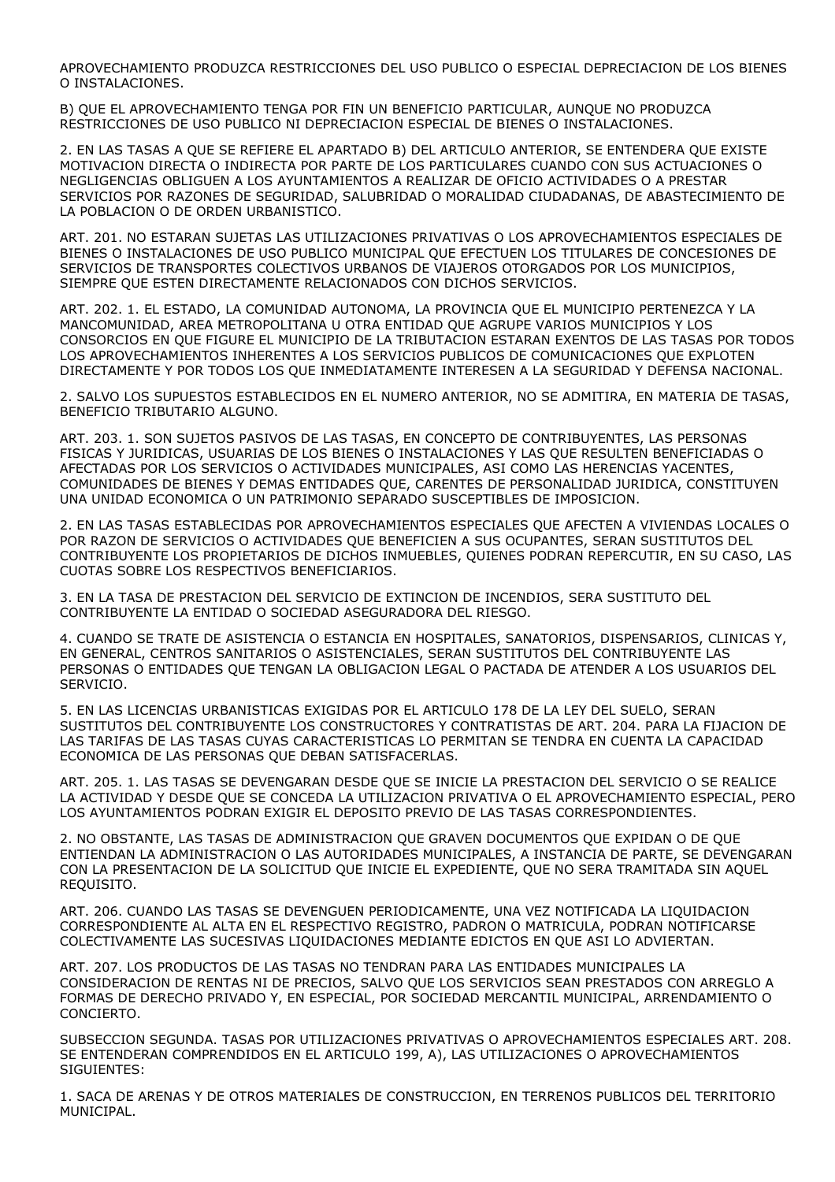APROVECHAMIENTO PRODUZCA RESTRICCIONES DEL USO PUBLICO O ESPECIAL DEPRECIACION DE LOS BIENES O INSTALACIONES.

B) QUE EL APROVECHAMIENTO TENGA POR FIN UN BENEFICIO PARTICULAR, AUNQUE NO PRODUZCA RESTRICCIONES DE USO PUBLICO NI DEPRECIACION ESPECIAL DE BIENES O INSTALACIONES.

2. EN LAS TASAS A QUE SE REFIERE EL APARTADO B) DEL ARTICULO ANTERIOR, SE ENTENDERA QUE EXISTE MOTIVACION DIRECTA O INDIRECTA POR PARTE DE LOS PARTICULARES CUANDO CON SUS ACTUACIONES O NEGLIGENCIAS OBLIGUEN A LOS AYUNTAMIENTOS A REALIZAR DE OFICIO ACTIVIDADES O A PRESTAR SERVICIOS POR RAZONES DE SEGURIDAD, SALUBRIDAD O MORALIDAD CIUDADANAS, DE ABASTECIMIENTO DE LA POBLACION O DE ORDEN URBANISTICO.

ART. 201. NO ESTARAN SUJETAS LAS UTILIZACIONES PRIVATIVAS O LOS APROVECHAMIENTOS ESPECIALES DE BIENES O INSTALACIONES DE USO PUBLICO MUNICIPAL QUE EFECTUEN LOS TITULARES DE CONCESIONES DE SERVICIOS DE TRANSPORTES COLECTIVOS URBANOS DE VIAJEROS OTORGADOS POR LOS MUNICIPIOS, SIEMPRE QUE ESTEN DIRECTAMENTE RELACIONADOS CON DICHOS SERVICIOS.

ART. 202. 1. EL ESTADO, LA COMUNIDAD AUTONOMA, LA PROVINCIA QUE EL MUNICIPIO PERTENEZCA Y LA MANCOMUNIDAD, AREA METROPOLITANA U OTRA ENTIDAD QUE AGRUPE VARIOS MUNICIPIOS Y LOS CONSORCIOS EN QUE FIGURE EL MUNICIPIO DE LA TRIBUTACION ESTARAN EXENTOS DE LAS TASAS POR TODOS LOS APROVECHAMIENTOS INHERENTES A LOS SERVICIOS PUBLICOS DE COMUNICACIONES QUE EXPLOTEN DIRECTAMENTE Y POR TODOS LOS QUE INMEDIATAMENTE INTERESEN A LA SEGURIDAD Y DEFENSA NACIONAL.

2. SALVO LOS SUPUESTOS ESTABLECIDOS EN EL NUMERO ANTERIOR, NO SE ADMITIRA, EN MATERIA DE TASAS, BENEFICIO TRIBUTARIO ALGUNO.

ART. 203. 1. SON SUJETOS PASIVOS DE LAS TASAS, EN CONCEPTO DE CONTRIBUYENTES, LAS PERSONAS FISICAS Y JURIDICAS, USUARIAS DE LOS BIENES O INSTALACIONES Y LAS QUE RESULTEN BENEFICIADAS O AFECTADAS POR LOS SERVICIOS O ACTIVIDADES MUNICIPALES, ASI COMO LAS HERENCIAS YACENTES, COMUNIDADES DE BIENES Y DEMAS ENTIDADES QUE, CARENTES DE PERSONALIDAD JURIDICA, CONSTITUYEN UNA UNIDAD ECONOMICA O UN PATRIMONIO SEPARADO SUSCEPTIBLES DE IMPOSICION.

2. EN LAS TASAS ESTABLECIDAS POR APROVECHAMIENTOS ESPECIALES QUE AFECTEN A VIVIENDAS LOCALES O POR RAZON DE SERVICIOS O ACTIVIDADES QUE BENEFICIEN A SUS OCUPANTES, SERAN SUSTITUTOS DEL CONTRIBUYENTE LOS PROPIETARIOS DE DICHOS INMUEBLES, QUIENES PODRAN REPERCUTIR, EN SU CASO, LAS CUOTAS SOBRE LOS RESPECTIVOS BENEFICIARIOS.

3. EN LA TASA DE PRESTACION DEL SERVICIO DE EXTINCION DE INCENDIOS, SERA SUSTITUTO DEL CONTRIBUYENTE LA ENTIDAD O SOCIEDAD ASEGURADORA DEL RIESGO.

4. CUANDO SE TRATE DE ASISTENCIA O ESTANCIA EN HOSPITALES, SANATORIOS, DISPENSARIOS, CLINICAS Y, EN GENERAL, CENTROS SANITARIOS O ASISTENCIALES, SERAN SUSTITUTOS DEL CONTRIBUYENTE LAS PERSONAS O ENTIDADES QUE TENGAN LA OBLIGACION LEGAL O PACTADA DE ATENDER A LOS USUARIOS DEL SERVICIO.

5. EN LAS LICENCIAS URBANISTICAS EXIGIDAS POR EL ARTICULO 178 DE LA LEY DEL SUELO, SERAN SUSTITUTOS DEL CONTRIBUYENTE LOS CONSTRUCTORES Y CONTRATISTAS DE ART. 204. PARA LA FIJACION DE LAS TARIFAS DE LAS TASAS CUYAS CARACTERISTICAS LO PERMITAN SE TENDRA EN CUENTA LA CAPACIDAD ECONOMICA DE LAS PERSONAS QUE DEBAN SATISFACERLAS.

ART. 205. 1. LAS TASAS SE DEVENGARAN DESDE QUE SE INICIE LA PRESTACION DEL SERVICIO O SE REALICE LA ACTIVIDAD Y DESDE QUE SE CONCEDA LA UTILIZACION PRIVATIVA O EL APROVECHAMIENTO ESPECIAL, PERO LOS AYUNTAMIENTOS PODRAN EXIGIR EL DEPOSITO PREVIO DE LAS TASAS CORRESPONDIENTES.

2. NO OBSTANTE, LAS TASAS DE ADMINISTRACION QUE GRAVEN DOCUMENTOS QUE EXPIDAN O DE QUE ENTIENDAN LA ADMINISTRACION O LAS AUTORIDADES MUNICIPALES, A INSTANCIA DE PARTE, SE DEVENGARAN CON LA PRESENTACION DE LA SOLICITUD QUE INICIE EL EXPEDIENTE, QUE NO SERA TRAMITADA SIN AQUEL REQUISITO.

ART. 206. CUANDO LAS TASAS SE DEVENGUEN PERIODICAMENTE, UNA VEZ NOTIFICADA LA LIQUIDACION CORRESPONDIENTE AL ALTA EN EL RESPECTIVO REGISTRO, PADRON O MATRICULA, PODRAN NOTIFICARSE COLECTIVAMENTE LAS SUCESIVAS LIQUIDACIONES MEDIANTE EDICTOS EN QUE ASI LO ADVIERTAN.

ART. 207. LOS PRODUCTOS DE LAS TASAS NO TENDRAN PARA LAS ENTIDADES MUNICIPALES LA CONSIDERACION DE RENTAS NI DE PRECIOS, SALVO QUE LOS SERVICIOS SEAN PRESTADOS CON ARREGLO A FORMAS DE DERECHO PRIVADO Y, EN ESPECIAL, POR SOCIEDAD MERCANTIL MUNICIPAL, ARRENDAMIENTO O CONCIERTO.

SUBSECCION SEGUNDA. TASAS POR UTILIZACIONES PRIVATIVAS O APROVECHAMIENTOS ESPECIALES ART. 208. SE ENTENDERAN COMPRENDIDOS EN EL ARTICULO 199, A), LAS UTILIZACIONES O APROVECHAMIENTOS SIGUIENTES:

1. SACA DE ARENAS Y DE OTROS MATERIALES DE CONSTRUCCION, EN TERRENOS PUBLICOS DEL TERRITORIO MUNICIPAL.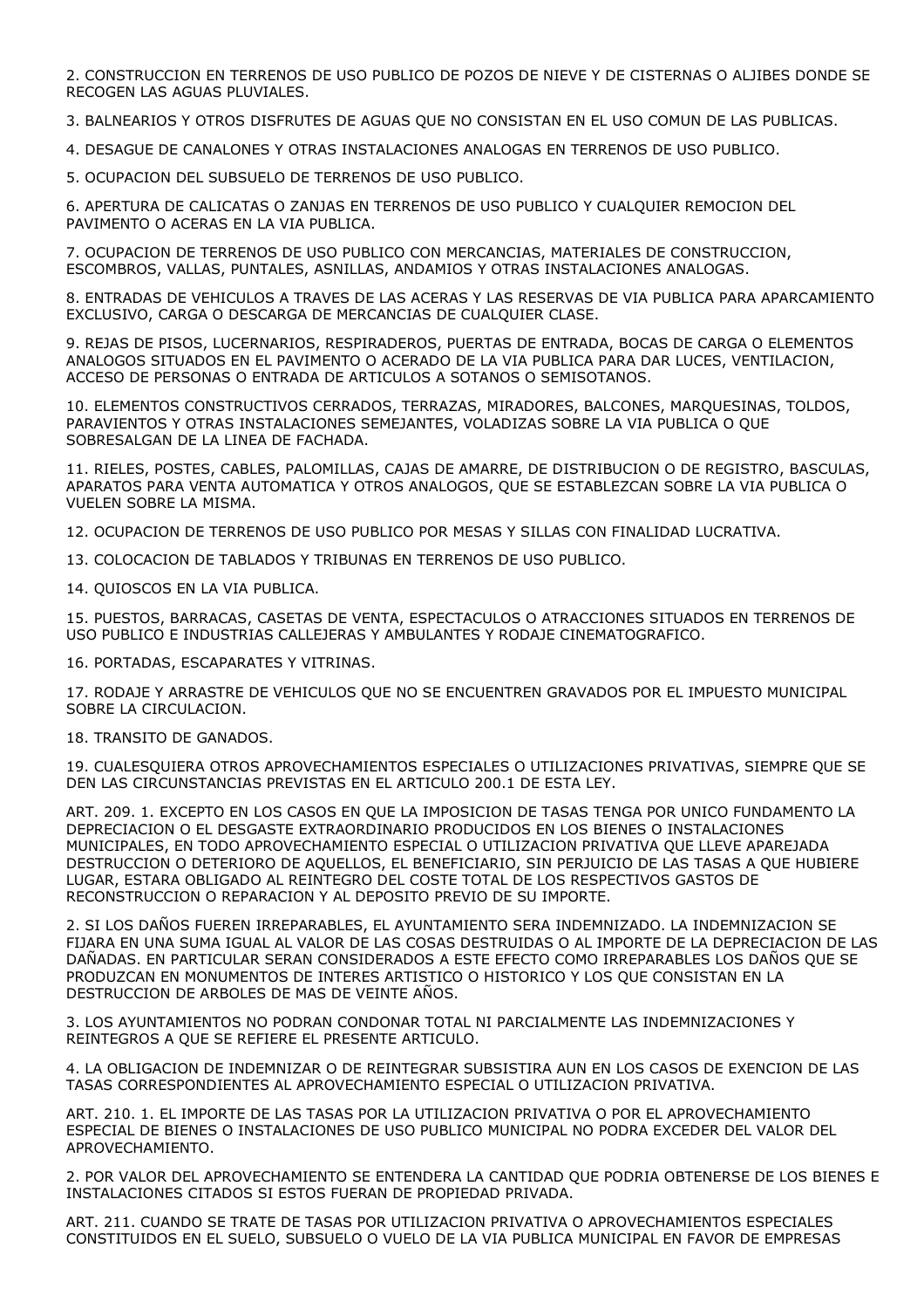2. CONSTRUCCION EN TERRENOS DE USO PUBLICO DE POZOS DE NIEVE Y DE CISTERNAS O ALJIBES DONDE SE RECOGEN LAS AGUAS PLUVIALES.

3. BALNEARIOS Y OTROS DISFRUTES DE AGUAS QUE NO CONSISTAN EN EL USO COMUN DE LAS PUBLICAS.

4. DESAGUE DE CANALONES Y OTRAS INSTALACIONES ANALOGAS EN TERRENOS DE USO PUBLICO.

5. OCUPACION DEL SUBSUELO DE TERRENOS DE USO PUBLICO.

6. APERTURA DE CALICATAS O ZANJAS EN TERRENOS DE USO PUBLICO Y CUALQUIER REMOCION DEL PAVIMENTO O ACERAS EN LA VIA PUBLICA.

7. OCUPACION DE TERRENOS DE USO PUBLICO CON MERCANCIAS, MATERIALES DE CONSTRUCCION, ESCOMBROS, VALLAS, PUNTALES, ASNILLAS, ANDAMIOS Y OTRAS INSTALACIONES ANALOGAS.

8. ENTRADAS DE VEHICULOS A TRAVES DE LAS ACERAS Y LAS RESERVAS DE VIA PUBLICA PARA APARCAMIENTO EXCLUSIVO, CARGA O DESCARGA DE MERCANCIAS DE CUALQUIER CLASE.

9. REJAS DE PISOS, LUCERNARIOS, RESPIRADEROS, PUERTAS DE ENTRADA, BOCAS DE CARGA O ELEMENTOS ANALOGOS SITUADOS EN EL PAVIMENTO O ACERADO DE LA VIA PUBLICA PARA DAR LUCES, VENTILACION, ACCESO DE PERSONAS O ENTRADA DE ARTICULOS A SOTANOS O SEMISOTANOS.

10. ELEMENTOS CONSTRUCTIVOS CERRADOS, TERRAZAS, MIRADORES, BALCONES, MARQUESINAS, TOLDOS, PARAVIENTOS Y OTRAS INSTALACIONES SEMEJANTES, VOLADIZAS SOBRE LA VIA PUBLICA O QUE SOBRESALGAN DE LA LINEA DE FACHADA.

11. RIELES, POSTES, CABLES, PALOMILLAS, CAJAS DE AMARRE, DE DISTRIBUCION O DE REGISTRO, BASCULAS, APARATOS PARA VENTA AUTOMATICA Y OTROS ANALOGOS, QUE SE ESTABLEZCAN SOBRE LA VIA PUBLICA O VUELEN SOBRE LA MISMA.

12. OCUPACION DE TERRENOS DE USO PUBLICO POR MESAS Y SILLAS CON FINALIDAD LUCRATIVA.

13. COLOCACION DE TABLADOS Y TRIBUNAS EN TERRENOS DE USO PUBLICO.

14. QUIOSCOS EN LA VIA PUBLICA.

15. PUESTOS, BARRACAS, CASETAS DE VENTA, ESPECTACULOS O ATRACCIONES SITUADOS EN TERRENOS DE USO PUBLICO E INDUSTRIAS CALLEJERAS Y AMBULANTES Y RODAJE CINEMATOGRAFICO.

16. PORTADAS, ESCAPARATES Y VITRINAS.

17. RODAJE Y ARRASTRE DE VEHICULOS QUE NO SE ENCUENTREN GRAVADOS POR EL IMPUESTO MUNICIPAL SOBRE LA CIRCULACION.

18. TRANSITO DE GANADOS.

19. CUALESQUIERA OTROS APROVECHAMIENTOS ESPECIALES O UTILIZACIONES PRIVATIVAS, SIEMPRE QUE SE DEN LAS CIRCUNSTANCIAS PREVISTAS EN EL ARTICULO 200.1 DE ESTA LEY.

ART. 209. 1. EXCEPTO EN LOS CASOS EN QUE LA IMPOSICION DE TASAS TENGA POR UNICO FUNDAMENTO LA DEPRECIACION O EL DESGASTE EXTRAORDINARIO PRODUCIDOS EN LOS BIENES O INSTALACIONES MUNICIPALES, EN TODO APROVECHAMIENTO ESPECIAL O UTILIZACION PRIVATIVA QUE LLEVE APAREJADA DESTRUCCION O DETERIORO DE AQUELLOS, EL BENEFICIARIO, SIN PERJUICIO DE LAS TASAS A QUE HUBIERE LUGAR, ESTARA OBLIGADO AL REINTEGRO DEL COSTE TOTAL DE LOS RESPECTIVOS GASTOS DE RECONSTRUCCION O REPARACION Y AL DEPOSITO PREVIO DE SU IMPORTE.

2. SI LOS DAÑOS FUEREN IRREPARABLES, EL AYUNTAMIENTO SERA INDEMNIZADO. LA INDEMNIZACION SE FIJARA EN UNA SUMA IGUAL AL VALOR DE LAS COSAS DESTRUIDAS O AL IMPORTE DE LA DEPRECIACION DE LAS DAÑADAS. EN PARTICULAR SERAN CONSIDERADOS A ESTE EFECTO COMO IRREPARABLES LOS DAÑOS QUE SE PRODUZCAN EN MONUMENTOS DE INTERES ARTISTICO O HISTORICO Y LOS QUE CONSISTAN EN LA DESTRUCCION DE ARBOLES DE MAS DE VEINTE AÑOS.

3. LOS AYUNTAMIENTOS NO PODRAN CONDONAR TOTAL NI PARCIALMENTE LAS INDEMNIZACIONES Y REINTEGROS A QUE SE REFIERE EL PRESENTE ARTICULO.

4. LA OBLIGACION DE INDEMNIZAR O DE REINTEGRAR SUBSISTIRA AUN EN LOS CASOS DE EXENCION DE LAS TASAS CORRESPONDIENTES AL APROVECHAMIENTO ESPECIAL O UTILIZACION PRIVATIVA.

ART. 210. 1. EL IMPORTE DE LAS TASAS POR LA UTILIZACION PRIVATIVA O POR EL APROVECHAMIENTO ESPECIAL DE BIENES O INSTALACIONES DE USO PUBLICO MUNICIPAL NO PODRA EXCEDER DEL VALOR DEL APROVECHAMIENTO.

2. POR VALOR DEL APROVECHAMIENTO SE ENTENDERA LA CANTIDAD QUE PODRIA OBTENERSE DE LOS BIENES E INSTALACIONES CITADOS SI ESTOS FUERAN DE PROPIEDAD PRIVADA.

ART. 211. CUANDO SE TRATE DE TASAS POR UTILIZACION PRIVATIVA O APROVECHAMIENTOS ESPECIALES CONSTITUIDOS EN EL SUELO, SUBSUELO O VUELO DE LA VIA PUBLICA MUNICIPAL EN FAVOR DE EMPRESAS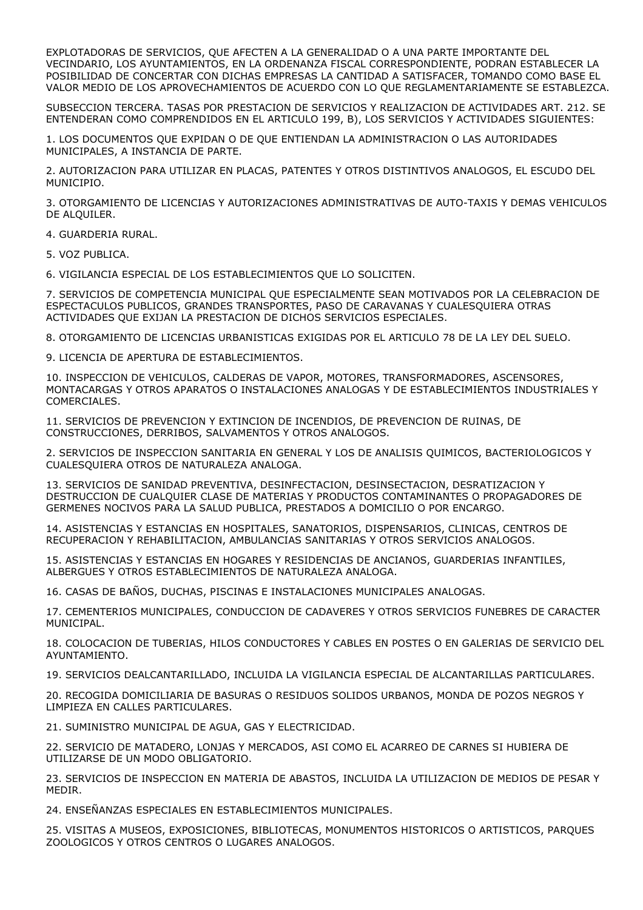EXPLOTADORAS DE SERVICIOS, QUE AFECTEN A LA GENERALIDAD O A UNA PARTE IMPORTANTE DEL VECINDARIO, LOS AYUNTAMIENTOS, EN LA ORDENANZA FISCAL CORRESPONDIENTE, PODRAN ESTABLECER LA POSIBILIDAD DE CONCERTAR CON DICHAS EMPRESAS LA CANTIDAD A SATISFACER, TOMANDO COMO BASE EL VALOR MEDIO DE LOS APROVECHAMIENTOS DE ACUERDO CON LO QUE REGLAMENTARIAMENTE SE ESTABLEZCA.

SUBSECCION TERCERA. TASAS POR PRESTACION DE SERVICIOS Y REALIZACION DE ACTIVIDADES ART. 212. SE ENTENDERAN COMO COMPRENDIDOS EN EL ARTICULO 199, B), LOS SERVICIOS Y ACTIVIDADES SIGUIENTES:

1. LOS DOCUMENTOS QUE EXPIDAN O DE QUE ENTIENDAN LA ADMINISTRACION O LAS AUTORIDADES MUNICIPALES, A INSTANCIA DE PARTE.

2. AUTORIZACION PARA UTILIZAR EN PLACAS, PATENTES Y OTROS DISTINTIVOS ANALOGOS, EL ESCUDO DEL MUNICIPIO.

3. OTORGAMIENTO DE LICENCIAS Y AUTORIZACIONES ADMINISTRATIVAS DE AUTO-TAXIS Y DEMAS VEHICULOS DE ALQUILER.

4. GUARDERIA RURAL.

5. VOZ PUBLICA.

6. VIGILANCIA ESPECIAL DE LOS ESTABLECIMIENTOS QUE LO SOLICITEN.

7. SERVICIOS DE COMPETENCIA MUNICIPAL QUE ESPECIALMENTE SEAN MOTIVADOS POR LA CELEBRACION DE ESPECTACULOS PUBLICOS, GRANDES TRANSPORTES, PASO DE CARAVANAS Y CUALESQUIERA OTRAS ACTIVIDADES QUE EXIJAN LA PRESTACION DE DICHOS SERVICIOS ESPECIALES.

8. OTORGAMIENTO DE LICENCIAS URBANISTICAS EXIGIDAS POR EL ARTICULO 78 DE LA LEY DEL SUELO.

9. LICENCIA DE APERTURA DE ESTABLECIMIENTOS.

10. INSPECCION DE VEHICULOS, CALDERAS DE VAPOR, MOTORES, TRANSFORMADORES, ASCENSORES, MONTACARGAS Y OTROS APARATOS O INSTALACIONES ANALOGAS Y DE ESTABLECIMIENTOS INDUSTRIALES Y COMERCIALES.

11. SERVICIOS DE PREVENCION Y EXTINCION DE INCENDIOS, DE PREVENCION DE RUINAS, DE CONSTRUCCIONES, DERRIBOS, SALVAMENTOS Y OTROS ANALOGOS.

2. SERVICIOS DE INSPECCION SANITARIA EN GENERAL Y LOS DE ANALISIS QUIMICOS, BACTERIOLOGICOS Y CUALESQUIERA OTROS DE NATURALEZA ANALOGA.

13. SERVICIOS DE SANIDAD PREVENTIVA, DESINFECTACION, DESINSECTACION, DESRATIZACION Y DESTRUCCION DE CUALQUIER CLASE DE MATERIAS Y PRODUCTOS CONTAMINANTES O PROPAGADORES DE GERMENES NOCIVOS PARA LA SALUD PUBLICA, PRESTADOS A DOMICILIO O POR ENCARGO.

14. ASISTENCIAS Y ESTANCIAS EN HOSPITALES, SANATORIOS, DISPENSARIOS, CLINICAS, CENTROS DE RECUPERACION Y REHABILITACION, AMBULANCIAS SANITARIAS Y OTROS SERVICIOS ANALOGOS.

15. ASISTENCIAS Y ESTANCIAS EN HOGARES Y RESIDENCIAS DE ANCIANOS, GUARDERIAS INFANTILES, ALBERGUES Y OTROS ESTABLECIMIENTOS DE NATURALEZA ANALOGA.

16. CASAS DE BAÑOS, DUCHAS, PISCINAS E INSTALACIONES MUNICIPALES ANALOGAS.

17. CEMENTERIOS MUNICIPALES, CONDUCCION DE CADAVERES Y OTROS SERVICIOS FUNEBRES DE CARACTER MUNICIPAL.

18. COLOCACION DE TUBERIAS, HILOS CONDUCTORES Y CABLES EN POSTES O EN GALERIAS DE SERVICIO DEL AYUNTAMIENTO.

19. SERVICIOS DEALCANTARILLADO, INCLUIDA LA VIGILANCIA ESPECIAL DE ALCANTARILLAS PARTICULARES.

20. RECOGIDA DOMICILIARIA DE BASURAS O RESIDUOS SOLIDOS URBANOS, MONDA DE POZOS NEGROS Y LIMPIEZA EN CALLES PARTICULARES.

21. SUMINISTRO MUNICIPAL DE AGUA, GAS Y ELECTRICIDAD.

22. SERVICIO DE MATADERO, LONJAS Y MERCADOS, ASI COMO EL ACARREO DE CARNES SI HUBIERA DE UTILIZARSE DE UN MODO OBLIGATORIO.

23. SERVICIOS DE INSPECCION EN MATERIA DE ABASTOS, INCLUIDA LA UTILIZACION DE MEDIOS DE PESAR Y MEDIR.

24. ENSEÑANZAS ESPECIALES EN ESTABLECIMIENTOS MUNICIPALES.

25. VISITAS A MUSEOS, EXPOSICIONES, BIBLIOTECAS, MONUMENTOS HISTORICOS O ARTISTICOS, PARQUES ZOOLOGICOS Y OTROS CENTROS O LUGARES ANALOGOS.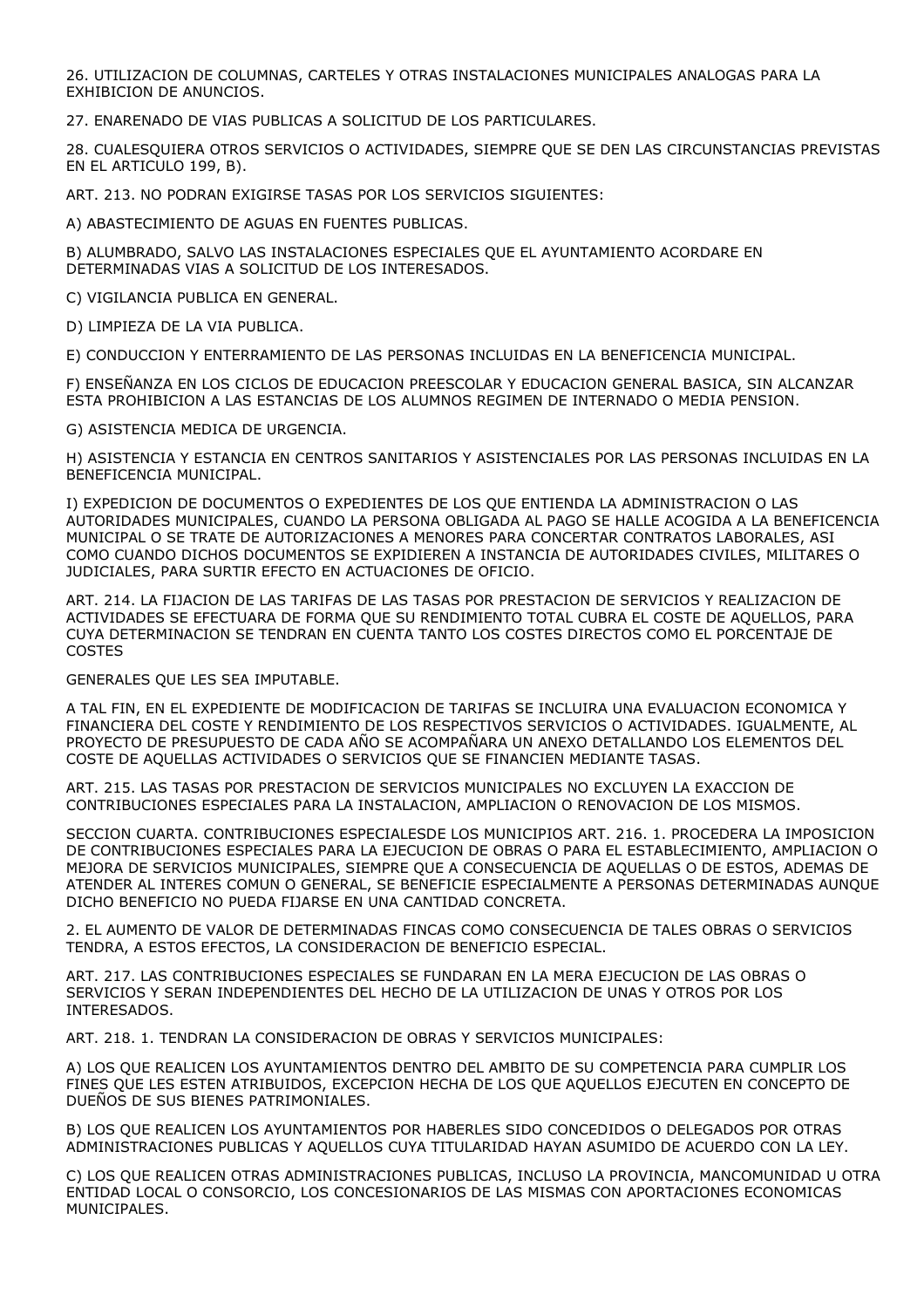26. UTILIZACION DE COLUMNAS, CARTELES Y OTRAS INSTALACIONES MUNICIPALES ANALOGAS PARA LA EXHIBICION DE ANUNCIOS.

27. ENARENADO DE VIAS PUBLICAS A SOLICITUD DE LOS PARTICULARES.

28. CUALESQUIERA OTROS SERVICIOS O ACTIVIDADES, SIEMPRE QUE SE DEN LAS CIRCUNSTANCIAS PREVISTAS EN EL ARTICULO 199, B).

ART. 213. NO PODRAN EXIGIRSE TASAS POR LOS SERVICIOS SIGUIENTES:

A) ABASTECIMIENTO DE AGUAS EN FUENTES PUBLICAS.

B) ALUMBRADO, SALVO LAS INSTALACIONES ESPECIALES QUE EL AYUNTAMIENTO ACORDARE EN DETERMINADAS VIAS A SOLICITUD DE LOS INTERESADOS.

C) VIGILANCIA PUBLICA EN GENERAL.

D) LIMPIEZA DE LA VIA PUBLICA.

E) CONDUCCION Y ENTERRAMIENTO DE LAS PERSONAS INCLUIDAS EN LA BENEFICENCIA MUNICIPAL.

F) ENSEÑANZA EN LOS CICLOS DE EDUCACION PREESCOLAR Y EDUCACION GENERAL BASICA, SIN ALCANZAR ESTA PROHIBICION A LAS ESTANCIAS DE LOS ALUMNOS REGIMEN DE INTERNADO O MEDIA PENSION.

G) ASISTENCIA MEDICA DE URGENCIA.

H) ASISTENCIA Y ESTANCIA EN CENTROS SANITARIOS Y ASISTENCIALES POR LAS PERSONAS INCLUIDAS EN LA BENEFICENCIA MUNICIPAL.

I) EXPEDICION DE DOCUMENTOS O EXPEDIENTES DE LOS QUE ENTIENDA LA ADMINISTRACION O LAS AUTORIDADES MUNICIPALES, CUANDO LA PERSONA OBLIGADA AL PAGO SE HALLE ACOGIDA A LA BENEFICENCIA MUNICIPAL O SE TRATE DE AUTORIZACIONES A MENORES PARA CONCERTAR CONTRATOS LABORALES, ASI COMO CUANDO DICHOS DOCUMENTOS SE EXPIDIEREN A INSTANCIA DE AUTORIDADES CIVILES, MILITARES O JUDICIALES, PARA SURTIR EFECTO EN ACTUACIONES DE OFICIO.

ART. 214. LA FIJACION DE LAS TARIFAS DE LAS TASAS POR PRESTACION DE SERVICIOS Y REALIZACION DE ACTIVIDADES SE EFECTUARA DE FORMA QUE SU RENDIMIENTO TOTAL CUBRA EL COSTE DE AQUELLOS, PARA CUYA DETERMINACION SE TENDRAN EN CUENTA TANTO LOS COSTES DIRECTOS COMO EL PORCENTAJE DE COSTES

GENERALES QUE LES SEA IMPUTABLE.

A TAL FIN, EN EL EXPEDIENTE DE MODIFICACION DE TARIFAS SE INCLUIRA UNA EVALUACION ECONOMICA Y FINANCIERA DEL COSTE Y RENDIMIENTO DE LOS RESPECTIVOS SERVICIOS O ACTIVIDADES. IGUALMENTE, AL PROYECTO DE PRESUPUESTO DE CADA AÑO SE ACOMPAÑARA UN ANEXO DETALLANDO LOS ELEMENTOS DEL COSTE DE AQUELLAS ACTIVIDADES O SERVICIOS QUE SE FINANCIEN MEDIANTE TASAS.

ART. 215. LAS TASAS POR PRESTACION DE SERVICIOS MUNICIPALES NO EXCLUYEN LA EXACCION DE CONTRIBUCIONES ESPECIALES PARA LA INSTALACION, AMPLIACION O RENOVACION DE LOS MISMOS.

SECCION CUARTA. CONTRIBUCIONES ESPECIALESDE LOS MUNICIPIOS ART. 216. 1. PROCEDERA LA IMPOSICION DE CONTRIBUCIONES ESPECIALES PARA LA EJECUCION DE OBRAS O PARA EL ESTABLECIMIENTO, AMPLIACION O MEJORA DE SERVICIOS MUNICIPALES, SIEMPRE QUE A CONSECUENCIA DE AQUELLAS O DE ESTOS, ADEMAS DE ATENDER AL INTERES COMUN O GENERAL, SE BENEFICIE ESPECIALMENTE A PERSONAS DETERMINADAS AUNQUE DICHO BENEFICIO NO PUEDA FIJARSE EN UNA CANTIDAD CONCRETA.

2. EL AUMENTO DE VALOR DE DETERMINADAS FINCAS COMO CONSECUENCIA DE TALES OBRAS O SERVICIOS TENDRA, A ESTOS EFECTOS, LA CONSIDERACION DE BENEFICIO ESPECIAL.

ART. 217. LAS CONTRIBUCIONES ESPECIALES SE FUNDARAN EN LA MERA EJECUCION DE LAS OBRAS O SERVICIOS Y SERAN INDEPENDIENTES DEL HECHO DE LA UTILIZACION DE UNAS Y OTROS POR LOS INTERESADOS.

ART. 218. 1. TENDRAN LA CONSIDERACION DE OBRAS Y SERVICIOS MUNICIPALES:

A) LOS QUE REALICEN LOS AYUNTAMIENTOS DENTRO DEL AMBITO DE SU COMPETENCIA PARA CUMPLIR LOS FINES QUE LES ESTEN ATRIBUIDOS, EXCEPCION HECHA DE LOS QUE AQUELLOS EJECUTEN EN CONCEPTO DE DUEÑOS DE SUS BIENES PATRIMONIALES.

B) LOS QUE REALICEN LOS AYUNTAMIENTOS POR HABERLES SIDO CONCEDIDOS O DELEGADOS POR OTRAS ADMINISTRACIONES PUBLICAS Y AQUELLOS CUYA TITULARIDAD HAYAN ASUMIDO DE ACUERDO CON LA LEY.

C) LOS QUE REALICEN OTRAS ADMINISTRACIONES PUBLICAS, INCLUSO LA PROVINCIA, MANCOMUNIDAD U OTRA ENTIDAD LOCAL O CONSORCIO, LOS CONCESIONARIOS DE LAS MISMAS CON APORTACIONES ECONOMICAS MUNICIPALES.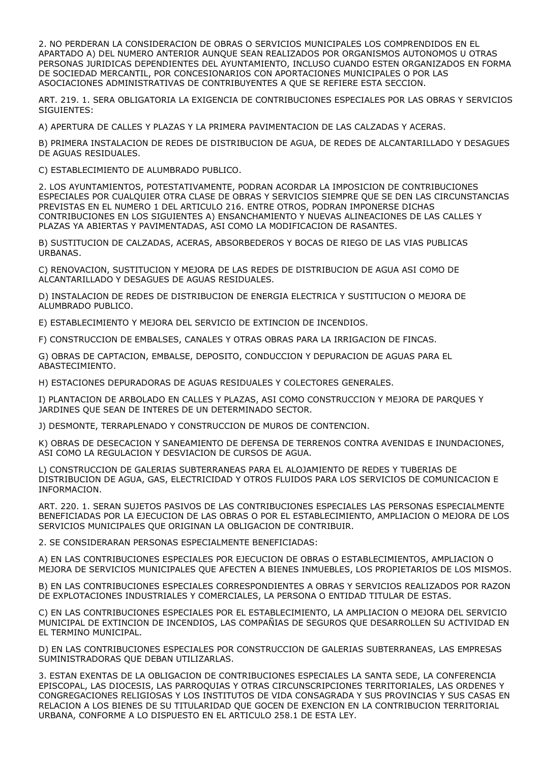2. NO PERDERAN LA CONSIDERACION DE OBRAS O SERVICIOS MUNICIPALES LOS COMPRENDIDOS EN EL APARTADO A) DEL NUMERO ANTERIOR AUNQUE SEAN REALIZADOS POR ORGANISMOS AUTONOMOS U OTRAS PERSONAS JURIDICAS DEPENDIENTES DEL AYUNTAMIENTO, INCLUSO CUANDO ESTEN ORGANIZADOS EN FORMA DE SOCIEDAD MERCANTIL, POR CONCESIONARIOS CON APORTACIONES MUNICIPALES O POR LAS ASOCIACIONES ADMINISTRATIVAS DE CONTRIBUYENTES A QUE SE REFIERE ESTA SECCION.

ART. 219. 1. SERA OBLIGATORIA LA EXIGENCIA DE CONTRIBUCIONES ESPECIALES POR LAS OBRAS Y SERVICIOS SIGUIENTES:

A) APERTURA DE CALLES Y PLAZAS Y LA PRIMERA PAVIMENTACION DE LAS CALZADAS Y ACERAS.

B) PRIMERA INSTALACION DE REDES DE DISTRIBUCION DE AGUA, DE REDES DE ALCANTARILLADO Y DESAGUES DE AGUAS RESIDUALES.

C) ESTABLECIMIENTO DE ALUMBRADO PUBLICO.

2. LOS AYUNTAMIENTOS, POTESTATIVAMENTE, PODRAN ACORDAR LA IMPOSICION DE CONTRIBUCIONES ESPECIALES POR CUALQUIER OTRA CLASE DE OBRAS Y SERVICIOS SIEMPRE QUE SE DEN LAS CIRCUNSTANCIAS PREVISTAS EN EL NUMERO 1 DEL ARTICULO 216. ENTRE OTROS, PODRAN IMPONERSE DICHAS CONTRIBUCIONES EN LOS SIGUIENTES A) ENSANCHAMIENTO Y NUEVAS ALINEACIONES DE LAS CALLES Y PLAZAS YA ABIERTAS Y PAVIMENTADAS, ASI COMO LA MODIFICACION DE RASANTES.

B) SUSTITUCION DE CALZADAS, ACERAS, ABSORBEDEROS Y BOCAS DE RIEGO DE LAS VIAS PUBLICAS URBANAS.

C) RENOVACION, SUSTITUCION Y MEJORA DE LAS REDES DE DISTRIBUCION DE AGUA ASI COMO DE ALCANTARILLADO Y DESAGUES DE AGUAS RESIDUALES.

D) INSTALACION DE REDES DE DISTRIBUCION DE ENERGIA ELECTRICA Y SUSTITUCION O MEJORA DE ALUMBRADO PUBLICO.

E) ESTABLECIMIENTO Y MEJORA DEL SERVICIO DE EXTINCION DE INCENDIOS.

F) CONSTRUCCION DE EMBALSES, CANALES Y OTRAS OBRAS PARA LA IRRIGACION DE FINCAS.

G) OBRAS DE CAPTACION, EMBALSE, DEPOSITO, CONDUCCION Y DEPURACION DE AGUAS PARA EL ABASTECIMIENTO.

H) ESTACIONES DEPURADORAS DE AGUAS RESIDUALES Y COLECTORES GENERALES.

I) PLANTACION DE ARBOLADO EN CALLES Y PLAZAS, ASI COMO CONSTRUCCION Y MEJORA DE PARQUES Y JARDINES QUE SEAN DE INTERES DE UN DETERMINADO SECTOR.

J) DESMONTE, TERRAPLENADO Y CONSTRUCCION DE MUROS DE CONTENCION.

K) OBRAS DE DESECACION Y SANEAMIENTO DE DEFENSA DE TERRENOS CONTRA AVENIDAS E INUNDACIONES, ASI COMO LA REGULACION Y DESVIACION DE CURSOS DE AGUA.

L) CONSTRUCCION DE GALERIAS SUBTERRANEAS PARA EL ALOJAMIENTO DE REDES Y TUBERIAS DE DISTRIBUCION DE AGUA, GAS, ELECTRICIDAD Y OTROS FLUIDOS PARA LOS SERVICIOS DE COMUNICACION E INFORMACION.

ART. 220. 1. SERAN SUJETOS PASIVOS DE LAS CONTRIBUCIONES ESPECIALES LAS PERSONAS ESPECIALMENTE BENEFICIADAS POR LA EJECUCION DE LAS OBRAS O POR EL ESTABLECIMIENTO, AMPLIACION O MEJORA DE LOS SERVICIOS MUNICIPALES QUE ORIGINAN LA OBLIGACION DE CONTRIBUIR.

2. SE CONSIDERARAN PERSONAS ESPECIALMENTE BENEFICIADAS:

A) EN LAS CONTRIBUCIONES ESPECIALES POR EJECUCION DE OBRAS O ESTABLECIMIENTOS, AMPLIACION O MEJORA DE SERVICIOS MUNICIPALES QUE AFECTEN A BIENES INMUEBLES, LOS PROPIETARIOS DE LOS MISMOS.

B) EN LAS CONTRIBUCIONES ESPECIALES CORRESPONDIENTES A OBRAS Y SERVICIOS REALIZADOS POR RAZON DE EXPLOTACIONES INDUSTRIALES Y COMERCIALES, LA PERSONA O ENTIDAD TITULAR DE ESTAS.

C) EN LAS CONTRIBUCIONES ESPECIALES POR EL ESTABLECIMIENTO, LA AMPLIACION O MEJORA DEL SERVICIO MUNICIPAL DE EXTINCION DE INCENDIOS, LAS COMPAÑIAS DE SEGUROS QUE DESARROLLEN SU ACTIVIDAD EN EL TERMINO MUNICIPAL.

D) EN LAS CONTRIBUCIONES ESPECIALES POR CONSTRUCCION DE GALERIAS SUBTERRANEAS, LAS EMPRESAS SUMINISTRADORAS QUE DEBAN UTILIZARLAS.

3. ESTAN EXENTAS DE LA OBLIGACION DE CONTRIBUCIONES ESPECIALES LA SANTA SEDE, LA CONFERENCIA EPISCOPAL, LAS DIOCESIS, LAS PARROQUIAS Y OTRAS CIRCUNSCRIPCIONES TERRITORIALES, LAS ORDENES Y CONGREGACIONES RELIGIOSAS Y LOS INSTITUTOS DE VIDA CONSAGRADA Y SUS PROVINCIAS Y SUS CASAS EN RELACION A LOS BIENES DE SU TITULARIDAD QUE GOCEN DE EXENCION EN LA CONTRIBUCION TERRITORIAL URBANA, CONFORME A LO DISPUESTO EN EL ARTICULO 258.1 DE ESTA LEY.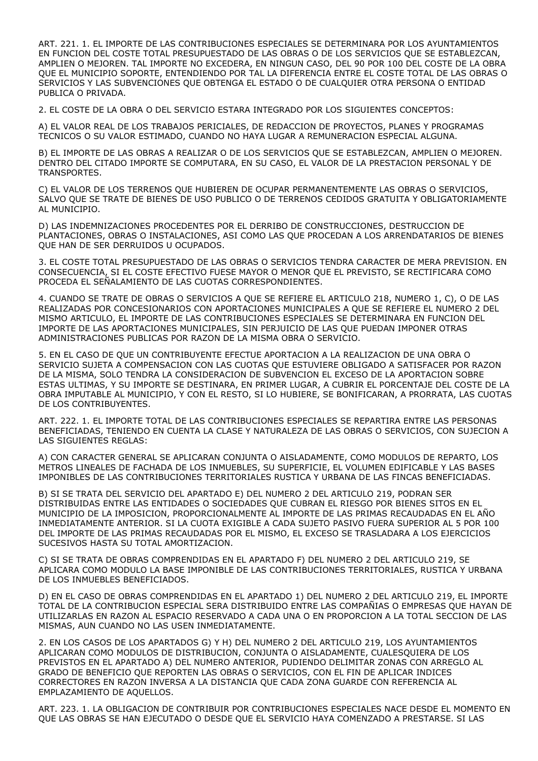ART. 221. 1. EL IMPORTE DE LAS CONTRIBUCIONES ESPECIALES SE DETERMINARA POR LOS AYUNTAMIENTOS EN FUNCION DEL COSTE TOTAL PRESUPUESTADO DE LAS OBRAS O DE LOS SERVICIOS QUE SE ESTABLEZCAN, AMPLIEN O MEJOREN. TAL IMPORTE NO EXCEDERA, EN NINGUN CASO, DEL 90 POR 100 DEL COSTE DE LA OBRA QUE EL MUNICIPIO SOPORTE, ENTENDIENDO POR TAL LA DIFERENCIA ENTRE EL COSTE TOTAL DE LAS OBRAS O SERVICIOS Y LAS SUBVENCIONES QUE OBTENGA EL ESTADO O DE CUALQUIER OTRA PERSONA O ENTIDAD PUBLICA O PRIVADA.

2. EL COSTE DE LA OBRA O DEL SERVICIO ESTARA INTEGRADO POR LOS SIGUIENTES CONCEPTOS:

A) EL VALOR REAL DE LOS TRABAJOS PERICIALES, DE REDACCION DE PROYECTOS, PLANES Y PROGRAMAS TECNICOS O SU VALOR ESTIMADO, CUANDO NO HAYA LUGAR A REMUNERACION ESPECIAL ALGUNA.

B) EL IMPORTE DE LAS OBRAS A REALIZAR O DE LOS SERVICIOS QUE SE ESTABLEZCAN, AMPLIEN O MEJOREN. DENTRO DEL CITADO IMPORTE SE COMPUTARA, EN SU CASO, EL VALOR DE LA PRESTACION PERSONAL Y DE TRANSPORTES.

C) EL VALOR DE LOS TERRENOS QUE HUBIEREN DE OCUPAR PERMANENTEMENTE LAS OBRAS O SERVICIOS, SALVO QUE SE TRATE DE BIENES DE USO PUBLICO O DE TERRENOS CEDIDOS GRATUITA Y OBLIGATORIAMENTE AL MUNICIPIO.

D) LAS INDEMNIZACIONES PROCEDENTES POR EL DERRIBO DE CONSTRUCCIONES, DESTRUCCION DE PLANTACIONES, OBRAS O INSTALACIONES, ASI COMO LAS QUE PROCEDAN A LOS ARRENDATARIOS DE BIENES QUE HAN DE SER DERRUIDOS U OCUPADOS.

3. EL COSTE TOTAL PRESUPUESTADO DE LAS OBRAS O SERVICIOS TENDRA CARACTER DE MERA PREVISION. EN CONSECUENCIA, SI EL COSTE EFECTIVO FUESE MAYOR O MENOR QUE EL PREVISTO, SE RECTIFICARA COMO PROCEDA EL SEÑALAMIENTO DE LAS CUOTAS CORRESPONDIENTES.

4. CUANDO SE TRATE DE OBRAS O SERVICIOS A QUE SE REFIERE EL ARTICULO 218, NUMERO 1, C), O DE LAS REALIZADAS POR CONCESIONARIOS CON APORTACIONES MUNICIPALES A QUE SE REFIERE EL NUMERO 2 DEL MISMO ARTICULO, EL IMPORTE DE LAS CONTRIBUCIONES ESPECIALES SE DETERMINARA EN FUNCION DEL IMPORTE DE LAS APORTACIONES MUNICIPALES, SIN PERJUICIO DE LAS QUE PUEDAN IMPONER OTRAS ADMINISTRACIONES PUBLICAS POR RAZON DE LA MISMA OBRA O SERVICIO.

5. EN EL CASO DE QUE UN CONTRIBUYENTE EFECTUE APORTACION A LA REALIZACION DE UNA OBRA O SERVICIO SUJETA A COMPENSACION CON LAS CUOTAS QUE ESTUVIERE OBLIGADO A SATISFACER POR RAZON DE LA MISMA, SOLO TENDRA LA CONSIDERACION DE SUBVENCION EL EXCESO DE LA APORTACION SOBRE ESTAS ULTIMAS, Y SU IMPORTE SE DESTINARA, EN PRIMER LUGAR, A CUBRIR EL PORCENTAJE DEL COSTE DE LA OBRA IMPUTABLE AL MUNICIPIO, Y CON EL RESTO, SI LO HUBIERE, SE BONIFICARAN, A PRORRATA, LAS CUOTAS DE LOS CONTRIBUYENTES.

ART. 222. 1. EL IMPORTE TOTAL DE LAS CONTRIBUCIONES ESPECIALES SE REPARTIRA ENTRE LAS PERSONAS BENEFICIADAS, TENIENDO EN CUENTA LA CLASE Y NATURALEZA DE LAS OBRAS O SERVICIOS, CON SUJECION A LAS SIGUIENTES REGLAS:

A) CON CARACTER GENERAL SE APLICARAN CONJUNTA O AISLADAMENTE, COMO MODULOS DE REPARTO, LOS METROS LINEALES DE FACHADA DE LOS INMUEBLES, SU SUPERFICIE, EL VOLUMEN EDIFICABLE Y LAS BASES IMPONIBLES DE LAS CONTRIBUCIONES TERRITORIALES RUSTICA Y URBANA DE LAS FINCAS BENEFICIADAS.

B) SI SE TRATA DEL SERVICIO DEL APARTADO E) DEL NUMERO 2 DEL ARTICULO 219, PODRAN SER DISTRIBUIDAS ENTRE LAS ENTIDADES O SOCIEDADES QUE CUBRAN EL RIESGO POR BIENES SITOS EN EL MUNICIPIO DE LA IMPOSICION, PROPORCIONALMENTE AL IMPORTE DE LAS PRIMAS RECAUDADAS EN EL AÑO INMEDIATAMENTE ANTERIOR. SI LA CUOTA EXIGIBLE A CADA SUJETO PASIVO FUERA SUPERIOR AL 5 POR 100 DEL IMPORTE DE LAS PRIMAS RECAUDADAS POR EL MISMO, EL EXCESO SE TRASLADARA A LOS EJERCICIOS SUCESIVOS HASTA SU TOTAL AMORTIZACION.

C) SI SE TRATA DE OBRAS COMPRENDIDAS EN EL APARTADO F) DEL NUMERO 2 DEL ARTICULO 219, SE APLICARA COMO MODULO LA BASE IMPONIBLE DE LAS CONTRIBUCIONES TERRITORIALES, RUSTICA Y URBANA DE LOS INMUEBLES BENEFICIADOS.

D) EN EL CASO DE OBRAS COMPRENDIDAS EN EL APARTADO 1) DEL NUMERO 2 DEL ARTICULO 219, EL IMPORTE TOTAL DE LA CONTRIBUCION ESPECIAL SERA DISTRIBUIDO ENTRE LAS COMPAÑIAS O EMPRESAS QUE HAYAN DE UTILIZARLAS EN RAZON AL ESPACIO RESERVADO A CADA UNA O EN PROPORCION A LA TOTAL SECCION DE LAS MISMAS, AUN CUANDO NO LAS USEN INMEDIATAMENTE.

2. EN LOS CASOS DE LOS APARTADOS G) Y H) DEL NUMERO 2 DEL ARTICULO 219, LOS AYUNTAMIENTOS APLICARAN COMO MODULOS DE DISTRIBUCION, CONJUNTA O AISLADAMENTE, CUALESQUIERA DE LOS PREVISTOS EN EL APARTADO A) DEL NUMERO ANTERIOR, PUDIENDO DELIMITAR ZONAS CON ARREGLO AL GRADO DE BENEFICIO QUE REPORTEN LAS OBRAS O SERVICIOS, CON EL FIN DE APLICAR INDICES CORRECTORES EN RAZON INVERSA A LA DISTANCIA QUE CADA ZONA GUARDE CON REFERENCIA AL EMPLAZAMIENTO DE AQUELLOS.

ART. 223. 1. LA OBLIGACION DE CONTRIBUIR POR CONTRIBUCIONES ESPECIALES NACE DESDE EL MOMENTO EN QUE LAS OBRAS SE HAN EJECUTADO O DESDE QUE EL SERVICIO HAYA COMENZADO A PRESTARSE. SI LAS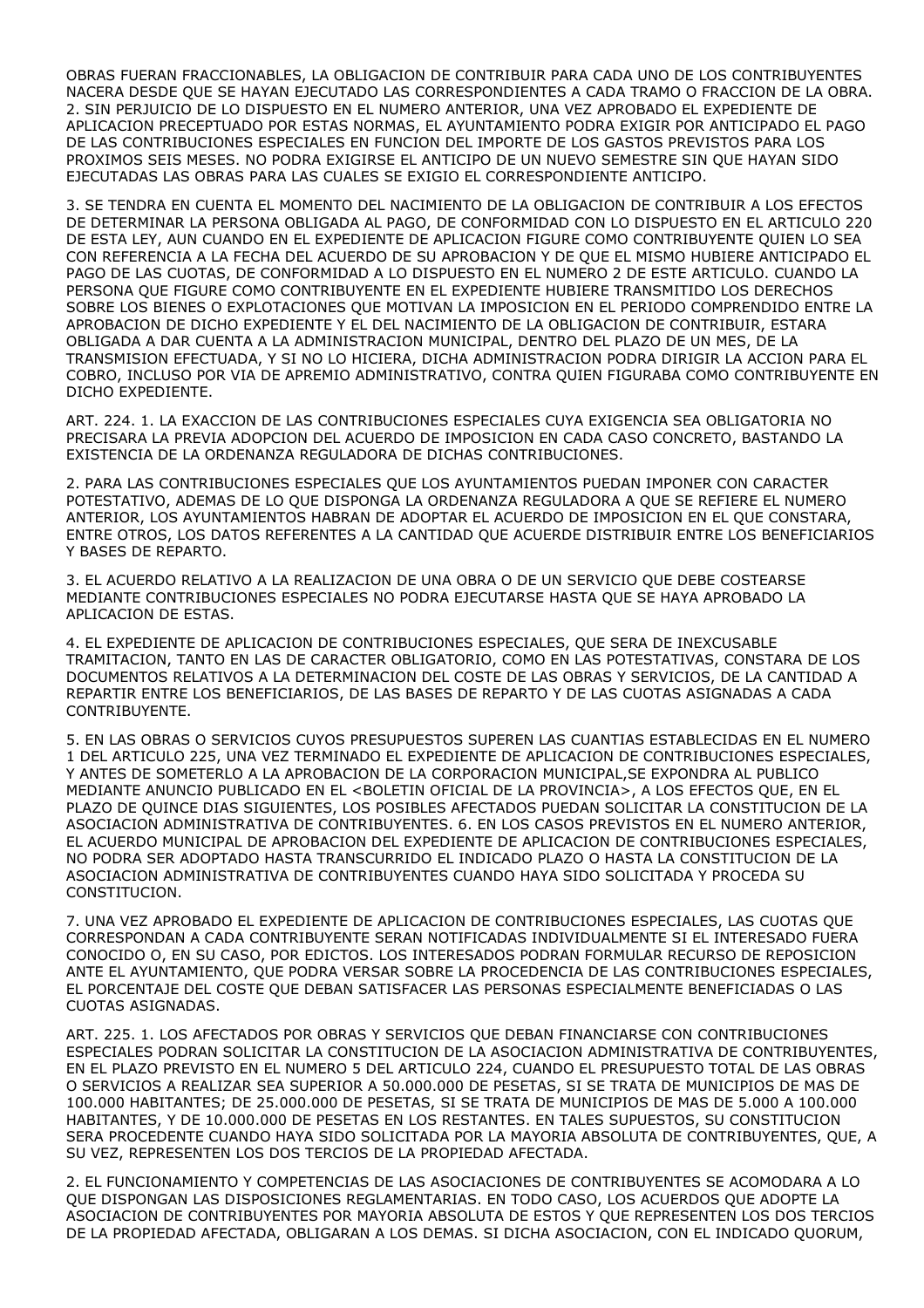OBRAS FUERAN FRACCIONABLES, LA OBLIGACION DE CONTRIBUIR PARA CADA UNO DE LOS CONTRIBUYENTES NACERA DESDE QUE SE HAYAN EJECUTADO LAS CORRESPONDIENTES A CADA TRAMO O FRACCION DE LA OBRA. 2. SIN PERJUICIO DE LO DISPUESTO EN EL NUMERO ANTERIOR, UNA VEZ APROBADO EL EXPEDIENTE DE APLICACION PRECEPTUADO POR ESTAS NORMAS, EL AYUNTAMIENTO PODRA EXIGIR POR ANTICIPADO EL PAGO DE LAS CONTRIBUCIONES ESPECIALES EN FUNCION DEL IMPORTE DE LOS GASTOS PREVISTOS PARA LOS PROXIMOS SEIS MESES. NO PODRA EXIGIRSE EL ANTICIPO DE UN NUEVO SEMESTRE SIN QUE HAYAN SIDO EJECUTADAS LAS OBRAS PARA LAS CUALES SE EXIGIO EL CORRESPONDIENTE ANTICIPO.

3. SE TENDRA EN CUENTA EL MOMENTO DEL NACIMIENTO DE LA OBLIGACION DE CONTRIBUIR A LOS EFECTOS DE DETERMINAR LA PERSONA OBLIGADA AL PAGO, DE CONFORMIDAD CON LO DISPUESTO EN EL ARTICULO 220 DE ESTA LEY, AUN CUANDO EN EL EXPEDIENTE DE APLICACION FIGURE COMO CONTRIBUYENTE QUIEN LO SEA CON REFERENCIA A LA FECHA DEL ACUERDO DE SU APROBACION Y DE QUE EL MISMO HUBIERE ANTICIPADO EL PAGO DE LAS CUOTAS, DE CONFORMIDAD A LO DISPUESTO EN EL NUMERO 2 DE ESTE ARTICULO. CUANDO LA PERSONA QUE FIGURE COMO CONTRIBUYENTE EN EL EXPEDIENTE HUBIERE TRANSMITIDO LOS DERECHOS SOBRE LOS BIENES O EXPLOTACIONES QUE MOTIVAN LA IMPOSICION EN EL PERIODO COMPRENDIDO ENTRE LA APROBACION DE DICHO EXPEDIENTE Y EL DEL NACIMIENTO DE LA OBLIGACION DE CONTRIBUIR, ESTARA OBLIGADA A DAR CUENTA A LA ADMINISTRACION MUNICIPAL, DENTRO DEL PLAZO DE UN MES, DE LA TRANSMISION EFECTUADA, Y SI NO LO HICIERA, DICHA ADMINISTRACION PODRA DIRIGIR LA ACCION PARA EL COBRO, INCLUSO POR VIA DE APREMIO ADMINISTRATIVO, CONTRA QUIEN FIGURABA COMO CONTRIBUYENTE EN DICHO EXPEDIENTE.

ART. 224. 1. LA EXACCION DE LAS CONTRIBUCIONES ESPECIALES CUYA EXIGENCIA SEA OBLIGATORIA NO PRECISARA LA PREVIA ADOPCION DEL ACUERDO DE IMPOSICION EN CADA CASO CONCRETO, BASTANDO LA EXISTENCIA DE LA ORDENANZA REGULADORA DE DICHAS CONTRIBUCIONES.

2. PARA LAS CONTRIBUCIONES ESPECIALES QUE LOS AYUNTAMIENTOS PUEDAN IMPONER CON CARACTER POTESTATIVO, ADEMAS DE LO QUE DISPONGA LA ORDENANZA REGULADORA A QUE SE REFIERE EL NUMERO ANTERIOR, LOS AYUNTAMIENTOS HABRAN DE ADOPTAR EL ACUERDO DE IMPOSICION EN EL QUE CONSTARA, ENTRE OTROS, LOS DATOS REFERENTES A LA CANTIDAD QUE ACUERDE DISTRIBUIR ENTRE LOS BENEFICIARIOS Y BASES DE REPARTO.

3. EL ACUERDO RELATIVO A LA REALIZACION DE UNA OBRA O DE UN SERVICIO QUE DEBE COSTEARSE MEDIANTE CONTRIBUCIONES ESPECIALES NO PODRA EJECUTARSE HASTA QUE SE HAYA APROBADO LA APLICACION DE ESTAS.

4. EL EXPEDIENTE DE APLICACION DE CONTRIBUCIONES ESPECIALES, QUE SERA DE INEXCUSABLE TRAMITACION, TANTO EN LAS DE CARACTER OBLIGATORIO, COMO EN LAS POTESTATIVAS, CONSTARA DE LOS DOCUMENTOS RELATIVOS A LA DETERMINACION DEL COSTE DE LAS OBRAS Y SERVICIOS, DE LA CANTIDAD A REPARTIR ENTRE LOS BENEFICIARIOS, DE LAS BASES DE REPARTO Y DE LAS CUOTAS ASIGNADAS A CADA CONTRIBUYENTE.

5. EN LAS OBRAS O SERVICIOS CUYOS PRESUPUESTOS SUPEREN LAS CUANTIAS ESTABLECIDAS EN EL NUMERO 1 DEL ARTICULO 225, UNA VEZ TERMINADO EL EXPEDIENTE DE APLICACION DE CONTRIBUCIONES ESPECIALES, Y ANTES DE SOMETERLO A LA APROBACION DE LA CORPORACION MUNICIPAL,SE EXPONDRA AL PUBLICO MEDIANTE ANUNCIO PUBLICADO EN EL <BOLETIN OFICIAL DE LA PROVINCIA>, A LOS EFECTOS QUE, EN EL PLAZO DE QUINCE DIAS SIGUIENTES, LOS POSIBLES AFECTADOS PUEDAN SOLICITAR LA CONSTITUCION DE LA ASOCIACION ADMINISTRATIVA DE CONTRIBUYENTES. 6. EN LOS CASOS PREVISTOS EN EL NUMERO ANTERIOR, EL ACUERDO MUNICIPAL DE APROBACION DEL EXPEDIENTE DE APLICACION DE CONTRIBUCIONES ESPECIALES, NO PODRA SER ADOPTADO HASTA TRANSCURRIDO EL INDICADO PLAZO O HASTA LA CONSTITUCION DE LA ASOCIACION ADMINISTRATIVA DE CONTRIBUYENTES CUANDO HAYA SIDO SOLICITADA Y PROCEDA SU CONSTITUCION.

7. UNA VEZ APROBADO EL EXPEDIENTE DE APLICACION DE CONTRIBUCIONES ESPECIALES, LAS CUOTAS QUE CORRESPONDAN A CADA CONTRIBUYENTE SERAN NOTIFICADAS INDIVIDUALMENTE SI EL INTERESADO FUERA CONOCIDO O, EN SU CASO, POR EDICTOS. LOS INTERESADOS PODRAN FORMULAR RECURSO DE REPOSICION ANTE EL AYUNTAMIENTO, QUE PODRA VERSAR SOBRE LA PROCEDENCIA DE LAS CONTRIBUCIONES ESPECIALES, EL PORCENTAJE DEL COSTE QUE DEBAN SATISFACER LAS PERSONAS ESPECIALMENTE BENEFICIADAS O LAS CUOTAS ASIGNADAS.

ART. 225. 1. LOS AFECTADOS POR OBRAS Y SERVICIOS QUE DEBAN FINANCIARSE CON CONTRIBUCIONES ESPECIALES PODRAN SOLICITAR LA CONSTITUCION DE LA ASOCIACION ADMINISTRATIVA DE CONTRIBUYENTES, EN EL PLAZO PREVISTO EN EL NUMERO 5 DEL ARTICULO 224, CUANDO EL PRESUPUESTO TOTAL DE LAS OBRAS O SERVICIOS A REALIZAR SEA SUPERIOR A 50.000.000 DE PESETAS, SI SE TRATA DE MUNICIPIOS DE MAS DE 100.000 HABITANTES; DE 25.000.000 DE PESETAS, SI SE TRATA DE MUNICIPIOS DE MAS DE 5.000 A 100.000 HABITANTES, Y DE 10.000.000 DE PESETAS EN LOS RESTANTES. EN TALES SUPUESTOS, SU CONSTITUCION SERA PROCEDENTE CUANDO HAYA SIDO SOLICITADA POR LA MAYORIA ABSOLUTA DE CONTRIBUYENTES, QUE, A SU VEZ, REPRESENTEN LOS DOS TERCIOS DE LA PROPIEDAD AFECTADA.

2. EL FUNCIONAMIENTO Y COMPETENCIAS DE LAS ASOCIACIONES DE CONTRIBUYENTES SE ACOMODARA A LO QUE DISPONGAN LAS DISPOSICIONES REGLAMENTARIAS. EN TODO CASO, LOS ACUERDOS QUE ADOPTE LA ASOCIACION DE CONTRIBUYENTES POR MAYORIA ABSOLUTA DE ESTOS Y QUE REPRESENTEN LOS DOS TERCIOS DE LA PROPIEDAD AFECTADA, OBLIGARAN A LOS DEMAS. SI DICHA ASOCIACION, CON EL INDICADO QUORUM,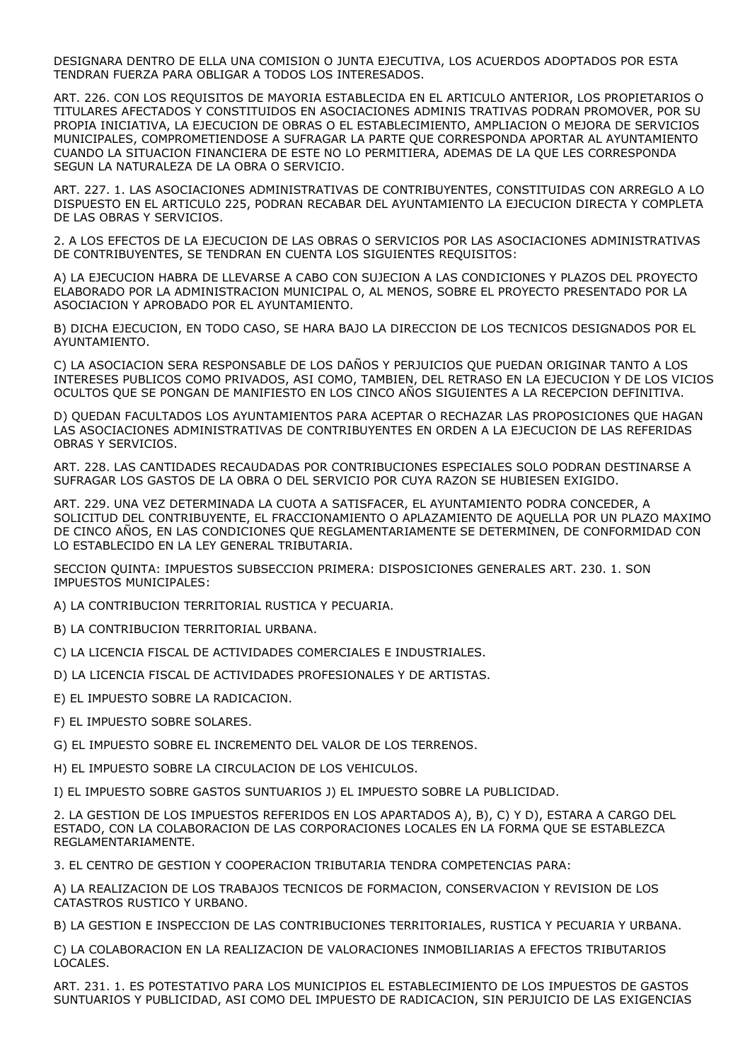DESIGNARA DENTRO DE ELLA UNA COMISION O JUNTA EJECUTIVA, LOS ACUERDOS ADOPTADOS POR ESTA TENDRAN FUERZA PARA OBLIGAR A TODOS LOS INTERESADOS.

ART. 226. CON LOS REQUISITOS DE MAYORIA ESTABLECIDA EN EL ARTICULO ANTERIOR, LOS PROPIETARIOS O TITULARES AFECTADOS Y CONSTITUIDOS EN ASOCIACIONES ADMINIS TRATIVAS PODRAN PROMOVER, POR SU PROPIA INICIATIVA, LA EJECUCION DE OBRAS O EL ESTABLECIMIENTO, AMPLIACION O MEJORA DE SERVICIOS MUNICIPALES, COMPROMETIENDOSE A SUFRAGAR LA PARTE QUE CORRESPONDA APORTAR AL AYUNTAMIENTO CUANDO LA SITUACION FINANCIERA DE ESTE NO LO PERMITIERA, ADEMAS DE LA QUE LES CORRESPONDA SEGUN LA NATURALEZA DE LA OBRA O SERVICIO.

ART. 227. 1. LAS ASOCIACIONES ADMINISTRATIVAS DE CONTRIBUYENTES, CONSTITUIDAS CON ARREGLO A LO DISPUESTO EN EL ARTICULO 225, PODRAN RECABAR DEL AYUNTAMIENTO LA EJECUCION DIRECTA Y COMPLETA DE LAS OBRAS Y SERVICIOS.

2. A LOS EFECTOS DE LA EJECUCION DE LAS OBRAS O SERVICIOS POR LAS ASOCIACIONES ADMINISTRATIVAS DE CONTRIBUYENTES, SE TENDRAN EN CUENTA LOS SIGUIENTES REQUISITOS:

A) LA EJECUCION HABRA DE LLEVARSE A CABO CON SUJECION A LAS CONDICIONES Y PLAZOS DEL PROYECTO ELABORADO POR LA ADMINISTRACION MUNICIPAL O, AL MENOS, SOBRE EL PROYECTO PRESENTADO POR LA ASOCIACION Y APROBADO POR EL AYUNTAMIENTO.

B) DICHA EJECUCION, EN TODO CASO, SE HARA BAJO LA DIRECCION DE LOS TECNICOS DESIGNADOS POR EL AYUNTAMIENTO.

C) LA ASOCIACION SERA RESPONSABLE DE LOS DAÑOS Y PERJUICIOS QUE PUEDAN ORIGINAR TANTO A LOS INTERESES PUBLICOS COMO PRIVADOS, ASI COMO, TAMBIEN, DEL RETRASO EN LA EJECUCION Y DE LOS VICIOS OCULTOS QUE SE PONGAN DE MANIFIESTO EN LOS CINCO AÑOS SIGUIENTES A LA RECEPCION DEFINITIVA.

D) QUEDAN FACULTADOS LOS AYUNTAMIENTOS PARA ACEPTAR O RECHAZAR LAS PROPOSICIONES QUE HAGAN LAS ASOCIACIONES ADMINISTRATIVAS DE CONTRIBUYENTES EN ORDEN A LA EJECUCION DE LAS REFERIDAS OBRAS Y SERVICIOS.

ART. 228. LAS CANTIDADES RECAUDADAS POR CONTRIBUCIONES ESPECIALES SOLO PODRAN DESTINARSE A SUFRAGAR LOS GASTOS DE LA OBRA O DEL SERVICIO POR CUYA RAZON SE HUBIESEN EXIGIDO.

ART. 229. UNA VEZ DETERMINADA LA CUOTA A SATISFACER, EL AYUNTAMIENTO PODRA CONCEDER, A SOLICITUD DEL CONTRIBUYENTE, EL FRACCIONAMIENTO O APLAZAMIENTO DE AQUELLA POR UN PLAZO MAXIMO DE CINCO AÑOS, EN LAS CONDICIONES QUE REGLAMENTARIAMENTE SE DETERMINEN, DE CONFORMIDAD CON LO ESTABLECIDO EN LA LEY GENERAL TRIBUTARIA.

SECCION QUINTA: IMPUESTOS SUBSECCION PRIMERA: DISPOSICIONES GENERALES ART. 230. 1. SON IMPUESTOS MUNICIPALES:

A) LA CONTRIBUCION TERRITORIAL RUSTICA Y PECUARIA.

B) LA CONTRIBUCION TERRITORIAL URBANA.

C) LA LICENCIA FISCAL DE ACTIVIDADES COMERCIALES E INDUSTRIALES.

D) LA LICENCIA FISCAL DE ACTIVIDADES PROFESIONALES Y DE ARTISTAS.

E) EL IMPUESTO SOBRE LA RADICACION.

F) EL IMPUESTO SOBRE SOLARES.

G) EL IMPUESTO SOBRE EL INCREMENTO DEL VALOR DE LOS TERRENOS.

H) EL IMPUESTO SOBRE LA CIRCULACION DE LOS VEHICULOS.

I) EL IMPUESTO SOBRE GASTOS SUNTUARIOS J) EL IMPUESTO SOBRE LA PUBLICIDAD.

2. LA GESTION DE LOS IMPUESTOS REFERIDOS EN LOS APARTADOS A), B), C) Y D), ESTARA A CARGO DEL ESTADO, CON LA COLABORACION DE LAS CORPORACIONES LOCALES EN LA FORMA QUE SE ESTABLEZCA REGLAMENTARIAMENTE.

3. EL CENTRO DE GESTION Y COOPERACION TRIBUTARIA TENDRA COMPETENCIAS PARA:

A) LA REALIZACION DE LOS TRABAJOS TECNICOS DE FORMACION, CONSERVACION Y REVISION DE LOS CATASTROS RUSTICO Y URBANO.

B) LA GESTION E INSPECCION DE LAS CONTRIBUCIONES TERRITORIALES, RUSTICA Y PECUARIA Y URBANA.

C) LA COLABORACION EN LA REALIZACION DE VALORACIONES INMOBILIARIAS A EFECTOS TRIBUTARIOS LOCALES.

ART. 231. 1. ES POTESTATIVO PARA LOS MUNICIPIOS EL ESTABLECIMIENTO DE LOS IMPUESTOS DE GASTOS SUNTUARIOS Y PUBLICIDAD, ASI COMO DEL IMPUESTO DE RADICACION, SIN PERJUICIO DE LAS EXIGENCIAS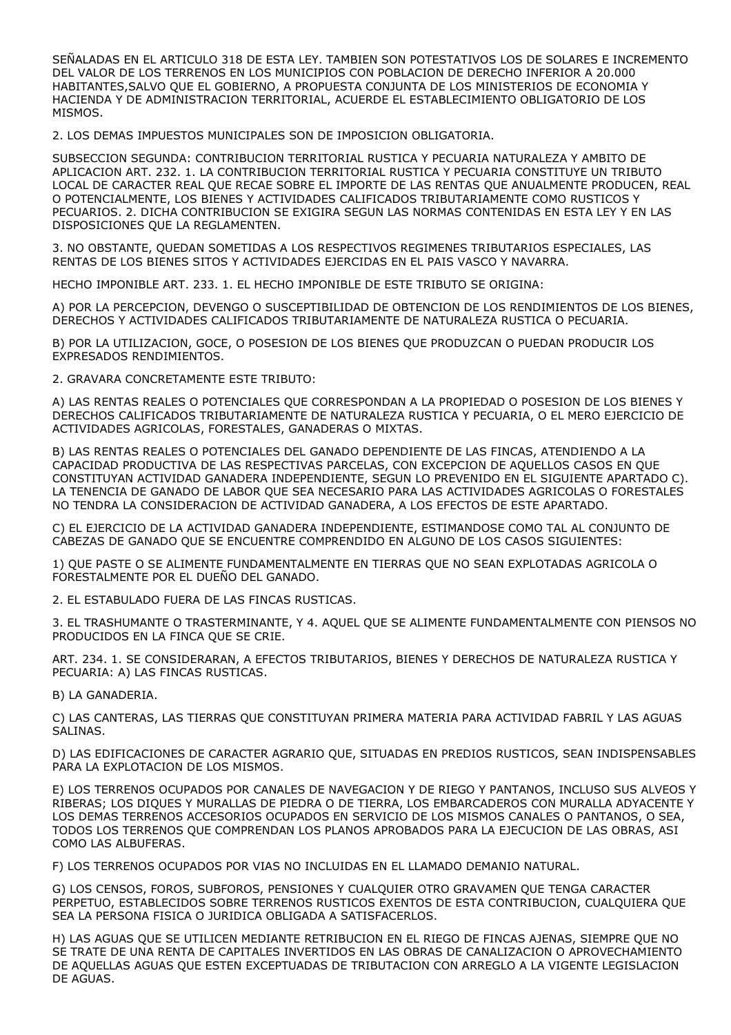SEÑALADAS EN EL ARTICULO 318 DE ESTA LEY. TAMBIEN SON POTESTATIVOS LOS DE SOLARES E INCREMENTO DEL VALOR DE LOS TERRENOS EN LOS MUNICIPIOS CON POBLACION DE DERECHO INFERIOR A 20.000 HABITANTES,SALVO QUE EL GOBIERNO, A PROPUESTA CONJUNTA DE LOS MINISTERIOS DE ECONOMIA Y HACIENDA Y DE ADMINISTRACION TERRITORIAL, ACUERDE EL ESTABLECIMIENTO OBLIGATORIO DE LOS MISMOS.

2. LOS DEMAS IMPUESTOS MUNICIPALES SON DE IMPOSICION OBLIGATORIA.

SUBSECCION SEGUNDA: CONTRIBUCION TERRITORIAL RUSTICA Y PECUARIA NATURALEZA Y AMBITO DE APLICACION ART. 232. 1. LA CONTRIBUCION TERRITORIAL RUSTICA Y PECUARIA CONSTITUYE UN TRIBUTO LOCAL DE CARACTER REAL QUE RECAE SOBRE EL IMPORTE DE LAS RENTAS QUE ANUALMENTE PRODUCEN, REAL O POTENCIALMENTE, LOS BIENES Y ACTIVIDADES CALIFICADOS TRIBUTARIAMENTE COMO RUSTICOS Y PECUARIOS. 2. DICHA CONTRIBUCION SE EXIGIRA SEGUN LAS NORMAS CONTENIDAS EN ESTA LEY Y EN LAS DISPOSICIONES QUE LA REGLAMENTEN.

3. NO OBSTANTE, QUEDAN SOMETIDAS A LOS RESPECTIVOS REGIMENES TRIBUTARIOS ESPECIALES, LAS RENTAS DE LOS BIENES SITOS Y ACTIVIDADES EJERCIDAS EN EL PAIS VASCO Y NAVARRA.

HECHO IMPONIBLE ART. 233. 1. EL HECHO IMPONIBLE DE ESTE TRIBUTO SE ORIGINA:

A) POR LA PERCEPCION, DEVENGO O SUSCEPTIBILIDAD DE OBTENCION DE LOS RENDIMIENTOS DE LOS BIENES, DERECHOS Y ACTIVIDADES CALIFICADOS TRIBUTARIAMENTE DE NATURALEZA RUSTICA O PECUARIA.

B) POR LA UTILIZACION, GOCE, O POSESION DE LOS BIENES QUE PRODUZCAN O PUEDAN PRODUCIR LOS EXPRESADOS RENDIMIENTOS.

2. GRAVARA CONCRETAMENTE ESTE TRIBUTO:

A) LAS RENTAS REALES O POTENCIALES QUE CORRESPONDAN A LA PROPIEDAD O POSESION DE LOS BIENES Y DERECHOS CALIFICADOS TRIBUTARIAMENTE DE NATURALEZA RUSTICA Y PECUARIA, O EL MERO EJERCICIO DE ACTIVIDADES AGRICOLAS, FORESTALES, GANADERAS O MIXTAS.

B) LAS RENTAS REALES O POTENCIALES DEL GANADO DEPENDIENTE DE LAS FINCAS, ATENDIENDO A LA CAPACIDAD PRODUCTIVA DE LAS RESPECTIVAS PARCELAS, CON EXCEPCION DE AQUELLOS CASOS EN QUE CONSTITUYAN ACTIVIDAD GANADERA INDEPENDIENTE, SEGUN LO PREVENIDO EN EL SIGUIENTE APARTADO C). LA TENENCIA DE GANADO DE LABOR QUE SEA NECESARIO PARA LAS ACTIVIDADES AGRICOLAS O FORESTALES NO TENDRA LA CONSIDERACION DE ACTIVIDAD GANADERA, A LOS EFECTOS DE ESTE APARTADO.

C) EL EJERCICIO DE LA ACTIVIDAD GANADERA INDEPENDIENTE, ESTIMANDOSE COMO TAL AL CONJUNTO DE CABEZAS DE GANADO QUE SE ENCUENTRE COMPRENDIDO EN ALGUNO DE LOS CASOS SIGUIENTES:

1) QUE PASTE O SE ALIMENTE FUNDAMENTALMENTE EN TIERRAS QUE NO SEAN EXPLOTADAS AGRICOLA O FORESTALMENTE POR EL DUEÑO DEL GANADO.

2. EL ESTABULADO FUERA DE LAS FINCAS RUSTICAS.

3. EL TRASHUMANTE O TRASTERMINANTE, Y 4. AQUEL QUE SE ALIMENTE FUNDAMENTALMENTE CON PIENSOS NO PRODUCIDOS EN LA FINCA QUE SE CRIE.

ART. 234. 1. SE CONSIDERARAN, A EFECTOS TRIBUTARIOS, BIENES Y DERECHOS DE NATURALEZA RUSTICA Y PECUARIA: A) LAS FINCAS RUSTICAS.

B) LA GANADERIA.

C) LAS CANTERAS, LAS TIERRAS QUE CONSTITUYAN PRIMERA MATERIA PARA ACTIVIDAD FABRIL Y LAS AGUAS SALINAS.

D) LAS EDIFICACIONES DE CARACTER AGRARIO QUE, SITUADAS EN PREDIOS RUSTICOS, SEAN INDISPENSABLES PARA LA EXPLOTACION DE LOS MISMOS.

E) LOS TERRENOS OCUPADOS POR CANALES DE NAVEGACION Y DE RIEGO Y PANTANOS, INCLUSO SUS ALVEOS Y RIBERAS; LOS DIQUES Y MURALLAS DE PIEDRA O DE TIERRA, LOS EMBARCADEROS CON MURALLA ADYACENTE Y LOS DEMAS TERRENOS ACCESORIOS OCUPADOS EN SERVICIO DE LOS MISMOS CANALES O PANTANOS, O SEA, TODOS LOS TERRENOS QUE COMPRENDAN LOS PLANOS APROBADOS PARA LA EJECUCION DE LAS OBRAS, ASI COMO LAS ALBUFERAS.

F) LOS TERRENOS OCUPADOS POR VIAS NO INCLUIDAS EN EL LLAMADO DEMANIO NATURAL.

G) LOS CENSOS, FOROS, SUBFOROS, PENSIONES Y CUALQUIER OTRO GRAVAMEN QUE TENGA CARACTER PERPETUO, ESTABLECIDOS SOBRE TERRENOS RUSTICOS EXENTOS DE ESTA CONTRIBUCION, CUALQUIERA QUE SEA LA PERSONA FISICA O JURIDICA OBLIGADA A SATISFACERLOS.

H) LAS AGUAS QUE SE UTILICEN MEDIANTE RETRIBUCION EN EL RIEGO DE FINCAS AJENAS, SIEMPRE QUE NO SE TRATE DE UNA RENTA DE CAPITALES INVERTIDOS EN LAS OBRAS DE CANALIZACION O APROVECHAMIENTO DE AQUELLAS AGUAS QUE ESTEN EXCEPTUADAS DE TRIBUTACION CON ARREGLO A LA VIGENTE LEGISLACION DE AGUAS.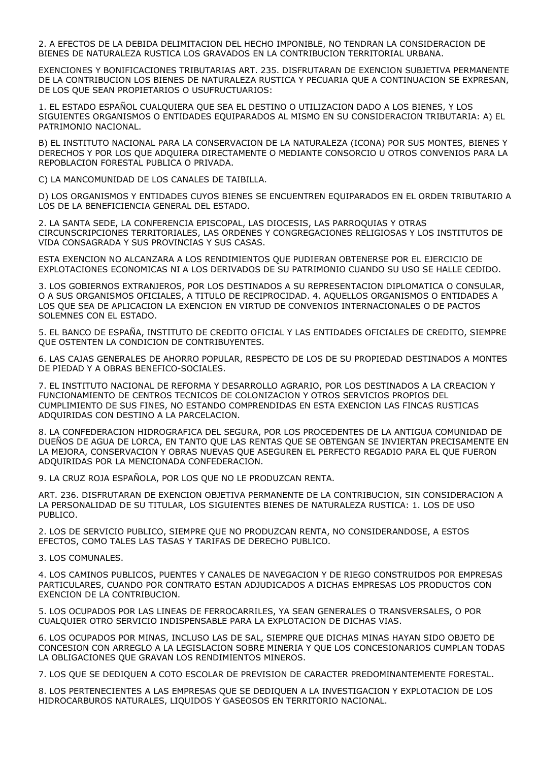2. A EFECTOS DE LA DEBIDA DELIMITACION DEL HECHO IMPONIBLE, NO TENDRAN LA CONSIDERACION DE BIENES DE NATURALEZA RUSTICA LOS GRAVADOS EN LA CONTRIBUCION TERRITORIAL URBANA.

EXENCIONES Y BONIFICACIONES TRIBUTARIAS ART. 235. DISFRUTARAN DE EXENCION SUBJETIVA PERMANENTE DE LA CONTRIBUCION LOS BIENES DE NATURALEZA RUSTICA Y PECUARIA QUE A CONTINUACION SE EXPRESAN, DE LOS QUE SEAN PROPIETARIOS O USUFRUCTUARIOS:

1. EL ESTADO ESPAÑOL CUALQUIERA QUE SEA EL DESTINO O UTILIZACION DADO A LOS BIENES, Y LOS SIGUIENTES ORGANISMOS O ENTIDADES EQUIPARADOS AL MISMO EN SU CONSIDERACION TRIBUTARIA: A) EL PATRIMONIO NACIONAL.

B) EL INSTITUTO NACIONAL PARA LA CONSERVACION DE LA NATURALEZA (ICONA) POR SUS MONTES, BIENES Y DERECHOS Y POR LOS QUE ADQUIERA DIRECTAMENTE O MEDIANTE CONSORCIO U OTROS CONVENIOS PARA LA REPOBLACION FORESTAL PUBLICA O PRIVADA.

C) LA MANCOMUNIDAD DE LOS CANALES DE TAIBILLA.

D) LOS ORGANISMOS Y ENTIDADES CUYOS BIENES SE ENCUENTREN EQUIPARADOS EN EL ORDEN TRIBUTARIO A LOS DE LA BENEFICIENCIA GENERAL DEL ESTADO.

2. LA SANTA SEDE, LA CONFERENCIA EPISCOPAL, LAS DIOCESIS, LAS PARROQUIAS Y OTRAS CIRCUNSCRIPCIONES TERRITORIALES, LAS ORDENES Y CONGREGACIONES RELIGIOSAS Y LOS INSTITUTOS DE VIDA CONSAGRADA Y SUS PROVINCIAS Y SUS CASAS.

ESTA EXENCION NO ALCANZARA A LOS RENDIMIENTOS QUE PUDIERAN OBTENERSE POR EL EJERCICIO DE EXPLOTACIONES ECONOMICAS NI A LOS DERIVADOS DE SU PATRIMONIO CUANDO SU USO SE HALLE CEDIDO.

3. LOS GOBIERNOS EXTRANJEROS, POR LOS DESTINADOS A SU REPRESENTACION DIPLOMATICA O CONSULAR, O A SUS ORGANISMOS OFICIALES, A TITULO DE RECIPROCIDAD. 4. AQUELLOS ORGANISMOS O ENTIDADES A LOS QUE SEA DE APLICACION LA EXENCION EN VIRTUD DE CONVENIOS INTERNACIONALES O DE PACTOS SOLEMNES CON EL ESTADO.

5. EL BANCO DE ESPAÑA, INSTITUTO DE CREDITO OFICIAL Y LAS ENTIDADES OFICIALES DE CREDITO, SIEMPRE QUE OSTENTEN LA CONDICION DE CONTRIBUYENTES.

6. LAS CAJAS GENERALES DE AHORRO POPULAR, RESPECTO DE LOS DE SU PROPIEDAD DESTINADOS A MONTES DE PIEDAD Y A OBRAS BENEFICO-SOCIALES.

7. EL INSTITUTO NACIONAL DE REFORMA Y DESARROLLO AGRARIO, POR LOS DESTINADOS A LA CREACION Y FUNCIONAMIENTO DE CENTROS TECNICOS DE COLONIZACION Y OTROS SERVICIOS PROPIOS DEL CUMPLIMIENTO DE SUS FINES, NO ESTANDO COMPRENDIDAS EN ESTA EXENCION LAS FINCAS RUSTICAS ADQUIRIDAS CON DESTINO A LA PARCELACION.

8. LA CONFEDERACION HIDROGRAFICA DEL SEGURA, POR LOS PROCEDENTES DE LA ANTIGUA COMUNIDAD DE DUEÑOS DE AGUA DE LORCA, EN TANTO QUE LAS RENTAS QUE SE OBTENGAN SE INVIERTAN PRECISAMENTE EN LA MEJORA, CONSERVACION Y OBRAS NUEVAS QUE ASEGUREN EL PERFECTO REGADIO PARA EL QUE FUERON ADQUIRIDAS POR LA MENCIONADA CONFEDERACION.

9. LA CRUZ ROJA ESPAÑOLA, POR LOS QUE NO LE PRODUZCAN RENTA.

ART. 236. DISFRUTARAN DE EXENCION OBJETIVA PERMANENTE DE LA CONTRIBUCION, SIN CONSIDERACION A LA PERSONALIDAD DE SU TITULAR, LOS SIGUIENTES BIENES DE NATURALEZA RUSTICA: 1. LOS DE USO PUBLICO.

2. LOS DE SERVICIO PUBLICO, SIEMPRE QUE NO PRODUZCAN RENTA, NO CONSIDERANDOSE, A ESTOS EFECTOS, COMO TALES LAS TASAS Y TARIFAS DE DERECHO PUBLICO.

3. LOS COMUNALES.

4. LOS CAMINOS PUBLICOS, PUENTES Y CANALES DE NAVEGACION Y DE RIEGO CONSTRUIDOS POR EMPRESAS PARTICULARES, CUANDO POR CONTRATO ESTAN ADJUDICADOS A DICHAS EMPRESAS LOS PRODUCTOS CON EXENCION DE LA CONTRIBUCION.

5. LOS OCUPADOS POR LAS LINEAS DE FERROCARRILES, YA SEAN GENERALES O TRANSVERSALES, O POR CUALQUIER OTRO SERVICIO INDISPENSABLE PARA LA EXPLOTACION DE DICHAS VIAS.

6. LOS OCUPADOS POR MINAS, INCLUSO LAS DE SAL, SIEMPRE QUE DICHAS MINAS HAYAN SIDO OBJETO DE CONCESION CON ARREGLO A LA LEGISLACION SOBRE MINERIA Y QUE LOS CONCESIONARIOS CUMPLAN TODAS LA OBLIGACIONES QUE GRAVAN LOS RENDIMIENTOS MINEROS.

7. LOS QUE SE DEDIQUEN A COTO ESCOLAR DE PREVISION DE CARACTER PREDOMINANTEMENTE FORESTAL.

8. LOS PERTENECIENTES A LAS EMPRESAS QUE SE DEDIQUEN A LA INVESTIGACION Y EXPLOTACION DE LOS HIDROCARBUROS NATURALES, LIQUIDOS Y GASEOSOS EN TERRITORIO NACIONAL.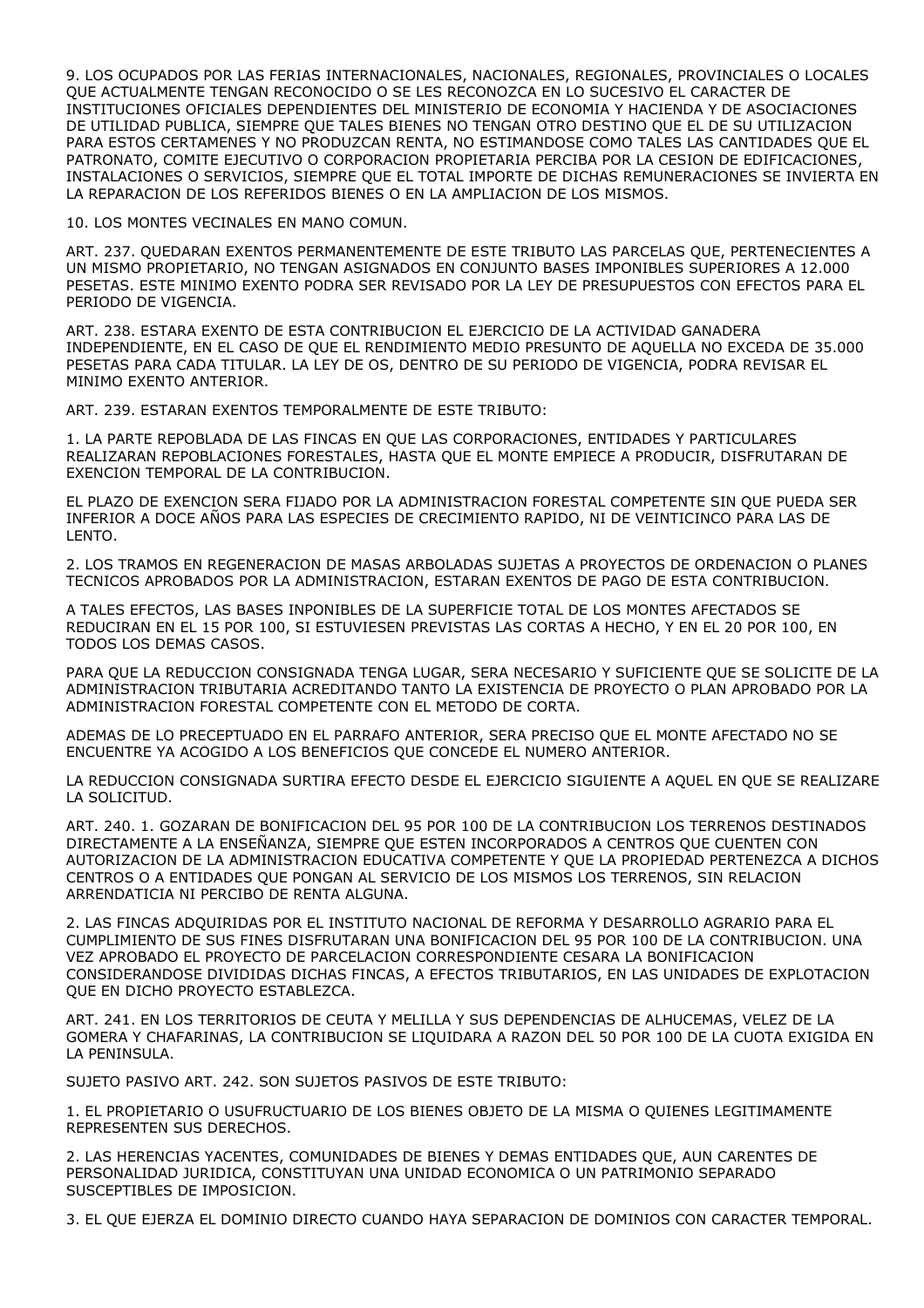9. LOS OCUPADOS POR LAS FERIAS INTERNACIONALES, NACIONALES, REGIONALES, PROVINCIALES O LOCALES QUE ACTUALMENTE TENGAN RECONOCIDO O SE LES RECONOZCA EN LO SUCESIVO EL CARACTER DE INSTITUCIONES OFICIALES DEPENDIENTES DEL MINISTERIO DE ECONOMIA Y HACIENDA Y DE ASOCIACIONES DE UTILIDAD PUBLICA, SIEMPRE QUE TALES BIENES NO TENGAN OTRO DESTINO QUE EL DE SU UTILIZACION PARA ESTOS CERTAMENES Y NO PRODUZCAN RENTA, NO ESTIMANDOSE COMO TALES LAS CANTIDADES QUE EL PATRONATO, COMITE EJECUTIVO O CORPORACION PROPIETARIA PERCIBA POR LA CESION DE EDIFICACIONES, INSTALACIONES O SERVICIOS, SIEMPRE QUE EL TOTAL IMPORTE DE DICHAS REMUNERACIONES SE INVIERTA EN LA REPARACION DE LOS REFERIDOS BIENES O EN LA AMPLIACION DE LOS MISMOS.

10. LOS MONTES VECINALES EN MANO COMUN.

ART. 237. QUEDARAN EXENTOS PERMANENTEMENTE DE ESTE TRIBUTO LAS PARCELAS QUE, PERTENECIENTES A UN MISMO PROPIETARIO, NO TENGAN ASIGNADOS EN CONJUNTO BASES IMPONIBLES SUPERIORES A 12.000 PESETAS. ESTE MINIMO EXENTO PODRA SER REVISADO POR LA LEY DE PRESUPUESTOS CON EFECTOS PARA EL PERIODO DE VIGENCIA.

ART. 238. ESTARA EXENTO DE ESTA CONTRIBUCION EL EJERCICIO DE LA ACTIVIDAD GANADERA INDEPENDIENTE, EN EL CASO DE QUE EL RENDIMIENTO MEDIO PRESUNTO DE AQUELLA NO EXCEDA DE 35.000 PESETAS PARA CADA TITULAR. LA LEY DE OS, DENTRO DE SU PERIODO DE VIGENCIA, PODRA REVISAR EL MINIMO EXENTO ANTERIOR.

ART. 239. ESTARAN EXENTOS TEMPORALMENTE DE ESTE TRIBUTO:

1. LA PARTE REPOBLADA DE LAS FINCAS EN QUE LAS CORPORACIONES, ENTIDADES Y PARTICULARES REALIZARAN REPOBLACIONES FORESTALES, HASTA QUE EL MONTE EMPIECE A PRODUCIR, DISFRUTARAN DE EXENCION TEMPORAL DE LA CONTRIBUCION.

EL PLAZO DE EXENCION SERA FIJADO POR LA ADMINISTRACION FORESTAL COMPETENTE SIN QUE PUEDA SER INFERIOR A DOCE AÑOS PARA LAS ESPECIES DE CRECIMIENTO RAPIDO, NI DE VEINTICINCO PARA LAS DE LENTO.

2. LOS TRAMOS EN REGENERACION DE MASAS ARBOLADAS SUJETAS A PROYECTOS DE ORDENACION O PLANES TECNICOS APROBADOS POR LA ADMINISTRACION, ESTARAN EXENTOS DE PAGO DE ESTA CONTRIBUCION.

A TALES EFECTOS, LAS BASES INPONIBLES DE LA SUPERFICIE TOTAL DE LOS MONTES AFECTADOS SE REDUCIRAN EN EL 15 POR 100, SI ESTUVIESEN PREVISTAS LAS CORTAS A HECHO, Y EN EL 20 POR 100, EN TODOS LOS DEMAS CASOS.

PARA QUE LA REDUCCION CONSIGNADA TENGA LUGAR, SERA NECESARIO Y SUFICIENTE QUE SE SOLICITE DE LA ADMINISTRACION TRIBUTARIA ACREDITANDO TANTO LA EXISTENCIA DE PROYECTO O PLAN APROBADO POR LA ADMINISTRACION FORESTAL COMPETENTE CON EL METODO DE CORTA.

ADEMAS DE LO PRECEPTUADO EN EL PARRAFO ANTERIOR, SERA PRECISO QUE EL MONTE AFECTADO NO SE ENCUENTRE YA ACOGIDO A LOS BENEFICIOS QUE CONCEDE EL NUMERO ANTERIOR.

LA REDUCCION CONSIGNADA SURTIRA EFECTO DESDE EL EJERCICIO SIGUIENTE A AQUEL EN QUE SE REALIZARE LA SOLICITUD.

ART. 240. 1. GOZARAN DE BONIFICACION DEL 95 POR 100 DE LA CONTRIBUCION LOS TERRENOS DESTINADOS DIRECTAMENTE A LA ENSEÑANZA, SIEMPRE QUE ESTEN INCORPORADOS A CENTROS QUE CUENTEN CON AUTORIZACION DE LA ADMINISTRACION EDUCATIVA COMPETENTE Y QUE LA PROPIEDAD PERTENEZCA A DICHOS CENTROS O A ENTIDADES QUE PONGAN AL SERVICIO DE LOS MISMOS LOS TERRENOS, SIN RELACION ARRENDATICIA NI PERCIBO DE RENTA ALGUNA.

2. LAS FINCAS ADQUIRIDAS POR EL INSTITUTO NACIONAL DE REFORMA Y DESARROLLO AGRARIO PARA EL CUMPLIMIENTO DE SUS FINES DISFRUTARAN UNA BONIFICACION DEL 95 POR 100 DE LA CONTRIBUCION. UNA VEZ APROBADO EL PROYECTO DE PARCELACION CORRESPONDIENTE CESARA LA BONIFICACION CONSIDERANDOSE DIVIDIDAS DICHAS FINCAS, A EFECTOS TRIBUTARIOS, EN LAS UNIDADES DE EXPLOTACION QUE EN DICHO PROYECTO ESTABLEZCA.

ART. 241. EN LOS TERRITORIOS DE CEUTA Y MELILLA Y SUS DEPENDENCIAS DE ALHUCEMAS, VELEZ DE LA GOMERA Y CHAFARINAS, LA CONTRIBUCION SE LIQUIDARA A RAZON DEL 50 POR 100 DE LA CUOTA EXIGIDA EN LA PENINSULA.

SUJETO PASIVO ART. 242. SON SUJETOS PASIVOS DE ESTE TRIBUTO:

1. EL PROPIETARIO O USUFRUCTUARIO DE LOS BIENES OBJETO DE LA MISMA O QUIENES LEGITIMAMENTE REPRESENTEN SUS DERECHOS.

2. LAS HERENCIAS YACENTES, COMUNIDADES DE BIENES Y DEMAS ENTIDADES QUE, AUN CARENTES DE PERSONALIDAD JURIDICA, CONSTITUYAN UNA UNIDAD ECONOMICA O UN PATRIMONIO SEPARADO SUSCEPTIBLES DE IMPOSICION.

3. EL QUE EJERZA EL DOMINIO DIRECTO CUANDO HAYA SEPARACION DE DOMINIOS CON CARACTER TEMPORAL.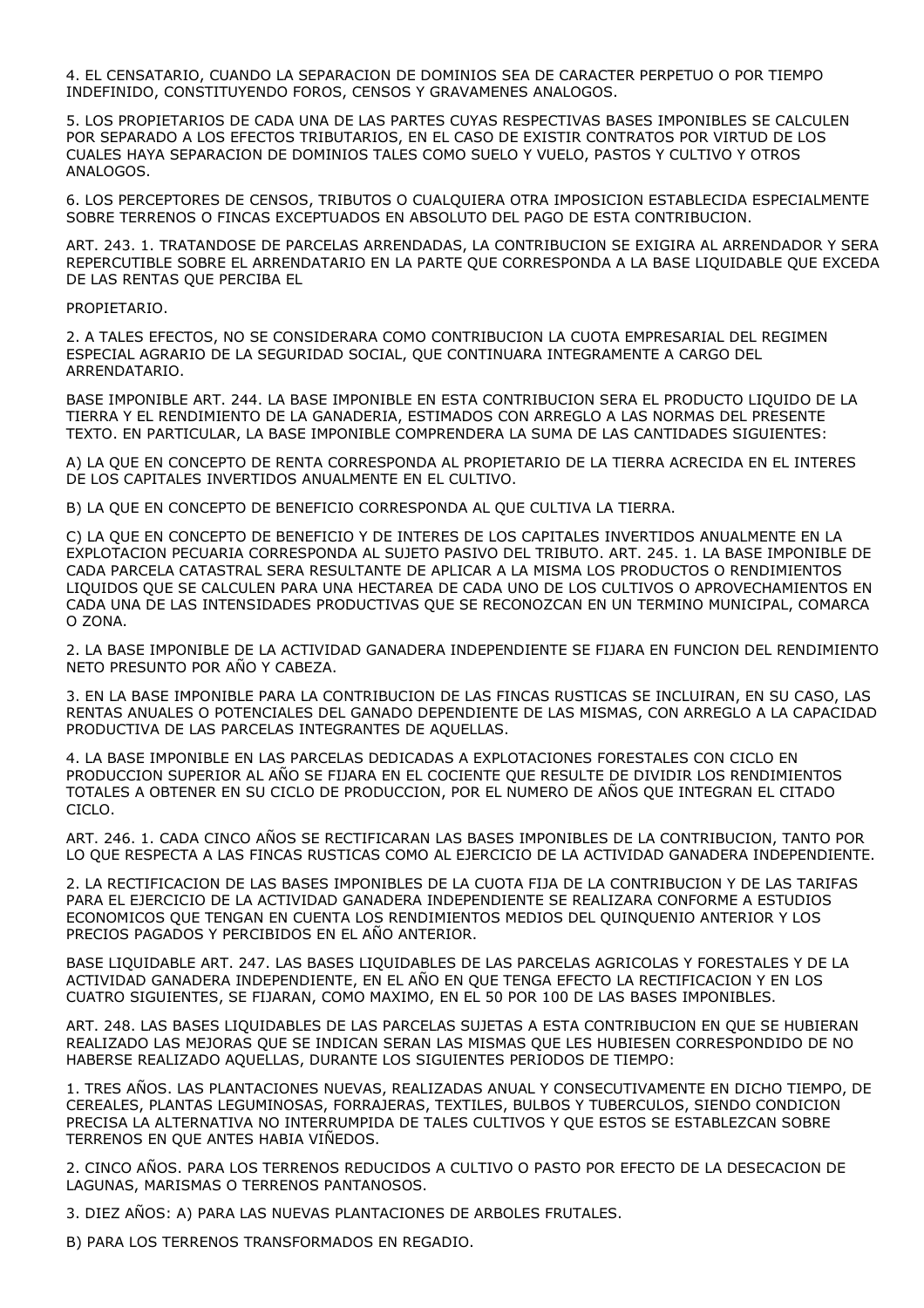4. EL CENSATARIO, CUANDO LA SEPARACION DE DOMINIOS SEA DE CARACTER PERPETUO O POR TIEMPO INDEFINIDO, CONSTITUYENDO FOROS, CENSOS Y GRAVAMENES ANALOGOS.

5. LOS PROPIETARIOS DE CADA UNA DE LAS PARTES CUYAS RESPECTIVAS BASES IMPONIBLES SE CALCULEN POR SEPARADO A LOS EFECTOS TRIBUTARIOS, EN EL CASO DE EXISTIR CONTRATOS POR VIRTUD DE LOS CUALES HAYA SEPARACION DE DOMINIOS TALES COMO SUELO Y VUELO, PASTOS Y CULTIVO Y OTROS ANALOGOS.

6. LOS PERCEPTORES DE CENSOS, TRIBUTOS O CUALQUIERA OTRA IMPOSICION ESTABLECIDA ESPECIALMENTE SOBRE TERRENOS O FINCAS EXCEPTUADOS EN ABSOLUTO DEL PAGO DE ESTA CONTRIBUCION.

ART. 243. 1. TRATANDOSE DE PARCELAS ARRENDADAS, LA CONTRIBUCION SE EXIGIRA AL ARRENDADOR Y SERA REPERCUTIBLE SOBRE EL ARRENDATARIO EN LA PARTE QUE CORRESPONDA A LA BASE LIQUIDABLE QUE EXCEDA DE LAS RENTAS QUE PERCIBA EL

PROPIETARIO.

2. A TALES EFECTOS, NO SE CONSIDERARA COMO CONTRIBUCION LA CUOTA EMPRESARIAL DEL REGIMEN ESPECIAL AGRARIO DE LA SEGURIDAD SOCIAL, QUE CONTINUARA INTEGRAMENTE A CARGO DEL ARRENDATARIO.

BASE IMPONIBLE ART. 244. LA BASE IMPONIBLE EN ESTA CONTRIBUCION SERA EL PRODUCTO LIQUIDO DE LA TIERRA Y EL RENDIMIENTO DE LA GANADERIA, ESTIMADOS CON ARREGLO A LAS NORMAS DEL PRESENTE TEXTO. EN PARTICULAR, LA BASE IMPONIBLE COMPRENDERA LA SUMA DE LAS CANTIDADES SIGUIENTES:

A) LA QUE EN CONCEPTO DE RENTA CORRESPONDA AL PROPIETARIO DE LA TIERRA ACRECIDA EN EL INTERES DE LOS CAPITALES INVERTIDOS ANUALMENTE EN EL CULTIVO.

B) LA QUE EN CONCEPTO DE BENEFICIO CORRESPONDA AL QUE CULTIVA LA TIERRA.

C) LA QUE EN CONCEPTO DE BENEFICIO Y DE INTERES DE LOS CAPITALES INVERTIDOS ANUALMENTE EN LA EXPLOTACION PECUARIA CORRESPONDA AL SUJETO PASIVO DEL TRIBUTO. ART. 245. 1. LA BASE IMPONIBLE DE CADA PARCELA CATASTRAL SERA RESULTANTE DE APLICAR A LA MISMA LOS PRODUCTOS O RENDIMIENTOS LIQUIDOS QUE SE CALCULEN PARA UNA HECTAREA DE CADA UNO DE LOS CULTIVOS O APROVECHAMIENTOS EN CADA UNA DE LAS INTENSIDADES PRODUCTIVAS QUE SE RECONOZCAN EN UN TERMINO MUNICIPAL, COMARCA O ZONA.

2. LA BASE IMPONIBLE DE LA ACTIVIDAD GANADERA INDEPENDIENTE SE FIJARA EN FUNCION DEL RENDIMIENTO NETO PRESUNTO POR AÑO Y CABEZA.

3. EN LA BASE IMPONIBLE PARA LA CONTRIBUCION DE LAS FINCAS RUSTICAS SE INCLUIRAN, EN SU CASO, LAS RENTAS ANUALES O POTENCIALES DEL GANADO DEPENDIENTE DE LAS MISMAS, CON ARREGLO A LA CAPACIDAD PRODUCTIVA DE LAS PARCELAS INTEGRANTES DE AQUELLAS.

4. LA BASE IMPONIBLE EN LAS PARCELAS DEDICADAS A EXPLOTACIONES FORESTALES CON CICLO EN PRODUCCION SUPERIOR AL AÑO SE FIJARA EN EL COCIENTE QUE RESULTE DE DIVIDIR LOS RENDIMIENTOS TOTALES A OBTENER EN SU CICLO DE PRODUCCION, POR EL NUMERO DE AÑOS QUE INTEGRAN EL CITADO CICLO.

ART. 246. 1. CADA CINCO AÑOS SE RECTIFICARAN LAS BASES IMPONIBLES DE LA CONTRIBUCION, TANTO POR LO QUE RESPECTA A LAS FINCAS RUSTICAS COMO AL EJERCICIO DE LA ACTIVIDAD GANADERA INDEPENDIENTE.

2. LA RECTIFICACION DE LAS BASES IMPONIBLES DE LA CUOTA FIJA DE LA CONTRIBUCION Y DE LAS TARIFAS PARA EL EJERCICIO DE LA ACTIVIDAD GANADERA INDEPENDIENTE SE REALIZARA CONFORME A ESTUDIOS ECONOMICOS QUE TENGAN EN CUENTA LOS RENDIMIENTOS MEDIOS DEL QUINQUENIO ANTERIOR Y LOS PRECIOS PAGADOS Y PERCIBIDOS EN EL AÑO ANTERIOR.

BASE LIQUIDABLE ART. 247. LAS BASES LIQUIDABLES DE LAS PARCELAS AGRICOLAS Y FORESTALES Y DE LA ACTIVIDAD GANADERA INDEPENDIENTE, EN EL AÑO EN QUE TENGA EFECTO LA RECTIFICACION Y EN LOS CUATRO SIGUIENTES, SE FIJARAN, COMO MAXIMO, EN EL 50 POR 100 DE LAS BASES IMPONIBLES.

ART. 248. LAS BASES LIQUIDABLES DE LAS PARCELAS SUJETAS A ESTA CONTRIBUCION EN QUE SE HUBIERAN REALIZADO LAS MEJORAS QUE SE INDICAN SERAN LAS MISMAS QUE LES HUBIESEN CORRESPONDIDO DE NO HABERSE REALIZADO AQUELLAS, DURANTE LOS SIGUIENTES PERIODOS DE TIEMPO:

1. TRES AÑOS. LAS PLANTACIONES NUEVAS, REALIZADAS ANUAL Y CONSECUTIVAMENTE EN DICHO TIEMPO, DE CEREALES, PLANTAS LEGUMINOSAS, FORRAJERAS, TEXTILES, BULBOS Y TUBERCULOS, SIENDO CONDICION PRECISA LA ALTERNATIVA NO INTERRUMPIDA DE TALES CULTIVOS Y QUE ESTOS SE ESTABLEZCAN SOBRE TERRENOS EN QUE ANTES HABIA VIÑEDOS.

2. CINCO AÑOS. PARA LOS TERRENOS REDUCIDOS A CULTIVO O PASTO POR EFECTO DE LA DESECACION DE LAGUNAS, MARISMAS O TERRENOS PANTANOSOS.

3. DIEZ AÑOS: A) PARA LAS NUEVAS PLANTACIONES DE ARBOLES FRUTALES.

B) PARA LOS TERRENOS TRANSFORMADOS EN REGADIO.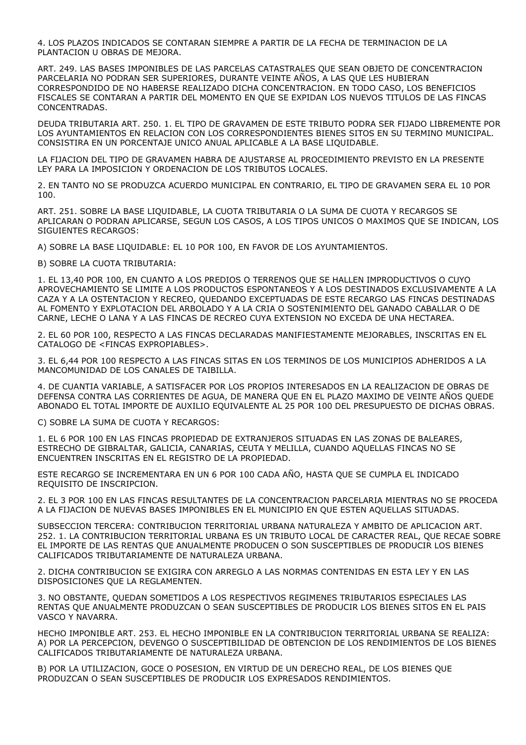4. LOS PLAZOS INDICADOS SE CONTARAN SIEMPRE A PARTIR DE LA FECHA DE TERMINACION DE LA PLANTACION U OBRAS DE MEJORA.

ART. 249. LAS BASES IMPONIBLES DE LAS PARCELAS CATASTRALES QUE SEAN OBJETO DE CONCENTRACION PARCELARIA NO PODRAN SER SUPERIORES, DURANTE VEINTE AÑOS, A LAS QUE LES HUBIERAN CORRESPONDIDO DE NO HABERSE REALIZADO DICHA CONCENTRACION. EN TODO CASO, LOS BENEFICIOS FISCALES SE CONTARAN A PARTIR DEL MOMENTO EN QUE SE EXPIDAN LOS NUEVOS TITULOS DE LAS FINCAS CONCENTRADAS.

DEUDA TRIBUTARIA ART. 250. 1. EL TIPO DE GRAVAMEN DE ESTE TRIBUTO PODRA SER FIJADO LIBREMENTE POR LOS AYUNTAMIENTOS EN RELACION CON LOS CORRESPONDIENTES BIENES SITOS EN SU TERMINO MUNICIPAL. CONSISTIRA EN UN PORCENTAJE UNICO ANUAL APLICABLE A LA BASE LIQUIDABLE.

LA FIJACION DEL TIPO DE GRAVAMEN HABRA DE AJUSTARSE AL PROCEDIMIENTO PREVISTO EN LA PRESENTE LEY PARA LA IMPOSICION Y ORDENACION DE LOS TRIBUTOS LOCALES.

2. EN TANTO NO SE PRODUZCA ACUERDO MUNICIPAL EN CONTRARIO, EL TIPO DE GRAVAMEN SERA EL 10 POR 100.

ART. 251. SOBRE LA BASE LIQUIDABLE, LA CUOTA TRIBUTARIA O LA SUMA DE CUOTA Y RECARGOS SE APLICARAN O PODRAN APLICARSE, SEGUN LOS CASOS, A LOS TIPOS UNICOS O MAXIMOS QUE SE INDICAN, LOS SIGUIENTES RECARGOS:

A) SOBRE LA BASE LIQUIDABLE: EL 10 POR 100, EN FAVOR DE LOS AYUNTAMIENTOS.

B) SOBRE LA CUOTA TRIBUTARIA:

1. EL 13,40 POR 100, EN CUANTO A LOS PREDIOS O TERRENOS QUE SE HALLEN IMPRODUCTIVOS O CUYO APROVECHAMIENTO SE LIMITE A LOS PRODUCTOS ESPONTANEOS Y A LOS DESTINADOS EXCLUSIVAMENTE A LA CAZA Y A LA OSTENTACION Y RECREO, QUEDANDO EXCEPTUADAS DE ESTE RECARGO LAS FINCAS DESTINADAS AL FOMENTO Y EXPLOTACION DEL ARBOLADO Y A LA CRIA O SOSTENIMIENTO DEL GANADO CABALLAR O DE CARNE, LECHE O LANA Y A LAS FINCAS DE RECREO CUYA EXTENSION NO EXCEDA DE UNA HECTAREA.

2. EL 60 POR 100, RESPECTO A LAS FINCAS DECLARADAS MANIFIESTAMENTE MEJORABLES, INSCRITAS EN EL CATALOGO DE <FINCAS EXPROPIABLES>.

3. EL 6,44 POR 100 RESPECTO A LAS FINCAS SITAS EN LOS TERMINOS DE LOS MUNICIPIOS ADHERIDOS A LA MANCOMUNIDAD DE LOS CANALES DE TAIBILLA.

4. DE CUANTIA VARIABLE, A SATISFACER POR LOS PROPIOS INTERESADOS EN LA REALIZACION DE OBRAS DE DEFENSA CONTRA LAS CORRIENTES DE AGUA, DE MANERA QUE EN EL PLAZO MAXIMO DE VEINTE AÑOS QUEDE ABONADO EL TOTAL IMPORTE DE AUXILIO EQUIVALENTE AL 25 POR 100 DEL PRESUPUESTO DE DICHAS OBRAS.

C) SOBRE LA SUMA DE CUOTA Y RECARGOS:

1. EL 6 POR 100 EN LAS FINCAS PROPIEDAD DE EXTRANJEROS SITUADAS EN LAS ZONAS DE BALEARES, ESTRECHO DE GIBRALTAR, GALICIA, CANARIAS, CEUTA Y MELILLA, CUANDO AQUELLAS FINCAS NO SE ENCUENTREN INSCRITAS EN EL REGISTRO DE LA PROPIEDAD.

ESTE RECARGO SE INCREMENTARA EN UN 6 POR 100 CADA AÑO, HASTA QUE SE CUMPLA EL INDICADO REQUISITO DE INSCRIPCION.

2. EL 3 POR 100 EN LAS FINCAS RESULTANTES DE LA CONCENTRACION PARCELARIA MIENTRAS NO SE PROCEDA A LA FIJACION DE NUEVAS BASES IMPONIBLES EN EL MUNICIPIO EN QUE ESTEN AQUELLAS SITUADAS.

SUBSECCION TERCERA: CONTRIBUCION TERRITORIAL URBANA NATURALEZA Y AMBITO DE APLICACION ART. 252. 1. LA CONTRIBUCION TERRITORIAL URBANA ES UN TRIBUTO LOCAL DE CARACTER REAL, QUE RECAE SOBRE EL IMPORTE DE LAS RENTAS QUE ANUALMENTE PRODUCEN O SON SUSCEPTIBLES DE PRODUCIR LOS BIENES CALIFICADOS TRIBUTARIAMENTE DE NATURALEZA URBANA.

2. DICHA CONTRIBUCION SE EXIGIRA CON ARREGLO A LAS NORMAS CONTENIDAS EN ESTA LEY Y EN LAS DISPOSICIONES QUE LA REGLAMENTEN.

3. NO OBSTANTE, QUEDAN SOMETIDOS A LOS RESPECTIVOS REGIMENES TRIBUTARIOS ESPECIALES LAS RENTAS QUE ANUALMENTE PRODUZCAN O SEAN SUSCEPTIBLES DE PRODUCIR LOS BIENES SITOS EN EL PAIS VASCO Y NAVARRA.

HECHO IMPONIBLE ART. 253. EL HECHO IMPONIBLE EN LA CONTRIBUCION TERRITORIAL URBANA SE REALIZA: A) POR LA PERCEPCION, DEVENGO O SUSCEPTIBILIDAD DE OBTENCION DE LOS RENDIMIENTOS DE LOS BIENES CALIFICADOS TRIBUTARIAMENTE DE NATURALEZA URBANA.

B) POR LA UTILIZACION, GOCE O POSESION, EN VIRTUD DE UN DERECHO REAL, DE LOS BIENES QUE PRODUZCAN O SEAN SUSCEPTIBLES DE PRODUCIR LOS EXPRESADOS RENDIMIENTOS.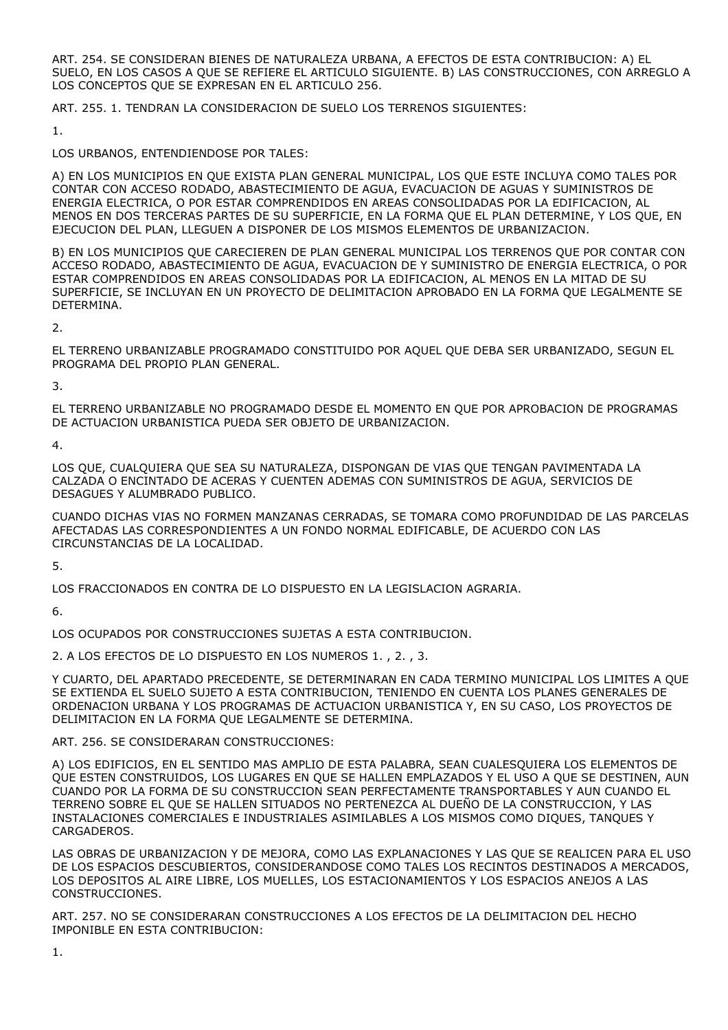ART. 254. SE CONSIDERAN BIENES DE NATURALEZA URBANA, A EFECTOS DE ESTA CONTRIBUCION: A) EL SUELO, EN LOS CASOS A QUE SE REFIERE EL ARTICULO SIGUIENTE. B) LAS CONSTRUCCIONES, CON ARREGLO A LOS CONCEPTOS QUE SE EXPRESAN EN EL ARTICULO 256.

ART. 255. 1. TENDRAN LA CONSIDERACION DE SUELO LOS TERRENOS SIGUIENTES:

1.

LOS URBANOS, ENTENDIENDOSE POR TALES:

A) EN LOS MUNICIPIOS EN QUE EXISTA PLAN GENERAL MUNICIPAL, LOS QUE ESTE INCLUYA COMO TALES POR CONTAR CON ACCESO RODADO, ABASTECIMIENTO DE AGUA, EVACUACION DE AGUAS Y SUMINISTROS DE ENERGIA ELECTRICA, O POR ESTAR COMPRENDIDOS EN AREAS CONSOLIDADAS POR LA EDIFICACION, AL MENOS EN DOS TERCERAS PARTES DE SU SUPERFICIE, EN LA FORMA QUE EL PLAN DETERMINE, Y LOS QUE, EN EJECUCION DEL PLAN, LLEGUEN A DISPONER DE LOS MISMOS ELEMENTOS DE URBANIZACION.

B) EN LOS MUNICIPIOS QUE CARECIEREN DE PLAN GENERAL MUNICIPAL LOS TERRENOS QUE POR CONTAR CON ACCESO RODADO, ABASTECIMIENTO DE AGUA, EVACUACION DE Y SUMINISTRO DE ENERGIA ELECTRICA, O POR ESTAR COMPRENDIDOS EN AREAS CONSOLIDADAS POR LA EDIFICACION, AL MENOS EN LA MITAD DE SU SUPERFICIE, SE INCLUYAN EN UN PROYECTO DE DELIMITACION APROBADO EN LA FORMA QUE LEGALMENTE SE DETERMINA.

2.

EL TERRENO URBANIZABLE PROGRAMADO CONSTITUIDO POR AQUEL QUE DEBA SER URBANIZADO, SEGUN EL PROGRAMA DEL PROPIO PLAN GENERAL.

3.

EL TERRENO URBANIZABLE NO PROGRAMADO DESDE EL MOMENTO EN QUE POR APROBACION DE PROGRAMAS DE ACTUACION URBANISTICA PUEDA SER OBJETO DE URBANIZACION.

4.

LOS QUE, CUALQUIERA QUE SEA SU NATURALEZA, DISPONGAN DE VIAS QUE TENGAN PAVIMENTADA LA CALZADA O ENCINTADO DE ACERAS Y CUENTEN ADEMAS CON SUMINISTROS DE AGUA, SERVICIOS DE DESAGUES Y ALUMBRADO PUBLICO.

CUANDO DICHAS VIAS NO FORMEN MANZANAS CERRADAS, SE TOMARA COMO PROFUNDIDAD DE LAS PARCELAS AFECTADAS LAS CORRESPONDIENTES A UN FONDO NORMAL EDIFICABLE, DE ACUERDO CON LAS CIRCUNSTANCIAS DE LA LOCALIDAD.

5.

LOS FRACCIONADOS EN CONTRA DE LO DISPUESTO EN LA LEGISLACION AGRARIA.

6.

LOS OCUPADOS POR CONSTRUCCIONES SUJETAS A ESTA CONTRIBUCION.

2. A LOS EFECTOS DE LO DISPUESTO EN LOS NUMEROS 1. , 2. , 3.

Y CUARTO, DEL APARTADO PRECEDENTE, SE DETERMINARAN EN CADA TERMINO MUNICIPAL LOS LIMITES A QUE SE EXTIENDA EL SUELO SUJETO A ESTA CONTRIBUCION, TENIENDO EN CUENTA LOS PLANES GENERALES DE ORDENACION URBANA Y LOS PROGRAMAS DE ACTUACION URBANISTICA Y, EN SU CASO, LOS PROYECTOS DE DELIMITACION EN LA FORMA QUE LEGALMENTE SE DETERMINA.

ART. 256. SE CONSIDERARAN CONSTRUCCIONES:

A) LOS EDIFICIOS, EN EL SENTIDO MAS AMPLIO DE ESTA PALABRA, SEAN CUALESQUIERA LOS ELEMENTOS DE QUE ESTEN CONSTRUIDOS, LOS LUGARES EN QUE SE HALLEN EMPLAZADOS Y EL USO A QUE SE DESTINEN, AUN CUANDO POR LA FORMA DE SU CONSTRUCCION SEAN PERFECTAMENTE TRANSPORTABLES Y AUN CUANDO EL TERRENO SOBRE EL QUE SE HALLEN SITUADOS NO PERTENEZCA AL DUEÑO DE LA CONSTRUCCION, Y LAS INSTALACIONES COMERCIALES E INDUSTRIALES ASIMILABLES A LOS MISMOS COMO DIQUES, TANQUES Y CARGADEROS.

LAS OBRAS DE URBANIZACION Y DE MEJORA, COMO LAS EXPLANACIONES Y LAS QUE SE REALICEN PARA EL USO DE LOS ESPACIOS DESCUBIERTOS, CONSIDERANDOSE COMO TALES LOS RECINTOS DESTINADOS A MERCADOS, LOS DEPOSITOS AL AIRE LIBRE, LOS MUELLES, LOS ESTACIONAMIENTOS Y LOS ESPACIOS ANEJOS A LAS CONSTRUCCIONES.

ART. 257. NO SE CONSIDERARAN CONSTRUCCIONES A LOS EFECTOS DE LA DELIMITACION DEL HECHO IMPONIBLE EN ESTA CONTRIBUCION:

1.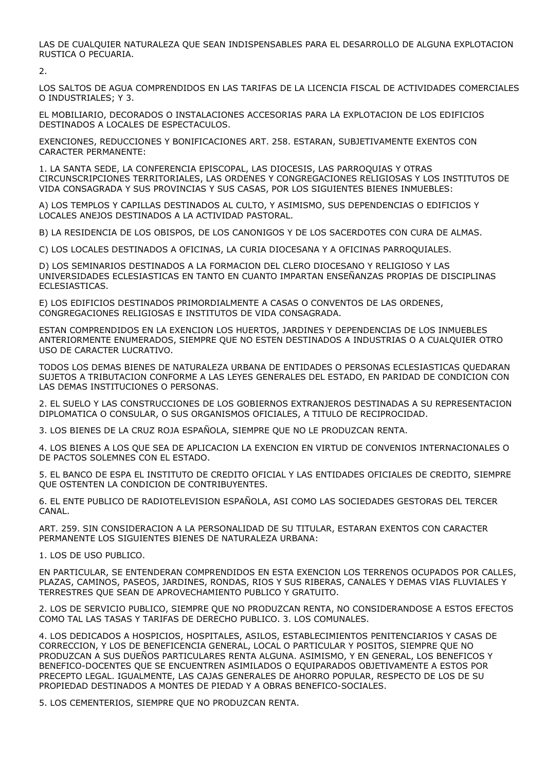LAS DE CUALQUIER NATURALEZA QUE SEAN INDISPENSABLES PARA EL DESARROLLO DE ALGUNA EXPLOTACION RUSTICA O PECUARIA.

2.

LOS SALTOS DE AGUA COMPRENDIDOS EN LAS TARIFAS DE LA LICENCIA FISCAL DE ACTIVIDADES COMERCIALES O INDUSTRIALES; Y 3.

EL MOBILIARIO, DECORADOS O INSTALACIONES ACCESORIAS PARA LA EXPLOTACION DE LOS EDIFICIOS DESTINADOS A LOCALES DE ESPECTACULOS.

EXENCIONES, REDUCCIONES Y BONIFICACIONES ART. 258. ESTARAN, SUBJETIVAMENTE EXENTOS CON CARACTER PERMANENTE:

1. LA SANTA SEDE, LA CONFERENCIA EPISCOPAL, LAS DIOCESIS, LAS PARROQUIAS Y OTRAS CIRCUNSCRIPCIONES TERRITORIALES, LAS ORDENES Y CONGREGACIONES RELIGIOSAS Y LOS INSTITUTOS DE VIDA CONSAGRADA Y SUS PROVINCIAS Y SUS CASAS, POR LOS SIGUIENTES BIENES INMUEBLES:

A) LOS TEMPLOS Y CAPILLAS DESTINADOS AL CULTO, Y ASIMISMO, SUS DEPENDENCIAS O EDIFICIOS Y LOCALES ANEJOS DESTINADOS A LA ACTIVIDAD PASTORAL.

B) LA RESIDENCIA DE LOS OBISPOS, DE LOS CANONIGOS Y DE LOS SACERDOTES CON CURA DE ALMAS.

C) LOS LOCALES DESTINADOS A OFICINAS, LA CURIA DIOCESANA Y A OFICINAS PARROQUIALES.

D) LOS SEMINARIOS DESTINADOS A LA FORMACION DEL CLERO DIOCESANO Y RELIGIOSO Y LAS UNIVERSIDADES ECLESIASTICAS EN TANTO EN CUANTO IMPARTAN ENSEÑANZAS PROPIAS DE DISCIPLINAS ECLESIASTICAS.

E) LOS EDIFICIOS DESTINADOS PRIMORDIALMENTE A CASAS O CONVENTOS DE LAS ORDENES, CONGREGACIONES RELIGIOSAS E INSTITUTOS DE VIDA CONSAGRADA.

ESTAN COMPRENDIDOS EN LA EXENCION LOS HUERTOS, JARDINES Y DEPENDENCIAS DE LOS INMUEBLES ANTERIORMENTE ENUMERADOS, SIEMPRE QUE NO ESTEN DESTINADOS A INDUSTRIAS O A CUALQUIER OTRO USO DE CARACTER LUCRATIVO.

TODOS LOS DEMAS BIENES DE NATURALEZA URBANA DE ENTIDADES O PERSONAS ECLESIASTICAS QUEDARAN SUJETOS A TRIBUTACION CONFORME A LAS LEYES GENERALES DEL ESTADO, EN PARIDAD DE CONDICION CON LAS DEMAS INSTITUCIONES O PERSONAS.

2. EL SUELO Y LAS CONSTRUCCIONES DE LOS GOBIERNOS EXTRANJEROS DESTINADAS A SU REPRESENTACION DIPLOMATICA O CONSULAR, O SUS ORGANISMOS OFICIALES, A TITULO DE RECIPROCIDAD.

3. LOS BIENES DE LA CRUZ ROJA ESPAÑOLA, SIEMPRE QUE NO LE PRODUZCAN RENTA.

4. LOS BIENES A LOS QUE SEA DE APLICACION LA EXENCION EN VIRTUD DE CONVENIOS INTERNACIONALES O DE PACTOS SOLEMNES CON EL ESTADO.

5. EL BANCO DE ESPA EL INSTITUTO DE CREDITO OFICIAL Y LAS ENTIDADES OFICIALES DE CREDITO, SIEMPRE QUE OSTENTEN LA CONDICION DE CONTRIBUYENTES.

6. EL ENTE PUBLICO DE RADIOTELEVISION ESPAÑOLA, ASI COMO LAS SOCIEDADES GESTORAS DEL TERCER CANAL.

ART. 259. SIN CONSIDERACION A LA PERSONALIDAD DE SU TITULAR, ESTARAN EXENTOS CON CARACTER PERMANENTE LOS SIGUIENTES BIENES DE NATURALEZA URBANA:

1. LOS DE USO PUBLICO.

EN PARTICULAR, SE ENTENDERAN COMPRENDIDOS EN ESTA EXENCION LOS TERRENOS OCUPADOS POR CALLES, PLAZAS, CAMINOS, PASEOS, JARDINES, RONDAS, RIOS Y SUS RIBERAS, CANALES Y DEMAS VIAS FLUVIALES Y TERRESTRES QUE SEAN DE APROVECHAMIENTO PUBLICO Y GRATUITO.

2. LOS DE SERVICIO PUBLICO, SIEMPRE QUE NO PRODUZCAN RENTA, NO CONSIDERANDOSE A ESTOS EFECTOS COMO TAL LAS TASAS Y TARIFAS DE DERECHO PUBLICO. 3. LOS COMUNALES.

4. LOS DEDICADOS A HOSPICIOS, HOSPITALES, ASILOS, ESTABLECIMIENTOS PENITENCIARIOS Y CASAS DE CORRECCION, Y LOS DE BENEFICENCIA GENERAL, LOCAL O PARTICULAR Y POSITOS, SIEMPRE QUE NO PRODUZCAN A SUS DUEÑOS PARTICULARES RENTA ALGUNA. ASIMISMO, Y EN GENERAL, LOS BENEFICOS Y BENEFICO-DOCENTES QUE SE ENCUENTREN ASIMILADOS O EQUIPARADOS OBJETIVAMENTE A ESTOS POR PRECEPTO LEGAL. IGUALMENTE, LAS CAJAS GENERALES DE AHORRO POPULAR, RESPECTO DE LOS DE SU PROPIEDAD DESTINADOS A MONTES DE PIEDAD Y A OBRAS BENEFICO-SOCIALES.

5. LOS CEMENTERIOS, SIEMPRE QUE NO PRODUZCAN RENTA.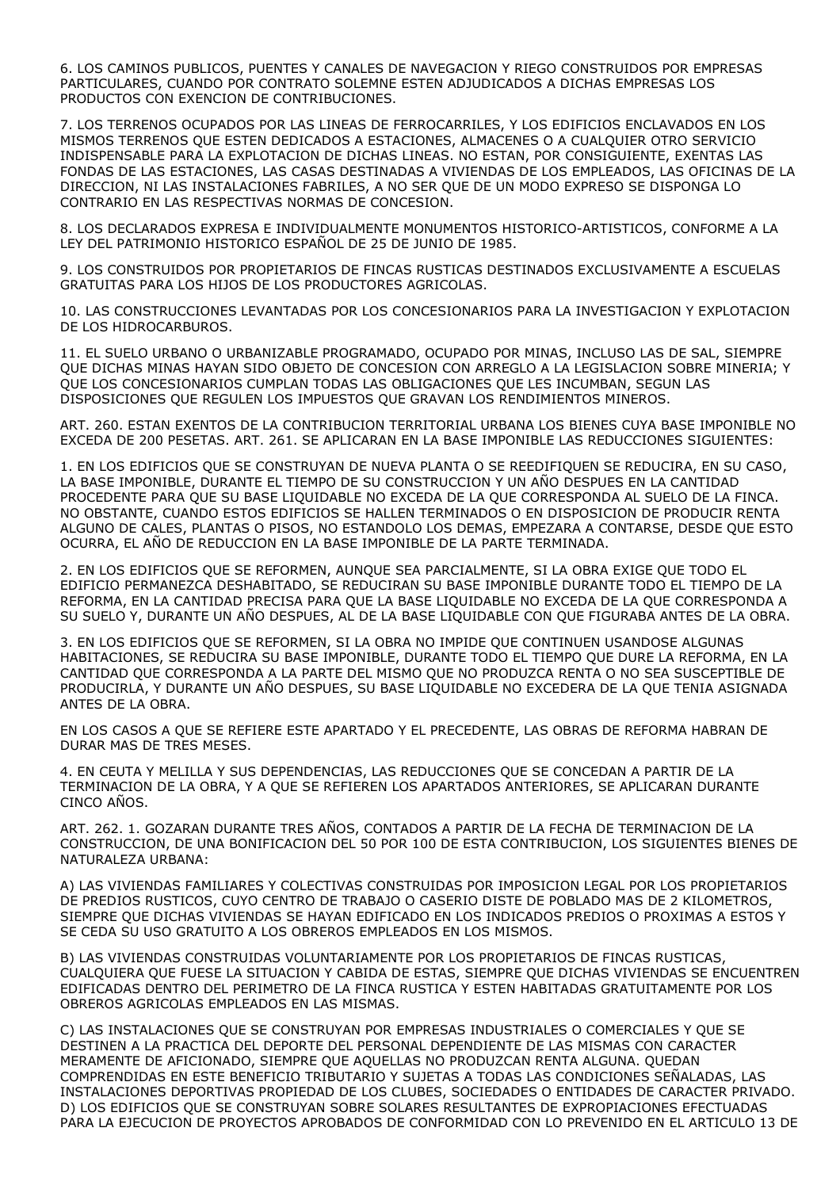6. LOS CAMINOS PUBLICOS, PUENTES Y CANALES DE NAVEGACION Y RIEGO CONSTRUIDOS POR EMPRESAS PARTICULARES, CUANDO POR CONTRATO SOLEMNE ESTEN ADJUDICADOS A DICHAS EMPRESAS LOS PRODUCTOS CON EXENCION DE CONTRIBUCIONES.

7. LOS TERRENOS OCUPADOS POR LAS LINEAS DE FERROCARRILES, Y LOS EDIFICIOS ENCLAVADOS EN LOS MISMOS TERRENOS QUE ESTEN DEDICADOS A ESTACIONES, ALMACENES O A CUALQUIER OTRO SERVICIO INDISPENSABLE PARA LA EXPLOTACION DE DICHAS LINEAS. NO ESTAN, POR CONSIGUIENTE, EXENTAS LAS FONDAS DE LAS ESTACIONES, LAS CASAS DESTINADAS A VIVIENDAS DE LOS EMPLEADOS, LAS OFICINAS DE LA DIRECCION, NI LAS INSTALACIONES FABRILES, A NO SER QUE DE UN MODO EXPRESO SE DISPONGA LO CONTRARIO EN LAS RESPECTIVAS NORMAS DE CONCESION.

8. LOS DECLARADOS EXPRESA E INDIVIDUALMENTE MONUMENTOS HISTORICO-ARTISTICOS, CONFORME A LA LEY DEL PATRIMONIO HISTORICO ESPAÑOL DE 25 DE JUNIO DE 1985.

9. LOS CONSTRUIDOS POR PROPIETARIOS DE FINCAS RUSTICAS DESTINADOS EXCLUSIVAMENTE A ESCUELAS GRATUITAS PARA LOS HIJOS DE LOS PRODUCTORES AGRICOLAS.

10. LAS CONSTRUCCIONES LEVANTADAS POR LOS CONCESIONARIOS PARA LA INVESTIGACION Y EXPLOTACION DE LOS HIDROCARBUROS.

11. EL SUELO URBANO O URBANIZABLE PROGRAMADO, OCUPADO POR MINAS, INCLUSO LAS DE SAL, SIEMPRE QUE DICHAS MINAS HAYAN SIDO OBJETO DE CONCESION CON ARREGLO A LA LEGISLACION SOBRE MINERIA; Y QUE LOS CONCESIONARIOS CUMPLAN TODAS LAS OBLIGACIONES QUE LES INCUMBAN, SEGUN LAS DISPOSICIONES QUE REGULEN LOS IMPUESTOS QUE GRAVAN LOS RENDIMIENTOS MINEROS.

ART. 260. ESTAN EXENTOS DE LA CONTRIBUCION TERRITORIAL URBANA LOS BIENES CUYA BASE IMPONIBLE NO EXCEDA DE 200 PESETAS. ART. 261. SE APLICARAN EN LA BASE IMPONIBLE LAS REDUCCIONES SIGUIENTES:

1. EN LOS EDIFICIOS QUE SE CONSTRUYAN DE NUEVA PLANTA O SE REEDIFIQUEN SE REDUCIRA, EN SU CASO, LA BASE IMPONIBLE, DURANTE EL TIEMPO DE SU CONSTRUCCION Y UN AÑO DESPUES EN LA CANTIDAD PROCEDENTE PARA QUE SU BASE LIQUIDABLE NO EXCEDA DE LA QUE CORRESPONDA AL SUELO DE LA FINCA. NO OBSTANTE, CUANDO ESTOS EDIFICIOS SE HALLEN TERMINADOS O EN DISPOSICION DE PRODUCIR RENTA ALGUNO DE CALES, PLANTAS O PISOS, NO ESTANDOLO LOS DEMAS, EMPEZARA A CONTARSE, DESDE QUE ESTO OCURRA, EL AÑO DE REDUCCION EN LA BASE IMPONIBLE DE LA PARTE TERMINADA.

2. EN LOS EDIFICIOS QUE SE REFORMEN, AUNQUE SEA PARCIALMENTE, SI LA OBRA EXIGE QUE TODO EL EDIFICIO PERMANEZCA DESHABITADO, SE REDUCIRAN SU BASE IMPONIBLE DURANTE TODO EL TIEMPO DE LA REFORMA, EN LA CANTIDAD PRECISA PARA QUE LA BASE LIQUIDABLE NO EXCEDA DE LA QUE CORRESPONDA A SU SUELO Y, DURANTE UN AÑO DESPUES, AL DE LA BASE LIQUIDABLE CON QUE FIGURABA ANTES DE LA OBRA.

3. EN LOS EDIFICIOS QUE SE REFORMEN, SI LA OBRA NO IMPIDE QUE CONTINUEN USANDOSE ALGUNAS HABITACIONES, SE REDUCIRA SU BASE IMPONIBLE, DURANTE TODO EL TIEMPO QUE DURE LA REFORMA, EN LA CANTIDAD QUE CORRESPONDA A LA PARTE DEL MISMO QUE NO PRODUZCA RENTA O NO SEA SUSCEPTIBLE DE PRODUCIRLA, Y DURANTE UN AÑO DESPUES, SU BASE LIQUIDABLE NO EXCEDERA DE LA QUE TENIA ASIGNADA ANTES DE LA OBRA.

EN LOS CASOS A QUE SE REFIERE ESTE APARTADO Y EL PRECEDENTE, LAS OBRAS DE REFORMA HABRAN DE DURAR MAS DE TRES MESES.

4. EN CEUTA Y MELILLA Y SUS DEPENDENCIAS, LAS REDUCCIONES QUE SE CONCEDAN A PARTIR DE LA TERMINACION DE LA OBRA, Y A QUE SE REFIEREN LOS APARTADOS ANTERIORES, SE APLICARAN DURANTE CINCO AÑOS.

ART. 262. 1. GOZARAN DURANTE TRES AÑOS, CONTADOS A PARTIR DE LA FECHA DE TERMINACION DE LA CONSTRUCCION, DE UNA BONIFICACION DEL 50 POR 100 DE ESTA CONTRIBUCION, LOS SIGUIENTES BIENES DE NATURALEZA URBANA:

A) LAS VIVIENDAS FAMILIARES Y COLECTIVAS CONSTRUIDAS POR IMPOSICION LEGAL POR LOS PROPIETARIOS DE PREDIOS RUSTICOS, CUYO CENTRO DE TRABAJO O CASERIO DISTE DE POBLADO MAS DE 2 KILOMETROS, SIEMPRE QUE DICHAS VIVIENDAS SE HAYAN EDIFICADO EN LOS INDICADOS PREDIOS O PROXIMAS A ESTOS Y SE CEDA SU USO GRATUITO A LOS OBREROS EMPLEADOS EN LOS MISMOS.

B) LAS VIVIENDAS CONSTRUIDAS VOLUNTARIAMENTE POR LOS PROPIETARIOS DE FINCAS RUSTICAS, CUALQUIERA QUE FUESE LA SITUACION Y CABIDA DE ESTAS, SIEMPRE QUE DICHAS VIVIENDAS SE ENCUENTREN EDIFICADAS DENTRO DEL PERIMETRO DE LA FINCA RUSTICA Y ESTEN HABITADAS GRATUITAMENTE POR LOS OBREROS AGRICOLAS EMPLEADOS EN LAS MISMAS.

C) LAS INSTALACIONES QUE SE CONSTRUYAN POR EMPRESAS INDUSTRIALES O COMERCIALES Y QUE SE DESTINEN A LA PRACTICA DEL DEPORTE DEL PERSONAL DEPENDIENTE DE LAS MISMAS CON CARACTER MERAMENTE DE AFICIONADO, SIEMPRE QUE AQUELLAS NO PRODUZCAN RENTA ALGUNA. QUEDAN COMPRENDIDAS EN ESTE BENEFICIO TRIBUTARIO Y SUJETAS A TODAS LAS CONDICIONES SEÑALADAS, LAS INSTALACIONES DEPORTIVAS PROPIEDAD DE LOS CLUBES, SOCIEDADES O ENTIDADES DE CARACTER PRIVADO.
D) LOS EDIFICIOS QUE SE CONSTRUYAN SOBRE SOLARES RESULTANTES DE EXPROPIACIONES EFECTUADAS PARA LA EJECUCION DE PROYECTOS APROBADOS DE CONFORMIDAD CON LO PREVENIDO EN EL ARTICULO 13 DE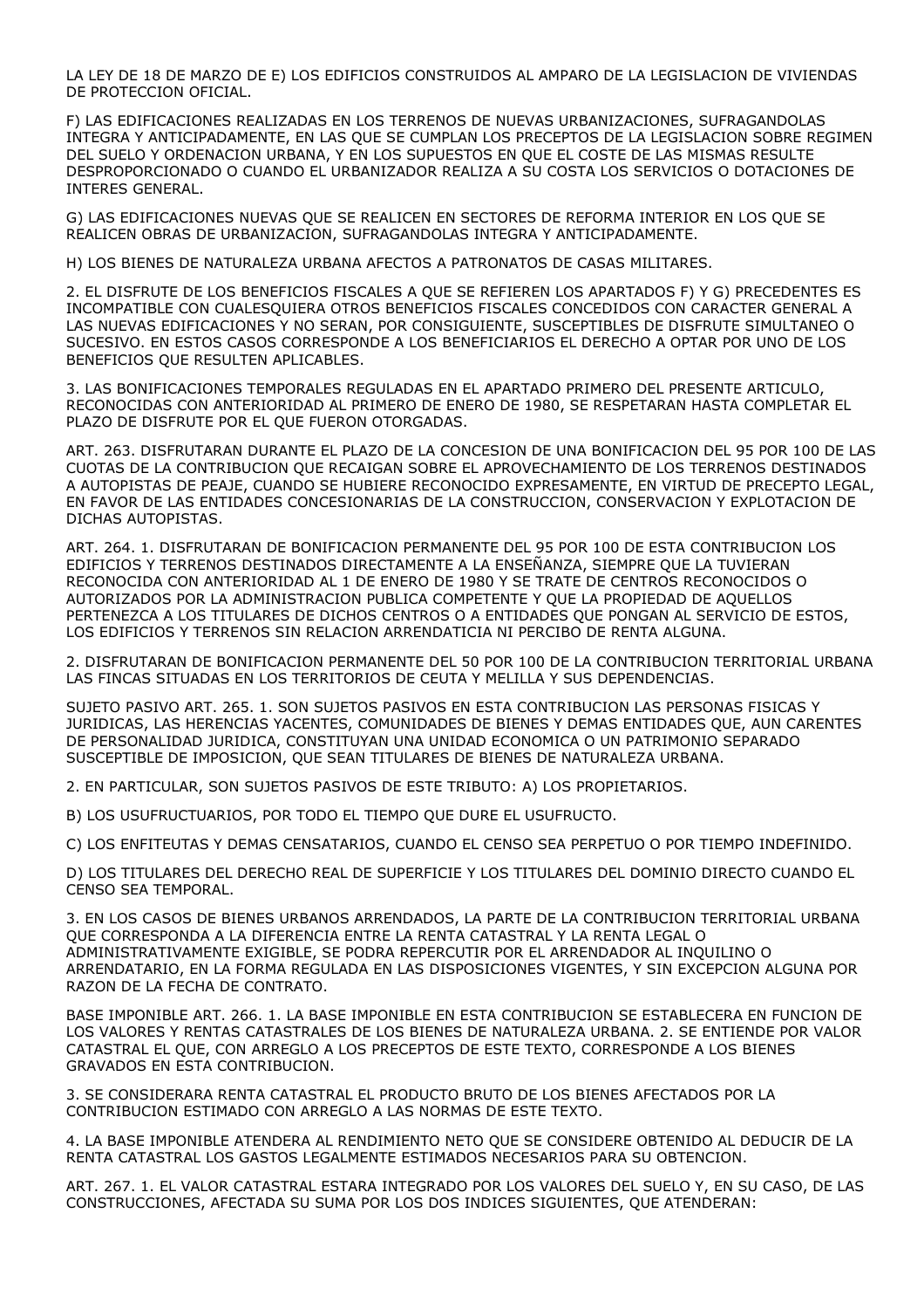LA LEY DE 18 DE MARZO DE E) LOS EDIFICIOS CONSTRUIDOS AL AMPARO DE LA LEGISLACION DE VIVIENDAS DE PROTECCION OFICIAL.

F) LAS EDIFICACIONES REALIZADAS EN LOS TERRENOS DE NUEVAS URBANIZACIONES, SUFRAGANDOLAS INTEGRA Y ANTICIPADAMENTE, EN LAS QUE SE CUMPLAN LOS PRECEPTOS DE LA LEGISLACION SOBRE REGIMEN DEL SUELO Y ORDENACION URBANA, Y EN LOS SUPUESTOS EN QUE EL COSTE DE LAS MISMAS RESULTE DESPROPORCIONADO O CUANDO EL URBANIZADOR REALIZA A SU COSTA LOS SERVICIOS O DOTACIONES DE INTERES GENERAL.

G) LAS EDIFICACIONES NUEVAS QUE SE REALICEN EN SECTORES DE REFORMA INTERIOR EN LOS QUE SE REALICEN OBRAS DE URBANIZACION, SUFRAGANDOLAS INTEGRA Y ANTICIPADAMENTE.

H) LOS BIENES DE NATURALEZA URBANA AFECTOS A PATRONATOS DE CASAS MILITARES.

2. EL DISFRUTE DE LOS BENEFICIOS FISCALES A QUE SE REFIEREN LOS APARTADOS F) Y G) PRECEDENTES ES INCOMPATIBLE CON CUALESQUIERA OTROS BENEFICIOS FISCALES CONCEDIDOS CON CARACTER GENERAL A LAS NUEVAS EDIFICACIONES Y NO SERAN, POR CONSIGUIENTE, SUSCEPTIBLES DE DISFRUTE SIMULTANEO O SUCESIVO. EN ESTOS CASOS CORRESPONDE A LOS BENEFICIARIOS EL DERECHO A OPTAR POR UNO DE LOS BENEFICIOS QUE RESULTEN APLICABLES.

3. LAS BONIFICACIONES TEMPORALES REGULADAS EN EL APARTADO PRIMERO DEL PRESENTE ARTICULO, RECONOCIDAS CON ANTERIORIDAD AL PRIMERO DE ENERO DE 1980, SE RESPETARAN HASTA COMPLETAR EL PLAZO DE DISFRUTE POR EL QUE FUERON OTORGADAS.

ART. 263. DISFRUTARAN DURANTE EL PLAZO DE LA CONCESION DE UNA BONIFICACION DEL 95 POR 100 DE LAS CUOTAS DE LA CONTRIBUCION QUE RECAIGAN SOBRE EL APROVECHAMIENTO DE LOS TERRENOS DESTINADOS A AUTOPISTAS DE PEAJE, CUANDO SE HUBIERE RECONOCIDO EXPRESAMENTE, EN VIRTUD DE PRECEPTO LEGAL, EN FAVOR DE LAS ENTIDADES CONCESIONARIAS DE LA CONSTRUCCION, CONSERVACION Y EXPLOTACION DE DICHAS AUTOPISTAS.

ART. 264. 1. DISFRUTARAN DE BONIFICACION PERMANENTE DEL 95 POR 100 DE ESTA CONTRIBUCION LOS EDIFICIOS Y TERRENOS DESTINADOS DIRECTAMENTE A LA ENSEÑANZA, SIEMPRE QUE LA TUVIERAN RECONOCIDA CON ANTERIORIDAD AL 1 DE ENERO DE 1980 Y SE TRATE DE CENTROS RECONOCIDOS O AUTORIZADOS POR LA ADMINISTRACION PUBLICA COMPETENTE Y QUE LA PROPIEDAD DE AQUELLOS PERTENEZCA A LOS TITULARES DE DICHOS CENTROS O A ENTIDADES QUE PONGAN AL SERVICIO DE ESTOS, LOS EDIFICIOS Y TERRENOS SIN RELACION ARRENDATICIA NI PERCIBO DE RENTA ALGUNA.

2. DISFRUTARAN DE BONIFICACION PERMANENTE DEL 50 POR 100 DE LA CONTRIBUCION TERRITORIAL URBANA LAS FINCAS SITUADAS EN LOS TERRITORIOS DE CEUTA Y MELILLA Y SUS DEPENDENCIAS.

SUJETO PASIVO ART. 265. 1. SON SUJETOS PASIVOS EN ESTA CONTRIBUCION LAS PERSONAS FISICAS Y JURIDICAS, LAS HERENCIAS YACENTES, COMUNIDADES DE BIENES Y DEMAS ENTIDADES QUE, AUN CARENTES DE PERSONALIDAD JURIDICA, CONSTITUYAN UNA UNIDAD ECONOMICA O UN PATRIMONIO SEPARADO SUSCEPTIBLE DE IMPOSICION, QUE SEAN TITULARES DE BIENES DE NATURALEZA URBANA.

2. EN PARTICULAR, SON SUJETOS PASIVOS DE ESTE TRIBUTO: A) LOS PROPIETARIOS.

B) LOS USUFRUCTUARIOS, POR TODO EL TIEMPO QUE DURE EL USUFRUCTO.

C) LOS ENFITEUTAS Y DEMAS CENSATARIOS, CUANDO EL CENSO SEA PERPETUO O POR TIEMPO INDEFINIDO.

D) LOS TITULARES DEL DERECHO REAL DE SUPERFICIE Y LOS TITULARES DEL DOMINIO DIRECTO CUANDO EL CENSO SEA TEMPORAL.

3. EN LOS CASOS DE BIENES URBANOS ARRENDADOS, LA PARTE DE LA CONTRIBUCION TERRITORIAL URBANA QUE CORRESPONDA A LA DIFERENCIA ENTRE LA RENTA CATASTRAL Y LA RENTA LEGAL O ADMINISTRATIVAMENTE EXIGIBLE, SE PODRA REPERCUTIR POR EL ARRENDADOR AL INQUILINO O ARRENDATARIO, EN LA FORMA REGULADA EN LAS DISPOSICIONES VIGENTES, Y SIN EXCEPCION ALGUNA POR RAZON DE LA FECHA DE CONTRATO.

BASE IMPONIBLE ART. 266. 1. LA BASE IMPONIBLE EN ESTA CONTRIBUCION SE ESTABLECERA EN FUNCION DE LOS VALORES Y RENTAS CATASTRALES DE LOS BIENES DE NATURALEZA URBANA. 2. SE ENTIENDE POR VALOR CATASTRAL EL QUE, CON ARREGLO A LOS PRECEPTOS DE ESTE TEXTO, CORRESPONDE A LOS BIENES GRAVADOS EN ESTA CONTRIBUCION.

3. SE CONSIDERARA RENTA CATASTRAL EL PRODUCTO BRUTO DE LOS BIENES AFECTADOS POR LA CONTRIBUCION ESTIMADO CON ARREGLO A LAS NORMAS DE ESTE TEXTO.

4. LA BASE IMPONIBLE ATENDERA AL RENDIMIENTO NETO QUE SE CONSIDERE OBTENIDO AL DEDUCIR DE LA RENTA CATASTRAL LOS GASTOS LEGALMENTE ESTIMADOS NECESARIOS PARA SU OBTENCION.

ART. 267. 1. EL VALOR CATASTRAL ESTARA INTEGRADO POR LOS VALORES DEL SUELO Y, EN SU CASO, DE LAS CONSTRUCCIONES, AFECTADA SU SUMA POR LOS DOS INDICES SIGUIENTES, QUE ATENDERAN: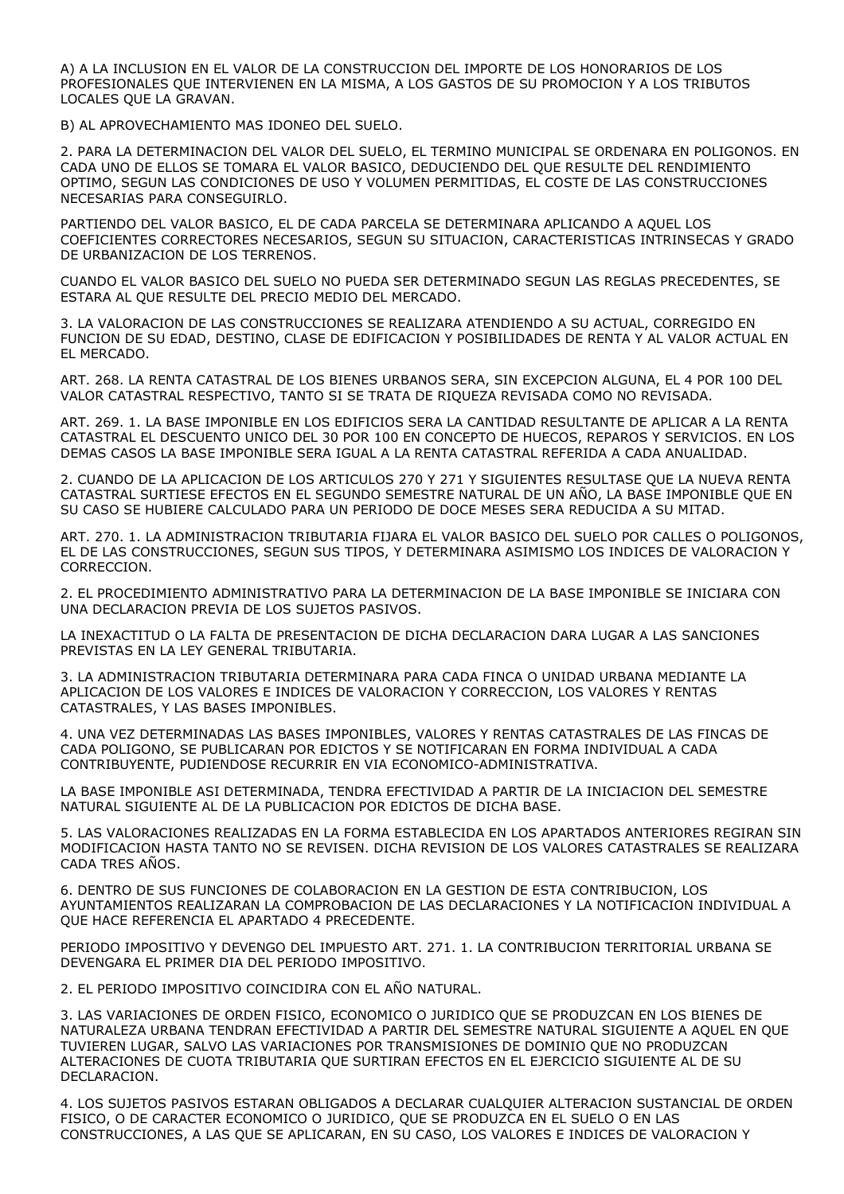A) A LA INCLUSION EN EL VALOR DE LA CONSTRUCCION DEL IMPORTE DE LOS HONORARIOS DE LOS PROFESIONALES QUE INTERVIENEN EN LA MISMA, A LOS GASTOS DE SU PROMOCION Y A LOS TRIBUTOS LOCALES QUE LA GRAVAN.

B) AL APROVECHAMIENTO MAS IDONEO DEL SUELO.

2. PARA LA DETERMINACION DEL VALOR DEL SUELO, EL TERMINO MUNICIPAL SE ORDENARA EN POLIGONOS. EN CADA UNO DE ELLOS SE TOMARA EL VALOR BASICO, DEDUCIENDO DEL QUE RESULTE DEL RENDIMIENTO OPTIMO, SEGUN LAS CONDICIONES DE USO Y VOLUMEN PERMITIDAS, EL COSTE DE LAS CONSTRUCCIONES NECESARIAS PARA CONSEGUIRLO.

PARTIENDO DEL VALOR BASICO, EL DE CADA PARCELA SE DETERMINARA APLICANDO A AQUEL LOS COEFICIENTES CORRECTORES NECESARIOS, SEGUN SU SITUACION, CARACTERISTICAS INTRINSECAS Y GRADO DE URBANIZACION DE LOS TERRENOS.

CUANDO EL VALOR BASICO DEL SUELO NO PUEDA SER DETERMINADO SEGUN LAS REGLAS PRECEDENTES, SE ESTARA AL QUE RESULTE DEL PRECIO MEDIO DEL MERCADO.

3. LA VALORACION DE LAS CONSTRUCCIONES SE REALIZARA ATENDIENDO A SU ACTUAL, CORREGIDO EN FUNCION DE SU EDAD, DESTINO, CLASE DE EDIFICACION Y POSIBILIDADES DE RENTA Y AL VALOR ACTUAL EN EL MERCADO.

ART. 268. LA RENTA CATASTRAL DE LOS BIENES URBANOS SERA, SIN EXCEPCION ALGUNA, EL 4 POR 100 DEL VALOR CATASTRAL RESPECTIVO, TANTO SI SE TRATA DE RIQUEZA REVISADA COMO NO REVISADA.

ART. 269. 1. LA BASE IMPONIBLE EN LOS EDIFICIOS SERA LA CANTIDAD RESULTANTE DE APLICAR A LA RENTA CATASTRAL EL DESCUENTO UNICO DEL 30 POR 100 EN CONCEPTO DE HUECOS, REPAROS Y SERVICIOS. EN LOS DEMAS CASOS LA BASE IMPONIBLE SERA IGUAL A LA RENTA CATASTRAL REFERIDA A CADA ANUALIDAD.

2. CUANDO DE LA APLICACION DE LOS ARTICULOS 270 Y 271 Y SIGUIENTES RESULTASE QUE LA NUEVA RENTA CATASTRAL SURTIESE EFECTOS EN EL SEGUNDO SEMESTRE NATURAL DE UN AÑO, LA BASE IMPONIBLE QUE EN SU CASO SE HUBIERE CALCULADO PARA UN PERIODO DE DOCE MESES SERA REDUCIDA A SU MITAD.

ART. 270. 1. LA ADMINISTRACION TRIBUTARIA FIJARA EL VALOR BASICO DEL SUELO POR CALLES O POLIGONOS, EL DE LAS CONSTRUCCIONES, SEGUN SUS TIPOS, Y DETERMINARA ASIMISMO LOS INDICES DE VALORACION Y CORRECCION.

2. EL PROCEDIMIENTO ADMINISTRATIVO PARA LA DETERMINACION DE LA BASE IMPONIBLE SE INICIARA CON UNA DECLARACION PREVIA DE LOS SUJETOS PASIVOS.

LA INEXACTITUD O LA FALTA DE PRESENTACION DE DICHA DECLARACION DARA LUGAR A LAS SANCIONES PREVISTAS EN LA LEY GENERAL TRIBUTARIA.

3. LA ADMINISTRACION TRIBUTARIA DETERMINARA PARA CADA FINCA O UNIDAD URBANA MEDIANTE LA APLICACION DE LOS VALORES E INDICES DE VALORACION Y CORRECCION, LOS VALORES Y RENTAS CATASTRALES, Y LAS BASES IMPONIBLES.

4. UNA VEZ DETERMINADAS LAS BASES IMPONIBLES, VALORES Y RENTAS CATASTRALES DE LAS FINCAS DE CADA POLIGONO, SE PUBLICARAN POR EDICTOS Y SE NOTIFICARAN EN FORMA INDIVIDUAL A CADA CONTRIBUYENTE, PUDIENDOSE RECURRIR EN VIA ECONOMICO-ADMINISTRATIVA.

LA BASE IMPONIBLE ASI DETERMINADA, TENDRA EFECTIVIDAD A PARTIR DE LA INICIACION DEL SEMESTRE NATURAL SIGUIENTE AL DE LA PUBLICACION POR EDICTOS DE DICHA BASE.

5. LAS VALORACIONES REALIZADAS EN LA FORMA ESTABLECIDA EN LOS APARTADOS ANTERIORES REGIRAN SIN MODIFICACION HASTA TANTO NO SE REVISEN. DICHA REVISION DE LOS VALORES CATASTRALES SE REALIZARA CADA TRES AÑOS.

6. DENTRO DE SUS FUNCIONES DE COLABORACION EN LA GESTION DE ESTA CONTRIBUCION, LOS AYUNTAMIENTOS REALIZARAN LA COMPROBACION DE LAS DECLARACIONES Y LA NOTIFICACION INDIVIDUAL A QUE HACE REFERENCIA EL APARTADO 4 PRECEDENTE.

PERIODO IMPOSITIVO Y DEVENGO DEL IMPUESTO ART. 271. 1. LA CONTRIBUCION TERRITORIAL URBANA SE DEVENGARA EL PRIMER DIA DEL PERIODO IMPOSITIVO.

2. EL PERIODO IMPOSITIVO COINCIDIRA CON EL AÑO NATURAL.

3. LAS VARIACIONES DE ORDEN FISICO, ECONOMICO O JURIDICO QUE SE PRODUZCAN EN LOS BIENES DE NATURALEZA URBANA TENDRAN EFECTIVIDAD A PARTIR DEL SEMESTRE NATURAL SIGUIENTE A AQUEL EN QUE TUVIEREN LUGAR, SALVO LAS VARIACIONES POR TRANSMISIONES DE DOMINIO QUE NO PRODUZCAN ALTERACIONES DE CUOTA TRIBUTARIA QUE SURTIRAN EFECTOS EN EL EJERCICIO SIGUIENTE AL DE SU DECLARACION.

4. LOS SUJETOS PASIVOS ESTARAN OBLIGADOS A DECLARAR CUALQUIER ALTERACION SUSTANCIAL DE ORDEN FISICO, O DE CARACTER ECONOMICO O JURIDICO, QUE SE PRODUZCA EN EL SUELO O EN LAS CONSTRUCCIONES, A LAS QUE SE APLICARAN, EN SU CASO, LOS VALORES E INDICES DE VALORACION Y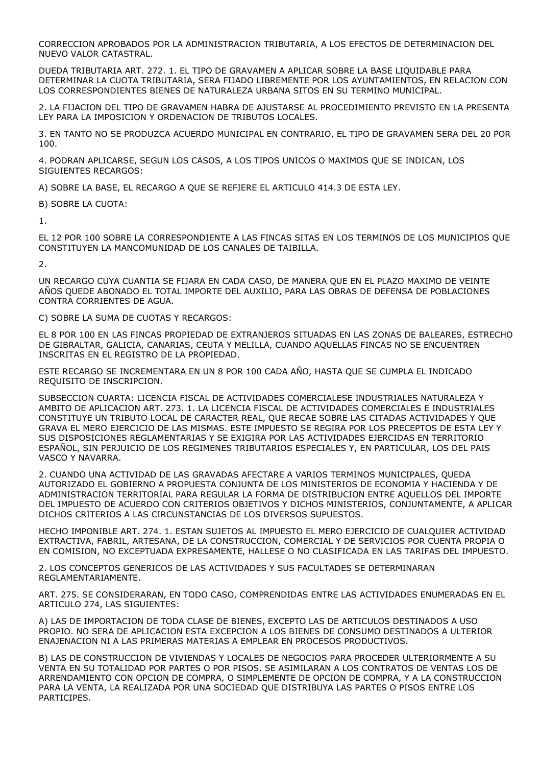CORRECCION APROBADOS POR LA ADMINISTRACION TRIBUTARIA, A LOS EFECTOS DE DETERMINACION DEL NUEVO VALOR CATASTRAL.

DUEDA TRIBUTARIA ART. 272. 1. EL TIPO DE GRAVAMEN A APLICAR SOBRE LA BASE LIQUIDABLE PARA DETERMINAR LA CUOTA TRIBUTARIA, SERA FIJADO LIBREMENTE POR LOS AYUNTAMIENTOS, EN RELACION CON LOS CORRESPONDIENTES BIENES DE NATURALEZA URBANA SITOS EN SU TERMINO MUNICIPAL.

2. LA FIJACION DEL TIPO DE GRAVAMEN HABRA DE AJUSTARSE AL PROCEDIMIENTO PREVISTO EN LA PRESENTA LEY PARA LA IMPOSICION Y ORDENACION DE TRIBUTOS LOCALES.

3. EN TANTO NO SE PRODUZCA ACUERDO MUNICIPAL EN CONTRARIO, EL TIPO DE GRAVAMEN SERA DEL 20 POR 100.

4. PODRAN APLICARSE, SEGUN LOS CASOS, A LOS TIPOS UNICOS O MAXIMOS QUE SE INDICAN, LOS SIGUIENTES RECARGOS:

A) SOBRE LA BASE, EL RECARGO A QUE SE REFIERE EL ARTICULO 414.3 DE ESTA LEY.

B) SOBRE LA CUOTA:

1.

EL 12 POR 100 SOBRE LA CORRESPONDIENTE A LAS FINCAS SITAS EN LOS TERMINOS DE LOS MUNICIPIOS QUE CONSTITUYEN LA MANCOMUNIDAD DE LOS CANALES DE TAIBILLA.

2.

UN RECARGO CUYA CUANTIA SE FIJARA EN CADA CASO, DE MANERA QUE EN EL PLAZO MAXIMO DE VEINTE AÑOS QUEDE ABONADO EL TOTAL IMPORTE DEL AUXILIO, PARA LAS OBRAS DE DEFENSA DE POBLACIONES CONTRA CORRIENTES DE AGUA.

C) SOBRE LA SUMA DE CUOTAS Y RECARGOS:

EL 8 POR 100 EN LAS FINCAS PROPIEDAD DE EXTRANJEROS SITUADAS EN LAS ZONAS DE BALEARES, ESTRECHO DE GIBRALTAR, GALICIA, CANARIAS, CEUTA Y MELILLA, CUANDO AQUELLAS FINCAS NO SE ENCUENTREN INSCRITAS EN EL REGISTRO DE LA PROPIEDAD.

ESTE RECARGO SE INCREMENTARA EN UN 8 POR 100 CADA AÑO, HASTA QUE SE CUMPLA EL INDICADO REQUISITO DE INSCRIPCION.

SUBSECCION CUARTA: LICENCIA FISCAL DE ACTIVIDADES COMERCIALESE INDUSTRIALES NATURALEZA Y AMBITO DE APLICACION ART. 273. 1. LA LICENCIA FISCAL DE ACTIVIDADES COMERCIALES E INDUSTRIALES CONSTITUYE UN TRIBUTO LOCAL DE CARACTER REAL, QUE RECAE SOBRE LAS CITADAS ACTIVIDADES Y QUE GRAVA EL MERO EJERCICIO DE LAS MISMAS. ESTE IMPUESTO SE REGIRA POR LOS PRECEPTOS DE ESTA LEY Y SUS DISPOSICIONES REGLAMENTARIAS Y SE EXIGIRA POR LAS ACTIVIDADES EJERCIDAS EN TERRITORIO ESPAÑOL, SIN PERJUICIO DE LOS REGIMENES TRIBUTARIOS ESPECIALES Y, EN PARTICULAR, LOS DEL PAIS VASCO Y NAVARRA.

2. CUANDO UNA ACTIVIDAD DE LAS GRAVADAS AFECTARE A VARIOS TERMINOS MUNICIPALES, QUEDA AUTORIZADO EL GOBIERNO A PROPUESTA CONJUNTA DE LOS MINISTERIOS DE ECONOMIA Y HACIENDA Y DE ADMINISTRACION TERRITORIAL PARA REGULAR LA FORMA DE DISTRIBUCION ENTRE AQUELLOS DEL IMPORTE DEL IMPUESTO DE ACUERDO CON CRITERIOS OBJETIVOS Y DICHOS MINISTERIOS, CONJUNTAMENTE, A APLICAR DICHOS CRITERIOS A LAS CIRCUNSTANCIAS DE LOS DIVERSOS SUPUESTOS.

HECHO IMPONIBLE ART. 274. 1. ESTAN SUJETOS AL IMPUESTO EL MERO EJERCICIO DE CUALQUIER ACTIVIDAD EXTRACTIVA, FABRIL, ARTESANA, DE LA CONSTRUCCION, COMERCIAL Y DE SERVICIOS POR CUENTA PROPIA O EN COMISION, NO EXCEPTUADA EXPRESAMENTE, HALLESE O NO CLASIFICADA EN LAS TARIFAS DEL IMPUESTO.

2. LOS CONCEPTOS GENERICOS DE LAS ACTIVIDADES Y SUS FACULTADES SE DETERMINARAN REGLAMENTARIAMENTE.

ART. 275. SE CONSIDERARAN, EN TODO CASO, COMPRENDIDAS ENTRE LAS ACTIVIDADES ENUMERADAS EN EL ARTICULO 274, LAS SIGUIENTES:

A) LAS DE IMPORTACION DE TODA CLASE DE BIENES, EXCEPTO LAS DE ARTICULOS DESTINADOS A USO PROPIO. NO SERA DE APLICACION ESTA EXCEPCION A LOS BIENES DE CONSUMO DESTINADOS A ULTERIOR ENAJENACION NI A LAS PRIMERAS MATERIAS A EMPLEAR EN PROCESOS PRODUCTIVOS.

B) LAS DE CONSTRUCCION DE VIVIENDAS Y LOCALES DE NEGOCIOS PARA PROCEDER ULTERIORMENTE A SU VENTA EN SU TOTALIDAD POR PARTES O POR PISOS. SE ASIMILARAN A LOS CONTRATOS DE VENTAS LOS DE ARRENDAMIENTO CON OPCION DE COMPRA, O SIMPLEMENTE DE OPCION DE COMPRA, Y A LA CONSTRUCCION PARA LA VENTA, LA REALIZADA POR UNA SOCIEDAD QUE DISTRIBUYA LAS PARTES O PISOS ENTRE LOS PARTICIPES.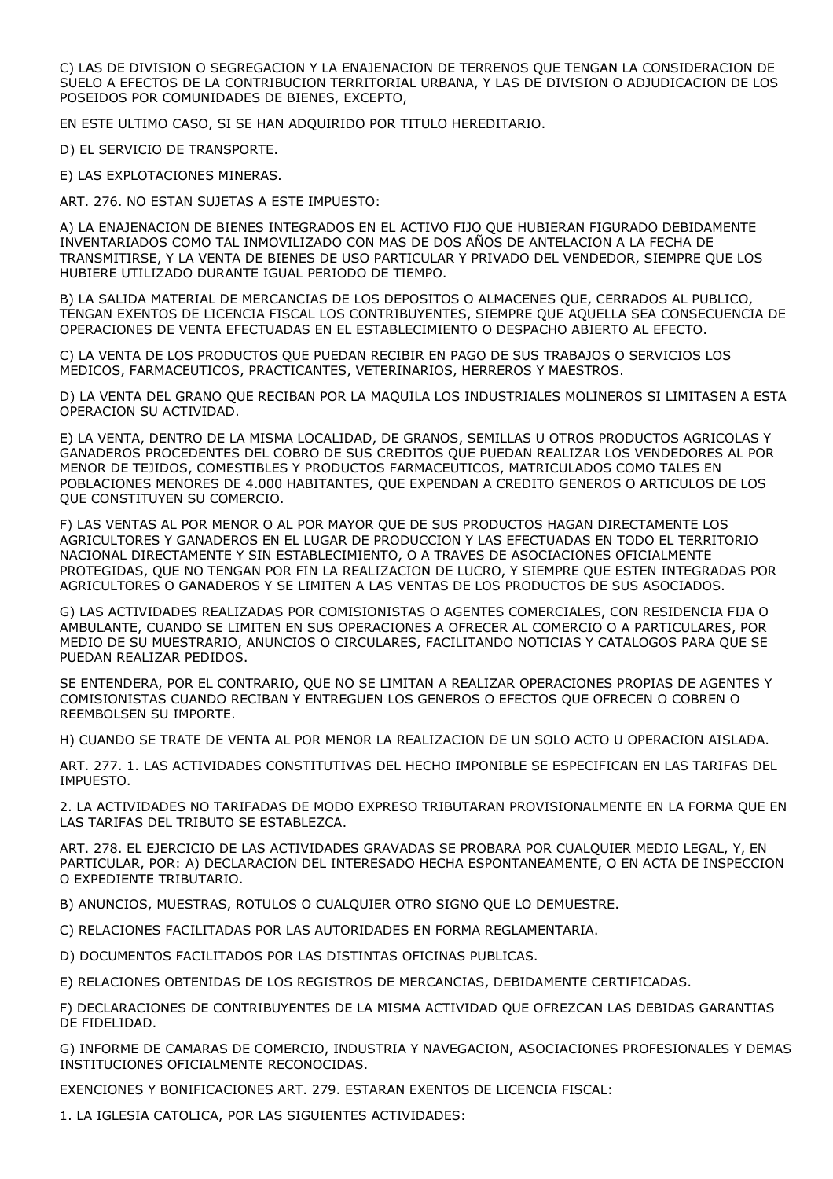C) LAS DE DIVISION O SEGREGACION Y LA ENAJENACION DE TERRENOS QUE TENGAN LA CONSIDERACION DE SUELO A EFECTOS DE LA CONTRIBUCION TERRITORIAL URBANA, Y LAS DE DIVISION O ADJUDICACION DE LOS POSEIDOS POR COMUNIDADES DE BIENES, EXCEPTO,

EN ESTE ULTIMO CASO, SI SE HAN ADQUIRIDO POR TITULO HEREDITARIO.

D) EL SERVICIO DE TRANSPORTE.

E) LAS EXPLOTACIONES MINERAS.

ART. 276. NO ESTAN SUJETAS A ESTE IMPUESTO:

A) LA ENAJENACION DE BIENES INTEGRADOS EN EL ACTIVO FIJO QUE HUBIERAN FIGURADO DEBIDAMENTE INVENTARIADOS COMO TAL INMOVILIZADO CON MAS DE DOS AÑOS DE ANTELACION A LA FECHA DE TRANSMITIRSE, Y LA VENTA DE BIENES DE USO PARTICULAR Y PRIVADO DEL VENDEDOR, SIEMPRE QUE LOS HUBIERE UTILIZADO DURANTE IGUAL PERIODO DE TIEMPO.

B) LA SALIDA MATERIAL DE MERCANCIAS DE LOS DEPOSITOS O ALMACENES QUE, CERRADOS AL PUBLICO, TENGAN EXENTOS DE LICENCIA FISCAL LOS CONTRIBUYENTES, SIEMPRE QUE AQUELLA SEA CONSECUENCIA DE OPERACIONES DE VENTA EFECTUADAS EN EL ESTABLECIMIENTO O DESPACHO ABIERTO AL EFECTO.

C) LA VENTA DE LOS PRODUCTOS QUE PUEDAN RECIBIR EN PAGO DE SUS TRABAJOS O SERVICIOS LOS MEDICOS, FARMACEUTICOS, PRACTICANTES, VETERINARIOS, HERREROS Y MAESTROS.

D) LA VENTA DEL GRANO QUE RECIBAN POR LA MAQUILA LOS INDUSTRIALES MOLINEROS SI LIMITASEN A ESTA OPERACION SU ACTIVIDAD.

E) LA VENTA, DENTRO DE LA MISMA LOCALIDAD, DE GRANOS, SEMILLAS U OTROS PRODUCTOS AGRICOLAS Y GANADEROS PROCEDENTES DEL COBRO DE SUS CREDITOS QUE PUEDAN REALIZAR LOS VENDEDORES AL POR MENOR DE TEJIDOS, COMESTIBLES Y PRODUCTOS FARMACEUTICOS, MATRICULADOS COMO TALES EN POBLACIONES MENORES DE 4.000 HABITANTES, QUE EXPENDAN A CREDITO GENEROS O ARTICULOS DE LOS QUE CONSTITUYEN SU COMERCIO.

F) LAS VENTAS AL POR MENOR O AL POR MAYOR QUE DE SUS PRODUCTOS HAGAN DIRECTAMENTE LOS AGRICULTORES Y GANADEROS EN EL LUGAR DE PRODUCCION Y LAS EFECTUADAS EN TODO EL TERRITORIO NACIONAL DIRECTAMENTE Y SIN ESTABLECIMIENTO, O A TRAVES DE ASOCIACIONES OFICIALMENTE PROTEGIDAS, QUE NO TENGAN POR FIN LA REALIZACION DE LUCRO, Y SIEMPRE QUE ESTEN INTEGRADAS POR AGRICULTORES O GANADEROS Y SE LIMITEN A LAS VENTAS DE LOS PRODUCTOS DE SUS ASOCIADOS.

G) LAS ACTIVIDADES REALIZADAS POR COMISIONISTAS O AGENTES COMERCIALES, CON RESIDENCIA FIJA O AMBULANTE, CUANDO SE LIMITEN EN SUS OPERACIONES A OFRECER AL COMERCIO O A PARTICULARES, POR MEDIO DE SU MUESTRARIO, ANUNCIOS O CIRCULARES, FACILITANDO NOTICIAS Y CATALOGOS PARA QUE SE PUEDAN REALIZAR PEDIDOS.

SE ENTENDERA, POR EL CONTRARIO, QUE NO SE LIMITAN A REALIZAR OPERACIONES PROPIAS DE AGENTES Y COMISIONISTAS CUANDO RECIBAN Y ENTREGUEN LOS GENEROS O EFECTOS QUE OFRECEN O COBREN O REEMBOLSEN SU IMPORTE.

H) CUANDO SE TRATE DE VENTA AL POR MENOR LA REALIZACION DE UN SOLO ACTO U OPERACION AISLADA.

ART. 277. 1. LAS ACTIVIDADES CONSTITUTIVAS DEL HECHO IMPONIBLE SE ESPECIFICAN EN LAS TARIFAS DEL IMPUESTO.

2. LA ACTIVIDADES NO TARIFADAS DE MODO EXPRESO TRIBUTARAN PROVISIONALMENTE EN LA FORMA QUE EN LAS TARIFAS DEL TRIBUTO SE ESTABLEZCA.

ART. 278. EL EJERCICIO DE LAS ACTIVIDADES GRAVADAS SE PROBARA POR CUALQUIER MEDIO LEGAL, Y, EN PARTICULAR, POR: A) DECLARACION DEL INTERESADO HECHA ESPONTANEAMENTE, O EN ACTA DE INSPECCION O EXPEDIENTE TRIBUTARIO.

B) ANUNCIOS, MUESTRAS, ROTULOS O CUALQUIER OTRO SIGNO QUE LO DEMUESTRE.

C) RELACIONES FACILITADAS POR LAS AUTORIDADES EN FORMA REGLAMENTARIA.

D) DOCUMENTOS FACILITADOS POR LAS DISTINTAS OFICINAS PUBLICAS.

E) RELACIONES OBTENIDAS DE LOS REGISTROS DE MERCANCIAS, DEBIDAMENTE CERTIFICADAS.

F) DECLARACIONES DE CONTRIBUYENTES DE LA MISMA ACTIVIDAD QUE OFREZCAN LAS DEBIDAS GARANTIAS DE FIDELIDAD.

G) INFORME DE CAMARAS DE COMERCIO, INDUSTRIA Y NAVEGACION, ASOCIACIONES PROFESIONALES Y DEMAS INSTITUCIONES OFICIALMENTE RECONOCIDAS.

EXENCIONES Y BONIFICACIONES ART. 279. ESTARAN EXENTOS DE LICENCIA FISCAL:

1. LA IGLESIA CATOLICA, POR LAS SIGUIENTES ACTIVIDADES: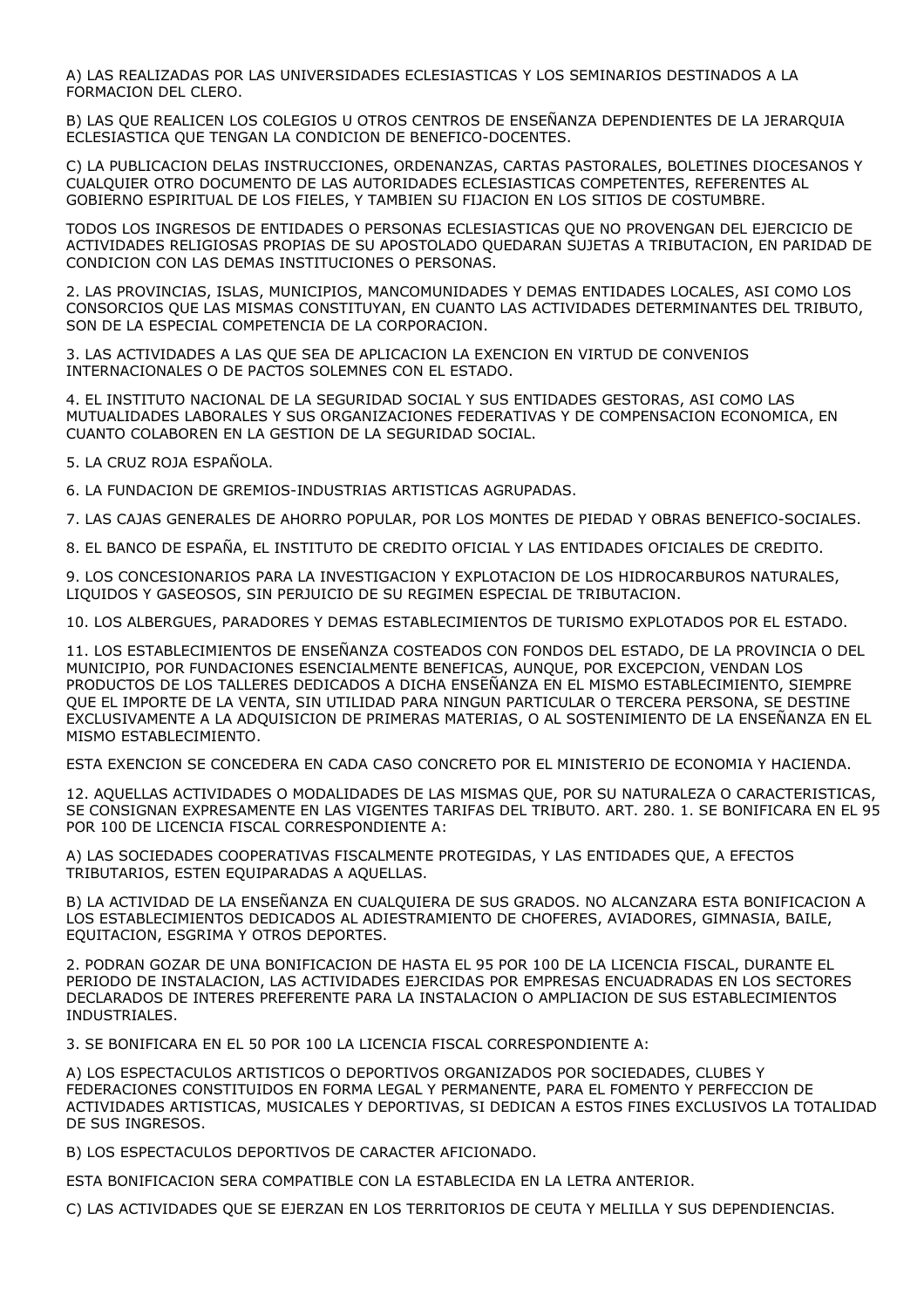A) LAS REALIZADAS POR LAS UNIVERSIDADES ECLESIASTICAS Y LOS SEMINARIOS DESTINADOS A LA FORMACION DEL CLERO.

B) LAS QUE REALICEN LOS COLEGIOS U OTROS CENTROS DE ENSEÑANZA DEPENDIENTES DE LA JERARQUIA ECLESIASTICA QUE TENGAN LA CONDICION DE BENEFICO-DOCENTES.

C) LA PUBLICACION DELAS INSTRUCCIONES, ORDENANZAS, CARTAS PASTORALES, BOLETINES DIOCESANOS Y CUALQUIER OTRO DOCUMENTO DE LAS AUTORIDADES ECLESIASTICAS COMPETENTES, REFERENTES AL GOBIERNO ESPIRITUAL DE LOS FIELES, Y TAMBIEN SU FIJACION EN LOS SITIOS DE COSTUMBRE.

TODOS LOS INGRESOS DE ENTIDADES O PERSONAS ECLESIASTICAS QUE NO PROVENGAN DEL EJERCICIO DE ACTIVIDADES RELIGIOSAS PROPIAS DE SU APOSTOLADO QUEDARAN SUJETAS A TRIBUTACION, EN PARIDAD DE CONDICION CON LAS DEMAS INSTITUCIONES O PERSONAS.

2. LAS PROVINCIAS, ISLAS, MUNICIPIOS, MANCOMUNIDADES Y DEMAS ENTIDADES LOCALES, ASI COMO LOS CONSORCIOS QUE LAS MISMAS CONSTITUYAN, EN CUANTO LAS ACTIVIDADES DETERMINANTES DEL TRIBUTO, SON DE LA ESPECIAL COMPETENCIA DE LA CORPORACION.

3. LAS ACTIVIDADES A LAS QUE SEA DE APLICACION LA EXENCION EN VIRTUD DE CONVENIOS INTERNACIONALES O DE PACTOS SOLEMNES CON EL ESTADO.

4. EL INSTITUTO NACIONAL DE LA SEGURIDAD SOCIAL Y SUS ENTIDADES GESTORAS, ASI COMO LAS MUTUALIDADES LABORALES Y SUS ORGANIZACIONES FEDERATIVAS Y DE COMPENSACION ECONOMICA, EN CUANTO COLABOREN EN LA GESTION DE LA SEGURIDAD SOCIAL.

5. LA CRUZ ROJA ESPAÑOLA.

6. LA FUNDACION DE GREMIOS-INDUSTRIAS ARTISTICAS AGRUPADAS.

7. LAS CAJAS GENERALES DE AHORRO POPULAR, POR LOS MONTES DE PIEDAD Y OBRAS BENEFICO-SOCIALES.

8. EL BANCO DE ESPAÑA, EL INSTITUTO DE CREDITO OFICIAL Y LAS ENTIDADES OFICIALES DE CREDITO.

9. LOS CONCESIONARIOS PARA LA INVESTIGACION Y EXPLOTACION DE LOS HIDROCARBUROS NATURALES, LIQUIDOS Y GASEOSOS, SIN PERJUICIO DE SU REGIMEN ESPECIAL DE TRIBUTACION.

10. LOS ALBERGUES, PARADORES Y DEMAS ESTABLECIMIENTOS DE TURISMO EXPLOTADOS POR EL ESTADO.

11. LOS ESTABLECIMIENTOS DE ENSEÑANZA COSTEADOS CON FONDOS DEL ESTADO, DE LA PROVINCIA O DEL MUNICIPIO, POR FUNDACIONES ESENCIALMENTE BENEFICAS, AUNQUE, POR EXCEPCION, VENDAN LOS PRODUCTOS DE LOS TALLERES DEDICADOS A DICHA ENSEÑANZA EN EL MISMO ESTABLECIMIENTO, SIEMPRE QUE EL IMPORTE DE LA VENTA, SIN UTILIDAD PARA NINGUN PARTICULAR O TERCERA PERSONA, SE DESTINE EXCLUSIVAMENTE A LA ADQUISICION DE PRIMERAS MATERIAS, O AL SOSTENIMIENTO DE LA ENSEÑANZA EN EL MISMO ESTABLECIMIENTO.

ESTA EXENCION SE CONCEDERA EN CADA CASO CONCRETO POR EL MINISTERIO DE ECONOMIA Y HACIENDA.

12. AQUELLAS ACTIVIDADES O MODALIDADES DE LAS MISMAS QUE, POR SU NATURALEZA O CARACTERISTICAS, SE CONSIGNAN EXPRESAMENTE EN LAS VIGENTES TARIFAS DEL TRIBUTO. ART. 280. 1. SE BONIFICARA EN EL 95 POR 100 DE LICENCIA FISCAL CORRESPONDIENTE A:

A) LAS SOCIEDADES COOPERATIVAS FISCALMENTE PROTEGIDAS, Y LAS ENTIDADES QUE, A EFECTOS TRIBUTARIOS, ESTEN EQUIPARADAS A AQUELLAS.

B) LA ACTIVIDAD DE LA ENSEÑANZA EN CUALQUIERA DE SUS GRADOS. NO ALCANZARA ESTA BONIFICACION A LOS ESTABLECIMIENTOS DEDICADOS AL ADIESTRAMIENTO DE CHOFERES, AVIADORES, GIMNASIA, BAILE, EQUITACION, ESGRIMA Y OTROS DEPORTES.

2. PODRAN GOZAR DE UNA BONIFICACION DE HASTA EL 95 POR 100 DE LA LICENCIA FISCAL, DURANTE EL PERIODO DE INSTALACION, LAS ACTIVIDADES EJERCIDAS POR EMPRESAS ENCUADRADAS EN LOS SECTORES DECLARADOS DE INTERES PREFERENTE PARA LA INSTALACION O AMPLIACION DE SUS ESTABLECIMIENTOS INDUSTRIALES.

3. SE BONIFICARA EN EL 50 POR 100 LA LICENCIA FISCAL CORRESPONDIENTE A:

A) LOS ESPECTACULOS ARTISTICOS O DEPORTIVOS ORGANIZADOS POR SOCIEDADES, CLUBES Y FEDERACIONES CONSTITUIDOS EN FORMA LEGAL Y PERMANENTE, PARA EL FOMENTO Y PERFECCION DE ACTIVIDADES ARTISTICAS, MUSICALES Y DEPORTIVAS, SI DEDICAN A ESTOS FINES EXCLUSIVOS LA TOTALIDAD DE SUS INGRESOS.

B) LOS ESPECTACULOS DEPORTIVOS DE CARACTER AFICIONADO.

ESTA BONIFICACION SERA COMPATIBLE CON LA ESTABLECIDA EN LA LETRA ANTERIOR.

C) LAS ACTIVIDADES QUE SE EJERZAN EN LOS TERRITORIOS DE CEUTA Y MELILLA Y SUS DEPENDIENCIAS.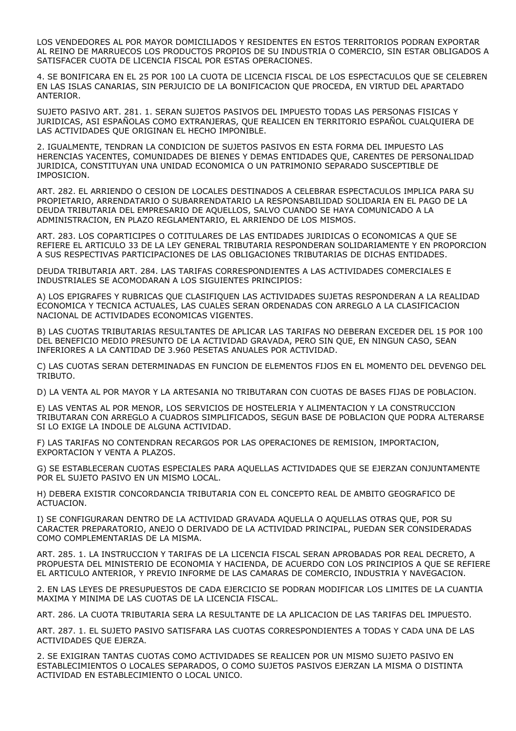LOS VENDEDORES AL POR MAYOR DOMICILIADOS Y RESIDENTES EN ESTOS TERRITORIOS PODRAN EXPORTAR AL REINO DE MARRUECOS LOS PRODUCTOS PROPIOS DE SU INDUSTRIA O COMERCIO, SIN ESTAR OBLIGADOS A SATISFACER CUOTA DE LICENCIA FISCAL POR ESTAS OPERACIONES.

4. SE BONIFICARA EN EL 25 POR 100 LA CUOTA DE LICENCIA FISCAL DE LOS ESPECTACULOS QUE SE CELEBREN EN LAS ISLAS CANARIAS, SIN PERJUICIO DE LA BONIFICACION QUE PROCEDA, EN VIRTUD DEL APARTADO ANTERIOR.

SUJETO PASIVO ART. 281. 1. SERAN SUJETOS PASIVOS DEL IMPUESTO TODAS LAS PERSONAS FISICAS Y JURIDICAS, ASI ESPAÑOLAS COMO EXTRANJERAS, QUE REALICEN EN TERRITORIO ESPAÑOL CUALQUIERA DE LAS ACTIVIDADES QUE ORIGINAN EL HECHO IMPONIBLE.

2. IGUALMENTE, TENDRAN LA CONDICION DE SUJETOS PASIVOS EN ESTA FORMA DEL IMPUESTO LAS HERENCIAS YACENTES, COMUNIDADES DE BIENES Y DEMAS ENTIDADES QUE, CARENTES DE PERSONALIDAD JURIDICA, CONSTITUYAN UNA UNIDAD ECONOMICA O UN PATRIMONIO SEPARADO SUSCEPTIBLE DE IMPOSICION.

ART. 282. EL ARRIENDO O CESION DE LOCALES DESTINADOS A CELEBRAR ESPECTACULOS IMPLICA PARA SU PROPIETARIO, ARRENDATARIO O SUBARRENDATARIO LA RESPONSABILIDAD SOLIDARIA EN EL PAGO DE LA DEUDA TRIBUTARIA DEL EMPRESARIO DE AQUELLOS, SALVO CUANDO SE HAYA COMUNICADO A LA ADMINISTRACION, EN PLAZO REGLAMENTARIO, EL ARRIENDO DE LOS MISMOS.

ART. 283. LOS COPARTICIPES O COTITULARES DE LAS ENTIDADES JURIDICAS O ECONOMICAS A QUE SE REFIERE EL ARTICULO 33 DE LA LEY GENERAL TRIBUTARIA RESPONDERAN SOLIDARIAMENTE Y EN PROPORCION A SUS RESPECTIVAS PARTICIPACIONES DE LAS OBLIGACIONES TRIBUTARIAS DE DICHAS ENTIDADES.

DEUDA TRIBUTARIA ART. 284. LAS TARIFAS CORRESPONDIENTES A LAS ACTIVIDADES COMERCIALES E INDUSTRIALES SE ACOMODARAN A LOS SIGUIENTES PRINCIPIOS:

A) LOS EPIGRAFES Y RUBRICAS QUE CLASIFIQUEN LAS ACTIVIDADES SUJETAS RESPONDERAN A LA REALIDAD ECONOMICA Y TECNICA ACTUALES, LAS CUALES SERAN ORDENADAS CON ARREGLO A LA CLASIFICACION NACIONAL DE ACTIVIDADES ECONOMICAS VIGENTES.

B) LAS CUOTAS TRIBUTARIAS RESULTANTES DE APLICAR LAS TARIFAS NO DEBERAN EXCEDER DEL 15 POR 100 DEL BENEFICIO MEDIO PRESUNTO DE LA ACTIVIDAD GRAVADA, PERO SIN QUE, EN NINGUN CASO, SEAN INFERIORES A LA CANTIDAD DE 3.960 PESETAS ANUALES POR ACTIVIDAD.

C) LAS CUOTAS SERAN DETERMINADAS EN FUNCION DE ELEMENTOS FIJOS EN EL MOMENTO DEL DEVENGO DEL TRIBUTO.

D) LA VENTA AL POR MAYOR Y LA ARTESANIA NO TRIBUTARAN CON CUOTAS DE BASES FIJAS DE POBLACION.

E) LAS VENTAS AL POR MENOR, LOS SERVICIOS DE HOSTELERIA Y ALIMENTACION Y LA CONSTRUCCION TRIBUTARAN CON ARREGLO A CUADROS SIMPLIFICADOS, SEGUN BASE DE POBLACION QUE PODRA ALTERARSE SI LO EXIGE LA INDOLE DE ALGUNA ACTIVIDAD.

F) LAS TARIFAS NO CONTENDRAN RECARGOS POR LAS OPERACIONES DE REMISION, IMPORTACION, EXPORTACION Y VENTA A PLAZOS.

G) SE ESTABLECERAN CUOTAS ESPECIALES PARA AQUELLAS ACTIVIDADES QUE SE EJERZAN CONJUNTAMENTE POR EL SUJETO PASIVO EN UN MISMO LOCAL.

H) DEBERA EXISTIR CONCORDANCIA TRIBUTARIA CON EL CONCEPTO REAL DE AMBITO GEOGRAFICO DE ACTUACION.

I) SE CONFIGURARAN DENTRO DE LA ACTIVIDAD GRAVADA AQUELLA O AQUELLAS OTRAS QUE, POR SU CARACTER PREPARATORIO, ANEJO O DERIVADO DE LA ACTIVIDAD PRINCIPAL, PUEDAN SER CONSIDERADAS COMO COMPLEMENTARIAS DE LA MISMA.

ART. 285. 1. LA INSTRUCCION Y TARIFAS DE LA LICENCIA FISCAL SERAN APROBADAS POR REAL DECRETO, A PROPUESTA DEL MINISTERIO DE ECONOMIA Y HACIENDA, DE ACUERDO CON LOS PRINCIPIOS A QUE SE REFIERE EL ARTICULO ANTERIOR, Y PREVIO INFORME DE LAS CAMARAS DE COMERCIO, INDUSTRIA Y NAVEGACION.

2. EN LAS LEYES DE PRESUPUESTOS DE CADA EJERCICIO SE PODRAN MODIFICAR LOS LIMITES DE LA CUANTIA MAXIMA Y MINIMA DE LAS CUOTAS DE LA LICENCIA FISCAL.

ART. 286. LA CUOTA TRIBUTARIA SERA LA RESULTANTE DE LA APLICACION DE LAS TARIFAS DEL IMPUESTO.

ART. 287. 1. EL SUJETO PASIVO SATISFARA LAS CUOTAS CORRESPONDIENTES A TODAS Y CADA UNA DE LAS ACTIVIDADES QUE EJERZA.

2. SE EXIGIRAN TANTAS CUOTAS COMO ACTIVIDADES SE REALICEN POR UN MISMO SUJETO PASIVO EN ESTABLECIMIENTOS O LOCALES SEPARADOS, O COMO SUJETOS PASIVOS EJERZAN LA MISMA O DISTINTA ACTIVIDAD EN ESTABLECIMIENTO O LOCAL UNICO.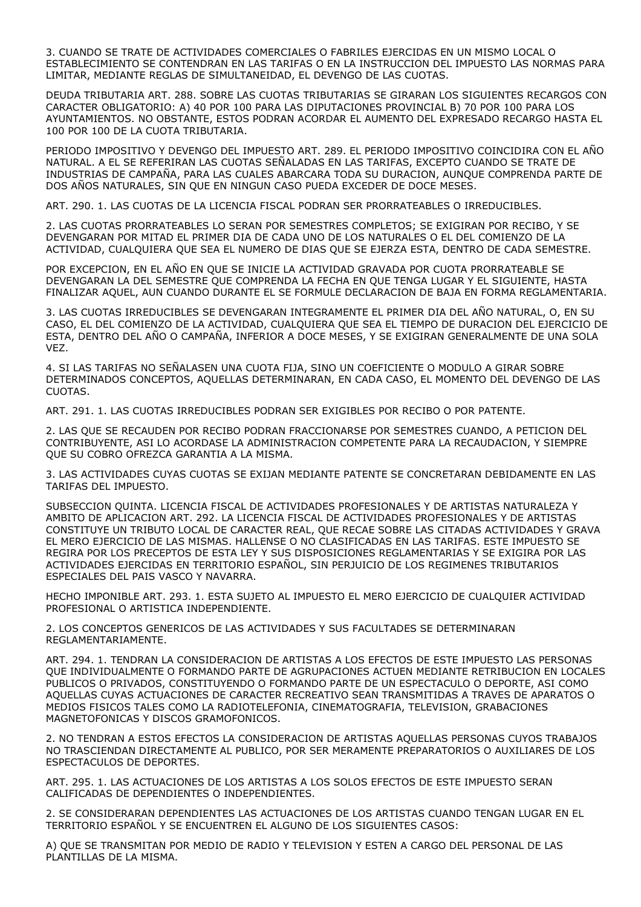3. CUANDO SE TRATE DE ACTIVIDADES COMERCIALES O FABRILES EJERCIDAS EN UN MISMO LOCAL O ESTABLECIMIENTO SE CONTENDRAN EN LAS TARIFAS O EN LA INSTRUCCION DEL IMPUESTO LAS NORMAS PARA LIMITAR, MEDIANTE REGLAS DE SIMULTANEIDAD, EL DEVENGO DE LAS CUOTAS.

DEUDA TRIBUTARIA ART. 288. SOBRE LAS CUOTAS TRIBUTARIAS SE GIRARAN LOS SIGUIENTES RECARGOS CON CARACTER OBLIGATORIO: A) 40 POR 100 PARA LAS DIPUTACIONES PROVINCIAL B) 70 POR 100 PARA LOS AYUNTAMIENTOS. NO OBSTANTE, ESTOS PODRAN ACORDAR EL AUMENTO DEL EXPRESADO RECARGO HASTA EL 100 POR 100 DE LA CUOTA TRIBUTARIA.

PERIODO IMPOSITIVO Y DEVENGO DEL IMPUESTO ART. 289. EL PERIODO IMPOSITIVO COINCIDIRA CON EL AÑO NATURAL. A EL SE REFERIRAN LAS CUOTAS SEÑALADAS EN LAS TARIFAS, EXCEPTO CUANDO SE TRATE DE INDUSTRIAS DE CAMPAÑA, PARA LAS CUALES ABARCARA TODA SU DURACION, AUNQUE COMPRENDA PARTE DE DOS AÑOS NATURALES, SIN QUE EN NINGUN CASO PUEDA EXCEDER DE DOCE MESES.

ART. 290. 1. LAS CUOTAS DE LA LICENCIA FISCAL PODRAN SER PRORRATEABLES O IRREDUCIBLES.

2. LAS CUOTAS PRORRATEABLES LO SERAN POR SEMESTRES COMPLETOS; SE EXIGIRAN POR RECIBO, Y SE DEVENGARAN POR MITAD EL PRIMER DIA DE CADA UNO DE LOS NATURALES O EL DEL COMIENZO DE LA ACTIVIDAD, CUALQUIERA QUE SEA EL NUMERO DE DIAS QUE SE EJERZA ESTA, DENTRO DE CADA SEMESTRE.

POR EXCEPCION, EN EL AÑO EN QUE SE INICIE LA ACTIVIDAD GRAVADA POR CUOTA PRORRATEABLE SE DEVENGARAN LA DEL SEMESTRE QUE COMPRENDA LA FECHA EN QUE TENGA LUGAR Y EL SIGUIENTE, HASTA FINALIZAR AQUEL, AUN CUANDO DURANTE EL SE FORMULE DECLARACION DE BAJA EN FORMA REGLAMENTARIA.

3. LAS CUOTAS IRREDUCIBLES SE DEVENGARAN INTEGRAMENTE EL PRIMER DIA DEL AÑO NATURAL, O, EN SU CASO, EL DEL COMIENZO DE LA ACTIVIDAD, CUALQUIERA QUE SEA EL TIEMPO DE DURACION DEL EJERCICIO DE ESTA, DENTRO DEL AÑO O CAMPAÑA, INFERIOR A DOCE MESES, Y SE EXIGIRAN GENERALMENTE DE UNA SOLA VEZ.

4. SI LAS TARIFAS NO SEÑALASEN UNA CUOTA FIJA, SINO UN COEFICIENTE O MODULO A GIRAR SOBRE DETERMINADOS CONCEPTOS, AQUELLAS DETERMINARAN, EN CADA CASO, EL MOMENTO DEL DEVENGO DE LAS CUOTAS.

ART. 291. 1. LAS CUOTAS IRREDUCIBLES PODRAN SER EXIGIBLES POR RECIBO O POR PATENTE.

2. LAS QUE SE RECAUDEN POR RECIBO PODRAN FRACCIONARSE POR SEMESTRES CUANDO, A PETICION DEL CONTRIBUYENTE, ASI LO ACORDASE LA ADMINISTRACION COMPETENTE PARA LA RECAUDACION, Y SIEMPRE QUE SU COBRO OFREZCA GARANTIA A LA MISMA.

3. LAS ACTIVIDADES CUYAS CUOTAS SE EXIJAN MEDIANTE PATENTE SE CONCRETARAN DEBIDAMENTE EN LAS TARIFAS DEL IMPUESTO.

SUBSECCION QUINTA. LICENCIA FISCAL DE ACTIVIDADES PROFESIONALES Y DE ARTISTAS NATURALEZA Y AMBITO DE APLICACION ART. 292. LA LICENCIA FISCAL DE ACTIVIDADES PROFESIONALES Y DE ARTISTAS CONSTITUYE UN TRIBUTO LOCAL DE CARACTER REAL, QUE RECAE SOBRE LAS CITADAS ACTIVIDADES Y GRAVA EL MERO EJERCICIO DE LAS MISMAS. HALLENSE O NO CLASIFICADAS EN LAS TARIFAS. ESTE IMPUESTO SE REGIRA POR LOS PRECEPTOS DE ESTA LEY Y SUS DISPOSICIONES REGLAMENTARIAS Y SE EXIGIRA POR LAS ACTIVIDADES EJERCIDAS EN TERRITORIO ESPAÑOL, SIN PERJUICIO DE LOS REGIMENES TRIBUTARIOS ESPECIALES DEL PAIS VASCO Y NAVARRA.

HECHO IMPONIBLE ART. 293. 1. ESTA SUJETO AL IMPUESTO EL MERO EJERCICIO DE CUALQUIER ACTIVIDAD PROFESIONAL O ARTISTICA INDEPENDIENTE.

2. LOS CONCEPTOS GENERICOS DE LAS ACTIVIDADES Y SUS FACULTADES SE DETERMINARAN REGLAMENTARIAMENTE.

ART. 294. 1. TENDRAN LA CONSIDERACION DE ARTISTAS A LOS EFECTOS DE ESTE IMPUESTO LAS PERSONAS QUE INDIVIDUALMENTE O FORMANDO PARTE DE AGRUPACIONES ACTUEN MEDIANTE RETRIBUCION EN LOCALES PUBLICOS O PRIVADOS, CONSTITUYENDO O FORMANDO PARTE DE UN ESPECTACULO O DEPORTE, ASI COMO AQUELLAS CUYAS ACTUACIONES DE CARACTER RECREATIVO SEAN TRANSMITIDAS A TRAVES DE APARATOS O MEDIOS FISICOS TALES COMO LA RADIOTELEFONIA, CINEMATOGRAFIA, TELEVISION, GRABACIONES MAGNETOFONICAS Y DISCOS GRAMOFONICOS.

2. NO TENDRAN A ESTOS EFECTOS LA CONSIDERACION DE ARTISTAS AQUELLAS PERSONAS CUYOS TRABAJOS NO TRASCIENDAN DIRECTAMENTE AL PUBLICO, POR SER MERAMENTE PREPARATORIOS O AUXILIARES DE LOS ESPECTACULOS DE DEPORTES.

ART. 295. 1. LAS ACTUACIONES DE LOS ARTISTAS A LOS SOLOS EFECTOS DE ESTE IMPUESTO SERAN CALIFICADAS DE DEPENDIENTES O INDEPENDIENTES.

2. SE CONSIDERARAN DEPENDIENTES LAS ACTUACIONES DE LOS ARTISTAS CUANDO TENGAN LUGAR EN EL TERRITORIO ESPAÑOL Y SE ENCUENTREN EL ALGUNO DE LOS SIGUIENTES CASOS:

A) QUE SE TRANSMITAN POR MEDIO DE RADIO Y TELEVISION Y ESTEN A CARGO DEL PERSONAL DE LAS PLANTILLAS DE LA MISMA.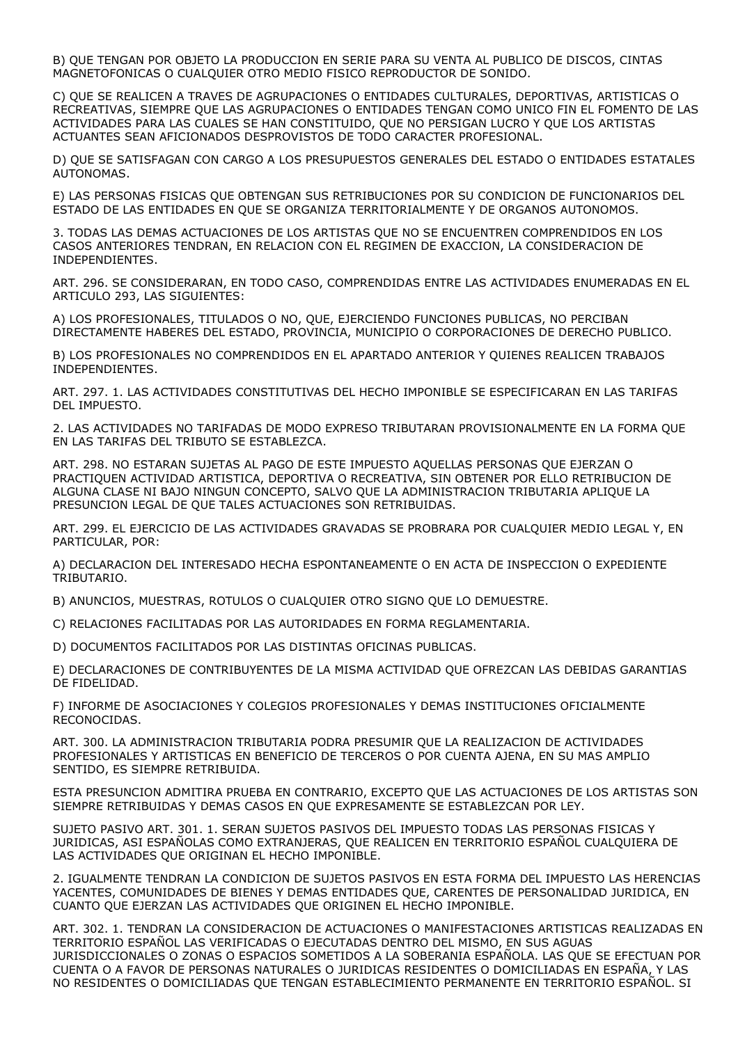B) QUE TENGAN POR OBJETO LA PRODUCCION EN SERIE PARA SU VENTA AL PUBLICO DE DISCOS, CINTAS MAGNETOFONICAS O CUALQUIER OTRO MEDIO FISICO REPRODUCTOR DE SONIDO.

C) QUE SE REALICEN A TRAVES DE AGRUPACIONES O ENTIDADES CULTURALES, DEPORTIVAS, ARTISTICAS O RECREATIVAS, SIEMPRE QUE LAS AGRUPACIONES O ENTIDADES TENGAN COMO UNICO FIN EL FOMENTO DE LAS ACTIVIDADES PARA LAS CUALES SE HAN CONSTITUIDO, QUE NO PERSIGAN LUCRO Y QUE LOS ARTISTAS ACTUANTES SEAN AFICIONADOS DESPROVISTOS DE TODO CARACTER PROFESIONAL.

D) QUE SE SATISFAGAN CON CARGO A LOS PRESUPUESTOS GENERALES DEL ESTADO O ENTIDADES ESTATALES AUTONOMAS.

E) LAS PERSONAS FISICAS QUE OBTENGAN SUS RETRIBUCIONES POR SU CONDICION DE FUNCIONARIOS DEL ESTADO DE LAS ENTIDADES EN QUE SE ORGANIZA TERRITORIALMENTE Y DE ORGANOS AUTONOMOS.

3. TODAS LAS DEMAS ACTUACIONES DE LOS ARTISTAS QUE NO SE ENCUENTREN COMPRENDIDOS EN LOS CASOS ANTERIORES TENDRAN, EN RELACION CON EL REGIMEN DE EXACCION, LA CONSIDERACION DE INDEPENDIENTES.

ART. 296. SE CONSIDERARAN, EN TODO CASO, COMPRENDIDAS ENTRE LAS ACTIVIDADES ENUMERADAS EN EL ARTICULO 293, LAS SIGUIENTES:

A) LOS PROFESIONALES, TITULADOS O NO, QUE, EJERCIENDO FUNCIONES PUBLICAS, NO PERCIBAN DIRECTAMENTE HABERES DEL ESTADO, PROVINCIA, MUNICIPIO O CORPORACIONES DE DERECHO PUBLICO.

B) LOS PROFESIONALES NO COMPRENDIDOS EN EL APARTADO ANTERIOR Y QUIENES REALICEN TRABAJOS INDEPENDIENTES.

ART. 297. 1. LAS ACTIVIDADES CONSTITUTIVAS DEL HECHO IMPONIBLE SE ESPECIFICARAN EN LAS TARIFAS DEL IMPUESTO.

2. LAS ACTIVIDADES NO TARIFADAS DE MODO EXPRESO TRIBUTARAN PROVISIONALMENTE EN LA FORMA QUE EN LAS TARIFAS DEL TRIBUTO SE ESTABLEZCA.

ART. 298. NO ESTARAN SUJETAS AL PAGO DE ESTE IMPUESTO AQUELLAS PERSONAS QUE EJERZAN O PRACTIQUEN ACTIVIDAD ARTISTICA, DEPORTIVA O RECREATIVA, SIN OBTENER POR ELLO RETRIBUCION DE ALGUNA CLASE NI BAJO NINGUN CONCEPTO, SALVO QUE LA ADMINISTRACION TRIBUTARIA APLIQUE LA PRESUNCION LEGAL DE QUE TALES ACTUACIONES SON RETRIBUIDAS.

ART. 299. EL EJERCICIO DE LAS ACTIVIDADES GRAVADAS SE PROBRARA POR CUALQUIER MEDIO LEGAL Y, EN PARTICULAR, POR:

A) DECLARACION DEL INTERESADO HECHA ESPONTANEAMENTE O EN ACTA DE INSPECCION O EXPEDIENTE TRIBUTARIO.

B) ANUNCIOS, MUESTRAS, ROTULOS O CUALQUIER OTRO SIGNO QUE LO DEMUESTRE.

C) RELACIONES FACILITADAS POR LAS AUTORIDADES EN FORMA REGLAMENTARIA.

D) DOCUMENTOS FACILITADOS POR LAS DISTINTAS OFICINAS PUBLICAS.

E) DECLARACIONES DE CONTRIBUYENTES DE LA MISMA ACTIVIDAD QUE OFREZCAN LAS DEBIDAS GARANTIAS DE FIDELIDAD.

F) INFORME DE ASOCIACIONES Y COLEGIOS PROFESIONALES Y DEMAS INSTITUCIONES OFICIALMENTE RECONOCIDAS.

ART. 300. LA ADMINISTRACION TRIBUTARIA PODRA PRESUMIR QUE LA REALIZACION DE ACTIVIDADES PROFESIONALES Y ARTISTICAS EN BENEFICIO DE TERCEROS O POR CUENTA AJENA, EN SU MAS AMPLIO SENTIDO, ES SIEMPRE RETRIBUIDA.

ESTA PRESUNCION ADMITIRA PRUEBA EN CONTRARIO, EXCEPTO QUE LAS ACTUACIONES DE LOS ARTISTAS SON SIEMPRE RETRIBUIDAS Y DEMAS CASOS EN QUE EXPRESAMENTE SE ESTABLEZCAN POR LEY.

SUJETO PASIVO ART. 301. 1. SERAN SUJETOS PASIVOS DEL IMPUESTO TODAS LAS PERSONAS FISICAS Y JURIDICAS, ASI ESPAÑOLAS COMO EXTRANJERAS, QUE REALICEN EN TERRITORIO ESPAÑOL CUALQUIERA DE LAS ACTIVIDADES QUE ORIGINAN EL HECHO IMPONIBLE.

2. IGUALMENTE TENDRAN LA CONDICION DE SUJETOS PASIVOS EN ESTA FORMA DEL IMPUESTO LAS HERENCIAS YACENTES, COMUNIDADES DE BIENES Y DEMAS ENTIDADES QUE, CARENTES DE PERSONALIDAD JURIDICA, EN CUANTO QUE EJERZAN LAS ACTIVIDADES QUE ORIGINEN EL HECHO IMPONIBLE.

ART. 302. 1. TENDRAN LA CONSIDERACION DE ACTUACIONES O MANIFESTACIONES ARTISTICAS REALIZADAS EN TERRITORIO ESPAÑOL LAS VERIFICADAS O EJECUTADAS DENTRO DEL MISMO, EN SUS AGUAS JURISDICCIONALES O ZONAS O ESPACIOS SOMETIDOS A LA SOBERANIA ESPAÑOLA. LAS QUE SE EFECTUAN POR CUENTA O A FAVOR DE PERSONAS NATURALES O JURIDICAS RESIDENTES O DOMICILIADAS EN ESPAÑA, Y LAS NO RESIDENTES O DOMICILIADAS QUE TENGAN ESTABLECIMIENTO PERMANENTE EN TERRITORIO ESPAÑOL. SI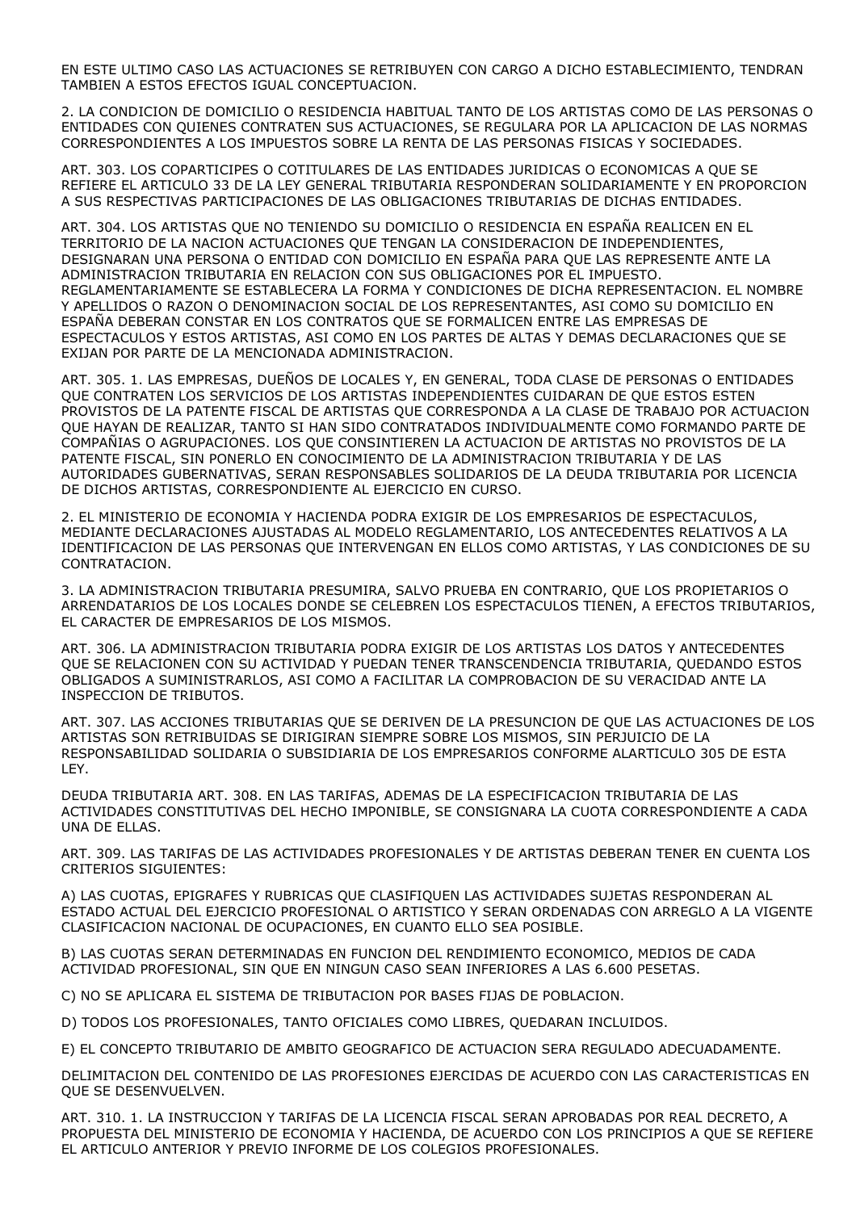EN ESTE ULTIMO CASO LAS ACTUACIONES SE RETRIBUYEN CON CARGO A DICHO ESTABLECIMIENTO, TENDRAN TAMBIEN A ESTOS EFECTOS IGUAL CONCEPTUACION.

2. LA CONDICION DE DOMICILIO O RESIDENCIA HABITUAL TANTO DE LOS ARTISTAS COMO DE LAS PERSONAS O ENTIDADES CON QUIENES CONTRATEN SUS ACTUACIONES, SE REGULARA POR LA APLICACION DE LAS NORMAS CORRESPONDIENTES A LOS IMPUESTOS SOBRE LA RENTA DE LAS PERSONAS FISICAS Y SOCIEDADES.

ART. 303. LOS COPARTICIPES O COTITULARES DE LAS ENTIDADES JURIDICAS O ECONOMICAS A QUE SE REFIERE EL ARTICULO 33 DE LA LEY GENERAL TRIBUTARIA RESPONDERAN SOLIDARIAMENTE Y EN PROPORCION A SUS RESPECTIVAS PARTICIPACIONES DE LAS OBLIGACIONES TRIBUTARIAS DE DICHAS ENTIDADES.

ART. 304. LOS ARTISTAS QUE NO TENIENDO SU DOMICILIO O RESIDENCIA EN ESPAÑA REALICEN EN EL TERRITORIO DE LA NACION ACTUACIONES QUE TENGAN LA CONSIDERACION DE INDEPENDIENTES, DESIGNARAN UNA PERSONA O ENTIDAD CON DOMICILIO EN ESPAÑA PARA QUE LAS REPRESENTE ANTE LA ADMINISTRACION TRIBUTARIA EN RELACION CON SUS OBLIGACIONES POR EL IMPUESTO. REGLAMENTARIAMENTE SE ESTABLECERA LA FORMA Y CONDICIONES DE DICHA REPRESENTACION. EL NOMBRE Y APELLIDOS O RAZON O DENOMINACION SOCIAL DE LOS REPRESENTANTES, ASI COMO SU DOMICILIO EN ESPAÑA DEBERAN CONSTAR EN LOS CONTRATOS QUE SE FORMALICEN ENTRE LAS EMPRESAS DE ESPECTACULOS Y ESTOS ARTISTAS, ASI COMO EN LOS PARTES DE ALTAS Y DEMAS DECLARACIONES QUE SE EXIJAN POR PARTE DE LA MENCIONADA ADMINISTRACION.

ART. 305. 1. LAS EMPRESAS, DUEÑOS DE LOCALES Y, EN GENERAL, TODA CLASE DE PERSONAS O ENTIDADES QUE CONTRATEN LOS SERVICIOS DE LOS ARTISTAS INDEPENDIENTES CUIDARAN DE QUE ESTOS ESTEN PROVISTOS DE LA PATENTE FISCAL DE ARTISTAS QUE CORRESPONDA A LA CLASE DE TRABAJO POR ACTUACION QUE HAYAN DE REALIZAR, TANTO SI HAN SIDO CONTRATADOS INDIVIDUALMENTE COMO FORMANDO PARTE DE COMPAÑIAS O AGRUPACIONES. LOS QUE CONSINTIEREN LA ACTUACION DE ARTISTAS NO PROVISTOS DE LA PATENTE FISCAL, SIN PONERLO EN CONOCIMIENTO DE LA ADMINISTRACION TRIBUTARIA Y DE LAS AUTORIDADES GUBERNATIVAS, SERAN RESPONSABLES SOLIDARIOS DE LA DEUDA TRIBUTARIA POR LICENCIA DE DICHOS ARTISTAS, CORRESPONDIENTE AL EJERCICIO EN CURSO.

2. EL MINISTERIO DE ECONOMIA Y HACIENDA PODRA EXIGIR DE LOS EMPRESARIOS DE ESPECTACULOS, MEDIANTE DECLARACIONES AJUSTADAS AL MODELO REGLAMENTARIO, LOS ANTECEDENTES RELATIVOS A LA IDENTIFICACION DE LAS PERSONAS QUE INTERVENGAN EN ELLOS COMO ARTISTAS, Y LAS CONDICIONES DE SU CONTRATACION.

3. LA ADMINISTRACION TRIBUTARIA PRESUMIRA, SALVO PRUEBA EN CONTRARIO, QUE LOS PROPIETARIOS O ARRENDATARIOS DE LOS LOCALES DONDE SE CELEBREN LOS ESPECTACULOS TIENEN, A EFECTOS TRIBUTARIOS, EL CARACTER DE EMPRESARIOS DE LOS MISMOS.

ART. 306. LA ADMINISTRACION TRIBUTARIA PODRA EXIGIR DE LOS ARTISTAS LOS DATOS Y ANTECEDENTES QUE SE RELACIONEN CON SU ACTIVIDAD Y PUEDAN TENER TRANSCENDENCIA TRIBUTARIA, QUEDANDO ESTOS OBLIGADOS A SUMINISTRARLOS, ASI COMO A FACILITAR LA COMPROBACION DE SU VERACIDAD ANTE LA INSPECCION DE TRIBUTOS.

ART. 307. LAS ACCIONES TRIBUTARIAS QUE SE DERIVEN DE LA PRESUNCION DE QUE LAS ACTUACIONES DE LOS ARTISTAS SON RETRIBUIDAS SE DIRIGIRAN SIEMPRE SOBRE LOS MISMOS, SIN PERJUICIO DE LA RESPONSABILIDAD SOLIDARIA O SUBSIDIARIA DE LOS EMPRESARIOS CONFORME ALARTICULO 305 DE ESTA LEY.

DEUDA TRIBUTARIA ART. 308. EN LAS TARIFAS, ADEMAS DE LA ESPECIFICACION TRIBUTARIA DE LAS ACTIVIDADES CONSTITUTIVAS DEL HECHO IMPONIBLE, SE CONSIGNARA LA CUOTA CORRESPONDIENTE A CADA UNA DE ELLAS.

ART. 309. LAS TARIFAS DE LAS ACTIVIDADES PROFESIONALES Y DE ARTISTAS DEBERAN TENER EN CUENTA LOS CRITERIOS SIGUIENTES:

A) LAS CUOTAS, EPIGRAFES Y RUBRICAS QUE CLASIFIQUEN LAS ACTIVIDADES SUJETAS RESPONDERAN AL ESTADO ACTUAL DEL EJERCICIO PROFESIONAL O ARTISTICO Y SERAN ORDENADAS CON ARREGLO A LA VIGENTE CLASIFICACION NACIONAL DE OCUPACIONES, EN CUANTO ELLO SEA POSIBLE.

B) LAS CUOTAS SERAN DETERMINADAS EN FUNCION DEL RENDIMIENTO ECONOMICO, MEDIOS DE CADA ACTIVIDAD PROFESIONAL, SIN QUE EN NINGUN CASO SEAN INFERIORES A LAS 6.600 PESETAS.

C) NO SE APLICARA EL SISTEMA DE TRIBUTACION POR BASES FIJAS DE POBLACION.

D) TODOS LOS PROFESIONALES, TANTO OFICIALES COMO LIBRES, QUEDARAN INCLUIDOS.

E) EL CONCEPTO TRIBUTARIO DE AMBITO GEOGRAFICO DE ACTUACION SERA REGULADO ADECUADAMENTE.

DELIMITACION DEL CONTENIDO DE LAS PROFESIONES EJERCIDAS DE ACUERDO CON LAS CARACTERISTICAS EN QUE SE DESENVUELVEN.

ART. 310. 1. LA INSTRUCCION Y TARIFAS DE LA LICENCIA FISCAL SERAN APROBADAS POR REAL DECRETO, A PROPUESTA DEL MINISTERIO DE ECONOMIA Y HACIENDA, DE ACUERDO CON LOS PRINCIPIOS A QUE SE REFIERE EL ARTICULO ANTERIOR Y PREVIO INFORME DE LOS COLEGIOS PROFESIONALES.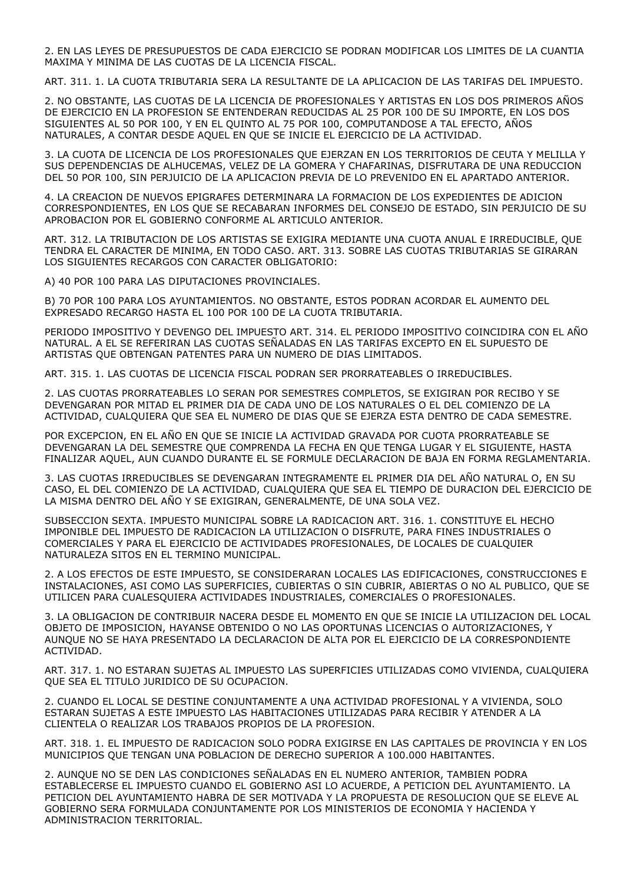2. EN LAS LEYES DE PRESUPUESTOS DE CADA EJERCICIO SE PODRAN MODIFICAR LOS LIMITES DE LA CUANTIA MAXIMA Y MINIMA DE LAS CUOTAS DE LA LICENCIA FISCAL.

ART. 311. 1. LA CUOTA TRIBUTARIA SERA LA RESULTANTE DE LA APLICACION DE LAS TARIFAS DEL IMPUESTO.

2. NO OBSTANTE, LAS CUOTAS DE LA LICENCIA DE PROFESIONALES Y ARTISTAS EN LOS DOS PRIMEROS AÑOS DE EJERCICIO EN LA PROFESION SE ENTENDERAN REDUCIDAS AL 25 POR 100 DE SU IMPORTE, EN LOS DOS SIGUIENTES AL 50 POR 100, Y EN EL QUINTO AL 75 POR 100, COMPUTANDOSE A TAL EFECTO, AÑOS NATURALES, A CONTAR DESDE AQUEL EN QUE SE INICIE EL EJERCICIO DE LA ACTIVIDAD.

3. LA CUOTA DE LICENCIA DE LOS PROFESIONALES QUE EJERZAN EN LOS TERRITORIOS DE CEUTA Y MELILLA Y SUS DEPENDENCIAS DE ALHUCEMAS, VELEZ DE LA GOMERA Y CHAFARINAS, DISFRUTARA DE UNA REDUCCION DEL 50 POR 100, SIN PERJUICIO DE LA APLICACION PREVIA DE LO PREVENIDO EN EL APARTADO ANTERIOR.

4. LA CREACION DE NUEVOS EPIGRAFES DETERMINARA LA FORMACION DE LOS EXPEDIENTES DE ADICION CORRESPONDIENTES, EN LOS QUE SE RECABARAN INFORMES DEL CONSEJO DE ESTADO, SIN PERJUICIO DE SU APROBACION POR EL GOBIERNO CONFORME AL ARTICULO ANTERIOR.

ART. 312. LA TRIBUTACION DE LOS ARTISTAS SE EXIGIRA MEDIANTE UNA CUOTA ANUAL E IRREDUCIBLE, QUE TENDRA EL CARACTER DE MINIMA, EN TODO CASO. ART. 313. SOBRE LAS CUOTAS TRIBUTARIAS SE GIRARAN LOS SIGUIENTES RECARGOS CON CARACTER OBLIGATORIO:

A) 40 POR 100 PARA LAS DIPUTACIONES PROVINCIALES.

B) 70 POR 100 PARA LOS AYUNTAMIENTOS. NO OBSTANTE, ESTOS PODRAN ACORDAR EL AUMENTO DEL EXPRESADO RECARGO HASTA EL 100 POR 100 DE LA CUOTA TRIBUTARIA.

PERIODO IMPOSITIVO Y DEVENGO DEL IMPUESTO ART. 314. EL PERIODO IMPOSITIVO COINCIDIRA CON EL AÑO NATURAL. A EL SE REFERIRAN LAS CUOTAS SEÑALADAS EN LAS TARIFAS EXCEPTO EN EL SUPUESTO DE ARTISTAS QUE OBTENGAN PATENTES PARA UN NUMERO DE DIAS LIMITADOS.

ART. 315. 1. LAS CUOTAS DE LICENCIA FISCAL PODRAN SER PRORRATEABLES O IRREDUCIBLES.

2. LAS CUOTAS PRORRATEABLES LO SERAN POR SEMESTRES COMPLETOS, SE EXIGIRAN POR RECIBO Y SE DEVENGARAN POR MITAD EL PRIMER DIA DE CADA UNO DE LOS NATURALES O EL DEL COMIENZO DE LA ACTIVIDAD, CUALQUIERA QUE SEA EL NUMERO DE DIAS QUE SE EJERZA ESTA DENTRO DE CADA SEMESTRE.

POR EXCEPCION, EN EL AÑO EN QUE SE INICIE LA ACTIVIDAD GRAVADA POR CUOTA PRORRATEABLE SE DEVENGARAN LA DEL SEMESTRE QUE COMPRENDA LA FECHA EN QUE TENGA LUGAR Y EL SIGUIENTE, HASTA FINALIZAR AQUEL, AUN CUANDO DURANTE EL SE FORMULE DECLARACION DE BAJA EN FORMA REGLAMENTARIA.

3. LAS CUOTAS IRREDUCIBLES SE DEVENGARAN INTEGRAMENTE EL PRIMER DIA DEL AÑO NATURAL O, EN SU CASO, EL DEL COMIENZO DE LA ACTIVIDAD, CUALQUIERA QUE SEA EL TIEMPO DE DURACION DEL EJERCICIO DE LA MISMA DENTRO DEL AÑO Y SE EXIGIRAN, GENERALMENTE, DE UNA SOLA VEZ.

SUBSECCION SEXTA. IMPUESTO MUNICIPAL SOBRE LA RADICACION ART. 316. 1. CONSTITUYE EL HECHO IMPONIBLE DEL IMPUESTO DE RADICACION LA UTILIZACION O DISFRUTE, PARA FINES INDUSTRIALES O COMERCIALES Y PARA EL EJERCICIO DE ACTIVIDADES PROFESIONALES, DE LOCALES DE CUALQUIER NATURALEZA SITOS EN EL TERMINO MUNICIPAL.

2. A LOS EFECTOS DE ESTE IMPUESTO, SE CONSIDERARAN LOCALES LAS EDIFICACIONES, CONSTRUCCIONES E INSTALACIONES, ASI COMO LAS SUPERFICIES, CUBIERTAS O SIN CUBRIR, ABIERTAS O NO AL PUBLICO, QUE SE UTILICEN PARA CUALESQUIERA ACTIVIDADES INDUSTRIALES, COMERCIALES O PROFESIONALES.

3. LA OBLIGACION DE CONTRIBUIR NACERA DESDE EL MOMENTO EN QUE SE INICIE LA UTILIZACION DEL LOCAL OBJETO DE IMPOSICION, HAYANSE OBTENIDO O NO LAS OPORTUNAS LICENCIAS O AUTORIZACIONES, Y AUNQUE NO SE HAYA PRESENTADO LA DECLARACION DE ALTA POR EL EJERCICIO DE LA CORRESPONDIENTE ACTIVIDAD.

ART. 317. 1. NO ESTARAN SUJETAS AL IMPUESTO LAS SUPERFICIES UTILIZADAS COMO VIVIENDA, CUALQUIERA QUE SEA EL TITULO JURIDICO DE SU OCUPACION.

2. CUANDO EL LOCAL SE DESTINE CONJUNTAMENTE A UNA ACTIVIDAD PROFESIONAL Y A VIVIENDA, SOLO ESTARAN SUJETAS A ESTE IMPUESTO LAS HABITACIONES UTILIZADAS PARA RECIBIR Y ATENDER A LA CLIENTELA O REALIZAR LOS TRABAJOS PROPIOS DE LA PROFESION.

ART. 318. 1. EL IMPUESTO DE RADICACION SOLO PODRA EXIGIRSE EN LAS CAPITALES DE PROVINCIA Y EN LOS MUNICIPIOS QUE TENGAN UNA POBLACION DE DERECHO SUPERIOR A 100.000 HABITANTES.

2. AUNQUE NO SE DEN LAS CONDICIONES SEÑALADAS EN EL NUMERO ANTERIOR, TAMBIEN PODRA ESTABLECERSE EL IMPUESTO CUANDO EL GOBIERNO ASI LO ACUERDE, A PETICION DEL AYUNTAMIENTO. LA PETICION DEL AYUNTAMIENTO HABRA DE SER MOTIVADA Y LA PROPUESTA DE RESOLUCION QUE SE ELEVE AL GOBIERNO SERA FORMULADA CONJUNTAMENTE POR LOS MINISTERIOS DE ECONOMIA Y HACIENDA Y ADMINISTRACION TERRITORIAL.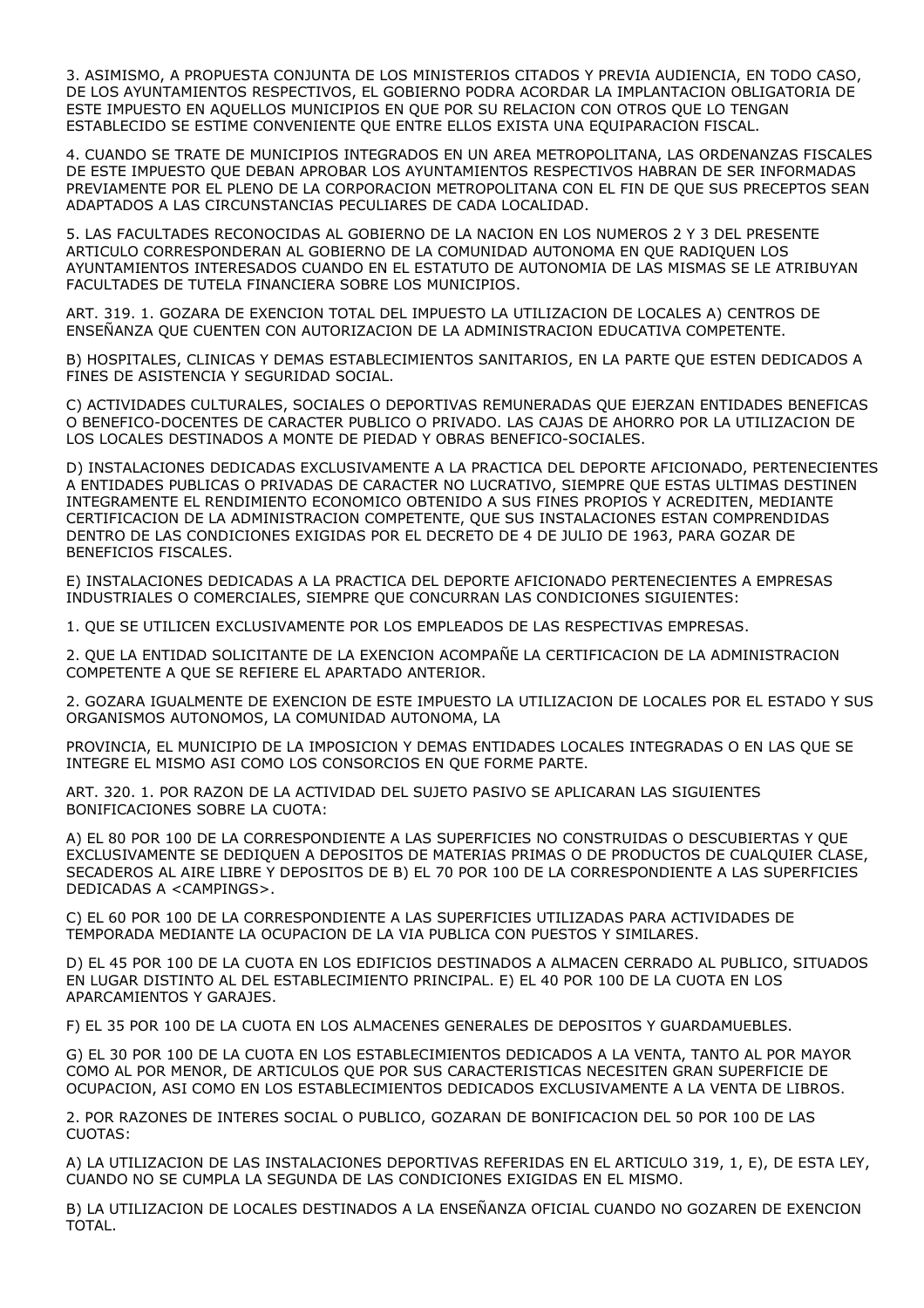3. ASIMISMO, A PROPUESTA CONJUNTA DE LOS MINISTERIOS CITADOS Y PREVIA AUDIENCIA, EN TODO CASO, DE LOS AYUNTAMIENTOS RESPECTIVOS, EL GOBIERNO PODRA ACORDAR LA IMPLANTACION OBLIGATORIA DE ESTE IMPUESTO EN AQUELLOS MUNICIPIOS EN QUE POR SU RELACION CON OTROS QUE LO TENGAN ESTABLECIDO SE ESTIME CONVENIENTE QUE ENTRE ELLOS EXISTA UNA EQUIPARACION FISCAL.

4. CUANDO SE TRATE DE MUNICIPIOS INTEGRADOS EN UN AREA METROPOLITANA, LAS ORDENANZAS FISCALES DE ESTE IMPUESTO QUE DEBAN APROBAR LOS AYUNTAMIENTOS RESPECTIVOS HABRAN DE SER INFORMADAS PREVIAMENTE POR EL PLENO DE LA CORPORACION METROPOLITANA CON EL FIN DE QUE SUS PRECEPTOS SEAN ADAPTADOS A LAS CIRCUNSTANCIAS PECULIARES DE CADA LOCALIDAD.

5. LAS FACULTADES RECONOCIDAS AL GOBIERNO DE LA NACION EN LOS NUMEROS 2 Y 3 DEL PRESENTE ARTICULO CORRESPONDERAN AL GOBIERNO DE LA COMUNIDAD AUTONOMA EN QUE RADIQUEN LOS AYUNTAMIENTOS INTERESADOS CUANDO EN EL ESTATUTO DE AUTONOMIA DE LAS MISMAS SE LE ATRIBUYAN FACULTADES DE TUTELA FINANCIERA SOBRE LOS MUNICIPIOS.

ART. 319. 1. GOZARA DE EXENCION TOTAL DEL IMPUESTO LA UTILIZACION DE LOCALES A) CENTROS DE ENSEÑANZA QUE CUENTEN CON AUTORIZACION DE LA ADMINISTRACION EDUCATIVA COMPETENTE.

B) HOSPITALES, CLINICAS Y DEMAS ESTABLECIMIENTOS SANITARIOS, EN LA PARTE QUE ESTEN DEDICADOS A FINES DE ASISTENCIA Y SEGURIDAD SOCIAL.

C) ACTIVIDADES CULTURALES, SOCIALES O DEPORTIVAS REMUNERADAS QUE EJERZAN ENTIDADES BENEFICAS O BENEFICO-DOCENTES DE CARACTER PUBLICO O PRIVADO. LAS CAJAS DE AHORRO POR LA UTILIZACION DE LOS LOCALES DESTINADOS A MONTE DE PIEDAD Y OBRAS BENEFICO-SOCIALES.

D) INSTALACIONES DEDICADAS EXCLUSIVAMENTE A LA PRACTICA DEL DEPORTE AFICIONADO, PERTENECIENTES A ENTIDADES PUBLICAS O PRIVADAS DE CARACTER NO LUCRATIVO, SIEMPRE QUE ESTAS ULTIMAS DESTINEN INTEGRAMENTE EL RENDIMIENTO ECONOMICO OBTENIDO A SUS FINES PROPIOS Y ACREDITEN, MEDIANTE CERTIFICACION DE LA ADMINISTRACION COMPETENTE, QUE SUS INSTALACIONES ESTAN COMPRENDIDAS DENTRO DE LAS CONDICIONES EXIGIDAS POR EL DECRETO DE 4 DE JULIO DE 1963, PARA GOZAR DE BENEFICIOS FISCALES.

E) INSTALACIONES DEDICADAS A LA PRACTICA DEL DEPORTE AFICIONADO PERTENECIENTES A EMPRESAS INDUSTRIALES O COMERCIALES, SIEMPRE QUE CONCURRAN LAS CONDICIONES SIGUIENTES:

1. QUE SE UTILICEN EXCLUSIVAMENTE POR LOS EMPLEADOS DE LAS RESPECTIVAS EMPRESAS.

2. QUE LA ENTIDAD SOLICITANTE DE LA EXENCION ACOMPAÑE LA CERTIFICACION DE LA ADMINISTRACION COMPETENTE A QUE SE REFIERE EL APARTADO ANTERIOR.

2. GOZARA IGUALMENTE DE EXENCION DE ESTE IMPUESTO LA UTILIZACION DE LOCALES POR EL ESTADO Y SUS ORGANISMOS AUTONOMOS, LA COMUNIDAD AUTONOMA, LA

PROVINCIA, EL MUNICIPIO DE LA IMPOSICION Y DEMAS ENTIDADES LOCALES INTEGRADAS O EN LAS QUE SE INTEGRE EL MISMO ASI COMO LOS CONSORCIOS EN QUE FORME PARTE.

ART. 320. 1. POR RAZON DE LA ACTIVIDAD DEL SUJETO PASIVO SE APLICARAN LAS SIGUIENTES BONIFICACIONES SOBRE LA CUOTA:

A) EL 80 POR 100 DE LA CORRESPONDIENTE A LAS SUPERFICIES NO CONSTRUIDAS O DESCUBIERTAS Y QUE EXCLUSIVAMENTE SE DEDIQUEN A DEPOSITOS DE MATERIAS PRIMAS O DE PRODUCTOS DE CUALQUIER CLASE, SECADEROS AL AIRE LIBRE Y DEPOSITOS DE B) EL 70 POR 100 DE LA CORRESPONDIENTE A LAS SUPERFICIES DEDICADAS A <CAMPINGS>.

C) EL 60 POR 100 DE LA CORRESPONDIENTE A LAS SUPERFICIES UTILIZADAS PARA ACTIVIDADES DE TEMPORADA MEDIANTE LA OCUPACION DE LA VIA PUBLICA CON PUESTOS Y SIMILARES.

D) EL 45 POR 100 DE LA CUOTA EN LOS EDIFICIOS DESTINADOS A ALMACEN CERRADO AL PUBLICO, SITUADOS EN LUGAR DISTINTO AL DEL ESTABLECIMIENTO PRINCIPAL. E) EL 40 POR 100 DE LA CUOTA EN LOS APARCAMIENTOS Y GARAJES.

F) EL 35 POR 100 DE LA CUOTA EN LOS ALMACENES GENERALES DE DEPOSITOS Y GUARDAMUEBLES.

G) EL 30 POR 100 DE LA CUOTA EN LOS ESTABLECIMIENTOS DEDICADOS A LA VENTA, TANTO AL POR MAYOR COMO AL POR MENOR, DE ARTICULOS QUE POR SUS CARACTERISTICAS NECESITEN GRAN SUPERFICIE DE OCUPACION, ASI COMO EN LOS ESTABLECIMIENTOS DEDICADOS EXCLUSIVAMENTE A LA VENTA DE LIBROS.

2. POR RAZONES DE INTERES SOCIAL O PUBLICO, GOZARAN DE BONIFICACION DEL 50 POR 100 DE LAS CUOTAS:

A) LA UTILIZACION DE LAS INSTALACIONES DEPORTIVAS REFERIDAS EN EL ARTICULO 319, 1, E), DE ESTA LEY, CUANDO NO SE CUMPLA LA SEGUNDA DE LAS CONDICIONES EXIGIDAS EN EL MISMO.

B) LA UTILIZACION DE LOCALES DESTINADOS A LA ENSEÑANZA OFICIAL CUANDO NO GOZAREN DE EXENCION TOTAL.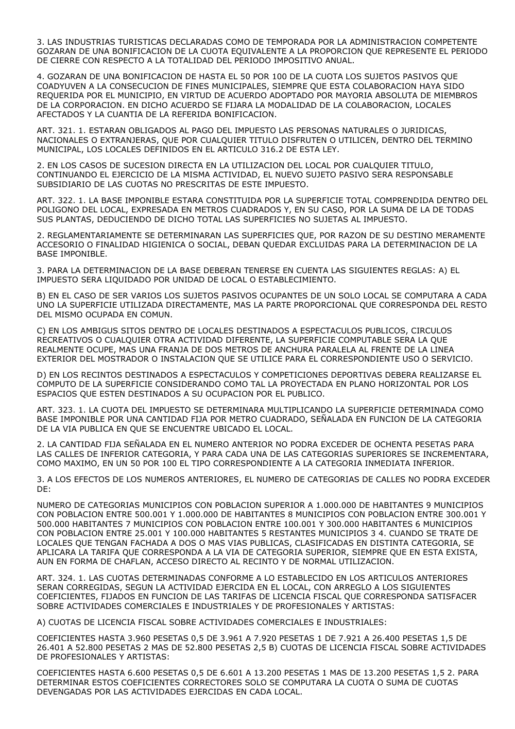3. LAS INDUSTRIAS TURISTICAS DECLARADAS COMO DE TEMPORADA POR LA ADMINISTRACION COMPETENTE GOZARAN DE UNA BONIFICACION DE LA CUOTA EQUIVALENTE A LA PROPORCION QUE REPRESENTE EL PERIODO DE CIERRE CON RESPECTO A LA TOTALIDAD DEL PERIODO IMPOSITIVO ANUAL.

4. GOZARAN DE UNA BONIFICACION DE HASTA EL 50 POR 100 DE LA CUOTA LOS SUJETOS PASIVOS QUE COADYUVEN A LA CONSECUCION DE FINES MUNICIPALES, SIEMPRE QUE ESTA COLABORACION HAYA SIDO REQUERIDA POR EL MUNICIPIO, EN VIRTUD DE ACUERDO ADOPTADO POR MAYORIA ABSOLUTA DE MIEMBROS DE LA CORPORACION. EN DICHO ACUERDO SE FIJARA LA MODALIDAD DE LA COLABORACION, LOCALES AFECTADOS Y LA CUANTIA DE LA REFERIDA BONIFICACION.

ART. 321. 1. ESTARAN OBLIGADOS AL PAGO DEL IMPUESTO LAS PERSONAS NATURALES O JURIDICAS, NACIONALES O EXTRANJERAS, QUE POR CUALQUIER TITULO DISFRUTEN O UTILICEN, DENTRO DEL TERMINO MUNICIPAL, LOS LOCALES DEFINIDOS EN EL ARTICULO 316.2 DE ESTA LEY.

2. EN LOS CASOS DE SUCESION DIRECTA EN LA UTILIZACION DEL LOCAL POR CUALQUIER TITULO, CONTINUANDO EL EJERCICIO DE LA MISMA ACTIVIDAD, EL NUEVO SUJETO PASIVO SERA RESPONSABLE SUBSIDIARIO DE LAS CUOTAS NO PRESCRITAS DE ESTE IMPUESTO.

ART. 322. 1. LA BASE IMPONIBLE ESTARA CONSTITUIDA POR LA SUPERFICIE TOTAL COMPRENDIDA DENTRO DEL POLIGONO DEL LOCAL, EXPRESADA EN METROS CUADRADOS Y, EN SU CASO, POR LA SUMA DE LA DE TODAS SUS PLANTAS, DEDUCIENDO DE DICHO TOTAL LAS SUPERFICIES NO SUJETAS AL IMPUESTO.

2. REGLAMENTARIAMENTE SE DETERMINARAN LAS SUPERFICIES QUE, POR RAZON DE SU DESTINO MERAMENTE ACCESORIO O FINALIDAD HIGIENICA O SOCIAL, DEBAN QUEDAR EXCLUIDAS PARA LA DETERMINACION DE LA BASE IMPONIBLE.

3. PARA LA DETERMINACION DE LA BASE DEBERAN TENERSE EN CUENTA LAS SIGUIENTES REGLAS: A) EL IMPUESTO SERA LIQUIDADO POR UNIDAD DE LOCAL O ESTABLECIMIENTO.

B) EN EL CASO DE SER VARIOS LOS SUJETOS PASIVOS OCUPANTES DE UN SOLO LOCAL SE COMPUTARA A CADA UNO LA SUPERFICIE UTILIZADA DIRECTAMENTE, MAS LA PARTE PROPORCIONAL QUE CORRESPONDA DEL RESTO DEL MISMO OCUPADA EN COMUN.

C) EN LOS AMBIGUS SITOS DENTRO DE LOCALES DESTINADOS A ESPECTACULOS PUBLICOS, CIRCULOS RECREATIVOS O CUALQUIER OTRA ACTIVIDAD DIFERENTE, LA SUPERFICIE COMPUTABLE SERA LA QUE REALMENTE OCUPE, MAS UNA FRANJA DE DOS METROS DE ANCHURA PARALELA AL FRENTE DE LA LINEA EXTERIOR DEL MOSTRADOR O INSTALACION QUE SE UTILICE PARA EL CORRESPONDIENTE USO O SERVICIO.

D) EN LOS RECINTOS DESTINADOS A ESPECTACULOS Y COMPETICIONES DEPORTIVAS DEBERA REALIZARSE EL COMPUTO DE LA SUPERFICIE CONSIDERANDO COMO TAL LA PROYECTADA EN PLANO HORIZONTAL POR LOS ESPACIOS QUE ESTEN DESTINADOS A SU OCUPACION POR EL PUBLICO.

ART. 323. 1. LA CUOTA DEL IMPUESTO SE DETERMINARA MULTIPLICANDO LA SUPERFICIE DETERMINADA COMO BASE IMPONIBLE POR UNA CANTIDAD FIJA POR METRO CUADRADO, SEÑALADA EN FUNCION DE LA CATEGORIA DE LA VIA PUBLICA EN QUE SE ENCUENTRE UBICADO EL LOCAL.

2. LA CANTIDAD FIJA SEÑALADA EN EL NUMERO ANTERIOR NO PODRA EXCEDER DE OCHENTA PESETAS PARA LAS CALLES DE INFERIOR CATEGORIA, Y PARA CADA UNA DE LAS CATEGORIAS SUPERIORES SE INCREMENTARA, COMO MAXIMO, EN UN 50 POR 100 EL TIPO CORRESPONDIENTE A LA CATEGORIA INMEDIATA INFERIOR.

3. A LOS EFECTOS DE LOS NUMEROS ANTERIORES, EL NUMERO DE CATEGORIAS DE CALLES NO PODRA EXCEDER DE:

| | NUMERO DE CATEGORIAS |
|---|---|
| MUNICIPIOS CON POBLACION SUPERIOR A 1.000.000 DE HABITANTES | 9 |
| MUNICIPIOS CON POBLACION ENTRE 500.001 Y 1.000.000 DE HABITANTES | 8 |
| MUNICIPIOS CON POBLACION ENTRE 300.001 Y 500.000 HABITANTES | 7 |
| MUNICIPIOS CON POBLACION ENTRE 100.001 Y 300.000 HABITANTES | 6 |
| MUNICIPIOS CON POBLACION ENTRE 25.001 Y 100.000 HABITANTES | 5 |
| RESTANTES MUNICIPIOS | 3 |

4. CUANDO SE TRATE DE LOCALES QUE TENGAN FACHADA A DOS O MAS VIAS PUBLICAS, CLASIFICADAS EN DISTINTA CATEGORIA, SE APLICARA LA TARIFA QUE CORRESPONDA A LA VIA DE CATEGORIA SUPERIOR, SIEMPRE QUE EN ESTA EXISTA, AUN EN FORMA DE CHAFLAN, ACCESO DIRECTO AL RECINTO Y DE NORMAL UTILIZACION.

ART. 324. 1. LAS CUOTAS DETERMINADAS CONFORME A LO ESTABLECIDO EN LOS ARTICULOS ANTERIORES SERAN CORREGIDAS, SEGUN LA ACTIVIDAD EJERCIDA EN EL LOCAL, CON ARREGLO A LOS SIGUIENTES COEFICIENTES, FIJADOS EN FUNCION DE LAS TARIFAS DE LICENCIA FISCAL QUE CORRESPONDA SATISFACER SOBRE ACTIVIDADES COMERCIALES E INDUSTRIALES Y DE PROFESIONALES Y ARTISTAS:

A) CUOTAS DE LICENCIA FISCAL SOBRE ACTIVIDADES COMERCIALES E INDUSTRIALES:

| | COEFICIENTES |
|---|---|
| HASTA 3.960 PESETAS | 0,5 |
| DE 3.961 A 7.920 PESETAS | 1 |
| DE 7.921 A 26.400 PESETAS | 1,5 |
| DE 26.401 A 52.800 PESETAS | 2 |
| MAS DE 52.800 PESETAS | 2,5 |

B) CUOTAS DE LICENCIA FISCAL SOBRE ACTIVIDADES DE PROFESIONALES Y ARTISTAS:

| | COEFICIENTES |
|---|---|
| HASTA 6.600 PESETAS | 0,5 |
| DE 6.601 A 13.200 PESETAS | 1 |
| MAS DE 13.200 PESETAS | 1,5 |

2. PARA DETERMINAR ESTOS COEFICIENTES CORRECTORES SOLO SE COMPUTARA LA CUOTA O SUMA DE CUOTAS DEVENGADAS POR LAS ACTIVIDADES EJERCIDAS EN CADA LOCAL.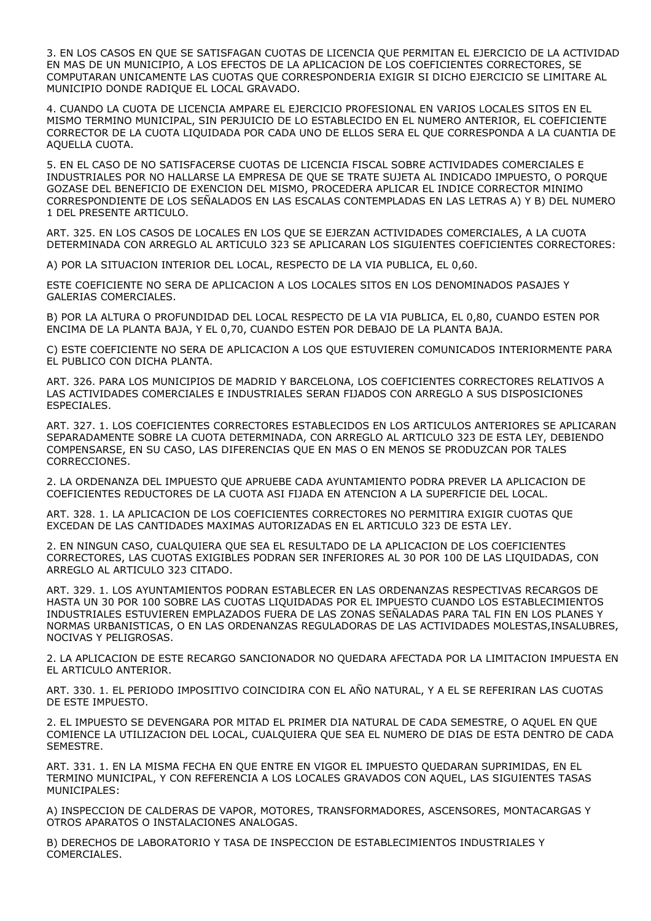3. EN LOS CASOS EN QUE SE SATISFAGAN CUOTAS DE LICENCIA QUE PERMITAN EL EJERCICIO DE LA ACTIVIDAD EN MAS DE UN MUNICIPIO, A LOS EFECTOS DE LA APLICACION DE LOS COEFICIENTES CORRECTORES, SE COMPUTARAN UNICAMENTE LAS CUOTAS QUE CORRESPONDERIA EXIGIR SI DICHO EJERCICIO SE LIMITARE AL MUNICIPIO DONDE RADIQUE EL LOCAL GRAVADO.

4. CUANDO LA CUOTA DE LICENCIA AMPARE EL EJERCICIO PROFESIONAL EN VARIOS LOCALES SITOS EN EL MISMO TERMINO MUNICIPAL, SIN PERJUICIO DE LO ESTABLECIDO EN EL NUMERO ANTERIOR, EL COEFICIENTE CORRECTOR DE LA CUOTA LIQUIDADA POR CADA UNO DE ELLOS SERA EL QUE CORRESPONDA A LA CUANTIA DE AQUELLA CUOTA.

5. EN EL CASO DE NO SATISFACERSE CUOTAS DE LICENCIA FISCAL SOBRE ACTIVIDADES COMERCIALES E INDUSTRIALES POR NO HALLARSE LA EMPRESA DE QUE SE TRATE SUJETA AL INDICADO IMPUESTO, O PORQUE GOZASE DEL BENEFICIO DE EXENCION DEL MISMO, PROCEDERA APLICAR EL INDICE CORRECTOR MINIMO CORRESPONDIENTE DE LOS SEÑALADOS EN LAS ESCALAS CONTEMPLADAS EN LAS LETRAS A) Y B) DEL NUMERO 1 DEL PRESENTE ARTICULO.

ART. 325. EN LOS CASOS DE LOCALES EN LOS QUE SE EJERZAN ACTIVIDADES COMERCIALES, A LA CUOTA DETERMINADA CON ARREGLO AL ARTICULO 323 SE APLICARAN LOS SIGUIENTES COEFICIENTES CORRECTORES:

A) POR LA SITUACION INTERIOR DEL LOCAL, RESPECTO DE LA VIA PUBLICA, EL 0,60.

ESTE COEFICIENTE NO SERA DE APLICACION A LOS LOCALES SITOS EN LOS DENOMINADOS PASAJES Y GALERIAS COMERCIALES.

B) POR LA ALTURA O PROFUNDIDAD DEL LOCAL RESPECTO DE LA VIA PUBLICA, EL 0,80, CUANDO ESTEN POR ENCIMA DE LA PLANTA BAJA, Y EL 0,70, CUANDO ESTEN POR DEBAJO DE LA PLANTA BAJA.

C) ESTE COEFICIENTE NO SERA DE APLICACION A LOS QUE ESTUVIEREN COMUNICADOS INTERIORMENTE PARA EL PUBLICO CON DICHA PLANTA.

ART. 326. PARA LOS MUNICIPIOS DE MADRID Y BARCELONA, LOS COEFICIENTES CORRECTORES RELATIVOS A LAS ACTIVIDADES COMERCIALES E INDUSTRIALES SERAN FIJADOS CON ARREGLO A SUS DISPOSICIONES ESPECIALES.

ART. 327. 1. LOS COEFICIENTES CORRECTORES ESTABLECIDOS EN LOS ARTICULOS ANTERIORES SE APLICARAN SEPARADAMENTE SOBRE LA CUOTA DETERMINADA, CON ARREGLO AL ARTICULO 323 DE ESTA LEY, DEBIENDO COMPENSARSE, EN SU CASO, LAS DIFERENCIAS QUE EN MAS O EN MENOS SE PRODUZCAN POR TALES CORRECCIONES.

2. LA ORDENANZA DEL IMPUESTO QUE APRUEBE CADA AYUNTAMIENTO PODRA PREVER LA APLICACION DE COEFICIENTES REDUCTORES DE LA CUOTA ASI FIJADA EN ATENCION A LA SUPERFICIE DEL LOCAL.

ART. 328. 1. LA APLICACION DE LOS COEFICIENTES CORRECTORES NO PERMITIRA EXIGIR CUOTAS QUE EXCEDAN DE LAS CANTIDADES MAXIMAS AUTORIZADAS EN EL ARTICULO 323 DE ESTA LEY.

2. EN NINGUN CASO, CUALQUIERA QUE SEA EL RESULTADO DE LA APLICACION DE LOS COEFICIENTES CORRECTORES, LAS CUOTAS EXIGIBLES PODRAN SER INFERIORES AL 30 POR 100 DE LAS LIQUIDADAS, CON ARREGLO AL ARTICULO 323 CITADO.

ART. 329. 1. LOS AYUNTAMIENTOS PODRAN ESTABLECER EN LAS ORDENANZAS RESPECTIVAS RECARGOS DE HASTA UN 30 POR 100 SOBRE LAS CUOTAS LIQUIDADAS POR EL IMPUESTO CUANDO LOS ESTABLECIMIENTOS INDUSTRIALES ESTUVIEREN EMPLAZADOS FUERA DE LAS ZONAS SEÑALADAS PARA TAL FIN EN LOS PLANES Y NORMAS URBANISTICAS, O EN LAS ORDENANZAS REGULADORAS DE LAS ACTIVIDADES MOLESTAS,INSALUBRES, NOCIVAS Y PELIGROSAS.

2. LA APLICACION DE ESTE RECARGO SANCIONADOR NO QUEDARA AFECTADA POR LA LIMITACION IMPUESTA EN EL ARTICULO ANTERIOR.

ART. 330. 1. EL PERIODO IMPOSITIVO COINCIDIRA CON EL AÑO NATURAL, Y A EL SE REFERIRAN LAS CUOTAS DE ESTE IMPUESTO.

2. EL IMPUESTO SE DEVENGARA POR MITAD EL PRIMER DIA NATURAL DE CADA SEMESTRE, O AQUEL EN QUE COMIENCE LA UTILIZACION DEL LOCAL, CUALQUIERA QUE SEA EL NUMERO DE DIAS DE ESTA DENTRO DE CADA SEMESTRE.

ART. 331. 1. EN LA MISMA FECHA EN QUE ENTRE EN VIGOR EL IMPUESTO QUEDARAN SUPRIMIDAS, EN EL TERMINO MUNICIPAL, Y CON REFERENCIA A LOS LOCALES GRAVADOS CON AQUEL, LAS SIGUIENTES TASAS MUNICIPALES:

A) INSPECCION DE CALDERAS DE VAPOR, MOTORES, TRANSFORMADORES, ASCENSORES, MONTACARGAS Y OTROS APARATOS O INSTALACIONES ANALOGAS.

B) DERECHOS DE LABORATORIO Y TASA DE INSPECCION DE ESTABLECIMIENTOS INDUSTRIALES Y COMERCIALES.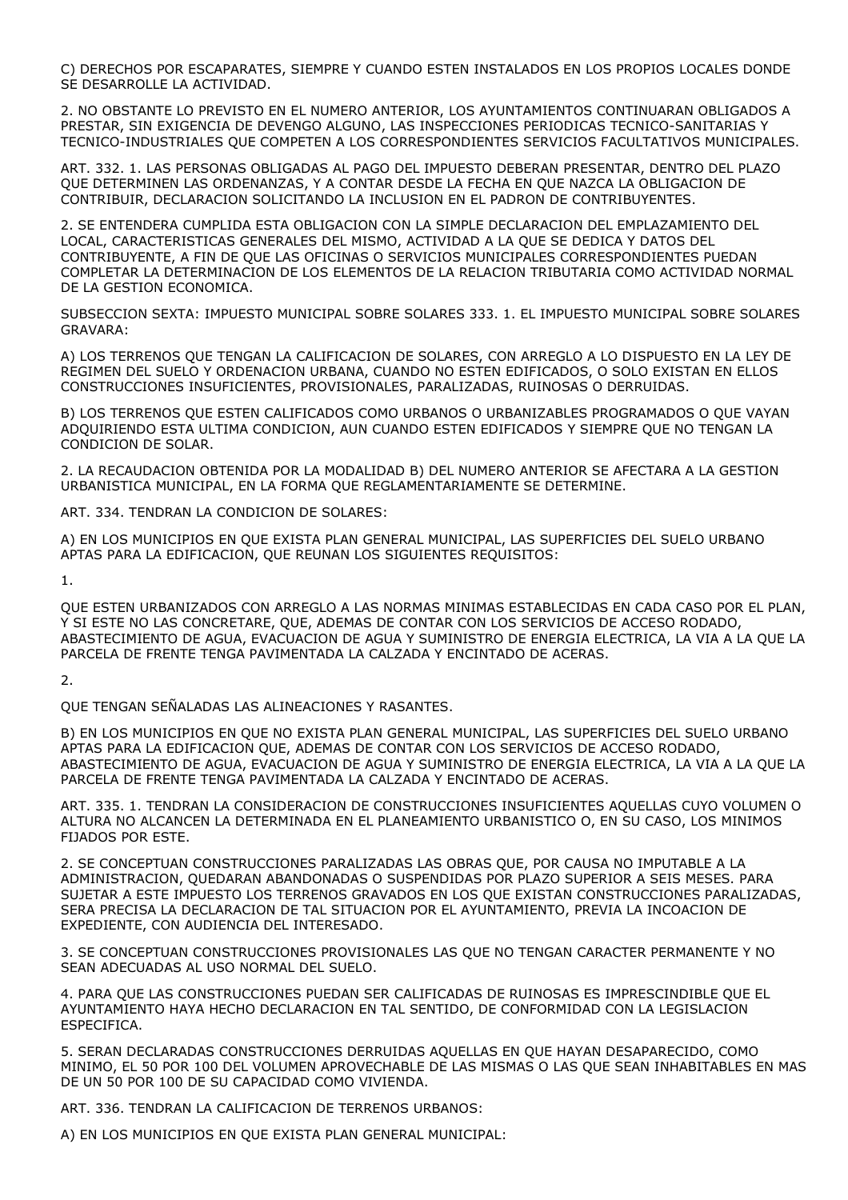C) DERECHOS POR ESCAPARATES, SIEMPRE Y CUANDO ESTEN INSTALADOS EN LOS PROPIOS LOCALES DONDE SE DESARROLLE LA ACTIVIDAD.

2. NO OBSTANTE LO PREVISTO EN EL NUMERO ANTERIOR, LOS AYUNTAMIENTOS CONTINUARAN OBLIGADOS A PRESTAR, SIN EXIGENCIA DE DEVENGO ALGUNO, LAS INSPECCIONES PERIODICAS TECNICO-SANITARIAS Y TECNICO-INDUSTRIALES QUE COMPETEN A LOS CORRESPONDIENTES SERVICIOS FACULTATIVOS MUNICIPALES.

ART. 332. 1. LAS PERSONAS OBLIGADAS AL PAGO DEL IMPUESTO DEBERAN PRESENTAR, DENTRO DEL PLAZO QUE DETERMINEN LAS ORDENANZAS, Y A CONTAR DESDE LA FECHA EN QUE NAZCA LA OBLIGACION DE CONTRIBUIR, DECLARACION SOLICITANDO LA INCLUSION EN EL PADRON DE CONTRIBUYENTES.

2. SE ENTENDERA CUMPLIDA ESTA OBLIGACION CON LA SIMPLE DECLARACION DEL EMPLAZAMIENTO DEL LOCAL, CARACTERISTICAS GENERALES DEL MISMO, ACTIVIDAD A LA QUE SE DEDICA Y DATOS DEL CONTRIBUYENTE, A FIN DE QUE LAS OFICINAS O SERVICIOS MUNICIPALES CORRESPONDIENTES PUEDAN COMPLETAR LA DETERMINACION DE LOS ELEMENTOS DE LA RELACION TRIBUTARIA COMO ACTIVIDAD NORMAL DE LA GESTION ECONOMICA.

SUBSECCION SEXTA: IMPUESTO MUNICIPAL SOBRE SOLARES 333. 1. EL IMPUESTO MUNICIPAL SOBRE SOLARES GRAVARA:

A) LOS TERRENOS QUE TENGAN LA CALIFICACION DE SOLARES, CON ARREGLO A LO DISPUESTO EN LA LEY DE REGIMEN DEL SUELO Y ORDENACION URBANA, CUANDO NO ESTEN EDIFICADOS, O SOLO EXISTAN EN ELLOS CONSTRUCCIONES INSUFICIENTES, PROVISIONALES, PARALIZADAS, RUINOSAS O DERRUIDAS.

B) LOS TERRENOS QUE ESTEN CALIFICADOS COMO URBANOS O URBANIZABLES PROGRAMADOS O QUE VAYAN ADQUIRIENDO ESTA ULTIMA CONDICION, AUN CUANDO ESTEN EDIFICADOS Y SIEMPRE QUE NO TENGAN LA CONDICION DE SOLAR.

2. LA RECAUDACION OBTENIDA POR LA MODALIDAD B) DEL NUMERO ANTERIOR SE AFECTARA A LA GESTION URBANISTICA MUNICIPAL, EN LA FORMA QUE REGLAMENTARIAMENTE SE DETERMINE.

ART. 334. TENDRAN LA CONDICION DE SOLARES:

A) EN LOS MUNICIPIOS EN QUE EXISTA PLAN GENERAL MUNICIPAL, LAS SUPERFICIES DEL SUELO URBANO APTAS PARA LA EDIFICACION, QUE REUNAN LOS SIGUIENTES REQUISITOS:

1.

QUE ESTEN URBANIZADOS CON ARREGLO A LAS NORMAS MINIMAS ESTABLECIDAS EN CADA CASO POR EL PLAN, Y SI ESTE NO LAS CONCRETARE, QUE, ADEMAS DE CONTAR CON LOS SERVICIOS DE ACCESO RODADO, ABASTECIMIENTO DE AGUA, EVACUACION DE AGUA Y SUMINISTRO DE ENERGIA ELECTRICA, LA VIA A LA QUE LA PARCELA DE FRENTE TENGA PAVIMENTADA LA CALZADA Y ENCINTADO DE ACERAS.

2.

QUE TENGAN SEÑALADAS LAS ALINEACIONES Y RASANTES.

B) EN LOS MUNICIPIOS EN QUE NO EXISTA PLAN GENERAL MUNICIPAL, LAS SUPERFICIES DEL SUELO URBANO APTAS PARA LA EDIFICACION QUE, ADEMAS DE CONTAR CON LOS SERVICIOS DE ACCESO RODADO, ABASTECIMIENTO DE AGUA, EVACUACION DE AGUA Y SUMINISTRO DE ENERGIA ELECTRICA, LA VIA A LA QUE LA PARCELA DE FRENTE TENGA PAVIMENTADA LA CALZADA Y ENCINTADO DE ACERAS.

ART. 335. 1. TENDRAN LA CONSIDERACION DE CONSTRUCCIONES INSUFICIENTES AQUELLAS CUYO VOLUMEN O ALTURA NO ALCANCEN LA DETERMINADA EN EL PLANEAMIENTO URBANISTICO O, EN SU CASO, LOS MINIMOS FIJADOS POR ESTE.

2. SE CONCEPTUAN CONSTRUCCIONES PARALIZADAS LAS OBRAS QUE, POR CAUSA NO IMPUTABLE A LA ADMINISTRACION, QUEDARAN ABANDONADAS O SUSPENDIDAS POR PLAZO SUPERIOR A SEIS MESES. PARA SUJETAR A ESTE IMPUESTO LOS TERRENOS GRAVADOS EN LOS QUE EXISTAN CONSTRUCCIONES PARALIZADAS, SERA PRECISA LA DECLARACION DE TAL SITUACION POR EL AYUNTAMIENTO, PREVIA LA INCOACION DE EXPEDIENTE, CON AUDIENCIA DEL INTERESADO.

3. SE CONCEPTUAN CONSTRUCCIONES PROVISIONALES LAS QUE NO TENGAN CARACTER PERMANENTE Y NO SEAN ADECUADAS AL USO NORMAL DEL SUELO.

4. PARA QUE LAS CONSTRUCCIONES PUEDAN SER CALIFICADAS DE RUINOSAS ES IMPRESCINDIBLE QUE EL AYUNTAMIENTO HAYA HECHO DECLARACION EN TAL SENTIDO, DE CONFORMIDAD CON LA LEGISLACION ESPECIFICA.

5. SERAN DECLARADAS CONSTRUCCIONES DERRUIDAS AQUELLAS EN QUE HAYAN DESAPARECIDO, COMO MINIMO, EL 50 POR 100 DEL VOLUMEN APROVECHABLE DE LAS MISMAS O LAS QUE SEAN INHABITABLES EN MAS DE UN 50 POR 100 DE SU CAPACIDAD COMO VIVIENDA.

ART. 336. TENDRAN LA CALIFICACION DE TERRENOS URBANOS:

A) EN LOS MUNICIPIOS EN QUE EXISTA PLAN GENERAL MUNICIPAL: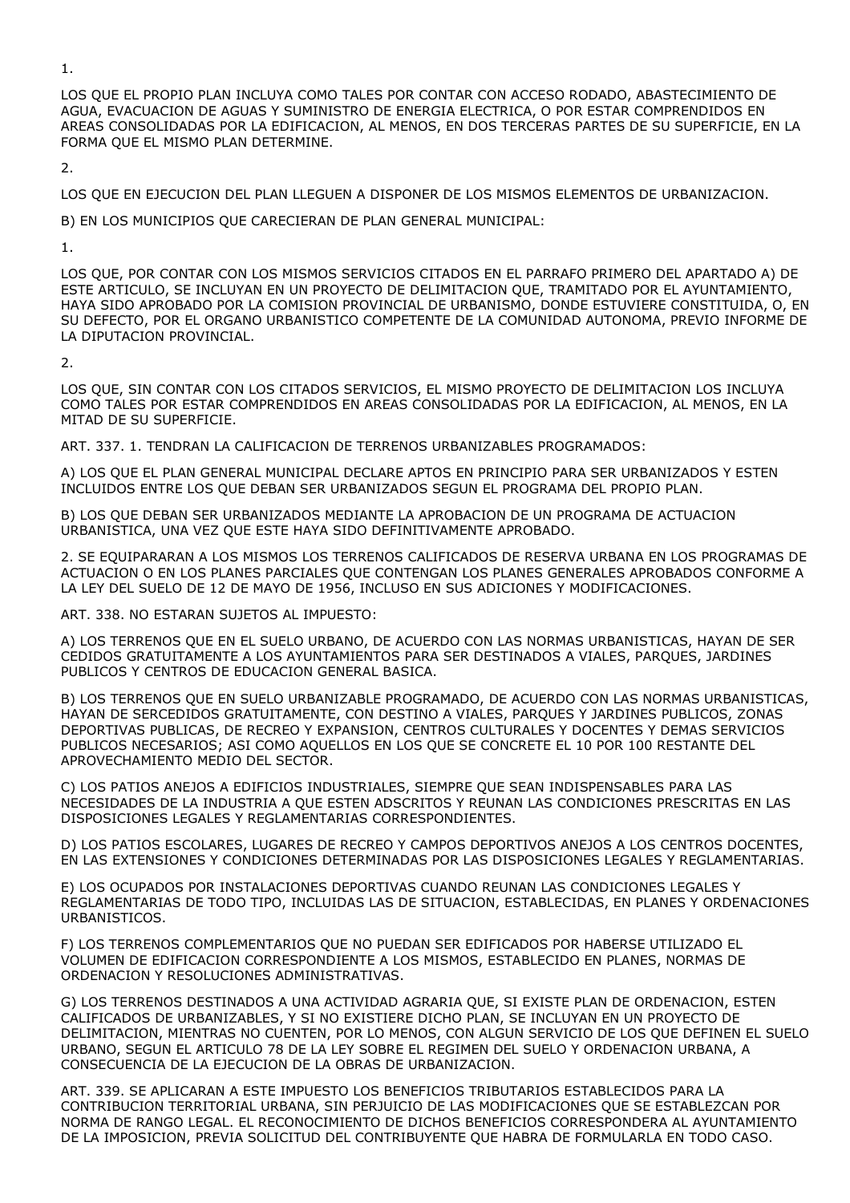1.

LOS QUE EL PROPIO PLAN INCLUYA COMO TALES POR CONTAR CON ACCESO RODADO, ABASTECIMIENTO DE AGUA, EVACUACION DE AGUAS Y SUMINISTRO DE ENERGIA ELECTRICA, O POR ESTAR COMPRENDIDOS EN AREAS CONSOLIDADAS POR LA EDIFICACION, AL MENOS, EN DOS TERCERAS PARTES DE SU SUPERFICIE, EN LA FORMA QUE EL MISMO PLAN DETERMINE.

2.

LOS QUE EN EJECUCION DEL PLAN LLEGUEN A DISPONER DE LOS MISMOS ELEMENTOS DE URBANIZACION.

B) EN LOS MUNICIPIOS QUE CARECIERAN DE PLAN GENERAL MUNICIPAL:

1.

LOS QUE, POR CONTAR CON LOS MISMOS SERVICIOS CITADOS EN EL PARRAFO PRIMERO DEL APARTADO A) DE ESTE ARTICULO, SE INCLUYAN EN UN PROYECTO DE DELIMITACION QUE, TRAMITADO POR EL AYUNTAMIENTO, HAYA SIDO APROBADO POR LA COMISION PROVINCIAL DE URBANISMO, DONDE ESTUVIERE CONSTITUIDA, O, EN SU DEFECTO, POR EL ORGANO URBANISTICO COMPETENTE DE LA COMUNIDAD AUTONOMA, PREVIO INFORME DE LA DIPUTACION PROVINCIAL.

2.

LOS QUE, SIN CONTAR CON LOS CITADOS SERVICIOS, EL MISMO PROYECTO DE DELIMITACION LOS INCLUYA COMO TALES POR ESTAR COMPRENDIDOS EN AREAS CONSOLIDADAS POR LA EDIFICACION, AL MENOS, EN LA MITAD DE SU SUPERFICIE.

ART. 337. 1. TENDRAN LA CALIFICACION DE TERRENOS URBANIZABLES PROGRAMADOS:

A) LOS QUE EL PLAN GENERAL MUNICIPAL DECLARE APTOS EN PRINCIPIO PARA SER URBANIZADOS Y ESTEN INCLUIDOS ENTRE LOS QUE DEBAN SER URBANIZADOS SEGUN EL PROGRAMA DEL PROPIO PLAN.

B) LOS QUE DEBAN SER URBANIZADOS MEDIANTE LA APROBACION DE UN PROGRAMA DE ACTUACION URBANISTICA, UNA VEZ QUE ESTE HAYA SIDO DEFINITIVAMENTE APROBADO.

2. SE EQUIPARARAN A LOS MISMOS LOS TERRENOS CALIFICADOS DE RESERVA URBANA EN LOS PROGRAMAS DE ACTUACION O EN LOS PLANES PARCIALES QUE CONTENGAN LOS PLANES GENERALES APROBADOS CONFORME A LA LEY DEL SUELO DE 12 DE MAYO DE 1956, INCLUSO EN SUS ADICIONES Y MODIFICACIONES.

ART. 338. NO ESTARAN SUJETOS AL IMPUESTO:

A) LOS TERRENOS QUE EN EL SUELO URBANO, DE ACUERDO CON LAS NORMAS URBANISTICAS, HAYAN DE SER CEDIDOS GRATUITAMENTE A LOS AYUNTAMIENTOS PARA SER DESTINADOS A VIALES, PARQUES, JARDINES PUBLICOS Y CENTROS DE EDUCACION GENERAL BASICA.

B) LOS TERRENOS QUE EN SUELO URBANIZABLE PROGRAMADO, DE ACUERDO CON LAS NORMAS URBANISTICAS, HAYAN DE SERCEDIDOS GRATUITAMENTE, CON DESTINO A VIALES, PARQUES Y JARDINES PUBLICOS, ZONAS DEPORTIVAS PUBLICAS, DE RECREO Y EXPANSION, CENTROS CULTURALES Y DOCENTES Y DEMAS SERVICIOS PUBLICOS NECESARIOS; ASI COMO AQUELLOS EN LOS QUE SE CONCRETE EL 10 POR 100 RESTANTE DEL APROVECHAMIENTO MEDIO DEL SECTOR.

C) LOS PATIOS ANEJOS A EDIFICIOS INDUSTRIALES, SIEMPRE QUE SEAN INDISPENSABLES PARA LAS NECESIDADES DE LA INDUSTRIA A QUE ESTEN ADSCRITOS Y REUNAN LAS CONDICIONES PRESCRITAS EN LAS DISPOSICIONES LEGALES Y REGLAMENTARIAS CORRESPONDIENTES.

D) LOS PATIOS ESCOLARES, LUGARES DE RECREO Y CAMPOS DEPORTIVOS ANEJOS A LOS CENTROS DOCENTES, EN LAS EXTENSIONES Y CONDICIONES DETERMINADAS POR LAS DISPOSICIONES LEGALES Y REGLAMENTARIAS.

E) LOS OCUPADOS POR INSTALACIONES DEPORTIVAS CUANDO REUNAN LAS CONDICIONES LEGALES Y REGLAMENTARIAS DE TODO TIPO, INCLUIDAS LAS DE SITUACION, ESTABLECIDAS, EN PLANES Y ORDENACIONES URBANISTICOS.

F) LOS TERRENOS COMPLEMENTARIOS QUE NO PUEDAN SER EDIFICADOS POR HABERSE UTILIZADO EL VOLUMEN DE EDIFICACION CORRESPONDIENTE A LOS MISMOS, ESTABLECIDO EN PLANES, NORMAS DE ORDENACION Y RESOLUCIONES ADMINISTRATIVAS.

G) LOS TERRENOS DESTINADOS A UNA ACTIVIDAD AGRARIA QUE, SI EXISTE PLAN DE ORDENACION, ESTEN CALIFICADOS DE URBANIZABLES, Y SI NO EXISTIERE DICHO PLAN, SE INCLUYAN EN UN PROYECTO DE DELIMITACION, MIENTRAS NO CUENTEN, POR LO MENOS, CON ALGUN SERVICIO DE LOS QUE DEFINEN EL SUELO URBANO, SEGUN EL ARTICULO 78 DE LA LEY SOBRE EL REGIMEN DEL SUELO Y ORDENACION URBANA, A CONSECUENCIA DE LA EJECUCION DE LA OBRAS DE URBANIZACION.

ART. 339. SE APLICARAN A ESTE IMPUESTO LOS BENEFICIOS TRIBUTARIOS ESTABLECIDOS PARA LA CONTRIBUCION TERRITORIAL URBANA, SIN PERJUICIO DE LAS MODIFICACIONES QUE SE ESTABLEZCAN POR NORMA DE RANGO LEGAL. EL RECONOCIMIENTO DE DICHOS BENEFICIOS CORRESPONDERA AL AYUNTAMIENTO DE LA IMPOSICION, PREVIA SOLICITUD DEL CONTRIBUYENTE QUE HABRA DE FORMULARLA EN TODO CASO.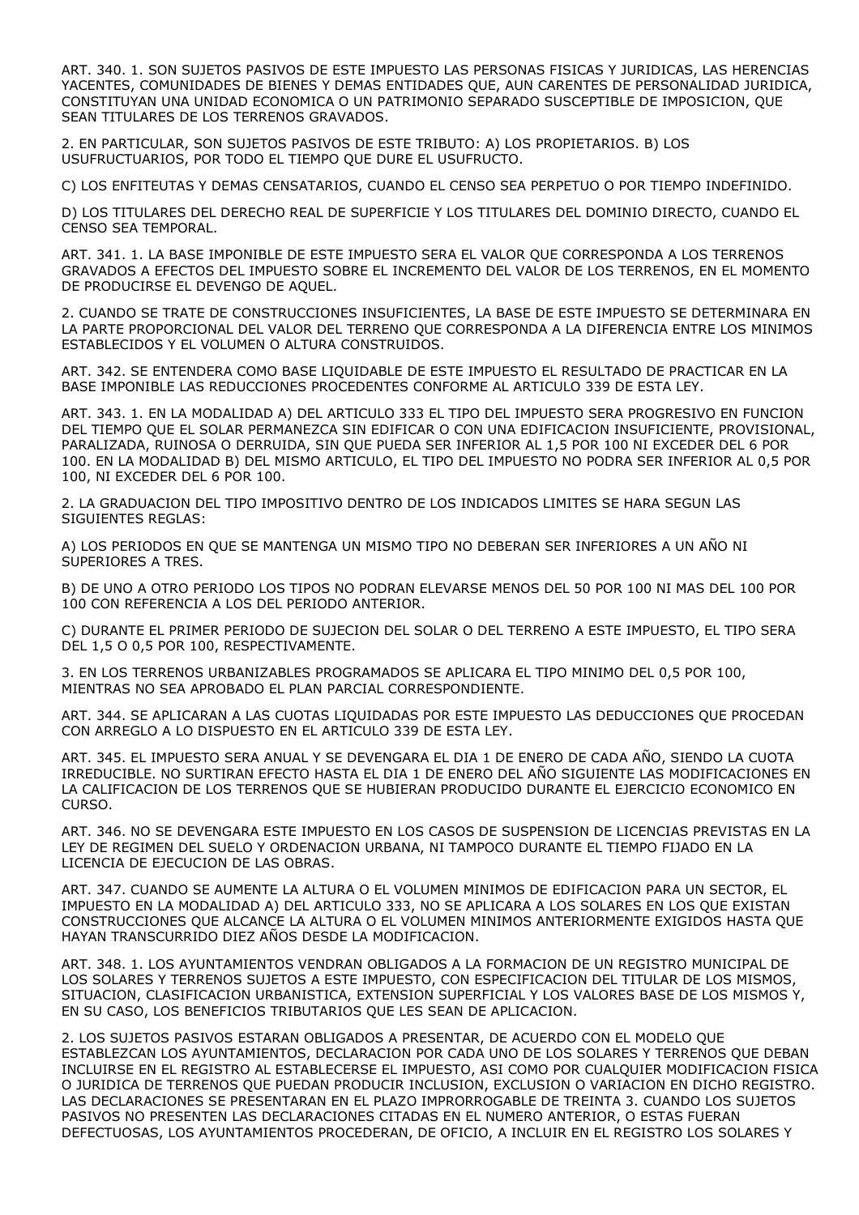ART. 340. 1. SON SUJETOS PASIVOS DE ESTE IMPUESTO LAS PERSONAS FISICAS Y JURIDICAS, LAS HERENCIAS YACENTES, COMUNIDADES DE BIENES Y DEMAS ENTIDADES QUE, AUN CARENTES DE PERSONALIDAD JURIDICA, CONSTITUYAN UNA UNIDAD ECONOMICA O UN PATRIMONIO SEPARADO SUSCEPTIBLE DE IMPOSICION, QUE SEAN TITULARES DE LOS TERRENOS GRAVADOS.

2. EN PARTICULAR, SON SUJETOS PASIVOS DE ESTE TRIBUTO: A) LOS PROPIETARIOS. B) LOS USUFRUCTUARIOS, POR TODO EL TIEMPO QUE DURE EL USUFRUCTO.

C) LOS ENFITEUTAS Y DEMAS CENSATARIOS, CUANDO EL CENSO SEA PERPETUO O POR TIEMPO INDEFINIDO.

D) LOS TITULARES DEL DERECHO REAL DE SUPERFICIE Y LOS TITULARES DEL DOMINIO DIRECTO, CUANDO EL CENSO SEA TEMPORAL.

ART. 341. 1. LA BASE IMPONIBLE DE ESTE IMPUESTO SERA EL VALOR QUE CORRESPONDA A LOS TERRENOS GRAVADOS A EFECTOS DEL IMPUESTO SOBRE EL INCREMENTO DEL VALOR DE LOS TERRENOS, EN EL MOMENTO DE PRODUCIRSE EL DEVENGO DE AQUEL.

2. CUANDO SE TRATE DE CONSTRUCCIONES INSUFICIENTES, LA BASE DE ESTE IMPUESTO SE DETERMINARA EN LA PARTE PROPORCIONAL DEL VALOR DEL TERRENO QUE CORRESPONDA A LA DIFERENCIA ENTRE LOS MINIMOS ESTABLECIDOS Y EL VOLUMEN O ALTURA CONSTRUIDOS.

ART. 342. SE ENTENDERA COMO BASE LIQUIDABLE DE ESTE IMPUESTO EL RESULTADO DE PRACTICAR EN LA BASE IMPONIBLE LAS REDUCCIONES PROCEDENTES CONFORME AL ARTICULO 339 DE ESTA LEY.

ART. 343. 1. EN LA MODALIDAD A) DEL ARTICULO 333 EL TIPO DEL IMPUESTO SERA PROGRESIVO EN FUNCION DEL TIEMPO QUE EL SOLAR PERMANEZCA SIN EDIFICAR O CON UNA EDIFICACION INSUFICIENTE, PROVISIONAL, PARALIZADA, RUINOSA O DERRUIDA, SIN QUE PUEDA SER INFERIOR AL 1,5 POR 100 NI EXCEDER DEL 6 POR 100. EN LA MODALIDAD B) DEL MISMO ARTICULO, EL TIPO DEL IMPUESTO NO PODRA SER INFERIOR AL 0,5 POR 100, NI EXCEDER DEL 6 POR 100.

2. LA GRADUACION DEL TIPO IMPOSITIVO DENTRO DE LOS INDICADOS LIMITES SE HARA SEGUN LAS SIGUIENTES REGLAS:

A) LOS PERIODOS EN QUE SE MANTENGA UN MISMO TIPO NO DEBERAN SER INFERIORES A UN AÑO NI SUPERIORES A TRES.

B) DE UNO A OTRO PERIODO LOS TIPOS NO PODRAN ELEVARSE MENOS DEL 50 POR 100 NI MAS DEL 100 POR 100 CON REFERENCIA A LOS DEL PERIODO ANTERIOR.

C) DURANTE EL PRIMER PERIODO DE SUJECION DEL SOLAR O DEL TERRENO A ESTE IMPUESTO, EL TIPO SERA DEL 1,5 O 0,5 POR 100, RESPECTIVAMENTE.

3. EN LOS TERRENOS URBANIZABLES PROGRAMADOS SE APLICARA EL TIPO MINIMO DEL 0,5 POR 100, MIENTRAS NO SEA APROBADO EL PLAN PARCIAL CORRESPONDIENTE.

ART. 344. SE APLICARAN A LAS CUOTAS LIQUIDADAS POR ESTE IMPUESTO LAS DEDUCCIONES QUE PROCEDAN CON ARREGLO A LO DISPUESTO EN EL ARTICULO 339 DE ESTA LEY.

ART. 345. EL IMPUESTO SERA ANUAL Y SE DEVENGARA EL DIA 1 DE ENERO DE CADA AÑO, SIENDO LA CUOTA IRREDUCIBLE. NO SURTIRAN EFECTO HASTA EL DIA 1 DE ENERO DEL AÑO SIGUIENTE LAS MODIFICACIONES EN LA CALIFICACION DE LOS TERRENOS QUE SE HUBIERAN PRODUCIDO DURANTE EL EJERCICIO ECONOMICO EN CURSO.

ART. 346. NO SE DEVENGARA ESTE IMPUESTO EN LOS CASOS DE SUSPENSION DE LICENCIAS PREVISTAS EN LA LEY DE REGIMEN DEL SUELO Y ORDENACION URBANA, NI TAMPOCO DURANTE EL TIEMPO FIJADO EN LA LICENCIA DE EJECUCION DE LAS OBRAS.

ART. 347. CUANDO SE AUMENTE LA ALTURA O EL VOLUMEN MINIMOS DE EDIFICACION PARA UN SECTOR, EL IMPUESTO EN LA MODALIDAD A) DEL ARTICULO 333, NO SE APLICARA A LOS SOLARES EN LOS QUE EXISTAN CONSTRUCCIONES QUE ALCANCE LA ALTURA O EL VOLUMEN MINIMOS ANTERIORMENTE EXIGIDOS HASTA QUE HAYAN TRANSCURRIDO DIEZ AÑOS DESDE LA MODIFICACION.

ART. 348. 1. LOS AYUNTAMIENTOS VENDRAN OBLIGADOS A LA FORMACION DE UN REGISTRO MUNICIPAL DE LOS SOLARES Y TERRENOS SUJETOS A ESTE IMPUESTO, CON ESPECIFICACION DEL TITULAR DE LOS MISMOS, SITUACION, CLASIFICACION URBANISTICA, EXTENSION SUPERFICIAL Y LOS VALORES BASE DE LOS MISMOS Y, EN SU CASO, LOS BENEFICIOS TRIBUTARIOS QUE LES SEAN DE APLICACION.

2. LOS SUJETOS PASIVOS ESTARAN OBLIGADOS A PRESENTAR, DE ACUERDO CON EL MODELO QUE ESTABLEZCAN LOS AYUNTAMIENTOS, DECLARACION POR CADA UNO DE LOS SOLARES Y TERRENOS QUE DEBAN INCLUIRSE EN EL REGISTRO AL ESTABLECERSE EL IMPUESTO, ASI COMO POR CUALQUIER MODIFICACION FISICA O JURIDICA DE TERRENOS QUE PUEDAN PRODUCIR INCLUSION, EXCLUSION O VARIACION EN DICHO REGISTRO. LAS DECLARACIONES SE PRESENTARAN EN EL PLAZO IMPRORROGABLE DE TREINTA 3. CUANDO LOS SUJETOS PASIVOS NO PRESENTEN LAS DECLARACIONES CITADAS EN EL NUMERO ANTERIOR, O ESTAS FUERAN DEFECTUOSAS, LOS AYUNTAMIENTOS PROCEDERAN, DE OFICIO, A INCLUIR EN EL REGISTRO LOS SOLARES Y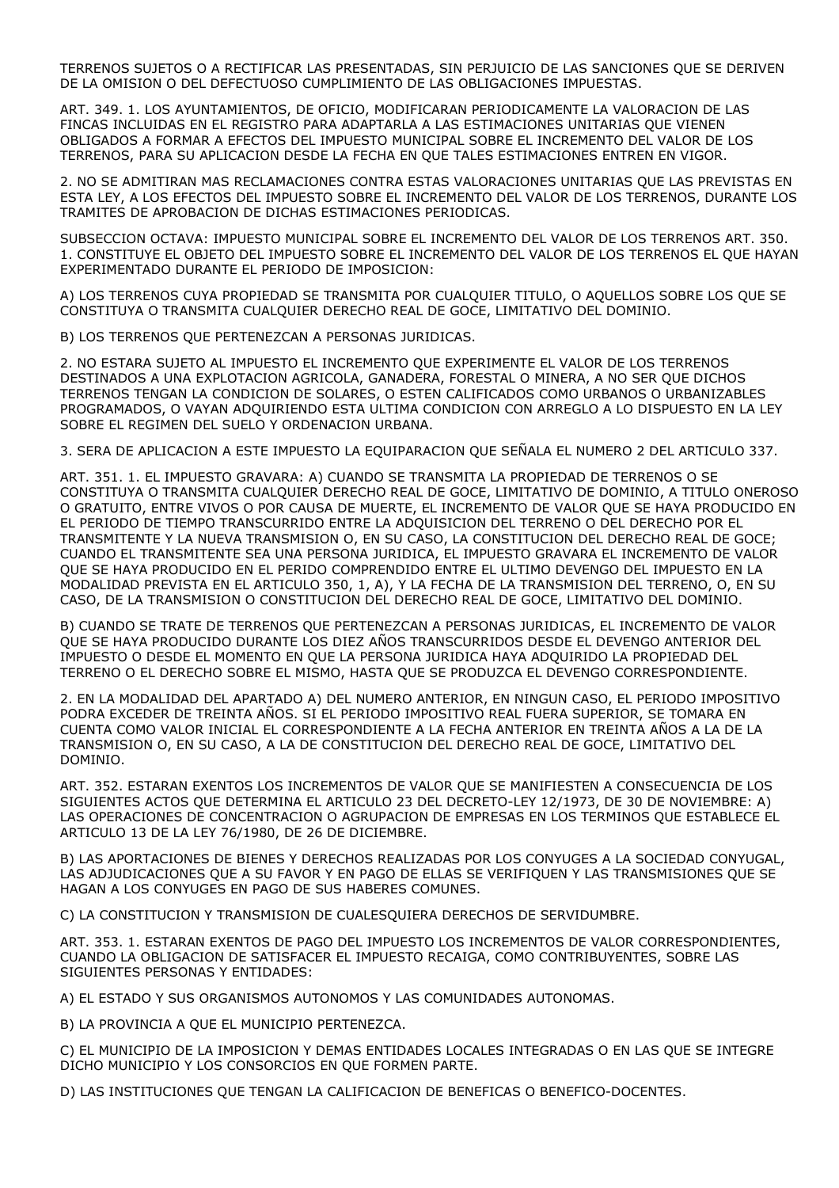TERRENOS SUJETOS O A RECTIFICAR LAS PRESENTADAS, SIN PERJUICIO DE LAS SANCIONES QUE SE DERIVEN DE LA OMISION O DEL DEFECTUOSO CUMPLIMIENTO DE LAS OBLIGACIONES IMPUESTAS.

ART. 349. 1. LOS AYUNTAMIENTOS, DE OFICIO, MODIFICARAN PERIODICAMENTE LA VALORACION DE LAS FINCAS INCLUIDAS EN EL REGISTRO PARA ADAPTARLA A LAS ESTIMACIONES UNITARIAS QUE VIENEN OBLIGADOS A FORMAR A EFECTOS DEL IMPUESTO MUNICIPAL SOBRE EL INCREMENTO DEL VALOR DE LOS TERRENOS, PARA SU APLICACION DESDE LA FECHA EN QUE TALES ESTIMACIONES ENTREN EN VIGOR.

2. NO SE ADMITIRAN MAS RECLAMACIONES CONTRA ESTAS VALORACIONES UNITARIAS QUE LAS PREVISTAS EN ESTA LEY, A LOS EFECTOS DEL IMPUESTO SOBRE EL INCREMENTO DEL VALOR DE LOS TERRENOS, DURANTE LOS TRAMITES DE APROBACION DE DICHAS ESTIMACIONES PERIODICAS.

SUBSECCION OCTAVA: IMPUESTO MUNICIPAL SOBRE EL INCREMENTO DEL VALOR DE LOS TERRENOS ART. 350. 1. CONSTITUYE EL OBJETO DEL IMPUESTO SOBRE EL INCREMENTO DEL VALOR DE LOS TERRENOS EL QUE HAYAN EXPERIMENTADO DURANTE EL PERIODO DE IMPOSICION:

A) LOS TERRENOS CUYA PROPIEDAD SE TRANSMITA POR CUALQUIER TITULO, O AQUELLOS SOBRE LOS QUE SE CONSTITUYA O TRANSMITA CUALQUIER DERECHO REAL DE GOCE, LIMITATIVO DEL DOMINIO.

B) LOS TERRENOS QUE PERTENEZCAN A PERSONAS JURIDICAS.

2. NO ESTARA SUJETO AL IMPUESTO EL INCREMENTO QUE EXPERIMENTE EL VALOR DE LOS TERRENOS DESTINADOS A UNA EXPLOTACION AGRICOLA, GANADERA, FORESTAL O MINERA, A NO SER QUE DICHOS TERRENOS TENGAN LA CONDICION DE SOLARES, O ESTEN CALIFICADOS COMO URBANOS O URBANIZABLES PROGRAMADOS, O VAYAN ADQUIRIENDO ESTA ULTIMA CONDICION CON ARREGLO A LO DISPUESTO EN LA LEY SOBRE EL REGIMEN DEL SUELO Y ORDENACION URBANA.

3. SERA DE APLICACION A ESTE IMPUESTO LA EQUIPARACION QUE SEÑALA EL NUMERO 2 DEL ARTICULO 337.

ART. 351. 1. EL IMPUESTO GRAVARA: A) CUANDO SE TRANSMITA LA PROPIEDAD DE TERRENOS O SE CONSTITUYA O TRANSMITA CUALQUIER DERECHO REAL DE GOCE, LIMITATIVO DE DOMINIO, A TITULO ONEROSO O GRATUITO, ENTRE VIVOS O POR CAUSA DE MUERTE, EL INCREMENTO DE VALOR QUE SE HAYA PRODUCIDO EN EL PERIODO DE TIEMPO TRANSCURRIDO ENTRE LA ADQUISICION DEL TERRENO O DEL DERECHO POR EL TRANSMITENTE Y LA NUEVA TRANSMISION O, EN SU CASO, LA CONSTITUCION DEL DERECHO REAL DE GOCE; CUANDO EL TRANSMITENTE SEA UNA PERSONA JURIDICA, EL IMPUESTO GRAVARA EL INCREMENTO DE VALOR QUE SE HAYA PRODUCIDO EN EL PERIDO COMPRENDIDO ENTRE EL ULTIMO DEVENGO DEL IMPUESTO EN LA MODALIDAD PREVISTA EN EL ARTICULO 350, 1, A), Y LA FECHA DE LA TRANSMISION DEL TERRENO, O, EN SU CASO, DE LA TRANSMISION O CONSTITUCION DEL DERECHO REAL DE GOCE, LIMITATIVO DEL DOMINIO.

B) CUANDO SE TRATE DE TERRENOS QUE PERTENEZCAN A PERSONAS JURIDICAS, EL INCREMENTO DE VALOR QUE SE HAYA PRODUCIDO DURANTE LOS DIEZ AÑOS TRANSCURRIDOS DESDE EL DEVENGO ANTERIOR DEL IMPUESTO O DESDE EL MOMENTO EN QUE LA PERSONA JURIDICA HAYA ADQUIRIDO LA PROPIEDAD DEL TERRENO O EL DERECHO SOBRE EL MISMO, HASTA QUE SE PRODUZCA EL DEVENGO CORRESPONDIENTE.

2. EN LA MODALIDAD DEL APARTADO A) DEL NUMERO ANTERIOR, EN NINGUN CASO, EL PERIODO IMPOSITIVO PODRA EXCEDER DE TREINTA AÑOS. SI EL PERIODO IMPOSITIVO REAL FUERA SUPERIOR, SE TOMARA EN CUENTA COMO VALOR INICIAL EL CORRESPONDIENTE A LA FECHA ANTERIOR EN TREINTA AÑOS A LA DE LA TRANSMISION O, EN SU CASO, A LA DE CONSTITUCION DEL DERECHO REAL DE GOCE, LIMITATIVO DEL DOMINIO.

ART. 352. ESTARAN EXENTOS LOS INCREMENTOS DE VALOR QUE SE MANIFIESTEN A CONSECUENCIA DE LOS SIGUIENTES ACTOS QUE DETERMINA EL ARTICULO 23 DEL DECRETO-LEY 12/1973, DE 30 DE NOVIEMBRE: A) LAS OPERACIONES DE CONCENTRACION O AGRUPACION DE EMPRESAS EN LOS TERMINOS QUE ESTABLECE EL ARTICULO 13 DE LA LEY 76/1980, DE 26 DE DICIEMBRE.

B) LAS APORTACIONES DE BIENES Y DERECHOS REALIZADAS POR LOS CONYUGES A LA SOCIEDAD CONYUGAL, LAS ADJUDICACIONES QUE A SU FAVOR Y EN PAGO DE ELLAS SE VERIFIQUEN Y LAS TRANSMISIONES QUE SE HAGAN A LOS CONYUGES EN PAGO DE SUS HABERES COMUNES.

C) LA CONSTITUCION Y TRANSMISION DE CUALESQUIERA DERECHOS DE SERVIDUMBRE.

ART. 353. 1. ESTARAN EXENTOS DE PAGO DEL IMPUESTO LOS INCREMENTOS DE VALOR CORRESPONDIENTES, CUANDO LA OBLIGACION DE SATISFACER EL IMPUESTO RECAIGA, COMO CONTRIBUYENTES, SOBRE LAS SIGUIENTES PERSONAS Y ENTIDADES:

A) EL ESTADO Y SUS ORGANISMOS AUTONOMOS Y LAS COMUNIDADES AUTONOMAS.

B) LA PROVINCIA A QUE EL MUNICIPIO PERTENEZCA.

C) EL MUNICIPIO DE LA IMPOSICION Y DEMAS ENTIDADES LOCALES INTEGRADAS O EN LAS QUE SE INTEGRE DICHO MUNICIPIO Y LOS CONSORCIOS EN QUE FORMEN PARTE.

D) LAS INSTITUCIONES QUE TENGAN LA CALIFICACION DE BENEFICAS O BENEFICO-DOCENTES.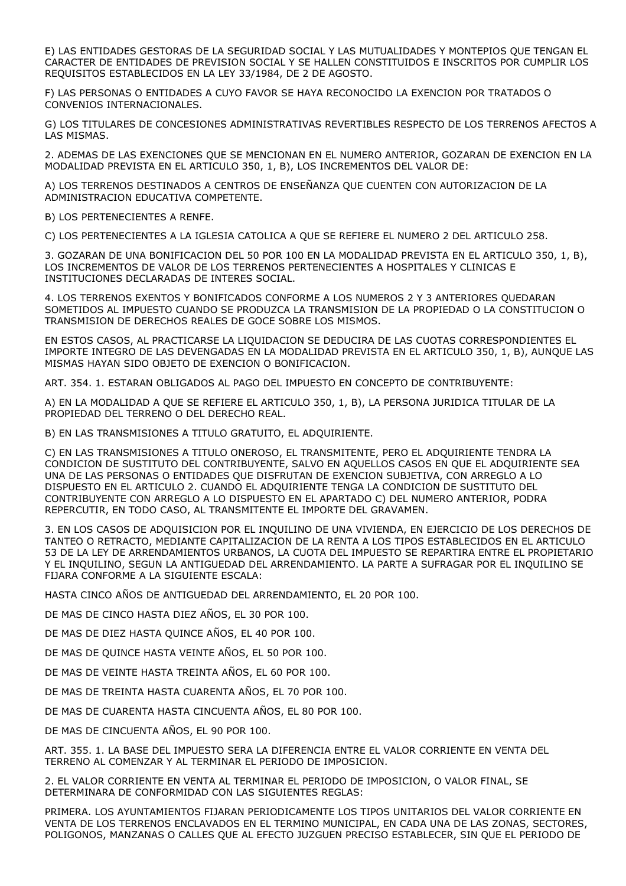E) LAS ENTIDADES GESTORAS DE LA SEGURIDAD SOCIAL Y LAS MUTUALIDADES Y MONTEPIOS QUE TENGAN EL CARACTER DE ENTIDADES DE PREVISION SOCIAL Y SE HALLEN CONSTITUIDOS E INSCRITOS POR CUMPLIR LOS REQUISITOS ESTABLECIDOS EN LA LEY 33/1984, DE 2 DE AGOSTO.

F) LAS PERSONAS O ENTIDADES A CUYO FAVOR SE HAYA RECONOCIDO LA EXENCION POR TRATADOS O CONVENIOS INTERNACIONALES.

G) LOS TITULARES DE CONCESIONES ADMINISTRATIVAS REVERTIBLES RESPECTO DE LOS TERRENOS AFECTOS A LAS MISMAS.

2. ADEMAS DE LAS EXENCIONES QUE SE MENCIONAN EN EL NUMERO ANTERIOR, GOZARAN DE EXENCION EN LA MODALIDAD PREVISTA EN EL ARTICULO 350, 1, B), LOS INCREMENTOS DEL VALOR DE:

A) LOS TERRENOS DESTINADOS A CENTROS DE ENSEÑANZA QUE CUENTEN CON AUTORIZACION DE LA ADMINISTRACION EDUCATIVA COMPETENTE.

B) LOS PERTENECIENTES A RENFE.

C) LOS PERTENECIENTES A LA IGLESIA CATOLICA A QUE SE REFIERE EL NUMERO 2 DEL ARTICULO 258.

3. GOZARAN DE UNA BONIFICACION DEL 50 POR 100 EN LA MODALIDAD PREVISTA EN EL ARTICULO 350, 1, B), LOS INCREMENTOS DE VALOR DE LOS TERRENOS PERTENECIENTES A HOSPITALES Y CLINICAS E INSTITUCIONES DECLARADAS DE INTERES SOCIAL.

4. LOS TERRENOS EXENTOS Y BONIFICADOS CONFORME A LOS NUMEROS 2 Y 3 ANTERIORES QUEDARAN SOMETIDOS AL IMPUESTO CUANDO SE PRODUZCA LA TRANSMISION DE LA PROPIEDAD O LA CONSTITUCION O TRANSMISION DE DERECHOS REALES DE GOCE SOBRE LOS MISMOS.

EN ESTOS CASOS, AL PRACTICARSE LA LIQUIDACION SE DEDUCIRA DE LAS CUOTAS CORRESPONDIENTES EL IMPORTE INTEGRO DE LAS DEVENGADAS EN LA MODALIDAD PREVISTA EN EL ARTICULO 350, 1, B), AUNQUE LAS MISMAS HAYAN SIDO OBJETO DE EXENCION O BONIFICACION.

ART. 354. 1. ESTARAN OBLIGADOS AL PAGO DEL IMPUESTO EN CONCEPTO DE CONTRIBUYENTE:

A) EN LA MODALIDAD A QUE SE REFIERE EL ARTICULO 350, 1, B), LA PERSONA JURIDICA TITULAR DE LA PROPIEDAD DEL TERRENO O DEL DERECHO REAL.

B) EN LAS TRANSMISIONES A TITULO GRATUITO, EL ADQUIRIENTE.

C) EN LAS TRANSMISIONES A TITULO ONEROSO, EL TRANSMITENTE, PERO EL ADQUIRIENTE TENDRA LA CONDICION DE SUSTITUTO DEL CONTRIBUYENTE, SALVO EN AQUELLOS CASOS EN QUE EL ADQUIRIENTE SEA UNA DE LAS PERSONAS O ENTIDADES QUE DISFRUTAN DE EXENCION SUBJETIVA, CON ARREGLO A LO DISPUESTO EN EL ARTICULO 2. CUANDO EL ADQUIRIENTE TENGA LA CONDICION DE SUSTITUTO DEL CONTRIBUYENTE CON ARREGLO A LO DISPUESTO EN EL APARTADO C) DEL NUMERO ANTERIOR, PODRA REPERCUTIR, EN TODO CASO, AL TRANSMITENTE EL IMPORTE DEL GRAVAMEN.

3. EN LOS CASOS DE ADQUISICION POR EL INQUILINO DE UNA VIVIENDA, EN EJERCICIO DE LOS DERECHOS DE TANTEO O RETRACTO, MEDIANTE CAPITALIZACION DE LA RENTA A LOS TIPOS ESTABLECIDOS EN EL ARTICULO 53 DE LA LEY DE ARRENDAMIENTOS URBANOS, LA CUOTA DEL IMPUESTO SE REPARTIRA ENTRE EL PROPIETARIO Y EL INQUILINO, SEGUN LA ANTIGUEDAD DEL ARRENDAMIENTO. LA PARTE A SUFRAGAR POR EL INQUILINO SE FIJARA CONFORME A LA SIGUIENTE ESCALA:

HASTA CINCO AÑOS DE ANTIGUEDAD DEL ARRENDAMIENTO, EL 20 POR 100.

DE MAS DE CINCO HASTA DIEZ AÑOS, EL 30 POR 100.

DE MAS DE DIEZ HASTA QUINCE AÑOS, EL 40 POR 100.

DE MAS DE QUINCE HASTA VEINTE AÑOS, EL 50 POR 100.

DE MAS DE VEINTE HASTA TREINTA AÑOS, EL 60 POR 100.

DE MAS DE TREINTA HASTA CUARENTA AÑOS, EL 70 POR 100.

DE MAS DE CUARENTA HASTA CINCUENTA AÑOS, EL 80 POR 100.

DE MAS DE CINCUENTA AÑOS, EL 90 POR 100.

ART. 355. 1. LA BASE DEL IMPUESTO SERA LA DIFERENCIA ENTRE EL VALOR CORRIENTE EN VENTA DEL TERRENO AL COMENZAR Y AL TERMINAR EL PERIODO DE IMPOSICION.

2. EL VALOR CORRIENTE EN VENTA AL TERMINAR EL PERIODO DE IMPOSICION, O VALOR FINAL, SE DETERMINARA DE CONFORMIDAD CON LAS SIGUIENTES REGLAS:

PRIMERA. LOS AYUNTAMIENTOS FIJARAN PERIODICAMENTE LOS TIPOS UNITARIOS DEL VALOR CORRIENTE EN VENTA DE LOS TERRENOS ENCLAVADOS EN EL TERMINO MUNICIPAL, EN CADA UNA DE LAS ZONAS, SECTORES, POLIGONOS, MANZANAS O CALLES QUE AL EFECTO JUZGUEN PRECISO ESTABLECER, SIN QUE EL PERIODO DE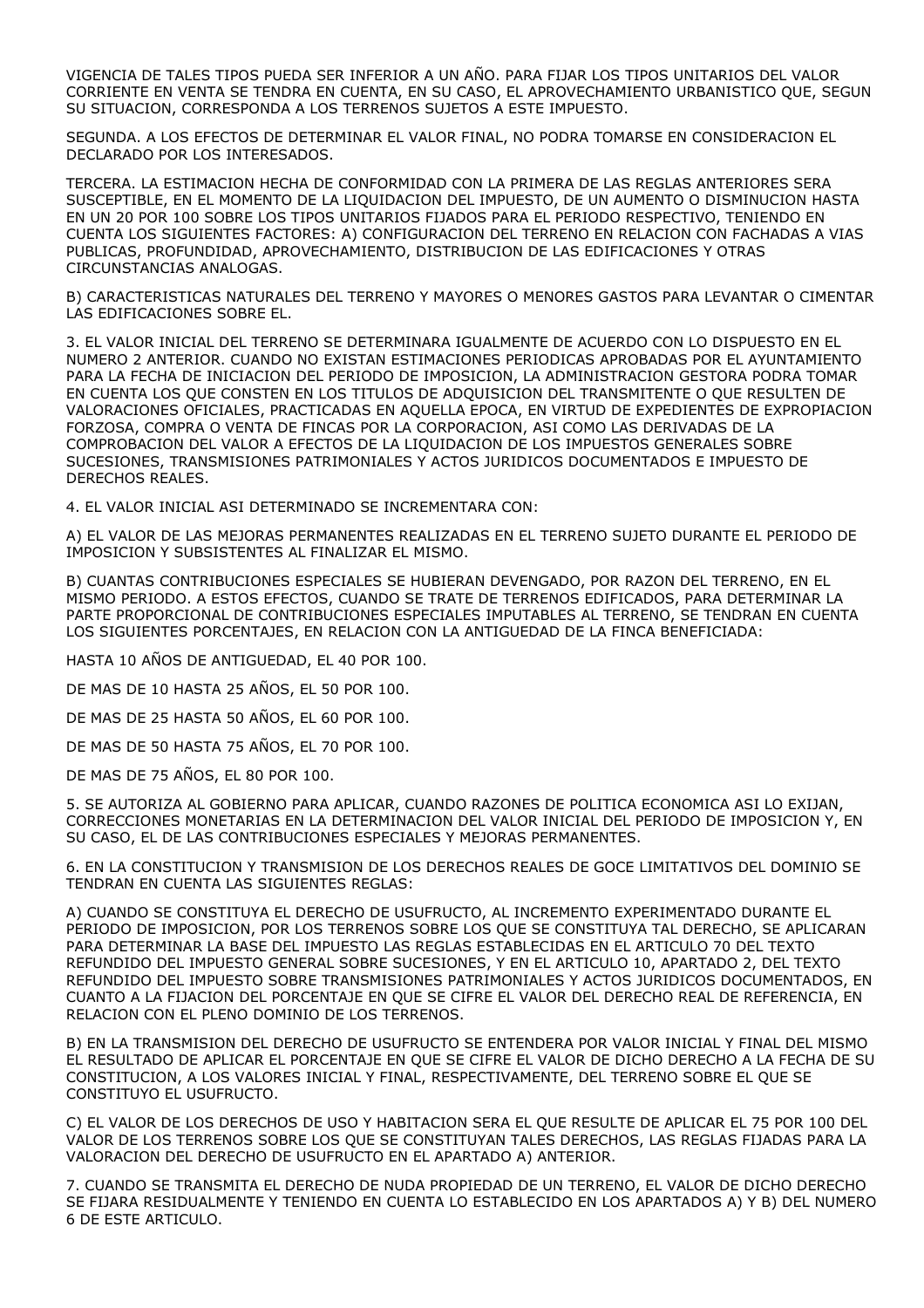VIGENCIA DE TALES TIPOS PUEDA SER INFERIOR A UN AÑO. PARA FIJAR LOS TIPOS UNITARIOS DEL VALOR CORRIENTE EN VENTA SE TENDRA EN CUENTA, EN SU CASO, EL APROVECHAMIENTO URBANISTICO QUE, SEGUN SU SITUACION, CORRESPONDA A LOS TERRENOS SUJETOS A ESTE IMPUESTO.

SEGUNDA. A LOS EFECTOS DE DETERMINAR EL VALOR FINAL, NO PODRA TOMARSE EN CONSIDERACION EL DECLARADO POR LOS INTERESADOS.

TERCERA. LA ESTIMACION HECHA DE CONFORMIDAD CON LA PRIMERA DE LAS REGLAS ANTERIORES SERA SUSCEPTIBLE, EN EL MOMENTO DE LA LIQUIDACION DEL IMPUESTO, DE UN AUMENTO O DISMINUCION HASTA EN UN 20 POR 100 SOBRE LOS TIPOS UNITARIOS FIJADOS PARA EL PERIODO RESPECTIVO, TENIENDO EN CUENTA LOS SIGUIENTES FACTORES: A) CONFIGURACION DEL TERRENO EN RELACION CON FACHADAS A VIAS PUBLICAS, PROFUNDIDAD, APROVECHAMIENTO, DISTRIBUCION DE LAS EDIFICACIONES Y OTRAS CIRCUNSTANCIAS ANALOGAS.

B) CARACTERISTICAS NATURALES DEL TERRENO Y MAYORES O MENORES GASTOS PARA LEVANTAR O CIMENTAR LAS EDIFICACIONES SOBRE EL.

3. EL VALOR INICIAL DEL TERRENO SE DETERMINARA IGUALMENTE DE ACUERDO CON LO DISPUESTO EN EL NUMERO 2 ANTERIOR. CUANDO NO EXISTAN ESTIMACIONES PERIODICAS APROBADAS POR EL AYUNTAMIENTO PARA LA FECHA DE INICIACION DEL PERIODO DE IMPOSICION, LA ADMINISTRACION GESTORA PODRA TOMAR EN CUENTA LOS QUE CONSTEN EN LOS TITULOS DE ADQUISICION DEL TRANSMITENTE O QUE RESULTEN DE VALORACIONES OFICIALES, PRACTICADAS EN AQUELLA EPOCA, EN VIRTUD DE EXPEDIENTES DE EXPROPIACION FORZOSA, COMPRA O VENTA DE FINCAS POR LA CORPORACION, ASI COMO LAS DERIVADAS DE LA COMPROBACION DEL VALOR A EFECTOS DE LA LIQUIDACION DE LOS IMPUESTOS GENERALES SOBRE SUCESIONES, TRANSMISIONES PATRIMONIALES Y ACTOS JURIDICOS DOCUMENTADOS E IMPUESTO DE DERECHOS REALES.

4. EL VALOR INICIAL ASI DETERMINADO SE INCREMENTARA CON:

A) EL VALOR DE LAS MEJORAS PERMANENTES REALIZADAS EN EL TERRENO SUJETO DURANTE EL PERIODO DE IMPOSICION Y SUBSISTENTES AL FINALIZAR EL MISMO.

B) CUANTAS CONTRIBUCIONES ESPECIALES SE HUBIERAN DEVENGADO, POR RAZON DEL TERRENO, EN EL MISMO PERIODO. A ESTOS EFECTOS, CUANDO SE TRATE DE TERRENOS EDIFICADOS, PARA DETERMINAR LA PARTE PROPORCIONAL DE CONTRIBUCIONES ESPECIALES IMPUTABLES AL TERRENO, SE TENDRAN EN CUENTA LOS SIGUIENTES PORCENTAJES, EN RELACION CON LA ANTIGUEDAD DE LA FINCA BENEFICIADA:

HASTA 10 AÑOS DE ANTIGUEDAD, EL 40 POR 100.

DE MAS DE 10 HASTA 25 AÑOS, EL 50 POR 100.

DE MAS DE 25 HASTA 50 AÑOS, EL 60 POR 100.

DE MAS DE 50 HASTA 75 AÑOS, EL 70 POR 100.

DE MAS DE 75 AÑOS, EL 80 POR 100.

5. SE AUTORIZA AL GOBIERNO PARA APLICAR, CUANDO RAZONES DE POLITICA ECONOMICA ASI LO EXIJAN, CORRECCIONES MONETARIAS EN LA DETERMINACION DEL VALOR INICIAL DEL PERIODO DE IMPOSICION Y, EN SU CASO, EL DE LAS CONTRIBUCIONES ESPECIALES Y MEJORAS PERMANENTES.

6. EN LA CONSTITUCION Y TRANSMISION DE LOS DERECHOS REALES DE GOCE LIMITATIVOS DEL DOMINIO SE TENDRAN EN CUENTA LAS SIGUIENTES REGLAS:

A) CUANDO SE CONSTITUYA EL DERECHO DE USUFRUCTO, AL INCREMENTO EXPERIMENTADO DURANTE EL PERIODO DE IMPOSICION, POR LOS TERRENOS SOBRE LOS QUE SE CONSTITUYA TAL DERECHO, SE APLICARAN PARA DETERMINAR LA BASE DEL IMPUESTO LAS REGLAS ESTABLECIDAS EN EL ARTICULO 70 DEL TEXTO REFUNDIDO DEL IMPUESTO GENERAL SOBRE SUCESIONES, Y EN EL ARTICULO 10, APARTADO 2, DEL TEXTO REFUNDIDO DEL IMPUESTO SOBRE TRANSMISIONES PATRIMONIALES Y ACTOS JURIDICOS DOCUMENTADOS, EN CUANTO A LA FIJACION DEL PORCENTAJE EN QUE SE CIFRE EL VALOR DEL DERECHO REAL DE REFERENCIA, EN RELACION CON EL PLENO DOMINIO DE LOS TERRENOS.

B) EN LA TRANSMISION DEL DERECHO DE USUFRUCTO SE ENTENDERA POR VALOR INICIAL Y FINAL DEL MISMO EL RESULTADO DE APLICAR EL PORCENTAJE EN QUE SE CIFRE EL VALOR DE DICHO DERECHO A LA FECHA DE SU CONSTITUCION, A LOS VALORES INICIAL Y FINAL, RESPECTIVAMENTE, DEL TERRENO SOBRE EL QUE SE CONSTITUYO EL USUFRUCTO.

C) EL VALOR DE LOS DERECHOS DE USO Y HABITACION SERA EL QUE RESULTE DE APLICAR EL 75 POR 100 DEL VALOR DE LOS TERRENOS SOBRE LOS QUE SE CONSTITUYAN TALES DERECHOS, LAS REGLAS FIJADAS PARA LA VALORACION DEL DERECHO DE USUFRUCTO EN EL APARTADO A) ANTERIOR.

7. CUANDO SE TRANSMITA EL DERECHO DE NUDA PROPIEDAD DE UN TERRENO, EL VALOR DE DICHO DERECHO SE FIJARA RESIDUALMENTE Y TENIENDO EN CUENTA LO ESTABLECIDO EN LOS APARTADOS A) Y B) DEL NUMERO 6 DE ESTE ARTICULO.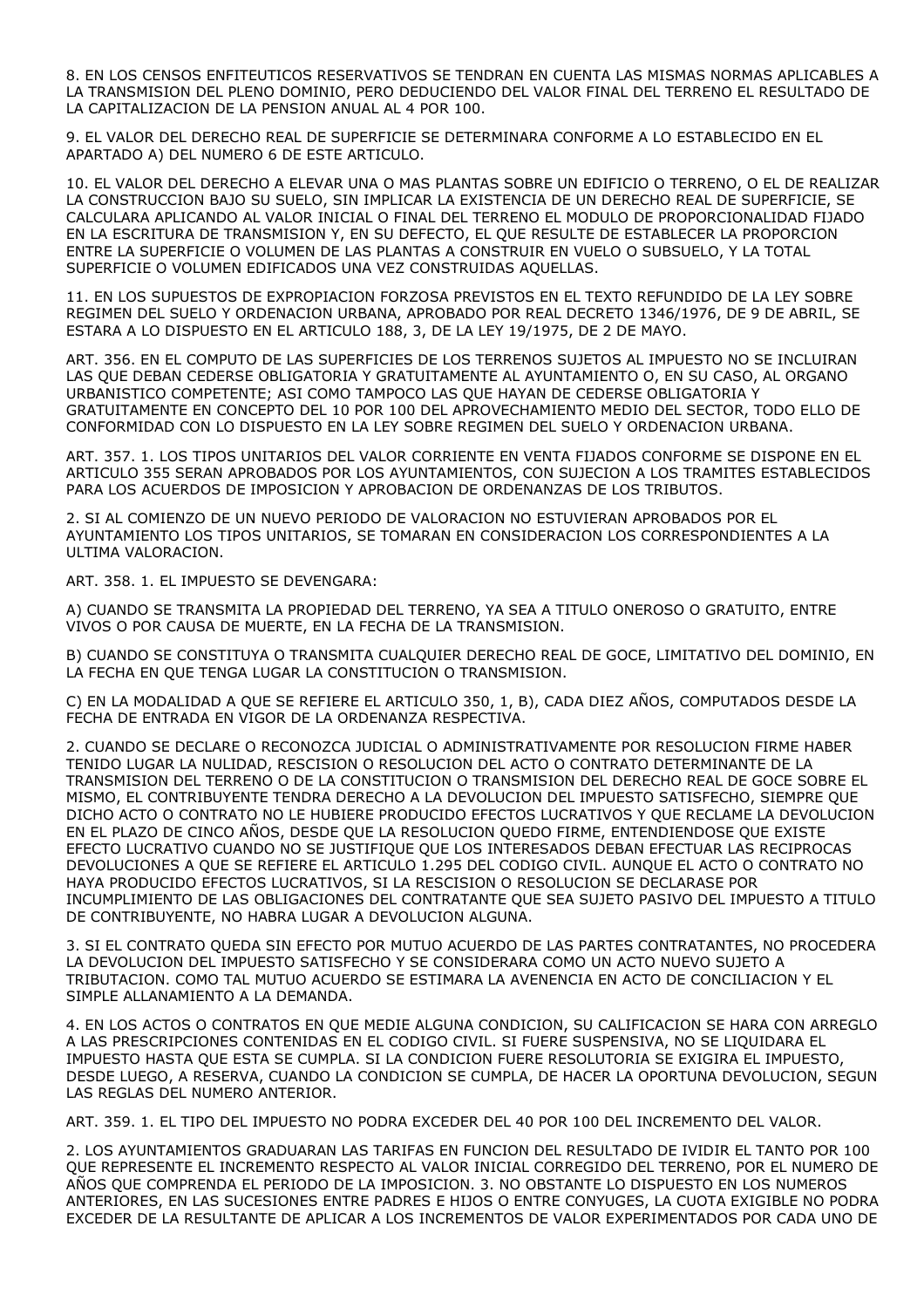8. EN LOS CENSOS ENFITEUTICOS RESERVATIVOS SE TENDRAN EN CUENTA LAS MISMAS NORMAS APLICABLES A LA TRANSMISION DEL PLENO DOMINIO, PERO DEDUCIENDO DEL VALOR FINAL DEL TERRENO EL RESULTADO DE LA CAPITALIZACION DE LA PENSION ANUAL AL 4 POR 100.

9. EL VALOR DEL DERECHO REAL DE SUPERFICIE SE DETERMINARA CONFORME A LO ESTABLECIDO EN EL APARTADO A) DEL NUMERO 6 DE ESTE ARTICULO.

10. EL VALOR DEL DERECHO A ELEVAR UNA O MAS PLANTAS SOBRE UN EDIFICIO O TERRENO, O EL DE REALIZAR LA CONSTRUCCION BAJO SU SUELO, SIN IMPLICAR LA EXISTENCIA DE UN DERECHO REAL DE SUPERFICIE, SE CALCULARA APLICANDO AL VALOR INICIAL O FINAL DEL TERRENO EL MODULO DE PROPORCIONALIDAD FIJADO EN LA ESCRITURA DE TRANSMISION Y, EN SU DEFECTO, EL QUE RESULTE DE ESTABLECER LA PROPORCION ENTRE LA SUPERFICIE O VOLUMEN DE LAS PLANTAS A CONSTRUIR EN VUELO O SUBSUELO, Y LA TOTAL SUPERFICIE O VOLUMEN EDIFICADOS UNA VEZ CONSTRUIDAS AQUELLAS.

11. EN LOS SUPUESTOS DE EXPROPIACION FORZOSA PREVISTOS EN EL TEXTO REFUNDIDO DE LA LEY SOBRE REGIMEN DEL SUELO Y ORDENACION URBANA, APROBADO POR REAL DECRETO 1346/1976, DE 9 DE ABRIL, SE ESTARA A LO DISPUESTO EN EL ARTICULO 188, 3, DE LA LEY 19/1975, DE 2 DE MAYO.

ART. 356. EN EL COMPUTO DE LAS SUPERFICIES DE LOS TERRENOS SUJETOS AL IMPUESTO NO SE INCLUIRAN LAS QUE DEBAN CEDERSE OBLIGATORIA Y GRATUITAMENTE AL AYUNTAMIENTO O, EN SU CASO, AL ORGANO URBANISTICO COMPETENTE; ASI COMO TAMPOCO LAS QUE HAYAN DE CEDERSE OBLIGATORIA Y GRATUITAMENTE EN CONCEPTO DEL 10 POR 100 DEL APROVECHAMIENTO MEDIO DEL SECTOR, TODO ELLO DE CONFORMIDAD CON LO DISPUESTO EN LA LEY SOBRE REGIMEN DEL SUELO Y ORDENACION URBANA.

ART. 357. 1. LOS TIPOS UNITARIOS DEL VALOR CORRIENTE EN VENTA FIJADOS CONFORME SE DISPONE EN EL ARTICULO 355 SERAN APROBADOS POR LOS AYUNTAMIENTOS, CON SUJECION A LOS TRAMITES ESTABLECIDOS PARA LOS ACUERDOS DE IMPOSICION Y APROBACION DE ORDENANZAS DE LOS TRIBUTOS.

2. SI AL COMIENZO DE UN NUEVO PERIODO DE VALORACION NO ESTUVIERAN APROBADOS POR EL AYUNTAMIENTO LOS TIPOS UNITARIOS, SE TOMARAN EN CONSIDERACION LOS CORRESPONDIENTES A LA ULTIMA VALORACION.

ART. 358. 1. EL IMPUESTO SE DEVENGARA:

A) CUANDO SE TRANSMITA LA PROPIEDAD DEL TERRENO, YA SEA A TITULO ONEROSO O GRATUITO, ENTRE VIVOS O POR CAUSA DE MUERTE, EN LA FECHA DE LA TRANSMISION.

B) CUANDO SE CONSTITUYA O TRANSMITA CUALQUIER DERECHO REAL DE GOCE, LIMITATIVO DEL DOMINIO, EN LA FECHA EN QUE TENGA LUGAR LA CONSTITUCION O TRANSMISION.

C) EN LA MODALIDAD A QUE SE REFIERE EL ARTICULO 350, 1, B), CADA DIEZ AÑOS, COMPUTADOS DESDE LA FECHA DE ENTRADA EN VIGOR DE LA ORDENANZA RESPECTIVA.

2. CUANDO SE DECLARE O RECONOZCA JUDICIAL O ADMINISTRATIVAMENTE POR RESOLUCION FIRME HABER TENIDO LUGAR LA NULIDAD, RESCISION O RESOLUCION DEL ACTO O CONTRATO DETERMINANTE DE LA TRANSMISION DEL TERRENO O DE LA CONSTITUCION O TRANSMISION DEL DERECHO REAL DE GOCE SOBRE EL MISMO, EL CONTRIBUYENTE TENDRA DERECHO A LA DEVOLUCION DEL IMPUESTO SATISFECHO, SIEMPRE QUE DICHO ACTO O CONTRATO NO LE HUBIERE PRODUCIDO EFECTOS LUCRATIVOS Y QUE RECLAME LA DEVOLUCION EN EL PLAZO DE CINCO AÑOS, DESDE QUE LA RESOLUCION QUEDO FIRME, ENTENDIENDOSE QUE EXISTE EFECTO LUCRATIVO CUANDO NO SE JUSTIFIQUE QUE LOS INTERESADOS DEBAN EFECTUAR LAS RECIPROCAS DEVOLUCIONES A QUE SE REFIERE EL ARTICULO 1.295 DEL CODIGO CIVIL. AUNQUE EL ACTO O CONTRATO NO HAYA PRODUCIDO EFECTOS LUCRATIVOS, SI LA RESCISION O RESOLUCION SE DECLARASE POR INCUMPLIMIENTO DE LAS OBLIGACIONES DEL CONTRATANTE QUE SEA SUJETO PASIVO DEL IMPUESTO A TITULO DE CONTRIBUYENTE, NO HABRA LUGAR A DEVOLUCION ALGUNA.

3. SI EL CONTRATO QUEDA SIN EFECTO POR MUTUO ACUERDO DE LAS PARTES CONTRATANTES, NO PROCEDERA LA DEVOLUCION DEL IMPUESTO SATISFECHO Y SE CONSIDERARA COMO UN ACTO NUEVO SUJETO A TRIBUTACION. COMO TAL MUTUO ACUERDO SE ESTIMARA LA AVENENCIA EN ACTO DE CONCILIACION Y EL SIMPLE ALLANAMIENTO A LA DEMANDA.

4. EN LOS ACTOS O CONTRATOS EN QUE MEDIE ALGUNA CONDICION, SU CALIFICACION SE HARA CON ARREGLO A LAS PRESCRIPCIONES CONTENIDAS EN EL CODIGO CIVIL. SI FUERE SUSPENSIVA, NO SE LIQUIDARA EL IMPUESTO HASTA QUE ESTA SE CUMPLA. SI LA CONDICION FUERE RESOLUTORIA SE EXIGIRA EL IMPUESTO, DESDE LUEGO, A RESERVA, CUANDO LA CONDICION SE CUMPLA, DE HACER LA OPORTUNA DEVOLUCION, SEGUN LAS REGLAS DEL NUMERO ANTERIOR.

ART. 359. 1. EL TIPO DEL IMPUESTO NO PODRA EXCEDER DEL 40 POR 100 DEL INCREMENTO DEL VALOR.

2. LOS AYUNTAMIENTOS GRADUARAN LAS TARIFAS EN FUNCION DEL RESULTADO DE IVIDIR EL TANTO POR 100 QUE REPRESENTE EL INCREMENTO RESPECTO AL VALOR INICIAL CORREGIDO DEL TERRENO, POR EL NUMERO DE AÑOS QUE COMPRENDA EL PERIODO DE LA IMPOSICION. 3. NO OBSTANTE LO DISPUESTO EN LOS NUMEROS ANTERIORES, EN LAS SUCESIONES ENTRE PADRES E HIJOS O ENTRE CONYUGES, LA CUOTA EXIGIBLE NO PODRA EXCEDER DE LA RESULTANTE DE APLICAR A LOS INCREMENTOS DE VALOR EXPERIMENTADOS POR CADA UNO DE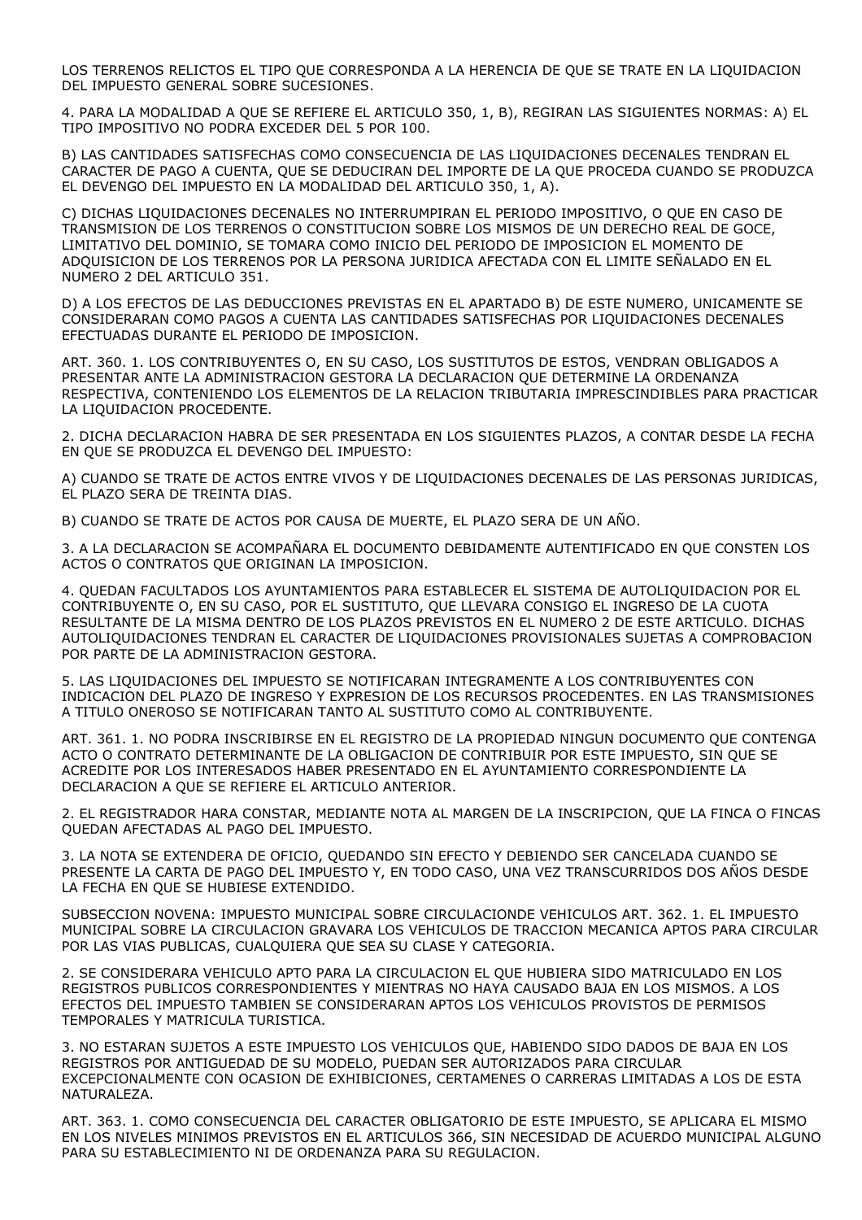LOS TERRENOS RELICTOS EL TIPO QUE CORRESPONDA A LA HERENCIA DE QUE SE TRATE EN LA LIQUIDACION DEL IMPUESTO GENERAL SOBRE SUCESIONES.

4. PARA LA MODALIDAD A QUE SE REFIERE EL ARTICULO 350, 1, B), REGIRAN LAS SIGUIENTES NORMAS: A) EL TIPO IMPOSITIVO NO PODRA EXCEDER DEL 5 POR 100.

B) LAS CANTIDADES SATISFECHAS COMO CONSECUENCIA DE LAS LIQUIDACIONES DECENALES TENDRAN EL CARACTER DE PAGO A CUENTA, QUE SE DEDUCIRAN DEL IMPORTE DE LA QUE PROCEDA CUANDO SE PRODUZCA EL DEVENGO DEL IMPUESTO EN LA MODALIDAD DEL ARTICULO 350, 1, A).

C) DICHAS LIQUIDACIONES DECENALES NO INTERRUMPIRAN EL PERIODO IMPOSITIVO, O QUE EN CASO DE TRANSMISION DE LOS TERRENOS O CONSTITUCION SOBRE LOS MISMOS DE UN DERECHO REAL DE GOCE, LIMITATIVO DEL DOMINIO, SE TOMARA COMO INICIO DEL PERIODO DE IMPOSICION EL MOMENTO DE ADQUISICION DE LOS TERRENOS POR LA PERSONA JURIDICA AFECTADA CON EL LIMITE SEÑALADO EN EL NUMERO 2 DEL ARTICULO 351.

D) A LOS EFECTOS DE LAS DEDUCCIONES PREVISTAS EN EL APARTADO B) DE ESTE NUMERO, UNICAMENTE SE CONSIDERARAN COMO PAGOS A CUENTA LAS CANTIDADES SATISFECHAS POR LIQUIDACIONES DECENALES EFECTUADAS DURANTE EL PERIODO DE IMPOSICION.

ART. 360. 1. LOS CONTRIBUYENTES O, EN SU CASO, LOS SUSTITUTOS DE ESTOS, VENDRAN OBLIGADOS A PRESENTAR ANTE LA ADMINISTRACION GESTORA LA DECLARACION QUE DETERMINE LA ORDENANZA RESPECTIVA, CONTENIENDO LOS ELEMENTOS DE LA RELACION TRIBUTARIA IMPRESCINDIBLES PARA PRACTICAR LA LIQUIDACION PROCEDENTE.

2. DICHA DECLARACION HABRA DE SER PRESENTADA EN LOS SIGUIENTES PLAZOS, A CONTAR DESDE LA FECHA EN QUE SE PRODUZCA EL DEVENGO DEL IMPUESTO:

A) CUANDO SE TRATE DE ACTOS ENTRE VIVOS Y DE LIQUIDACIONES DECENALES DE LAS PERSONAS JURIDICAS, EL PLAZO SERA DE TREINTA DIAS.

B) CUANDO SE TRATE DE ACTOS POR CAUSA DE MUERTE, EL PLAZO SERA DE UN AÑO.

3. A LA DECLARACION SE ACOMPAÑARA EL DOCUMENTO DEBIDAMENTE AUTENTIFICADO EN QUE CONSTEN LOS ACTOS O CONTRATOS QUE ORIGINAN LA IMPOSICION.

4. QUEDAN FACULTADOS LOS AYUNTAMIENTOS PARA ESTABLECER EL SISTEMA DE AUTOLIQUIDACION POR EL CONTRIBUYENTE O, EN SU CASO, POR EL SUSTITUTO, QUE LLEVARA CONSIGO EL INGRESO DE LA CUOTA RESULTANTE DE LA MISMA DENTRO DE LOS PLAZOS PREVISTOS EN EL NUMERO 2 DE ESTE ARTICULO. DICHAS AUTOLIQUIDACIONES TENDRAN EL CARACTER DE LIQUIDACIONES PROVISIONALES SUJETAS A COMPROBACION POR PARTE DE LA ADMINISTRACION GESTORA.

5. LAS LIQUIDACIONES DEL IMPUESTO SE NOTIFICARAN INTEGRAMENTE A LOS CONTRIBUYENTES CON INDICACION DEL PLAZO DE INGRESO Y EXPRESION DE LOS RECURSOS PROCEDENTES. EN LAS TRANSMISIONES A TITULO ONEROSO SE NOTIFICARAN TANTO AL SUSTITUTO COMO AL CONTRIBUYENTE.

ART. 361. 1. NO PODRA INSCRIBIRSE EN EL REGISTRO DE LA PROPIEDAD NINGUN DOCUMENTO QUE CONTENGA ACTO O CONTRATO DETERMINANTE DE LA OBLIGACION DE CONTRIBUIR POR ESTE IMPUESTO, SIN QUE SE ACREDITE POR LOS INTERESADOS HABER PRESENTADO EN EL AYUNTAMIENTO CORRESPONDIENTE LA DECLARACION A QUE SE REFIERE EL ARTICULO ANTERIOR.

2. EL REGISTRADOR HARA CONSTAR, MEDIANTE NOTA AL MARGEN DE LA INSCRIPCION, QUE LA FINCA O FINCAS QUEDAN AFECTADAS AL PAGO DEL IMPUESTO.

3. LA NOTA SE EXTENDERA DE OFICIO, QUEDANDO SIN EFECTO Y DEBIENDO SER CANCELADA CUANDO SE PRESENTE LA CARTA DE PAGO DEL IMPUESTO Y, EN TODO CASO, UNA VEZ TRANSCURRIDOS DOS AÑOS DESDE LA FECHA EN QUE SE HUBIESE EXTENDIDO.

SUBSECCION NOVENA: IMPUESTO MUNICIPAL SOBRE CIRCULACIONDE VEHICULOS ART. 362. 1. EL IMPUESTO MUNICIPAL SOBRE LA CIRCULACION GRAVARA LOS VEHICULOS DE TRACCION MECANICA APTOS PARA CIRCULAR POR LAS VIAS PUBLICAS, CUALQUIERA QUE SEA SU CLASE Y CATEGORIA.

2. SE CONSIDERARA VEHICULO APTO PARA LA CIRCULACION EL QUE HUBIERA SIDO MATRICULADO EN LOS REGISTROS PUBLICOS CORRESPONDIENTES Y MIENTRAS NO HAYA CAUSADO BAJA EN LOS MISMOS. A LOS EFECTOS DEL IMPUESTO TAMBIEN SE CONSIDERARAN APTOS LOS VEHICULOS PROVISTOS DE PERMISOS TEMPORALES Y MATRICULA TURISTICA.

3. NO ESTARAN SUJETOS A ESTE IMPUESTO LOS VEHICULOS QUE, HABIENDO SIDO DADOS DE BAJA EN LOS REGISTROS POR ANTIGUEDAD DE SU MODELO, PUEDAN SER AUTORIZADOS PARA CIRCULAR EXCEPCIONALMENTE CON OCASION DE EXHIBICIONES, CERTAMENES O CARRERAS LIMITADAS A LOS DE ESTA NATURALEZA.

ART. 363. 1. COMO CONSECUENCIA DEL CARACTER OBLIGATORIO DE ESTE IMPUESTO, SE APLICARA EL MISMO EN LOS NIVELES MINIMOS PREVISTOS EN EL ARTICULOS 366, SIN NECESIDAD DE ACUERDO MUNICIPAL ALGUNO PARA SU ESTABLECIMIENTO NI DE ORDENANZA PARA SU REGULACION.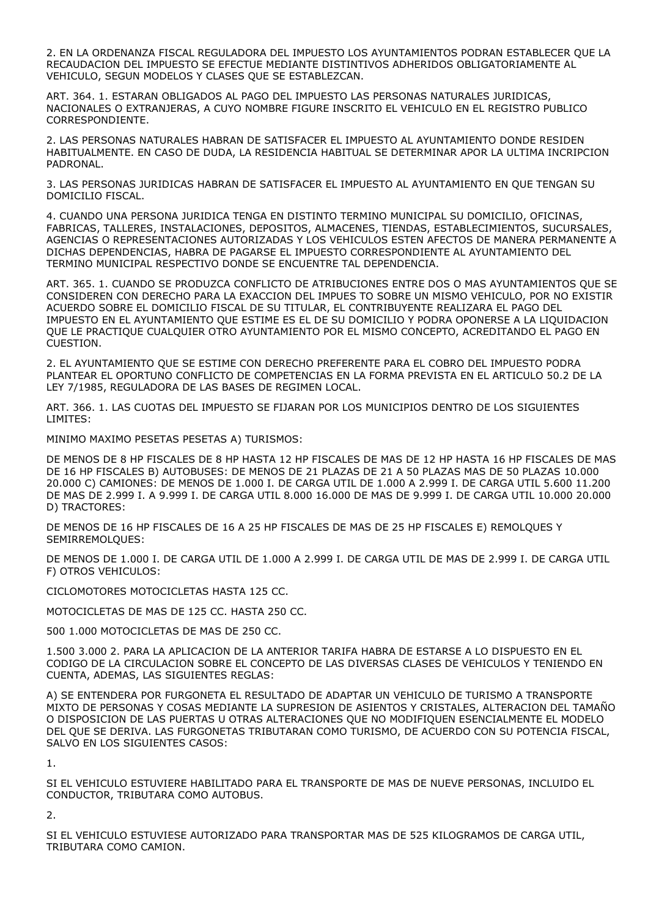2. EN LA ORDENANZA FISCAL REGULADORA DEL IMPUESTO LOS AYUNTAMIENTOS PODRAN ESTABLECER QUE LA RECAUDACION DEL IMPUESTO SE EFECTUE MEDIANTE DISTINTIVOS ADHERIDOS OBLIGATORIAMENTE AL VEHICULO, SEGUN MODELOS Y CLASES QUE SE ESTABLEZCAN.

ART. 364. 1. ESTARAN OBLIGADOS AL PAGO DEL IMPUESTO LAS PERSONAS NATURALES JURIDICAS, NACIONALES O EXTRANJERAS, A CUYO NOMBRE FIGURE INSCRITO EL VEHICULO EN EL REGISTRO PUBLICO CORRESPONDIENTE.

2. LAS PERSONAS NATURALES HABRAN DE SATISFACER EL IMPUESTO AL AYUNTAMIENTO DONDE RESIDEN HABITUALMENTE. EN CASO DE DUDA, LA RESIDENCIA HABITUAL SE DETERMINAR APOR LA ULTIMA INCRIPCION PADRONAL.

3. LAS PERSONAS JURIDICAS HABRAN DE SATISFACER EL IMPUESTO AL AYUNTAMIENTO EN QUE TENGAN SU DOMICILIO FISCAL.

4. CUANDO UNA PERSONA JURIDICA TENGA EN DISTINTO TERMINO MUNICIPAL SU DOMICILIO, OFICINAS, FABRICAS, TALLERES, INSTALACIONES, DEPOSITOS, ALMACENES, TIENDAS, ESTABLECIMIENTOS, SUCURSALES, AGENCIAS O REPRESENTACIONES AUTORIZADAS Y LOS VEHICULOS ESTEN AFECTOS DE MANERA PERMANENTE A DICHAS DEPENDENCIAS, HABRA DE PAGARSE EL IMPUESTO CORRESPONDIENTE AL AYUNTAMIENTO DEL TERMINO MUNICIPAL RESPECTIVO DONDE SE ENCUENTRE TAL DEPENDENCIA.

ART. 365. 1. CUANDO SE PRODUZCA CONFLICTO DE ATRIBUCIONES ENTRE DOS O MAS AYUNTAMIENTOS QUE SE CONSIDEREN CON DERECHO PARA LA EXACCION DEL IMPUES TO SOBRE UN MISMO VEHICULO, POR NO EXISTIR ACUERDO SOBRE EL DOMICILIO FISCAL DE SU TITULAR, EL CONTRIBUYENTE REALIZARA EL PAGO DEL IMPUESTO EN EL AYUNTAMIENTO QUE ESTIME ES EL DE SU DOMICILIO Y PODRA OPONERSE A LA LIQUIDACION QUE LE PRACTIQUE CUALQUIER OTRO AYUNTAMIENTO POR EL MISMO CONCEPTO, ACREDITANDO EL PAGO EN CUESTION.

2. EL AYUNTAMIENTO QUE SE ESTIME CON DERECHO PREFERENTE PARA EL COBRO DEL IMPUESTO PODRA PLANTEAR EL OPORTUNO CONFLICTO DE COMPETENCIAS EN LA FORMA PREVISTA EN EL ARTICULO 50.2 DE LA LEY 7/1985, REGULADORA DE LAS BASES DE REGIMEN LOCAL.

ART. 366. 1. LAS CUOTAS DEL IMPUESTO SE FIJARAN POR LOS MUNICIPIOS DENTRO DE LOS SIGUIENTES LIMITES:

MINIMO MAXIMO PESETAS PESETAS A) TURISMOS:

DE MENOS DE 8 HP FISCALES DE 8 HP HASTA 12 HP FISCALES DE MAS DE 12 HP HASTA 16 HP FISCALES DE MAS DE 16 HP FISCALES B) AUTOBUSES: DE MENOS DE 21 PLAZAS DE 21 A 50 PLAZAS MAS DE 50 PLAZAS 10.000 20.000 C) CAMIONES: DE MENOS DE 1.000 I. DE CARGA UTIL DE 1.000 A 2.999 I. DE CARGA UTIL 5.600 11.200 DE MAS DE 2.999 I. A 9.999 I. DE CARGA UTIL 8.000 16.000 DE MAS DE 9.999 I. DE CARGA UTIL 10.000 20.000 D) TRACTORES:

DE MENOS DE 16 HP FISCALES DE 16 A 25 HP FISCALES DE MAS DE 25 HP FISCALES E) REMOLQUES Y SEMIRREMOLQUES:

DE MENOS DE 1.000 I. DE CARGA UTIL DE 1.000 A 2.999 I. DE CARGA UTIL DE MAS DE 2.999 I. DE CARGA UTIL F) OTROS VEHICULOS:

CICLOMOTORES MOTOCICLETAS HASTA 125 CC.

MOTOCICLETAS DE MAS DE 125 CC. HASTA 250 CC.

500 1.000 MOTOCICLETAS DE MAS DE 250 CC.

1.500 3.000 2. PARA LA APLICACION DE LA ANTERIOR TARIFA HABRA DE ESTARSE A LO DISPUESTO EN EL CODIGO DE LA CIRCULACION SOBRE EL CONCEPTO DE LAS DIVERSAS CLASES DE VEHICULOS Y TENIENDO EN CUENTA, ADEMAS, LAS SIGUIENTES REGLAS:

A) SE ENTENDERA POR FURGONETA EL RESULTADO DE ADAPTAR UN VEHICULO DE TURISMO A TRANSPORTE MIXTO DE PERSONAS Y COSAS MEDIANTE LA SUPRESION DE ASIENTOS Y CRISTALES, ALTERACION DEL TAMAÑO O DISPOSICION DE LAS PUERTAS U OTRAS ALTERACIONES QUE NO MODIFIQUEN ESENCIALMENTE EL MODELO DEL QUE SE DERIVA. LAS FURGONETAS TRIBUTARAN COMO TURISMO, DE ACUERDO CON SU POTENCIA FISCAL, SALVO EN LOS SIGUIENTES CASOS:

1.

SI EL VEHICULO ESTUVIERE HABILITADO PARA EL TRANSPORTE DE MAS DE NUEVE PERSONAS, INCLUIDO EL CONDUCTOR, TRIBUTARA COMO AUTOBUS.

2.

SI EL VEHICULO ESTUVIESE AUTORIZADO PARA TRANSPORTAR MAS DE 525 KILOGRAMOS DE CARGA UTIL, TRIBUTARA COMO CAMION.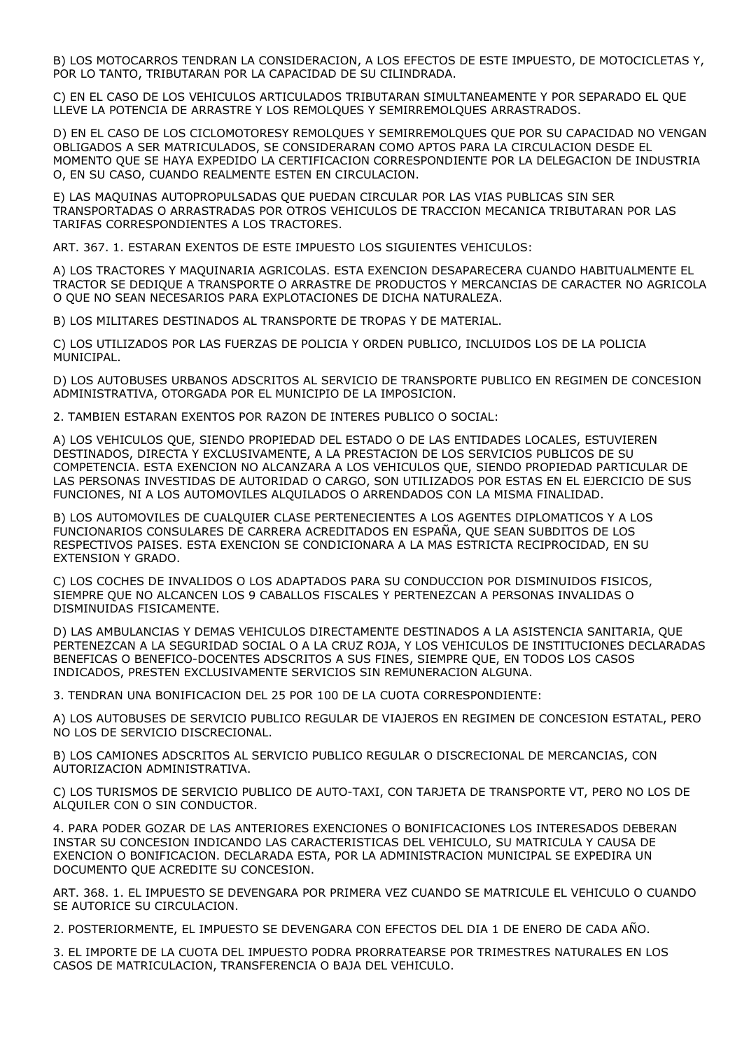B) LOS MOTOCARROS TENDRAN LA CONSIDERACION, A LOS EFECTOS DE ESTE IMPUESTO, DE MOTOCICLETAS Y, POR LO TANTO, TRIBUTARAN POR LA CAPACIDAD DE SU CILINDRADA.

C) EN EL CASO DE LOS VEHICULOS ARTICULADOS TRIBUTARAN SIMULTANEAMENTE Y POR SEPARADO EL QUE LLEVE LA POTENCIA DE ARRASTRE Y LOS REMOLQUES Y SEMIRREMOLQUES ARRASTRADOS.

D) EN EL CASO DE LOS CICLOMOTORESY REMOLQUES Y SEMIRREMOLQUES QUE POR SU CAPACIDAD NO VENGAN OBLIGADOS A SER MATRICULADOS, SE CONSIDERARAN COMO APTOS PARA LA CIRCULACION DESDE EL MOMENTO QUE SE HAYA EXPEDIDO LA CERTIFICACION CORRESPONDIENTE POR LA DELEGACION DE INDUSTRIA O, EN SU CASO, CUANDO REALMENTE ESTEN EN CIRCULACION.

E) LAS MAQUINAS AUTOPROPULSADAS QUE PUEDAN CIRCULAR POR LAS VIAS PUBLICAS SIN SER TRANSPORTADAS O ARRASTRADAS POR OTROS VEHICULOS DE TRACCION MECANICA TRIBUTARAN POR LAS TARIFAS CORRESPONDIENTES A LOS TRACTORES.

ART. 367. 1. ESTARAN EXENTOS DE ESTE IMPUESTO LOS SIGUIENTES VEHICULOS:

A) LOS TRACTORES Y MAQUINARIA AGRICOLAS. ESTA EXENCION DESAPARECERA CUANDO HABITUALMENTE EL TRACTOR SE DEDIQUE A TRANSPORTE O ARRASTRE DE PRODUCTOS Y MERCANCIAS DE CARACTER NO AGRICOLA O QUE NO SEAN NECESARIOS PARA EXPLOTACIONES DE DICHA NATURALEZA.

B) LOS MILITARES DESTINADOS AL TRANSPORTE DE TROPAS Y DE MATERIAL.

C) LOS UTILIZADOS POR LAS FUERZAS DE POLICIA Y ORDEN PUBLICO, INCLUIDOS LOS DE LA POLICIA MUNICIPAL.

D) LOS AUTOBUSES URBANOS ADSCRITOS AL SERVICIO DE TRANSPORTE PUBLICO EN REGIMEN DE CONCESION ADMINISTRATIVA, OTORGADA POR EL MUNICIPIO DE LA IMPOSICION.

2. TAMBIEN ESTARAN EXENTOS POR RAZON DE INTERES PUBLICO O SOCIAL:

A) LOS VEHICULOS QUE, SIENDO PROPIEDAD DEL ESTADO O DE LAS ENTIDADES LOCALES, ESTUVIEREN DESTINADOS, DIRECTA Y EXCLUSIVAMENTE, A LA PRESTACION DE LOS SERVICIOS PUBLICOS DE SU COMPETENCIA. ESTA EXENCION NO ALCANZARA A LOS VEHICULOS QUE, SIENDO PROPIEDAD PARTICULAR DE LAS PERSONAS INVESTIDAS DE AUTORIDAD O CARGO, SON UTILIZADOS POR ESTAS EN EL EJERCICIO DE SUS FUNCIONES, NI A LOS AUTOMOVILES ALQUILADOS O ARRENDADOS CON LA MISMA FINALIDAD.

B) LOS AUTOMOVILES DE CUALQUIER CLASE PERTENECIENTES A LOS AGENTES DIPLOMATICOS Y A LOS FUNCIONARIOS CONSULARES DE CARRERA ACREDITADOS EN ESPAÑA, QUE SEAN SUBDITOS DE LOS RESPECTIVOS PAISES. ESTA EXENCION SE CONDICIONARA A LA MAS ESTRICTA RECIPROCIDAD, EN SU EXTENSION Y GRADO.

C) LOS COCHES DE INVALIDOS O LOS ADAPTADOS PARA SU CONDUCCION POR DISMINUIDOS FISICOS, SIEMPRE QUE NO ALCANCEN LOS 9 CABALLOS FISCALES Y PERTENEZCAN A PERSONAS INVALIDAS O DISMINUIDAS FISICAMENTE.

D) LAS AMBULANCIAS Y DEMAS VEHICULOS DIRECTAMENTE DESTINADOS A LA ASISTENCIA SANITARIA, QUE PERTENEZCAN A LA SEGURIDAD SOCIAL O A LA CRUZ ROJA, Y LOS VEHICULOS DE INSTITUCIONES DECLARADAS BENEFICAS O BENEFICO-DOCENTES ADSCRITOS A SUS FINES, SIEMPRE QUE, EN TODOS LOS CASOS INDICADOS, PRESTEN EXCLUSIVAMENTE SERVICIOS SIN REMUNERACION ALGUNA.

3. TENDRAN UNA BONIFICACION DEL 25 POR 100 DE LA CUOTA CORRESPONDIENTE:

A) LOS AUTOBUSES DE SERVICIO PUBLICO REGULAR DE VIAJEROS EN REGIMEN DE CONCESION ESTATAL, PERO NO LOS DE SERVICIO DISCRECIONAL.

B) LOS CAMIONES ADSCRITOS AL SERVICIO PUBLICO REGULAR O DISCRECIONAL DE MERCANCIAS, CON AUTORIZACION ADMINISTRATIVA.

C) LOS TURISMOS DE SERVICIO PUBLICO DE AUTO-TAXI, CON TARJETA DE TRANSPORTE VT, PERO NO LOS DE ALQUILER CON O SIN CONDUCTOR.

4. PARA PODER GOZAR DE LAS ANTERIORES EXENCIONES O BONIFICACIONES LOS INTERESADOS DEBERAN INSTAR SU CONCESION INDICANDO LAS CARACTERISTICAS DEL VEHICULO, SU MATRICULA Y CAUSA DE EXENCION O BONIFICACION. DECLARADA ESTA, POR LA ADMINISTRACION MUNICIPAL SE EXPEDIRA UN DOCUMENTO QUE ACREDITE SU CONCESION.

ART. 368. 1. EL IMPUESTO SE DEVENGARA POR PRIMERA VEZ CUANDO SE MATRICULE EL VEHICULO O CUANDO SE AUTORICE SU CIRCULACION.

2. POSTERIORMENTE, EL IMPUESTO SE DEVENGARA CON EFECTOS DEL DIA 1 DE ENERO DE CADA AÑO.

3. EL IMPORTE DE LA CUOTA DEL IMPUESTO PODRA PRORRATEARSE POR TRIMESTRES NATURALES EN LOS CASOS DE MATRICULACION, TRANSFERENCIA O BAJA DEL VEHICULO.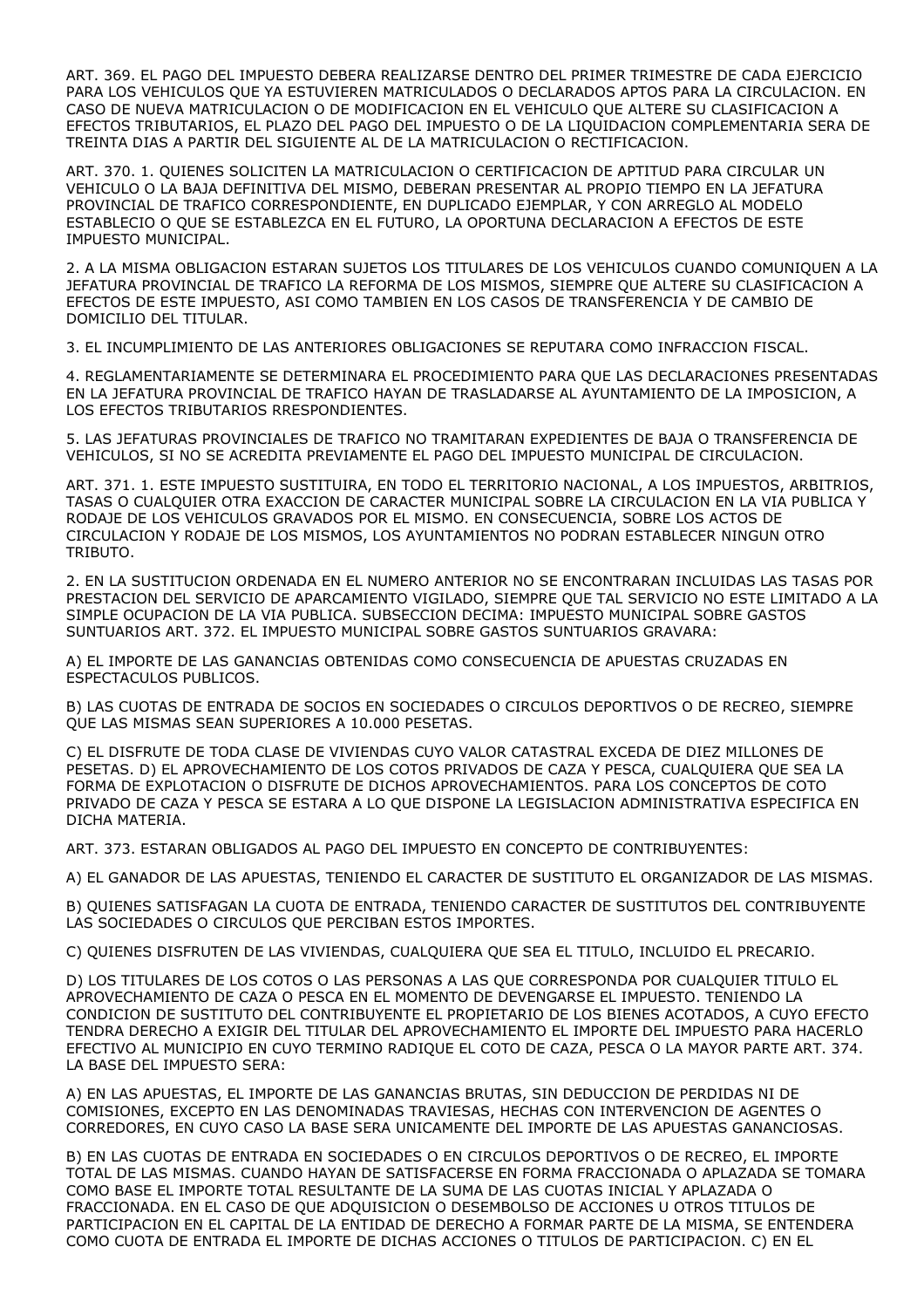ART. 369. EL PAGO DEL IMPUESTO DEBERA REALIZARSE DENTRO DEL PRIMER TRIMESTRE DE CADA EJERCICIO PARA LOS VEHICULOS QUE YA ESTUVIEREN MATRICULADOS O DECLARADOS APTOS PARA LA CIRCULACION. EN CASO DE NUEVA MATRICULACION O DE MODIFICACION EN EL VEHICULO QUE ALTERE SU CLASIFICACION A EFECTOS TRIBUTARIOS, EL PLAZO DEL PAGO DEL IMPUESTO O DE LA LIQUIDACION COMPLEMENTARIA SERA DE TREINTA DIAS A PARTIR DEL SIGUIENTE AL DE LA MATRICULACION O RECTIFICACION.

ART. 370. 1. QUIENES SOLICITEN LA MATRICULACION O CERTIFICACION DE APTITUD PARA CIRCULAR UN VEHICULO O LA BAJA DEFINITIVA DEL MISMO, DEBERAN PRESENTAR AL PROPIO TIEMPO EN LA JEFATURA PROVINCIAL DE TRAFICO CORRESPONDIENTE, EN DUPLICADO EJEMPLAR, Y CON ARREGLO AL MODELO ESTABLECIO O QUE SE ESTABLEZCA EN EL FUTURO, LA OPORTUNA DECLARACION A EFECTOS DE ESTE IMPUESTO MUNICIPAL.

2. A LA MISMA OBLIGACION ESTARAN SUJETOS LOS TITULARES DE LOS VEHICULOS CUANDO COMUNIQUEN A LA JEFATURA PROVINCIAL DE TRAFICO LA REFORMA DE LOS MISMOS, SIEMPRE QUE ALTERE SU CLASIFICACION A EFECTOS DE ESTE IMPUESTO, ASI COMO TAMBIEN EN LOS CASOS DE TRANSFERENCIA Y DE CAMBIO DE DOMICILIO DEL TITULAR.

3. EL INCUMPLIMIENTO DE LAS ANTERIORES OBLIGACIONES SE REPUTARA COMO INFRACCION FISCAL.

4. REGLAMENTARIAMENTE SE DETERMINARA EL PROCEDIMIENTO PARA QUE LAS DECLARACIONES PRESENTADAS EN LA JEFATURA PROVINCIAL DE TRAFICO HAYAN DE TRASLADARSE AL AYUNTAMIENTO DE LA IMPOSICION, A LOS EFECTOS TRIBUTARIOS RRESPONDIENTES.

5. LAS JEFATURAS PROVINCIALES DE TRAFICO NO TRAMITARAN EXPEDIENTES DE BAJA O TRANSFERENCIA DE VEHICULOS, SI NO SE ACREDITA PREVIAMENTE EL PAGO DEL IMPUESTO MUNICIPAL DE CIRCULACION.

ART. 371. 1. ESTE IMPUESTO SUSTITUIRA, EN TODO EL TERRITORIO NACIONAL, A LOS IMPUESTOS, ARBITRIOS, TASAS O CUALQUIER OTRA EXACCION DE CARACTER MUNICIPAL SOBRE LA CIRCULACION EN LA VIA PUBLICA Y RODAJE DE LOS VEHICULOS GRAVADOS POR EL MISMO. EN CONSECUENCIA, SOBRE LOS ACTOS DE CIRCULACION Y RODAJE DE LOS MISMOS, LOS AYUNTAMIENTOS NO PODRAN ESTABLECER NINGUN OTRO TRIBUTO.

2. EN LA SUSTITUCION ORDENADA EN EL NUMERO ANTERIOR NO SE ENCONTRARAN INCLUIDAS LAS TASAS POR PRESTACION DEL SERVICIO DE APARCAMIENTO VIGILADO, SIEMPRE QUE TAL SERVICIO NO ESTE LIMITADO A LA SIMPLE OCUPACION DE LA VIA PUBLICA. SUBSECCION DECIMA: IMPUESTO MUNICIPAL SOBRE GASTOS SUNTUARIOS ART. 372. EL IMPUESTO MUNICIPAL SOBRE GASTOS SUNTUARIOS GRAVARA:

A) EL IMPORTE DE LAS GANANCIAS OBTENIDAS COMO CONSECUENCIA DE APUESTAS CRUZADAS EN ESPECTACULOS PUBLICOS.

B) LAS CUOTAS DE ENTRADA DE SOCIOS EN SOCIEDADES O CIRCULOS DEPORTIVOS O DE RECREO, SIEMPRE QUE LAS MISMAS SEAN SUPERIORES A 10.000 PESETAS.

C) EL DISFRUTE DE TODA CLASE DE VIVIENDAS CUYO VALOR CATASTRAL EXCEDA DE DIEZ MILLONES DE PESETAS. D) EL APROVECHAMIENTO DE LOS COTOS PRIVADOS DE CAZA Y PESCA, CUALQUIERA QUE SEA LA FORMA DE EXPLOTACION O DISFRUTE DE DICHOS APROVECHAMIENTOS. PARA LOS CONCEPTOS DE COTO PRIVADO DE CAZA Y PESCA SE ESTARA A LO QUE DISPONE LA LEGISLACION ADMINISTRATIVA ESPECIFICA EN DICHA MATERIA.

ART. 373. ESTARAN OBLIGADOS AL PAGO DEL IMPUESTO EN CONCEPTO DE CONTRIBUYENTES:

A) EL GANADOR DE LAS APUESTAS, TENIENDO EL CARACTER DE SUSTITUTO EL ORGANIZADOR DE LAS MISMAS.

B) QUIENES SATISFAGAN LA CUOTA DE ENTRADA, TENIENDO CARACTER DE SUSTITUTOS DEL CONTRIBUYENTE LAS SOCIEDADES O CIRCULOS QUE PERCIBAN ESTOS IMPORTES.

C) QUIENES DISFRUTEN DE LAS VIVIENDAS, CUALQUIERA QUE SEA EL TITULO, INCLUIDO EL PRECARIO.

D) LOS TITULARES DE LOS COTOS O LAS PERSONAS A LAS QUE CORRESPONDA POR CUALQUIER TITULO EL APROVECHAMIENTO DE CAZA O PESCA EN EL MOMENTO DE DEVENGARSE EL IMPUESTO. TENIENDO LA CONDICION DE SUSTITUTO DEL CONTRIBUYENTE EL PROPIETARIO DE LOS BIENES ACOTADOS, A CUYO EFECTO TENDRA DERECHO A EXIGIR DEL TITULAR DEL APROVECHAMIENTO EL IMPORTE DEL IMPUESTO PARA HACERLO EFECTIVO AL MUNICIPIO EN CUYO TERMINO RADIQUE EL COTO DE CAZA, PESCA O LA MAYOR PARTE ART. 374. LA BASE DEL IMPUESTO SERA:

A) EN LAS APUESTAS, EL IMPORTE DE LAS GANANCIAS BRUTAS, SIN DEDUCCION DE PERDIDAS NI DE COMISIONES, EXCEPTO EN LAS DENOMINADAS TRAVIESAS, HECHAS CON INTERVENCION DE AGENTES O CORREDORES, EN CUYO CASO LA BASE SERA UNICAMENTE DEL IMPORTE DE LAS APUESTAS GANANCIOSAS.

B) EN LAS CUOTAS DE ENTRADA EN SOCIEDADES O EN CIRCULOS DEPORTIVOS O DE RECREO, EL IMPORTE TOTAL DE LAS MISMAS. CUANDO HAYAN DE SATISFACERSE EN FORMA FRACCIONADA O APLAZADA SE TOMARA COMO BASE EL IMPORTE TOTAL RESULTANTE DE LA SUMA DE LAS CUOTAS INICIAL Y APLAZADA O FRACCIONADA. EN EL CASO DE QUE ADQUISICION O DESEMBOLSO DE ACCIONES U OTROS TITULOS DE PARTICIPACION EN EL CAPITAL DE LA ENTIDAD DE DERECHO A FORMAR PARTE DE LA MISMA, SE ENTENDERA COMO CUOTA DE ENTRADA EL IMPORTE DE DICHAS ACCIONES O TITULOS DE PARTICIPACION. C) EN EL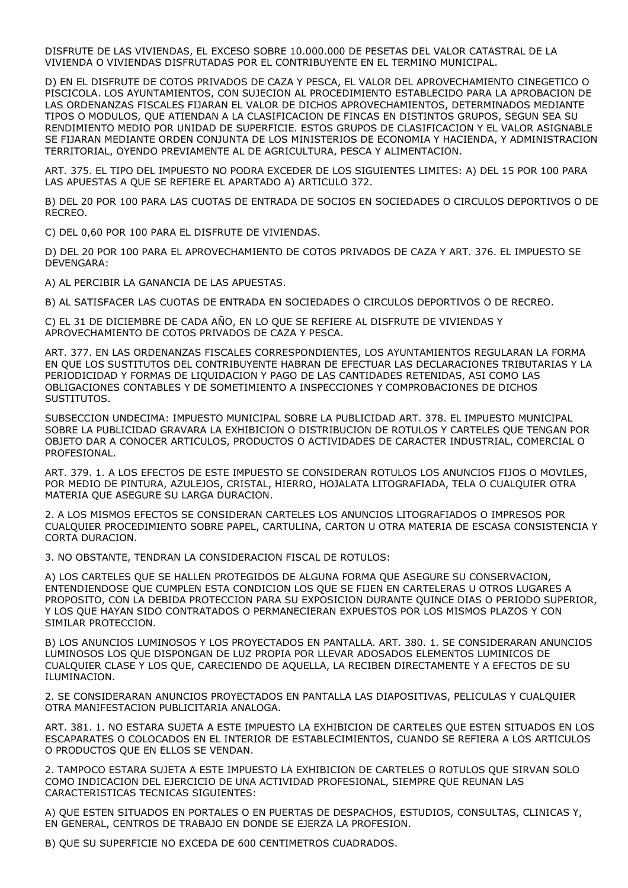DISFRUTE DE LAS VIVIENDAS, EL EXCESO SOBRE 10.000.000 DE PESETAS DEL VALOR CATASTRAL DE LA VIVIENDA O VIVIENDAS DISFRUTADAS POR EL CONTRIBUYENTE EN EL TERMINO MUNICIPAL.

D) EN EL DISFRUTE DE COTOS PRIVADOS DE CAZA Y PESCA, EL VALOR DEL APROVECHAMIENTO CINEGETICO O PISCICOLA. LOS AYUNTAMIENTOS, CON SUJECION AL PROCEDIMIENTO ESTABLECIDO PARA LA APROBACION DE LAS ORDENANZAS FISCALES FIJARAN EL VALOR DE DICHOS APROVECHAMIENTOS, DETERMINADOS MEDIANTE TIPOS O MODULOS, QUE ATIENDAN A LA CLASIFICACION DE FINCAS EN DISTINTOS GRUPOS, SEGUN SEA SU RENDIMIENTO MEDIO POR UNIDAD DE SUPERFICIE. ESTOS GRUPOS DE CLASIFICACION Y EL VALOR ASIGNABLE SE FIJARAN MEDIANTE ORDEN CONJUNTA DE LOS MINISTERIOS DE ECONOMIA Y HACIENDA, Y ADMINISTRACION TERRITORIAL, OYENDO PREVIAMENTE AL DE AGRICULTURA, PESCA Y ALIMENTACION.

ART. 375. EL TIPO DEL IMPUESTO NO PODRA EXCEDER DE LOS SIGUIENTES LIMITES: A) DEL 15 POR 100 PARA LAS APUESTAS A QUE SE REFIERE EL APARTADO A) ARTICULO 372.

B) DEL 20 POR 100 PARA LAS CUOTAS DE ENTRADA DE SOCIOS EN SOCIEDADES O CIRCULOS DEPORTIVOS O DE RECREO.

C) DEL 0,60 POR 100 PARA EL DISFRUTE DE VIVIENDAS.

D) DEL 20 POR 100 PARA EL APROVECHAMIENTO DE COTOS PRIVADOS DE CAZA Y ART. 376. EL IMPUESTO SE DEVENGARA:

A) AL PERCIBIR LA GANANCIA DE LAS APUESTAS.

B) AL SATISFACER LAS CUOTAS DE ENTRADA EN SOCIEDADES O CIRCULOS DEPORTIVOS O DE RECREO.

C) EL 31 DE DICIEMBRE DE CADA AÑO, EN LO QUE SE REFIERE AL DISFRUTE DE VIVIENDAS Y APROVECHAMIENTO DE COTOS PRIVADOS DE CAZA Y PESCA.

ART. 377. EN LAS ORDENANZAS FISCALES CORRESPONDIENTES, LOS AYUNTAMIENTOS REGULARAN LA FORMA EN QUE LOS SUSTITUTOS DEL CONTRIBUYENTE HABRAN DE EFECTUAR LAS DECLARACIONES TRIBUTARIAS Y LA PERIODICIDAD Y FORMAS DE LIQUIDACION Y PAGO DE LAS CANTIDADES RETENIDAS, ASI COMO LAS OBLIGACIONES CONTABLES Y DE SOMETIMIENTO A INSPECCIONES Y COMPROBACIONES DE DICHOS SUSTITUTOS.

SUBSECCION UNDECIMA: IMPUESTO MUNICIPAL SOBRE LA PUBLICIDAD ART. 378. EL IMPUESTO MUNICIPAL SOBRE LA PUBLICIDAD GRAVARA LA EXHIBICION O DISTRIBUCION DE ROTULOS Y CARTELES QUE TENGAN POR OBJETO DAR A CONOCER ARTICULOS, PRODUCTOS O ACTIVIDADES DE CARACTER INDUSTRIAL, COMERCIAL O PROFESIONAL.

ART. 379. 1. A LOS EFECTOS DE ESTE IMPUESTO SE CONSIDERAN ROTULOS LOS ANUNCIOS FIJOS O MOVILES, POR MEDIO DE PINTURA, AZULEJOS, CRISTAL, HIERRO, HOJALATA LITOGRAFIADA, TELA O CUALQUIER OTRA MATERIA QUE ASEGURE SU LARGA DURACION.

2. A LOS MISMOS EFECTOS SE CONSIDERAN CARTELES LOS ANUNCIOS LITOGRAFIADOS O IMPRESOS POR CUALQUIER PROCEDIMIENTO SOBRE PAPEL, CARTULINA, CARTON U OTRA MATERIA DE ESCASA CONSISTENCIA Y CORTA DURACION.

3. NO OBSTANTE, TENDRAN LA CONSIDERACION FISCAL DE ROTULOS:

A) LOS CARTELES QUE SE HALLEN PROTEGIDOS DE ALGUNA FORMA QUE ASEGURE SU CONSERVACION, ENTENDIENDOSE QUE CUMPLEN ESTA CONDICION LOS QUE SE FIJEN EN CARTELERAS U OTROS LUGARES A PROPOSITO, CON LA DEBIDA PROTECCION PARA SU EXPOSICION DURANTE QUINCE DIAS O PERIODO SUPERIOR, Y LOS QUE HAYAN SIDO CONTRATADOS O PERMANECIERAN EXPUESTOS POR LOS MISMOS PLAZOS Y CON SIMILAR PROTECCION.

B) LOS ANUNCIOS LUMINOSOS Y LOS PROYECTADOS EN PANTALLA. ART. 380. 1. SE CONSIDERARAN ANUNCIOS LUMINOSOS LOS QUE DISPONGAN DE LUZ PROPIA POR LLEVAR ADOSADOS ELEMENTOS LUMINICOS DE CUALQUIER CLASE Y LOS QUE, CARECIENDO DE AQUELLA, LA RECIBEN DIRECTAMENTE Y A EFECTOS DE SU ILUMINACION.

2. SE CONSIDERARAN ANUNCIOS PROYECTADOS EN PANTALLA LAS DIAPOSITIVAS, PELICULAS Y CUALQUIER OTRA MANIFESTACION PUBLICITARIA ANALOGA.

ART. 381. 1. NO ESTARA SUJETA A ESTE IMPUESTO LA EXHIBICION DE CARTELES QUE ESTEN SITUADOS EN LOS ESCAPARATES O COLOCADOS EN EL INTERIOR DE ESTABLECIMIENTOS, CUANDO SE REFIERA A LOS ARTICULOS O PRODUCTOS QUE EN ELLOS SE VENDAN.

2. TAMPOCO ESTARA SUJETA A ESTE IMPUESTO LA EXHIBICION DE CARTELES O ROTULOS QUE SIRVAN SOLO COMO INDICACION DEL EJERCICIO DE UNA ACTIVIDAD PROFESIONAL, SIEMPRE QUE REUNAN LAS CARACTERISTICAS TECNICAS SIGUIENTES:

A) QUE ESTEN SITUADOS EN PORTALES O EN PUERTAS DE DESPACHOS, ESTUDIOS, CONSULTAS, CLINICAS Y, EN GENERAL, CENTROS DE TRABAJO EN DONDE SE EJERZA LA PROFESION.

B) QUE SU SUPERFICIE NO EXCEDA DE 600 CENTIMETROS CUADRADOS.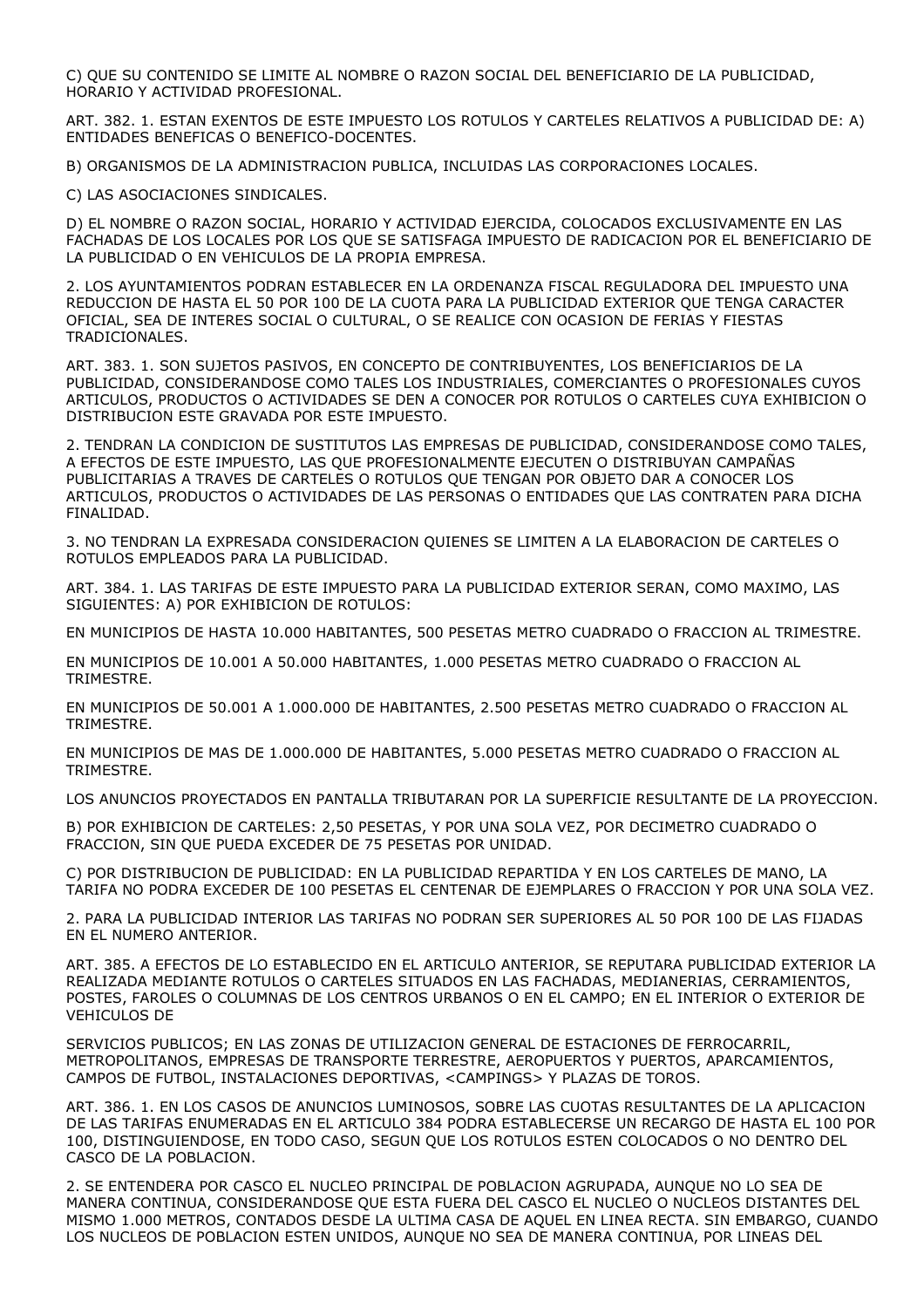C) QUE SU CONTENIDO SE LIMITE AL NOMBRE O RAZON SOCIAL DEL BENEFICIARIO DE LA PUBLICIDAD, HORARIO Y ACTIVIDAD PROFESIONAL.

ART. 382. 1. ESTAN EXENTOS DE ESTE IMPUESTO LOS ROTULOS Y CARTELES RELATIVOS A PUBLICIDAD DE: A) ENTIDADES BENEFICAS O BENEFICO-DOCENTES.

B) ORGANISMOS DE LA ADMINISTRACION PUBLICA, INCLUIDAS LAS CORPORACIONES LOCALES.

C) LAS ASOCIACIONES SINDICALES.

D) EL NOMBRE O RAZON SOCIAL, HORARIO Y ACTIVIDAD EJERCIDA, COLOCADOS EXCLUSIVAMENTE EN LAS FACHADAS DE LOS LOCALES POR LOS QUE SE SATISFAGA IMPUESTO DE RADICACION POR EL BENEFICIARIO DE LA PUBLICIDAD O EN VEHICULOS DE LA PROPIA EMPRESA.

2. LOS AYUNTAMIENTOS PODRAN ESTABLECER EN LA ORDENANZA FISCAL REGULADORA DEL IMPUESTO UNA REDUCCION DE HASTA EL 50 POR 100 DE LA CUOTA PARA LA PUBLICIDAD EXTERIOR QUE TENGA CARACTER OFICIAL, SEA DE INTERES SOCIAL O CULTURAL, O SE REALICE CON OCASION DE FERIAS Y FIESTAS TRADICIONALES.

ART. 383. 1. SON SUJETOS PASIVOS, EN CONCEPTO DE CONTRIBUYENTES, LOS BENEFICIARIOS DE LA PUBLICIDAD, CONSIDERANDOSE COMO TALES LOS INDUSTRIALES, COMERCIANTES O PROFESIONALES CUYOS ARTICULOS, PRODUCTOS O ACTIVIDADES SE DEN A CONOCER POR ROTULOS O CARTELES CUYA EXHIBICION O DISTRIBUCION ESTE GRAVADA POR ESTE IMPUESTO.

2. TENDRAN LA CONDICION DE SUSTITUTOS LAS EMPRESAS DE PUBLICIDAD, CONSIDERANDOSE COMO TALES, A EFECTOS DE ESTE IMPUESTO, LAS QUE PROFESIONALMENTE EJECUTEN O DISTRIBUYAN CAMPAÑAS PUBLICITARIAS A TRAVES DE CARTELES O ROTULOS QUE TENGAN POR OBJETO DAR A CONOCER LOS ARTICULOS, PRODUCTOS O ACTIVIDADES DE LAS PERSONAS O ENTIDADES QUE LAS CONTRATEN PARA DICHA FINALIDAD.

3. NO TENDRAN LA EXPRESADA CONSIDERACION QUIENES SE LIMITEN A LA ELABORACION DE CARTELES O ROTULOS EMPLEADOS PARA LA PUBLICIDAD.

ART. 384. 1. LAS TARIFAS DE ESTE IMPUESTO PARA LA PUBLICIDAD EXTERIOR SERAN, COMO MAXIMO, LAS SIGUIENTES: A) POR EXHIBICION DE ROTULOS:

EN MUNICIPIOS DE HASTA 10.000 HABITANTES, 500 PESETAS METRO CUADRADO O FRACCION AL TRIMESTRE.

EN MUNICIPIOS DE 10.001 A 50.000 HABITANTES, 1.000 PESETAS METRO CUADRADO O FRACCION AL TRIMESTRE.

EN MUNICIPIOS DE 50.001 A 1.000.000 DE HABITANTES, 2.500 PESETAS METRO CUADRADO O FRACCION AL TRIMESTRE.

EN MUNICIPIOS DE MAS DE 1.000.000 DE HABITANTES, 5.000 PESETAS METRO CUADRADO O FRACCION AL TRIMESTRE.

LOS ANUNCIOS PROYECTADOS EN PANTALLA TRIBUTARAN POR LA SUPERFICIE RESULTANTE DE LA PROYECCION.

B) POR EXHIBICION DE CARTELES: 2,50 PESETAS, Y POR UNA SOLA VEZ, POR DECIMETRO CUADRADO O FRACCION, SIN QUE PUEDA EXCEDER DE 75 PESETAS POR UNIDAD.

C) POR DISTRIBUCION DE PUBLICIDAD: EN LA PUBLICIDAD REPARTIDA Y EN LOS CARTELES DE MANO, LA TARIFA NO PODRA EXCEDER DE 100 PESETAS EL CENTENAR DE EJEMPLARES O FRACCION Y POR UNA SOLA VEZ.

2. PARA LA PUBLICIDAD INTERIOR LAS TARIFAS NO PODRAN SER SUPERIORES AL 50 POR 100 DE LAS FIJADAS EN EL NUMERO ANTERIOR.

ART. 385. A EFECTOS DE LO ESTABLECIDO EN EL ARTICULO ANTERIOR, SE REPUTARA PUBLICIDAD EXTERIOR LA REALIZADA MEDIANTE ROTULOS O CARTELES SITUADOS EN LAS FACHADAS, MEDIANERIAS, CERRAMIENTOS, POSTES, FAROLES O COLUMNAS DE LOS CENTROS URBANOS O EN EL CAMPO; EN EL INTERIOR O EXTERIOR DE VEHICULOS DE

SERVICIOS PUBLICOS; EN LAS ZONAS DE UTILIZACION GENERAL DE ESTACIONES DE FERROCARRIL, METROPOLITANOS, EMPRESAS DE TRANSPORTE TERRESTRE, AEROPUERTOS Y PUERTOS, APARCAMIENTOS, CAMPOS DE FUTBOL, INSTALACIONES DEPORTIVAS, <CAMPINGS> Y PLAZAS DE TOROS.

ART. 386. 1. EN LOS CASOS DE ANUNCIOS LUMINOSOS, SOBRE LAS CUOTAS RESULTANTES DE LA APLICACION DE LAS TARIFAS ENUMERADAS EN EL ARTICULO 384 PODRA ESTABLECERSE UN RECARGO DE HASTA EL 100 POR 100, DISTINGUIENDOSE, EN TODO CASO, SEGUN QUE LOS ROTULOS ESTEN COLOCADOS O NO DENTRO DEL CASCO DE LA POBLACION.

2. SE ENTENDERA POR CASCO EL NUCLEO PRINCIPAL DE POBLACION AGRUPADA, AUNQUE NO LO SEA DE MANERA CONTINUA, CONSIDERANDOSE QUE ESTA FUERA DEL CASCO EL NUCLEO O NUCLEOS DISTANTES DEL MISMO 1.000 METROS, CONTADOS DESDE LA ULTIMA CASA DE AQUEL EN LINEA RECTA. SIN EMBARGO, CUANDO LOS NUCLEOS DE POBLACION ESTEN UNIDOS, AUNQUE NO SEA DE MANERA CONTINUA, POR LINEAS DEL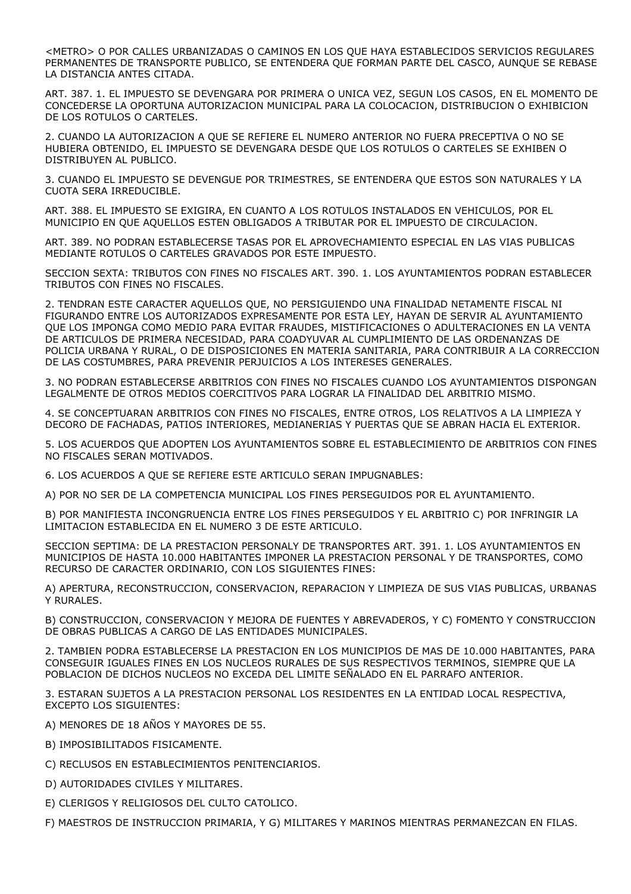<METRO> O POR CALLES URBANIZADAS O CAMINOS EN LOS QUE HAYA ESTABLECIDOS SERVICIOS REGULARES PERMANENTES DE TRANSPORTE PUBLICO, SE ENTENDERA QUE FORMAN PARTE DEL CASCO, AUNQUE SE REBASE LA DISTANCIA ANTES CITADA.

ART. 387. 1. EL IMPUESTO SE DEVENGARA POR PRIMERA O UNICA VEZ, SEGUN LOS CASOS, EN EL MOMENTO DE CONCEDERSE LA OPORTUNA AUTORIZACION MUNICIPAL PARA LA COLOCACION, DISTRIBUCION O EXHIBICION DE LOS ROTULOS O CARTELES.

2. CUANDO LA AUTORIZACION A QUE SE REFIERE EL NUMERO ANTERIOR NO FUERA PRECEPTIVA O NO SE HUBIERA OBTENIDO, EL IMPUESTO SE DEVENGARA DESDE QUE LOS ROTULOS O CARTELES SE EXHIBEN O DISTRIBUYEN AL PUBLICO.

3. CUANDO EL IMPUESTO SE DEVENGUE POR TRIMESTRES, SE ENTENDERA QUE ESTOS SON NATURALES Y LA CUOTA SERA IRREDUCIBLE.

ART. 388. EL IMPUESTO SE EXIGIRA, EN CUANTO A LOS ROTULOS INSTALADOS EN VEHICULOS, POR EL MUNICIPIO EN QUE AQUELLOS ESTEN OBLIGADOS A TRIBUTAR POR EL IMPUESTO DE CIRCULACION.

ART. 389. NO PODRAN ESTABLECERSE TASAS POR EL APROVECHAMIENTO ESPECIAL EN LAS VIAS PUBLICAS MEDIANTE ROTULOS O CARTELES GRAVADOS POR ESTE IMPUESTO.

SECCION SEXTA: TRIBUTOS CON FINES NO FISCALES ART. 390. 1. LOS AYUNTAMIENTOS PODRAN ESTABLECER TRIBUTOS CON FINES NO FISCALES.

2. TENDRAN ESTE CARACTER AQUELLOS QUE, NO PERSIGUIENDO UNA FINALIDAD NETAMENTE FISCAL NI FIGURANDO ENTRE LOS AUTORIZADOS EXPRESAMENTE POR ESTA LEY, HAYAN DE SERVIR AL AYUNTAMIENTO QUE LOS IMPONGA COMO MEDIO PARA EVITAR FRAUDES, MISTIFICACIONES O ADULTERACIONES EN LA VENTA DE ARTICULOS DE PRIMERA NECESIDAD, PARA COADYUVAR AL CUMPLIMIENTO DE LAS ORDENANZAS DE POLICIA URBANA Y RURAL, O DE DISPOSICIONES EN MATERIA SANITARIA, PARA CONTRIBUIR A LA CORRECCION DE LAS COSTUMBRES, PARA PREVENIR PERJUICIOS A LOS INTERESES GENERALES.

3. NO PODRAN ESTABLECERSE ARBITRIOS CON FINES NO FISCALES CUANDO LOS AYUNTAMIENTOS DISPONGAN LEGALMENTE DE OTROS MEDIOS COERCITIVOS PARA LOGRAR LA FINALIDAD DEL ARBITRIO MISMO.

4. SE CONCEPTUARAN ARBITRIOS CON FINES NO FISCALES, ENTRE OTROS, LOS RELATIVOS A LA LIMPIEZA Y DECORO DE FACHADAS, PATIOS INTERIORES, MEDIANERIAS Y PUERTAS QUE SE ABRAN HACIA EL EXTERIOR.

5. LOS ACUERDOS QUE ADOPTEN LOS AYUNTAMIENTOS SOBRE EL ESTABLECIMIENTO DE ARBITRIOS CON FINES NO FISCALES SERAN MOTIVADOS.

6. LOS ACUERDOS A QUE SE REFIERE ESTE ARTICULO SERAN IMPUGNABLES:

A) POR NO SER DE LA COMPETENCIA MUNICIPAL LOS FINES PERSEGUIDOS POR EL AYUNTAMIENTO.

B) POR MANIFIESTA INCONGRUENCIA ENTRE LOS FINES PERSEGUIDOS Y EL ARBITRIO C) POR INFRINGIR LA LIMITACION ESTABLECIDA EN EL NUMERO 3 DE ESTE ARTICULO.

SECCION SEPTIMA: DE LA PRESTACION PERSONALY DE TRANSPORTES ART. 391. 1. LOS AYUNTAMIENTOS EN MUNICIPIOS DE HASTA 10.000 HABITANTES IMPONER LA PRESTACION PERSONAL Y DE TRANSPORTES, COMO RECURSO DE CARACTER ORDINARIO, CON LOS SIGUIENTES FINES:

A) APERTURA, RECONSTRUCCION, CONSERVACION, REPARACION Y LIMPIEZA DE SUS VIAS PUBLICAS, URBANAS Y RURALES.

B) CONSTRUCCION, CONSERVACION Y MEJORA DE FUENTES Y ABREVADEROS, Y C) FOMENTO Y CONSTRUCCION DE OBRAS PUBLICAS A CARGO DE LAS ENTIDADES MUNICIPALES.

2. TAMBIEN PODRA ESTABLECERSE LA PRESTACION EN LOS MUNICIPIOS DE MAS DE 10.000 HABITANTES, PARA CONSEGUIR IGUALES FINES EN LOS NUCLEOS RURALES DE SUS RESPECTIVOS TERMINOS, SIEMPRE QUE LA POBLACION DE DICHOS NUCLEOS NO EXCEDA DEL LIMITE SEÑALADO EN EL PARRAFO ANTERIOR.

3. ESTARAN SUJETOS A LA PRESTACION PERSONAL LOS RESIDENTES EN LA ENTIDAD LOCAL RESPECTIVA, EXCEPTO LOS SIGUIENTES:

A) MENORES DE 18 AÑOS Y MAYORES DE 55.

B) IMPOSIBILITADOS FISICAMENTE.

C) RECLUSOS EN ESTABLECIMIENTOS PENITENCIARIOS.

D) AUTORIDADES CIVILES Y MILITARES.

E) CLERIGOS Y RELIGIOSOS DEL CULTO CATOLICO.

F) MAESTROS DE INSTRUCCION PRIMARIA, Y G) MILITARES Y MARINOS MIENTRAS PERMANEZCAN EN FILAS.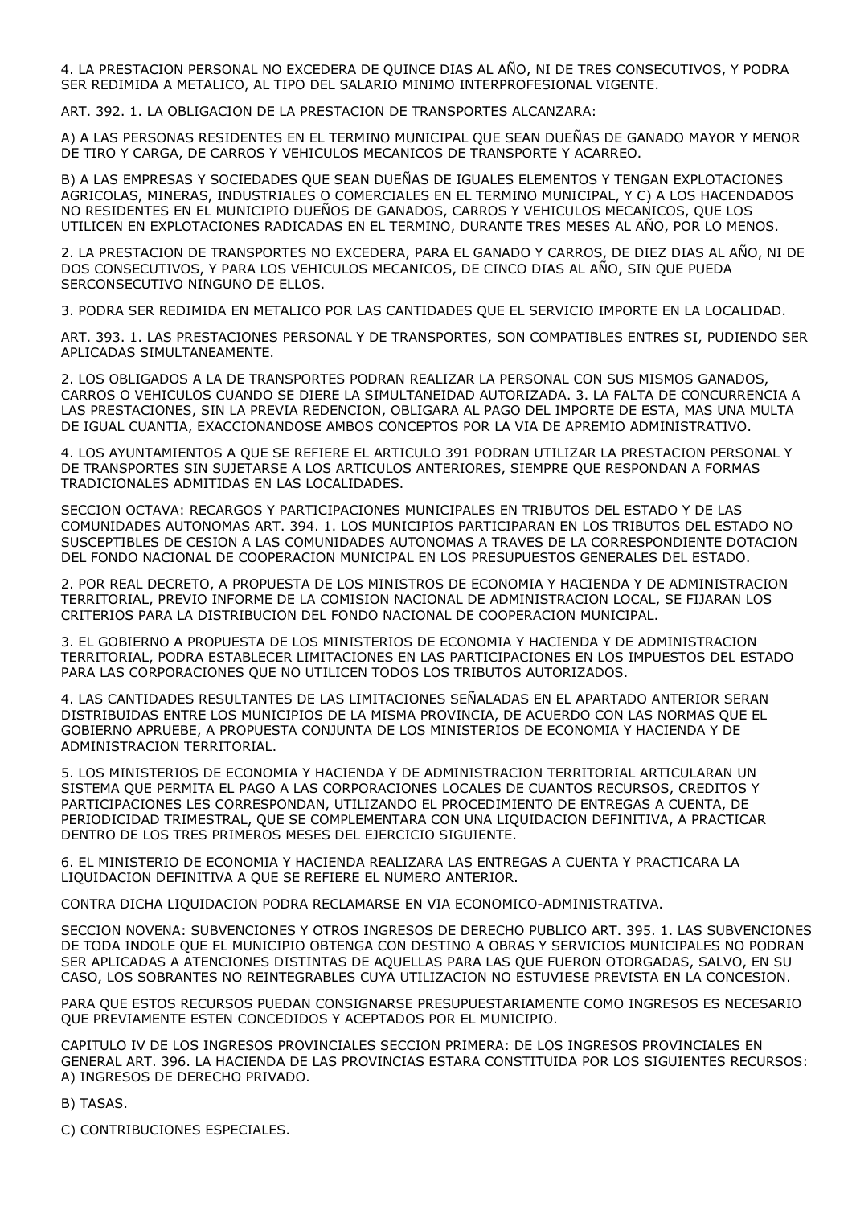4. LA PRESTACION PERSONAL NO EXCEDERA DE QUINCE DIAS AL AÑO, NI DE TRES CONSECUTIVOS, Y PODRA SER REDIMIDA A METALICO, AL TIPO DEL SALARIO MINIMO INTERPROFESIONAL VIGENTE.

ART. 392. 1. LA OBLIGACION DE LA PRESTACION DE TRANSPORTES ALCANZARA:

A) A LAS PERSONAS RESIDENTES EN EL TERMINO MUNICIPAL QUE SEAN DUEÑAS DE GANADO MAYOR Y MENOR DE TIRO Y CARGA, DE CARROS Y VEHICULOS MECANICOS DE TRANSPORTE Y ACARREO.

B) A LAS EMPRESAS Y SOCIEDADES QUE SEAN DUEÑAS DE IGUALES ELEMENTOS Y TENGAN EXPLOTACIONES AGRICOLAS, MINERAS, INDUSTRIALES O COMERCIALES EN EL TERMINO MUNICIPAL, Y C) A LOS HACENDADOS NO RESIDENTES EN EL MUNICIPIO DUEÑOS DE GANADOS, CARROS Y VEHICULOS MECANICOS, QUE LOS UTILICEN EN EXPLOTACIONES RADICADAS EN EL TERMINO, DURANTE TRES MESES AL AÑO, POR LO MENOS.

2. LA PRESTACION DE TRANSPORTES NO EXCEDERA, PARA EL GANADO Y CARROS, DE DIEZ DIAS AL AÑO, NI DE DOS CONSECUTIVOS, Y PARA LOS VEHICULOS MECANICOS, DE CINCO DIAS AL AÑO, SIN QUE PUEDA SERCONSECUTIVO NINGUNO DE ELLOS.

3. PODRA SER REDIMIDA EN METALICO POR LAS CANTIDADES QUE EL SERVICIO IMPORTE EN LA LOCALIDAD.

ART. 393. 1. LAS PRESTACIONES PERSONAL Y DE TRANSPORTES, SON COMPATIBLES ENTRES SI, PUDIENDO SER APLICADAS SIMULTANEAMENTE.

2. LOS OBLIGADOS A LA DE TRANSPORTES PODRAN REALIZAR LA PERSONAL CON SUS MISMOS GANADOS, CARROS O VEHICULOS CUANDO SE DIERE LA SIMULTANEIDAD AUTORIZADA. 3. LA FALTA DE CONCURRENCIA A LAS PRESTACIONES, SIN LA PREVIA REDENCION, OBLIGARA AL PAGO DEL IMPORTE DE ESTA, MAS UNA MULTA DE IGUAL CUANTIA, EXACCIONANDOSE AMBOS CONCEPTOS POR LA VIA DE APREMIO ADMINISTRATIVO.

4. LOS AYUNTAMIENTOS A QUE SE REFIERE EL ARTICULO 391 PODRAN UTILIZAR LA PRESTACION PERSONAL Y DE TRANSPORTES SIN SUJETARSE A LOS ARTICULOS ANTERIORES, SIEMPRE QUE RESPONDAN A FORMAS TRADICIONALES ADMITIDAS EN LAS LOCALIDADES.

SECCION OCTAVA: RECARGOS Y PARTICIPACIONES MUNICIPALES EN TRIBUTOS DEL ESTADO Y DE LAS COMUNIDADES AUTONOMAS ART. 394. 1. LOS MUNICIPIOS PARTICIPARAN EN LOS TRIBUTOS DEL ESTADO NO SUSCEPTIBLES DE CESION A LAS COMUNIDADES AUTONOMAS A TRAVES DE LA CORRESPONDIENTE DOTACION DEL FONDO NACIONAL DE COOPERACION MUNICIPAL EN LOS PRESUPUESTOS GENERALES DEL ESTADO.

2. POR REAL DECRETO, A PROPUESTA DE LOS MINISTROS DE ECONOMIA Y HACIENDA Y DE ADMINISTRACION TERRITORIAL, PREVIO INFORME DE LA COMISION NACIONAL DE ADMINISTRACION LOCAL, SE FIJARAN LOS CRITERIOS PARA LA DISTRIBUCION DEL FONDO NACIONAL DE COOPERACION MUNICIPAL.

3. EL GOBIERNO A PROPUESTA DE LOS MINISTERIOS DE ECONOMIA Y HACIENDA Y DE ADMINISTRACION TERRITORIAL, PODRA ESTABLECER LIMITACIONES EN LAS PARTICIPACIONES EN LOS IMPUESTOS DEL ESTADO PARA LAS CORPORACIONES QUE NO UTILICEN TODOS LOS TRIBUTOS AUTORIZADOS.

4. LAS CANTIDADES RESULTANTES DE LAS LIMITACIONES SEÑALADAS EN EL APARTADO ANTERIOR SERAN DISTRIBUIDAS ENTRE LOS MUNICIPIOS DE LA MISMA PROVINCIA, DE ACUERDO CON LAS NORMAS QUE EL GOBIERNO APRUEBE, A PROPUESTA CONJUNTA DE LOS MINISTERIOS DE ECONOMIA Y HACIENDA Y DE ADMINISTRACION TERRITORIAL.

5. LOS MINISTERIOS DE ECONOMIA Y HACIENDA Y DE ADMINISTRACION TERRITORIAL ARTICULARAN UN SISTEMA QUE PERMITA EL PAGO A LAS CORPORACIONES LOCALES DE CUANTOS RECURSOS, CREDITOS Y PARTICIPACIONES LES CORRESPONDAN, UTILIZANDO EL PROCEDIMIENTO DE ENTREGAS A CUENTA, DE PERIODICIDAD TRIMESTRAL, QUE SE COMPLEMENTARA CON UNA LIQUIDACION DEFINITIVA, A PRACTICAR DENTRO DE LOS TRES PRIMEROS MESES DEL EJERCICIO SIGUIENTE.

6. EL MINISTERIO DE ECONOMIA Y HACIENDA REALIZARA LAS ENTREGAS A CUENTA Y PRACTICARA LA LIQUIDACION DEFINITIVA A QUE SE REFIERE EL NUMERO ANTERIOR.

CONTRA DICHA LIQUIDACION PODRA RECLAMARSE EN VIA ECONOMICO-ADMINISTRATIVA.

SECCION NOVENA: SUBVENCIONES Y OTROS INGRESOS DE DERECHO PUBLICO ART. 395. 1. LAS SUBVENCIONES DE TODA INDOLE QUE EL MUNICIPIO OBTENGA CON DESTINO A OBRAS Y SERVICIOS MUNICIPALES NO PODRAN SER APLICADAS A ATENCIONES DISTINTAS DE AQUELLAS PARA LAS QUE FUERON OTORGADAS, SALVO, EN SU CASO, LOS SOBRANTES NO REINTEGRABLES CUYA UTILIZACION NO ESTUVIESE PREVISTA EN LA CONCESION.

PARA QUE ESTOS RECURSOS PUEDAN CONSIGNARSE PRESUPUESTARIAMENTE COMO INGRESOS ES NECESARIO QUE PREVIAMENTE ESTEN CONCEDIDOS Y ACEPTADOS POR EL MUNICIPIO.

CAPITULO IV DE LOS INGRESOS PROVINCIALES SECCION PRIMERA: DE LOS INGRESOS PROVINCIALES EN GENERAL ART. 396. LA HACIENDA DE LAS PROVINCIAS ESTARA CONSTITUIDA POR LOS SIGUIENTES RECURSOS: A) INGRESOS DE DERECHO PRIVADO.

B) TASAS.

C) CONTRIBUCIONES ESPECIALES.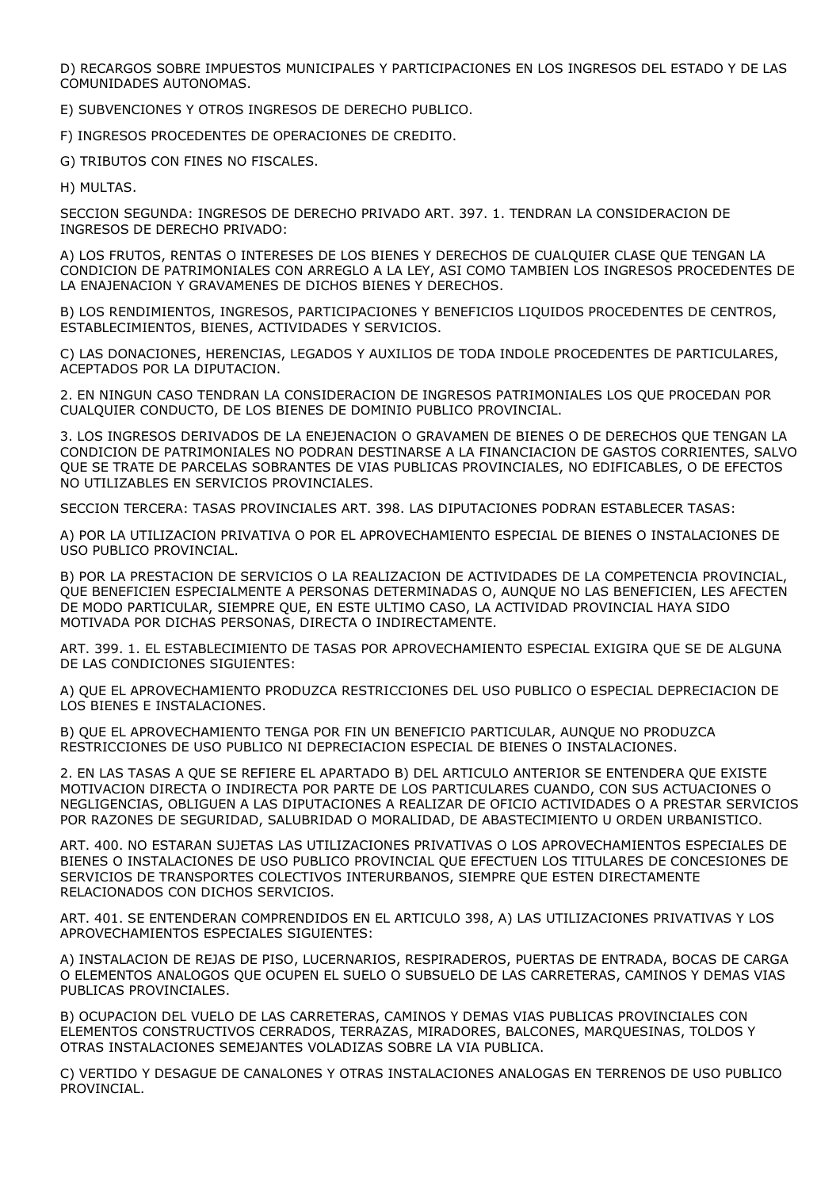D) RECARGOS SOBRE IMPUESTOS MUNICIPALES Y PARTICIPACIONES EN LOS INGRESOS DEL ESTADO Y DE LAS COMUNIDADES AUTONOMAS.

E) SUBVENCIONES Y OTROS INGRESOS DE DERECHO PUBLICO.

F) INGRESOS PROCEDENTES DE OPERACIONES DE CREDITO.

G) TRIBUTOS CON FINES NO FISCALES.

H) MULTAS.

SECCION SEGUNDA: INGRESOS DE DERECHO PRIVADO ART. 397. 1. TENDRAN LA CONSIDERACION DE INGRESOS DE DERECHO PRIVADO:

A) LOS FRUTOS, RENTAS O INTERESES DE LOS BIENES Y DERECHOS DE CUALQUIER CLASE QUE TENGAN LA CONDICION DE PATRIMONIALES CON ARREGLO A LA LEY, ASI COMO TAMBIEN LOS INGRESOS PROCEDENTES DE LA ENAJENACION Y GRAVAMENES DE DICHOS BIENES Y DERECHOS.

B) LOS RENDIMIENTOS, INGRESOS, PARTICIPACIONES Y BENEFICIOS LIQUIDOS PROCEDENTES DE CENTROS, ESTABLECIMIENTOS, BIENES, ACTIVIDADES Y SERVICIOS.

C) LAS DONACIONES, HERENCIAS, LEGADOS Y AUXILIOS DE TODA INDOLE PROCEDENTES DE PARTICULARES, ACEPTADOS POR LA DIPUTACION.

2. EN NINGUN CASO TENDRAN LA CONSIDERACION DE INGRESOS PATRIMONIALES LOS QUE PROCEDAN POR CUALQUIER CONDUCTO, DE LOS BIENES DE DOMINIO PUBLICO PROVINCIAL.

3. LOS INGRESOS DERIVADOS DE LA ENEJENACION O GRAVAMEN DE BIENES O DE DERECHOS QUE TENGAN LA CONDICION DE PATRIMONIALES NO PODRAN DESTINARSE A LA FINANCIACION DE GASTOS CORRIENTES, SALVO QUE SE TRATE DE PARCELAS SOBRANTES DE VIAS PUBLICAS PROVINCIALES, NO EDIFICABLES, O DE EFECTOS NO UTILIZABLES EN SERVICIOS PROVINCIALES.

SECCION TERCERA: TASAS PROVINCIALES ART. 398. LAS DIPUTACIONES PODRAN ESTABLECER TASAS:

A) POR LA UTILIZACION PRIVATIVA O POR EL APROVECHAMIENTO ESPECIAL DE BIENES O INSTALACIONES DE USO PUBLICO PROVINCIAL.

B) POR LA PRESTACION DE SERVICIOS O LA REALIZACION DE ACTIVIDADES DE LA COMPETENCIA PROVINCIAL, QUE BENEFICIEN ESPECIALMENTE A PERSONAS DETERMINADAS O, AUNQUE NO LAS BENEFICIEN, LES AFECTEN DE MODO PARTICULAR, SIEMPRE QUE, EN ESTE ULTIMO CASO, LA ACTIVIDAD PROVINCIAL HAYA SIDO MOTIVADA POR DICHAS PERSONAS, DIRECTA O INDIRECTAMENTE.

ART. 399. 1. EL ESTABLECIMIENTO DE TASAS POR APROVECHAMIENTO ESPECIAL EXIGIRA QUE SE DE ALGUNA DE LAS CONDICIONES SIGUIENTES:

A) QUE EL APROVECHAMIENTO PRODUZCA RESTRICCIONES DEL USO PUBLICO O ESPECIAL DEPRECIACION DE LOS BIENES E INSTALACIONES.

B) QUE EL APROVECHAMIENTO TENGA POR FIN UN BENEFICIO PARTICULAR, AUNQUE NO PRODUZCA RESTRICCIONES DE USO PUBLICO NI DEPRECIACION ESPECIAL DE BIENES O INSTALACIONES.

2. EN LAS TASAS A QUE SE REFIERE EL APARTADO B) DEL ARTICULO ANTERIOR SE ENTENDERA QUE EXISTE MOTIVACION DIRECTA O INDIRECTA POR PARTE DE LOS PARTICULARES CUANDO, CON SUS ACTUACIONES O NEGLIGENCIAS, OBLIGUEN A LAS DIPUTACIONES A REALIZAR DE OFICIO ACTIVIDADES O A PRESTAR SERVICIOS POR RAZONES DE SEGURIDAD, SALUBRIDAD O MORALIDAD, DE ABASTECIMIENTO U ORDEN URBANISTICO.

ART. 400. NO ESTARAN SUJETAS LAS UTILIZACIONES PRIVATIVAS O LOS APROVECHAMIENTOS ESPECIALES DE BIENES O INSTALACIONES DE USO PUBLICO PROVINCIAL QUE EFECTUEN LOS TITULARES DE CONCESIONES DE SERVICIOS DE TRANSPORTES COLECTIVOS INTERURBANOS, SIEMPRE QUE ESTEN DIRECTAMENTE RELACIONADOS CON DICHOS SERVICIOS.

ART. 401. SE ENTENDERAN COMPRENDIDOS EN EL ARTICULO 398, A) LAS UTILIZACIONES PRIVATIVAS Y LOS APROVECHAMIENTOS ESPECIALES SIGUIENTES:

A) INSTALACION DE REJAS DE PISO, LUCERNARIOS, RESPIRADEROS, PUERTAS DE ENTRADA, BOCAS DE CARGA O ELEMENTOS ANALOGOS QUE OCUPEN EL SUELO O SUBSUELO DE LAS CARRETERAS, CAMINOS Y DEMAS VIAS PUBLICAS PROVINCIALES.

B) OCUPACION DEL VUELO DE LAS CARRETERAS, CAMINOS Y DEMAS VIAS PUBLICAS PROVINCIALES CON ELEMENTOS CONSTRUCTIVOS CERRADOS, TERRAZAS, MIRADORES, BALCONES, MARQUESINAS, TOLDOS Y OTRAS INSTALACIONES SEMEJANTES VOLADIZAS SOBRE LA VIA PUBLICA.

C) VERTIDO Y DESAGUE DE CANALONES Y OTRAS INSTALACIONES ANALOGAS EN TERRENOS DE USO PUBLICO PROVINCIAL.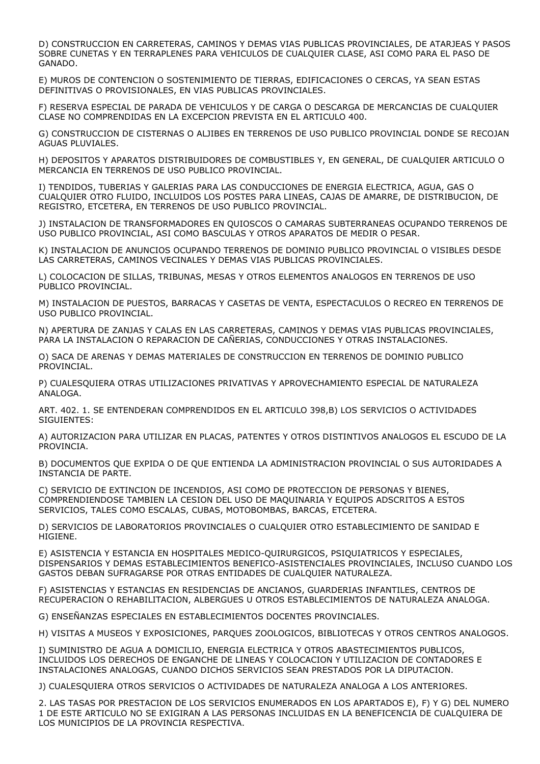D) CONSTRUCCION EN CARRETERAS, CAMINOS Y DEMAS VIAS PUBLICAS PROVINCIALES, DE ATARJEAS Y PASOS SOBRE CUNETAS Y EN TERRAPLENES PARA VEHICULOS DE CUALQUIER CLASE, ASI COMO PARA EL PASO DE GANADO.

E) MUROS DE CONTENCION O SOSTENIMIENTO DE TIERRAS, EDIFICACIONES O CERCAS, YA SEAN ESTAS DEFINITIVAS O PROVISIONALES, EN VIAS PUBLICAS PROVINCIALES.

F) RESERVA ESPECIAL DE PARADA DE VEHICULOS Y DE CARGA O DESCARGA DE MERCANCIAS DE CUALQUIER CLASE NO COMPRENDIDAS EN LA EXCEPCION PREVISTA EN EL ARTICULO 400.

G) CONSTRUCCION DE CISTERNAS O ALJIBES EN TERRENOS DE USO PUBLICO PROVINCIAL DONDE SE RECOJAN AGUAS PLUVIALES.

H) DEPOSITOS Y APARATOS DISTRIBUIDORES DE COMBUSTIBLES Y, EN GENERAL, DE CUALQUIER ARTICULO O MERCANCIA EN TERRENOS DE USO PUBLICO PROVINCIAL.

I) TENDIDOS, TUBERIAS Y GALERIAS PARA LAS CONDUCCIONES DE ENERGIA ELECTRICA, AGUA, GAS O CUALQUIER OTRO FLUIDO, INCLUIDOS LOS POSTES PARA LINEAS, CAJAS DE AMARRE, DE DISTRIBUCION, DE REGISTRO, ETCETERA, EN TERRENOS DE USO PUBLICO PROVINCIAL.

J) INSTALACION DE TRANSFORMADORES EN QUIOSCOS O CAMARAS SUBTERRANEAS OCUPANDO TERRENOS DE USO PUBLICO PROVINCIAL, ASI COMO BASCULAS Y OTROS APARATOS DE MEDIR O PESAR.

K) INSTALACION DE ANUNCIOS OCUPANDO TERRENOS DE DOMINIO PUBLICO PROVINCIAL O VISIBLES DESDE LAS CARRETERAS, CAMINOS VECINALES Y DEMAS VIAS PUBLICAS PROVINCIALES.

L) COLOCACION DE SILLAS, TRIBUNAS, MESAS Y OTROS ELEMENTOS ANALOGOS EN TERRENOS DE USO PUBLICO PROVINCIAL.

M) INSTALACION DE PUESTOS, BARRACAS Y CASETAS DE VENTA, ESPECTACULOS O RECREO EN TERRENOS DE USO PUBLICO PROVINCIAL.

N) APERTURA DE ZANJAS Y CALAS EN LAS CARRETERAS, CAMINOS Y DEMAS VIAS PUBLICAS PROVINCIALES, PARA LA INSTALACION O REPARACION DE CAÑERIAS, CONDUCCIONES Y OTRAS INSTALACIONES.

O) SACA DE ARENAS Y DEMAS MATERIALES DE CONSTRUCCION EN TERRENOS DE DOMINIO PUBLICO PROVINCIAL.

P) CUALESQUIERA OTRAS UTILIZACIONES PRIVATIVAS Y APROVECHAMIENTO ESPECIAL DE NATURALEZA ANALOGA.

ART. 402. 1. SE ENTENDERAN COMPRENDIDOS EN EL ARTICULO 398,B) LOS SERVICIOS O ACTIVIDADES SIGUIENTES:

A) AUTORIZACION PARA UTILIZAR EN PLACAS, PATENTES Y OTROS DISTINTIVOS ANALOGOS EL ESCUDO DE LA PROVINCIA.

B) DOCUMENTOS QUE EXPIDA O DE QUE ENTIENDA LA ADMINISTRACION PROVINCIAL O SUS AUTORIDADES A INSTANCIA DE PARTE.

C) SERVICIO DE EXTINCION DE INCENDIOS, ASI COMO DE PROTECCION DE PERSONAS Y BIENES, COMPRENDIENDOSE TAMBIEN LA CESION DEL USO DE MAQUINARIA Y EQUIPOS ADSCRITOS A ESTOS SERVICIOS, TALES COMO ESCALAS, CUBAS, MOTOBOMBAS, BARCAS, ETCETERA.

D) SERVICIOS DE LABORATORIOS PROVINCIALES O CUALQUIER OTRO ESTABLECIMIENTO DE SANIDAD E HIGIENE.

E) ASISTENCIA Y ESTANCIA EN HOSPITALES MEDICO-QUIRURGICOS, PSIQUIATRICOS Y ESPECIALES, DISPENSARIOS Y DEMAS ESTABLECIMIENTOS BENEFICO-ASISTENCIALES PROVINCIALES, INCLUSO CUANDO LOS GASTOS DEBAN SUFRAGARSE POR OTRAS ENTIDADES DE CUALQUIER NATURALEZA.

F) ASISTENCIAS Y ESTANCIAS EN RESIDENCIAS DE ANCIANOS, GUARDERIAS INFANTILES, CENTROS DE RECUPERACION O REHABILITACION, ALBERGUES U OTROS ESTABLECIMIENTOS DE NATURALEZA ANALOGA.

G) ENSEÑANZAS ESPECIALES EN ESTABLECIMIENTOS DOCENTES PROVINCIALES.

H) VISITAS A MUSEOS Y EXPOSICIONES, PARQUES ZOOLOGICOS, BIBLIOTECAS Y OTROS CENTROS ANALOGOS.

I) SUMINISTRO DE AGUA A DOMICILIO, ENERGIA ELECTRICA Y OTROS ABASTECIMIENTOS PUBLICOS, INCLUIDOS LOS DERECHOS DE ENGANCHE DE LINEAS Y COLOCACION Y UTILIZACION DE CONTADORES E INSTALACIONES ANALOGAS, CUANDO DICHOS SERVICIOS SEAN PRESTADOS POR LA DIPUTACION.

J) CUALESQUIERA OTROS SERVICIOS O ACTIVIDADES DE NATURALEZA ANALOGA A LOS ANTERIORES.

2. LAS TASAS POR PRESTACION DE LOS SERVICIOS ENUMERADOS EN LOS APARTADOS E), F) Y G) DEL NUMERO 1 DE ESTE ARTICULO NO SE EXIGIRAN A LAS PERSONAS INCLUIDAS EN LA BENEFICENCIA DE CUALQUIERA DE LOS MUNICIPIOS DE LA PROVINCIA RESPECTIVA.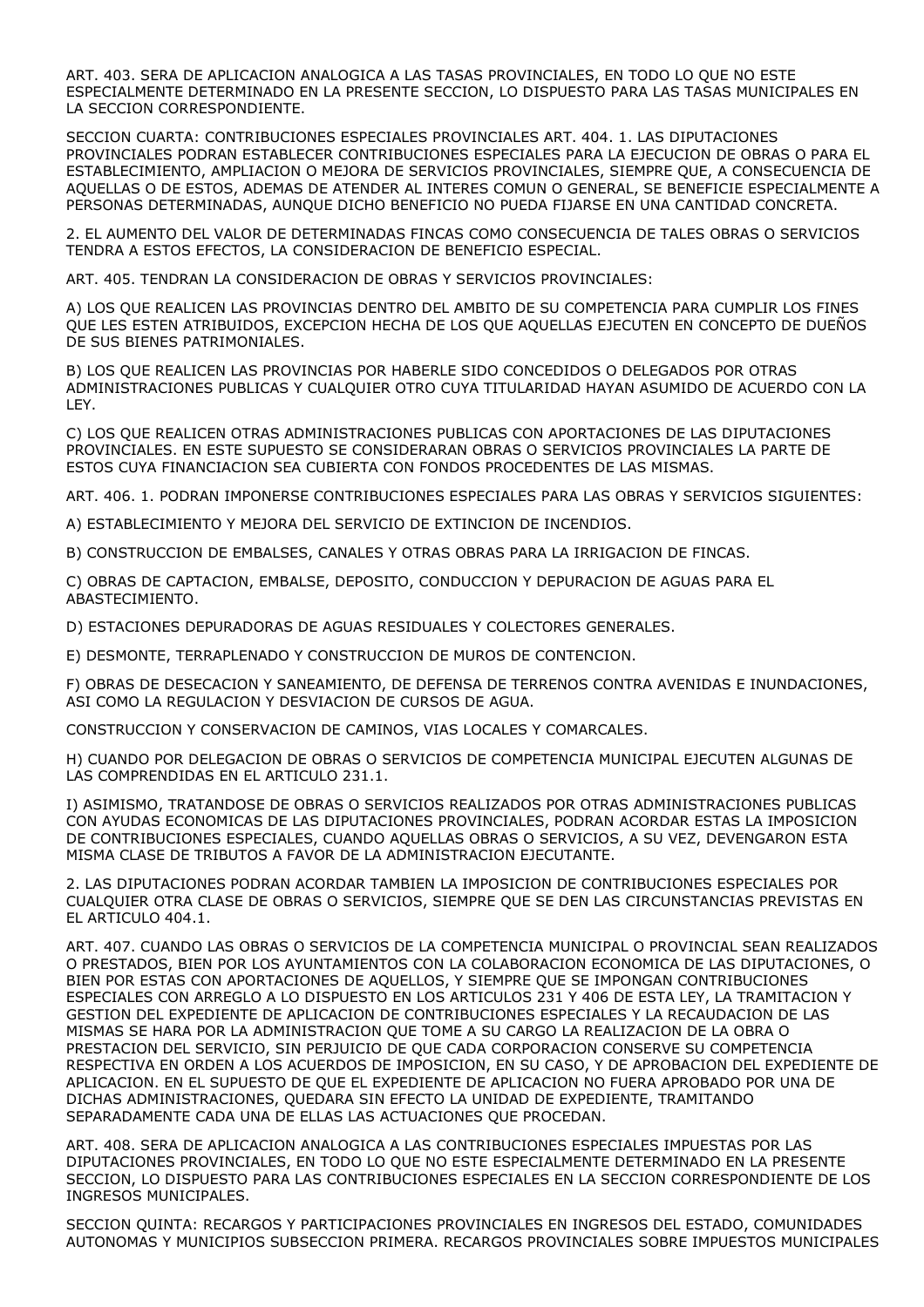ART. 403. SERA DE APLICACION ANALOGICA A LAS TASAS PROVINCIALES, EN TODO LO QUE NO ESTE ESPECIALMENTE DETERMINADO EN LA PRESENTE SECCION, LO DISPUESTO PARA LAS TASAS MUNICIPALES EN LA SECCION CORRESPONDIENTE.

SECCION CUARTA: CONTRIBUCIONES ESPECIALES PROVINCIALES ART. 404. 1. LAS DIPUTACIONES PROVINCIALES PODRAN ESTABLECER CONTRIBUCIONES ESPECIALES PARA LA EJECUCION DE OBRAS O PARA EL ESTABLECIMIENTO, AMPLIACION O MEJORA DE SERVICIOS PROVINCIALES, SIEMPRE QUE, A CONSECUENCIA DE AQUELLAS O DE ESTOS, ADEMAS DE ATENDER AL INTERES COMUN O GENERAL, SE BENEFICIE ESPECIALMENTE A PERSONAS DETERMINADAS, AUNQUE DICHO BENEFICIO NO PUEDA FIJARSE EN UNA CANTIDAD CONCRETA.

2. EL AUMENTO DEL VALOR DE DETERMINADAS FINCAS COMO CONSECUENCIA DE TALES OBRAS O SERVICIOS TENDRA A ESTOS EFECTOS, LA CONSIDERACION DE BENEFICIO ESPECIAL.

ART. 405. TENDRAN LA CONSIDERACION DE OBRAS Y SERVICIOS PROVINCIALES:

A) LOS QUE REALICEN LAS PROVINCIAS DENTRO DEL AMBITO DE SU COMPETENCIA PARA CUMPLIR LOS FINES QUE LES ESTEN ATRIBUIDOS, EXCEPCION HECHA DE LOS QUE AQUELLAS EJECUTEN EN CONCEPTO DE DUEÑOS DE SUS BIENES PATRIMONIALES.

B) LOS QUE REALICEN LAS PROVINCIAS POR HABERLE SIDO CONCEDIDOS O DELEGADOS POR OTRAS ADMINISTRACIONES PUBLICAS Y CUALQUIER OTRO CUYA TITULARIDAD HAYAN ASUMIDO DE ACUERDO CON LA LEY.

C) LOS QUE REALICEN OTRAS ADMINISTRACIONES PUBLICAS CON APORTACIONES DE LAS DIPUTACIONES PROVINCIALES. EN ESTE SUPUESTO SE CONSIDERARAN OBRAS O SERVICIOS PROVINCIALES LA PARTE DE ESTOS CUYA FINANCIACION SEA CUBIERTA CON FONDOS PROCEDENTES DE LAS MISMAS.

ART. 406. 1. PODRAN IMPONERSE CONTRIBUCIONES ESPECIALES PARA LAS OBRAS Y SERVICIOS SIGUIENTES:

A) ESTABLECIMIENTO Y MEJORA DEL SERVICIO DE EXTINCION DE INCENDIOS.

B) CONSTRUCCION DE EMBALSES, CANALES Y OTRAS OBRAS PARA LA IRRIGACION DE FINCAS.

C) OBRAS DE CAPTACION, EMBALSE, DEPOSITO, CONDUCCION Y DEPURACION DE AGUAS PARA EL ABASTECIMIENTO.

D) ESTACIONES DEPURADORAS DE AGUAS RESIDUALES Y COLECTORES GENERALES.

E) DESMONTE, TERRAPLENADO Y CONSTRUCCION DE MUROS DE CONTENCION.

F) OBRAS DE DESECACION Y SANEAMIENTO, DE DEFENSA DE TERRENOS CONTRA AVENIDAS E INUNDACIONES, ASI COMO LA REGULACION Y DESVIACION DE CURSOS DE AGUA.

CONSTRUCCION Y CONSERVACION DE CAMINOS, VIAS LOCALES Y COMARCALES.

H) CUANDO POR DELEGACION DE OBRAS O SERVICIOS DE COMPETENCIA MUNICIPAL EJECUTEN ALGUNAS DE LAS COMPRENDIDAS EN EL ARTICULO 231.1.

I) ASIMISMO, TRATANDOSE DE OBRAS O SERVICIOS REALIZADOS POR OTRAS ADMINISTRACIONES PUBLICAS CON AYUDAS ECONOMICAS DE LAS DIPUTACIONES PROVINCIALES, PODRAN ACORDAR ESTAS LA IMPOSICION DE CONTRIBUCIONES ESPECIALES, CUANDO AQUELLAS OBRAS O SERVICIOS, A SU VEZ, DEVENGARON ESTA MISMA CLASE DE TRIBUTOS A FAVOR DE LA ADMINISTRACION EJECUTANTE.

2. LAS DIPUTACIONES PODRAN ACORDAR TAMBIEN LA IMPOSICION DE CONTRIBUCIONES ESPECIALES POR CUALQUIER OTRA CLASE DE OBRAS O SERVICIOS, SIEMPRE QUE SE DEN LAS CIRCUNSTANCIAS PREVISTAS EN EL ARTICULO 404.1.

ART. 407. CUANDO LAS OBRAS O SERVICIOS DE LA COMPETENCIA MUNICIPAL O PROVINCIAL SEAN REALIZADOS O PRESTADOS, BIEN POR LOS AYUNTAMIENTOS CON LA COLABORACION ECONOMICA DE LAS DIPUTACIONES, O BIEN POR ESTAS CON APORTACIONES DE AQUELLOS, Y SIEMPRE QUE SE IMPONGAN CONTRIBUCIONES ESPECIALES CON ARREGLO A LO DISPUESTO EN LOS ARTICULOS 231 Y 406 DE ESTA LEY, LA TRAMITACION Y GESTION DEL EXPEDIENTE DE APLICACION DE CONTRIBUCIONES ESPECIALES Y LA RECAUDACION DE LAS MISMAS SE HARA POR LA ADMINISTRACION QUE TOME A SU CARGO LA REALIZACION DE LA OBRA O PRESTACION DEL SERVICIO, SIN PERJUICIO DE QUE CADA CORPORACION CONSERVE SU COMPETENCIA RESPECTIVA EN ORDEN A LOS ACUERDOS DE IMPOSICION, EN SU CASO, Y DE APROBACION DEL EXPEDIENTE DE APLICACION. EN EL SUPUESTO DE QUE EL EXPEDIENTE DE APLICACION NO FUERA APROBADO POR UNA DE DICHAS ADMINISTRACIONES, QUEDARA SIN EFECTO LA UNIDAD DE EXPEDIENTE, TRAMITANDO SEPARADAMENTE CADA UNA DE ELLAS LAS ACTUACIONES QUE PROCEDAN.

ART. 408. SERA DE APLICACION ANALOGICA A LAS CONTRIBUCIONES ESPECIALES IMPUESTAS POR LAS DIPUTACIONES PROVINCIALES, EN TODO LO QUE NO ESTE ESPECIALMENTE DETERMINADO EN LA PRESENTE SECCION, LO DISPUESTO PARA LAS CONTRIBUCIONES ESPECIALES EN LA SECCION CORRESPONDIENTE DE LOS INGRESOS MUNICIPALES.

SECCION QUINTA: RECARGOS Y PARTICIPACIONES PROVINCIALES EN INGRESOS DEL ESTADO, COMUNIDADES AUTONOMAS Y MUNICIPIOS SUBSECCION PRIMERA. RECARGOS PROVINCIALES SOBRE IMPUESTOS MUNICIPALES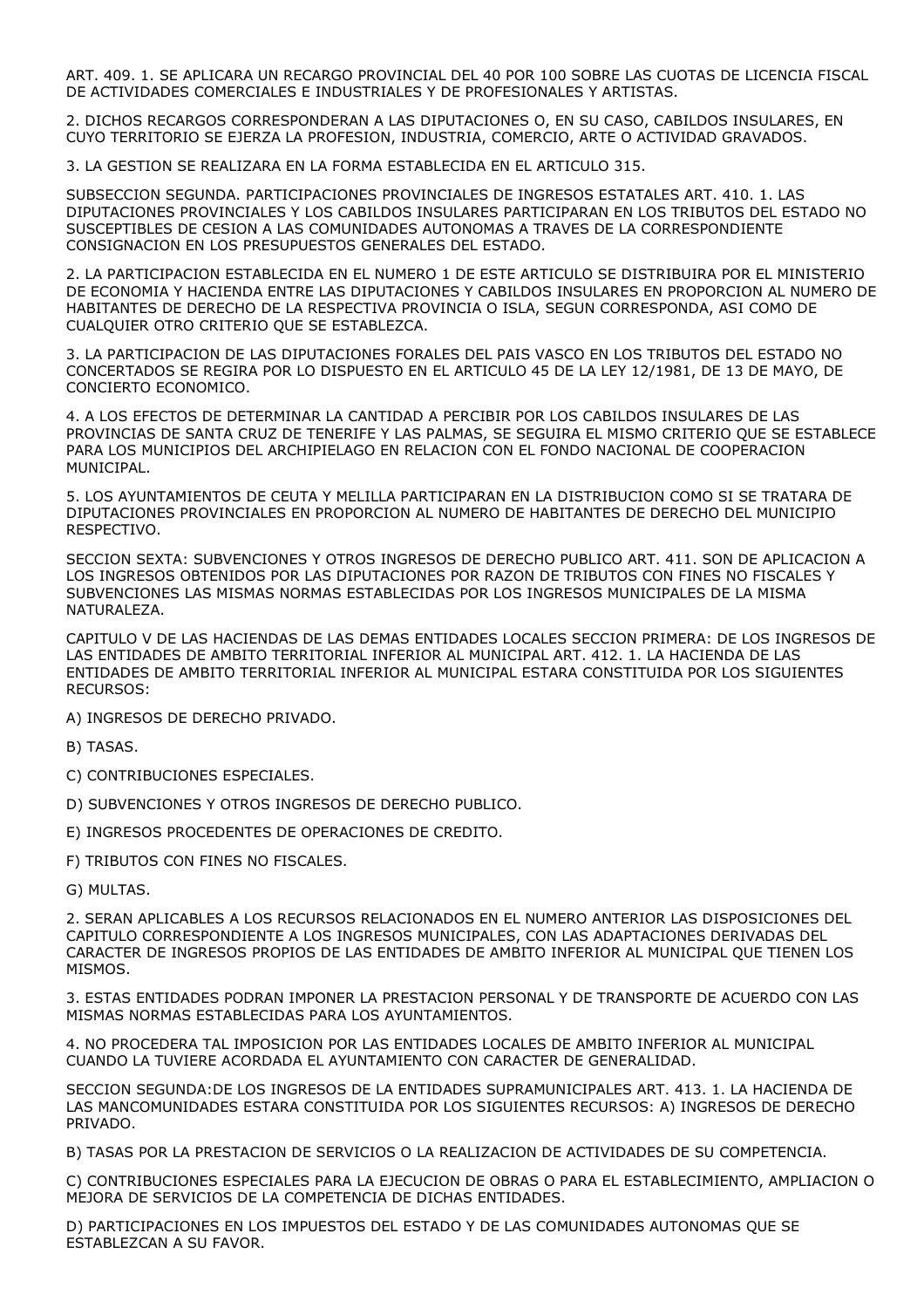ART. 409. 1. SE APLICARA UN RECARGO PROVINCIAL DEL 40 POR 100 SOBRE LAS CUOTAS DE LICENCIA FISCAL DE ACTIVIDADES COMERCIALES E INDUSTRIALES Y DE PROFESIONALES Y ARTISTAS.

2. DICHOS RECARGOS CORRESPONDERAN A LAS DIPUTACIONES O, EN SU CASO, CABILDOS INSULARES, EN CUYO TERRITORIO SE EJERZA LA PROFESION, INDUSTRIA, COMERCIO, ARTE O ACTIVIDAD GRAVADOS.

3. LA GESTION SE REALIZARA EN LA FORMA ESTABLECIDA EN EL ARTICULO 315.

SUBSECCION SEGUNDA. PARTICIPACIONES PROVINCIALES DE INGRESOS ESTATALES ART. 410. 1. LAS DIPUTACIONES PROVINCIALES Y LOS CABILDOS INSULARES PARTICIPARAN EN LOS TRIBUTOS DEL ESTADO NO SUSCEPTIBLES DE CESION A LAS COMUNIDADES AUTONOMAS A TRAVES DE LA CORRESPONDIENTE CONSIGNACION EN LOS PRESUPUESTOS GENERALES DEL ESTADO.

2. LA PARTICIPACION ESTABLECIDA EN EL NUMERO 1 DE ESTE ARTICULO SE DISTRIBUIRA POR EL MINISTERIO DE ECONOMIA Y HACIENDA ENTRE LAS DIPUTACIONES Y CABILDOS INSULARES EN PROPORCION AL NUMERO DE HABITANTES DE DERECHO DE LA RESPECTIVA PROVINCIA O ISLA, SEGUN CORRESPONDA, ASI COMO DE CUALQUIER OTRO CRITERIO QUE SE ESTABLEZCA.

3. LA PARTICIPACION DE LAS DIPUTACIONES FORALES DEL PAIS VASCO EN LOS TRIBUTOS DEL ESTADO NO CONCERTADOS SE REGIRA POR LO DISPUESTO EN EL ARTICULO 45 DE LA LEY 12/1981, DE 13 DE MAYO, DE CONCIERTO ECONOMICO.

4. A LOS EFECTOS DE DETERMINAR LA CANTIDAD A PERCIBIR POR LOS CABILDOS INSULARES DE LAS PROVINCIAS DE SANTA CRUZ DE TENERIFE Y LAS PALMAS, SE SEGUIRA EL MISMO CRITERIO QUE SE ESTABLECE PARA LOS MUNICIPIOS DEL ARCHIPIELAGO EN RELACION CON EL FONDO NACIONAL DE COOPERACION MUNICIPAL.

5. LOS AYUNTAMIENTOS DE CEUTA Y MELILLA PARTICIPARAN EN LA DISTRIBUCION COMO SI SE TRATARA DE DIPUTACIONES PROVINCIALES EN PROPORCION AL NUMERO DE HABITANTES DE DERECHO DEL MUNICIPIO RESPECTIVO.

SECCION SEXTA: SUBVENCIONES Y OTROS INGRESOS DE DERECHO PUBLICO ART. 411. SON DE APLICACION A LOS INGRESOS OBTENIDOS POR LAS DIPUTACIONES POR RAZON DE TRIBUTOS CON FINES NO FISCALES Y SUBVENCIONES LAS MISMAS NORMAS ESTABLECIDAS POR LOS INGRESOS MUNICIPALES DE LA MISMA NATURALEZA.

CAPITULO V DE LAS HACIENDAS DE LAS DEMAS ENTIDADES LOCALES SECCION PRIMERA: DE LOS INGRESOS DE LAS ENTIDADES DE AMBITO TERRITORIAL INFERIOR AL MUNICIPAL ART. 412. 1. LA HACIENDA DE LAS ENTIDADES DE AMBITO TERRITORIAL INFERIOR AL MUNICIPAL ESTARA CONSTITUIDA POR LOS SIGUIENTES RECURSOS:

A) INGRESOS DE DERECHO PRIVADO.

B) TASAS.

C) CONTRIBUCIONES ESPECIALES.

D) SUBVENCIONES Y OTROS INGRESOS DE DERECHO PUBLICO.

E) INGRESOS PROCEDENTES DE OPERACIONES DE CREDITO.

F) TRIBUTOS CON FINES NO FISCALES.

G) MULTAS.

2. SERAN APLICABLES A LOS RECURSOS RELACIONADOS EN EL NUMERO ANTERIOR LAS DISPOSICIONES DEL CAPITULO CORRESPONDIENTE A LOS INGRESOS MUNICIPALES, CON LAS ADAPTACIONES DERIVADAS DEL CARACTER DE INGRESOS PROPIOS DE LAS ENTIDADES DE AMBITO INFERIOR AL MUNICIPAL QUE TIENEN LOS MISMOS.

3. ESTAS ENTIDADES PODRAN IMPONER LA PRESTACION PERSONAL Y DE TRANSPORTE DE ACUERDO CON LAS MISMAS NORMAS ESTABLECIDAS PARA LOS AYUNTAMIENTOS.

4. NO PROCEDERA TAL IMPOSICION POR LAS ENTIDADES LOCALES DE AMBITO INFERIOR AL MUNICIPAL CUANDO LA TUVIERE ACORDADA EL AYUNTAMIENTO CON CARACTER DE GENERALIDAD.

SECCION SEGUNDA:DE LOS INGRESOS DE LA ENTIDADES SUPRAMUNICIPALES ART. 413. 1. LA HACIENDA DE LAS MANCOMUNIDADES ESTARA CONSTITUIDA POR LOS SIGUIENTES RECURSOS: A) INGRESOS DE DERECHO PRIVADO.

B) TASAS POR LA PRESTACION DE SERVICIOS O LA REALIZACION DE ACTIVIDADES DE SU COMPETENCIA.

C) CONTRIBUCIONES ESPECIALES PARA LA EJECUCION DE OBRAS O PARA EL ESTABLECIMIENTO, AMPLIACION O MEJORA DE SERVICIOS DE LA COMPETENCIA DE DICHAS ENTIDADES.

D) PARTICIPACIONES EN LOS IMPUESTOS DEL ESTADO Y DE LAS COMUNIDADES AUTONOMAS QUE SE ESTABLEZCAN A SU FAVOR.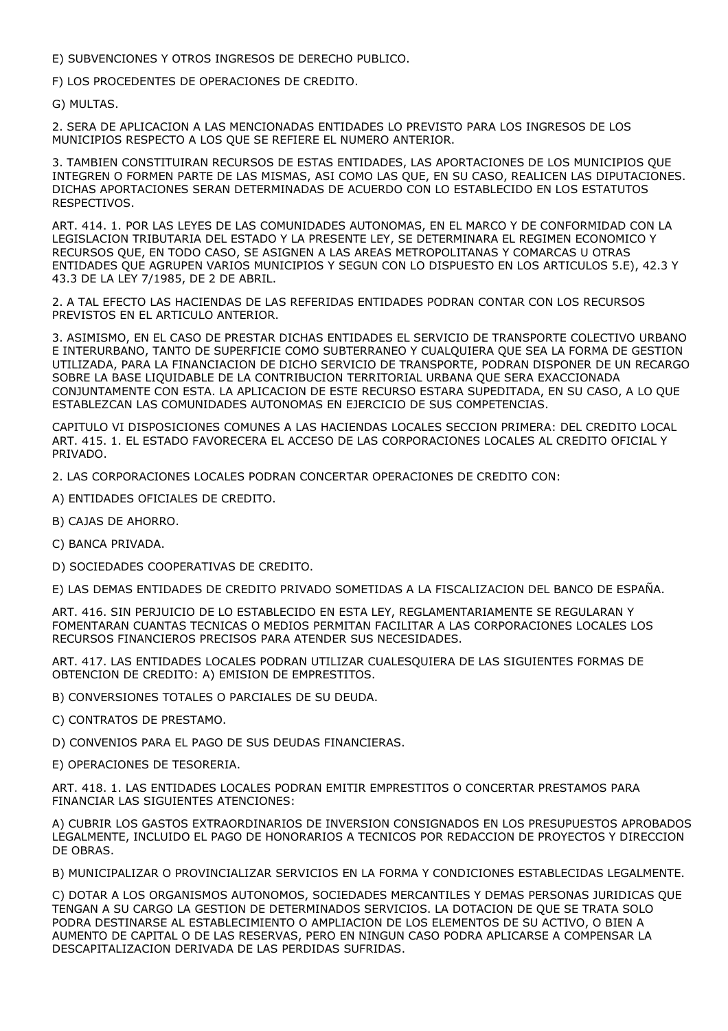E) SUBVENCIONES Y OTROS INGRESOS DE DERECHO PUBLICO.

F) LOS PROCEDENTES DE OPERACIONES DE CREDITO.

G) MULTAS.

2. SERA DE APLICACION A LAS MENCIONADAS ENTIDADES LO PREVISTO PARA LOS INGRESOS DE LOS MUNICIPIOS RESPECTO A LOS QUE SE REFIERE EL NUMERO ANTERIOR.

3. TAMBIEN CONSTITUIRAN RECURSOS DE ESTAS ENTIDADES, LAS APORTACIONES DE LOS MUNICIPIOS QUE INTEGREN O FORMEN PARTE DE LAS MISMAS, ASI COMO LAS QUE, EN SU CASO, REALICEN LAS DIPUTACIONES. DICHAS APORTACIONES SERAN DETERMINADAS DE ACUERDO CON LO ESTABLECIDO EN LOS ESTATUTOS RESPECTIVOS.

ART. 414. 1. POR LAS LEYES DE LAS COMUNIDADES AUTONOMAS, EN EL MARCO Y DE CONFORMIDAD CON LA LEGISLACION TRIBUTARIA DEL ESTADO Y LA PRESENTE LEY, SE DETERMINARA EL REGIMEN ECONOMICO Y RECURSOS QUE, EN TODO CASO, SE ASIGNEN A LAS AREAS METROPOLITANAS Y COMARCAS U OTRAS ENTIDADES QUE AGRUPEN VARIOS MUNICIPIOS Y SEGUN CON LO DISPUESTO EN LOS ARTICULOS 5.E), 42.3 Y 43.3 DE LA LEY 7/1985, DE 2 DE ABRIL.

2. A TAL EFECTO LAS HACIENDAS DE LAS REFERIDAS ENTIDADES PODRAN CONTAR CON LOS RECURSOS PREVISTOS EN EL ARTICULO ANTERIOR.

3. ASIMISMO, EN EL CASO DE PRESTAR DICHAS ENTIDADES EL SERVICIO DE TRANSPORTE COLECTIVO URBANO E INTERURBANO, TANTO DE SUPERFICIE COMO SUBTERRANEO Y CUALQUIERA QUE SEA LA FORMA DE GESTION UTILIZADA, PARA LA FINANCIACION DE DICHO SERVICIO DE TRANSPORTE, PODRAN DISPONER DE UN RECARGO SOBRE LA BASE LIQUIDABLE DE LA CONTRIBUCION TERRITORIAL URBANA QUE SERA EXACCIONADA CONJUNTAMENTE CON ESTA. LA APLICACION DE ESTE RECURSO ESTARA SUPEDITADA, EN SU CASO, A LO QUE ESTABLEZCAN LAS COMUNIDADES AUTONOMAS EN EJERCICIO DE SUS COMPETENCIAS.

CAPITULO VI DISPOSICIONES COMUNES A LAS HACIENDAS LOCALES SECCION PRIMERA: DEL CREDITO LOCAL ART. 415. 1. EL ESTADO FAVORECERA EL ACCESO DE LAS CORPORACIONES LOCALES AL CREDITO OFICIAL Y PRIVADO.

2. LAS CORPORACIONES LOCALES PODRAN CONCERTAR OPERACIONES DE CREDITO CON:

A) ENTIDADES OFICIALES DE CREDITO.

B) CAJAS DE AHORRO.

C) BANCA PRIVADA.

D) SOCIEDADES COOPERATIVAS DE CREDITO.

E) LAS DEMAS ENTIDADES DE CREDITO PRIVADO SOMETIDAS A LA FISCALIZACION DEL BANCO DE ESPAÑA.

ART. 416. SIN PERJUICIO DE LO ESTABLECIDO EN ESTA LEY, REGLAMENTARIAMENTE SE REGULARAN Y FOMENTARAN CUANTAS TECNICAS O MEDIOS PERMITAN FACILITAR A LAS CORPORACIONES LOCALES LOS RECURSOS FINANCIEROS PRECISOS PARA ATENDER SUS NECESIDADES.

ART. 417. LAS ENTIDADES LOCALES PODRAN UTILIZAR CUALESQUIERA DE LAS SIGUIENTES FORMAS DE OBTENCION DE CREDITO: A) EMISION DE EMPRESTITOS.

B) CONVERSIONES TOTALES O PARCIALES DE SU DEUDA.

C) CONTRATOS DE PRESTAMO.

D) CONVENIOS PARA EL PAGO DE SUS DEUDAS FINANCIERAS.

E) OPERACIONES DE TESORERIA.

ART. 418. 1. LAS ENTIDADES LOCALES PODRAN EMITIR EMPRESTITOS O CONCERTAR PRESTAMOS PARA FINANCIAR LAS SIGUIENTES ATENCIONES:

A) CUBRIR LOS GASTOS EXTRAORDINARIOS DE INVERSION CONSIGNADOS EN LOS PRESUPUESTOS APROBADOS LEGALMENTE, INCLUIDO EL PAGO DE HONORARIOS A TECNICOS POR REDACCION DE PROYECTOS Y DIRECCION DE OBRAS.

B) MUNICIPALIZAR O PROVINCIALIZAR SERVICIOS EN LA FORMA Y CONDICIONES ESTABLECIDAS LEGALMENTE.

C) DOTAR A LOS ORGANISMOS AUTONOMOS, SOCIEDADES MERCANTILES Y DEMAS PERSONAS JURIDICAS QUE TENGAN A SU CARGO LA GESTION DE DETERMINADOS SERVICIOS. LA DOTACION DE QUE SE TRATA SOLO PODRA DESTINARSE AL ESTABLECIMIENTO O AMPLIACION DE LOS ELEMENTOS DE SU ACTIVO, O BIEN A AUMENTO DE CAPITAL O DE LAS RESERVAS, PERO EN NINGUN CASO PODRA APLICARSE A COMPENSAR LA DESCAPITALIZACION DERIVADA DE LAS PERDIDAS SUFRIDAS.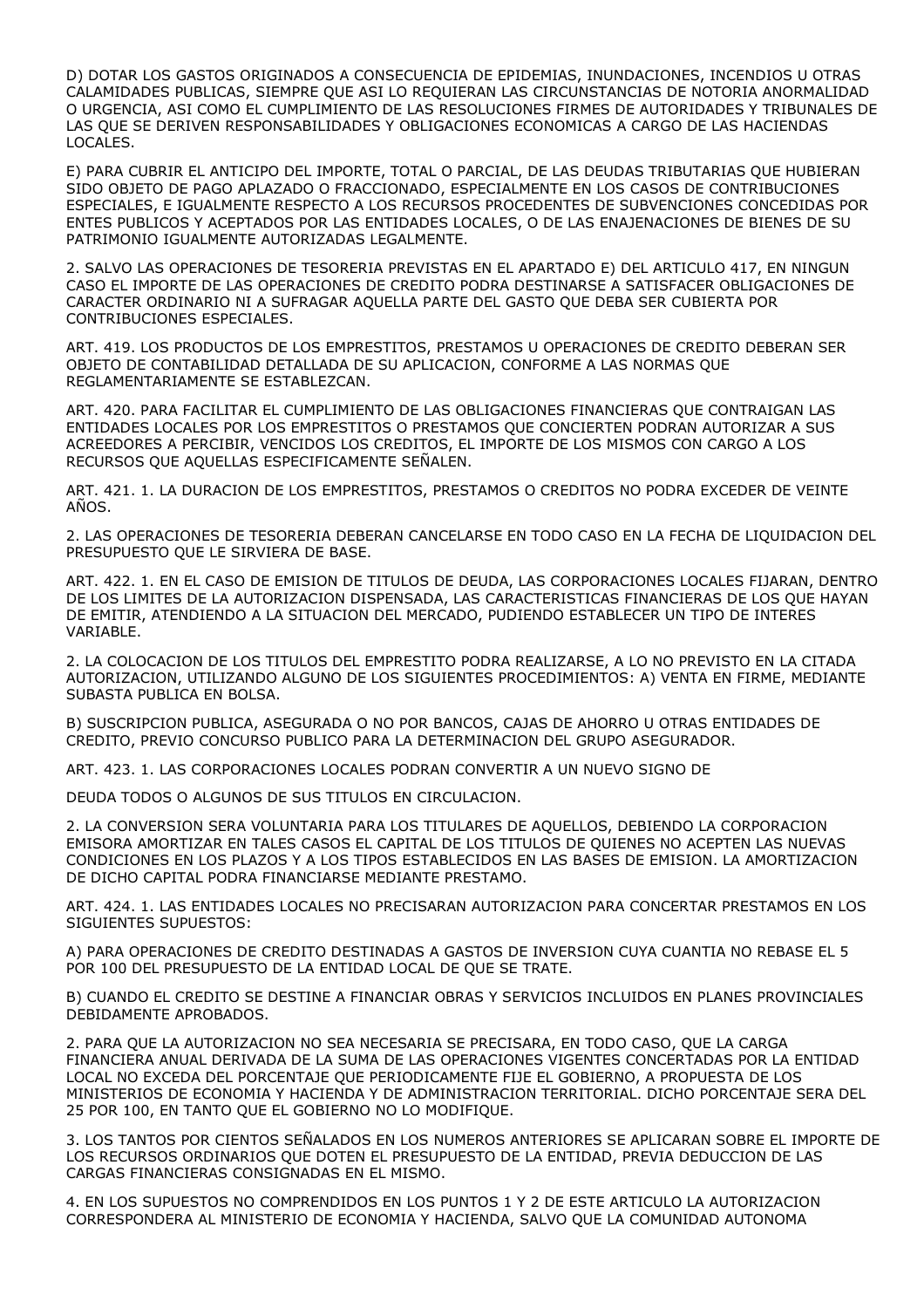D) DOTAR LOS GASTOS ORIGINADOS A CONSECUENCIA DE EPIDEMIAS, INUNDACIONES, INCENDIOS U OTRAS CALAMIDADES PUBLICAS, SIEMPRE QUE ASI LO REQUIERAN LAS CIRCUNSTANCIAS DE NOTORIA ANORMALIDAD O URGENCIA, ASI COMO EL CUMPLIMIENTO DE LAS RESOLUCIONES FIRMES DE AUTORIDADES Y TRIBUNALES DE LAS QUE SE DERIVEN RESPONSABILIDADES Y OBLIGACIONES ECONOMICAS A CARGO DE LAS HACIENDAS LOCALES.

E) PARA CUBRIR EL ANTICIPO DEL IMPORTE, TOTAL O PARCIAL, DE LAS DEUDAS TRIBUTARIAS QUE HUBIERAN SIDO OBJETO DE PAGO APLAZADO O FRACCIONADO, ESPECIALMENTE EN LOS CASOS DE CONTRIBUCIONES ESPECIALES, E IGUALMENTE RESPECTO A LOS RECURSOS PROCEDENTES DE SUBVENCIONES CONCEDIDAS POR ENTES PUBLICOS Y ACEPTADOS POR LAS ENTIDADES LOCALES, O DE LAS ENAJENACIONES DE BIENES DE SU PATRIMONIO IGUALMENTE AUTORIZADAS LEGALMENTE.

2. SALVO LAS OPERACIONES DE TESORERIA PREVISTAS EN EL APARTADO E) DEL ARTICULO 417, EN NINGUN CASO EL IMPORTE DE LAS OPERACIONES DE CREDITO PODRA DESTINARSE A SATISFACER OBLIGACIONES DE CARACTER ORDINARIO NI A SUFRAGAR AQUELLA PARTE DEL GASTO QUE DEBA SER CUBIERTA POR CONTRIBUCIONES ESPECIALES.

ART. 419. LOS PRODUCTOS DE LOS EMPRESTITOS, PRESTAMOS U OPERACIONES DE CREDITO DEBERAN SER OBJETO DE CONTABILIDAD DETALLADA DE SU APLICACION, CONFORME A LAS NORMAS QUE REGLAMENTARIAMENTE SE ESTABLEZCAN.

ART. 420. PARA FACILITAR EL CUMPLIMIENTO DE LAS OBLIGACIONES FINANCIERAS QUE CONTRAIGAN LAS ENTIDADES LOCALES POR LOS EMPRESTITOS O PRESTAMOS QUE CONCIERTEN PODRAN AUTORIZAR A SUS ACREEDORES A PERCIBIR, VENCIDOS LOS CREDITOS, EL IMPORTE DE LOS MISMOS CON CARGO A LOS RECURSOS QUE AQUELLAS ESPECIFICAMENTE SEÑALEN.

ART. 421. 1. LA DURACION DE LOS EMPRESTITOS, PRESTAMOS O CREDITOS NO PODRA EXCEDER DE VEINTE AÑOS.

2. LAS OPERACIONES DE TESORERIA DEBERAN CANCELARSE EN TODO CASO EN LA FECHA DE LIQUIDACION DEL PRESUPUESTO QUE LE SIRVIERA DE BASE.

ART. 422. 1. EN EL CASO DE EMISION DE TITULOS DE DEUDA, LAS CORPORACIONES LOCALES FIJARAN, DENTRO DE LOS LIMITES DE LA AUTORIZACION DISPENSADA, LAS CARACTERISTICAS FINANCIERAS DE LOS QUE HAYAN DE EMITIR, ATENDIENDO A LA SITUACION DEL MERCADO, PUDIENDO ESTABLECER UN TIPO DE INTERES VARIABLE.

2. LA COLOCACION DE LOS TITULOS DEL EMPRESTITO PODRA REALIZARSE, A LO NO PREVISTO EN LA CITADA AUTORIZACION, UTILIZANDO ALGUNO DE LOS SIGUIENTES PROCEDIMIENTOS: A) VENTA EN FIRME, MEDIANTE SUBASTA PUBLICA EN BOLSA.

B) SUSCRIPCION PUBLICA, ASEGURADA O NO POR BANCOS, CAJAS DE AHORRO U OTRAS ENTIDADES DE CREDITO, PREVIO CONCURSO PUBLICO PARA LA DETERMINACION DEL GRUPO ASEGURADOR.

ART. 423. 1. LAS CORPORACIONES LOCALES PODRAN CONVERTIR A UN NUEVO SIGNO DE

DEUDA TODOS O ALGUNOS DE SUS TITULOS EN CIRCULACION.

2. LA CONVERSION SERA VOLUNTARIA PARA LOS TITULARES DE AQUELLOS, DEBIENDO LA CORPORACION EMISORA AMORTIZAR EN TALES CASOS EL CAPITAL DE LOS TITULOS DE QUIENES NO ACEPTEN LAS NUEVAS CONDICIONES EN LOS PLAZOS Y A LOS TIPOS ESTABLECIDOS EN LAS BASES DE EMISION. LA AMORTIZACION DE DICHO CAPITAL PODRA FINANCIARSE MEDIANTE PRESTAMO.

ART. 424. 1. LAS ENTIDADES LOCALES NO PRECISARAN AUTORIZACION PARA CONCERTAR PRESTAMOS EN LOS SIGUIENTES SUPUESTOS:

A) PARA OPERACIONES DE CREDITO DESTINADAS A GASTOS DE INVERSION CUYA CUANTIA NO REBASE EL 5 POR 100 DEL PRESUPUESTO DE LA ENTIDAD LOCAL DE QUE SE TRATE.

B) CUANDO EL CREDITO SE DESTINE A FINANCIAR OBRAS Y SERVICIOS INCLUIDOS EN PLANES PROVINCIALES DEBIDAMENTE APROBADOS.

2. PARA QUE LA AUTORIZACION NO SEA NECESARIA SE PRECISARA, EN TODO CASO, QUE LA CARGA FINANCIERA ANUAL DERIVADA DE LA SUMA DE LAS OPERACIONES VIGENTES CONCERTADAS POR LA ENTIDAD LOCAL NO EXCEDA DEL PORCENTAJE QUE PERIODICAMENTE FIJE EL GOBIERNO, A PROPUESTA DE LOS MINISTERIOS DE ECONOMIA Y HACIENDA Y DE ADMINISTRACION TERRITORIAL. DICHO PORCENTAJE SERA DEL 25 POR 100, EN TANTO QUE EL GOBIERNO NO LO MODIFIQUE.

3. LOS TANTOS POR CIENTOS SEÑALADOS EN LOS NUMEROS ANTERIORES SE APLICARAN SOBRE EL IMPORTE DE LOS RECURSOS ORDINARIOS QUE DOTEN EL PRESUPUESTO DE LA ENTIDAD, PREVIA DEDUCCION DE LAS CARGAS FINANCIERAS CONSIGNADAS EN EL MISMO.

4. EN LOS SUPUESTOS NO COMPRENDIDOS EN LOS PUNTOS 1 Y 2 DE ESTE ARTICULO LA AUTORIZACION CORRESPONDERA AL MINISTERIO DE ECONOMIA Y HACIENDA, SALVO QUE LA COMUNIDAD AUTONOMA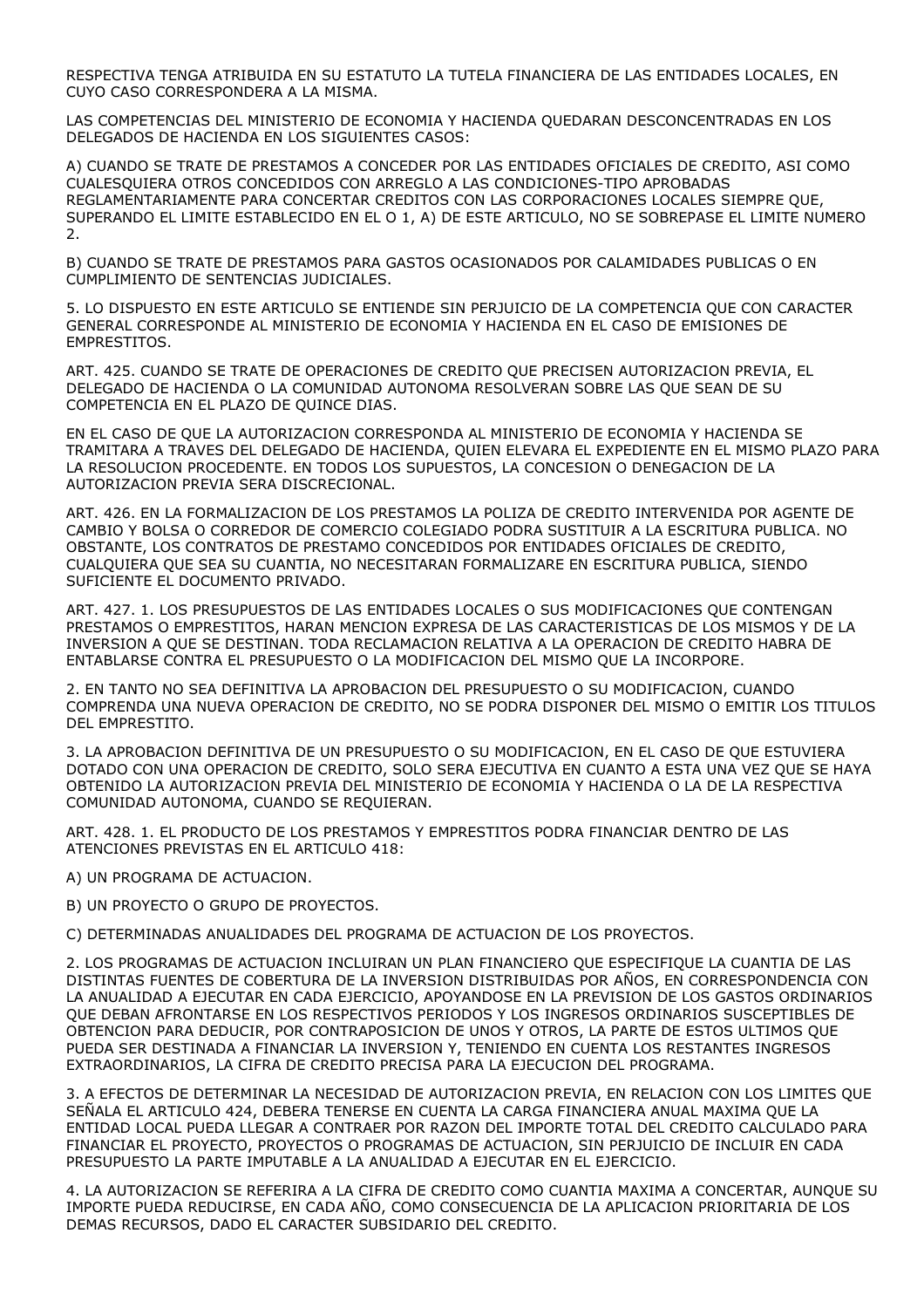RESPECTIVA TENGA ATRIBUIDA EN SU ESTATUTO LA TUTELA FINANCIERA DE LAS ENTIDADES LOCALES, EN CUYO CASO CORRESPONDERA A LA MISMA.

LAS COMPETENCIAS DEL MINISTERIO DE ECONOMIA Y HACIENDA QUEDARAN DESCONCENTRADAS EN LOS DELEGADOS DE HACIENDA EN LOS SIGUIENTES CASOS:

A) CUANDO SE TRATE DE PRESTAMOS A CONCEDER POR LAS ENTIDADES OFICIALES DE CREDITO, ASI COMO CUALESQUIERA OTROS CONCEDIDOS CON ARREGLO A LAS CONDICIONES-TIPO APROBADAS REGLAMENTARIAMENTE PARA CONCERTAR CREDITOS CON LAS CORPORACIONES LOCALES SIEMPRE QUE, SUPERANDO EL LIMITE ESTABLECIDO EN EL O 1, A) DE ESTE ARTICULO, NO SE SOBREPASE EL LIMITE NUMERO 2.

B) CUANDO SE TRATE DE PRESTAMOS PARA GASTOS OCASIONADOS POR CALAMIDADES PUBLICAS O EN CUMPLIMIENTO DE SENTENCIAS JUDICIALES.

5. LO DISPUESTO EN ESTE ARTICULO SE ENTIENDE SIN PERJUICIO DE LA COMPETENCIA QUE CON CARACTER GENERAL CORRESPONDE AL MINISTERIO DE ECONOMIA Y HACIENDA EN EL CASO DE EMISIONES DE EMPRESTITOS.

ART. 425. CUANDO SE TRATE DE OPERACIONES DE CREDITO QUE PRECISEN AUTORIZACION PREVIA, EL DELEGADO DE HACIENDA O LA COMUNIDAD AUTONOMA RESOLVERAN SOBRE LAS QUE SEAN DE SU COMPETENCIA EN EL PLAZO DE QUINCE DIAS.

EN EL CASO DE QUE LA AUTORIZACION CORRESPONDA AL MINISTERIO DE ECONOMIA Y HACIENDA SE TRAMITARA A TRAVES DEL DELEGADO DE HACIENDA, QUIEN ELEVARA EL EXPEDIENTE EN EL MISMO PLAZO PARA LA RESOLUCION PROCEDENTE. EN TODOS LOS SUPUESTOS, LA CONCESION O DENEGACION DE LA AUTORIZACION PREVIA SERA DISCRECIONAL.

ART. 426. EN LA FORMALIZACION DE LOS PRESTAMOS LA POLIZA DE CREDITO INTERVENIDA POR AGENTE DE CAMBIO Y BOLSA O CORREDOR DE COMERCIO COLEGIADO PODRA SUSTITUIR A LA ESCRITURA PUBLICA. NO OBSTANTE, LOS CONTRATOS DE PRESTAMO CONCEDIDOS POR ENTIDADES OFICIALES DE CREDITO, CUALQUIERA QUE SEA SU CUANTIA, NO NECESITARAN FORMALIZARE EN ESCRITURA PUBLICA, SIENDO SUFICIENTE EL DOCUMENTO PRIVADO.

ART. 427. 1. LOS PRESUPUESTOS DE LAS ENTIDADES LOCALES O SUS MODIFICACIONES QUE CONTENGAN PRESTAMOS O EMPRESTITOS, HARAN MENCION EXPRESA DE LAS CARACTERISTICAS DE LOS MISMOS Y DE LA INVERSION A QUE SE DESTINAN. TODA RECLAMACION RELATIVA A LA OPERACION DE CREDITO HABRA DE ENTABLARSE CONTRA EL PRESUPUESTO O LA MODIFICACION DEL MISMO QUE LA INCORPORE.

2. EN TANTO NO SEA DEFINITIVA LA APROBACION DEL PRESUPUESTO O SU MODIFICACION, CUANDO COMPRENDA UNA NUEVA OPERACION DE CREDITO, NO SE PODRA DISPONER DEL MISMO O EMITIR LOS TITULOS DEL EMPRESTITO.

3. LA APROBACION DEFINITIVA DE UN PRESUPUESTO O SU MODIFICACION, EN EL CASO DE QUE ESTUVIERA DOTADO CON UNA OPERACION DE CREDITO, SOLO SERA EJECUTIVA EN CUANTO A ESTA UNA VEZ QUE SE HAYA OBTENIDO LA AUTORIZACION PREVIA DEL MINISTERIO DE ECONOMIA Y HACIENDA O LA DE LA RESPECTIVA COMUNIDAD AUTONOMA, CUANDO SE REQUIERAN.

ART. 428. 1. EL PRODUCTO DE LOS PRESTAMOS Y EMPRESTITOS PODRA FINANCIAR DENTRO DE LAS ATENCIONES PREVISTAS EN EL ARTICULO 418:

A) UN PROGRAMA DE ACTUACION.

B) UN PROYECTO O GRUPO DE PROYECTOS.

C) DETERMINADAS ANUALIDADES DEL PROGRAMA DE ACTUACION DE LOS PROYECTOS.

2. LOS PROGRAMAS DE ACTUACION INCLUIRAN UN PLAN FINANCIERO QUE ESPECIFIQUE LA CUANTIA DE LAS DISTINTAS FUENTES DE COBERTURA DE LA INVERSION DISTRIBUIDAS POR AÑOS, EN CORRESPONDENCIA CON LA ANUALIDAD A EJECUTAR EN CADA EJERCICIO, APOYANDOSE EN LA PREVISION DE LOS GASTOS ORDINARIOS QUE DEBAN AFRONTARSE EN LOS RESPECTIVOS PERIODOS Y LOS INGRESOS ORDINARIOS SUSCEPTIBLES DE OBTENCION PARA DEDUCIR, POR CONTRAPOSICION DE UNOS Y OTROS, LA PARTE DE ESTOS ULTIMOS QUE PUEDA SER DESTINADA A FINANCIAR LA INVERSION Y, TENIENDO EN CUENTA LOS RESTANTES INGRESOS EXTRAORDINARIOS, LA CIFRA DE CREDITO PRECISA PARA LA EJECUCION DEL PROGRAMA.

3. A EFECTOS DE DETERMINAR LA NECESIDAD DE AUTORIZACION PREVIA, EN RELACION CON LOS LIMITES QUE SEÑALA EL ARTICULO 424, DEBERA TENERSE EN CUENTA LA CARGA FINANCIERA ANUAL MAXIMA QUE LA ENTIDAD LOCAL PUEDA LLEGAR A CONTRAER POR RAZON DEL IMPORTE TOTAL DEL CREDITO CALCULADO PARA FINANCIAR EL PROYECTO, PROYECTOS O PROGRAMAS DE ACTUACION, SIN PERJUICIO DE INCLUIR EN CADA PRESUPUESTO LA PARTE IMPUTABLE A LA ANUALIDAD A EJECUTAR EN EL EJERCICIO.

4. LA AUTORIZACION SE REFERIRA A LA CIFRA DE CREDITO COMO CUANTIA MAXIMA A CONCERTAR, AUNQUE SU IMPORTE PUEDA REDUCIRSE, EN CADA AÑO, COMO CONSECUENCIA DE LA APLICACION PRIORITARIA DE LOS DEMAS RECURSOS, DADO EL CARACTER SUBSIDIARIO DEL CREDITO.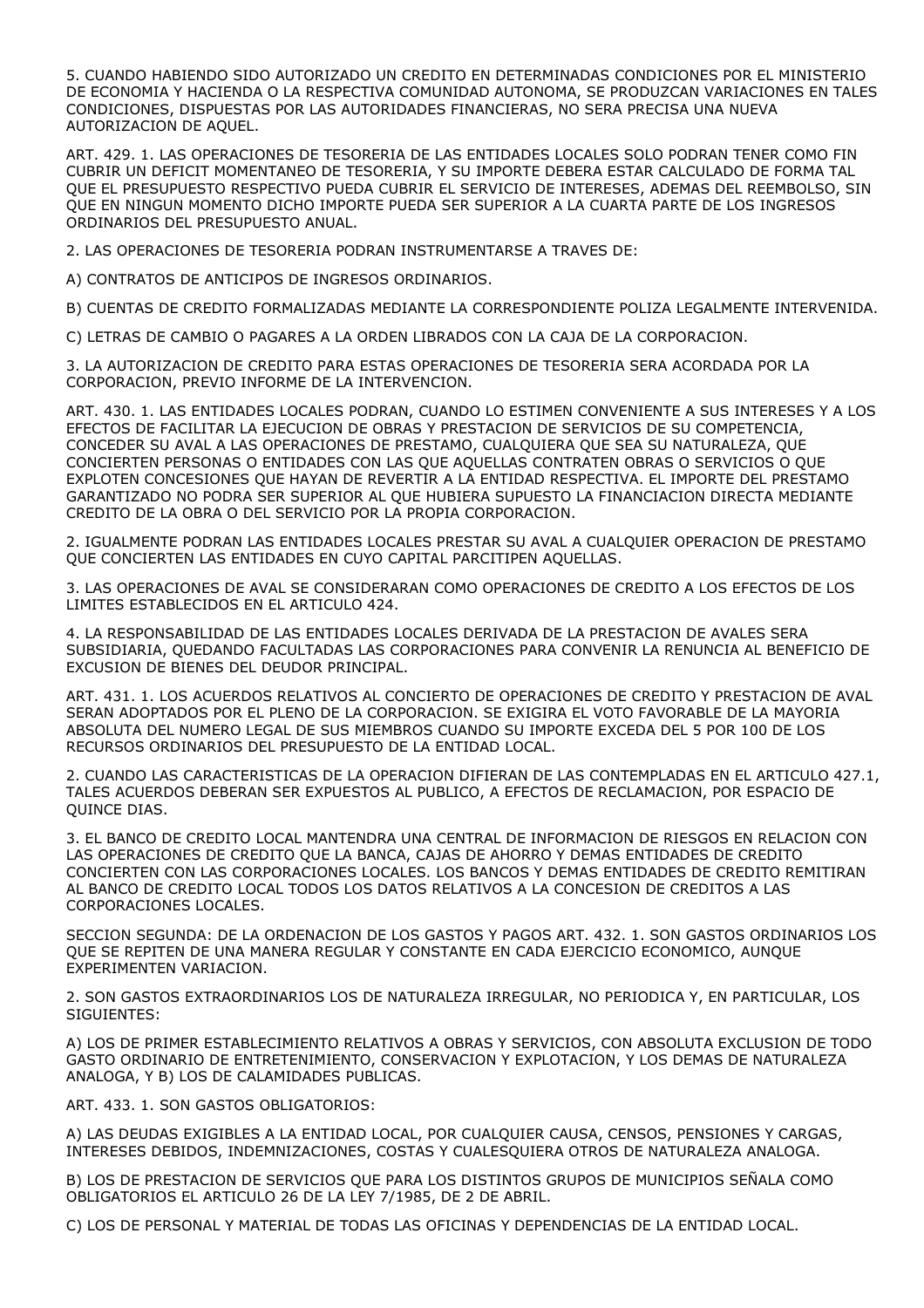5. CUANDO HABIENDO SIDO AUTORIZADO UN CREDITO EN DETERMINADAS CONDICIONES POR EL MINISTERIO DE ECONOMIA Y HACIENDA O LA RESPECTIVA COMUNIDAD AUTONOMA, SE PRODUZCAN VARIACIONES EN TALES CONDICIONES, DISPUESTAS POR LAS AUTORIDADES FINANCIERAS, NO SERA PRECISA UNA NUEVA AUTORIZACION DE AQUEL.

ART. 429. 1. LAS OPERACIONES DE TESORERIA DE LAS ENTIDADES LOCALES SOLO PODRAN TENER COMO FIN CUBRIR UN DEFICIT MOMENTANEO DE TESORERIA, Y SU IMPORTE DEBERA ESTAR CALCULADO DE FORMA TAL QUE EL PRESUPUESTO RESPECTIVO PUEDA CUBRIR EL SERVICIO DE INTERESES, ADEMAS DEL REEMBOLSO, SIN QUE EN NINGUN MOMENTO DICHO IMPORTE PUEDA SER SUPERIOR A LA CUARTA PARTE DE LOS INGRESOS ORDINARIOS DEL PRESUPUESTO ANUAL.

2. LAS OPERACIONES DE TESORERIA PODRAN INSTRUMENTARSE A TRAVES DE:

A) CONTRATOS DE ANTICIPOS DE INGRESOS ORDINARIOS.

B) CUENTAS DE CREDITO FORMALIZADAS MEDIANTE LA CORRESPONDIENTE POLIZA LEGALMENTE INTERVENIDA.

C) LETRAS DE CAMBIO O PAGARES A LA ORDEN LIBRADOS CON LA CAJA DE LA CORPORACION.

3. LA AUTORIZACION DE CREDITO PARA ESTAS OPERACIONES DE TESORERIA SERA ACORDADA POR LA CORPORACION, PREVIO INFORME DE LA INTERVENCION.

ART. 430. 1. LAS ENTIDADES LOCALES PODRAN, CUANDO LO ESTIMEN CONVENIENTE A SUS INTERESES Y A LOS EFECTOS DE FACILITAR LA EJECUCION DE OBRAS Y PRESTACION DE SERVICIOS DE SU COMPETENCIA, CONCEDER SU AVAL A LAS OPERACIONES DE PRESTAMO, CUALQUIERA QUE SEA SU NATURALEZA, QUE CONCIERTEN PERSONAS O ENTIDADES CON LAS QUE AQUELLAS CONTRATEN OBRAS O SERVICIOS O QUE EXPLOTEN CONCESIONES QUE HAYAN DE REVERTIR A LA ENTIDAD RESPECTIVA. EL IMPORTE DEL PRESTAMO GARANTIZADO NO PODRA SER SUPERIOR AL QUE HUBIERA SUPUESTO LA FINANCIACION DIRECTA MEDIANTE CREDITO DE LA OBRA O DEL SERVICIO POR LA PROPIA CORPORACION.

2. IGUALMENTE PODRAN LAS ENTIDADES LOCALES PRESTAR SU AVAL A CUALQUIER OPERACION DE PRESTAMO QUE CONCIERTEN LAS ENTIDADES EN CUYO CAPITAL PARCITIPEN AQUELLAS.

3. LAS OPERACIONES DE AVAL SE CONSIDERARAN COMO OPERACIONES DE CREDITO A LOS EFECTOS DE LOS LIMITES ESTABLECIDOS EN EL ARTICULO 424.

4. LA RESPONSABILIDAD DE LAS ENTIDADES LOCALES DERIVADA DE LA PRESTACION DE AVALES SERA SUBSIDIARIA, QUEDANDO FACULTADAS LAS CORPORACIONES PARA CONVENIR LA RENUNCIA AL BENEFICIO DE EXCUSION DE BIENES DEL DEUDOR PRINCIPAL.

ART. 431. 1. LOS ACUERDOS RELATIVOS AL CONCIERTO DE OPERACIONES DE CREDITO Y PRESTACION DE AVAL SERAN ADOPTADOS POR EL PLENO DE LA CORPORACION. SE EXIGIRA EL VOTO FAVORABLE DE LA MAYORIA ABSOLUTA DEL NUMERO LEGAL DE SUS MIEMBROS CUANDO SU IMPORTE EXCEDA DEL 5 POR 100 DE LOS RECURSOS ORDINARIOS DEL PRESUPUESTO DE LA ENTIDAD LOCAL.

2. CUANDO LAS CARACTERISTICAS DE LA OPERACION DIFIERAN DE LAS CONTEMPLADAS EN EL ARTICULO 427.1, TALES ACUERDOS DEBERAN SER EXPUESTOS AL PUBLICO, A EFECTOS DE RECLAMACION, POR ESPACIO DE QUINCE DIAS.

3. EL BANCO DE CREDITO LOCAL MANTENDRA UNA CENTRAL DE INFORMACION DE RIESGOS EN RELACION CON LAS OPERACIONES DE CREDITO QUE LA BANCA, CAJAS DE AHORRO Y DEMAS ENTIDADES DE CREDITO CONCIERTEN CON LAS CORPORACIONES LOCALES. LOS BANCOS Y DEMAS ENTIDADES DE CREDITO REMITIRAN AL BANCO DE CREDITO LOCAL TODOS LOS DATOS RELATIVOS A LA CONCESION DE CREDITOS A LAS CORPORACIONES LOCALES.

SECCION SEGUNDA: DE LA ORDENACION DE LOS GASTOS Y PAGOS ART. 432. 1. SON GASTOS ORDINARIOS LOS QUE SE REPITEN DE UNA MANERA REGULAR Y CONSTANTE EN CADA EJERCICIO ECONOMICO, AUNQUE EXPERIMENTEN VARIACION.

2. SON GASTOS EXTRAORDINARIOS LOS DE NATURALEZA IRREGULAR, NO PERIODICA Y, EN PARTICULAR, LOS SIGUIENTES:

A) LOS DE PRIMER ESTABLECIMIENTO RELATIVOS A OBRAS Y SERVICIOS, CON ABSOLUTA EXCLUSION DE TODO GASTO ORDINARIO DE ENTRETENIMIENTO, CONSERVACION Y EXPLOTACION, Y LOS DEMAS DE NATURALEZA ANALOGA, Y B) LOS DE CALAMIDADES PUBLICAS.

ART. 433. 1. SON GASTOS OBLIGATORIOS:

A) LAS DEUDAS EXIGIBLES A LA ENTIDAD LOCAL, POR CUALQUIER CAUSA, CENSOS, PENSIONES Y CARGAS, INTERESES DEBIDOS, INDEMNIZACIONES, COSTAS Y CUALESQUIERA OTROS DE NATURALEZA ANALOGA.

B) LOS DE PRESTACION DE SERVICIOS QUE PARA LOS DISTINTOS GRUPOS DE MUNICIPIOS SEÑALA COMO OBLIGATORIOS EL ARTICULO 26 DE LA LEY 7/1985, DE 2 DE ABRIL.

C) LOS DE PERSONAL Y MATERIAL DE TODAS LAS OFICINAS Y DEPENDENCIAS DE LA ENTIDAD LOCAL.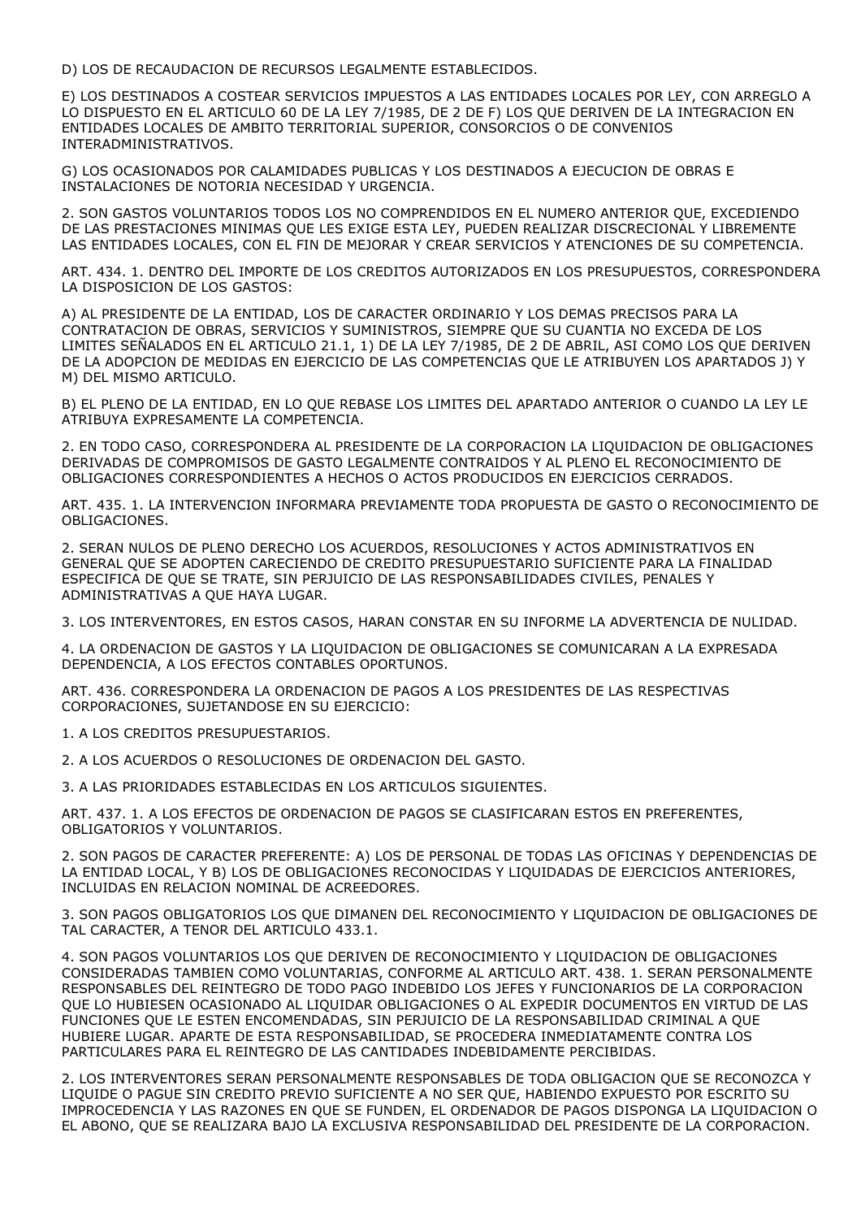D) LOS DE RECAUDACION DE RECURSOS LEGALMENTE ESTABLECIDOS.

E) LOS DESTINADOS A COSTEAR SERVICIOS IMPUESTOS A LAS ENTIDADES LOCALES POR LEY, CON ARREGLO A LO DISPUESTO EN EL ARTICULO 60 DE LA LEY 7/1985, DE 2 DE F) LOS QUE DERIVEN DE LA INTEGRACION EN ENTIDADES LOCALES DE AMBITO TERRITORIAL SUPERIOR, CONSORCIOS O DE CONVENIOS INTERADMINISTRATIVOS.

G) LOS OCASIONADOS POR CALAMIDADES PUBLICAS Y LOS DESTINADOS A EJECUCION DE OBRAS E INSTALACIONES DE NOTORIA NECESIDAD Y URGENCIA.

2. SON GASTOS VOLUNTARIOS TODOS LOS NO COMPRENDIDOS EN EL NUMERO ANTERIOR QUE, EXCEDIENDO DE LAS PRESTACIONES MINIMAS QUE LES EXIGE ESTA LEY, PUEDEN REALIZAR DISCRECIONAL Y LIBREMENTE LAS ENTIDADES LOCALES, CON EL FIN DE MEJORAR Y CREAR SERVICIOS Y ATENCIONES DE SU COMPETENCIA.

ART. 434. 1. DENTRO DEL IMPORTE DE LOS CREDITOS AUTORIZADOS EN LOS PRESUPUESTOS, CORRESPONDERA LA DISPOSICION DE LOS GASTOS:

A) AL PRESIDENTE DE LA ENTIDAD, LOS DE CARACTER ORDINARIO Y LOS DEMAS PRECISOS PARA LA CONTRATACION DE OBRAS, SERVICIOS Y SUMINISTROS, SIEMPRE QUE SU CUANTIA NO EXCEDA DE LOS LIMITES SEÑALADOS EN EL ARTICULO 21.1, 1) DE LA LEY 7/1985, DE 2 DE ABRIL, ASI COMO LOS QUE DERIVEN DE LA ADOPCION DE MEDIDAS EN EJERCICIO DE LAS COMPETENCIAS QUE LE ATRIBUYEN LOS APARTADOS J) Y M) DEL MISMO ARTICULO.

B) EL PLENO DE LA ENTIDAD, EN LO QUE REBASE LOS LIMITES DEL APARTADO ANTERIOR O CUANDO LA LEY LE ATRIBUYA EXPRESAMENTE LA COMPETENCIA.

2. EN TODO CASO, CORRESPONDERA AL PRESIDENTE DE LA CORPORACION LA LIQUIDACION DE OBLIGACIONES DERIVADAS DE COMPROMISOS DE GASTO LEGALMENTE CONTRAIDOS Y AL PLENO EL RECONOCIMIENTO DE OBLIGACIONES CORRESPONDIENTES A HECHOS O ACTOS PRODUCIDOS EN EJERCICIOS CERRADOS.

ART. 435. 1. LA INTERVENCION INFORMARA PREVIAMENTE TODA PROPUESTA DE GASTO O RECONOCIMIENTO DE OBLIGACIONES.

2. SERAN NULOS DE PLENO DERECHO LOS ACUERDOS, RESOLUCIONES Y ACTOS ADMINISTRATIVOS EN GENERAL QUE SE ADOPTEN CARECIENDO DE CREDITO PRESUPUESTARIO SUFICIENTE PARA LA FINALIDAD ESPECIFICA DE QUE SE TRATE, SIN PERJUICIO DE LAS RESPONSABILIDADES CIVILES, PENALES Y ADMINISTRATIVAS A QUE HAYA LUGAR.

3. LOS INTERVENTORES, EN ESTOS CASOS, HARAN CONSTAR EN SU INFORME LA ADVERTENCIA DE NULIDAD.

4. LA ORDENACION DE GASTOS Y LA LIQUIDACION DE OBLIGACIONES SE COMUNICARAN A LA EXPRESADA DEPENDENCIA, A LOS EFECTOS CONTABLES OPORTUNOS.

ART. 436. CORRESPONDERA LA ORDENACION DE PAGOS A LOS PRESIDENTES DE LAS RESPECTIVAS CORPORACIONES, SUJETANDOSE EN SU EJERCICIO:

1. A LOS CREDITOS PRESUPUESTARIOS.

2. A LOS ACUERDOS O RESOLUCIONES DE ORDENACION DEL GASTO.

3. A LAS PRIORIDADES ESTABLECIDAS EN LOS ARTICULOS SIGUIENTES.

ART. 437. 1. A LOS EFECTOS DE ORDENACION DE PAGOS SE CLASIFICARAN ESTOS EN PREFERENTES, OBLIGATORIOS Y VOLUNTARIOS.

2. SON PAGOS DE CARACTER PREFERENTE: A) LOS DE PERSONAL DE TODAS LAS OFICINAS Y DEPENDENCIAS DE LA ENTIDAD LOCAL, Y B) LOS DE OBLIGACIONES RECONOCIDAS Y LIQUIDADAS DE EJERCICIOS ANTERIORES, INCLUIDAS EN RELACION NOMINAL DE ACREEDORES.

3. SON PAGOS OBLIGATORIOS LOS QUE DIMANEN DEL RECONOCIMIENTO Y LIQUIDACION DE OBLIGACIONES DE TAL CARACTER, A TENOR DEL ARTICULO 433.1.

4. SON PAGOS VOLUNTARIOS LOS QUE DERIVEN DE RECONOCIMIENTO Y LIQUIDACION DE OBLIGACIONES CONSIDERADAS TAMBIEN COMO VOLUNTARIAS, CONFORME AL ARTICULO ART. 438. 1. SERAN PERSONALMENTE RESPONSABLES DEL REINTEGRO DE TODO PAGO INDEBIDO LOS JEFES Y FUNCIONARIOS DE LA CORPORACION QUE LO HUBIESEN OCASIONADO AL LIQUIDAR OBLIGACIONES O AL EXPEDIR DOCUMENTOS EN VIRTUD DE LAS FUNCIONES QUE LE ESTEN ENCOMENDADAS, SIN PERJUICIO DE LA RESPONSABILIDAD CRIMINAL A QUE HUBIERE LUGAR. APARTE DE ESTA RESPONSABILIDAD, SE PROCEDERA INMEDIATAMENTE CONTRA LOS PARTICULARES PARA EL REINTEGRO DE LAS CANTIDADES INDEBIDAMENTE PERCIBIDAS.

2. LOS INTERVENTORES SERAN PERSONALMENTE RESPONSABLES DE TODA OBLIGACION QUE SE RECONOZCA Y LIQUIDE O PAGUE SIN CREDITO PREVIO SUFICIENTE A NO SER QUE, HABIENDO EXPUESTO POR ESCRITO SU IMPROCEDENCIA Y LAS RAZONES EN QUE SE FUNDEN, EL ORDENADOR DE PAGOS DISPONGA LA LIQUIDACION O EL ABONO, QUE SE REALIZARA BAJO LA EXCLUSIVA RESPONSABILIDAD DEL PRESIDENTE DE LA CORPORACION.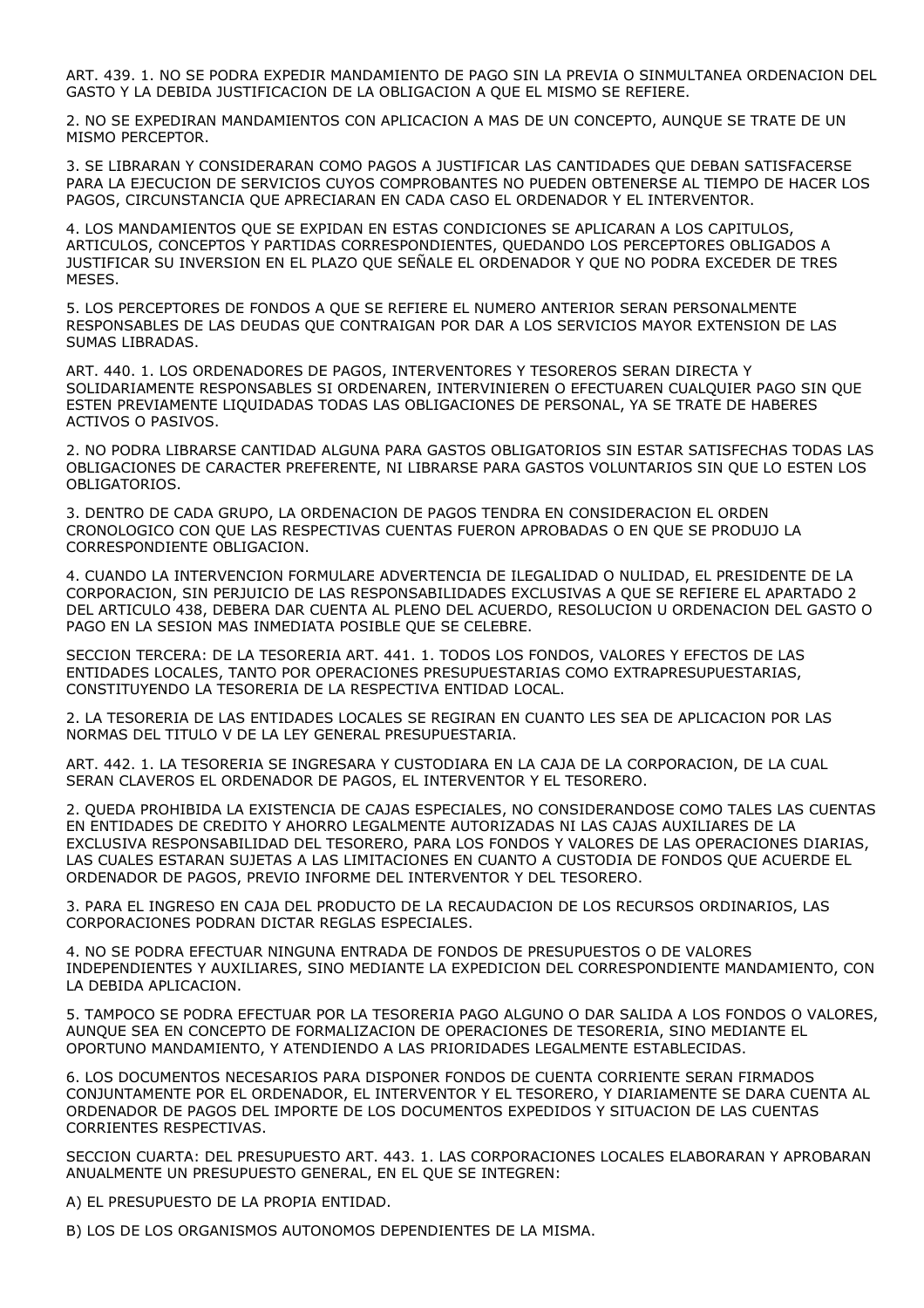ART. 439. 1. NO SE PODRA EXPEDIR MANDAMIENTO DE PAGO SIN LA PREVIA O SINMULTANEA ORDENACION DEL GASTO Y LA DEBIDA JUSTIFICACION DE LA OBLIGACION A QUE EL MISMO SE REFIERE.

2. NO SE EXPEDIRAN MANDAMIENTOS CON APLICACION A MAS DE UN CONCEPTO, AUNQUE SE TRATE DE UN MISMO PERCEPTOR.

3. SE LIBRARAN Y CONSIDERARAN COMO PAGOS A JUSTIFICAR LAS CANTIDADES QUE DEBAN SATISFACERSE PARA LA EJECUCION DE SERVICIOS CUYOS COMPROBANTES NO PUEDEN OBTENERSE AL TIEMPO DE HACER LOS PAGOS, CIRCUNSTANCIA QUE APRECIARAN EN CADA CASO EL ORDENADOR Y EL INTERVENTOR.

4. LOS MANDAMIENTOS QUE SE EXPIDAN EN ESTAS CONDICIONES SE APLICARAN A LOS CAPITULOS, ARTICULOS, CONCEPTOS Y PARTIDAS CORRESPONDIENTES, QUEDANDO LOS PERCEPTORES OBLIGADOS A JUSTIFICAR SU INVERSION EN EL PLAZO QUE SEÑALE EL ORDENADOR Y QUE NO PODRA EXCEDER DE TRES MESES.

5. LOS PERCEPTORES DE FONDOS A QUE SE REFIERE EL NUMERO ANTERIOR SERAN PERSONALMENTE RESPONSABLES DE LAS DEUDAS QUE CONTRAIGAN POR DAR A LOS SERVICIOS MAYOR EXTENSION DE LAS SUMAS LIBRADAS.

ART. 440. 1. LOS ORDENADORES DE PAGOS, INTERVENTORES Y TESOREROS SERAN DIRECTA Y SOLIDARIAMENTE RESPONSABLES SI ORDENAREN, INTERVINIEREN O EFECTUAREN CUALQUIER PAGO SIN QUE ESTEN PREVIAMENTE LIQUIDADAS TODAS LAS OBLIGACIONES DE PERSONAL, YA SE TRATE DE HABERES ACTIVOS O PASIVOS.

2. NO PODRA LIBRARSE CANTIDAD ALGUNA PARA GASTOS OBLIGATORIOS SIN ESTAR SATISFECHAS TODAS LAS OBLIGACIONES DE CARACTER PREFERENTE, NI LIBRARSE PARA GASTOS VOLUNTARIOS SIN QUE LO ESTEN LOS OBLIGATORIOS.

3. DENTRO DE CADA GRUPO, LA ORDENACION DE PAGOS TENDRA EN CONSIDERACION EL ORDEN CRONOLOGICO CON QUE LAS RESPECTIVAS CUENTAS FUERON APROBADAS O EN QUE SE PRODUJO LA CORRESPONDIENTE OBLIGACION.

4. CUANDO LA INTERVENCION FORMULARE ADVERTENCIA DE ILEGALIDAD O NULIDAD, EL PRESIDENTE DE LA CORPORACION, SIN PERJUICIO DE LAS RESPONSABILIDADES EXCLUSIVAS A QUE SE REFIERE EL APARTADO 2 DEL ARTICULO 438, DEBERA DAR CUENTA AL PLENO DEL ACUERDO, RESOLUCION U ORDENACION DEL GASTO O PAGO EN LA SESION MAS INMEDIATA POSIBLE QUE SE CELEBRE.

SECCION TERCERA: DE LA TESORERIA ART. 441. 1. TODOS LOS FONDOS, VALORES Y EFECTOS DE LAS ENTIDADES LOCALES, TANTO POR OPERACIONES PRESUPUESTARIAS COMO EXTRAPRESUPUESTARIAS, CONSTITUYENDO LA TESORERIA DE LA RESPECTIVA ENTIDAD LOCAL.

2. LA TESORERIA DE LAS ENTIDADES LOCALES SE REGIRAN EN CUANTO LES SEA DE APLICACION POR LAS NORMAS DEL TITULO V DE LA LEY GENERAL PRESUPUESTARIA.

ART. 442. 1. LA TESORERIA SE INGRESARA Y CUSTODIARA EN LA CAJA DE LA CORPORACION, DE LA CUAL SERAN CLAVEROS EL ORDENADOR DE PAGOS, EL INTERVENTOR Y EL TESORERO.

2. QUEDA PROHIBIDA LA EXISTENCIA DE CAJAS ESPECIALES, NO CONSIDERANDOSE COMO TALES LAS CUENTAS EN ENTIDADES DE CREDITO Y AHORRO LEGALMENTE AUTORIZADAS NI LAS CAJAS AUXILIARES DE LA EXCLUSIVA RESPONSABILIDAD DEL TESORERO, PARA LOS FONDOS Y VALORES DE LAS OPERACIONES DIARIAS, LAS CUALES ESTARAN SUJETAS A LAS LIMITACIONES EN CUANTO A CUSTODIA DE FONDOS QUE ACUERDE EL ORDENADOR DE PAGOS, PREVIO INFORME DEL INTERVENTOR Y DEL TESORERO.

3. PARA EL INGRESO EN CAJA DEL PRODUCTO DE LA RECAUDACION DE LOS RECURSOS ORDINARIOS, LAS CORPORACIONES PODRAN DICTAR REGLAS ESPECIALES.

4. NO SE PODRA EFECTUAR NINGUNA ENTRADA DE FONDOS DE PRESUPUESTOS O DE VALORES INDEPENDIENTES Y AUXILIARES, SINO MEDIANTE LA EXPEDICION DEL CORRESPONDIENTE MANDAMIENTO, CON LA DEBIDA APLICACION.

5. TAMPOCO SE PODRA EFECTUAR POR LA TESORERIA PAGO ALGUNO O DAR SALIDA A LOS FONDOS O VALORES, AUNQUE SEA EN CONCEPTO DE FORMALIZACION DE OPERACIONES DE TESORERIA, SINO MEDIANTE EL OPORTUNO MANDAMIENTO, Y ATENDIENDO A LAS PRIORIDADES LEGALMENTE ESTABLECIDAS.

6. LOS DOCUMENTOS NECESARIOS PARA DISPONER FONDOS DE CUENTA CORRIENTE SERAN FIRMADOS CONJUNTAMENTE POR EL ORDENADOR, EL INTERVENTOR Y EL TESORERO, Y DIARIAMENTE SE DARA CUENTA AL ORDENADOR DE PAGOS DEL IMPORTE DE LOS DOCUMENTOS EXPEDIDOS Y SITUACION DE LAS CUENTAS CORRIENTES RESPECTIVAS.

SECCION CUARTA: DEL PRESUPUESTO ART. 443. 1. LAS CORPORACIONES LOCALES ELABORARAN Y APROBARAN ANUALMENTE UN PRESUPUESTO GENERAL, EN EL QUE SE INTEGREN:

A) EL PRESUPUESTO DE LA PROPIA ENTIDAD.

B) LOS DE LOS ORGANISMOS AUTONOMOS DEPENDIENTES DE LA MISMA.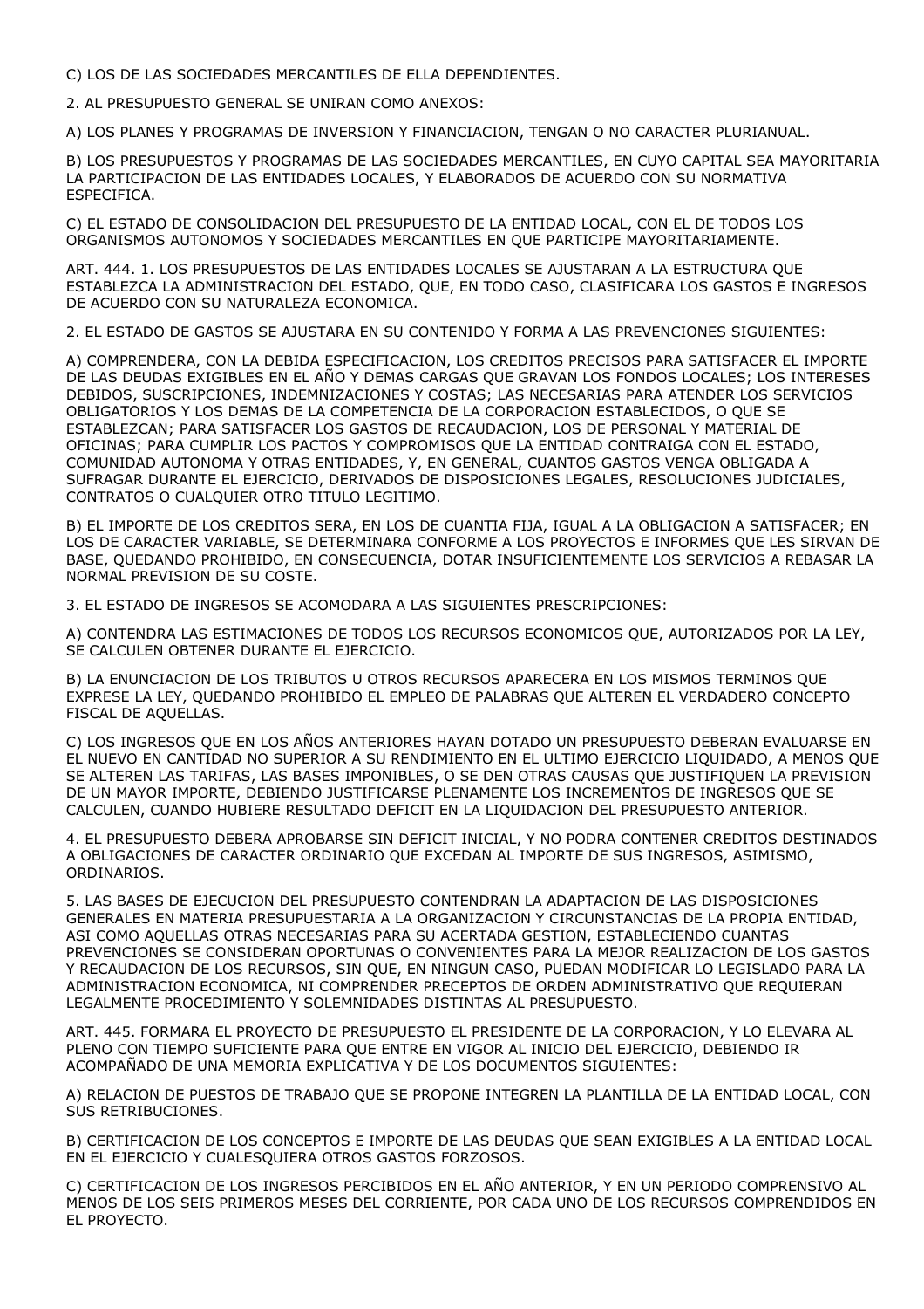C) LOS DE LAS SOCIEDADES MERCANTILES DE ELLA DEPENDIENTES.

2. AL PRESUPUESTO GENERAL SE UNIRAN COMO ANEXOS:

A) LOS PLANES Y PROGRAMAS DE INVERSION Y FINANCIACION, TENGAN O NO CARACTER PLURIANUAL.

B) LOS PRESUPUESTOS Y PROGRAMAS DE LAS SOCIEDADES MERCANTILES, EN CUYO CAPITAL SEA MAYORITARIA LA PARTICIPACION DE LAS ENTIDADES LOCALES, Y ELABORADOS DE ACUERDO CON SU NORMATIVA ESPECIFICA.

C) EL ESTADO DE CONSOLIDACION DEL PRESUPUESTO DE LA ENTIDAD LOCAL, CON EL DE TODOS LOS ORGANISMOS AUTONOMOS Y SOCIEDADES MERCANTILES EN QUE PARTICIPE MAYORITARIAMENTE.

ART. 444. 1. LOS PRESUPUESTOS DE LAS ENTIDADES LOCALES SE AJUSTARAN A LA ESTRUCTURA QUE ESTABLEZCA LA ADMINISTRACION DEL ESTADO, QUE, EN TODO CASO, CLASIFICARA LOS GASTOS E INGRESOS DE ACUERDO CON SU NATURALEZA ECONOMICA.

2. EL ESTADO DE GASTOS SE AJUSTARA EN SU CONTENIDO Y FORMA A LAS PREVENCIONES SIGUIENTES:

A) COMPRENDERA, CON LA DEBIDA ESPECIFICACION, LOS CREDITOS PRECISOS PARA SATISFACER EL IMPORTE DE LAS DEUDAS EXIGIBLES EN EL AÑO Y DEMAS CARGAS QUE GRAVAN LOS FONDOS LOCALES; LOS INTERESES DEBIDOS, SUSCRIPCIONES, INDEMNIZACIONES Y COSTAS; LAS NECESARIAS PARA ATENDER LOS SERVICIOS OBLIGATORIOS Y LOS DEMAS DE LA COMPETENCIA DE LA CORPORACION ESTABLECIDOS, O QUE SE ESTABLEZCAN; PARA SATISFACER LOS GASTOS DE RECAUDACION, LOS DE PERSONAL Y MATERIAL DE OFICINAS; PARA CUMPLIR LOS PACTOS Y COMPROMISOS QUE LA ENTIDAD CONTRAIGA CON EL ESTADO, COMUNIDAD AUTONOMA Y OTRAS ENTIDADES, Y, EN GENERAL, CUANTOS GASTOS VENGA OBLIGADA A SUFRAGAR DURANTE EL EJERCICIO, DERIVADOS DE DISPOSICIONES LEGALES, RESOLUCIONES JUDICIALES, CONTRATOS O CUALQUIER OTRO TITULO LEGITIMO.

B) EL IMPORTE DE LOS CREDITOS SERA, EN LOS DE CUANTIA FIJA, IGUAL A LA OBLIGACION A SATISFACER; EN LOS DE CARACTER VARIABLE, SE DETERMINARA CONFORME A LOS PROYECTOS E INFORMES QUE LES SIRVAN DE BASE, QUEDANDO PROHIBIDO, EN CONSECUENCIA, DOTAR INSUFICIENTEMENTE LOS SERVICIOS A REBASAR LA NORMAL PREVISION DE SU COSTE.

3. EL ESTADO DE INGRESOS SE ACOMODARA A LAS SIGUIENTES PRESCRIPCIONES:

A) CONTENDRA LAS ESTIMACIONES DE TODOS LOS RECURSOS ECONOMICOS QUE, AUTORIZADOS POR LA LEY, SE CALCULEN OBTENER DURANTE EL EJERCICIO.

B) LA ENUNCIACION DE LOS TRIBUTOS U OTROS RECURSOS APARECERA EN LOS MISMOS TERMINOS QUE EXPRESE LA LEY, QUEDANDO PROHIBIDO EL EMPLEO DE PALABRAS QUE ALTEREN EL VERDADERO CONCEPTO FISCAL DE AQUELLAS.

C) LOS INGRESOS QUE EN LOS AÑOS ANTERIORES HAYAN DOTADO UN PRESUPUESTO DEBERAN EVALUARSE EN EL NUEVO EN CANTIDAD NO SUPERIOR A SU RENDIMIENTO EN EL ULTIMO EJERCICIO LIQUIDADO, A MENOS QUE SE ALTEREN LAS TARIFAS, LAS BASES IMPONIBLES, O SE DEN OTRAS CAUSAS QUE JUSTIFIQUEN LA PREVISION DE UN MAYOR IMPORTE, DEBIENDO JUSTIFICARSE PLENAMENTE LOS INCREMENTOS DE INGRESOS QUE SE CALCULEN, CUANDO HUBIERE RESULTADO DEFICIT EN LA LIQUIDACION DEL PRESUPUESTO ANTERIOR.

4. EL PRESUPUESTO DEBERA APROBARSE SIN DEFICIT INICIAL, Y NO PODRA CONTENER CREDITOS DESTINADOS A OBLIGACIONES DE CARACTER ORDINARIO QUE EXCEDAN AL IMPORTE DE SUS INGRESOS, ASIMISMO, ORDINARIOS.

5. LAS BASES DE EJECUCION DEL PRESUPUESTO CONTENDRAN LA ADAPTACION DE LAS DISPOSICIONES GENERALES EN MATERIA PRESUPUESTARIA A LA ORGANIZACION Y CIRCUNSTANCIAS DE LA PROPIA ENTIDAD, ASI COMO AQUELLAS OTRAS NECESARIAS PARA SU ACERTADA GESTION, ESTABLECIENDO CUANTAS PREVENCIONES SE CONSIDERAN OPORTUNAS O CONVENIENTES PARA LA MEJOR REALIZACION DE LOS GASTOS Y RECAUDACION DE LOS RECURSOS, SIN QUE, EN NINGUN CASO, PUEDAN MODIFICAR LO LEGISLADO PARA LA ADMINISTRACION ECONOMICA, NI COMPRENDER PRECEPTOS DE ORDEN ADMINISTRATIVO QUE REQUIERAN LEGALMENTE PROCEDIMIENTO Y SOLEMNIDADES DISTINTAS AL PRESUPUESTO.

ART. 445. FORMARA EL PROYECTO DE PRESUPUESTO EL PRESIDENTE DE LA CORPORACION, Y LO ELEVARA AL PLENO CON TIEMPO SUFICIENTE PARA QUE ENTRE EN VIGOR AL INICIO DEL EJERCICIO, DEBIENDO IR ACOMPAÑADO DE UNA MEMORIA EXPLICATIVA Y DE LOS DOCUMENTOS SIGUIENTES:

A) RELACION DE PUESTOS DE TRABAJO QUE SE PROPONE INTEGREN LA PLANTILLA DE LA ENTIDAD LOCAL, CON SUS RETRIBUCIONES.

B) CERTIFICACION DE LOS CONCEPTOS E IMPORTE DE LAS DEUDAS QUE SEAN EXIGIBLES A LA ENTIDAD LOCAL EN EL EJERCICIO Y CUALESQUIERA OTROS GASTOS FORZOSOS.

C) CERTIFICACION DE LOS INGRESOS PERCIBIDOS EN EL AÑO ANTERIOR, Y EN UN PERIODO COMPRENSIVO AL MENOS DE LOS SEIS PRIMEROS MESES DEL CORRIENTE, POR CADA UNO DE LOS RECURSOS COMPRENDIDOS EN EL PROYECTO.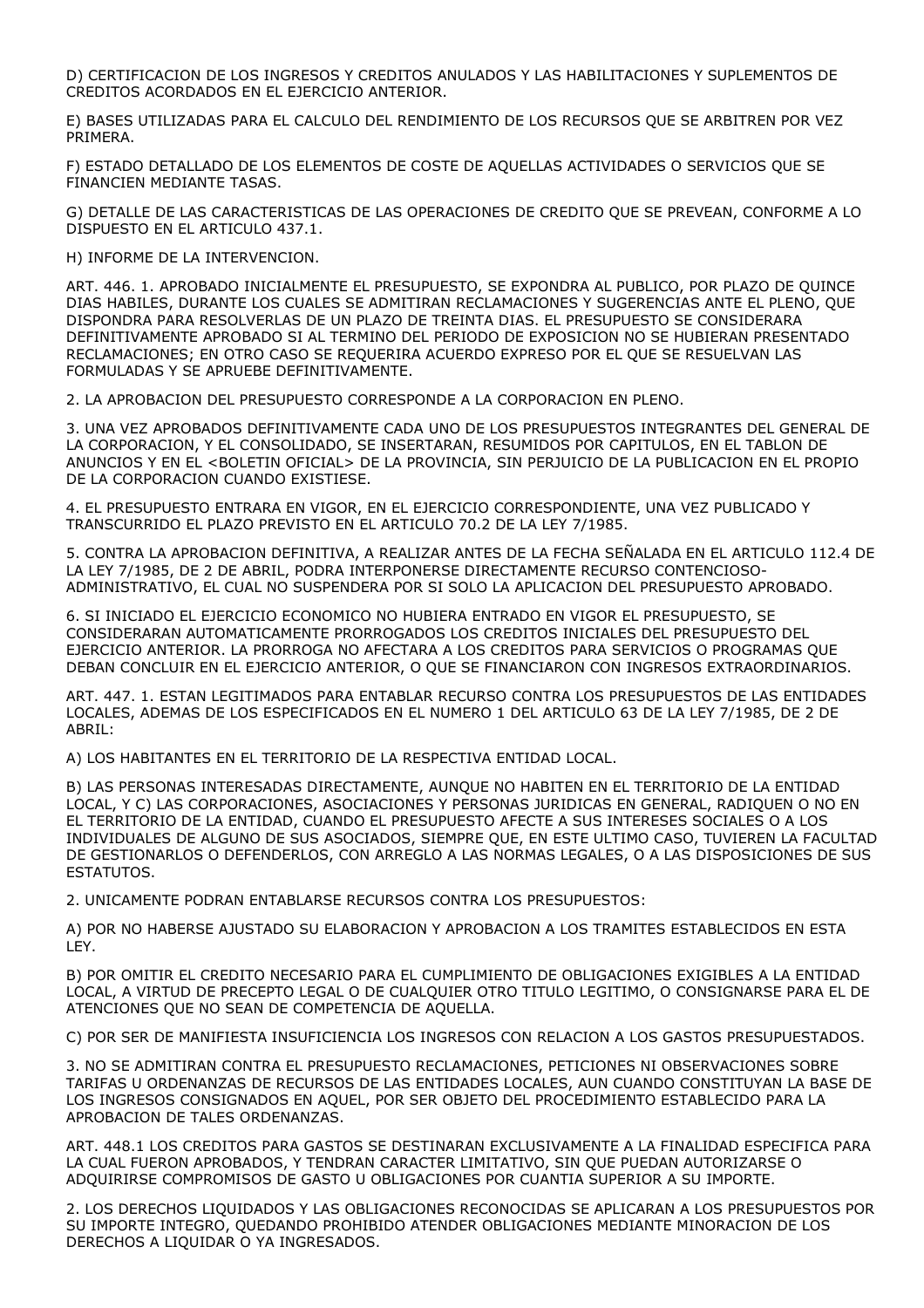D) CERTIFICACION DE LOS INGRESOS Y CREDITOS ANULADOS Y LAS HABILITACIONES Y SUPLEMENTOS DE CREDITOS ACORDADOS EN EL EJERCICIO ANTERIOR.

E) BASES UTILIZADAS PARA EL CALCULO DEL RENDIMIENTO DE LOS RECURSOS QUE SE ARBITREN POR VEZ PRIMERA.

F) ESTADO DETALLADO DE LOS ELEMENTOS DE COSTE DE AQUELLAS ACTIVIDADES O SERVICIOS QUE SE FINANCIEN MEDIANTE TASAS.

G) DETALLE DE LAS CARACTERISTICAS DE LAS OPERACIONES DE CREDITO QUE SE PREVEAN, CONFORME A LO DISPUESTO EN EL ARTICULO 437.1.

H) INFORME DE LA INTERVENCION.

ART. 446. 1. APROBADO INICIALMENTE EL PRESUPUESTO, SE EXPONDRA AL PUBLICO, POR PLAZO DE QUINCE DIAS HABILES, DURANTE LOS CUALES SE ADMITIRAN RECLAMACIONES Y SUGERENCIAS ANTE EL PLENO, QUE DISPONDRA PARA RESOLVERLAS DE UN PLAZO DE TREINTA DIAS. EL PRESUPUESTO SE CONSIDERARA DEFINITIVAMENTE APROBADO SI AL TERMINO DEL PERIODO DE EXPOSICION NO SE HUBIERAN PRESENTADO RECLAMACIONES; EN OTRO CASO SE REQUERIRA ACUERDO EXPRESO POR EL QUE SE RESUELVAN LAS FORMULADAS Y SE APRUEBE DEFINITIVAMENTE.

2. LA APROBACION DEL PRESUPUESTO CORRESPONDE A LA CORPORACION EN PLENO.

3. UNA VEZ APROBADOS DEFINITIVAMENTE CADA UNO DE LOS PRESUPUESTOS INTEGRANTES DEL GENERAL DE LA CORPORACION, Y EL CONSOLIDADO, SE INSERTARAN, RESUMIDOS POR CAPITULOS, EN EL TABLON DE ANUNCIOS Y EN EL <BOLETIN OFICIAL> DE LA PROVINCIA, SIN PERJUICIO DE LA PUBLICACION EN EL PROPIO DE LA CORPORACION CUANDO EXISTIESE.

4. EL PRESUPUESTO ENTRARA EN VIGOR, EN EL EJERCICIO CORRESPONDIENTE, UNA VEZ PUBLICADO Y TRANSCURRIDO EL PLAZO PREVISTO EN EL ARTICULO 70.2 DE LA LEY 7/1985.

5. CONTRA LA APROBACION DEFINITIVA, A REALIZAR ANTES DE LA FECHA SEÑALADA EN EL ARTICULO 112.4 DE LA LEY 7/1985, DE 2 DE ABRIL, PODRA INTERPONERSE DIRECTAMENTE RECURSO CONTENCIOSO-ADMINISTRATIVO, EL CUAL NO SUSPENDERA POR SI SOLO LA APLICACION DEL PRESUPUESTO APROBADO.

6. SI INICIADO EL EJERCICIO ECONOMICO NO HUBIERA ENTRADO EN VIGOR EL PRESUPUESTO, SE CONSIDERARAN AUTOMATICAMENTE PRORROGADOS LOS CREDITOS INICIALES DEL PRESUPUESTO DEL EJERCICIO ANTERIOR. LA PRORROGA NO AFECTARA A LOS CREDITOS PARA SERVICIOS O PROGRAMAS QUE DEBAN CONCLUIR EN EL EJERCICIO ANTERIOR, O QUE SE FINANCIARON CON INGRESOS EXTRAORDINARIOS.

ART. 447. 1. ESTAN LEGITIMADOS PARA ENTABLAR RECURSO CONTRA LOS PRESUPUESTOS DE LAS ENTIDADES LOCALES, ADEMAS DE LOS ESPECIFICADOS EN EL NUMERO 1 DEL ARTICULO 63 DE LA LEY 7/1985, DE 2 DE ABRIL:

A) LOS HABITANTES EN EL TERRITORIO DE LA RESPECTIVA ENTIDAD LOCAL.

B) LAS PERSONAS INTERESADAS DIRECTAMENTE, AUNQUE NO HABITEN EN EL TERRITORIO DE LA ENTIDAD LOCAL, Y C) LAS CORPORACIONES, ASOCIACIONES Y PERSONAS JURIDICAS EN GENERAL, RADIQUEN O NO EN EL TERRITORIO DE LA ENTIDAD, CUANDO EL PRESUPUESTO AFECTE A SUS INTERESES SOCIALES O A LOS INDIVIDUALES DE ALGUNO DE SUS ASOCIADOS, SIEMPRE QUE, EN ESTE ULTIMO CASO, TUVIEREN LA FACULTAD DE GESTIONARLOS O DEFENDERLOS, CON ARREGLO A LAS NORMAS LEGALES, O A LAS DISPOSICIONES DE SUS ESTATUTOS.

2. UNICAMENTE PODRAN ENTABLARSE RECURSOS CONTRA LOS PRESUPUESTOS:

A) POR NO HABERSE AJUSTADO SU ELABORACION Y APROBACION A LOS TRAMITES ESTABLECIDOS EN ESTA LEY.

B) POR OMITIR EL CREDITO NECESARIO PARA EL CUMPLIMIENTO DE OBLIGACIONES EXIGIBLES A LA ENTIDAD LOCAL, A VIRTUD DE PRECEPTO LEGAL O DE CUALQUIER OTRO TITULO LEGITIMO, O CONSIGNARSE PARA EL DE ATENCIONES QUE NO SEAN DE COMPETENCIA DE AQUELLA.

C) POR SER DE MANIFIESTA INSUFICIENCIA LOS INGRESOS CON RELACION A LOS GASTOS PRESUPUESTADOS.

3. NO SE ADMITIRAN CONTRA EL PRESUPUESTO RECLAMACIONES, PETICIONES NI OBSERVACIONES SOBRE TARIFAS U ORDENANZAS DE RECURSOS DE LAS ENTIDADES LOCALES, AUN CUANDO CONSTITUYAN LA BASE DE LOS INGRESOS CONSIGNADOS EN AQUEL, POR SER OBJETO DEL PROCEDIMIENTO ESTABLECIDO PARA LA APROBACION DE TALES ORDENANZAS.

ART. 448.1 LOS CREDITOS PARA GASTOS SE DESTINARAN EXCLUSIVAMENTE A LA FINALIDAD ESPECIFICA PARA LA CUAL FUERON APROBADOS, Y TENDRAN CARACTER LIMITATIVO, SIN QUE PUEDAN AUTORIZARSE O ADQUIRIRSE COMPROMISOS DE GASTO U OBLIGACIONES POR CUANTIA SUPERIOR A SU IMPORTE.

2. LOS DERECHOS LIQUIDADOS Y LAS OBLIGACIONES RECONOCIDAS SE APLICARAN A LOS PRESUPUESTOS POR SU IMPORTE INTEGRO, QUEDANDO PROHIBIDO ATENDER OBLIGACIONES MEDIANTE MINORACION DE LOS DERECHOS A LIQUIDAR O YA INGRESADOS.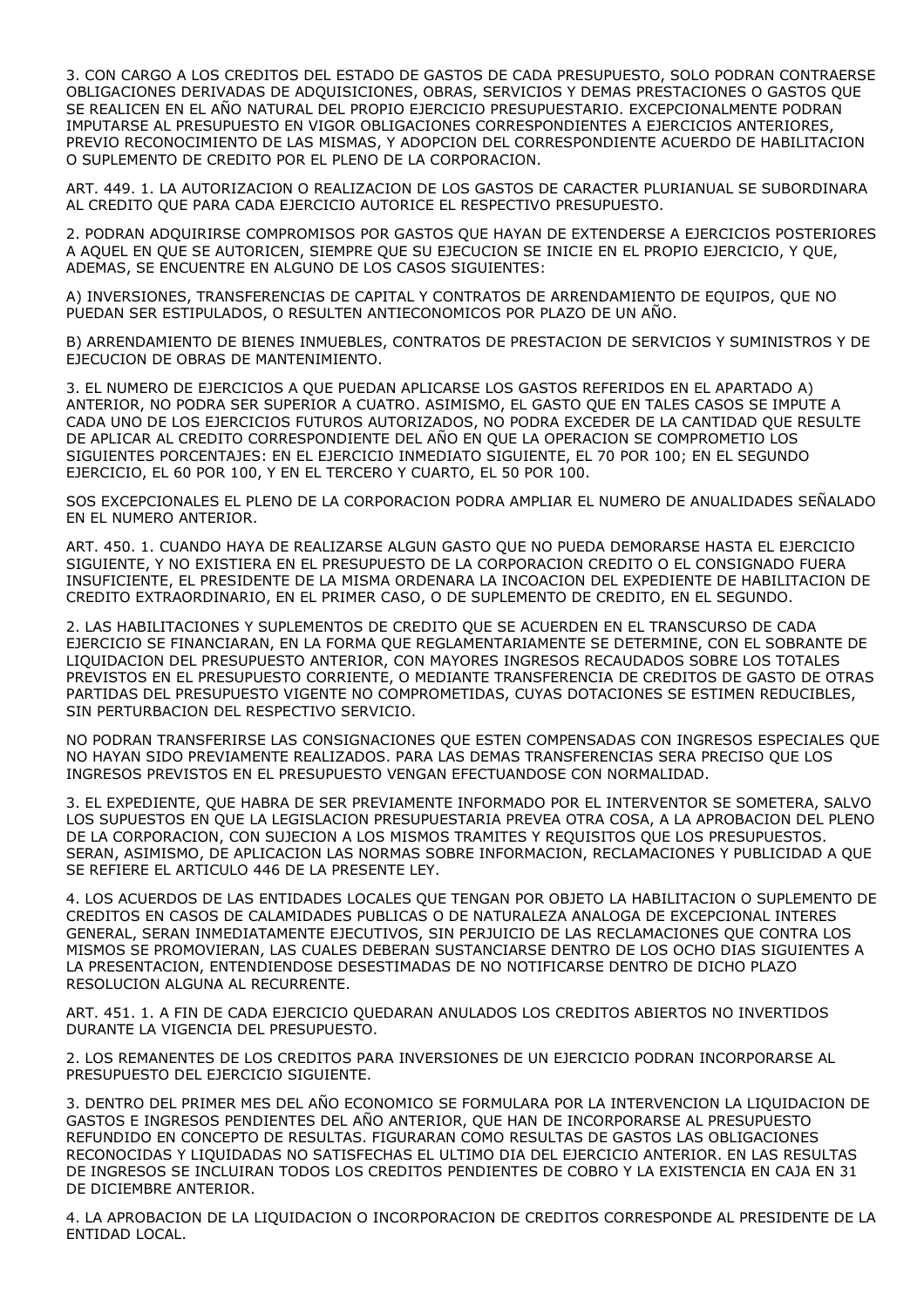3. CON CARGO A LOS CREDITOS DEL ESTADO DE GASTOS DE CADA PRESUPUESTO, SOLO PODRAN CONTRAERSE OBLIGACIONES DERIVADAS DE ADQUISICIONES, OBRAS, SERVICIOS Y DEMAS PRESTACIONES O GASTOS QUE SE REALICEN EN EL AÑO NATURAL DEL PROPIO EJERCICIO PRESUPUESTARIO. EXCEPCIONALMENTE PODRAN IMPUTARSE AL PRESUPUESTO EN VIGOR OBLIGACIONES CORRESPONDIENTES A EJERCICIOS ANTERIORES, PREVIO RECONOCIMIENTO DE LAS MISMAS, Y ADOPCION DEL CORRESPONDIENTE ACUERDO DE HABILITACION O SUPLEMENTO DE CREDITO POR EL PLENO DE LA CORPORACION.

ART. 449. 1. LA AUTORIZACION O REALIZACION DE LOS GASTOS DE CARACTER PLURIANUAL SE SUBORDINARA AL CREDITO QUE PARA CADA EJERCICIO AUTORICE EL RESPECTIVO PRESUPUESTO.

2. PODRAN ADQUIRIRSE COMPROMISOS POR GASTOS QUE HAYAN DE EXTENDERSE A EJERCICIOS POSTERIORES A AQUEL EN QUE SE AUTORICEN, SIEMPRE QUE SU EJECUCION SE INICIE EN EL PROPIO EJERCICIO, Y QUE, ADEMAS, SE ENCUENTRE EN ALGUNO DE LOS CASOS SIGUIENTES:

A) INVERSIONES, TRANSFERENCIAS DE CAPITAL Y CONTRATOS DE ARRENDAMIENTO DE EQUIPOS, QUE NO PUEDAN SER ESTIPULADOS, O RESULTEN ANTIECONOMICOS POR PLAZO DE UN AÑO.

B) ARRENDAMIENTO DE BIENES INMUEBLES, CONTRATOS DE PRESTACION DE SERVICIOS Y SUMINISTROS Y DE EJECUCION DE OBRAS DE MANTENIMIENTO.

3. EL NUMERO DE EJERCICIOS A QUE PUEDAN APLICARSE LOS GASTOS REFERIDOS EN EL APARTADO A) ANTERIOR, NO PODRA SER SUPERIOR A CUATRO. ASIMISMO, EL GASTO QUE EN TALES CASOS SE IMPUTE A CADA UNO DE LOS EJERCICIOS FUTUROS AUTORIZADOS, NO PODRA EXCEDER DE LA CANTIDAD QUE RESULTE DE APLICAR AL CREDITO CORRESPONDIENTE DEL AÑO EN QUE LA OPERACION SE COMPROMETIO LOS SIGUIENTES PORCENTAJES: EN EL EJERCICIO INMEDIATO SIGUIENTE, EL 70 POR 100; EN EL SEGUNDO EJERCICIO, EL 60 POR 100, Y EN EL TERCERO Y CUARTO, EL 50 POR 100.

SOS EXCEPCIONALES EL PLENO DE LA CORPORACION PODRA AMPLIAR EL NUMERO DE ANUALIDADES SEÑALADO EN EL NUMERO ANTERIOR.

ART. 450. 1. CUANDO HAYA DE REALIZARSE ALGUN GASTO QUE NO PUEDA DEMORARSE HASTA EL EJERCICIO SIGUIENTE, Y NO EXISTIERA EN EL PRESUPUESTO DE LA CORPORACION CREDITO O EL CONSIGNADO FUERA INSUFICIENTE, EL PRESIDENTE DE LA MISMA ORDENARA LA INCOACION DEL EXPEDIENTE DE HABILITACION DE CREDITO EXTRAORDINARIO, EN EL PRIMER CASO, O DE SUPLEMENTO DE CREDITO, EN EL SEGUNDO.

2. LAS HABILITACIONES Y SUPLEMENTOS DE CREDITO QUE SE ACUERDEN EN EL TRANSCURSO DE CADA EJERCICIO SE FINANCIARAN, EN LA FORMA QUE REGLAMENTARIAMENTE SE DETERMINE, CON EL SOBRANTE DE LIQUIDACION DEL PRESUPUESTO ANTERIOR, CON MAYORES INGRESOS RECAUDADOS SOBRE LOS TOTALES PREVISTOS EN EL PRESUPUESTO CORRIENTE, O MEDIANTE TRANSFERENCIA DE CREDITOS DE GASTO DE OTRAS PARTIDAS DEL PRESUPUESTO VIGENTE NO COMPROMETIDAS, CUYAS DOTACIONES SE ESTIMEN REDUCIBLES, SIN PERTURBACION DEL RESPECTIVO SERVICIO.

NO PODRAN TRANSFERIRSE LAS CONSIGNACIONES QUE ESTEN COMPENSADAS CON INGRESOS ESPECIALES QUE NO HAYAN SIDO PREVIAMENTE REALIZADOS. PARA LAS DEMAS TRANSFERENCIAS SERA PRECISO QUE LOS INGRESOS PREVISTOS EN EL PRESUPUESTO VENGAN EFECTUANDOSE CON NORMALIDAD.

3. EL EXPEDIENTE, QUE HABRA DE SER PREVIAMENTE INFORMADO POR EL INTERVENTOR SE SOMETERA, SALVO LOS SUPUESTOS EN QUE LA LEGISLACION PRESUPUESTARIA PREVEA OTRA COSA, A LA APROBACION DEL PLENO DE LA CORPORACION, CON SUJECION A LOS MISMOS TRAMITES Y REQUISITOS QUE LOS PRESUPUESTOS. SERAN, ASIMISMO, DE APLICACION LAS NORMAS SOBRE INFORMACION, RECLAMACIONES Y PUBLICIDAD A QUE SE REFIERE EL ARTICULO 446 DE LA PRESENTE LEY.

4. LOS ACUERDOS DE LAS ENTIDADES LOCALES QUE TENGAN POR OBJETO LA HABILITACION O SUPLEMENTO DE CREDITOS EN CASOS DE CALAMIDADES PUBLICAS O DE NATURALEZA ANALOGA DE EXCEPCIONAL INTERES GENERAL, SERAN INMEDIATAMENTE EJECUTIVOS, SIN PERJUICIO DE LAS RECLAMACIONES QUE CONTRA LOS MISMOS SE PROMOVIERAN, LAS CUALES DEBERAN SUSTANCIARSE DENTRO DE LOS OCHO DIAS SIGUIENTES A LA PRESENTACION, ENTENDIENDOSE DESESTIMADAS DE NO NOTIFICARSE DENTRO DE DICHO PLAZO RESOLUCION ALGUNA AL RECURRENTE.

ART. 451. 1. A FIN DE CADA EJERCICIO QUEDARAN ANULADOS LOS CREDITOS ABIERTOS NO INVERTIDOS DURANTE LA VIGENCIA DEL PRESUPUESTO.

2. LOS REMANENTES DE LOS CREDITOS PARA INVERSIONES DE UN EJERCICIO PODRAN INCORPORARSE AL PRESUPUESTO DEL EJERCICIO SIGUIENTE.

3. DENTRO DEL PRIMER MES DEL AÑO ECONOMICO SE FORMULARA POR LA INTERVENCION LA LIQUIDACION DE GASTOS E INGRESOS PENDIENTES DEL AÑO ANTERIOR, QUE HAN DE INCORPORARSE AL PRESUPUESTO REFUNDIDO EN CONCEPTO DE RESULTAS. FIGURARAN COMO RESULTAS DE GASTOS LAS OBLIGACIONES RECONOCIDAS Y LIQUIDADAS NO SATISFECHAS EL ULTIMO DIA DEL EJERCICIO ANTERIOR. EN LAS RESULTAS DE INGRESOS SE INCLUIRAN TODOS LOS CREDITOS PENDIENTES DE COBRO Y LA EXISTENCIA EN CAJA EN 31 DE DICIEMBRE ANTERIOR.

4. LA APROBACION DE LA LIQUIDACION O INCORPORACION DE CREDITOS CORRESPONDE AL PRESIDENTE DE LA ENTIDAD LOCAL.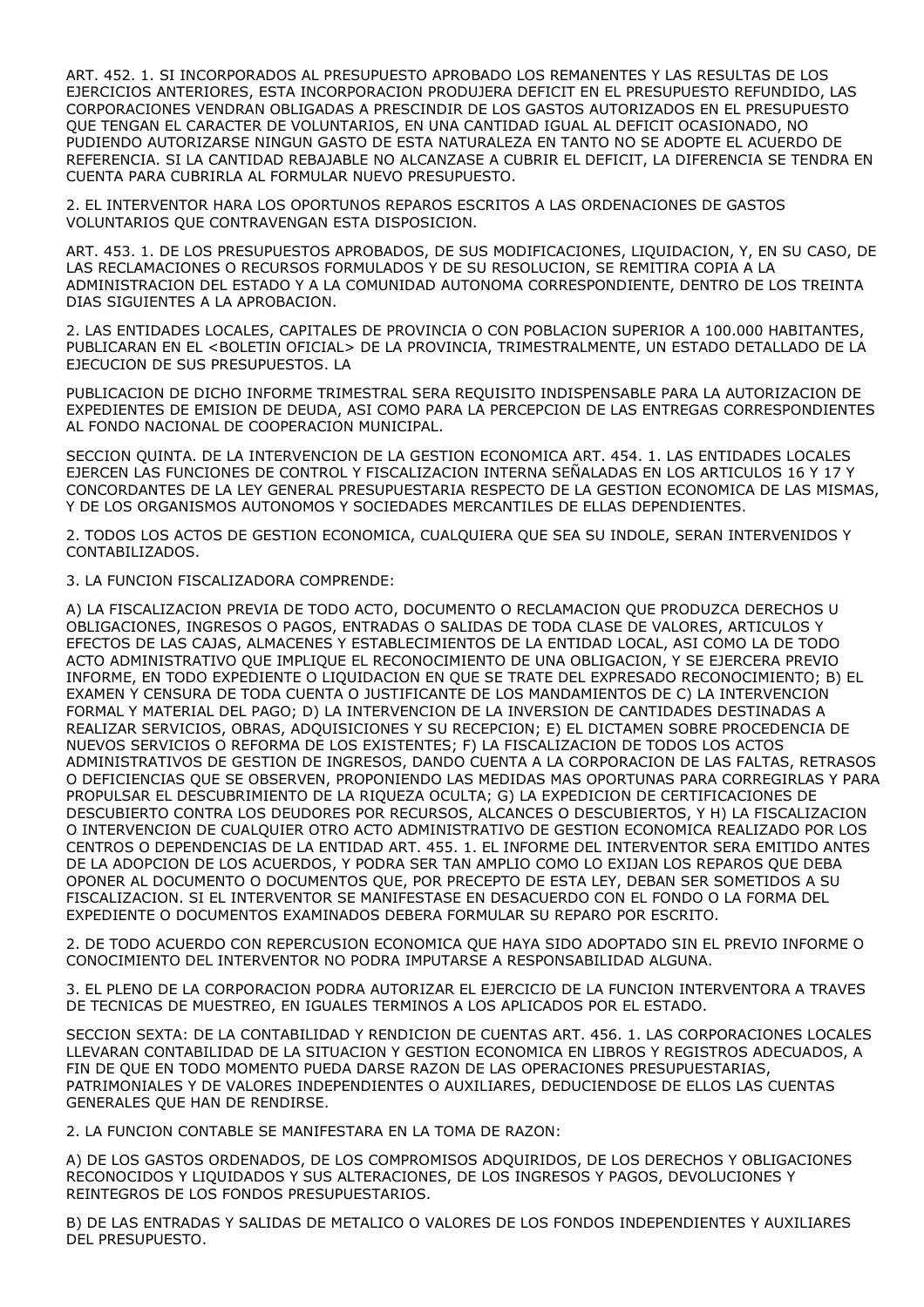ART. 452. 1. SI INCORPORADOS AL PRESUPUESTO APROBADO LOS REMANENTES Y LAS RESULTAS DE LOS EJERCICIOS ANTERIORES, ESTA INCORPORACION PRODUJERA DEFICIT EN EL PRESUPUESTO REFUNDIDO, LAS CORPORACIONES VENDRAN OBLIGADAS A PRESCINDIR DE LOS GASTOS AUTORIZADOS EN EL PRESUPUESTO QUE TENGAN EL CARACTER DE VOLUNTARIOS, EN UNA CANTIDAD IGUAL AL DEFICIT OCASIONADO, NO PUDIENDO AUTORIZARSE NINGUN GASTO DE ESTA NATURALEZA EN TANTO NO SE ADOPTE EL ACUERDO DE REFERENCIA. SI LA CANTIDAD REBAJABLE NO ALCANZASE A CUBRIR EL DEFICIT, LA DIFERENCIA SE TENDRA EN CUENTA PARA CUBRIRLA AL FORMULAR NUEVO PRESUPUESTO.

2. EL INTERVENTOR HARA LOS OPORTUNOS REPAROS ESCRITOS A LAS ORDENACIONES DE GASTOS VOLUNTARIOS QUE CONTRAVENGAN ESTA DISPOSICION.

ART. 453. 1. DE LOS PRESUPUESTOS APROBADOS, DE SUS MODIFICACIONES, LIQUIDACION, Y, EN SU CASO, DE LAS RECLAMACIONES O RECURSOS FORMULADOS Y DE SU RESOLUCION, SE REMITIRA COPIA A LA ADMINISTRACION DEL ESTADO Y A LA COMUNIDAD AUTONOMA CORRESPONDIENTE, DENTRO DE LOS TREINTA DIAS SIGUIENTES A LA APROBACION.

2. LAS ENTIDADES LOCALES, CAPITALES DE PROVINCIA O CON POBLACION SUPERIOR A 100.000 HABITANTES, PUBLICARAN EN EL <BOLETIN OFICIAL> DE LA PROVINCIA, TRIMESTRALMENTE, UN ESTADO DETALLADO DE LA EJECUCION DE SUS PRESUPUESTOS. LA

PUBLICACION DE DICHO INFORME TRIMESTRAL SERA REQUISITO INDISPENSABLE PARA LA AUTORIZACION DE EXPEDIENTES DE EMISION DE DEUDA, ASI COMO PARA LA PERCEPCION DE LAS ENTREGAS CORRESPONDIENTES AL FONDO NACIONAL DE COOPERACION MUNICIPAL.

SECCION QUINTA. DE LA INTERVENCION DE LA GESTION ECONOMICA ART. 454. 1. LAS ENTIDADES LOCALES EJERCEN LAS FUNCIONES DE CONTROL Y FISCALIZACION INTERNA SEÑALADAS EN LOS ARTICULOS 16 Y 17 Y CONCORDANTES DE LA LEY GENERAL PRESUPUESTARIA RESPECTO DE LA GESTION ECONOMICA DE LAS MISMAS, Y DE LOS ORGANISMOS AUTONOMOS Y SOCIEDADES MERCANTILES DE ELLAS DEPENDIENTES.

2. TODOS LOS ACTOS DE GESTION ECONOMICA, CUALQUIERA QUE SEA SU INDOLE, SERAN INTERVENIDOS Y CONTABILIZADOS.

3. LA FUNCION FISCALIZADORA COMPRENDE:

A) LA FISCALIZACION PREVIA DE TODO ACTO, DOCUMENTO O RECLAMACION QUE PRODUZCA DERECHOS U OBLIGACIONES, INGRESOS O PAGOS, ENTRADAS O SALIDAS DE TODA CLASE DE VALORES, ARTICULOS Y EFECTOS DE LAS CAJAS, ALMACENES Y ESTABLECIMIENTOS DE LA ENTIDAD LOCAL, ASI COMO LA DE TODO ACTO ADMINISTRATIVO QUE IMPLIQUE EL RECONOCIMIENTO DE UNA OBLIGACION, Y SE EJERCERA PREVIO INFORME, EN TODO EXPEDIENTE O LIQUIDACION EN QUE SE TRATE DEL EXPRESADO RECONOCIMIENTO; B) EL EXAMEN Y CENSURA DE TODA CUENTA O JUSTIFICANTE DE LOS MANDAMIENTOS DE C) LA INTERVENCION FORMAL Y MATERIAL DEL PAGO; D) LA INTERVENCION DE LA INVERSION DE CANTIDADES DESTINADAS A REALIZAR SERVICIOS, OBRAS, ADQUISICIONES Y SU RECEPCION; E) EL DICTAMEN SOBRE PROCEDENCIA DE NUEVOS SERVICIOS O REFORMA DE LOS EXISTENTES; F) LA FISCALIZACION DE TODOS LOS ACTOS ADMINISTRATIVOS DE GESTION DE INGRESOS, DANDO CUENTA A LA CORPORACION DE LAS FALTAS, RETRASOS O DEFICIENCIAS QUE SE OBSERVEN, PROPONIENDO LAS MEDIDAS MAS OPORTUNAS PARA CORREGIRLAS Y PARA PROPULSAR EL DESCUBRIMIENTO DE LA RIQUEZA OCULTA; G) LA EXPEDICION DE CERTIFICACIONES DE DESCUBIERTO CONTRA LOS DEUDORES POR RECURSOS, ALCANCES O DESCUBIERTOS, Y H) LA FISCALIZACION O INTERVENCION DE CUALQUIER OTRO ACTO ADMINISTRATIVO DE GESTION ECONOMICA REALIZADO POR LOS CENTROS O DEPENDENCIAS DE LA ENTIDAD ART. 455. 1. EL INFORME DEL INTERVENTOR SERA EMITIDO ANTES DE LA ADOPCION DE LOS ACUERDOS, Y PODRA SER TAN AMPLIO COMO LO EXIJAN LOS REPAROS QUE DEBA OPONER AL DOCUMENTO O DOCUMENTOS QUE, POR PRECEPTO DE ESTA LEY, DEBAN SER SOMETIDOS A SU FISCALIZACION. SI EL INTERVENTOR SE MANIFESTASE EN DESACUERDO CON EL FONDO O LA FORMA DEL EXPEDIENTE O DOCUMENTOS EXAMINADOS DEBERA FORMULAR SU REPARO POR ESCRITO.

2. DE TODO ACUERDO CON REPERCUSION ECONOMICA QUE HAYA SIDO ADOPTADO SIN EL PREVIO INFORME O CONOCIMIENTO DEL INTERVENTOR NO PODRA IMPUTARSE A RESPONSABILIDAD ALGUNA.

3. EL PLENO DE LA CORPORACION PODRA AUTORIZAR EL EJERCICIO DE LA FUNCION INTERVENTORA A TRAVES DE TECNICAS DE MUESTREO, EN IGUALES TERMINOS A LOS APLICADOS POR EL ESTADO.

SECCION SEXTA: DE LA CONTABILIDAD Y RENDICION DE CUENTAS ART. 456. 1. LAS CORPORACIONES LOCALES LLEVARAN CONTABILIDAD DE LA SITUACION Y GESTION ECONOMICA EN LIBROS Y REGISTROS ADECUADOS, A FIN DE QUE EN TODO MOMENTO PUEDA DARSE RAZON DE LAS OPERACIONES PRESUPUESTARIAS, PATRIMONIALES Y DE VALORES INDEPENDIENTES O AUXILIARES, DEDUCIENDOSE DE ELLOS LAS CUENTAS GENERALES QUE HAN DE RENDIRSE.

2. LA FUNCION CONTABLE SE MANIFESTARA EN LA TOMA DE RAZON:

A) DE LOS GASTOS ORDENADOS, DE LOS COMPROMISOS ADQUIRIDOS, DE LOS DERECHOS Y OBLIGACIONES RECONOCIDOS Y LIQUIDADOS Y SUS ALTERACIONES, DE LOS INGRESOS Y PAGOS, DEVOLUCIONES Y REINTEGROS DE LOS FONDOS PRESUPUESTARIOS.

B) DE LAS ENTRADAS Y SALIDAS DE METALICO O VALORES DE LOS FONDOS INDEPENDIENTES Y AUXILIARES DEL PRESUPUESTO.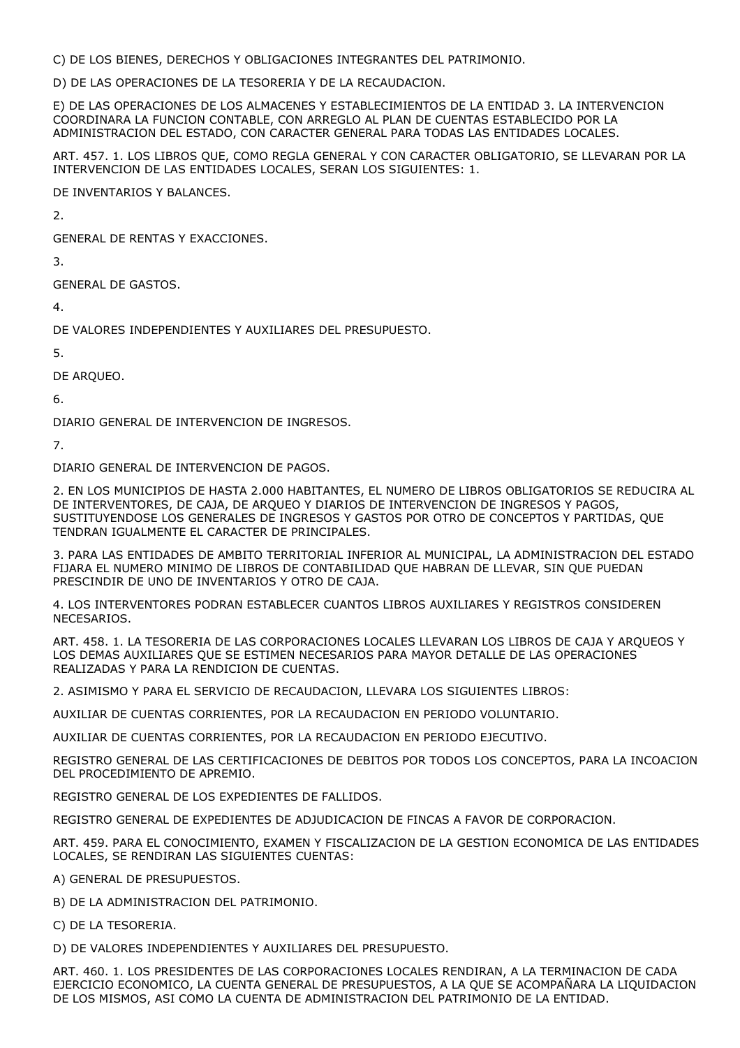C) DE LOS BIENES, DERECHOS Y OBLIGACIONES INTEGRANTES DEL PATRIMONIO.

D) DE LAS OPERACIONES DE LA TESORERIA Y DE LA RECAUDACION.

E) DE LAS OPERACIONES DE LOS ALMACENES Y ESTABLECIMIENTOS DE LA ENTIDAD 3. LA INTERVENCION COORDINARA LA FUNCION CONTABLE, CON ARREGLO AL PLAN DE CUENTAS ESTABLECIDO POR LA ADMINISTRACION DEL ESTADO, CON CARACTER GENERAL PARA TODAS LAS ENTIDADES LOCALES.

ART. 457. 1. LOS LIBROS QUE, COMO REGLA GENERAL Y CON CARACTER OBLIGATORIO, SE LLEVARAN POR LA INTERVENCION DE LAS ENTIDADES LOCALES, SERAN LOS SIGUIENTES: 1.

DE INVENTARIOS Y BALANCES.

2.

GENERAL DE RENTAS Y EXACCIONES.

3.

GENERAL DE GASTOS.

4.

DE VALORES INDEPENDIENTES Y AUXILIARES DEL PRESUPUESTO.

5.

DE ARQUEO.

6.

DIARIO GENERAL DE INTERVENCION DE INGRESOS.

7.

DIARIO GENERAL DE INTERVENCION DE PAGOS.

2. EN LOS MUNICIPIOS DE HASTA 2.000 HABITANTES, EL NUMERO DE LIBROS OBLIGATORIOS SE REDUCIRA AL DE INTERVENTORES, DE CAJA, DE ARQUEO Y DIARIOS DE INTERVENCION DE INGRESOS Y PAGOS, SUSTITUYENDOSE LOS GENERALES DE INGRESOS Y GASTOS POR OTRO DE CONCEPTOS Y PARTIDAS, QUE TENDRAN IGUALMENTE EL CARACTER DE PRINCIPALES.

3. PARA LAS ENTIDADES DE AMBITO TERRITORIAL INFERIOR AL MUNICIPAL, LA ADMINISTRACION DEL ESTADO FIJARA EL NUMERO MINIMO DE LIBROS DE CONTABILIDAD QUE HABRAN DE LLEVAR, SIN QUE PUEDAN PRESCINDIR DE UNO DE INVENTARIOS Y OTRO DE CAJA.

4. LOS INTERVENTORES PODRAN ESTABLECER CUANTOS LIBROS AUXILIARES Y REGISTROS CONSIDEREN NECESARIOS.

ART. 458. 1. LA TESORERIA DE LAS CORPORACIONES LOCALES LLEVARAN LOS LIBROS DE CAJA Y ARQUEOS Y LOS DEMAS AUXILIARES QUE SE ESTIMEN NECESARIOS PARA MAYOR DETALLE DE LAS OPERACIONES REALIZADAS Y PARA LA RENDICION DE CUENTAS.

2. ASIMISMO Y PARA EL SERVICIO DE RECAUDACION, LLEVARA LOS SIGUIENTES LIBROS:

AUXILIAR DE CUENTAS CORRIENTES, POR LA RECAUDACION EN PERIODO VOLUNTARIO.

AUXILIAR DE CUENTAS CORRIENTES, POR LA RECAUDACION EN PERIODO EJECUTIVO.

REGISTRO GENERAL DE LAS CERTIFICACIONES DE DEBITOS POR TODOS LOS CONCEPTOS, PARA LA INCOACION DEL PROCEDIMIENTO DE APREMIO.

REGISTRO GENERAL DE LOS EXPEDIENTES DE FALLIDOS.

REGISTRO GENERAL DE EXPEDIENTES DE ADJUDICACION DE FINCAS A FAVOR DE CORPORACION.

ART. 459. PARA EL CONOCIMIENTO, EXAMEN Y FISCALIZACION DE LA GESTION ECONOMICA DE LAS ENTIDADES LOCALES, SE RENDIRAN LAS SIGUIENTES CUENTAS:

A) GENERAL DE PRESUPUESTOS.

B) DE LA ADMINISTRACION DEL PATRIMONIO.

C) DE LA TESORERIA.

D) DE VALORES INDEPENDIENTES Y AUXILIARES DEL PRESUPUESTO.

ART. 460. 1. LOS PRESIDENTES DE LAS CORPORACIONES LOCALES RENDIRAN, A LA TERMINACION DE CADA EJERCICIO ECONOMICO, LA CUENTA GENERAL DE PRESUPUESTOS, A LA QUE SE ACOMPAÑARA LA LIQUIDACION DE LOS MISMOS, ASI COMO LA CUENTA DE ADMINISTRACION DEL PATRIMONIO DE LA ENTIDAD.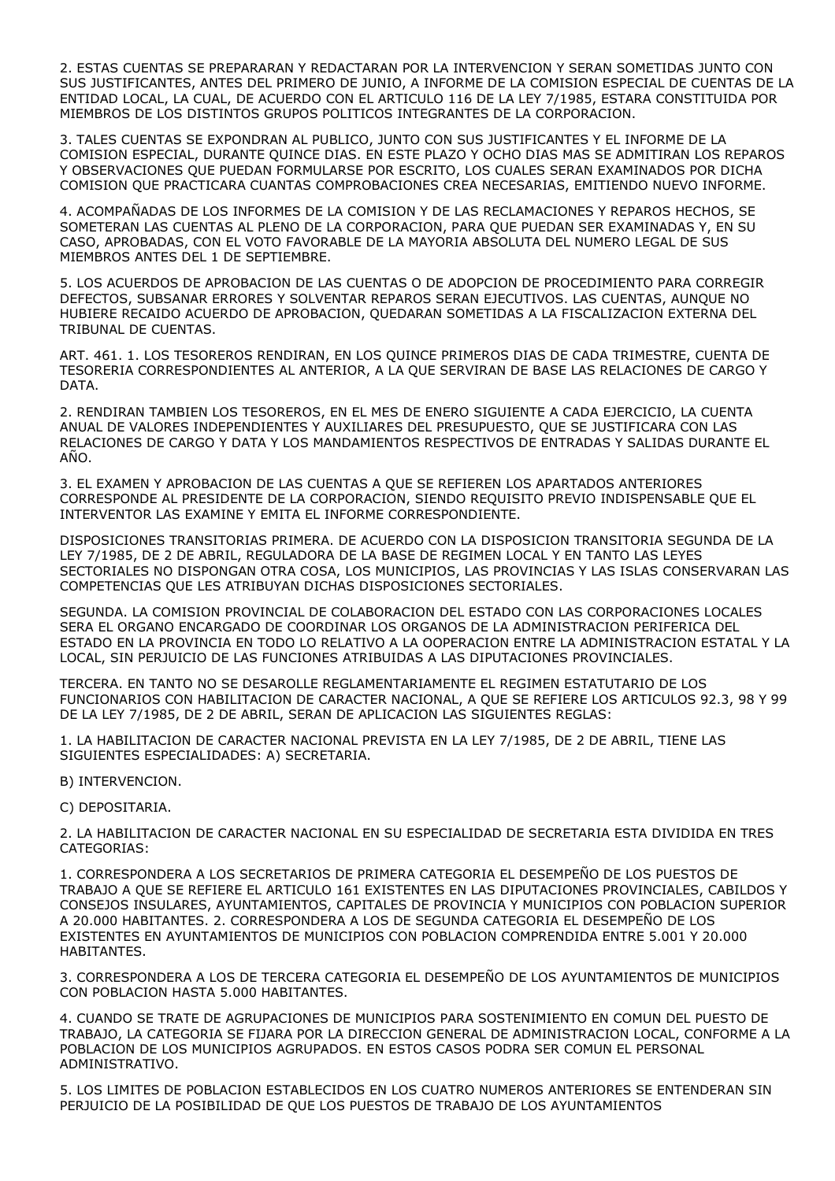2. ESTAS CUENTAS SE PREPARARAN Y REDACTARAN POR LA INTERVENCION Y SERAN SOMETIDAS JUNTO CON SUS JUSTIFICANTES, ANTES DEL PRIMERO DE JUNIO, A INFORME DE LA COMISION ESPECIAL DE CUENTAS DE LA ENTIDAD LOCAL, LA CUAL, DE ACUERDO CON EL ARTICULO 116 DE LA LEY 7/1985, ESTARA CONSTITUIDA POR MIEMBROS DE LOS DISTINTOS GRUPOS POLITICOS INTEGRANTES DE LA CORPORACION.

3. TALES CUENTAS SE EXPONDRAN AL PUBLICO, JUNTO CON SUS JUSTIFICANTES Y EL INFORME DE LA COMISION ESPECIAL, DURANTE QUINCE DIAS. EN ESTE PLAZO Y OCHO DIAS MAS SE ADMITIRAN LOS REPAROS Y OBSERVACIONES QUE PUEDAN FORMULARSE POR ESCRITO, LOS CUALES SERAN EXAMINADOS POR DICHA COMISION QUE PRACTICARA CUANTAS COMPROBACIONES CREA NECESARIAS, EMITIENDO NUEVO INFORME.

4. ACOMPAÑADAS DE LOS INFORMES DE LA COMISION Y DE LAS RECLAMACIONES Y REPAROS HECHOS, SE SOMETERAN LAS CUENTAS AL PLENO DE LA CORPORACION, PARA QUE PUEDAN SER EXAMINADAS Y, EN SU CASO, APROBADAS, CON EL VOTO FAVORABLE DE LA MAYORIA ABSOLUTA DEL NUMERO LEGAL DE SUS MIEMBROS ANTES DEL 1 DE SEPTIEMBRE.

5. LOS ACUERDOS DE APROBACION DE LAS CUENTAS O DE ADOPCION DE PROCEDIMIENTO PARA CORREGIR DEFECTOS, SUBSANAR ERRORES Y SOLVENTAR REPAROS SERAN EJECUTIVOS. LAS CUENTAS, AUNQUE NO HUBIERE RECAIDO ACUERDO DE APROBACION, QUEDARAN SOMETIDAS A LA FISCALIZACION EXTERNA DEL TRIBUNAL DE CUENTAS.

ART. 461. 1. LOS TESOREROS RENDIRAN, EN LOS QUINCE PRIMEROS DIAS DE CADA TRIMESTRE, CUENTA DE TESORERIA CORRESPONDIENTES AL ANTERIOR, A LA QUE SERVIRAN DE BASE LAS RELACIONES DE CARGO Y DATA.

2. RENDIRAN TAMBIEN LOS TESOREROS, EN EL MES DE ENERO SIGUIENTE A CADA EJERCICIO, LA CUENTA ANUAL DE VALORES INDEPENDIENTES Y AUXILIARES DEL PRESUPUESTO, QUE SE JUSTIFICARA CON LAS RELACIONES DE CARGO Y DATA Y LOS MANDAMIENTOS RESPECTIVOS DE ENTRADAS Y SALIDAS DURANTE EL AÑO.

3. EL EXAMEN Y APROBACION DE LAS CUENTAS A QUE SE REFIEREN LOS APARTADOS ANTERIORES CORRESPONDE AL PRESIDENTE DE LA CORPORACION, SIENDO REQUISITO PREVIO INDISPENSABLE QUE EL INTERVENTOR LAS EXAMINE Y EMITA EL INFORME CORRESPONDIENTE.

DISPOSICIONES TRANSITORIAS PRIMERA. DE ACUERDO CON LA DISPOSICION TRANSITORIA SEGUNDA DE LA LEY 7/1985, DE 2 DE ABRIL, REGULADORA DE LA BASE DE REGIMEN LOCAL Y EN TANTO LAS LEYES SECTORIALES NO DISPONGAN OTRA COSA, LOS MUNICIPIOS, LAS PROVINCIAS Y LAS ISLAS CONSERVARAN LAS COMPETENCIAS QUE LES ATRIBUYAN DICHAS DISPOSICIONES SECTORIALES.

SEGUNDA. LA COMISION PROVINCIAL DE COLABORACION DEL ESTADO CON LAS CORPORACIONES LOCALES SERA EL ORGANO ENCARGADO DE COORDINAR LOS ORGANOS DE LA ADMINISTRACION PERIFERICA DEL ESTADO EN LA PROVINCIA EN TODO LO RELATIVO A LA OOPERACION ENTRE LA ADMINISTRACION ESTATAL Y LA LOCAL, SIN PERJUICIO DE LAS FUNCIONES ATRIBUIDAS A LAS DIPUTACIONES PROVINCIALES.

TERCERA. EN TANTO NO SE DESAROLLE REGLAMENTARIAMENTE EL REGIMEN ESTATUTARIO DE LOS FUNCIONARIOS CON HABILITACION DE CARACTER NACIONAL, A QUE SE REFIERE LOS ARTICULOS 92.3, 98 Y 99 DE LA LEY 7/1985, DE 2 DE ABRIL, SERAN DE APLICACION LAS SIGUIENTES REGLAS:

1. LA HABILITACION DE CARACTER NACIONAL PREVISTA EN LA LEY 7/1985, DE 2 DE ABRIL, TIENE LAS SIGUIENTES ESPECIALIDADES: A) SECRETARIA.

B) INTERVENCION.

C) DEPOSITARIA.

2. LA HABILITACION DE CARACTER NACIONAL EN SU ESPECIALIDAD DE SECRETARIA ESTA DIVIDIDA EN TRES CATEGORIAS:

1. CORRESPONDERA A LOS SECRETARIOS DE PRIMERA CATEGORIA EL DESEMPEÑO DE LOS PUESTOS DE TRABAJO A QUE SE REFIERE EL ARTICULO 161 EXISTENTES EN LAS DIPUTACIONES PROVINCIALES, CABILDOS Y CONSEJOS INSULARES, AYUNTAMIENTOS, CAPITALES DE PROVINCIA Y MUNICIPIOS CON POBLACION SUPERIOR A 20.000 HABITANTES. 2. CORRESPONDERA A LOS DE SEGUNDA CATEGORIA EL DESEMPEÑO DE LOS EXISTENTES EN AYUNTAMIENTOS DE MUNICIPIOS CON POBLACION COMPRENDIDA ENTRE 5.001 Y 20.000 HABITANTES.

3. CORRESPONDERA A LOS DE TERCERA CATEGORIA EL DESEMPEÑO DE LOS AYUNTAMIENTOS DE MUNICIPIOS CON POBLACION HASTA 5.000 HABITANTES.

4. CUANDO SE TRATE DE AGRUPACIONES DE MUNICIPIOS PARA SOSTENIMIENTO EN COMUN DEL PUESTO DE TRABAJO, LA CATEGORIA SE FIJARA POR LA DIRECCION GENERAL DE ADMINISTRACION LOCAL, CONFORME A LA POBLACION DE LOS MUNICIPIOS AGRUPADOS. EN ESTOS CASOS PODRA SER COMUN EL PERSONAL ADMINISTRATIVO.

5. LOS LIMITES DE POBLACION ESTABLECIDOS EN LOS CUATRO NUMEROS ANTERIORES SE ENTENDERAN SIN PERJUICIO DE LA POSIBILIDAD DE QUE LOS PUESTOS DE TRABAJO DE LOS AYUNTAMIENTOS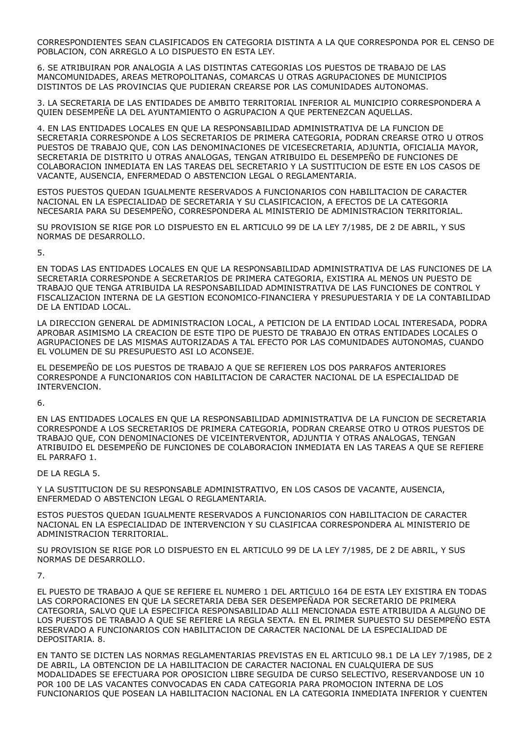CORRESPONDIENTES SEAN CLASIFICADOS EN CATEGORIA DISTINTA A LA QUE CORRESPONDA POR EL CENSO DE POBLACION, CON ARREGLO A LO DISPUESTO EN ESTA LEY.

6. SE ATRIBUIRAN POR ANALOGIA A LAS DISTINTAS CATEGORIAS LOS PUESTOS DE TRABAJO DE LAS MANCOMUNIDADES, AREAS METROPOLITANAS, COMARCAS U OTRAS AGRUPACIONES DE MUNICIPIOS DISTINTOS DE LAS PROVINCIAS QUE PUDIERAN CREARSE POR LAS COMUNIDADES AUTONOMAS.

3. LA SECRETARIA DE LAS ENTIDADES DE AMBITO TERRITORIAL INFERIOR AL MUNICIPIO CORRESPONDERA A QUIEN DESEMPEÑE LA DEL AYUNTAMIENTO O AGRUPACION A QUE PERTENEZCAN AQUELLAS.

4. EN LAS ENTIDADES LOCALES EN QUE LA RESPONSABILIDAD ADMINISTRATIVA DE LA FUNCION DE SECRETARIA CORRESPONDE A LOS SECRETARIOS DE PRIMERA CATEGORIA, PODRAN CREARSE OTRO U OTROS PUESTOS DE TRABAJO QUE, CON LAS DENOMINACIONES DE VICESECRETARIA, ADJUNTIA, OFICIALIA MAYOR, SECRETARIA DE DISTRITO U OTRAS ANALOGAS, TENGAN ATRIBUIDO EL DESEMPEÑO DE FUNCIONES DE COLABORACION INMEDIATA EN LAS TAREAS DEL SECRETARIO Y LA SUSTITUCION DE ESTE EN LOS CASOS DE VACANTE, AUSENCIA, ENFERMEDAD O ABSTENCION LEGAL O REGLAMENTARIA.

ESTOS PUESTOS QUEDAN IGUALMENTE RESERVADOS A FUNCIONARIOS CON HABILITACION DE CARACTER NACIONAL EN LA ESPECIALIDAD DE SECRETARIA Y SU CLASIFICACION, A EFECTOS DE LA CATEGORIA NECESARIA PARA SU DESEMPEÑO, CORRESPONDERA AL MINISTERIO DE ADMINISTRACION TERRITORIAL.

SU PROVISION SE RIGE POR LO DISPUESTO EN EL ARTICULO 99 DE LA LEY 7/1985, DE 2 DE ABRIL, Y SUS NORMAS DE DESARROLLO.

5.

EN TODAS LAS ENTIDADES LOCALES EN QUE LA RESPONSABILIDAD ADMINISTRATIVA DE LAS FUNCIONES DE LA SECRETARIA CORRESPONDE A SECRETARIOS DE PRIMERA CATEGORIA, EXISTIRA AL MENOS UN PUESTO DE TRABAJO QUE TENGA ATRIBUIDA LA RESPONSABILIDAD ADMINISTRATIVA DE LAS FUNCIONES DE CONTROL Y FISCALIZACION INTERNA DE LA GESTION ECONOMICO-FINANCIERA Y PRESUPUESTARIA Y DE LA CONTABILIDAD DE LA ENTIDAD LOCAL.

LA DIRECCION GENERAL DE ADMINISTRACION LOCAL, A PETICION DE LA ENTIDAD LOCAL INTERESADA, PODRA APROBAR ASIMISMO LA CREACION DE ESTE TIPO DE PUESTO DE TRABAJO EN OTRAS ENTIDADES LOCALES O AGRUPACIONES DE LAS MISMAS AUTORIZADAS A TAL EFECTO POR LAS COMUNIDADES AUTONOMAS, CUANDO EL VOLUMEN DE SU PRESUPUESTO ASI LO ACONSEJE.

EL DESEMPEÑO DE LOS PUESTOS DE TRABAJO A QUE SE REFIEREN LOS DOS PARRAFOS ANTERIORES CORRESPONDE A FUNCIONARIOS CON HABILITACION DE CARACTER NACIONAL DE LA ESPECIALIDAD DE INTERVENCION.

6.

EN LAS ENTIDADES LOCALES EN QUE LA RESPONSABILIDAD ADMINISTRATIVA DE LA FUNCION DE SECRETARIA CORRESPONDE A LOS SECRETARIOS DE PRIMERA CATEGORIA, PODRAN CREARSE OTRO U OTROS PUESTOS DE TRABAJO QUE, CON DENOMINACIONES DE VICEINTERVENTOR, ADJUNTIA Y OTRAS ANALOGAS, TENGAN ATRIBUIDO EL DESEMPEÑO DE FUNCIONES DE COLABORACION INMEDIATA EN LAS TAREAS A QUE SE REFIERE EL PARRAFO 1.

DE LA REGLA 5.

Y LA SUSTITUCION DE SU RESPONSABLE ADMINISTRATIVO, EN LOS CASOS DE VACANTE, AUSENCIA, ENFERMEDAD O ABSTENCION LEGAL O REGLAMENTARIA.

ESTOS PUESTOS QUEDAN IGUALMENTE RESERVADOS A FUNCIONARIOS CON HABILITACION DE CARACTER NACIONAL EN LA ESPECIALIDAD DE INTERVENCION Y SU CLASIFICAA CORRESPONDERA AL MINISTERIO DE ADMINISTRACION TERRITORIAL.

SU PROVISION SE RIGE POR LO DISPUESTO EN EL ARTICULO 99 DE LA LEY 7/1985, DE 2 DE ABRIL, Y SUS NORMAS DE DESARROLLO.

7.

EL PUESTO DE TRABAJO A QUE SE REFIERE EL NUMERO 1 DEL ARTICULO 164 DE ESTA LEY EXISTIRA EN TODAS LAS CORPORACIONES EN QUE LA SECRETARIA DEBA SER DESEMPEÑADA POR SECRETARIO DE PRIMERA CATEGORIA, SALVO QUE LA ESPECIFICA RESPONSABILIDAD ALLI MENCIONADA ESTE ATRIBUIDA A ALGUNO DE LOS PUESTOS DE TRABAJO A QUE SE REFIERE LA REGLA SEXTA. EN EL PRIMER SUPUESTO SU DESEMPEÑO ESTA RESERVADO A FUNCIONARIOS CON HABILITACION DE CARACTER NACIONAL DE LA ESPECIALIDAD DE DEPOSITARIA. 8.

EN TANTO SE DICTEN LAS NORMAS REGLAMENTARIAS PREVISTAS EN EL ARTICULO 98.1 DE LA LEY 7/1985, DE 2 DE ABRIL, LA OBTENCION DE LA HABILITACION DE CARACTER NACIONAL EN CUALQUIERA DE SUS MODALIDADES SE EFECTUARA POR OPOSICION LIBRE SEGUIDA DE CURSO SELECTIVO, RESERVANDOSE UN 10 POR 100 DE LAS VACANTES CONVOCADAS EN CADA CATEGORIA PARA PROMOCION INTERNA DE LOS FUNCIONARIOS QUE POSEAN LA HABILITACION NACIONAL EN LA CATEGORIA INMEDIATA INFERIOR Y CUENTEN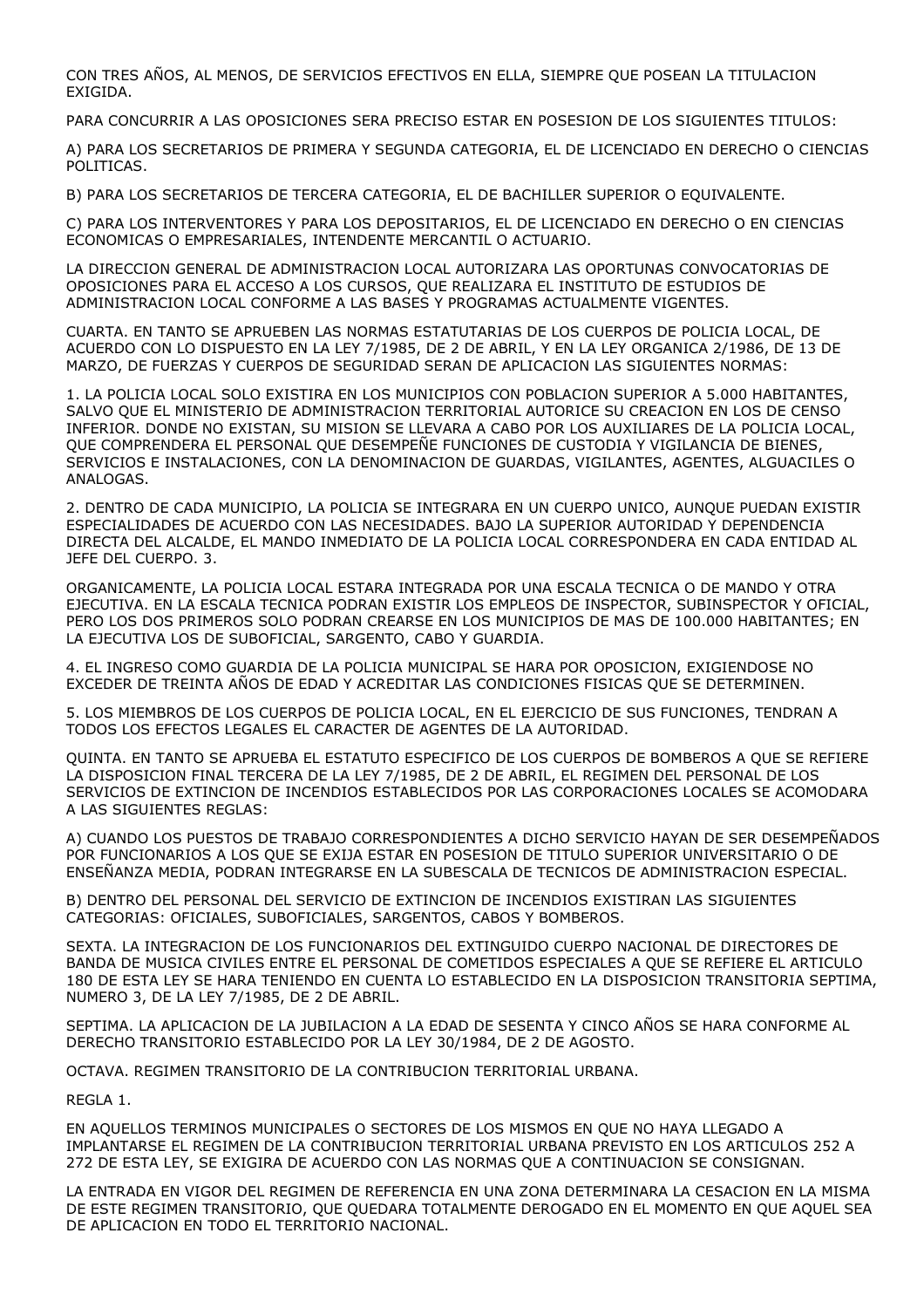CON TRES AÑOS, AL MENOS, DE SERVICIOS EFECTIVOS EN ELLA, SIEMPRE QUE POSEAN LA TITULACION EXIGIDA.

PARA CONCURRIR A LAS OPOSICIONES SERA PRECISO ESTAR EN POSESION DE LOS SIGUIENTES TITULOS:

A) PARA LOS SECRETARIOS DE PRIMERA Y SEGUNDA CATEGORIA, EL DE LICENCIADO EN DERECHO O CIENCIAS POLITICAS.

B) PARA LOS SECRETARIOS DE TERCERA CATEGORIA, EL DE BACHILLER SUPERIOR O EQUIVALENTE.

C) PARA LOS INTERVENTORES Y PARA LOS DEPOSITARIOS, EL DE LICENCIADO EN DERECHO O EN CIENCIAS ECONOMICAS O EMPRESARIALES, INTENDENTE MERCANTIL O ACTUARIO.

LA DIRECCION GENERAL DE ADMINISTRACION LOCAL AUTORIZARA LAS OPORTUNAS CONVOCATORIAS DE OPOSICIONES PARA EL ACCESO A LOS CURSOS, QUE REALIZARA EL INSTITUTO DE ESTUDIOS DE ADMINISTRACION LOCAL CONFORME A LAS BASES Y PROGRAMAS ACTUALMENTE VIGENTES.

CUARTA. EN TANTO SE APRUEBEN LAS NORMAS ESTATUTARIAS DE LOS CUERPOS DE POLICIA LOCAL, DE ACUERDO CON LO DISPUESTO EN LA LEY 7/1985, DE 2 DE ABRIL, Y EN LA LEY ORGANICA 2/1986, DE 13 DE MARZO, DE FUERZAS Y CUERPOS DE SEGURIDAD SERAN DE APLICACION LAS SIGUIENTES NORMAS:

1. LA POLICIA LOCAL SOLO EXISTIRA EN LOS MUNICIPIOS CON POBLACION SUPERIOR A 5.000 HABITANTES, SALVO QUE EL MINISTERIO DE ADMINISTRACION TERRITORIAL AUTORICE SU CREACION EN LOS DE CENSO INFERIOR. DONDE NO EXISTAN, SU MISION SE LLEVARA A CABO POR LOS AUXILIARES DE LA POLICIA LOCAL, QUE COMPRENDERA EL PERSONAL QUE DESEMPEÑE FUNCIONES DE CUSTODIA Y VIGILANCIA DE BIENES, SERVICIOS E INSTALACIONES, CON LA DENOMINACION DE GUARDAS, VIGILANTES, AGENTES, ALGUACILES O ANALOGAS.

2. DENTRO DE CADA MUNICIPIO, LA POLICIA SE INTEGRARA EN UN CUERPO UNICO, AUNQUE PUEDAN EXISTIR ESPECIALIDADES DE ACUERDO CON LAS NECESIDADES. BAJO LA SUPERIOR AUTORIDAD Y DEPENDENCIA DIRECTA DEL ALCALDE, EL MANDO INMEDIATO DE LA POLICIA LOCAL CORRESPONDERA EN CADA ENTIDAD AL JEFE DEL CUERPO. 3.

ORGANICAMENTE, LA POLICIA LOCAL ESTARA INTEGRADA POR UNA ESCALA TECNICA O DE MANDO Y OTRA EJECUTIVA. EN LA ESCALA TECNICA PODRAN EXISTIR LOS EMPLEOS DE INSPECTOR, SUBINSPECTOR Y OFICIAL, PERO LOS DOS PRIMEROS SOLO PODRAN CREARSE EN LOS MUNICIPIOS DE MAS DE 100.000 HABITANTES; EN LA EJECUTIVA LOS DE SUBOFICIAL, SARGENTO, CABO Y GUARDIA.

4. EL INGRESO COMO GUARDIA DE LA POLICIA MUNICIPAL SE HARA POR OPOSICION, EXIGIENDOSE NO EXCEDER DE TREINTA AÑOS DE EDAD Y ACREDITAR LAS CONDICIONES FISICAS QUE SE DETERMINEN.

5. LOS MIEMBROS DE LOS CUERPOS DE POLICIA LOCAL, EN EL EJERCICIO DE SUS FUNCIONES, TENDRAN A TODOS LOS EFECTOS LEGALES EL CARACTER DE AGENTES DE LA AUTORIDAD.

QUINTA. EN TANTO SE APRUEBA EL ESTATUTO ESPECIFICO DE LOS CUERPOS DE BOMBEROS A QUE SE REFIERE LA DISPOSICION FINAL TERCERA DE LA LEY 7/1985, DE 2 DE ABRIL, EL REGIMEN DEL PERSONAL DE LOS SERVICIOS DE EXTINCION DE INCENDIOS ESTABLECIDOS POR LAS CORPORACIONES LOCALES SE ACOMODARA A LAS SIGUIENTES REGLAS:

A) CUANDO LOS PUESTOS DE TRABAJO CORRESPONDIENTES A DICHO SERVICIO HAYAN DE SER DESEMPEÑADOS POR FUNCIONARIOS A LOS QUE SE EXIJA ESTAR EN POSESION DE TITULO SUPERIOR UNIVERSITARIO O DE ENSEÑANZA MEDIA, PODRAN INTEGRARSE EN LA SUBESCALA DE TECNICOS DE ADMINISTRACION ESPECIAL.

B) DENTRO DEL PERSONAL DEL SERVICIO DE EXTINCION DE INCENDIOS EXISTIRAN LAS SIGUIENTES CATEGORIAS: OFICIALES, SUBOFICIALES, SARGENTOS, CABOS Y BOMBEROS.

SEXTA. LA INTEGRACION DE LOS FUNCIONARIOS DEL EXTINGUIDO CUERPO NACIONAL DE DIRECTORES DE BANDA DE MUSICA CIVILES ENTRE EL PERSONAL DE COMETIDOS ESPECIALES A QUE SE REFIERE EL ARTICULO 180 DE ESTA LEY SE HARA TENIENDO EN CUENTA LO ESTABLECIDO EN LA DISPOSICION TRANSITORIA SEPTIMA, NUMERO 3, DE LA LEY 7/1985, DE 2 DE ABRIL.

SEPTIMA. LA APLICACION DE LA JUBILACION A LA EDAD DE SESENTA Y CINCO AÑOS SE HARA CONFORME AL DERECHO TRANSITORIO ESTABLECIDO POR LA LEY 30/1984, DE 2 DE AGOSTO.

OCTAVA. REGIMEN TRANSITORIO DE LA CONTRIBUCION TERRITORIAL URBANA.

REGLA 1.

EN AQUELLOS TERMINOS MUNICIPALES O SECTORES DE LOS MISMOS EN QUE NO HAYA LLEGADO A IMPLANTARSE EL REGIMEN DE LA CONTRIBUCION TERRITORIAL URBANA PREVISTO EN LOS ARTICULOS 252 A 272 DE ESTA LEY, SE EXIGIRA DE ACUERDO CON LAS NORMAS QUE A CONTINUACION SE CONSIGNAN.

LA ENTRADA EN VIGOR DEL REGIMEN DE REFERENCIA EN UNA ZONA DETERMINARA LA CESACION EN LA MISMA DE ESTE REGIMEN TRANSITORIO, QUE QUEDARA TOTALMENTE DEROGADO EN EL MOMENTO EN QUE AQUEL SEA DE APLICACION EN TODO EL TERRITORIO NACIONAL.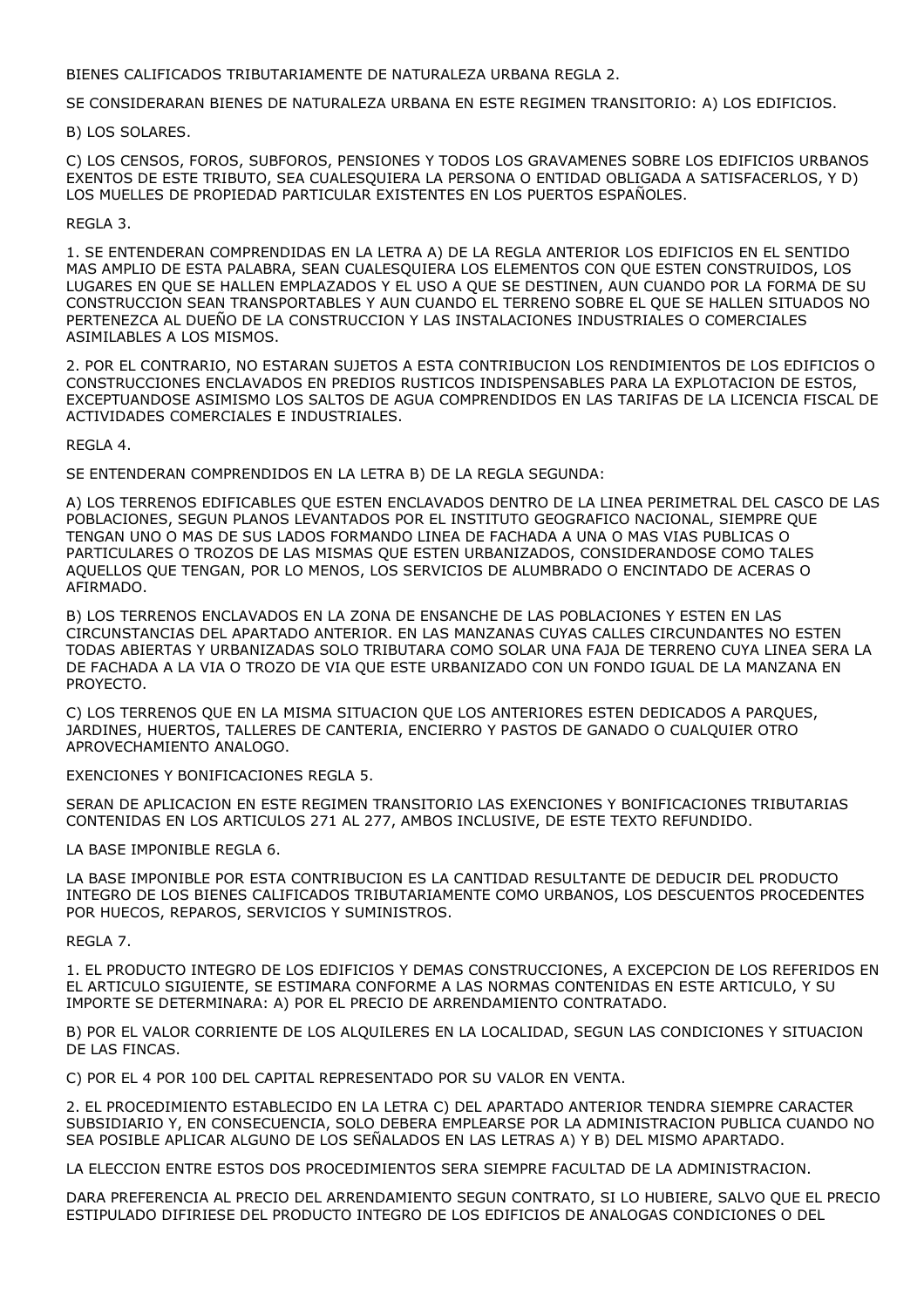BIENES CALIFICADOS TRIBUTARIAMENTE DE NATURALEZA URBANA REGLA 2.

SE CONSIDERARAN BIENES DE NATURALEZA URBANA EN ESTE REGIMEN TRANSITORIO: A) LOS EDIFICIOS.

B) LOS SOLARES.

C) LOS CENSOS, FOROS, SUBFOROS, PENSIONES Y TODOS LOS GRAVAMENES SOBRE LOS EDIFICIOS URBANOS EXENTOS DE ESTE TRIBUTO, SEA CUALESQUIERA LA PERSONA O ENTIDAD OBLIGADA A SATISFACERLOS, Y D) LOS MUELLES DE PROPIEDAD PARTICULAR EXISTENTES EN LOS PUERTOS ESPAÑOLES.

REGLA 3.

1. SE ENTENDERAN COMPRENDIDAS EN LA LETRA A) DE LA REGLA ANTERIOR LOS EDIFICIOS EN EL SENTIDO MAS AMPLIO DE ESTA PALABRA, SEAN CUALESQUIERA LOS ELEMENTOS CON QUE ESTEN CONSTRUIDOS, LOS LUGARES EN QUE SE HALLEN EMPLAZADOS Y EL USO A QUE SE DESTINEN, AUN CUANDO POR LA FORMA DE SU CONSTRUCCION SEAN TRANSPORTABLES Y AUN CUANDO EL TERRENO SOBRE EL QUE SE HALLEN SITUADOS NO PERTENEZCA AL DUEÑO DE LA CONSTRUCCION Y LAS INSTALACIONES INDUSTRIALES O COMERCIALES ASIMILABLES A LOS MISMOS.

2. POR EL CONTRARIO, NO ESTARAN SUJETOS A ESTA CONTRIBUCION LOS RENDIMIENTOS DE LOS EDIFICIOS O CONSTRUCCIONES ENCLAVADOS EN PREDIOS RUSTICOS INDISPENSABLES PARA LA EXPLOTACION DE ESTOS, EXCEPTUANDOSE ASIMISMO LOS SALTOS DE AGUA COMPRENDIDOS EN LAS TARIFAS DE LA LICENCIA FISCAL DE ACTIVIDADES COMERCIALES E INDUSTRIALES.

REGLA 4.

SE ENTENDERAN COMPRENDIDOS EN LA LETRA B) DE LA REGLA SEGUNDA:

A) LOS TERRENOS EDIFICABLES QUE ESTEN ENCLAVADOS DENTRO DE LA LINEA PERIMETRAL DEL CASCO DE LAS POBLACIONES, SEGUN PLANOS LEVANTADOS POR EL INSTITUTO GEOGRAFICO NACIONAL, SIEMPRE QUE TENGAN UNO O MAS DE SUS LADOS FORMANDO LINEA DE FACHADA A UNA O MAS VIAS PUBLICAS O PARTICULARES O TROZOS DE LAS MISMAS QUE ESTEN URBANIZADOS, CONSIDERANDOSE COMO TALES AQUELLOS QUE TENGAN, POR LO MENOS, LOS SERVICIOS DE ALUMBRADO O ENCINTADO DE ACERAS O AFIRMADO.

B) LOS TERRENOS ENCLAVADOS EN LA ZONA DE ENSANCHE DE LAS POBLACIONES Y ESTEN EN LAS CIRCUNSTANCIAS DEL APARTADO ANTERIOR. EN LAS MANZANAS CUYAS CALLES CIRCUNDANTES NO ESTEN TODAS ABIERTAS Y URBANIZADAS SOLO TRIBUTARA COMO SOLAR UNA FAJA DE TERRENO CUYA LINEA SERA LA DE FACHADA A LA VIA O TROZO DE VIA QUE ESTE URBANIZADO CON UN FONDO IGUAL DE LA MANZANA EN PROYECTO.

C) LOS TERRENOS QUE EN LA MISMA SITUACION QUE LOS ANTERIORES ESTEN DEDICADOS A PARQUES, JARDINES, HUERTOS, TALLERES DE CANTERIA, ENCIERRO Y PASTOS DE GANADO O CUALQUIER OTRO APROVECHAMIENTO ANALOGO.

EXENCIONES Y BONIFICACIONES REGLA 5.

SERAN DE APLICACION EN ESTE REGIMEN TRANSITORIO LAS EXENCIONES Y BONIFICACIONES TRIBUTARIAS CONTENIDAS EN LOS ARTICULOS 271 AL 277, AMBOS INCLUSIVE, DE ESTE TEXTO REFUNDIDO.

LA BASE IMPONIBLE REGLA 6.

LA BASE IMPONIBLE POR ESTA CONTRIBUCION ES LA CANTIDAD RESULTANTE DE DEDUCIR DEL PRODUCTO INTEGRO DE LOS BIENES CALIFICADOS TRIBUTARIAMENTE COMO URBANOS, LOS DESCUENTOS PROCEDENTES POR HUECOS, REPAROS, SERVICIOS Y SUMINISTROS.

REGLA 7.

1. EL PRODUCTO INTEGRO DE LOS EDIFICIOS Y DEMAS CONSTRUCCIONES, A EXCEPCION DE LOS REFERIDOS EN EL ARTICULO SIGUIENTE, SE ESTIMARA CONFORME A LAS NORMAS CONTENIDAS EN ESTE ARTICULO, Y SU IMPORTE SE DETERMINARA: A) POR EL PRECIO DE ARRENDAMIENTO CONTRATADO.

B) POR EL VALOR CORRIENTE DE LOS ALQUILERES EN LA LOCALIDAD, SEGUN LAS CONDICIONES Y SITUACION DE LAS FINCAS.

C) POR EL 4 POR 100 DEL CAPITAL REPRESENTADO POR SU VALOR EN VENTA.

2. EL PROCEDIMIENTO ESTABLECIDO EN LA LETRA C) DEL APARTADO ANTERIOR TENDRA SIEMPRE CARACTER SUBSIDIARIO Y, EN CONSECUENCIA, SOLO DEBERA EMPLEARSE POR LA ADMINISTRACION PUBLICA CUANDO NO SEA POSIBLE APLICAR ALGUNO DE LOS SEÑALADOS EN LAS LETRAS A) Y B) DEL MISMO APARTADO.

LA ELECCION ENTRE ESTOS DOS PROCEDIMIENTOS SERA SIEMPRE FACULTAD DE LA ADMINISTRACION.

DARA PREFERENCIA AL PRECIO DEL ARRENDAMIENTO SEGUN CONTRATO, SI LO HUBIERE, SALVO QUE EL PRECIO ESTIPULADO DIFIRIESE DEL PRODUCTO INTEGRO DE LOS EDIFICIOS DE ANALOGAS CONDICIONES O DEL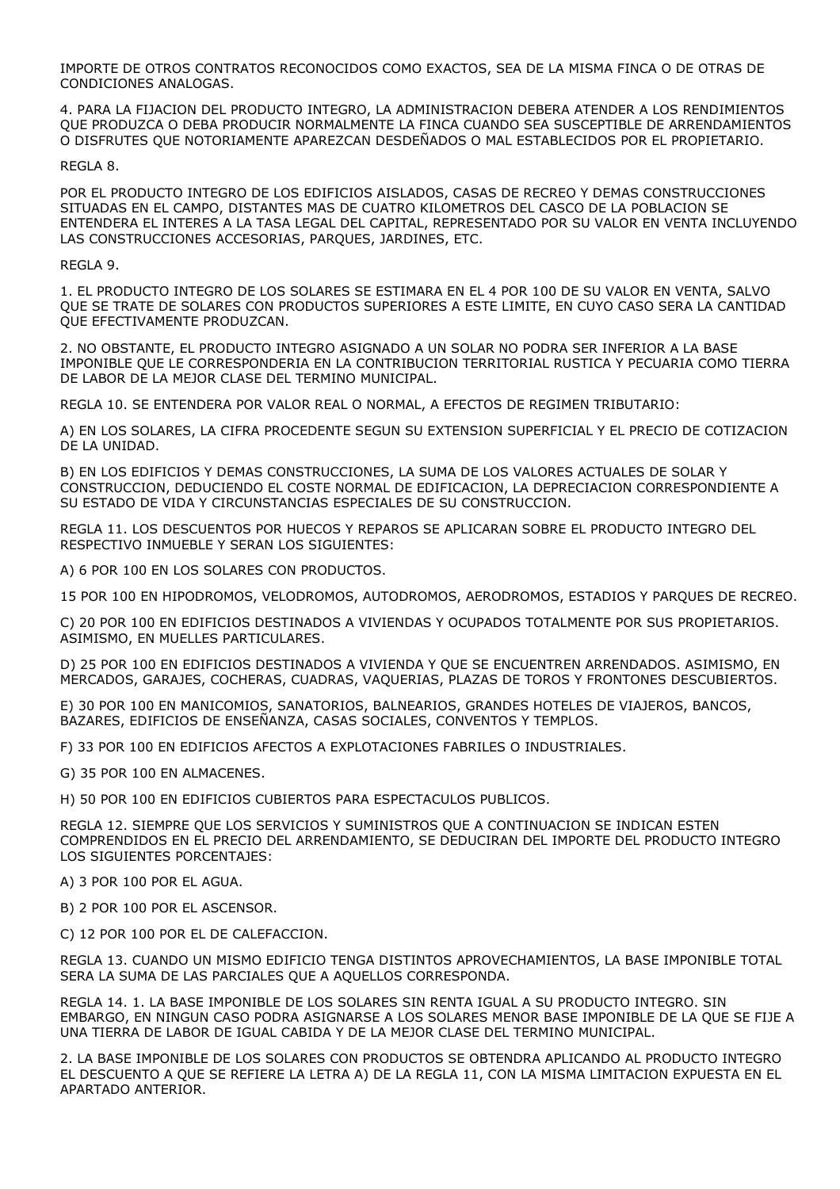IMPORTE DE OTROS CONTRATOS RECONOCIDOS COMO EXACTOS, SEA DE LA MISMA FINCA O DE OTRAS DE CONDICIONES ANALOGAS.

4. PARA LA FIJACION DEL PRODUCTO INTEGRO, LA ADMINISTRACION DEBERA ATENDER A LOS RENDIMIENTOS QUE PRODUZCA O DEBA PRODUCIR NORMALMENTE LA FINCA CUANDO SEA SUSCEPTIBLE DE ARRENDAMIENTOS O DISFRUTES QUE NOTORIAMENTE APAREZCAN DESDEÑADOS O MAL ESTABLECIDOS POR EL PROPIETARIO.

REGLA 8.

POR EL PRODUCTO INTEGRO DE LOS EDIFICIOS AISLADOS, CASAS DE RECREO Y DEMAS CONSTRUCCIONES SITUADAS EN EL CAMPO, DISTANTES MAS DE CUATRO KILOMETROS DEL CASCO DE LA POBLACION SE ENTENDERA EL INTERES A LA TASA LEGAL DEL CAPITAL, REPRESENTADO POR SU VALOR EN VENTA INCLUYENDO LAS CONSTRUCCIONES ACCESORIAS, PARQUES, JARDINES, ETC.

REGLA 9.

1. EL PRODUCTO INTEGRO DE LOS SOLARES SE ESTIMARA EN EL 4 POR 100 DE SU VALOR EN VENTA, SALVO QUE SE TRATE DE SOLARES CON PRODUCTOS SUPERIORES A ESTE LIMITE, EN CUYO CASO SERA LA CANTIDAD QUE EFECTIVAMENTE PRODUZCAN.

2. NO OBSTANTE, EL PRODUCTO INTEGRO ASIGNADO A UN SOLAR NO PODRA SER INFERIOR A LA BASE IMPONIBLE QUE LE CORRESPONDERIA EN LA CONTRIBUCION TERRITORIAL RUSTICA Y PECUARIA COMO TIERRA DE LABOR DE LA MEJOR CLASE DEL TERMINO MUNICIPAL.

REGLA 10. SE ENTENDERA POR VALOR REAL O NORMAL, A EFECTOS DE REGIMEN TRIBUTARIO:

A) EN LOS SOLARES, LA CIFRA PROCEDENTE SEGUN SU EXTENSION SUPERFICIAL Y EL PRECIO DE COTIZACION DE LA UNIDAD.

B) EN LOS EDIFICIOS Y DEMAS CONSTRUCCIONES, LA SUMA DE LOS VALORES ACTUALES DE SOLAR Y CONSTRUCCION, DEDUCIENDO EL COSTE NORMAL DE EDIFICACION, LA DEPRECIACION CORRESPONDIENTE A SU ESTADO DE VIDA Y CIRCUNSTANCIAS ESPECIALES DE SU CONSTRUCCION.

REGLA 11. LOS DESCUENTOS POR HUECOS Y REPAROS SE APLICARAN SOBRE EL PRODUCTO INTEGRO DEL RESPECTIVO INMUEBLE Y SERAN LOS SIGUIENTES:

A) 6 POR 100 EN LOS SOLARES CON PRODUCTOS.

15 POR 100 EN HIPODROMOS, VELODROMOS, AUTODROMOS, AERODROMOS, ESTADIOS Y PARQUES DE RECREO.

C) 20 POR 100 EN EDIFICIOS DESTINADOS A VIVIENDAS Y OCUPADOS TOTALMENTE POR SUS PROPIETARIOS. ASIMISMO, EN MUELLES PARTICULARES.

D) 25 POR 100 EN EDIFICIOS DESTINADOS A VIVIENDA Y QUE SE ENCUENTREN ARRENDADOS. ASIMISMO, EN MERCADOS, GARAJES, COCHERAS, CUADRAS, VAQUERIAS, PLAZAS DE TOROS Y FRONTONES DESCUBIERTOS.

E) 30 POR 100 EN MANICOMIOS, SANATORIOS, BALNEARIOS, GRANDES HOTELES DE VIAJEROS, BANCOS, BAZARES, EDIFICIOS DE ENSEÑANZA, CASAS SOCIALES, CONVENTOS Y TEMPLOS.

F) 33 POR 100 EN EDIFICIOS AFECTOS A EXPLOTACIONES FABRILES O INDUSTRIALES.

G) 35 POR 100 EN ALMACENES.

H) 50 POR 100 EN EDIFICIOS CUBIERTOS PARA ESPECTACULOS PUBLICOS.

REGLA 12. SIEMPRE QUE LOS SERVICIOS Y SUMINISTROS QUE A CONTINUACION SE INDICAN ESTEN COMPRENDIDOS EN EL PRECIO DEL ARRENDAMIENTO, SE DEDUCIRAN DEL IMPORTE DEL PRODUCTO INTEGRO LOS SIGUIENTES PORCENTAJES:

A) 3 POR 100 POR EL AGUA.

B) 2 POR 100 POR EL ASCENSOR.

C) 12 POR 100 POR EL DE CALEFACCION.

REGLA 13. CUANDO UN MISMO EDIFICIO TENGA DISTINTOS APROVECHAMIENTOS, LA BASE IMPONIBLE TOTAL SERA LA SUMA DE LAS PARCIALES QUE A AQUELLOS CORRESPONDA.

REGLA 14. 1. LA BASE IMPONIBLE DE LOS SOLARES SIN RENTA IGUAL A SU PRODUCTO INTEGRO. SIN EMBARGO, EN NINGUN CASO PODRA ASIGNARSE A LOS SOLARES MENOR BASE IMPONIBLE DE LA QUE SE FIJE A UNA TIERRA DE LABOR DE IGUAL CABIDA Y DE LA MEJOR CLASE DEL TERMINO MUNICIPAL.

2. LA BASE IMPONIBLE DE LOS SOLARES CON PRODUCTOS SE OBTENDRA APLICANDO AL PRODUCTO INTEGRO EL DESCUENTO A QUE SE REFIERE LA LETRA A) DE LA REGLA 11, CON LA MISMA LIMITACION EXPUESTA EN EL APARTADO ANTERIOR.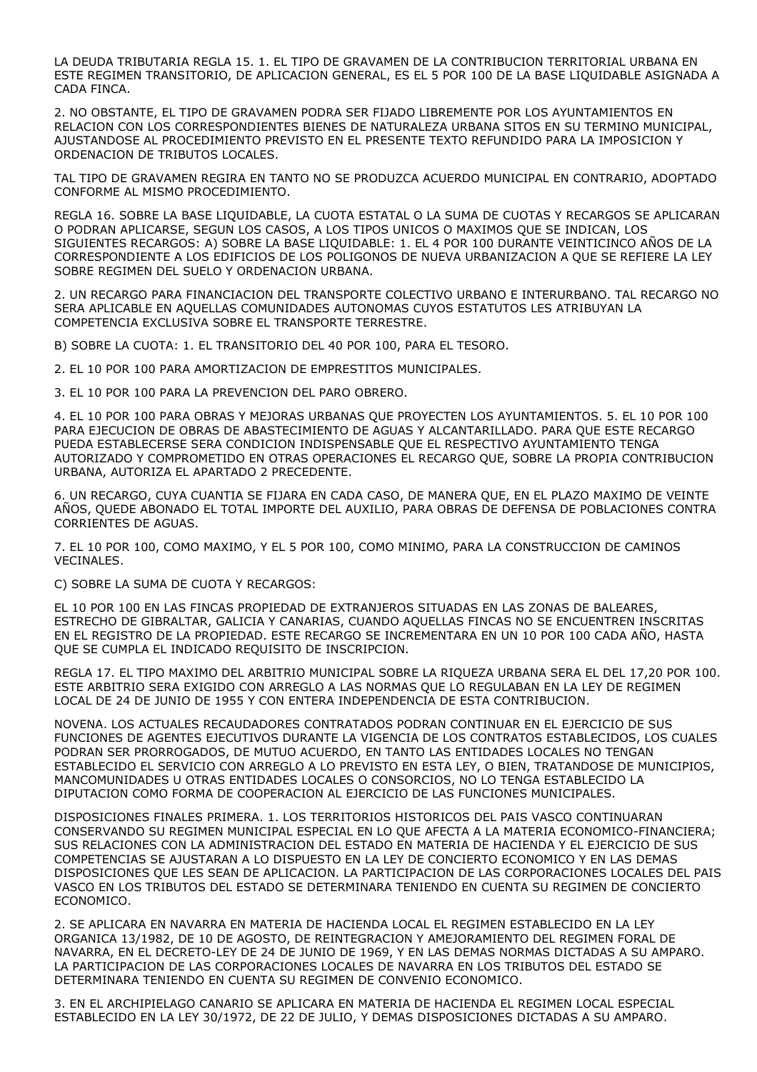LA DEUDA TRIBUTARIA REGLA 15. 1. EL TIPO DE GRAVAMEN DE LA CONTRIBUCION TERRITORIAL URBANA EN ESTE REGIMEN TRANSITORIO, DE APLICACION GENERAL, ES EL 5 POR 100 DE LA BASE LIQUIDABLE ASIGNADA A CADA FINCA.

2. NO OBSTANTE, EL TIPO DE GRAVAMEN PODRA SER FIJADO LIBREMENTE POR LOS AYUNTAMIENTOS EN RELACION CON LOS CORRESPONDIENTES BIENES DE NATURALEZA URBANA SITOS EN SU TERMINO MUNICIPAL, AJUSTANDOSE AL PROCEDIMIENTO PREVISTO EN EL PRESENTE TEXTO REFUNDIDO PARA LA IMPOSICION Y ORDENACION DE TRIBUTOS LOCALES.

TAL TIPO DE GRAVAMEN REGIRA EN TANTO NO SE PRODUZCA ACUERDO MUNICIPAL EN CONTRARIO, ADOPTADO CONFORME AL MISMO PROCEDIMIENTO.

REGLA 16. SOBRE LA BASE LIQUIDABLE, LA CUOTA ESTATAL O LA SUMA DE CUOTAS Y RECARGOS SE APLICARAN O PODRAN APLICARSE, SEGUN LOS CASOS, A LOS TIPOS UNICOS O MAXIMOS QUE SE INDICAN, LOS SIGUIENTES RECARGOS: A) SOBRE LA BASE LIQUIDABLE: 1. EL 4 POR 100 DURANTE VEINTICINCO AÑOS DE LA CORRESPONDIENTE A LOS EDIFICIOS DE LOS POLIGONOS DE NUEVA URBANIZACION A QUE SE REFIERE LA LEY SOBRE REGIMEN DEL SUELO Y ORDENACION URBANA.

2. UN RECARGO PARA FINANCIACION DEL TRANSPORTE COLECTIVO URBANO E INTERURBANO. TAL RECARGO NO SERA APLICABLE EN AQUELLAS COMUNIDADES AUTONOMAS CUYOS ESTATUTOS LES ATRIBUYAN LA COMPETENCIA EXCLUSIVA SOBRE EL TRANSPORTE TERRESTRE.

B) SOBRE LA CUOTA: 1. EL TRANSITORIO DEL 40 POR 100, PARA EL TESORO.

2. EL 10 POR 100 PARA AMORTIZACION DE EMPRESTITOS MUNICIPALES.

3. EL 10 POR 100 PARA LA PREVENCION DEL PARO OBRERO.

4. EL 10 POR 100 PARA OBRAS Y MEJORAS URBANAS QUE PROYECTEN LOS AYUNTAMIENTOS. 5. EL 10 POR 100 PARA EJECUCION DE OBRAS DE ABASTECIMIENTO DE AGUAS Y ALCANTARILLADO. PARA QUE ESTE RECARGO PUEDA ESTABLECERSE SERA CONDICION INDISPENSABLE QUE EL RESPECTIVO AYUNTAMIENTO TENGA AUTORIZADO Y COMPROMETIDO EN OTRAS OPERACIONES EL RECARGO QUE, SOBRE LA PROPIA CONTRIBUCION URBANA, AUTORIZA EL APARTADO 2 PRECEDENTE.

6. UN RECARGO, CUYA CUANTIA SE FIJARA EN CADA CASO, DE MANERA QUE, EN EL PLAZO MAXIMO DE VEINTE AÑOS, QUEDE ABONADO EL TOTAL IMPORTE DEL AUXILIO, PARA OBRAS DE DEFENSA DE POBLACIONES CONTRA CORRIENTES DE AGUAS.

7. EL 10 POR 100, COMO MAXIMO, Y EL 5 POR 100, COMO MINIMO, PARA LA CONSTRUCCION DE CAMINOS VECINALES.

C) SOBRE LA SUMA DE CUOTA Y RECARGOS:

EL 10 POR 100 EN LAS FINCAS PROPIEDAD DE EXTRANJEROS SITUADAS EN LAS ZONAS DE BALEARES, ESTRECHO DE GIBRALTAR, GALICIA Y CANARIAS, CUANDO AQUELLAS FINCAS NO SE ENCUENTREN INSCRITAS EN EL REGISTRO DE LA PROPIEDAD. ESTE RECARGO SE INCREMENTARA EN UN 10 POR 100 CADA AÑO, HASTA QUE SE CUMPLA EL INDICADO REQUISITO DE INSCRIPCION.

REGLA 17. EL TIPO MAXIMO DEL ARBITRIO MUNICIPAL SOBRE LA RIQUEZA URBANA SERA EL DEL 17,20 POR 100. ESTE ARBITRIO SERA EXIGIDO CON ARREGLO A LAS NORMAS QUE LO REGULABAN EN LA LEY DE REGIMEN LOCAL DE 24 DE JUNIO DE 1955 Y CON ENTERA INDEPENDENCIA DE ESTA CONTRIBUCION.

NOVENA. LOS ACTUALES RECAUDADORES CONTRATADOS PODRAN CONTINUAR EN EL EJERCICIO DE SUS FUNCIONES DE AGENTES EJECUTIVOS DURANTE LA VIGENCIA DE LOS CONTRATOS ESTABLECIDOS, LOS CUALES PODRAN SER PRORROGADOS, DE MUTUO ACUERDO, EN TANTO LAS ENTIDADES LOCALES NO TENGAN ESTABLECIDO EL SERVICIO CON ARREGLO A LO PREVISTO EN ESTA LEY, O BIEN, TRATANDOSE DE MUNICIPIOS, MANCOMUNIDADES U OTRAS ENTIDADES LOCALES O CONSORCIOS, NO LO TENGA ESTABLECIDO LA DIPUTACION COMO FORMA DE COOPERACION AL EJERCICIO DE LAS FUNCIONES MUNICIPALES.

DISPOSICIONES FINALES PRIMERA. 1. LOS TERRITORIOS HISTORICOS DEL PAIS VASCO CONTINUARAN CONSERVANDO SU REGIMEN MUNICIPAL ESPECIAL EN LO QUE AFECTA A LA MATERIA ECONOMICO-FINANCIERA; SUS RELACIONES CON LA ADMINISTRACION DEL ESTADO EN MATERIA DE HACIENDA Y EL EJERCICIO DE SUS COMPETENCIAS SE AJUSTARAN A LO DISPUESTO EN LA LEY DE CONCIERTO ECONOMICO Y EN LAS DEMAS DISPOSICIONES QUE LES SEAN DE APLICACION. LA PARTICIPACION DE LAS CORPORACIONES LOCALES DEL PAIS VASCO EN LOS TRIBUTOS DEL ESTADO SE DETERMINARA TENIENDO EN CUENTA SU REGIMEN DE CONCIERTO ECONOMICO.

2. SE APLICARA EN NAVARRA EN MATERIA DE HACIENDA LOCAL EL REGIMEN ESTABLECIDO EN LA LEY ORGANICA 13/1982, DE 10 DE AGOSTO, DE REINTEGRACION Y AMEJORAMIENTO DEL REGIMEN FORAL DE NAVARRA, EN EL DECRETO-LEY DE 24 DE JUNIO DE 1969, Y EN LAS DEMAS NORMAS DICTADAS A SU AMPARO. LA PARTICIPACION DE LAS CORPORACIONES LOCALES DE NAVARRA EN LOS TRIBUTOS DEL ESTADO SE DETERMINARA TENIENDO EN CUENTA SU REGIMEN DE CONVENIO ECONOMICO.

3. EN EL ARCHIPIELAGO CANARIO SE APLICARA EN MATERIA DE HACIENDA EL REGIMEN LOCAL ESPECIAL ESTABLECIDO EN LA LEY 30/1972, DE 22 DE JULIO, Y DEMAS DISPOSICIONES DICTADAS A SU AMPARO.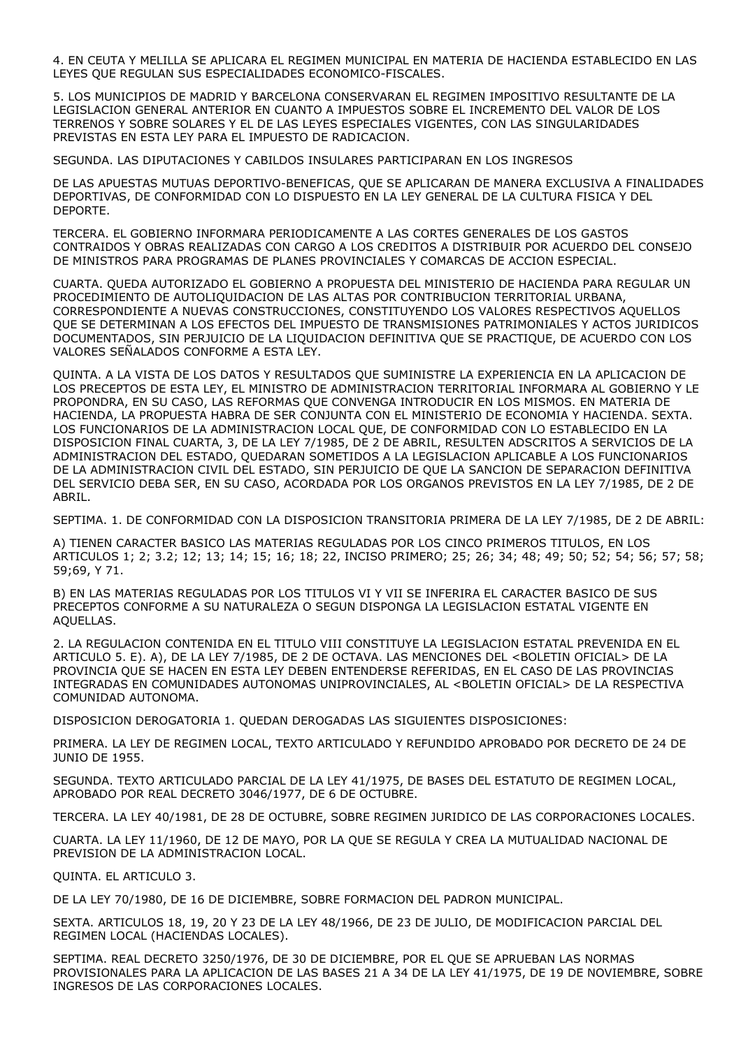4. EN CEUTA Y MELILLA SE APLICARA EL REGIMEN MUNICIPAL EN MATERIA DE HACIENDA ESTABLECIDO EN LAS LEYES QUE REGULAN SUS ESPECIALIDADES ECONOMICO-FISCALES.

5. LOS MUNICIPIOS DE MADRID Y BARCELONA CONSERVARAN EL REGIMEN IMPOSITIVO RESULTANTE DE LA LEGISLACION GENERAL ANTERIOR EN CUANTO A IMPUESTOS SOBRE EL INCREMENTO DEL VALOR DE LOS TERRENOS Y SOBRE SOLARES Y EL DE LAS LEYES ESPECIALES VIGENTES, CON LAS SINGULARIDADES PREVISTAS EN ESTA LEY PARA EL IMPUESTO DE RADICACION.

SEGUNDA. LAS DIPUTACIONES Y CABILDOS INSULARES PARTICIPARAN EN LOS INGRESOS

DE LAS APUESTAS MUTUAS DEPORTIVO-BENEFICAS, QUE SE APLICARAN DE MANERA EXCLUSIVA A FINALIDADES DEPORTIVAS, DE CONFORMIDAD CON LO DISPUESTO EN LA LEY GENERAL DE LA CULTURA FISICA Y DEL DEPORTE.

TERCERA. EL GOBIERNO INFORMARA PERIODICAMENTE A LAS CORTES GENERALES DE LOS GASTOS CONTRAIDOS Y OBRAS REALIZADAS CON CARGO A LOS CREDITOS A DISTRIBUIR POR ACUERDO DEL CONSEJO DE MINISTROS PARA PROGRAMAS DE PLANES PROVINCIALES Y COMARCAS DE ACCION ESPECIAL.

CUARTA. QUEDA AUTORIZADO EL GOBIERNO A PROPUESTA DEL MINISTERIO DE HACIENDA PARA REGULAR UN PROCEDIMIENTO DE AUTOLIQUIDACION DE LAS ALTAS POR CONTRIBUCION TERRITORIAL URBANA, CORRESPONDIENTE A NUEVAS CONSTRUCCIONES, CONSTITUYENDO LOS VALORES RESPECTIVOS AQUELLOS QUE SE DETERMINAN A LOS EFECTOS DEL IMPUESTO DE TRANSMISIONES PATRIMONIALES Y ACTOS JURIDICOS DOCUMENTADOS, SIN PERJUICIO DE LA LIQUIDACION DEFINITIVA QUE SE PRACTIQUE, DE ACUERDO CON LOS VALORES SEÑALADOS CONFORME A ESTA LEY.

QUINTA. A LA VISTA DE LOS DATOS Y RESULTADOS QUE SUMINISTRE LA EXPERIENCIA EN LA APLICACION DE LOS PRECEPTOS DE ESTA LEY, EL MINISTRO DE ADMINISTRACION TERRITORIAL INFORMARA AL GOBIERNO Y LE PROPONDRA, EN SU CASO, LAS REFORMAS QUE CONVENGA INTRODUCIR EN LOS MISMOS. EN MATERIA DE HACIENDA, LA PROPUESTA HABRA DE SER CONJUNTA CON EL MINISTERIO DE ECONOMIA Y HACIENDA. SEXTA. LOS FUNCIONARIOS DE LA ADMINISTRACION LOCAL QUE, DE CONFORMIDAD CON LO ESTABLECIDO EN LA DISPOSICION FINAL CUARTA, 3, DE LA LEY 7/1985, DE 2 DE ABRIL, RESULTEN ADSCRITOS A SERVICIOS DE LA ADMINISTRACION DEL ESTADO, QUEDARAN SOMETIDOS A LA LEGISLACION APLICABLE A LOS FUNCIONARIOS DE LA ADMINISTRACION CIVIL DEL ESTADO, SIN PERJUICIO DE QUE LA SANCION DE SEPARACION DEFINITIVA DEL SERVICIO DEBA SER, EN SU CASO, ACORDADA POR LOS ORGANOS PREVISTOS EN LA LEY 7/1985, DE 2 DE ABRIL.

SEPTIMA. 1. DE CONFORMIDAD CON LA DISPOSICION TRANSITORIA PRIMERA DE LA LEY 7/1985, DE 2 DE ABRIL:

A) TIENEN CARACTER BASICO LAS MATERIAS REGULADAS POR LOS CINCO PRIMEROS TITULOS, EN LOS ARTICULOS 1; 2; 3.2; 12; 13; 14; 15; 16; 18; 22, INCISO PRIMERO; 25; 26; 34; 48; 49; 50; 52; 54; 56; 57; 58; 59;69, Y 71.

B) EN LAS MATERIAS REGULADAS POR LOS TITULOS VI Y VII SE INFERIRA EL CARACTER BASICO DE SUS PRECEPTOS CONFORME A SU NATURALEZA O SEGUN DISPONGA LA LEGISLACION ESTATAL VIGENTE EN AQUELLAS.

2. LA REGULACION CONTENIDA EN EL TITULO VIII CONSTITUYE LA LEGISLACION ESTATAL PREVENIDA EN EL ARTICULO 5. E). A), DE LA LEY 7/1985, DE 2 DE OCTAVA. LAS MENCIONES DEL <BOLETIN OFICIAL> DE LA PROVINCIA QUE SE HACEN EN ESTA LEY DEBEN ENTENDERSE REFERIDAS, EN EL CASO DE LAS PROVINCIAS INTEGRADAS EN COMUNIDADES AUTONOMAS UNIPROVINCIALES, AL <BOLETIN OFICIAL> DE LA RESPECTIVA COMUNIDAD AUTONOMA.

DISPOSICION DEROGATORIA 1. QUEDAN DEROGADAS LAS SIGUIENTES DISPOSICIONES:

PRIMERA. LA LEY DE REGIMEN LOCAL, TEXTO ARTICULADO Y REFUNDIDO APROBADO POR DECRETO DE 24 DE JUNIO DE 1955.

SEGUNDA. TEXTO ARTICULADO PARCIAL DE LA LEY 41/1975, DE BASES DEL ESTATUTO DE REGIMEN LOCAL, APROBADO POR REAL DECRETO 3046/1977, DE 6 DE OCTUBRE.

TERCERA. LA LEY 40/1981, DE 28 DE OCTUBRE, SOBRE REGIMEN JURIDICO DE LAS CORPORACIONES LOCALES.

CUARTA. LA LEY 11/1960, DE 12 DE MAYO, POR LA QUE SE REGULA Y CREA LA MUTUALIDAD NACIONAL DE PREVISION DE LA ADMINISTRACION LOCAL.

QUINTA. EL ARTICULO 3.

DE LA LEY 70/1980, DE 16 DE DICIEMBRE, SOBRE FORMACION DEL PADRON MUNICIPAL.

SEXTA. ARTICULOS 18, 19, 20 Y 23 DE LA LEY 48/1966, DE 23 DE JULIO, DE MODIFICACION PARCIAL DEL REGIMEN LOCAL (HACIENDAS LOCALES).

SEPTIMA. REAL DECRETO 3250/1976, DE 30 DE DICIEMBRE, POR EL QUE SE APRUEBAN LAS NORMAS PROVISIONALES PARA LA APLICACION DE LAS BASES 21 A 34 DE LA LEY 41/1975, DE 19 DE NOVIEMBRE, SOBRE INGRESOS DE LAS CORPORACIONES LOCALES.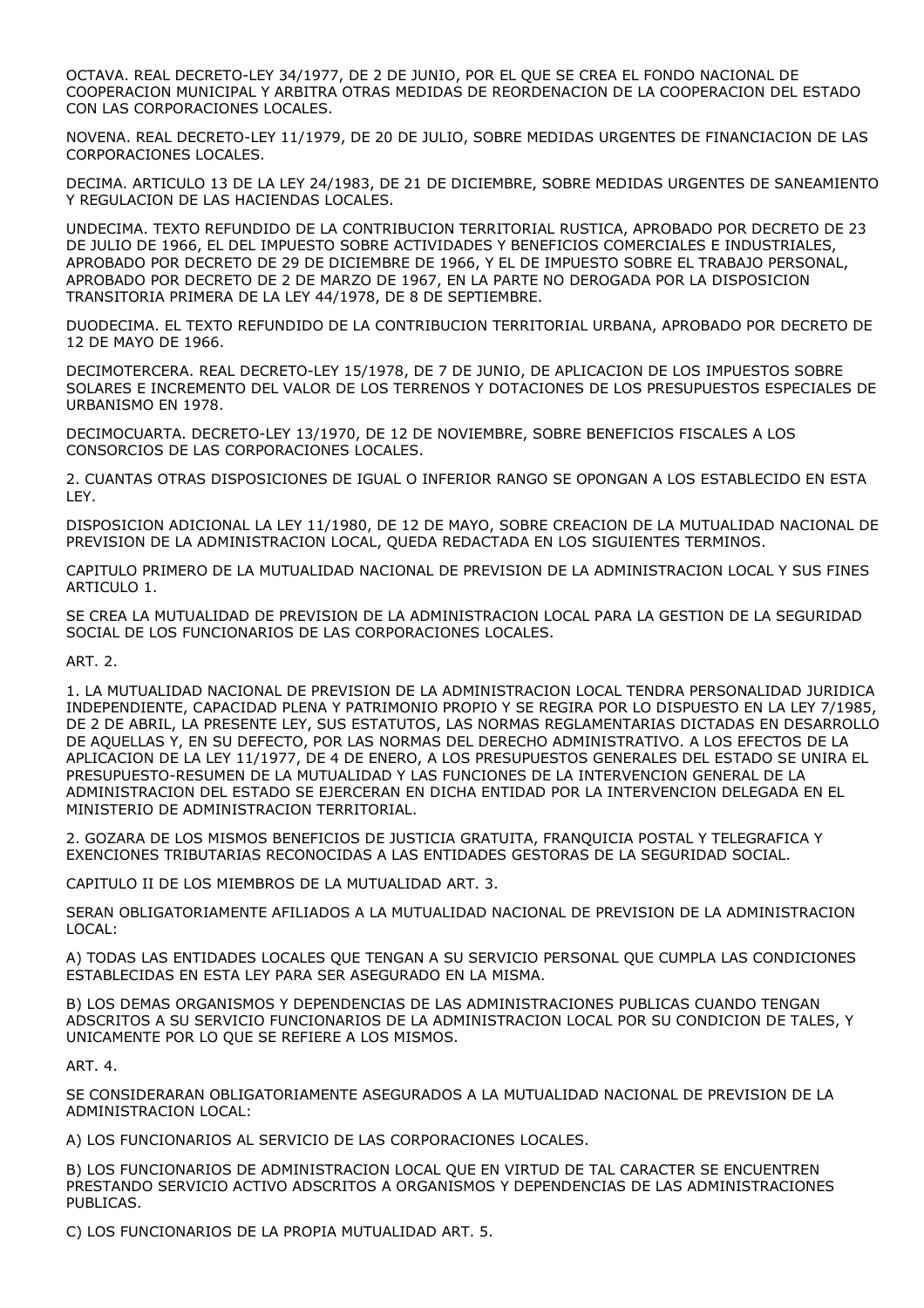OCTAVA. REAL DECRETO-LEY 34/1977, DE 2 DE JUNIO, POR EL QUE SE CREA EL FONDO NACIONAL DE COOPERACION MUNICIPAL Y ARBITRA OTRAS MEDIDAS DE REORDENACION DE LA COOPERACION DEL ESTADO CON LAS CORPORACIONES LOCALES.

NOVENA. REAL DECRETO-LEY 11/1979, DE 20 DE JULIO, SOBRE MEDIDAS URGENTES DE FINANCIACION DE LAS CORPORACIONES LOCALES.

DECIMA. ARTICULO 13 DE LA LEY 24/1983, DE 21 DE DICIEMBRE, SOBRE MEDIDAS URGENTES DE SANEAMIENTO Y REGULACION DE LAS HACIENDAS LOCALES.

UNDECIMA. TEXTO REFUNDIDO DE LA CONTRIBUCION TERRITORIAL RUSTICA, APROBADO POR DECRETO DE 23 DE JULIO DE 1966, EL DEL IMPUESTO SOBRE ACTIVIDADES Y BENEFICIOS COMERCIALES E INDUSTRIALES, APROBADO POR DECRETO DE 29 DE DICIEMBRE DE 1966, Y EL DE IMPUESTO SOBRE EL TRABAJO PERSONAL, APROBADO POR DECRETO DE 2 DE MARZO DE 1967, EN LA PARTE NO DEROGADA POR LA DISPOSICION TRANSITORIA PRIMERA DE LA LEY 44/1978, DE 8 DE SEPTIEMBRE.

DUODECIMA. EL TEXTO REFUNDIDO DE LA CONTRIBUCION TERRITORIAL URBANA, APROBADO POR DECRETO DE 12 DE MAYO DE 1966.

DECIMOTERCERA. REAL DECRETO-LEY 15/1978, DE 7 DE JUNIO, DE APLICACION DE LOS IMPUESTOS SOBRE SOLARES E INCREMENTO DEL VALOR DE LOS TERRENOS Y DOTACIONES DE LOS PRESUPUESTOS ESPECIALES DE URBANISMO EN 1978.

DECIMOCUARTA. DECRETO-LEY 13/1970, DE 12 DE NOVIEMBRE, SOBRE BENEFICIOS FISCALES A LOS CONSORCIOS DE LAS CORPORACIONES LOCALES.

2. CUANTAS OTRAS DISPOSICIONES DE IGUAL O INFERIOR RANGO SE OPONGAN A LOS ESTABLECIDO EN ESTA LEY.

DISPOSICION ADICIONAL LA LEY 11/1980, DE 12 DE MAYO, SOBRE CREACION DE LA MUTUALIDAD NACIONAL DE PREVISION DE LA ADMINISTRACION LOCAL, QUEDA REDACTADA EN LOS SIGUIENTES TERMINOS.

CAPITULO PRIMERO DE LA MUTUALIDAD NACIONAL DE PREVISION DE LA ADMINISTRACION LOCAL Y SUS FINES ARTICULO 1.

SE CREA LA MUTUALIDAD DE PREVISION DE LA ADMINISTRACION LOCAL PARA LA GESTION DE LA SEGURIDAD SOCIAL DE LOS FUNCIONARIOS DE LAS CORPORACIONES LOCALES.

ART. 2.

1. LA MUTUALIDAD NACIONAL DE PREVISION DE LA ADMINISTRACION LOCAL TENDRA PERSONALIDAD JURIDICA INDEPENDIENTE, CAPACIDAD PLENA Y PATRIMONIO PROPIO Y SE REGIRA POR LO DISPUESTO EN LA LEY 7/1985, DE 2 DE ABRIL, LA PRESENTE LEY, SUS ESTATUTOS, LAS NORMAS REGLAMENTARIAS DICTADAS EN DESARROLLO DE AQUELLAS Y, EN SU DEFECTO, POR LAS NORMAS DEL DERECHO ADMINISTRATIVO. A LOS EFECTOS DE LA APLICACION DE LA LEY 11/1977, DE 4 DE ENERO, A LOS PRESUPUESTOS GENERALES DEL ESTADO SE UNIRA EL PRESUPUESTO-RESUMEN DE LA MUTUALIDAD Y LAS FUNCIONES DE LA INTERVENCION GENERAL DE LA ADMINISTRACION DEL ESTADO SE EJERCERAN EN DICHA ENTIDAD POR LA INTERVENCION DELEGADA EN EL MINISTERIO DE ADMINISTRACION TERRITORIAL.

2. GOZARA DE LOS MISMOS BENEFICIOS DE JUSTICIA GRATUITA, FRANQUICIA POSTAL Y TELEGRAFICA Y EXENCIONES TRIBUTARIAS RECONOCIDAS A LAS ENTIDADES GESTORAS DE LA SEGURIDAD SOCIAL.

CAPITULO II DE LOS MIEMBROS DE LA MUTUALIDAD ART. 3.

SERAN OBLIGATORIAMENTE AFILIADOS A LA MUTUALIDAD NACIONAL DE PREVISION DE LA ADMINISTRACION LOCAL:

A) TODAS LAS ENTIDADES LOCALES QUE TENGAN A SU SERVICIO PERSONAL QUE CUMPLA LAS CONDICIONES ESTABLECIDAS EN ESTA LEY PARA SER ASEGURADO EN LA MISMA.

B) LOS DEMAS ORGANISMOS Y DEPENDENCIAS DE LAS ADMINISTRACIONES PUBLICAS CUANDO TENGAN ADSCRITOS A SU SERVICIO FUNCIONARIOS DE LA ADMINISTRACION LOCAL POR SU CONDICION DE TALES, Y UNICAMENTE POR LO QUE SE REFIERE A LOS MISMOS.

ART. 4.

SE CONSIDERARAN OBLIGATORIAMENTE ASEGURADOS A LA MUTUALIDAD NACIONAL DE PREVISION DE LA ADMINISTRACION LOCAL:

A) LOS FUNCIONARIOS AL SERVICIO DE LAS CORPORACIONES LOCALES.

B) LOS FUNCIONARIOS DE ADMINISTRACION LOCAL QUE EN VIRTUD DE TAL CARACTER SE ENCUENTREN PRESTANDO SERVICIO ACTIVO ADSCRITOS A ORGANISMOS Y DEPENDENCIAS DE LAS ADMINISTRACIONES PUBLICAS.

C) LOS FUNCIONARIOS DE LA PROPIA MUTUALIDAD ART. 5.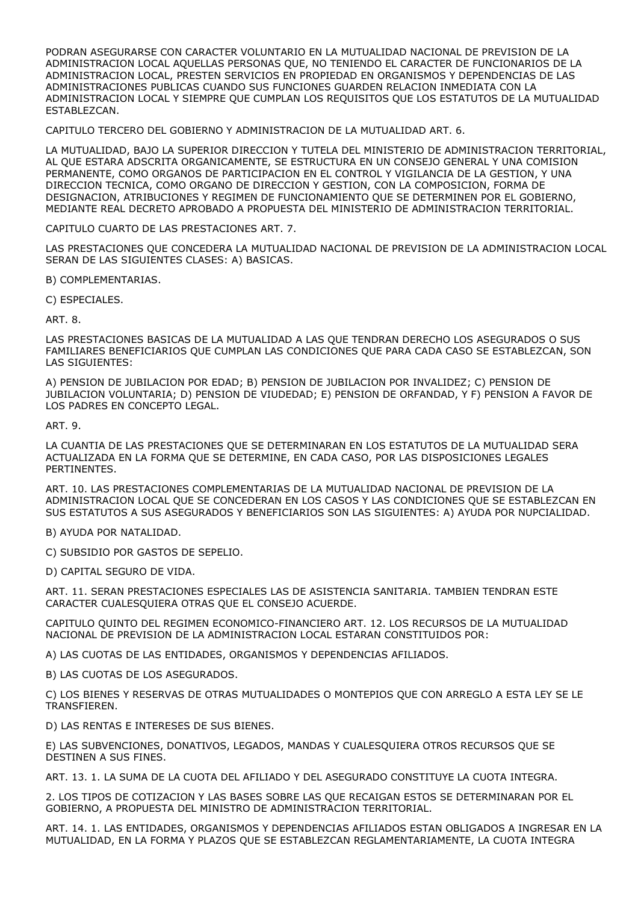PODRAN ASEGURARSE CON CARACTER VOLUNTARIO EN LA MUTUALIDAD NACIONAL DE PREVISION DE LA ADMINISTRACION LOCAL AQUELLAS PERSONAS QUE, NO TENIENDO EL CARACTER DE FUNCIONARIOS DE LA ADMINISTRACION LOCAL, PRESTEN SERVICIOS EN PROPIEDAD EN ORGANISMOS Y DEPENDENCIAS DE LAS ADMINISTRACIONES PUBLICAS CUANDO SUS FUNCIONES GUARDEN RELACION INMEDIATA CON LA ADMINISTRACION LOCAL Y SIEMPRE QUE CUMPLAN LOS REQUISITOS QUE LOS ESTATUTOS DE LA MUTUALIDAD ESTABLEZCAN.

CAPITULO TERCERO DEL GOBIERNO Y ADMINISTRACION DE LA MUTUALIDAD ART. 6.

LA MUTUALIDAD, BAJO LA SUPERIOR DIRECCION Y TUTELA DEL MINISTERIO DE ADMINISTRACION TERRITORIAL, AL QUE ESTARA ADSCRITA ORGANICAMENTE, SE ESTRUCTURA EN UN CONSEJO GENERAL Y UNA COMISION PERMANENTE, COMO ORGANOS DE PARTICIPACION EN EL CONTROL Y VIGILANCIA DE LA GESTION, Y UNA DIRECCION TECNICA, COMO ORGANO DE DIRECCION Y GESTION, CON LA COMPOSICION, FORMA DE DESIGNACION, ATRIBUCIONES Y REGIMEN DE FUNCIONAMIENTO QUE SE DETERMINEN POR EL GOBIERNO, MEDIANTE REAL DECRETO APROBADO A PROPUESTA DEL MINISTERIO DE ADMINISTRACION TERRITORIAL.

CAPITULO CUARTO DE LAS PRESTACIONES ART. 7.

LAS PRESTACIONES QUE CONCEDERA LA MUTUALIDAD NACIONAL DE PREVISION DE LA ADMINISTRACION LOCAL SERAN DE LAS SIGUIENTES CLASES: A) BASICAS.

B) COMPLEMENTARIAS.

C) ESPECIALES.

ART. 8.

LAS PRESTACIONES BASICAS DE LA MUTUALIDAD A LAS QUE TENDRAN DERECHO LOS ASEGURADOS O SUS FAMILIARES BENEFICIARIOS QUE CUMPLAN LAS CONDICIONES QUE PARA CADA CASO SE ESTABLEZCAN, SON LAS SIGUIENTES:

A) PENSION DE JUBILACION POR EDAD; B) PENSION DE JUBILACION POR INVALIDEZ; C) PENSION DE JUBILACION VOLUNTARIA; D) PENSION DE VIUDEDAD; E) PENSION DE ORFANDAD, Y F) PENSION A FAVOR DE LOS PADRES EN CONCEPTO LEGAL.

ART. 9.

LA CUANTIA DE LAS PRESTACIONES QUE SE DETERMINARAN EN LOS ESTATUTOS DE LA MUTUALIDAD SERA ACTUALIZADA EN LA FORMA QUE SE DETERMINE, EN CADA CASO, POR LAS DISPOSICIONES LEGALES PERTINENTES.

ART. 10. LAS PRESTACIONES COMPLEMENTARIAS DE LA MUTUALIDAD NACIONAL DE PREVISION DE LA ADMINISTRACION LOCAL QUE SE CONCEDERAN EN LOS CASOS Y LAS CONDICIONES QUE SE ESTABLEZCAN EN SUS ESTATUTOS A SUS ASEGURADOS Y BENEFICIARIOS SON LAS SIGUIENTES: A) AYUDA POR NUPCIALIDAD.

B) AYUDA POR NATALIDAD.

C) SUBSIDIO POR GASTOS DE SEPELIO.

D) CAPITAL SEGURO DE VIDA.

ART. 11. SERAN PRESTACIONES ESPECIALES LAS DE ASISTENCIA SANITARIA. TAMBIEN TENDRAN ESTE CARACTER CUALESQUIERA OTRAS QUE EL CONSEJO ACUERDE.

CAPITULO QUINTO DEL REGIMEN ECONOMICO-FINANCIERO ART. 12. LOS RECURSOS DE LA MUTUALIDAD NACIONAL DE PREVISION DE LA ADMINISTRACION LOCAL ESTARAN CONSTITUIDOS POR:

A) LAS CUOTAS DE LAS ENTIDADES, ORGANISMOS Y DEPENDENCIAS AFILIADOS.

B) LAS CUOTAS DE LOS ASEGURADOS.

C) LOS BIENES Y RESERVAS DE OTRAS MUTUALIDADES O MONTEPIOS QUE CON ARREGLO A ESTA LEY SE LE TRANSFIEREN.

D) LAS RENTAS E INTERESES DE SUS BIENES.

E) LAS SUBVENCIONES, DONATIVOS, LEGADOS, MANDAS Y CUALESQUIERA OTROS RECURSOS QUE SE DESTINEN A SUS FINES.

ART. 13. 1. LA SUMA DE LA CUOTA DEL AFILIADO Y DEL ASEGURADO CONSTITUYE LA CUOTA INTEGRA.

2. LOS TIPOS DE COTIZACION Y LAS BASES SOBRE LAS QUE RECAIGAN ESTOS SE DETERMINARAN POR EL GOBIERNO, A PROPUESTA DEL MINISTRO DE ADMINISTRACION TERRITORIAL.

ART. 14. 1. LAS ENTIDADES, ORGANISMOS Y DEPENDENCIAS AFILIADOS ESTAN OBLIGADOS A INGRESAR EN LA MUTUALIDAD, EN LA FORMA Y PLAZOS QUE SE ESTABLEZCAN REGLAMENTARIAMENTE, LA CUOTA INTEGRA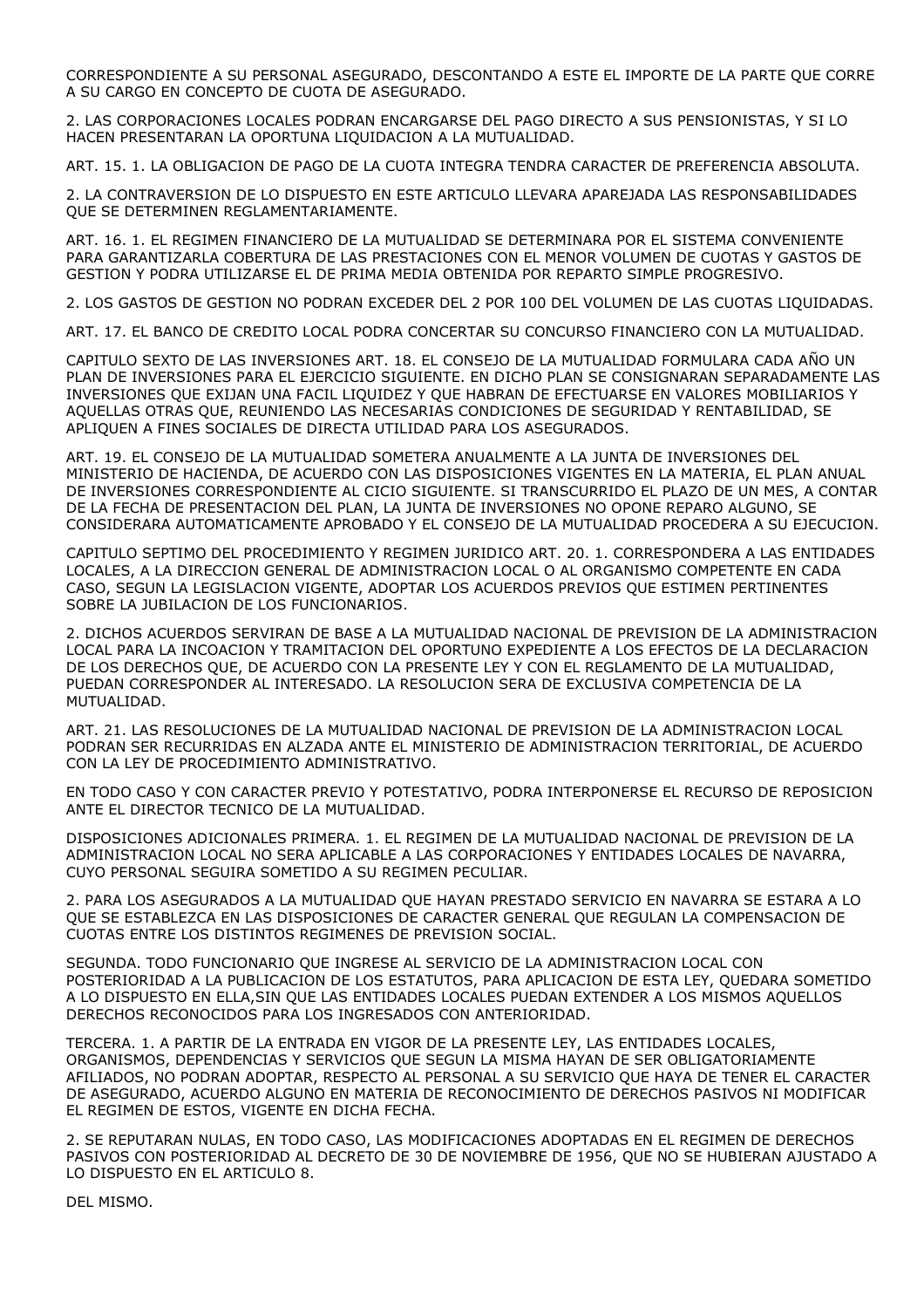CORRESPONDIENTE A SU PERSONAL ASEGURADO, DESCONTANDO A ESTE EL IMPORTE DE LA PARTE QUE CORRE A SU CARGO EN CONCEPTO DE CUOTA DE ASEGURADO.

2. LAS CORPORACIONES LOCALES PODRAN ENCARGARSE DEL PAGO DIRECTO A SUS PENSIONISTAS, Y SI LO HACEN PRESENTARAN LA OPORTUNA LIQUIDACION A LA MUTUALIDAD.

ART. 15. 1. LA OBLIGACION DE PAGO DE LA CUOTA INTEGRA TENDRA CARACTER DE PREFERENCIA ABSOLUTA.

2. LA CONTRAVERSION DE LO DISPUESTO EN ESTE ARTICULO LLEVARA APAREJADA LAS RESPONSABILIDADES QUE SE DETERMINEN REGLAMENTARIAMENTE.

ART. 16. 1. EL REGIMEN FINANCIERO DE LA MUTUALIDAD SE DETERMINARA POR EL SISTEMA CONVENIENTE PARA GARANTIZARLA COBERTURA DE LAS PRESTACIONES CON EL MENOR VOLUMEN DE CUOTAS Y GASTOS DE GESTION Y PODRA UTILIZARSE EL DE PRIMA MEDIA OBTENIDA POR REPARTO SIMPLE PROGRESIVO.

2. LOS GASTOS DE GESTION NO PODRAN EXCEDER DEL 2 POR 100 DEL VOLUMEN DE LAS CUOTAS LIQUIDADAS.

ART. 17. EL BANCO DE CREDITO LOCAL PODRA CONCERTAR SU CONCURSO FINANCIERO CON LA MUTUALIDAD.

CAPITULO SEXTO DE LAS INVERSIONES ART. 18. EL CONSEJO DE LA MUTUALIDAD FORMULARA CADA AÑO UN PLAN DE INVERSIONES PARA EL EJERCICIO SIGUIENTE. EN DICHO PLAN SE CONSIGNARAN SEPARADAMENTE LAS INVERSIONES QUE EXIJAN UNA FACIL LIQUIDEZ Y QUE HABRAN DE EFECTUARSE EN VALORES MOBILIARIOS Y AQUELLAS OTRAS QUE, REUNIENDO LAS NECESARIAS CONDICIONES DE SEGURIDAD Y RENTABILIDAD, SE APLIQUEN A FINES SOCIALES DE DIRECTA UTILIDAD PARA LOS ASEGURADOS.

ART. 19. EL CONSEJO DE LA MUTUALIDAD SOMETERA ANUALMENTE A LA JUNTA DE INVERSIONES DEL MINISTERIO DE HACIENDA, DE ACUERDO CON LAS DISPOSICIONES VIGENTES EN LA MATERIA, EL PLAN ANUAL DE INVERSIONES CORRESPONDIENTE AL CICIO SIGUIENTE. SI TRANSCURRIDO EL PLAZO DE UN MES, A CONTAR DE LA FECHA DE PRESENTACION DEL PLAN, LA JUNTA DE INVERSIONES NO OPONE REPARO ALGUNO, SE CONSIDERARA AUTOMATICAMENTE APROBADO Y EL CONSEJO DE LA MUTUALIDAD PROCEDERA A SU EJECUCION.

CAPITULO SEPTIMO DEL PROCEDIMIENTO Y REGIMEN JURIDICO ART. 20. 1. CORRESPONDERA A LAS ENTIDADES LOCALES, A LA DIRECCION GENERAL DE ADMINISTRACION LOCAL O AL ORGANISMO COMPETENTE EN CADA CASO, SEGUN LA LEGISLACION VIGENTE, ADOPTAR LOS ACUERDOS PREVIOS QUE ESTIMEN PERTINENTES SOBRE LA JUBILACION DE LOS FUNCIONARIOS.

2. DICHOS ACUERDOS SERVIRAN DE BASE A LA MUTUALIDAD NACIONAL DE PREVISION DE LA ADMINISTRACION LOCAL PARA LA INCOACION Y TRAMITACION DEL OPORTUNO EXPEDIENTE A LOS EFECTOS DE LA DECLARACION DE LOS DERECHOS QUE, DE ACUERDO CON LA PRESENTE LEY Y CON EL REGLAMENTO DE LA MUTUALIDAD, PUEDAN CORRESPONDER AL INTERESADO. LA RESOLUCION SERA DE EXCLUSIVA COMPETENCIA DE LA MUTUALIDAD.

ART. 21. LAS RESOLUCIONES DE LA MUTUALIDAD NACIONAL DE PREVISION DE LA ADMINISTRACION LOCAL PODRAN SER RECURRIDAS EN ALZADA ANTE EL MINISTERIO DE ADMINISTRACION TERRITORIAL, DE ACUERDO CON LA LEY DE PROCEDIMIENTO ADMINISTRATIVO.

EN TODO CASO Y CON CARACTER PREVIO Y POTESTATIVO, PODRA INTERPONERSE EL RECURSO DE REPOSICION ANTE EL DIRECTOR TECNICO DE LA MUTUALIDAD.

DISPOSICIONES ADICIONALES PRIMERA. 1. EL REGIMEN DE LA MUTUALIDAD NACIONAL DE PREVISION DE LA ADMINISTRACION LOCAL NO SERA APLICABLE A LAS CORPORACIONES Y ENTIDADES LOCALES DE NAVARRA, CUYO PERSONAL SEGUIRA SOMETIDO A SU REGIMEN PECULIAR.

2. PARA LOS ASEGURADOS A LA MUTUALIDAD QUE HAYAN PRESTADO SERVICIO EN NAVARRA SE ESTARA A LO QUE SE ESTABLEZCA EN LAS DISPOSICIONES DE CARACTER GENERAL QUE REGULAN LA COMPENSACION DE CUOTAS ENTRE LOS DISTINTOS REGIMENES DE PREVISION SOCIAL.

SEGUNDA. TODO FUNCIONARIO QUE INGRESE AL SERVICIO DE LA ADMINISTRACION LOCAL CON POSTERIORIDAD A LA PUBLICACION DE LOS ESTATUTOS, PARA APLICACION DE ESTA LEY, QUEDARA SOMETIDO A LO DISPUESTO EN ELLA,SIN QUE LAS ENTIDADES LOCALES PUEDAN EXTENDER A LOS MISMOS AQUELLOS DERECHOS RECONOCIDOS PARA LOS INGRESADOS CON ANTERIORIDAD.

TERCERA. 1. A PARTIR DE LA ENTRADA EN VIGOR DE LA PRESENTE LEY, LAS ENTIDADES LOCALES, ORGANISMOS, DEPENDENCIAS Y SERVICIOS QUE SEGUN LA MISMA HAYAN DE SER OBLIGATORIAMENTE AFILIADOS, NO PODRAN ADOPTAR, RESPECTO AL PERSONAL A SU SERVICIO QUE HAYA DE TENER EL CARACTER DE ASEGURADO, ACUERDO ALGUNO EN MATERIA DE RECONOCIMIENTO DE DERECHOS PASIVOS NI MODIFICAR EL REGIMEN DE ESTOS, VIGENTE EN DICHA FECHA.

2. SE REPUTARAN NULAS, EN TODO CASO, LAS MODIFICACIONES ADOPTADAS EN EL REGIMEN DE DERECHOS PASIVOS CON POSTERIORIDAD AL DECRETO DE 30 DE NOVIEMBRE DE 1956, QUE NO SE HUBIERAN AJUSTADO A LO DISPUESTO EN EL ARTICULO 8.

DEL MISMO.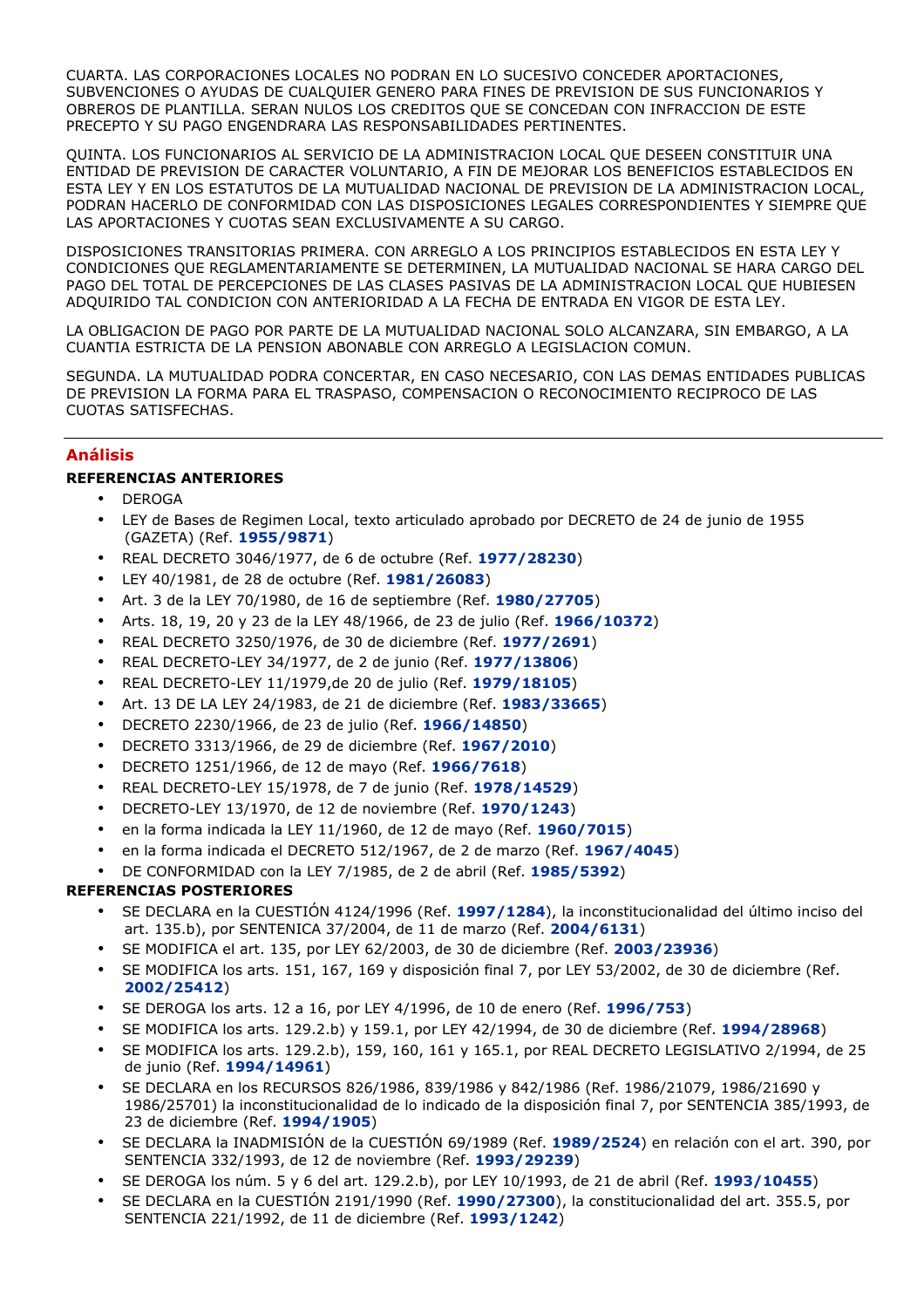CUARTA. LAS CORPORACIONES LOCALES NO PODRAN EN LO SUCESIVO CONCEDER APORTACIONES, SUBVENCIONES O AYUDAS DE CUALQUIER GENERO PARA FINES DE PREVISION DE SUS FUNCIONARIOS Y OBREROS DE PLANTILLA. SERAN NULOS LOS CREDITOS QUE SE CONCEDAN CON INFRACCION DE ESTE PRECEPTO Y SU PAGO ENGENDRARA LAS RESPONSABILIDADES PERTINENTES.

QUINTA. LOS FUNCIONARIOS AL SERVICIO DE LA ADMINISTRACION LOCAL QUE DESEEN CONSTITUIR UNA ENTIDAD DE PREVISION DE CARACTER VOLUNTARIO, A FIN DE MEJORAR LOS BENEFICIOS ESTABLECIDOS EN ESTA LEY Y EN LOS ESTATUTOS DE LA MUTUALIDAD NACIONAL DE PREVISION DE LA ADMINISTRACION LOCAL, PODRAN HACERLO DE CONFORMIDAD CON LAS DISPOSICIONES LEGALES CORRESPONDIENTES Y SIEMPRE QUE LAS APORTACIONES Y CUOTAS SEAN EXCLUSIVAMENTE A SU CARGO.

DISPOSICIONES TRANSITORIAS PRIMERA. CON ARREGLO A LOS PRINCIPIOS ESTABLECIDOS EN ESTA LEY Y CONDICIONES QUE REGLAMENTARIAMENTE SE DETERMINEN, LA MUTUALIDAD NACIONAL SE HARA CARGO DEL PAGO DEL TOTAL DE PERCEPCIONES DE LAS CLASES PASIVAS DE LA ADMINISTRACION LOCAL QUE HUBIESEN ADQUIRIDO TAL CONDICION CON ANTERIORIDAD A LA FECHA DE ENTRADA EN VIGOR DE ESTA LEY.

LA OBLIGACION DE PAGO POR PARTE DE LA MUTUALIDAD NACIONAL SOLO ALCANZARA, SIN EMBARGO, A LA CUANTIA ESTRICTA DE LA PENSION ABONABLE CON ARREGLO A LEGISLACION COMUN.

SEGUNDA. LA MUTUALIDAD PODRA CONCERTAR, EN CASO NECESARIO, CON LAS DEMAS ENTIDADES PUBLICAS DE PREVISION LA FORMA PARA EL TRASPASO, COMPENSACION O RECONOCIMIENTO RECIPROCO DE LAS CUOTAS SATISFECHAS.

---

## Análisis

**REFERENCIAS ANTERIORES**

- DEROGA
- LEY de Bases de Regimen Local, texto articulado aprobado por DECRETO de 24 de junio de 1955 (GAZETA) (Ref. **1955/9871**)
- REAL DECRETO 3046/1977, de 6 de octubre (Ref. **1977/28230**)
- LEY 40/1981, de 28 de octubre (Ref. **1981/26083**)
- Art. 3 de la LEY 70/1980, de 16 de septiembre (Ref. **1980/27705**)
- Arts. 18, 19, 20 y 23 de la LEY 48/1966, de 23 de julio (Ref. **1966/10372**)
- REAL DECRETO 3250/1976, de 30 de diciembre (Ref. **1977/2691**)
- REAL DECRETO-LEY 34/1977, de 2 de junio (Ref. **1977/13806**)
- REAL DECRETO-LEY 11/1979,de 20 de julio (Ref. **1979/18105**)
- Art. 13 DE LA LEY 24/1983, de 21 de diciembre (Ref. **1983/33665**)
- DECRETO 2230/1966, de 23 de julio (Ref. **1966/14850**)
- DECRETO 3313/1966, de 29 de diciembre (Ref. **1967/2010**)
- DECRETO 1251/1966, de 12 de mayo (Ref. **1966/7618**)
- REAL DECRETO-LEY 15/1978, de 7 de junio (Ref. **1978/14529**)
- DECRETO-LEY 13/1970, de 12 de noviembre (Ref. **1970/1243**)
- en la forma indicada la LEY 11/1960, de 12 de mayo (Ref. **1960/7015**)
- en la forma indicada el DECRETO 512/1967, de 2 de marzo (Ref. **1967/4045**)
- DE CONFORMIDAD con la LEY 7/1985, de 2 de abril (Ref. **1985/5392**)

**REFERENCIAS POSTERIORES**

- SE DECLARA en la CUESTIÓN 4124/1996 (Ref. **1997/1284**), la inconstitucionalidad del último inciso del art. 135.b), por SENTENICA 37/2004, de 11 de marzo (Ref. **2004/6131**)
- SE MODIFICA el art. 135, por LEY 62/2003, de 30 de diciembre (Ref. **2003/23936**)
- SE MODIFICA los arts. 151, 167, 169 y disposición final 7, por LEY 53/2002, de 30 de diciembre (Ref. **2002/25412**)
- SE DEROGA los arts. 12 a 16, por LEY 4/1996, de 10 de enero (Ref. **1996/753**)
- SE MODIFICA los arts. 129.2.b) y 159.1, por LEY 42/1994, de 30 de diciembre (Ref. **1994/28968**)
- SE MODIFICA los arts. 129.2.b), 159, 160, 161 y 165.1, por REAL DECRETO LEGISLATIVO 2/1994, de 25 de junio (Ref. **1994/14961**)
- SE DECLARA en los RECURSOS 826/1986, 839/1986 y 842/1986 (Ref. 1986/21079, 1986/21690 y 1986/25701) la inconstitucionalidad de lo indicado de la disposición final 7, por SENTENCIA 385/1993, de 23 de diciembre (Ref. **1994/1905**)
- SE DECLARA la INADMISIÓN de la CUESTIÓN 69/1989 (Ref. **1989/2524**) en relación con el art. 390, por SENTENCIA 332/1993, de 12 de noviembre (Ref. **1993/29239**)
- SE DEROGA los núm. 5 y 6 del art. 129.2.b), por LEY 10/1993, de 21 de abril (Ref. **1993/10455**)
- SE DECLARA en la CUESTIÓN 2191/1990 (Ref. **1990/27300**), la constitucionalidad del art. 355.5, por SENTENCIA 221/1992, de 11 de diciembre (Ref. **1993/1242**)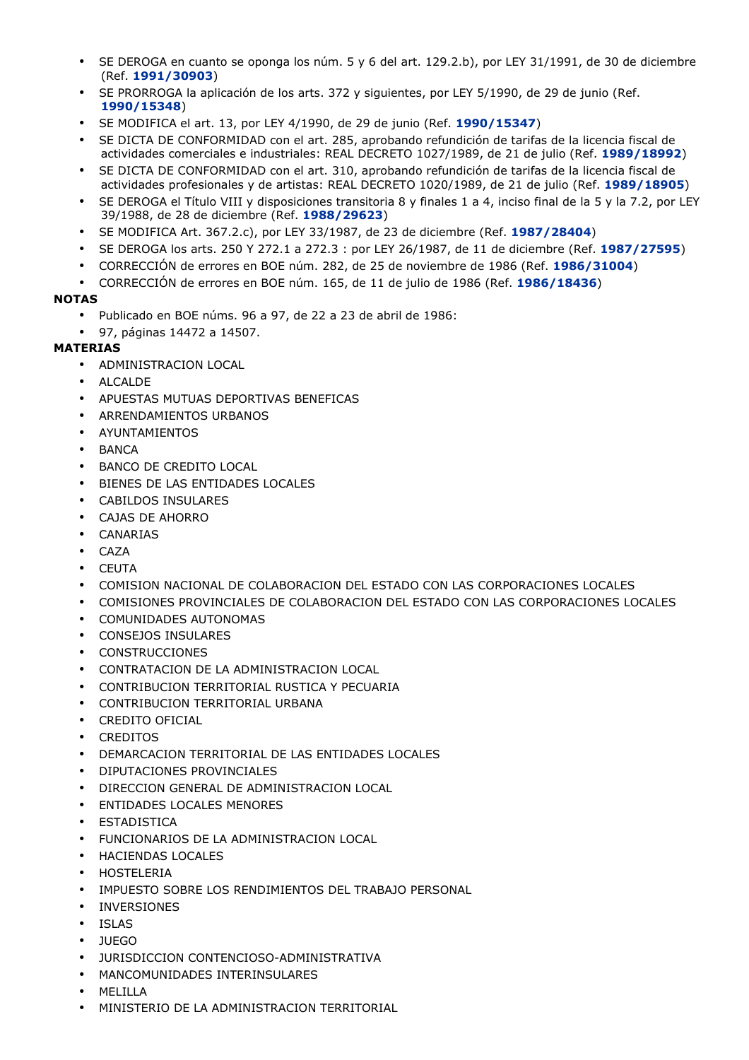- SE DEROGA en cuanto se oponga los núm. 5 y 6 del art. 129.2.b), por LEY 31/1991, de 30 de diciembre (Ref. **1991/30903**)
- SE PRORROGA la aplicación de los arts. 372 y siguientes, por LEY 5/1990, de 29 de junio (Ref. **1990/15348**)
- SE MODIFICA el art. 13, por LEY 4/1990, de 29 de junio (Ref. **1990/15347**)
- SE DICTA DE CONFORMIDAD con el art. 285, aprobando refundición de tarifas de la licencia fiscal de actividades comerciales e industriales: REAL DECRETO 1027/1989, de 21 de julio (Ref. **1989/18992**)
- SE DICTA DE CONFORMIDAD con el art. 310, aprobando refundición de tarifas de la licencia fiscal de actividades profesionales y de artistas: REAL DECRETO 1020/1989, de 21 de julio (Ref. **1989/18905**)
- SE DEROGA el Título VIII y disposiciones transitoria 8 y finales 1 a 4, inciso final de la 5 y la 7.2, por LEY 39/1988, de 28 de diciembre (Ref. **1988/29623**)
- SE MODIFICA Art. 367.2.c), por LEY 33/1987, de 23 de diciembre (Ref. **1987/28404**)
- SE DEROGA los arts. 250 Y 272.1 a 272.3 : por LEY 26/1987, de 11 de diciembre (Ref. **1987/27595**)
- CORRECCIÓN de errores en BOE núm. 282, de 25 de noviembre de 1986 (Ref. **1986/31004**)
- CORRECCIÓN de errores en BOE núm. 165, de 11 de julio de 1986 (Ref. **1986/18436**)

**NOTAS**

- Publicado en BOE núms. 96 a 97, de 22 a 23 de abril de 1986:
- 97, páginas 14472 a 14507.

**MATERIAS**

- ADMINISTRACION LOCAL
- ALCALDE
- APUESTAS MUTUAS DEPORTIVAS BENEFICAS
- ARRENDAMIENTOS URBANOS
- AYUNTAMIENTOS
- BANCA
- BANCO DE CREDITO LOCAL
- BIENES DE LAS ENTIDADES LOCALES
- CABILDOS INSULARES
- CAJAS DE AHORRO
- CANARIAS
- CAZA
- CEUTA
- COMISION NACIONAL DE COLABORACION DEL ESTADO CON LAS CORPORACIONES LOCALES
- COMISIONES PROVINCIALES DE COLABORACION DEL ESTADO CON LAS CORPORACIONES LOCALES
- COMUNIDADES AUTONOMAS
- CONSEJOS INSULARES
- CONSTRUCCIONES
- CONTRATACION DE LA ADMINISTRACION LOCAL
- CONTRIBUCION TERRITORIAL RUSTICA Y PECUARIA
- CONTRIBUCION TERRITORIAL URBANA
- CREDITO OFICIAL
- CREDITOS
- DEMARCACION TERRITORIAL DE LAS ENTIDADES LOCALES
- DIPUTACIONES PROVINCIALES
- DIRECCION GENERAL DE ADMINISTRACION LOCAL
- ENTIDADES LOCALES MENORES
- ESTADISTICA
- FUNCIONARIOS DE LA ADMINISTRACION LOCAL
- HACIENDAS LOCALES
- HOSTELERIA
- IMPUESTO SOBRE LOS RENDIMIENTOS DEL TRABAJO PERSONAL
- INVERSIONES
- ISLAS
- JUEGO
- JURISDICCION CONTENCIOSO-ADMINISTRATIVA
- MANCOMUNIDADES INTERINSULARES
- MELILLA
- MINISTERIO DE LA ADMINISTRACION TERRITORIAL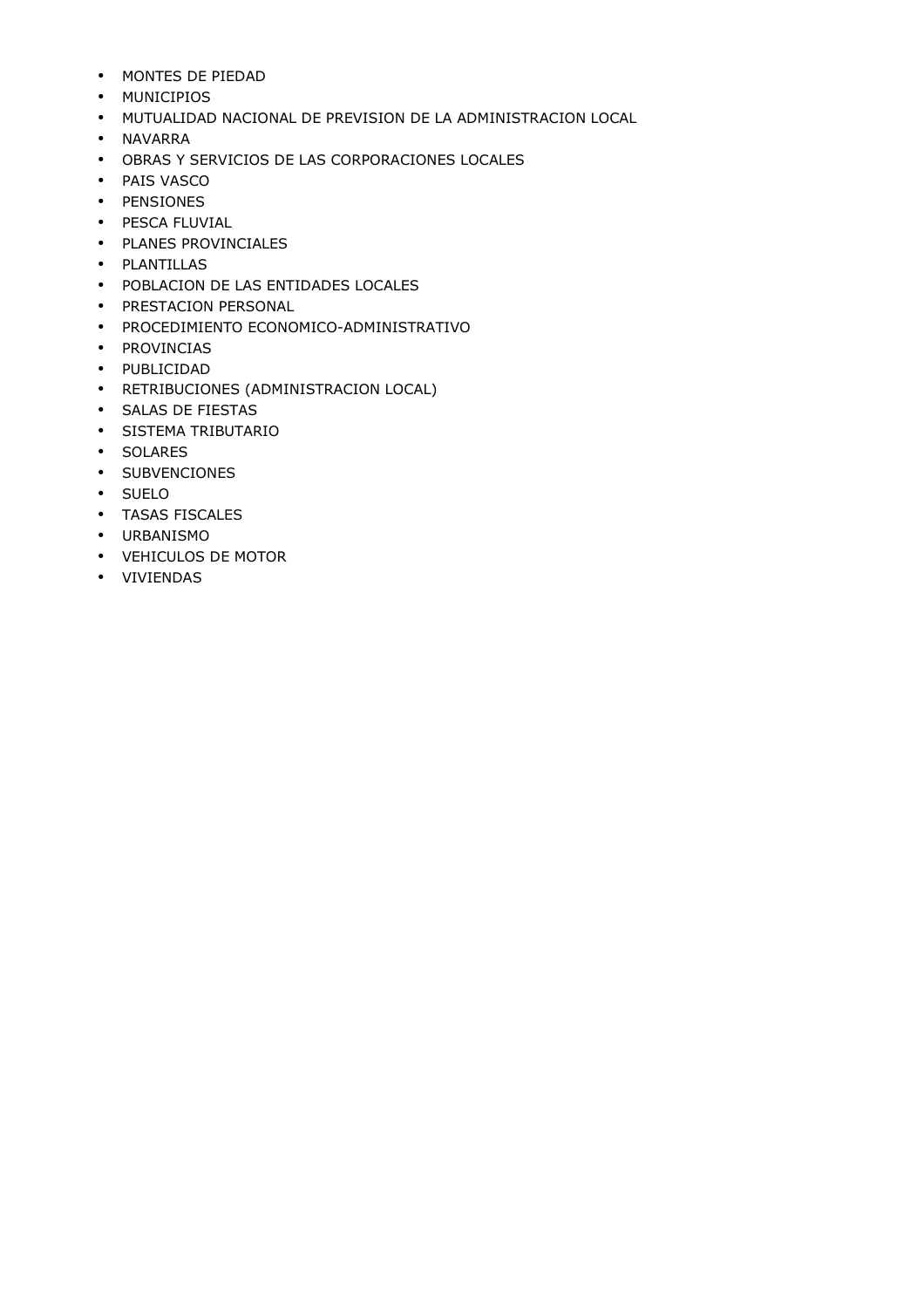- MONTES DE PIEDAD
- MUNICIPIOS
- MUTUALIDAD NACIONAL DE PREVISION DE LA ADMINISTRACION LOCAL
- NAVARRA
- OBRAS Y SERVICIOS DE LAS CORPORACIONES LOCALES
- PAIS VASCO
- PENSIONES
- PESCA FLUVIAL
- PLANES PROVINCIALES
- PLANTILLAS
- POBLACION DE LAS ENTIDADES LOCALES
- PRESTACION PERSONAL
- PROCEDIMIENTO ECONOMICO-ADMINISTRATIVO
- PROVINCIAS
- PUBLICIDAD
- RETRIBUCIONES (ADMINISTRACION LOCAL)
- SALAS DE FIESTAS
- SISTEMA TRIBUTARIO
- SOLARES
- SUBVENCIONES
- SUELO
- TASAS FISCALES
- URBANISMO
- VEHICULOS DE MOTOR
- VIVIENDAS